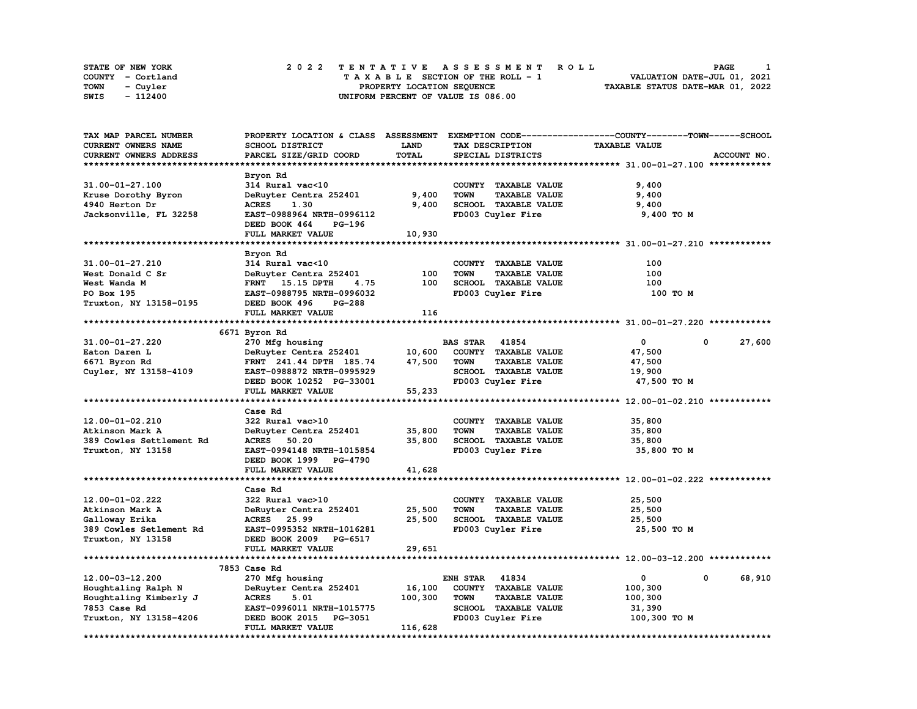STATE OF NEW YORK
COUNTY - Cortland
TOWN - Cuyler
SWIS - 112400

# 2022 TENTATIVE ASSESSMENT ROLL

TAXABLE SECTION OF THE ROLL - 1
PROPERTY LOCATION SEQUENCE
UNIFORM PERCENT OF VALUE IS 086.00

VALUATION DATE-JUL 01, 2021
TAXABLE STATUS DATE-MAR 01, 2022

| TAX MAP PARCEL NUMBER / CURRENT OWNERS NAME / CURRENT OWNERS ADDRESS | PROPERTY LOCATION & CLASS / SCHOOL DISTRICT / PARCEL SIZE/GRID COORD | ASSESSMENT LAND / TOTAL | EXEMPTION CODE / TAX DESCRIPTION / SPECIAL DISTRICTS | COUNTY | TOWN | SCHOOL / ACCOUNT NO. |
|---|---|---|---|---|---|---|
| **31.00-01-27.100** | Bryon Rd | | | | | |
| 31.00-01-27.100 | 314 Rural vac<10 | | COUNTY TAXABLE VALUE | 9,400 | | |
| Kruse Dorothy Byron | DeRuyter Centra 252401 | 9,400 | TOWN TAXABLE VALUE | | 9,400 | |
| 4940 Herton Dr | ACRES 1.30 | 9,400 | SCHOOL TAXABLE VALUE | | | 9,400 |
| Jacksonville, FL 32258 | EAST-0988964 NRTH-0996112 | | FD003 Cuyler Fire | 9,400 TO M | | |
| | DEED BOOK 464 PG-196 | | | | | |
| | FULL MARKET VALUE | 10,930 | | | | |
| **31.00-01-27.210** | Bryon Rd | | | | | |
| 31.00-01-27.210 | 314 Rural vac<10 | | COUNTY TAXABLE VALUE | 100 | | |
| West Donald C Sr | DeRuyter Centra 252401 | 100 | TOWN TAXABLE VALUE | | 100 | |
| West Wanda M | FRNT 15.15 DPTH 4.75 | 100 | SCHOOL TAXABLE VALUE | | | 100 |
| PO Box 195 | EAST-0988795 NRTH-0996032 | | FD003 Cuyler Fire | 100 TO M | | |
| Truxton, NY 13158-0195 | DEED BOOK 496 PG-288 | | | | | |
| | FULL MARKET VALUE | 116 | | | | |
| **31.00-01-27.220** | 6671 Byron Rd | | | | | |
| 31.00-01-27.220 | 270 Mfg housing | | BAS STAR 41854 | 0 | 0 | 27,600 |
| Eaton Daren L | DeRuyter Centra 252401 | 10,600 | COUNTY TAXABLE VALUE | 47,500 | | |
| 6671 Byron Rd | FRNT 241.44 DPTH 185.74 | 47,500 | TOWN TAXABLE VALUE | | 47,500 | |
| Cuyler, NY 13158-4109 | EAST-0988872 NRTH-0995929 | | SCHOOL TAXABLE VALUE | | | 19,900 |
| | DEED BOOK 10252 PG-33001 | | FD003 Cuyler Fire | 47,500 TO M | | |
| | FULL MARKET VALUE | 55,233 | | | | |
| **12.00-01-02.210** | Case Rd | | | | | |
| 12.00-01-02.210 | 322 Rural vac>10 | | COUNTY TAXABLE VALUE | 35,800 | | |
| Atkinson Mark A | DeRuyter Centra 252401 | 35,800 | TOWN TAXABLE VALUE | | 35,800 | |
| 389 Cowles Settlement Rd | ACRES 50.20 | 35,800 | SCHOOL TAXABLE VALUE | | | 35,800 |
| Truxton, NY 13158 | EAST-0994148 NRTH-1015854 | | FD003 Cuyler Fire | 35,800 TO M | | |
| | DEED BOOK 1999 PG-4790 | | | | | |
| | FULL MARKET VALUE | 41,628 | | | | |
| **12.00-01-02.222** | Case Rd | | | | | |
| 12.00-01-02.222 | 322 Rural vac>10 | | COUNTY TAXABLE VALUE | 25,500 | | |
| Atkinson Mark A | DeRuyter Centra 252401 | 25,500 | TOWN TAXABLE VALUE | | 25,500 | |
| Galloway Erika | ACRES 25.99 | 25,500 | SCHOOL TAXABLE VALUE | | | 25,500 |
| 389 Cowles Setlement Rd | EAST-0995352 NRTH-1016281 | | FD003 Cuyler Fire | 25,500 TO M | | |
| Truxton, NY 13158 | DEED BOOK 2009 PG-6517 | | | | | |
| | FULL MARKET VALUE | 29,651 | | | | |
| **12.00-03-12.200** | 7853 Case Rd | | | | | |
| 12.00-03-12.200 | 270 Mfg housing | | ENH STAR 41834 | 0 | 0 | 68,910 |
| Houghtaling Ralph N | DeRuyter Centra 252401 | 16,100 | COUNTY TAXABLE VALUE | 100,300 | | |
| Houghtaling Kimberly J | ACRES 5.01 | 100,300 | TOWN TAXABLE VALUE | | 100,300 | |
| 7853 Case Rd | EAST-0996011 NRTH-1015775 | | SCHOOL TAXABLE VALUE | | | 31,390 |
| Truxton, NY 13158-4206 | DEED BOOK 2015 PG-3051 | | FD003 Cuyler Fire | 100,300 TO M | | |
| | FULL MARKET VALUE | 116,628 | | | | |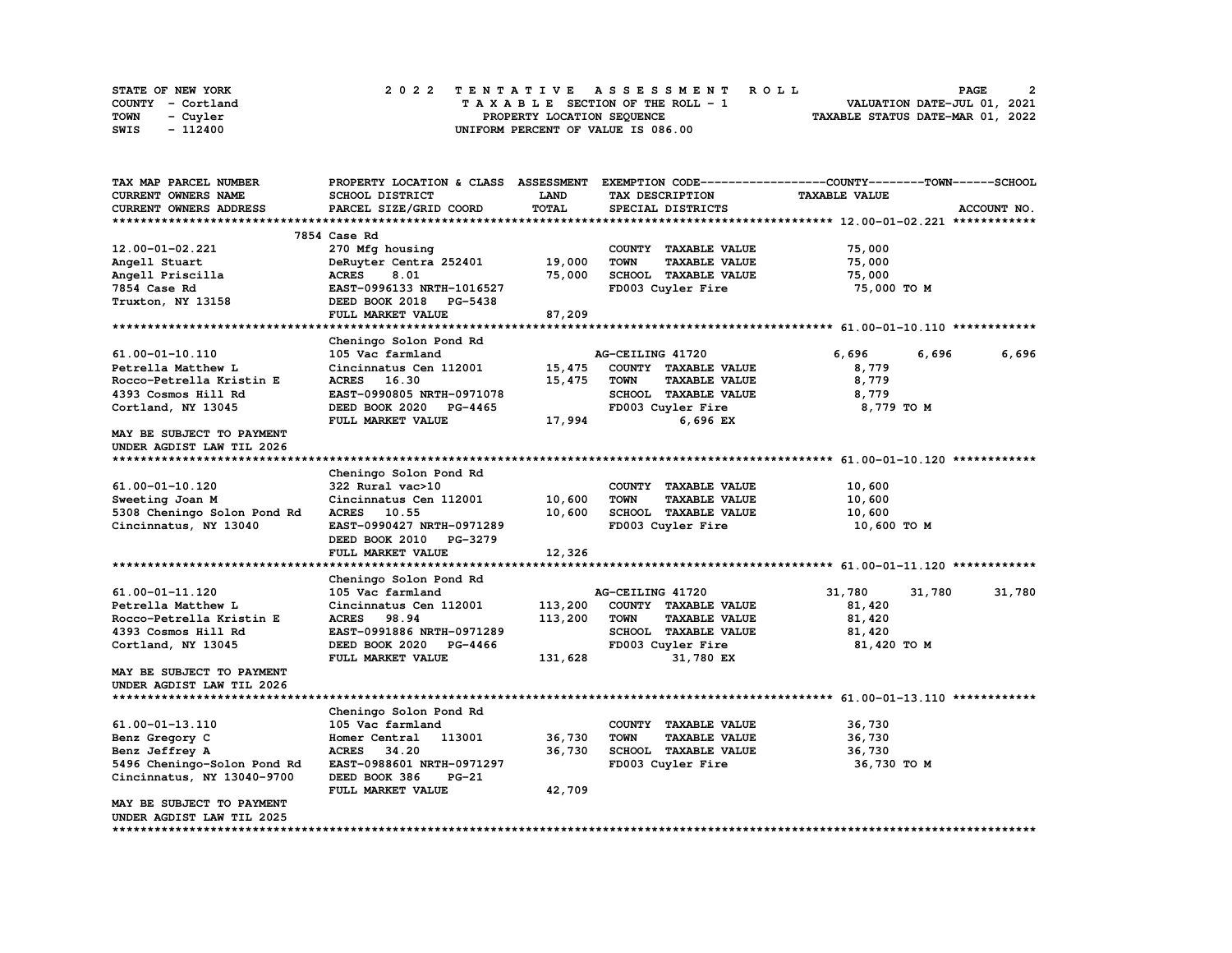STATE OF NEW YORK
COUNTY - Cortland
TOWN - Cuyler
SWIS - 112400

# 2022 TENTATIVE ASSESSMENT ROLL
TAXABLE SECTION OF THE ROLL - 1
PROPERTY LOCATION SEQUENCE
UNIFORM PERCENT OF VALUE IS 086.00

VALUATION DATE-JUL 01, 2021
TAXABLE STATUS DATE-MAR 01, 2022

| TAX MAP PARCEL NUMBER / CURRENT OWNERS NAME / CURRENT OWNERS ADDRESS | PROPERTY LOCATION & CLASS / SCHOOL DISTRICT / PARCEL SIZE/GRID COORD | ASSESSMENT LAND / TOTAL | EXEMPTION CODE / TAX DESCRIPTION / SPECIAL DISTRICTS | COUNTY | TOWN | SCHOOL |
|---|---|---|---|---|---|---|
| **12.00-01-02.221** | 7854 Case Rd | | | | | |
| 12.00-01-02.221 | 270 Mfg housing | | COUNTY TAXABLE VALUE | 75,000 | | |
| Angell Stuart | DeRuyter Centra 252401 | 19,000 | TOWN TAXABLE VALUE | 75,000 | | |
| Angell Priscilla | ACRES 8.01 | 75,000 | SCHOOL TAXABLE VALUE | 75,000 | | |
| 7854 Case Rd | EAST-0996133 NRTH-1016527 | | FD003 Cuyler Fire | 75,000 TO M | | |
| Truxton, NY 13158 | DEED BOOK 2018 PG-5438 | | | | | |
| | FULL MARKET VALUE | 87,209 | | | | |
| **61.00-01-10.110** | Cheningo Solon Pond Rd | | | | | |
| 61.00-01-10.110 | 105 Vac farmland | | AG-CEILING 41720 | 6,696 | 6,696 | 6,696 |
| Petrella Matthew L | Cincinnatus Cen 112001 | 15,475 | COUNTY TAXABLE VALUE | 8,779 | | |
| Rocco-Petrella Kristin E | ACRES 16.30 | 15,475 | TOWN TAXABLE VALUE | 8,779 | | |
| 4393 Cosmos Hill Rd | EAST-0990805 NRTH-0971078 | | SCHOOL TAXABLE VALUE | 8,779 | | |
| Cortland, NY 13045 | DEED BOOK 2020 PG-4465 | | FD003 Cuyler Fire | 8,779 TO M | | |
| | FULL MARKET VALUE | 17,994 | 6,696 EX | | | |
| MAY BE SUBJECT TO PAYMENT UNDER AGDIST LAW TIL 2026 | | | | | | |
| **61.00-01-10.120** | Cheningo Solon Pond Rd | | | | | |
| 61.00-01-10.120 | 322 Rural vac>10 | | COUNTY TAXABLE VALUE | 10,600 | | |
| Sweeting Joan M | Cincinnatus Cen 112001 | 10,600 | TOWN TAXABLE VALUE | 10,600 | | |
| 5308 Cheningo Solon Pond Rd | ACRES 10.55 | 10,600 | SCHOOL TAXABLE VALUE | 10,600 | | |
| Cincinnatus, NY 13040 | EAST-0990427 NRTH-0971289 | | FD003 Cuyler Fire | 10,600 TO M | | |
| | DEED BOOK 2010 PG-3279 | | | | | |
| | FULL MARKET VALUE | 12,326 | | | | |
| **61.00-01-11.120** | Cheningo Solon Pond Rd | | | | | |
| 61.00-01-11.120 | 105 Vac farmland | | AG-CEILING 41720 | 31,780 | 31,780 | 31,780 |
| Petrella Matthew L | Cincinnatus Cen 112001 | 113,200 | COUNTY TAXABLE VALUE | 81,420 | | |
| Rocco-Petrella Kristin E | ACRES 98.94 | 113,200 | TOWN TAXABLE VALUE | 81,420 | | |
| 4393 Cosmos Hill Rd | EAST-0991886 NRTH-0971289 | | SCHOOL TAXABLE VALUE | 81,420 | | |
| Cortland, NY 13045 | DEED BOOK 2020 PG-4466 | | FD003 Cuyler Fire | 81,420 TO M | | |
| | FULL MARKET VALUE | 131,628 | 31,780 EX | | | |
| MAY BE SUBJECT TO PAYMENT UNDER AGDIST LAW TIL 2026 | | | | | | |
| **61.00-01-13.110** | Cheningo Solon Pond Rd | | | | | |
| 61.00-01-13.110 | 105 Vac farmland | | COUNTY TAXABLE VALUE | 36,730 | | |
| Benz Gregory C | Homer Central 113001 | 36,730 | TOWN TAXABLE VALUE | 36,730 | | |
| Benz Jeffrey A | ACRES 34.20 | 36,730 | SCHOOL TAXABLE VALUE | 36,730 | | |
| 5496 Cheningo-Solon Pond Rd | EAST-0988601 NRTH-0971297 | | FD003 Cuyler Fire | 36,730 TO M | | |
| Cincinnatus, NY 13040-9700 | DEED BOOK 386 PG-21 | | | | | |
| | FULL MARKET VALUE | 42,709 | | | | |
| MAY BE SUBJECT TO PAYMENT UNDER AGDIST LAW TIL 2025 | | | | | | |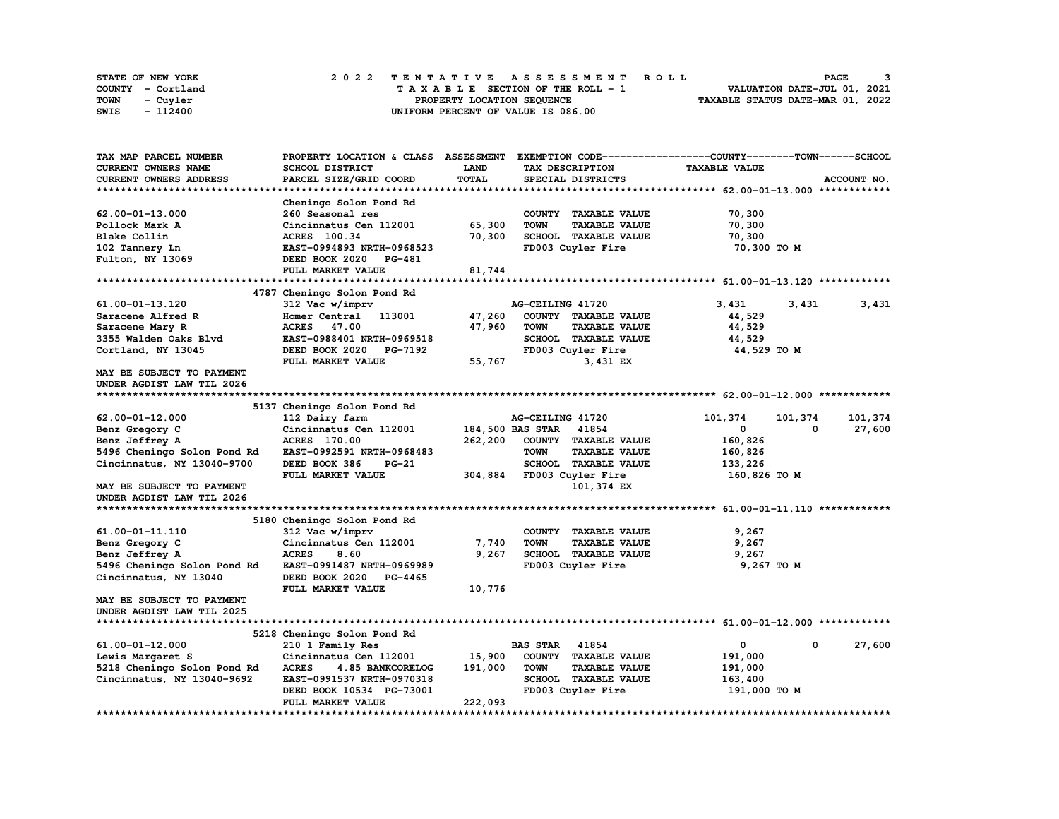STATE OF NEW YORK
COUNTY - Cortland
TOWN - Cuyler
SWIS - 112400

2022 TENTATIVE ASSESSMENT ROLL
TAXABLE SECTION OF THE ROLL - 1
PROPERTY LOCATION SEQUENCE
UNIFORM PERCENT OF VALUE IS 086.00

VALUATION DATE-JUL 01, 2021
TAXABLE STATUS DATE-MAR 01, 2022

| TAX MAP PARCEL NUMBER / CURRENT OWNERS NAME / CURRENT OWNERS ADDRESS | PROPERTY LOCATION & CLASS / SCHOOL DISTRICT / PARCEL SIZE/GRID COORD | ASSESSMENT LAND / TOTAL | EXEMPTION CODE / TAX DESCRIPTION / SPECIAL DISTRICTS | COUNTY | TOWN | SCHOOL |
|---|---|---|---|---|---|---|
| **62.00-01-13.000** | Cheningo Solon Pond Rd | | | | | |
| 62.00-01-13.000 | 260 Seasonal res | | COUNTY TAXABLE VALUE | 70,300 | | |
| Pollock Mark A | Cincinnatus Cen 112001 | 65,300 | TOWN TAXABLE VALUE | 70,300 | | |
| Blake Collin | ACRES 100.34 | 70,300 | SCHOOL TAXABLE VALUE | 70,300 | | |
| 102 Tannery Ln | EAST-0994893 NRTH-0968523 | | FD003 Cuyler Fire | 70,300 TO M | | |
| Fulton, NY 13069 | DEED BOOK 2020 PG-481 | | | | | |
| | FULL MARKET VALUE | 81,744 | | | | |
| **61.00-01-13.120** | 4787 Cheningo Solon Pond Rd | | | | | |
| 61.00-01-13.120 | 312 Vac w/imprv | | AG-CEILING 41720 | 3,431 | 3,431 | 3,431 |
| Saracene Alfred R | Homer Central 113001 | 47,260 | COUNTY TAXABLE VALUE | 44,529 | | |
| Saracene Mary R | ACRES 47.00 | 47,960 | TOWN TAXABLE VALUE | 44,529 | | |
| 3355 Walden Oaks Blvd | EAST-0988401 NRTH-0969518 | | SCHOOL TAXABLE VALUE | 44,529 | | |
| Cortland, NY 13045 | DEED BOOK 2020 PG-7192 | | FD003 Cuyler Fire | 44,529 TO M | | |
| | FULL MARKET VALUE | 55,767 | 3,431 EX | | | |
| MAY BE SUBJECT TO PAYMENT UNDER AGDIST LAW TIL 2026 | | | | | | |
| **62.00-01-12.000** | 5137 Cheningo Solon Pond Rd | | | | | |
| 62.00-01-12.000 | 112 Dairy farm | | AG-CEILING 41720 | 101,374 | 101,374 | 101,374 |
| Benz Gregory C | Cincinnatus Cen 112001 | 184,500 | BAS STAR 41854 | 0 | 0 | 27,600 |
| Benz Jeffrey A | ACRES 170.00 | 262,200 | COUNTY TAXABLE VALUE | 160,826 | | |
| 5496 Cheningo Solon Pond Rd | EAST-0992591 NRTH-0968483 | | TOWN TAXABLE VALUE | 160,826 | | |
| Cincinnatus, NY 13040-9700 | DEED BOOK 386 PG-21 | | SCHOOL TAXABLE VALUE | 133,226 | | |
| | FULL MARKET VALUE | 304,884 | FD003 Cuyler Fire | 160,826 TO M | | |
| MAY BE SUBJECT TO PAYMENT UNDER AGDIST LAW TIL 2026 | | | 101,374 EX | | | |
| **61.00-01-11.110** | 5180 Cheningo Solon Pond Rd | | | | | |
| 61.00-01-11.110 | 312 Vac w/imprv | | COUNTY TAXABLE VALUE | 9,267 | | |
| Benz Gregory C | Cincinnatus Cen 112001 | 7,740 | TOWN TAXABLE VALUE | 9,267 | | |
| Benz Jeffrey A | ACRES 8.60 | 9,267 | SCHOOL TAXABLE VALUE | 9,267 | | |
| 5496 Cheningo Solon Pond Rd | EAST-0991487 NRTH-0969989 | | FD003 Cuyler Fire | 9,267 TO M | | |
| Cincinnatus, NY 13040 | DEED BOOK 2020 PG-4465 | | | | | |
| | FULL MARKET VALUE | 10,776 | | | | |
| MAY BE SUBJECT TO PAYMENT UNDER AGDIST LAW TIL 2025 | | | | | | |
| **61.00-01-12.000** | 5218 Cheningo Solon Pond Rd | | | | | |
| 61.00-01-12.000 | 210 1 Family Res | | BAS STAR 41854 | 0 | 0 | 27,600 |
| Lewis Margaret S | Cincinnatus Cen 112001 | 15,900 | COUNTY TAXABLE VALUE | 191,000 | | |
| 5218 Cheningo Solon Pond Rd | ACRES 4.85 BANKCORELOG | 191,000 | TOWN TAXABLE VALUE | 191,000 | | |
| Cincinnatus, NY 13040-9692 | EAST-0991537 NRTH-0970318 | | SCHOOL TAXABLE VALUE | 163,400 | | |
| | DEED BOOK 10534 PG-73001 | | FD003 Cuyler Fire | 191,000 TO M | | |
| | FULL MARKET VALUE | 222,093 | | | | |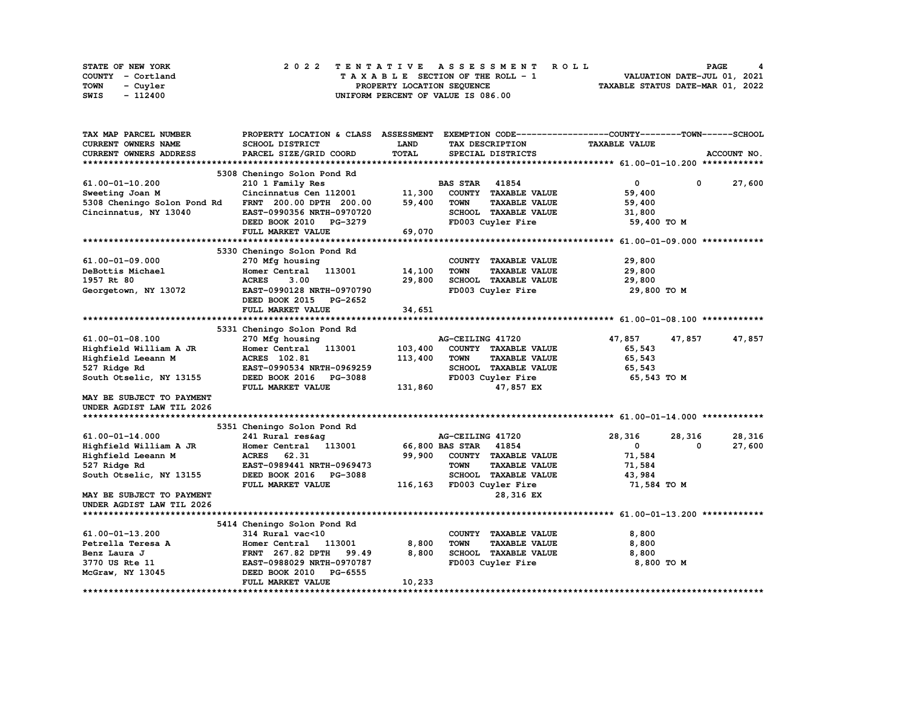STATE OF NEW YORK — 2022 TENTATIVE ASSESSMENT ROLL
COUNTY - Cortland — TAXABLE SECTION OF THE ROLL - 1 — VALUATION DATE-JUL 01, 2021
TOWN - Cuyler — PROPERTY LOCATION SEQUENCE — TAXABLE STATUS DATE-MAR 01, 2022
SWIS - 112400 — UNIFORM PERCENT OF VALUE IS 086.00

| TAX MAP PARCEL NUMBER / CURRENT OWNERS NAME / CURRENT OWNERS ADDRESS | PROPERTY LOCATION & CLASS / SCHOOL DISTRICT / PARCEL SIZE/GRID COORD | ASSESSMENT LAND / TOTAL | EXEMPTION CODE / TAX DESCRIPTION / SPECIAL DISTRICTS | COUNTY TAXABLE VALUE | TOWN | SCHOOL |
|---|---|---|---|---|---|---|
| **61.00-01-10.200** | 5308 Cheningo Solon Pond Rd | | | | | |
| 61.00-01-10.200 | 210 1 Family Res | | BAS STAR 41854 | 0 | 0 | 27,600 |
| Sweeting Joan M | Cincinnatus Cen 112001 | 11,300 | COUNTY TAXABLE VALUE | 59,400 | | |
| 5308 Cheningo Solon Pond Rd | FRNT 200.00 DPTH 200.00 | 59,400 | TOWN TAXABLE VALUE | 59,400 | | |
| Cincinnatus, NY 13040 | EAST-0990356 NRTH-0970720 | | SCHOOL TAXABLE VALUE | 31,800 | | |
| | DEED BOOK 2010 PG-3279 | | FD003 Cuyler Fire | 59,400 TO M | | |
| | FULL MARKET VALUE | 69,070 | | | | |
| **61.00-01-09.000** | 5330 Cheningo Solon Pond Rd | | | | | |
| 61.00-01-09.000 | 270 Mfg housing | | COUNTY TAXABLE VALUE | 29,800 | | |
| DeBottis Michael | Homer Central 113001 | 14,100 | TOWN TAXABLE VALUE | 29,800 | | |
| 1957 Rt 80 | ACRES 3.00 | 29,800 | SCHOOL TAXABLE VALUE | 29,800 | | |
| Georgetown, NY 13072 | EAST-0990128 NRTH-0970790 | | FD003 Cuyler Fire | 29,800 TO M | | |
| | DEED BOOK 2015 PG-2652 | | | | | |
| | FULL MARKET VALUE | 34,651 | | | | |
| **61.00-01-08.100** | 5331 Cheningo Solon Pond Rd | | | | | |
| 61.00-01-08.100 | 270 Mfg housing | | AG-CEILING 41720 | 47,857 | 47,857 | 47,857 |
| Highfield William A JR | Homer Central 113001 | 103,400 | COUNTY TAXABLE VALUE | 65,543 | | |
| Highfield Leeann M | ACRES 102.81 | 113,400 | TOWN TAXABLE VALUE | 65,543 | | |
| 527 Ridge Rd | EAST-0990534 NRTH-0969259 | | SCHOOL TAXABLE VALUE | 65,543 | | |
| South Otselic, NY 13155 | DEED BOOK 2016 PG-3088 | | FD003 Cuyler Fire | 65,543 TO M | | |
| | FULL MARKET VALUE | 131,860 | 47,857 EX | | | |
| MAY BE SUBJECT TO PAYMENT UNDER AGDIST LAW TIL 2026 | | | | | | |
| **61.00-01-14.000** | 5351 Cheningo Solon Pond Rd | | | | | |
| 61.00-01-14.000 | 241 Rural res&ag | | AG-CEILING 41720 | 28,316 | 28,316 | 28,316 |
| Highfield William A JR | Homer Central 113001 | 66,800 | BAS STAR 41854 | 0 | 0 | 27,600 |
| Highfield Leeann M | ACRES 62.31 | 99,900 | COUNTY TAXABLE VALUE | 71,584 | | |
| 527 Ridge Rd | EAST-0989441 NRTH-0969473 | | TOWN TAXABLE VALUE | 71,584 | | |
| South Otselic, NY 13155 | DEED BOOK 2016 PG-3088 | | SCHOOL TAXABLE VALUE | 43,984 | | |
| | FULL MARKET VALUE | 116,163 | FD003 Cuyler Fire | 71,584 TO M | | |
| MAY BE SUBJECT TO PAYMENT UNDER AGDIST LAW TIL 2026 | | | 28,316 EX | | | |
| **61.00-01-13.200** | 5414 Cheningo Solon Pond Rd | | | | | |
| 61.00-01-13.200 | 314 Rural vac<10 | | COUNTY TAXABLE VALUE | 8,800 | | |
| Petrella Teresa A | Homer Central 113001 | 8,800 | TOWN TAXABLE VALUE | 8,800 | | |
| Benz Laura J | FRNT 267.82 DPTH 99.49 | 8,800 | SCHOOL TAXABLE VALUE | 8,800 | | |
| 3770 US Rte 11 | EAST-0988029 NRTH-0970787 | | FD003 Cuyler Fire | 8,800 TO M | | |
| McGraw, NY 13045 | DEED BOOK 2010 PG-6555 | | | | | |
| | FULL MARKET VALUE | 10,233 | | | | |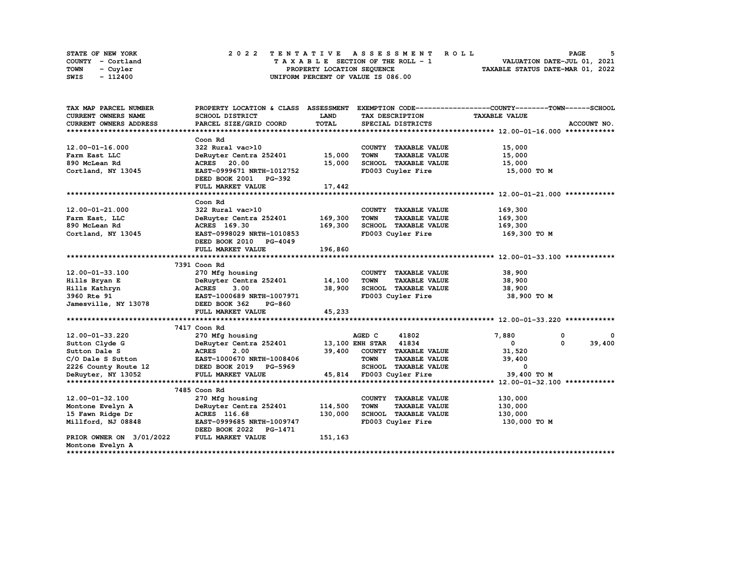STATE OF NEW YORK
COUNTY - Cortland
TOWN - Cuyler
SWIS - 112400

# 2022 TENTATIVE ASSESSMENT ROLL

TAXABLE SECTION OF THE ROLL - 1
PROPERTY LOCATION SEQUENCE
UNIFORM PERCENT OF VALUE IS 086.00

VALUATION DATE-JUL 01, 2021
TAXABLE STATUS DATE-MAR 01, 2022

```
TAX MAP PARCEL NUMBER          PROPERTY LOCATION & CLASS  ASSESSMENT  EXEMPTION CODE------------------COUNTY--------TOWN------SCHOOL
CURRENT OWNERS NAME            SCHOOL DISTRICT             LAND        TAX DESCRIPTION              TAXABLE VALUE
CURRENT OWNERS ADDRESS         PARCEL SIZE/GRID COORD      TOTAL       SPECIAL DISTRICTS                                    ACCOUNT NO.
****************************************************************************************************** 12.00-01-16.000 ************
                               Coon Rd
12.00-01-16.000                322 Rural vac>10                        COUNTY  TAXABLE VALUE            15,000
Farm East LLC                  DeRuyter Centra 252401      15,000      TOWN    TAXABLE VALUE            15,000
890 McLean Rd                  ACRES   20.00               15,000      SCHOOL  TAXABLE VALUE            15,000
Cortland, NY 13045             EAST-0999671 NRTH-1012752               FD003 Cuyler Fire                 15,000 TO M
                               DEED BOOK 2001   PG-392
                               FULL MARKET VALUE           17,442
****************************************************************************************************** 12.00-01-21.000 ************
                               Coon Rd
12.00-01-21.000                322 Rural vac>10                        COUNTY  TAXABLE VALUE           169,300
Farm East, LLC                 DeRuyter Centra 252401     169,300      TOWN    TAXABLE VALUE           169,300
890 McLean Rd                  ACRES  169.30              169,300      SCHOOL  TAXABLE VALUE           169,300
Cortland, NY 13045             EAST-0998029 NRTH-1010853               FD003 Cuyler Fire                169,300 TO M
                               DEED BOOK 2010   PG-4049
                               FULL MARKET VALUE          196,860
****************************************************************************************************** 12.00-01-33.100 ************
                          7391 Coon Rd
12.00-01-33.100                270 Mfg housing                         COUNTY  TAXABLE VALUE            38,900
Hills Bryan E                  DeRuyter Centra 252401      14,100      TOWN    TAXABLE VALUE            38,900
Hills Kathryn                  ACRES    3.00               38,900      SCHOOL  TAXABLE VALUE            38,900
3960 Rte 91                    EAST-1000689 NRTH-1007971               FD003 Cuyler Fire                 38,900 TO M
Jamesville, NY 13078           DEED BOOK 362    PG-860
                               FULL MARKET VALUE           45,233
****************************************************************************************************** 12.00-01-33.220 ************
                          7417 Coon Rd
12.00-01-33.220                270 Mfg housing                         AGED C      41802                 7,880            0            0
Sutton Clyde G                 DeRuyter Centra 252401      13,100 ENH STAR    41834                     0            0       39,400
Sutton Dale S                  ACRES    2.00               39,400      COUNTY  TAXABLE VALUE            31,520
C/O Dale S Sutton              EAST-1000670 NRTH-1008406               TOWN    TAXABLE VALUE            39,400
2226 County Route 12           DEED BOOK 2019   PG-5969                SCHOOL  TAXABLE VALUE                 0
DeRuyter, NY 13052             FULL MARKET VALUE           45,814      FD003 Cuyler Fire                 39,400 TO M
****************************************************************************************************** 12.00-01-32.100 ************
                          7485 Coon Rd
12.00-01-32.100                270 Mfg housing                         COUNTY  TAXABLE VALUE           130,000
Montone Evelyn A               DeRuyter Centra 252401     114,500      TOWN    TAXABLE VALUE           130,000
15 Fawn Ridge Dr               ACRES  116.68              130,000      SCHOOL  TAXABLE VALUE           130,000
Millford, NJ 08848             EAST-0999685 NRTH-1009747               FD003 Cuyler Fire                130,000 TO M
                               DEED BOOK 2022   PG-1471
PRIOR OWNER ON 3/01/2022       FULL MARKET VALUE          151,163
Montone Evelyn A
************************************************************************************************************************************
```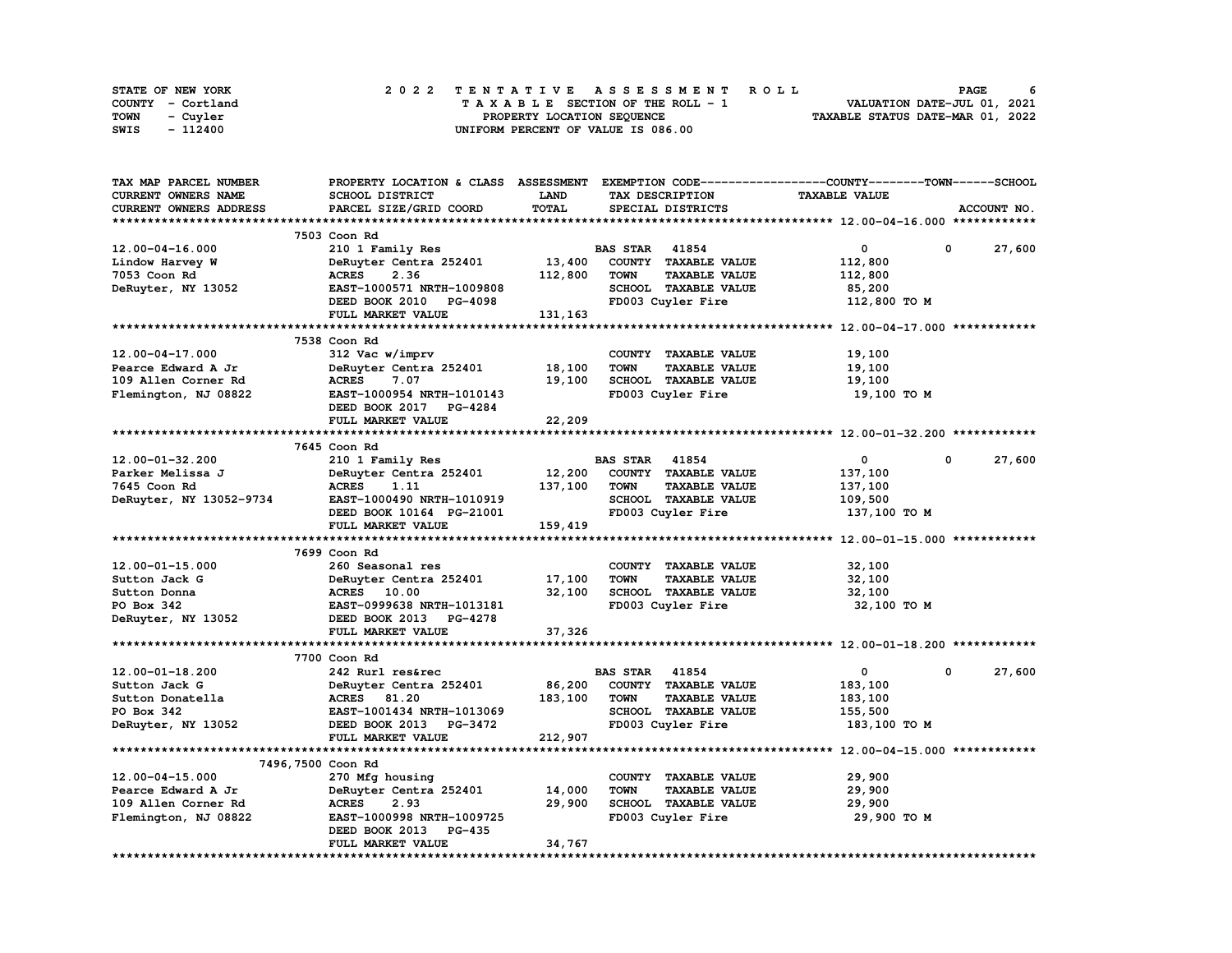STATE OF NEW YORK
COUNTY - Cortland
TOWN - Cuyler
SWIS - 112400

# 2022 TENTATIVE ASSESSMENT ROLL

TAXABLE SECTION OF THE ROLL - 1
PROPERTY LOCATION SEQUENCE
UNIFORM PERCENT OF VALUE IS 086.00

VALUATION DATE-JUL 01, 2021
TAXABLE STATUS DATE-MAR 01, 2022

| TAX MAP PARCEL NUMBER / CURRENT OWNERS NAME / CURRENT OWNERS ADDRESS | PROPERTY LOCATION & CLASS / SCHOOL DISTRICT / PARCEL SIZE/GRID COORD | ASSESSMENT LAND / TOTAL | EXEMPTION CODE / TAX DESCRIPTION / SPECIAL DISTRICTS | COUNTY TAXABLE VALUE | TOWN | SCHOOL | ACCOUNT NO. |
|---|---|---|---|---|---|---|---|
| **12.00-04-16.000** | 7503 Coon Rd | | | | | | |
| 12.00-04-16.000 | 210 1 Family Res | | BAS STAR 41854 | 0 | 0 | 27,600 | |
| Lindow Harvey W | DeRuyter Centra 252401 | 13,400 | COUNTY TAXABLE VALUE | 112,800 | | | |
| 7053 Coon Rd | ACRES 2.36 | 112,800 | TOWN TAXABLE VALUE | 112,800 | | | |
| DeRuyter, NY 13052 | EAST-1000571 NRTH-1009808 | | SCHOOL TAXABLE VALUE | 85,200 | | | |
| | DEED BOOK 2010 PG-4098 | | FD003 Cuyler Fire | 112,800 TO M | | | |
| | FULL MARKET VALUE | 131,163 | | | | | |
| **12.00-04-17.000** | 7538 Coon Rd | | | | | | |
| 12.00-04-17.000 | 312 Vac w/imprv | | COUNTY TAXABLE VALUE | 19,100 | | | |
| Pearce Edward A Jr | DeRuyter Centra 252401 | 18,100 | TOWN TAXABLE VALUE | 19,100 | | | |
| 109 Allen Corner Rd | ACRES 7.07 | 19,100 | SCHOOL TAXABLE VALUE | 19,100 | | | |
| Flemington, NJ 08822 | EAST-1000954 NRTH-1010143 | | FD003 Cuyler Fire | 19,100 TO M | | | |
| | DEED BOOK 2017 PG-4284 | | | | | | |
| | FULL MARKET VALUE | 22,209 | | | | | |
| **12.00-01-32.200** | 7645 Coon Rd | | | | | | |
| 12.00-01-32.200 | 210 1 Family Res | | BAS STAR 41854 | 0 | 0 | 27,600 | |
| Parker Melissa J | DeRuyter Centra 252401 | 12,200 | COUNTY TAXABLE VALUE | 137,100 | | | |
| 7645 Coon Rd | ACRES 1.11 | 137,100 | TOWN TAXABLE VALUE | 137,100 | | | |
| DeRuyter, NY 13052-9734 | EAST-1000490 NRTH-1010919 | | SCHOOL TAXABLE VALUE | 109,500 | | | |
| | DEED BOOK 10164 PG-21001 | | FD003 Cuyler Fire | 137,100 TO M | | | |
| | FULL MARKET VALUE | 159,419 | | | | | |
| **12.00-01-15.000** | 7699 Coon Rd | | | | | | |
| 12.00-01-15.000 | 260 Seasonal res | | COUNTY TAXABLE VALUE | 32,100 | | | |
| Sutton Jack G | DeRuyter Centra 252401 | 17,100 | TOWN TAXABLE VALUE | 32,100 | | | |
| Sutton Donna | ACRES 10.00 | 32,100 | SCHOOL TAXABLE VALUE | 32,100 | | | |
| PO Box 342 | EAST-0999638 NRTH-1013181 | | FD003 Cuyler Fire | 32,100 TO M | | | |
| DeRuyter, NY 13052 | DEED BOOK 2013 PG-4278 | | | | | | |
| | FULL MARKET VALUE | 37,326 | | | | | |
| **12.00-01-18.200** | 7700 Coon Rd | | | | | | |
| 12.00-01-18.200 | 242 Rurl res&rec | | BAS STAR 41854 | 0 | 0 | 27,600 | |
| Sutton Jack G | DeRuyter Centra 252401 | 86,200 | COUNTY TAXABLE VALUE | 183,100 | | | |
| Sutton Donatella | ACRES 81.20 | 183,100 | TOWN TAXABLE VALUE | 183,100 | | | |
| PO Box 342 | EAST-1001434 NRTH-1013069 | | SCHOOL TAXABLE VALUE | 155,500 | | | |
| DeRuyter, NY 13052 | DEED BOOK 2013 PG-3472 | | FD003 Cuyler Fire | 183,100 TO M | | | |
| | FULL MARKET VALUE | 212,907 | | | | | |
| **12.00-04-15.000** | 7496,7500 Coon Rd | | | | | | |
| 12.00-04-15.000 | 270 Mfg housing | | COUNTY TAXABLE VALUE | 29,900 | | | |
| Pearce Edward A Jr | DeRuyter Centra 252401 | 14,000 | TOWN TAXABLE VALUE | 29,900 | | | |
| 109 Allen Corner Rd | ACRES 2.93 | 29,900 | SCHOOL TAXABLE VALUE | 29,900 | | | |
| Flemington, NJ 08822 | EAST-1000998 NRTH-1009725 | | FD003 Cuyler Fire | 29,900 TO M | | | |
| | DEED BOOK 2013 PG-435 | | | | | | |
| | FULL MARKET VALUE | 34,767 | | | | | |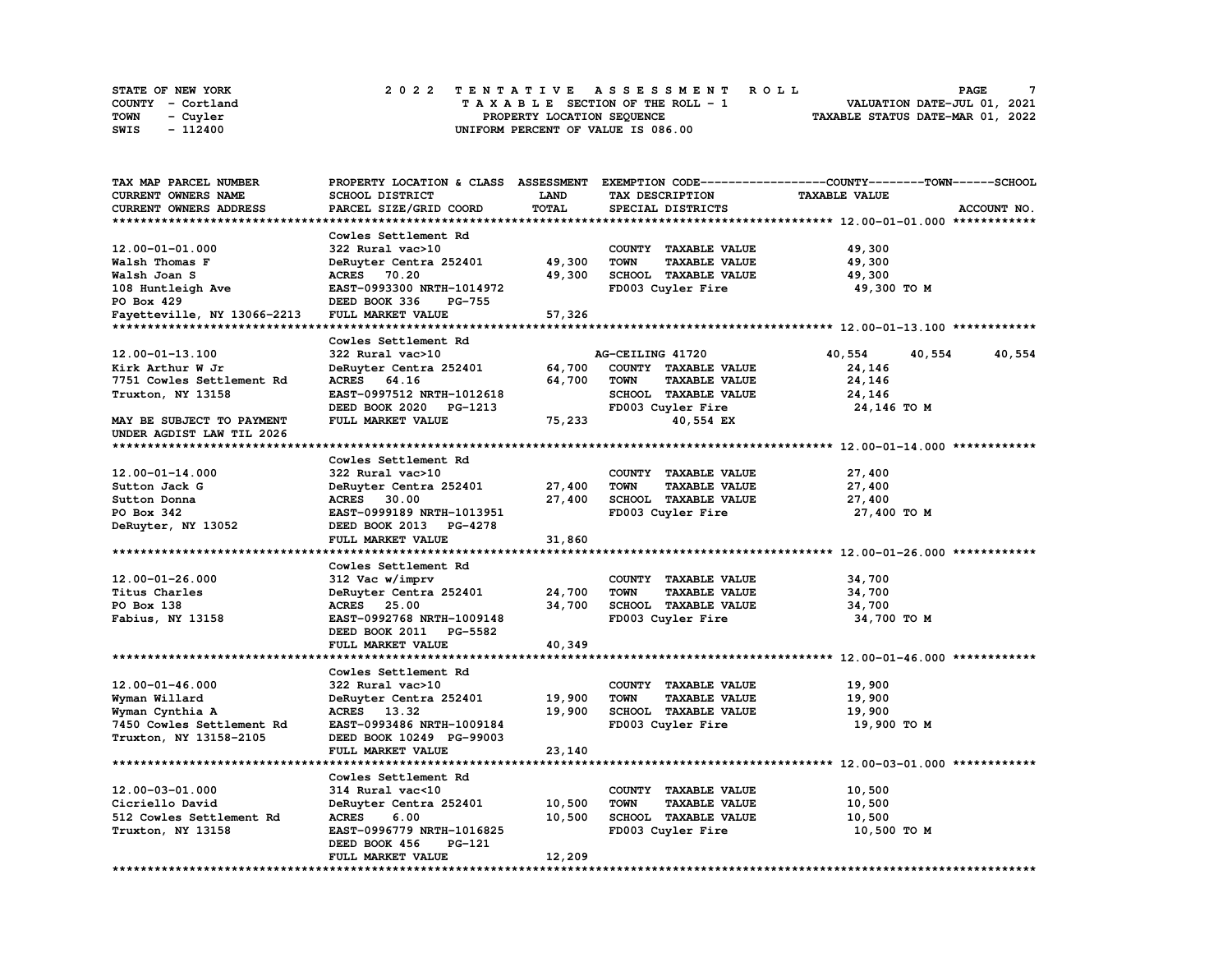STATE OF NEW YORK                2022 TENTATIVE ASSESSMENT ROLL
COUNTY - Cortland                TAXABLE SECTION OF THE ROLL - 1                VALUATION DATE-JUL 01, 2021
TOWN - Cuyler                    PROPERTY LOCATION SEQUENCE                     TAXABLE STATUS DATE-MAR 01, 2022
SWIS - 112400                    UNIFORM PERCENT OF VALUE IS 086.00

| TAX MAP PARCEL NUMBER / CURRENT OWNERS NAME / CURRENT OWNERS ADDRESS | PROPERTY LOCATION & CLASS / SCHOOL DISTRICT / PARCEL SIZE/GRID COORD | ASSESSMENT LAND / TOTAL | EXEMPTION CODE / TAX DESCRIPTION / SPECIAL DISTRICTS | COUNTY | TOWN | SCHOOL / TAXABLE VALUE / ACCOUNT NO. |
|---|---|---|---|---|---|---|
| **12.00-01-01.000** | Cowles Settlement Rd | | | | | |
| 12.00-01-01.000 | 322 Rural vac>10 | | COUNTY TAXABLE VALUE | 49,300 | | |
| Walsh Thomas F | DeRuyter Centra 252401 | 49,300 | TOWN TAXABLE VALUE | 49,300 | | |
| Walsh Joan S | ACRES 70.20 | 49,300 | SCHOOL TAXABLE VALUE | 49,300 | | |
| 108 Huntleigh Ave | EAST-0993300 NRTH-1014972 | | FD003 Cuyler Fire | 49,300 TO M | | |
| PO Box 429 | DEED BOOK 336 PG-755 | | | | | |
| Fayetteville, NY 13066-2213 | FULL MARKET VALUE | 57,326 | | | | |
| **12.00-01-13.100** | Cowles Settlement Rd | | | | | |
| 12.00-01-13.100 | 322 Rural vac>10 | | AG-CEILING 41720 | 40,554 | 40,554 | 40,554 |
| Kirk Arthur W Jr | DeRuyter Centra 252401 | 64,700 | COUNTY TAXABLE VALUE | 24,146 | | |
| 7751 Cowles Settlement Rd | ACRES 64.16 | 64,700 | TOWN TAXABLE VALUE | 24,146 | | |
| Truxton, NY 13158 | EAST-0997512 NRTH-1012618 | | SCHOOL TAXABLE VALUE | 24,146 | | |
| | DEED BOOK 2020 PG-1213 | | FD003 Cuyler Fire | 24,146 TO M | | |
| MAY BE SUBJECT TO PAYMENT | FULL MARKET VALUE | 75,233 | 40,554 EX | | | |
| UNDER AGDIST LAW TIL 2026 | | | | | | |
| **12.00-01-14.000** | Cowles Settlement Rd | | | | | |
| 12.00-01-14.000 | 322 Rural vac>10 | | COUNTY TAXABLE VALUE | 27,400 | | |
| Sutton Jack G | DeRuyter Centra 252401 | 27,400 | TOWN TAXABLE VALUE | 27,400 | | |
| Sutton Donna | ACRES 30.00 | 27,400 | SCHOOL TAXABLE VALUE | 27,400 | | |
| PO Box 342 | EAST-0999189 NRTH-1013951 | | FD003 Cuyler Fire | 27,400 TO M | | |
| DeRuyter, NY 13052 | DEED BOOK 2013 PG-4278 | | | | | |
| | FULL MARKET VALUE | 31,860 | | | | |
| **12.00-01-26.000** | Cowles Settlement Rd | | | | | |
| 12.00-01-26.000 | 312 Vac w/imprv | | COUNTY TAXABLE VALUE | 34,700 | | |
| Titus Charles | DeRuyter Centra 252401 | 24,700 | TOWN TAXABLE VALUE | 34,700 | | |
| PO Box 138 | ACRES 25.00 | 34,700 | SCHOOL TAXABLE VALUE | 34,700 | | |
| Fabius, NY 13158 | EAST-0992768 NRTH-1009148 | | FD003 Cuyler Fire | 34,700 TO M | | |
| | DEED BOOK 2011 PG-5582 | | | | | |
| | FULL MARKET VALUE | 40,349 | | | | |
| **12.00-01-46.000** | Cowles Settlement Rd | | | | | |
| 12.00-01-46.000 | 322 Rural vac>10 | | COUNTY TAXABLE VALUE | 19,900 | | |
| Wyman Willard | DeRuyter Centra 252401 | 19,900 | TOWN TAXABLE VALUE | 19,900 | | |
| Wyman Cynthia A | ACRES 13.32 | 19,900 | SCHOOL TAXABLE VALUE | 19,900 | | |
| 7450 Cowles Settlement Rd | EAST-0993486 NRTH-1009184 | | FD003 Cuyler Fire | 19,900 TO M | | |
| Truxton, NY 13158-2105 | DEED BOOK 10249 PG-99003 | | | | | |
| | FULL MARKET VALUE | 23,140 | | | | |
| **12.00-03-01.000** | Cowles Settlement Rd | | | | | |
| 12.00-03-01.000 | 314 Rural vac<10 | | COUNTY TAXABLE VALUE | 10,500 | | |
| Cicriello David | DeRuyter Centra 252401 | 10,500 | TOWN TAXABLE VALUE | 10,500 | | |
| 512 Cowles Settlement Rd | ACRES 6.00 | 10,500 | SCHOOL TAXABLE VALUE | 10,500 | | |
| Truxton, NY 13158 | EAST-0996779 NRTH-1016825 | | FD003 Cuyler Fire | 10,500 TO M | | |
| | DEED BOOK 456 PG-121 | | | | | |
| | FULL MARKET VALUE | 12,209 | | | | |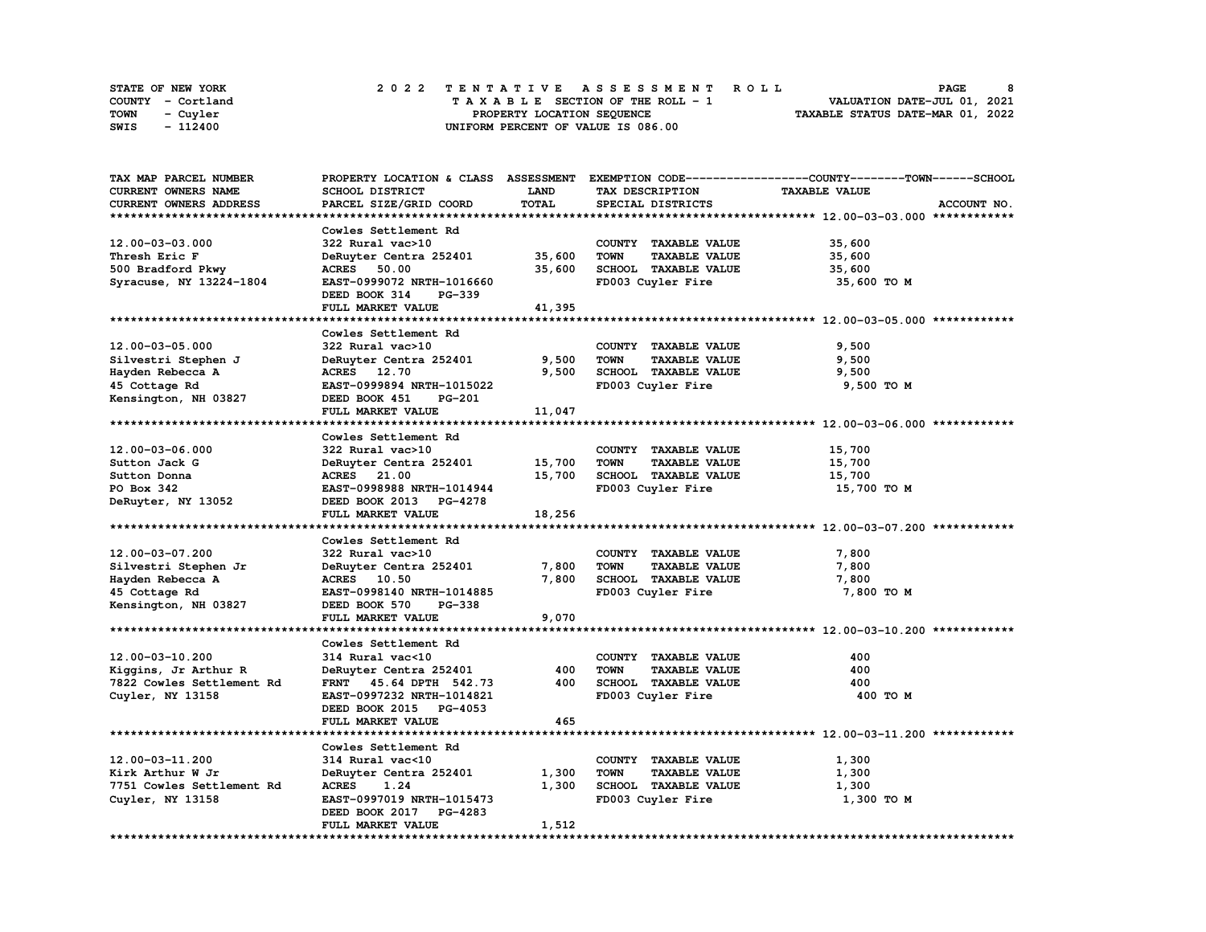STATE OF NEW YORK
COUNTY - Cortland
TOWN - Cuyler
SWIS - 112400

# 2022 TENTATIVE ASSESSMENT ROLL

TAXABLE SECTION OF THE ROLL - 1
PROPERTY LOCATION SEQUENCE
UNIFORM PERCENT OF VALUE IS 086.00

VALUATION DATE-JUL 01, 2021
TAXABLE STATUS DATE-MAR 01, 2022

| TAX MAP PARCEL NUMBER<br>CURRENT OWNERS NAME<br>CURRENT OWNERS ADDRESS | PROPERTY LOCATION & CLASS<br>SCHOOL DISTRICT<br>PARCEL SIZE/GRID COORD | ASSESSMENT<br>LAND<br>TOTAL | EXEMPTION CODE<br>TAX DESCRIPTION<br>SPECIAL DISTRICTS | COUNTY--------TOWN------SCHOOL<br>TAXABLE VALUE | ACCOUNT NO. |
|---|---|---|---|---|---|
| **12.00-03-03.000** | Cowles Settlement Rd | | | | |
| 12.00-03-03.000 | 322 Rural vac>10 | | COUNTY TAXABLE VALUE | 35,600 | |
| Thresh Eric F | DeRuyter Centra 252401 | 35,600 | TOWN TAXABLE VALUE | 35,600 | |
| 500 Bradford Pkwy | ACRES 50.00 | 35,600 | SCHOOL TAXABLE VALUE | 35,600 | |
| Syracuse, NY 13224-1804 | EAST-0999072 NRTH-1016660 | | FD003 Cuyler Fire | 35,600 TO M | |
| | DEED BOOK 314 PG-339 | | | | |
| | FULL MARKET VALUE | 41,395 | | | |
| **12.00-03-05.000** | Cowles Settlement Rd | | | | |
| 12.00-03-05.000 | 322 Rural vac>10 | | COUNTY TAXABLE VALUE | 9,500 | |
| Silvestri Stephen J | DeRuyter Centra 252401 | 9,500 | TOWN TAXABLE VALUE | 9,500 | |
| Hayden Rebecca A | ACRES 12.70 | 9,500 | SCHOOL TAXABLE VALUE | 9,500 | |
| 45 Cottage Rd | EAST-0999894 NRTH-1015022 | | FD003 Cuyler Fire | 9,500 TO M | |
| Kensington, NH 03827 | DEED BOOK 451 PG-201 | | | | |
| | FULL MARKET VALUE | 11,047 | | | |
| **12.00-03-06.000** | Cowles Settlement Rd | | | | |
| 12.00-03-06.000 | 322 Rural vac>10 | | COUNTY TAXABLE VALUE | 15,700 | |
| Sutton Jack G | DeRuyter Centra 252401 | 15,700 | TOWN TAXABLE VALUE | 15,700 | |
| Sutton Donna | ACRES 21.00 | 15,700 | SCHOOL TAXABLE VALUE | 15,700 | |
| PO Box 342 | EAST-0998988 NRTH-1014944 | | FD003 Cuyler Fire | 15,700 TO M | |
| DeRuyter, NY 13052 | DEED BOOK 2013 PG-4278 | | | | |
| | FULL MARKET VALUE | 18,256 | | | |
| **12.00-03-07.200** | Cowles Settlement Rd | | | | |
| 12.00-03-07.200 | 322 Rural vac>10 | | COUNTY TAXABLE VALUE | 7,800 | |
| Silvestri Stephen Jr | DeRuyter Centra 252401 | 7,800 | TOWN TAXABLE VALUE | 7,800 | |
| Hayden Rebecca A | ACRES 10.50 | 7,800 | SCHOOL TAXABLE VALUE | 7,800 | |
| 45 Cottage Rd | EAST-0998140 NRTH-1014885 | | FD003 Cuyler Fire | 7,800 TO M | |
| Kensington, NH 03827 | DEED BOOK 570 PG-338 | | | | |
| | FULL MARKET VALUE | 9,070 | | | |
| **12.00-03-10.200** | Cowles Settlement Rd | | | | |
| 12.00-03-10.200 | 314 Rural vac<10 | | COUNTY TAXABLE VALUE | 400 | |
| Kiggins, Jr Arthur R | DeRuyter Centra 252401 | 400 | TOWN TAXABLE VALUE | 400 | |
| 7822 Cowles Settlement Rd | FRNT 45.64 DPTH 542.73 | 400 | SCHOOL TAXABLE VALUE | 400 | |
| Cuyler, NY 13158 | EAST-0997232 NRTH-1014821 | | FD003 Cuyler Fire | 400 TO M | |
| | DEED BOOK 2015 PG-4053 | | | | |
| | FULL MARKET VALUE | 465 | | | |
| **12.00-03-11.200** | Cowles Settlement Rd | | | | |
| 12.00-03-11.200 | 314 Rural vac<10 | | COUNTY TAXABLE VALUE | 1,300 | |
| Kirk Arthur W Jr | DeRuyter Centra 252401 | 1,300 | TOWN TAXABLE VALUE | 1,300 | |
| 7751 Cowles Settlement Rd | ACRES 1.24 | 1,300 | SCHOOL TAXABLE VALUE | 1,300 | |
| Cuyler, NY 13158 | EAST-0997019 NRTH-1015473 | | FD003 Cuyler Fire | 1,300 TO M | |
| | DEED BOOK 2017 PG-4283 | | | | |
| | FULL MARKET VALUE | 1,512 | | | |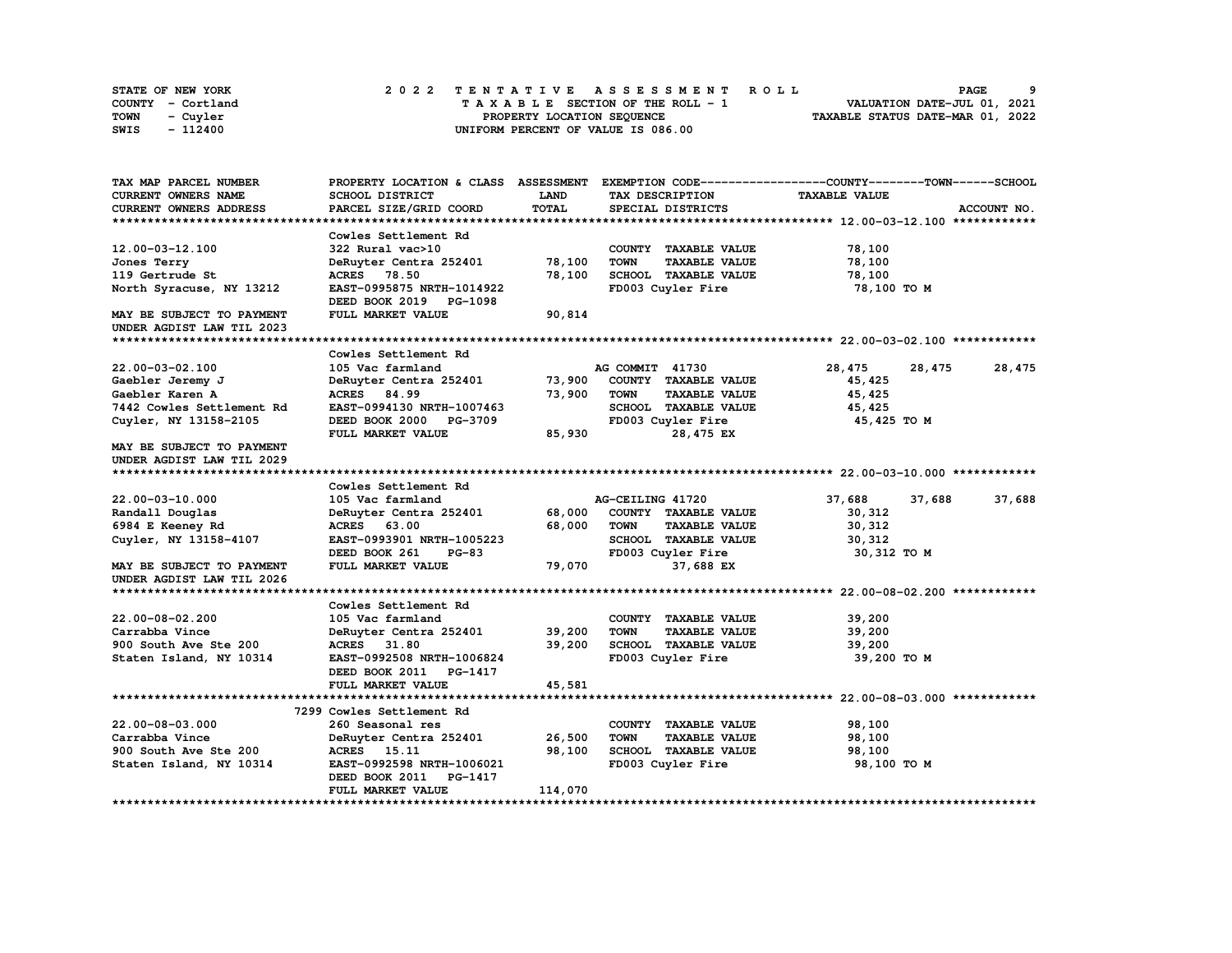STATE OF NEW YORK
COUNTY - Cortland
TOWN - Cuyler
SWIS - 112400

2022 TENTATIVE ASSESSMENT ROLL
TAXABLE SECTION OF THE ROLL - 1
PROPERTY LOCATION SEQUENCE
UNIFORM PERCENT OF VALUE IS 086.00

VALUATION DATE-JUL 01, 2021
TAXABLE STATUS DATE-MAR 01, 2022

```
TAX MAP PARCEL NUMBER          PROPERTY LOCATION & CLASS  ASSESSMENT  EXEMPTION CODE------------------COUNTY--------TOWN------SCHOOL
CURRENT OWNERS NAME            SCHOOL DISTRICT            LAND        TAX DESCRIPTION              TAXABLE VALUE
CURRENT OWNERS ADDRESS         PARCEL SIZE/GRID COORD     TOTAL       SPECIAL DISTRICTS                                    ACCOUNT NO.
******************************************************************************************************* 12.00-03-12.100 ************
                               Cowles Settlement Rd
12.00-03-12.100                322 Rural vac>10                       COUNTY  TAXABLE VALUE           78,100
Jones Terry                    DeRuyter Centra 252401      78,100     TOWN    TAXABLE VALUE           78,100
119 Gertrude St                ACRES   78.50               78,100     SCHOOL  TAXABLE VALUE           78,100
North Syracuse, NY 13212       EAST-0995875 NRTH-1014922              FD003 Cuyler Fire                78,100 TO M
                               DEED BOOK 2019   PG-1098
MAY BE SUBJECT TO PAYMENT      FULL MARKET VALUE           90,814
UNDER AGDIST LAW TIL 2023
******************************************************************************************************* 22.00-03-02.100 ************
                               Cowles Settlement Rd
22.00-03-02.100                105 Vac farmland                       AG COMMIT  41730                28,475     28,475     28,475
Gaebler Jeremy J               DeRuyter Centra 252401      73,900     COUNTY  TAXABLE VALUE           45,425
Gaebler Karen A                ACRES   84.99               73,900     TOWN    TAXABLE VALUE           45,425
7442 Cowles Settlement Rd      EAST-0994130 NRTH-1007463              SCHOOL  TAXABLE VALUE           45,425
Cuyler, NY 13158-2105          DEED BOOK 2000   PG-3709               FD003 Cuyler Fire                45,425 TO M
                               FULL MARKET VALUE           85,930          28,475 EX
MAY BE SUBJECT TO PAYMENT
UNDER AGDIST LAW TIL 2029
******************************************************************************************************* 22.00-03-10.000 ************
                               Cowles Settlement Rd
22.00-03-10.000                105 Vac farmland                       AG-CEILING 41720                37,688     37,688     37,688
Randall Douglas                DeRuyter Centra 252401      68,000     COUNTY  TAXABLE VALUE           30,312
6984 E Keeney Rd               ACRES   63.00               68,000     TOWN    TAXABLE VALUE           30,312
Cuyler, NY 13158-4107          EAST-0993901 NRTH-1005223              SCHOOL  TAXABLE VALUE           30,312
                               DEED BOOK 261    PG-83                 FD003 Cuyler Fire                30,312 TO M
MAY BE SUBJECT TO PAYMENT      FULL MARKET VALUE           79,070          37,688 EX
UNDER AGDIST LAW TIL 2026
******************************************************************************************************* 22.00-08-02.200 ************
                               Cowles Settlement Rd
22.00-08-02.200                105 Vac farmland                       COUNTY  TAXABLE VALUE           39,200
Carrabba Vince                 DeRuyter Centra 252401      39,200     TOWN    TAXABLE VALUE           39,200
900 South Ave Ste 200          ACRES   31.80               39,200     SCHOOL  TAXABLE VALUE           39,200
Staten Island, NY 10314        EAST-0992508 NRTH-1006824              FD003 Cuyler Fire                39,200 TO M
                               DEED BOOK 2011   PG-1417
                               FULL MARKET VALUE           45,581
******************************************************************************************************* 22.00-08-03.000 ************
                          7299 Cowles Settlement Rd
22.00-08-03.000                260 Seasonal res                       COUNTY  TAXABLE VALUE           98,100
Carrabba Vince                 DeRuyter Centra 252401      26,500     TOWN    TAXABLE VALUE           98,100
900 South Ave Ste 200          ACRES   15.11               98,100     SCHOOL  TAXABLE VALUE           98,100
Staten Island, NY 10314        EAST-0992598 NRTH-1006021              FD003 Cuyler Fire                98,100 TO M
                               DEED BOOK 2011   PG-1417
                               FULL MARKET VALUE          114,070
************************************************************************************************************************************
```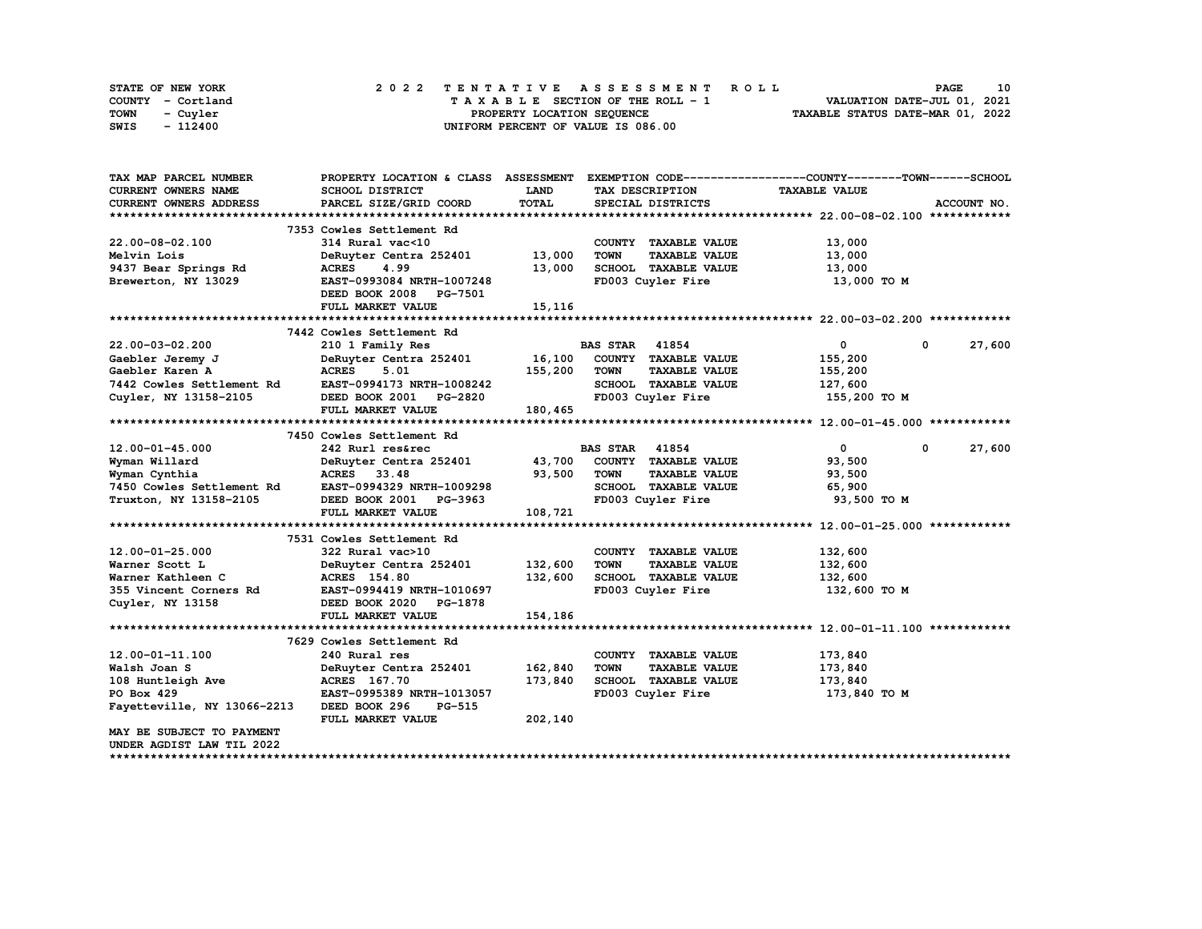STATE OF NEW YORK
COUNTY - Cortland
TOWN - Cuyler
SWIS - 112400

# 2022 TENTATIVE ASSESSMENT ROLL
TAXABLE SECTION OF THE ROLL - 1
PROPERTY LOCATION SEQUENCE
UNIFORM PERCENT OF VALUE IS 086.00

VALUATION DATE-JUL 01, 2021
TAXABLE STATUS DATE-MAR 01, 2022

| TAX MAP PARCEL NUMBER / CURRENT OWNERS NAME / CURRENT OWNERS ADDRESS | PROPERTY LOCATION & CLASS / SCHOOL DISTRICT / PARCEL SIZE/GRID COORD | ASSESSMENT LAND / TOTAL | EXEMPTION CODE / TAX DESCRIPTION / SPECIAL DISTRICTS | COUNTY | TOWN | SCHOOL / ACCOUNT NO. |
|---|---|---|---|---|---|---|
| **22.00-08-02.100** | 7353 Cowles Settlement Rd | | | | | |
| 22.00-08-02.100 | 314 Rural vac<10 | | COUNTY TAXABLE VALUE | 13,000 | | |
| Melvin Lois | DeRuyter Centra 252401 | 13,000 | TOWN TAXABLE VALUE | | 13,000 | |
| 9437 Bear Springs Rd | ACRES 4.99 | 13,000 | SCHOOL TAXABLE VALUE | | | 13,000 |
| Brewerton, NY 13029 | EAST-0993084 NRTH-1007248 | | FD003 Cuyler Fire | 13,000 TO M | | |
| | DEED BOOK 2008 PG-7501 | | | | | |
| | FULL MARKET VALUE | 15,116 | | | | |
| **22.00-03-02.200** | 7442 Cowles Settlement Rd | | | | | |
| 22.00-03-02.200 | 210 1 Family Res | | BAS STAR 41854 | 0 | 0 | 27,600 |
| Gaebler Jeremy J | DeRuyter Centra 252401 | 16,100 | COUNTY TAXABLE VALUE | 155,200 | | |
| Gaebler Karen A | ACRES 5.01 | 155,200 | TOWN TAXABLE VALUE | | 155,200 | |
| 7442 Cowles Settlement Rd | EAST-0994173 NRTH-1008242 | | SCHOOL TAXABLE VALUE | | | 127,600 |
| Cuyler, NY 13158-2105 | DEED BOOK 2001 PG-2820 | | FD003 Cuyler Fire | 155,200 TO M | | |
| | FULL MARKET VALUE | 180,465 | | | | |
| **12.00-01-45.000** | 7450 Cowles Settlement Rd | | | | | |
| 12.00-01-45.000 | 242 Rurl res&rec | | BAS STAR 41854 | 0 | 0 | 27,600 |
| Wyman Willard | DeRuyter Centra 252401 | 43,700 | COUNTY TAXABLE VALUE | 93,500 | | |
| Wyman Cynthia | ACRES 33.48 | 93,500 | TOWN TAXABLE VALUE | | 93,500 | |
| 7450 Cowles Settlement Rd | EAST-0994329 NRTH-1009298 | | SCHOOL TAXABLE VALUE | | | 65,900 |
| Truxton, NY 13158-2105 | DEED BOOK 2001 PG-3963 | | FD003 Cuyler Fire | 93,500 TO M | | |
| | FULL MARKET VALUE | 108,721 | | | | |
| **12.00-01-25.000** | 7531 Cowles Settlement Rd | | | | | |
| 12.00-01-25.000 | 322 Rural vac>10 | | COUNTY TAXABLE VALUE | 132,600 | | |
| Warner Scott L | DeRuyter Centra 252401 | 132,600 | TOWN TAXABLE VALUE | | 132,600 | |
| Warner Kathleen C | ACRES 154.80 | 132,600 | SCHOOL TAXABLE VALUE | | | 132,600 |
| 355 Vincent Corners Rd | EAST-0994419 NRTH-1010697 | | FD003 Cuyler Fire | 132,600 TO M | | |
| Cuyler, NY 13158 | DEED BOOK 2020 PG-1878 | | | | | |
| | FULL MARKET VALUE | 154,186 | | | | |
| **12.00-01-11.100** | 7629 Cowles Settlement Rd | | | | | |
| 12.00-01-11.100 | 240 Rural res | | COUNTY TAXABLE VALUE | 173,840 | | |
| Walsh Joan S | DeRuyter Centra 252401 | 162,840 | TOWN TAXABLE VALUE | | 173,840 | |
| 108 Huntleigh Ave | ACRES 167.70 | 173,840 | SCHOOL TAXABLE VALUE | | | 173,840 |
| PO Box 429 | EAST-0995389 NRTH-1013057 | | FD003 Cuyler Fire | 173,840 TO M | | |
| Fayetteville, NY 13066-2213 | DEED BOOK 296 PG-515 | | | | | |
| | FULL MARKET VALUE | 202,140 | | | | |
| MAY BE SUBJECT TO PAYMENT | | | | | | |
| UNDER AGDIST LAW TIL 2022 | | | | | | |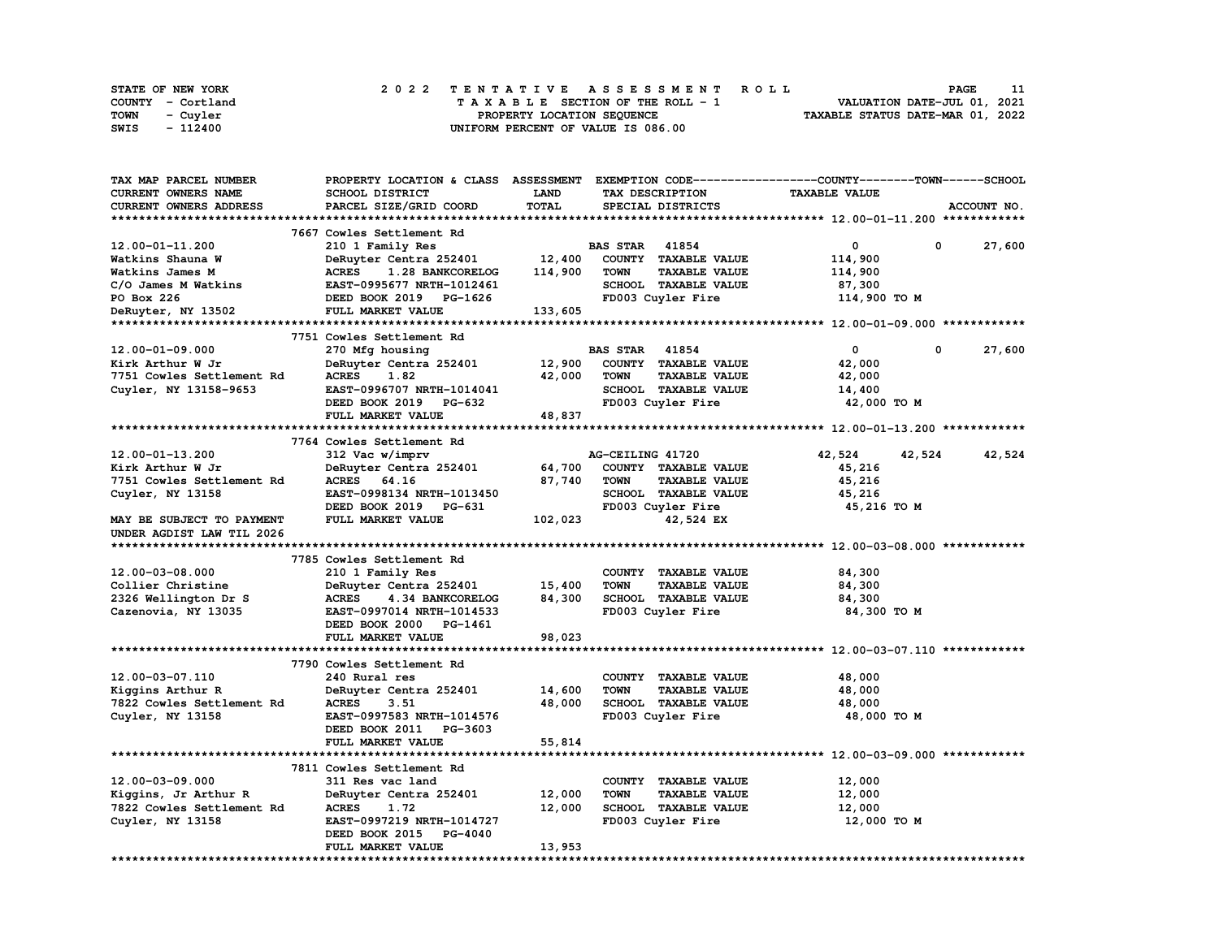STATE OF NEW YORK
COUNTY - Cortland
TOWN - Cuyler
SWIS - 112400

2022 TENTATIVE ASSESSMENT ROLL
TAXABLE SECTION OF THE ROLL - 1
PROPERTY LOCATION SEQUENCE
UNIFORM PERCENT OF VALUE IS 086.00

VALUATION DATE-JUL 01, 2021
TAXABLE STATUS DATE-MAR 01, 2022

| TAX MAP PARCEL NUMBER / CURRENT OWNERS NAME / CURRENT OWNERS ADDRESS | PROPERTY LOCATION & CLASS / SCHOOL DISTRICT / PARCEL SIZE/GRID COORD | ASSESSMENT LAND / TOTAL | EXEMPTION CODE / TAX DESCRIPTION / SPECIAL DISTRICTS | COUNTY TAXABLE VALUE | TOWN | SCHOOL |
|---|---|---|---|---|---|---|
| **12.00-01-11.200** | 7667 Cowles Settlement Rd | | | | | |
| 12.00-01-11.200 | 210 1 Family Res | | BAS STAR 41854 | 0 | 0 | 27,600 |
| Watkins Shauna W | DeRuyter Centra 252401 | 12,400 | COUNTY TAXABLE VALUE | 114,900 | | |
| Watkins James M | ACRES 1.28 BANKCORELOG | 114,900 | TOWN TAXABLE VALUE | 114,900 | | |
| C/O James M Watkins | EAST-0995677 NRTH-1012461 | | SCHOOL TAXABLE VALUE | 87,300 | | |
| PO Box 226 | DEED BOOK 2019 PG-1626 | | FD003 Cuyler Fire | 114,900 TO M | | |
| DeRuyter, NY 13502 | FULL MARKET VALUE | 133,605 | | | | |
| **12.00-01-09.000** | 7751 Cowles Settlement Rd | | | | | |
| 12.00-01-09.000 | 270 Mfg housing | | BAS STAR 41854 | 0 | 0 | 27,600 |
| Kirk Arthur W Jr | DeRuyter Centra 252401 | 12,900 | COUNTY TAXABLE VALUE | 42,000 | | |
| 7751 Cowles Settlement Rd | ACRES 1.82 | 42,000 | TOWN TAXABLE VALUE | 42,000 | | |
| Cuyler, NY 13158-9653 | EAST-0996707 NRTH-1014041 | | SCHOOL TAXABLE VALUE | 14,400 | | |
| | DEED BOOK 2019 PG-632 | | FD003 Cuyler Fire | 42,000 TO M | | |
| | FULL MARKET VALUE | 48,837 | | | | |
| **12.00-01-13.200** | 7764 Cowles Settlement Rd | | | | | |
| 12.00-01-13.200 | 312 Vac w/imprv | | AG-CEILING 41720 | 42,524 | 42,524 | 42,524 |
| Kirk Arthur W Jr | DeRuyter Centra 252401 | 64,700 | COUNTY TAXABLE VALUE | 45,216 | | |
| 7751 Cowles Settlement Rd | ACRES 64.16 | 87,740 | TOWN TAXABLE VALUE | 45,216 | | |
| Cuyler, NY 13158 | EAST-0998134 NRTH-1013450 | | SCHOOL TAXABLE VALUE | 45,216 | | |
| | DEED BOOK 2019 PG-631 | | FD003 Cuyler Fire | 45,216 TO M | | |
| MAY BE SUBJECT TO PAYMENT | FULL MARKET VALUE | 102,023 | 42,524 EX | | | |
| UNDER AGDIST LAW TIL 2026 | | | | | | |
| **12.00-03-08.000** | 7785 Cowles Settlement Rd | | | | | |
| 12.00-03-08.000 | 210 1 Family Res | | COUNTY TAXABLE VALUE | 84,300 | | |
| Collier Christine | DeRuyter Centra 252401 | 15,400 | TOWN TAXABLE VALUE | 84,300 | | |
| 2326 Wellington Dr S | ACRES 4.34 BANKCORELOG | 84,300 | SCHOOL TAXABLE VALUE | 84,300 | | |
| Cazenovia, NY 13035 | EAST-0997014 NRTH-1014533 | | FD003 Cuyler Fire | 84,300 TO M | | |
| | DEED BOOK 2000 PG-1461 | | | | | |
| | FULL MARKET VALUE | 98,023 | | | | |
| **12.00-03-07.110** | 7790 Cowles Settlement Rd | | | | | |
| 12.00-03-07.110 | 240 Rural res | | COUNTY TAXABLE VALUE | 48,000 | | |
| Kiggins Arthur R | DeRuyter Centra 252401 | 14,600 | TOWN TAXABLE VALUE | 48,000 | | |
| 7822 Cowles Settlement Rd | ACRES 3.51 | 48,000 | SCHOOL TAXABLE VALUE | 48,000 | | |
| Cuyler, NY 13158 | EAST-0997583 NRTH-1014576 | | FD003 Cuyler Fire | 48,000 TO M | | |
| | DEED BOOK 2011 PG-3603 | | | | | |
| | FULL MARKET VALUE | 55,814 | | | | |
| **12.00-03-09.000** | 7811 Cowles Settlement Rd | | | | | |
| 12.00-03-09.000 | 311 Res vac land | | COUNTY TAXABLE VALUE | 12,000 | | |
| Kiggins, Jr Arthur R | DeRuyter Centra 252401 | 12,000 | TOWN TAXABLE VALUE | 12,000 | | |
| 7822 Cowles Settlement Rd | ACRES 1.72 | 12,000 | SCHOOL TAXABLE VALUE | 12,000 | | |
| Cuyler, NY 13158 | EAST-0997219 NRTH-1014727 | | FD003 Cuyler Fire | 12,000 TO M | | |
| | DEED BOOK 2015 PG-4040 | | | | | |
| | FULL MARKET VALUE | 13,953 | | | | |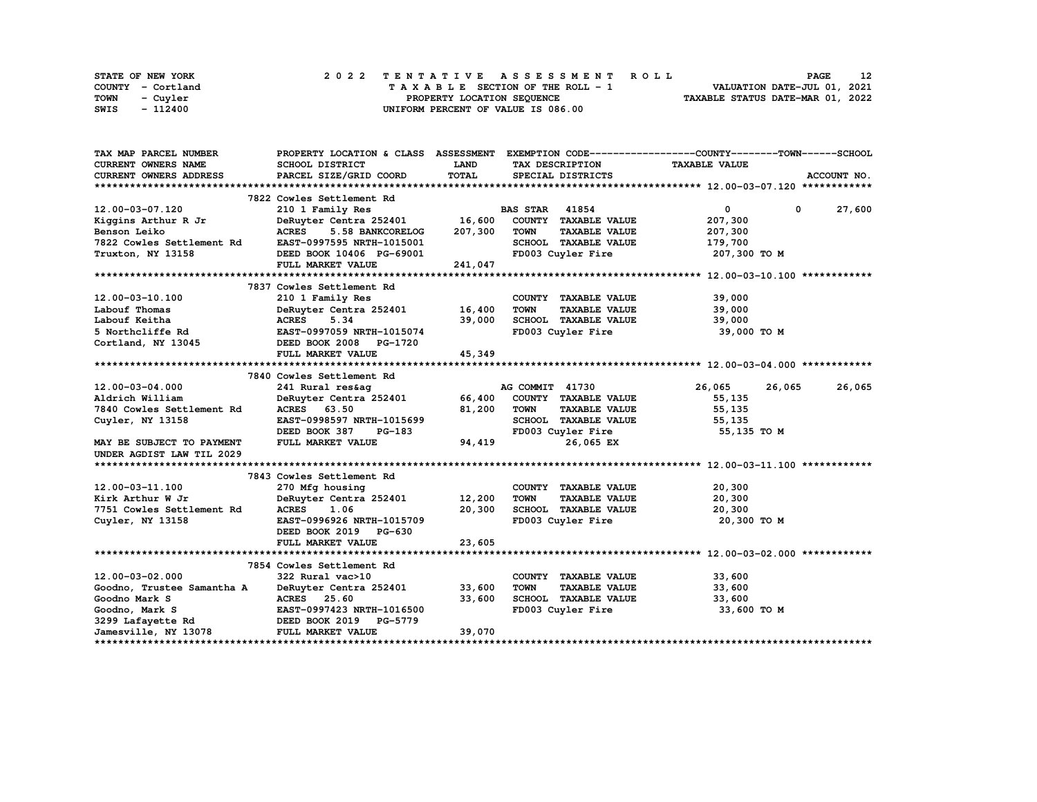STATE OF NEW YORK
COUNTY - Cortland
TOWN - Cuyler
SWIS - 112400

# 2022 TENTATIVE ASSESSMENT ROLL

TAXABLE SECTION OF THE ROLL - 1
PROPERTY LOCATION SEQUENCE
UNIFORM PERCENT OF VALUE IS 086.00

VALUATION DATE-JUL 01, 2021
TAXABLE STATUS DATE-MAR 01, 2022

| TAX MAP PARCEL NUMBER / CURRENT OWNERS NAME / CURRENT OWNERS ADDRESS | PROPERTY LOCATION & CLASS / SCHOOL DISTRICT / PARCEL SIZE/GRID COORD | ASSESSMENT LAND / TOTAL | EXEMPTION CODE / TAX DESCRIPTION / SPECIAL DISTRICTS | COUNTY TAXABLE VALUE | TOWN | SCHOOL |
|---|---|---|---|---|---|---|
| **12.00-03-07.120** | 7822 Cowles Settlement Rd | | | | | |
| 12.00-03-07.120 | 210 1 Family Res | | BAS STAR 41854 | 0 | 0 | 27,600 |
| Kiggins Arthur R Jr | DeRuyter Centra 252401 | 16,600 | COUNTY TAXABLE VALUE | 207,300 | | |
| Benson Leiko | ACRES 5.58 BANKCORELOG | 207,300 | TOWN TAXABLE VALUE | 207,300 | | |
| 7822 Cowles Settlement Rd | EAST-0997595 NRTH-1015001 | | SCHOOL TAXABLE VALUE | 179,700 | | |
| Truxton, NY 13158 | DEED BOOK 10406 PG-69001 | | FD003 Cuyler Fire | 207,300 TO M | | |
| | FULL MARKET VALUE | 241,047 | | | | |
| **12.00-03-10.100** | 7837 Cowles Settlement Rd | | | | | |
| 12.00-03-10.100 | 210 1 Family Res | | COUNTY TAXABLE VALUE | 39,000 | | |
| Labouf Thomas | DeRuyter Centra 252401 | 16,400 | TOWN TAXABLE VALUE | 39,000 | | |
| Labouf Keitha | ACRES 5.34 | 39,000 | SCHOOL TAXABLE VALUE | 39,000 | | |
| 5 Northcliffe Rd | EAST-0997059 NRTH-1015074 | | FD003 Cuyler Fire | 39,000 TO M | | |
| Cortland, NY 13045 | DEED BOOK 2008 PG-1720 | | | | | |
| | FULL MARKET VALUE | 45,349 | | | | |
| **12.00-03-04.000** | 7840 Cowles Settlement Rd | | | | | |
| 12.00-03-04.000 | 241 Rural res&ag | | AG COMMIT 41730 | 26,065 | 26,065 | 26,065 |
| Aldrich William | DeRuyter Centra 252401 | 66,400 | COUNTY TAXABLE VALUE | 55,135 | | |
| 7840 Cowles Settlement Rd | ACRES 63.50 | 81,200 | TOWN TAXABLE VALUE | 55,135 | | |
| Cuyler, NY 13158 | EAST-0998597 NRTH-1015699 | | SCHOOL TAXABLE VALUE | 55,135 | | |
| | DEED BOOK 387 PG-183 | | FD003 Cuyler Fire | 55,135 TO M | | |
| MAY BE SUBJECT TO PAYMENT | FULL MARKET VALUE | 94,419 | 26,065 EX | | | |
| UNDER AGDIST LAW TIL 2029 | | | | | | |
| **12.00-03-11.100** | 7843 Cowles Settlement Rd | | | | | |
| 12.00-03-11.100 | 270 Mfg housing | | COUNTY TAXABLE VALUE | 20,300 | | |
| Kirk Arthur W Jr | DeRuyter Centra 252401 | 12,200 | TOWN TAXABLE VALUE | 20,300 | | |
| 7751 Cowles Settlement Rd | ACRES 1.06 | 20,300 | SCHOOL TAXABLE VALUE | 20,300 | | |
| Cuyler, NY 13158 | EAST-0996926 NRTH-1015709 | | FD003 Cuyler Fire | 20,300 TO M | | |
| | DEED BOOK 2019 PG-630 | | | | | |
| | FULL MARKET VALUE | 23,605 | | | | |
| **12.00-03-02.000** | 7854 Cowles Settlement Rd | | | | | |
| 12.00-03-02.000 | 322 Rural vac>10 | | COUNTY TAXABLE VALUE | 33,600 | | |
| Goodno, Trustee Samantha A | DeRuyter Centra 252401 | 33,600 | TOWN TAXABLE VALUE | 33,600 | | |
| Goodno Mark S | ACRES 25.60 | 33,600 | SCHOOL TAXABLE VALUE | 33,600 | | |
| Goodno, Mark S | EAST-0997423 NRTH-1016500 | | FD003 Cuyler Fire | 33,600 TO M | | |
| 3299 Lafayette Rd | DEED BOOK 2019 PG-5779 | | | | | |
| Jamesville, NY 13078 | FULL MARKET VALUE | 39,070 | | | | |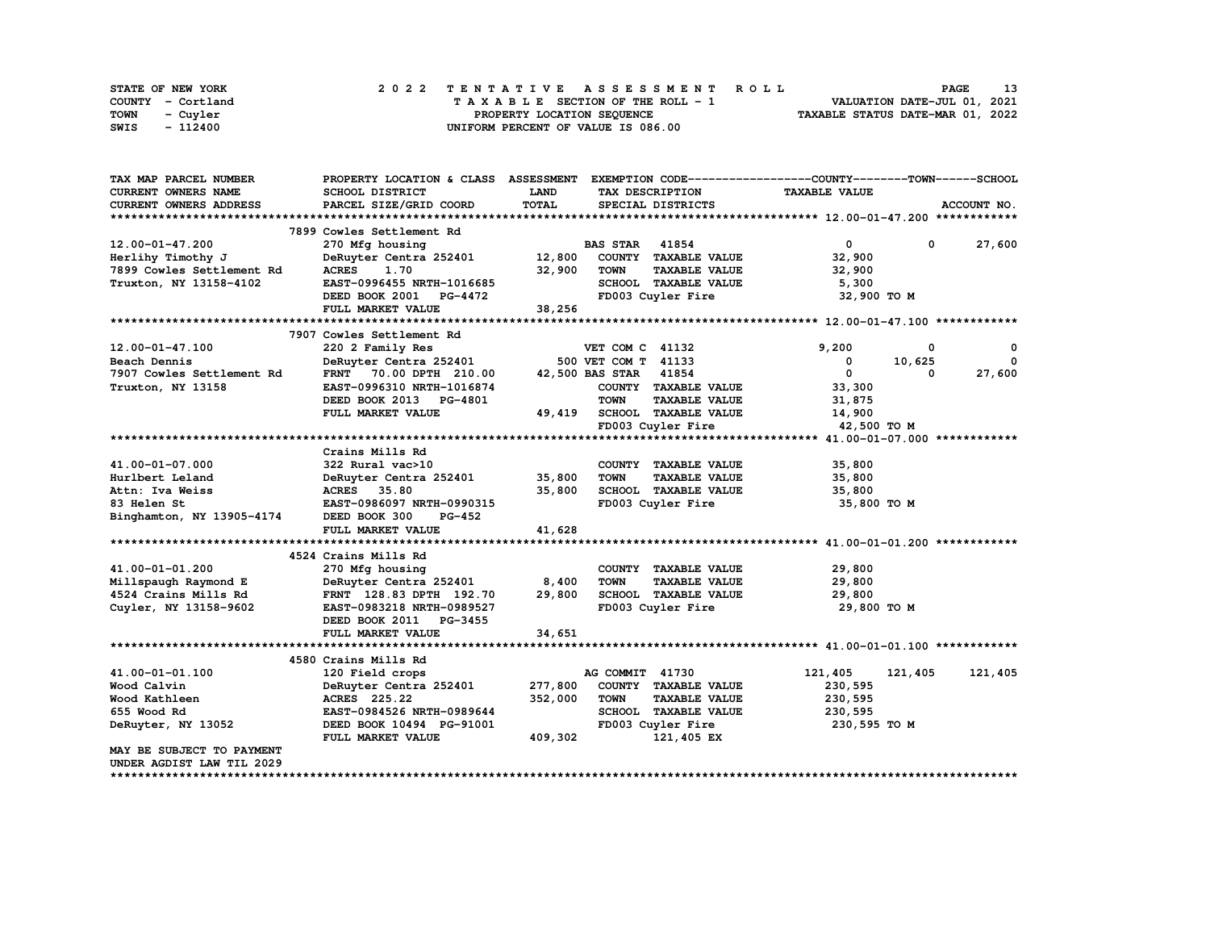STATE OF NEW YORK | 2022 TENTATIVE ASSESSMENT ROLL | VALUATION DATE-JUL 01, 2021
COUNTY - Cortland | TAXABLE SECTION OF THE ROLL - 1 | TAXABLE STATUS DATE-MAR 01, 2022
TOWN - Cuyler | PROPERTY LOCATION SEQUENCE
SWIS - 112400 | UNIFORM PERCENT OF VALUE IS 086.00

| TAX MAP PARCEL NUMBER / CURRENT OWNERS NAME / CURRENT OWNERS ADDRESS | PROPERTY LOCATION & CLASS / SCHOOL DISTRICT / PARCEL SIZE/GRID COORD | ASSESSMENT LAND / TOTAL | EXEMPTION CODE / TAX DESCRIPTION / SPECIAL DISTRICTS | COUNTY TAXABLE VALUE | TOWN | SCHOOL / ACCOUNT NO. |
|---|---|---|---|---|---|---|
| **12.00-01-47.200** | 7899 Cowles Settlement Rd | | | | | |
| 12.00-01-47.200 | 270 Mfg housing | | BAS STAR 41854 | 0 | 0 | 27,600 |
| Herlihy Timothy J | DeRuyter Centra 252401 | 12,800 | COUNTY TAXABLE VALUE | 32,900 | | |
| 7899 Cowles Settlement Rd | ACRES 1.70 | 32,900 | TOWN TAXABLE VALUE | 32,900 | | |
| Truxton, NY 13158-4102 | EAST-0996455 NRTH-1016685 | | SCHOOL TAXABLE VALUE | 5,300 | | |
| | DEED BOOK 2001 PG-4472 | | FD003 Cuyler Fire | 32,900 TO M | | |
| | FULL MARKET VALUE | 38,256 | | | | |
| **12.00-01-47.100** | 7907 Cowles Settlement Rd | | | | | |
| 12.00-01-47.100 | 220 2 Family Res | | VET COM C 41132 | 9,200 | 0 | 0 |
| Beach Dennis | DeRuyter Centra 252401 | 500 | VET COM T 41133 | 0 | 10,625 | 0 |
| 7907 Cowles Settlement Rd | FRNT 70.00 DPTH 210.00 | 42,500 | BAS STAR 41854 | 0 | 0 | 27,600 |
| Truxton, NY 13158 | EAST-0996310 NRTH-1016874 | | COUNTY TAXABLE VALUE | 33,300 | | |
| | DEED BOOK 2013 PG-4801 | | TOWN TAXABLE VALUE | 31,875 | | |
| | FULL MARKET VALUE | 49,419 | SCHOOL TAXABLE VALUE | 14,900 | | |
| | | | FD003 Cuyler Fire | 42,500 TO M | | |
| **41.00-01-07.000** | Crains Mills Rd | | | | | |
| 41.00-01-07.000 | 322 Rural vac>10 | | COUNTY TAXABLE VALUE | 35,800 | | |
| Hurlbert Leland | DeRuyter Centra 252401 | 35,800 | TOWN TAXABLE VALUE | 35,800 | | |
| Attn: Iva Weiss | ACRES 35.80 | 35,800 | SCHOOL TAXABLE VALUE | 35,800 | | |
| 83 Helen St | EAST-0986097 NRTH-0990315 | | FD003 Cuyler Fire | 35,800 TO M | | |
| Binghamton, NY 13905-4174 | DEED BOOK 300 PG-452 | | | | | |
| | FULL MARKET VALUE | 41,628 | | | | |
| **41.00-01-01.200** | 4524 Crains Mills Rd | | | | | |
| 41.00-01-01.200 | 270 Mfg housing | | COUNTY TAXABLE VALUE | 29,800 | | |
| Millspaugh Raymond E | DeRuyter Centra 252401 | 8,400 | TOWN TAXABLE VALUE | 29,800 | | |
| 4524 Crains Mills Rd | FRNT 128.83 DPTH 192.70 | 29,800 | SCHOOL TAXABLE VALUE | 29,800 | | |
| Cuyler, NY 13158-9602 | EAST-0983218 NRTH-0989527 | | FD003 Cuyler Fire | 29,800 TO M | | |
| | DEED BOOK 2011 PG-3455 | | | | | |
| | FULL MARKET VALUE | 34,651 | | | | |
| **41.00-01-01.100** | 4580 Crains Mills Rd | | | | | |
| 41.00-01-01.100 | 120 Field crops | | AG COMMIT 41730 | 121,405 | 121,405 | 121,405 |
| Wood Calvin | DeRuyter Centra 252401 | 277,800 | COUNTY TAXABLE VALUE | 230,595 | | |
| Wood Kathleen | ACRES 225.22 | 352,000 | TOWN TAXABLE VALUE | 230,595 | | |
| 655 Wood Rd | EAST-0984526 NRTH-0989644 | | SCHOOL TAXABLE VALUE | 230,595 | | |
| DeRuyter, NY 13052 | DEED BOOK 10494 PG-91001 | | FD003 Cuyler Fire | 230,595 TO M | | |
| | FULL MARKET VALUE | 409,302 | 121,405 EX | | | |
| MAY BE SUBJECT TO PAYMENT UNDER AGDIST LAW TIL 2029 | | | | | | |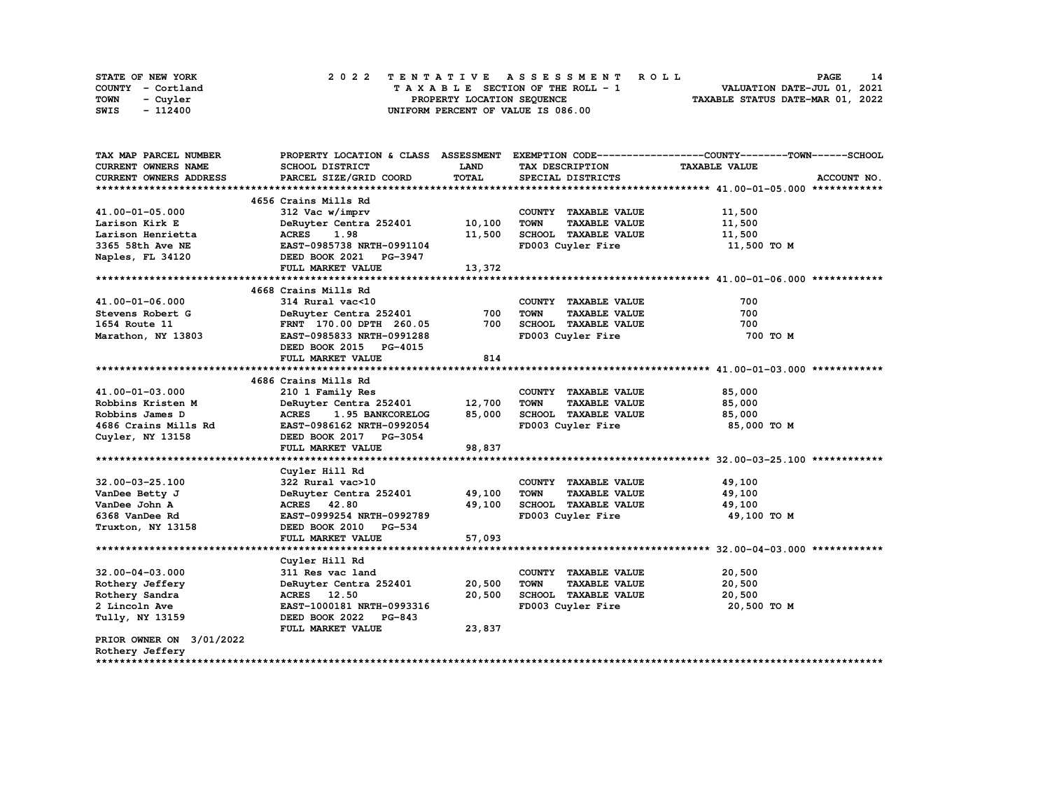STATE OF NEW YORK
COUNTY - Cortland
TOWN - Cuyler
SWIS - 112400

2022 TENTATIVE ASSESSMENT ROLL
TAXABLE SECTION OF THE ROLL - 1
PROPERTY LOCATION SEQUENCE
UNIFORM PERCENT OF VALUE IS 086.00

VALUATION DATE-JUL 01, 2021
TAXABLE STATUS DATE-MAR 01, 2022

| TAX MAP PARCEL NUMBER / CURRENT OWNERS NAME / CURRENT OWNERS ADDRESS | PROPERTY LOCATION & CLASS / SCHOOL DISTRICT / PARCEL SIZE/GRID COORD | ASSESSMENT LAND / TOTAL | EXEMPTION CODE / TAX DESCRIPTION / SPECIAL DISTRICTS | TAXABLE VALUE (COUNTY / TOWN / SCHOOL) | ACCOUNT NO. |
|---|---|---|---|---|---|
| | 4656 Crains Mills Rd | | | | |
| 41.00-01-05.000 | 312 Vac w/imprv | | COUNTY TAXABLE VALUE | 11,500 | |
| Larison Kirk E | DeRuyter Centra 252401 | 10,100 | TOWN TAXABLE VALUE | 11,500 | |
| Larison Henrietta | ACRES 1.98 | 11,500 | SCHOOL TAXABLE VALUE | 11,500 | |
| 3365 58th Ave NE | EAST-0985738 NRTH-0991104 | | FD003 Cuyler Fire | 11,500 TO M | |
| Naples, FL 34120 | DEED BOOK 2021 PG-3947 | | | | |
| | FULL MARKET VALUE | 13,372 | | | |
| | 4668 Crains Mills Rd | | | | |
| 41.00-01-06.000 | 314 Rural vac<10 | | COUNTY TAXABLE VALUE | 700 | |
| Stevens Robert G | DeRuyter Centra 252401 | 700 | TOWN TAXABLE VALUE | 700 | |
| 1654 Route 11 | FRNT 170.00 DPTH 260.05 | 700 | SCHOOL TAXABLE VALUE | 700 | |
| Marathon, NY 13803 | EAST-0985833 NRTH-0991288 | | FD003 Cuyler Fire | 700 TO M | |
| | DEED BOOK 2015 PG-4015 | | | | |
| | FULL MARKET VALUE | 814 | | | |
| | 4686 Crains Mills Rd | | | | |
| 41.00-01-03.000 | 210 1 Family Res | | COUNTY TAXABLE VALUE | 85,000 | |
| Robbins Kristen M | DeRuyter Centra 252401 | 12,700 | TOWN TAXABLE VALUE | 85,000 | |
| Robbins James D | ACRES 1.95 BANKCORELOG | 85,000 | SCHOOL TAXABLE VALUE | 85,000 | |
| 4686 Crains Mills Rd | EAST-0986162 NRTH-0992054 | | FD003 Cuyler Fire | 85,000 TO M | |
| Cuyler, NY 13158 | DEED BOOK 2017 PG-3054 | | | | |
| | FULL MARKET VALUE | 98,837 | | | |
| | Cuyler Hill Rd | | | | |
| 32.00-03-25.100 | 322 Rural vac>10 | | COUNTY TAXABLE VALUE | 49,100 | |
| VanDee Betty J | DeRuyter Centra 252401 | 49,100 | TOWN TAXABLE VALUE | 49,100 | |
| VanDee John A | ACRES 42.80 | 49,100 | SCHOOL TAXABLE VALUE | 49,100 | |
| 6368 VanDee Rd | EAST-0999254 NRTH-0992789 | | FD003 Cuyler Fire | 49,100 TO M | |
| Truxton, NY 13158 | DEED BOOK 2010 PG-534 | | | | |
| | FULL MARKET VALUE | 57,093 | | | |
| | Cuyler Hill Rd | | | | |
| 32.00-04-03.000 | 311 Res vac land | | COUNTY TAXABLE VALUE | 20,500 | |
| Rothery Jeffery | DeRuyter Centra 252401 | 20,500 | TOWN TAXABLE VALUE | 20,500 | |
| Rothery Sandra | ACRES 12.50 | 20,500 | SCHOOL TAXABLE VALUE | 20,500 | |
| 2 Lincoln Ave | EAST-1000181 NRTH-0993316 | | FD003 Cuyler Fire | 20,500 TO M | |
| Tully, NY 13159 | DEED BOOK 2022 PG-843 | | | | |
| | FULL MARKET VALUE | 23,837 | | | |
| PRIOR OWNER ON 3/01/2022 | | | | | |
| Rothery Jeffery | | | | | |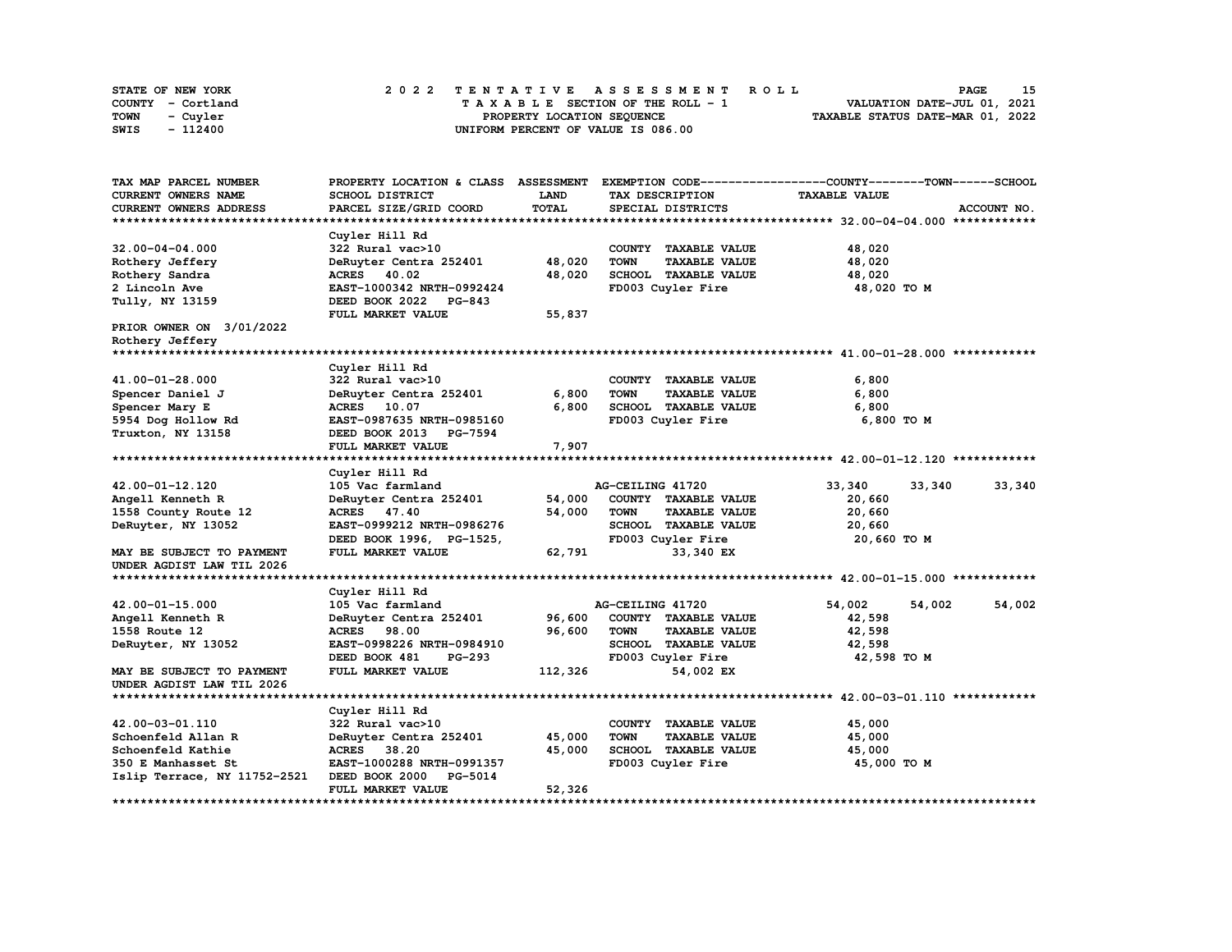STATE OF NEW YORK
COUNTY - Cortland
TOWN - Cuyler
SWIS - 112400

2022 TENTATIVE ASSESSMENT ROLL
TAXABLE SECTION OF THE ROLL - 1
PROPERTY LOCATION SEQUENCE
UNIFORM PERCENT OF VALUE IS 086.00

VALUATION DATE-JUL 01, 2021
TAXABLE STATUS DATE-MAR 01, 2022

| TAX MAP PARCEL NUMBER / CURRENT OWNERS NAME / CURRENT OWNERS ADDRESS | PROPERTY LOCATION & CLASS / SCHOOL DISTRICT / PARCEL SIZE/GRID COORD | ASSESSMENT LAND | TOTAL | EXEMPTION CODE / TAX DESCRIPTION / SPECIAL DISTRICTS | COUNTY TAXABLE VALUE | TOWN | SCHOOL | ACCOUNT NO. |
|---|---|---|---|---|---|---|---|---|
| **32.00-04-04.000** | Cuyler Hill Rd | | | | | | | |
| 32.00-04-04.000 | 322 Rural vac>10 | | | COUNTY TAXABLE VALUE | 48,020 | | | |
| Rothery Jeffery | DeRuyter Centra 252401 | 48,020 | | TOWN TAXABLE VALUE | 48,020 | | | |
| Rothery Sandra | ACRES 40.02 | | 48,020 | SCHOOL TAXABLE VALUE | 48,020 | | | |
| 2 Lincoln Ave | EAST-1000342 NRTH-0992424 | | | FD003 Cuyler Fire | 48,020 TO M | | | |
| Tully, NY 13159 | DEED BOOK 2022 PG-843 | | | | | | | |
| | FULL MARKET VALUE | | 55,837 | | | | | |
| PRIOR OWNER ON 3/01/2022 | | | | | | | | |
| Rothery Jeffery | | | | | | | | |
| **41.00-01-28.000** | Cuyler Hill Rd | | | | | | | |
| 41.00-01-28.000 | 322 Rural vac>10 | | | COUNTY TAXABLE VALUE | 6,800 | | | |
| Spencer Daniel J | DeRuyter Centra 252401 | 6,800 | | TOWN TAXABLE VALUE | 6,800 | | | |
| Spencer Mary E | ACRES 10.07 | | 6,800 | SCHOOL TAXABLE VALUE | 6,800 | | | |
| 5954 Dog Hollow Rd | EAST-0987635 NRTH-0985160 | | | FD003 Cuyler Fire | 6,800 TO M | | | |
| Truxton, NY 13158 | DEED BOOK 2013 PG-7594 | | | | | | | |
| | FULL MARKET VALUE | | 7,907 | | | | | |
| **42.00-01-12.120** | Cuyler Hill Rd | | | | | | | |
| 42.00-01-12.120 | 105 Vac farmland | | | AG-CEILING 41720 | 33,340 | 33,340 | 33,340 | |
| Angell Kenneth R | DeRuyter Centra 252401 | 54,000 | | COUNTY TAXABLE VALUE | 20,660 | | | |
| 1558 County Route 12 | ACRES 47.40 | | 54,000 | TOWN TAXABLE VALUE | 20,660 | | | |
| DeRuyter, NY 13052 | EAST-0999212 NRTH-0986276 | | | SCHOOL TAXABLE VALUE | 20,660 | | | |
| | DEED BOOK 1996, PG-1525, | | | FD003 Cuyler Fire | 20,660 TO M | | | |
| MAY BE SUBJECT TO PAYMENT | FULL MARKET VALUE | | 62,791 | 33,340 EX | | | | |
| UNDER AGDIST LAW TIL 2026 | | | | | | | | |
| **42.00-01-15.000** | Cuyler Hill Rd | | | | | | | |
| 42.00-01-15.000 | 105 Vac farmland | | | AG-CEILING 41720 | 54,002 | 54,002 | 54,002 | |
| Angell Kenneth R | DeRuyter Centra 252401 | 96,600 | | COUNTY TAXABLE VALUE | 42,598 | | | |
| 1558 Route 12 | ACRES 98.00 | | 96,600 | TOWN TAXABLE VALUE | 42,598 | | | |
| DeRuyter, NY 13052 | EAST-0998226 NRTH-0984910 | | | SCHOOL TAXABLE VALUE | 42,598 | | | |
| | DEED BOOK 481 PG-293 | | | FD003 Cuyler Fire | 42,598 TO M | | | |
| MAY BE SUBJECT TO PAYMENT | FULL MARKET VALUE | | 112,326 | 54,002 EX | | | | |
| UNDER AGDIST LAW TIL 2026 | | | | | | | | |
| **42.00-03-01.110** | Cuyler Hill Rd | | | | | | | |
| 42.00-03-01.110 | 322 Rural vac>10 | | | COUNTY TAXABLE VALUE | 45,000 | | | |
| Schoenfeld Allan R | DeRuyter Centra 252401 | 45,000 | | TOWN TAXABLE VALUE | 45,000 | | | |
| Schoenfeld Kathie | ACRES 38.20 | | 45,000 | SCHOOL TAXABLE VALUE | 45,000 | | | |
| 350 E Manhasset St | EAST-1000288 NRTH-0991357 | | | FD003 Cuyler Fire | 45,000 TO M | | | |
| Islip Terrace, NY 11752-2521 | DEED BOOK 2000 PG-5014 | | | | | | | |
| | FULL MARKET VALUE | | 52,326 | | | | | |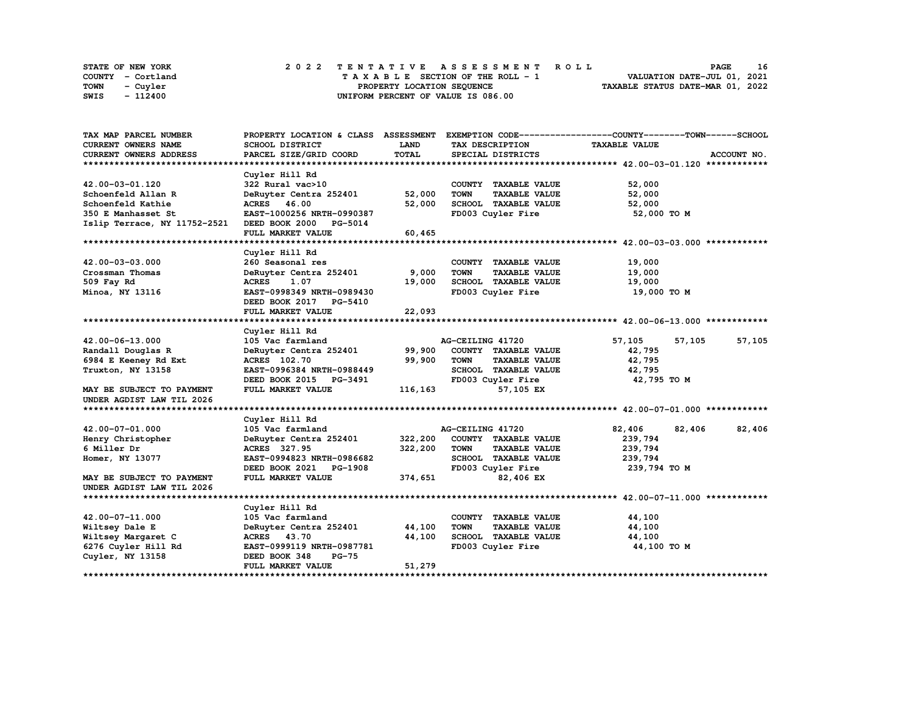STATE OF NEW YORK
COUNTY - Cortland
TOWN - Cuyler
SWIS - 112400

# 2022 TENTATIVE ASSESSMENT ROLL
TAXABLE SECTION OF THE ROLL - 1
PROPERTY LOCATION SEQUENCE
UNIFORM PERCENT OF VALUE IS 086.00

VALUATION DATE-JUL 01, 2021
TAXABLE STATUS DATE-MAR 01, 2022

| TAX MAP PARCEL NUMBER / CURRENT OWNERS NAME / CURRENT OWNERS ADDRESS | PROPERTY LOCATION & CLASS / SCHOOL DISTRICT / PARCEL SIZE/GRID COORD | ASSESSMENT LAND / TOTAL | EXEMPTION CODE / TAX DESCRIPTION / SPECIAL DISTRICTS | COUNTY TAXABLE VALUE | TOWN | SCHOOL / ACCOUNT NO. |
|---|---|---|---|---|---|---|
| **42.00-03-01.120** | Cuyler Hill Rd | | | | | |
| 42.00-03-01.120 | 322 Rural vac>10 | | COUNTY TAXABLE VALUE | 52,000 | | |
| Schoenfeld Allan R | DeRuyter Centra 252401 | 52,000 | TOWN TAXABLE VALUE | 52,000 | | |
| Schoenfeld Kathie | ACRES 46.00 | 52,000 | SCHOOL TAXABLE VALUE | 52,000 | | |
| 350 E Manhasset St | EAST-1000256 NRTH-0990387 | | FD003 Cuyler Fire | 52,000 TO M | | |
| Islip Terrace, NY 11752-2521 | DEED BOOK 2000 PG-5014 | | | | | |
| | FULL MARKET VALUE | 60,465 | | | | |
| **42.00-03-03.000** | Cuyler Hill Rd | | | | | |
| 42.00-03-03.000 | 260 Seasonal res | | COUNTY TAXABLE VALUE | 19,000 | | |
| Crossman Thomas | DeRuyter Centra 252401 | 9,000 | TOWN TAXABLE VALUE | 19,000 | | |
| 509 Fay Rd | ACRES 1.07 | 19,000 | SCHOOL TAXABLE VALUE | 19,000 | | |
| Minoa, NY 13116 | EAST-0998349 NRTH-0989430 | | FD003 Cuyler Fire | 19,000 TO M | | |
| | DEED BOOK 2017 PG-5410 | | | | | |
| | FULL MARKET VALUE | 22,093 | | | | |
| **42.00-06-13.000** | Cuyler Hill Rd | | | | | |
| 42.00-06-13.000 | 105 Vac farmland | | AG-CEILING 41720 | 57,105 | 57,105 | 57,105 |
| Randall Douglas R | DeRuyter Centra 252401 | 99,900 | COUNTY TAXABLE VALUE | 42,795 | | |
| 6984 E Keeney Rd Ext | ACRES 102.70 | 99,900 | TOWN TAXABLE VALUE | 42,795 | | |
| Truxton, NY 13158 | EAST-0996384 NRTH-0988449 | | SCHOOL TAXABLE VALUE | 42,795 | | |
| | DEED BOOK 2015 PG-3491 | | FD003 Cuyler Fire | 42,795 TO M | | |
| MAY BE SUBJECT TO PAYMENT | FULL MARKET VALUE | 116,163 | 57,105 EX | | | |
| UNDER AGDIST LAW TIL 2026 | | | | | | |
| **42.00-07-01.000** | Cuyler Hill Rd | | | | | |
| 42.00-07-01.000 | 105 Vac farmland | | AG-CEILING 41720 | 82,406 | 82,406 | 82,406 |
| Henry Christopher | DeRuyter Centra 252401 | 322,200 | COUNTY TAXABLE VALUE | 239,794 | | |
| 6 Miller Dr | ACRES 327.95 | 322,200 | TOWN TAXABLE VALUE | 239,794 | | |
| Homer, NY 13077 | EAST-0994823 NRTH-0986682 | | SCHOOL TAXABLE VALUE | 239,794 | | |
| | DEED BOOK 2021 PG-1908 | | FD003 Cuyler Fire | 239,794 TO M | | |
| MAY BE SUBJECT TO PAYMENT | FULL MARKET VALUE | 374,651 | 82,406 EX | | | |
| UNDER AGDIST LAW TIL 2026 | | | | | | |
| **42.00-07-11.000** | Cuyler Hill Rd | | | | | |
| 42.00-07-11.000 | 105 Vac farmland | | COUNTY TAXABLE VALUE | 44,100 | | |
| Wiltsey Dale E | DeRuyter Centra 252401 | 44,100 | TOWN TAXABLE VALUE | 44,100 | | |
| Wiltsey Margaret C | ACRES 43.70 | 44,100 | SCHOOL TAXABLE VALUE | 44,100 | | |
| 6276 Cuyler Hill Rd | EAST-0999119 NRTH-0987781 | | FD003 Cuyler Fire | 44,100 TO M | | |
| Cuyler, NY 13158 | DEED BOOK 348 PG-75 | | | | | |
| | FULL MARKET VALUE | 51,279 | | | | |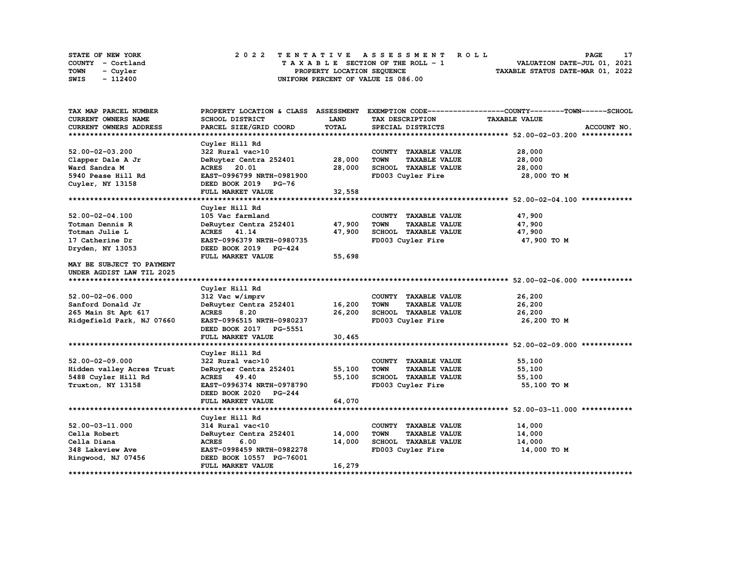STATE OF NEW YORK — COUNTY - Cortland — TOWN - Cuyler — SWIS - 112400

**2022 TENTATIVE ASSESSMENT ROLL**
TAXABLE SECTION OF THE ROLL - 1
PROPERTY LOCATION SEQUENCE
UNIFORM PERCENT OF VALUE IS 086.00

VALUATION DATE-JUL 01, 2021
TAXABLE STATUS DATE-MAR 01, 2022

| TAX MAP PARCEL NUMBER / CURRENT OWNERS NAME / CURRENT OWNERS ADDRESS | PROPERTY LOCATION & CLASS / SCHOOL DISTRICT / PARCEL SIZE/GRID COORD | ASSESSMENT LAND / TOTAL | EXEMPTION CODE / TAX DESCRIPTION / SPECIAL DISTRICTS | TAXABLE VALUE (COUNTY / TOWN / SCHOOL) |
|---|---|---|---|---|
| **52.00-02-03.200** | Cuyler Hill Rd | | | |
| 52.00-02-03.200 | 322 Rural vac>10 | | COUNTY TAXABLE VALUE | 28,000 |
| Clapper Dale A Jr | DeRuyter Centra 252401 | 28,000 | TOWN TAXABLE VALUE | 28,000 |
| Ward Sandra M | ACRES 20.01 | 28,000 | SCHOOL TAXABLE VALUE | 28,000 |
| 5940 Pease Hill Rd | EAST-0996799 NRTH-0981900 | | FD003 Cuyler Fire | 28,000 TO M |
| Cuyler, NY 13158 | DEED BOOK 2019 PG-76 | | | |
| | FULL MARKET VALUE | 32,558 | | |
| **52.00-02-04.100** | Cuyler Hill Rd | | | |
| 52.00-02-04.100 | 105 Vac farmland | | COUNTY TAXABLE VALUE | 47,900 |
| Totman Dennis R | DeRuyter Centra 252401 | 47,900 | TOWN TAXABLE VALUE | 47,900 |
| Totman Julie L | ACRES 41.14 | 47,900 | SCHOOL TAXABLE VALUE | 47,900 |
| 17 Catherine Dr | EAST-0996379 NRTH-0980735 | | FD003 Cuyler Fire | 47,900 TO M |
| Dryden, NY 13053 | DEED BOOK 2019 PG-424 | | | |
| | FULL MARKET VALUE | 55,698 | | |
| MAY BE SUBJECT TO PAYMENT UNDER AGDIST LAW TIL 2025 | | | | |
| **52.00-02-06.000** | Cuyler Hill Rd | | | |
| 52.00-02-06.000 | 312 Vac w/imprv | | COUNTY TAXABLE VALUE | 26,200 |
| Sanford Donald Jr | DeRuyter Centra 252401 | 16,200 | TOWN TAXABLE VALUE | 26,200 |
| 265 Main St Apt 617 | ACRES 8.20 | 26,200 | SCHOOL TAXABLE VALUE | 26,200 |
| Ridgefield Park, NJ 07660 | EAST-0996515 NRTH-0980237 | | FD003 Cuyler Fire | 26,200 TO M |
| | DEED BOOK 2017 PG-5551 | | | |
| | FULL MARKET VALUE | 30,465 | | |
| **52.00-02-09.000** | Cuyler Hill Rd | | | |
| 52.00-02-09.000 | 322 Rural vac>10 | | COUNTY TAXABLE VALUE | 55,100 |
| Hidden valley Acres Trust | DeRuyter Centra 252401 | 55,100 | TOWN TAXABLE VALUE | 55,100 |
| 5488 Cuyler Hill Rd | ACRES 49.40 | 55,100 | SCHOOL TAXABLE VALUE | 55,100 |
| Truxton, NY 13158 | EAST-0996374 NRTH-0978790 | | FD003 Cuyler Fire | 55,100 TO M |
| | DEED BOOK 2020 PG-244 | | | |
| | FULL MARKET VALUE | 64,070 | | |
| **52.00-03-11.000** | Cuyler Hill Rd | | | |
| 52.00-03-11.000 | 314 Rural vac<10 | | COUNTY TAXABLE VALUE | 14,000 |
| Cella Robert | DeRuyter Centra 252401 | 14,000 | TOWN TAXABLE VALUE | 14,000 |
| Cella Diana | ACRES 6.00 | 14,000 | SCHOOL TAXABLE VALUE | 14,000 |
| 348 Lakeview Ave | EAST-0998459 NRTH-0982278 | | FD003 Cuyler Fire | 14,000 TO M |
| Ringwood, NJ 07456 | DEED BOOK 10557 PG-76001 | | | |
| | FULL MARKET VALUE | 16,279 | | |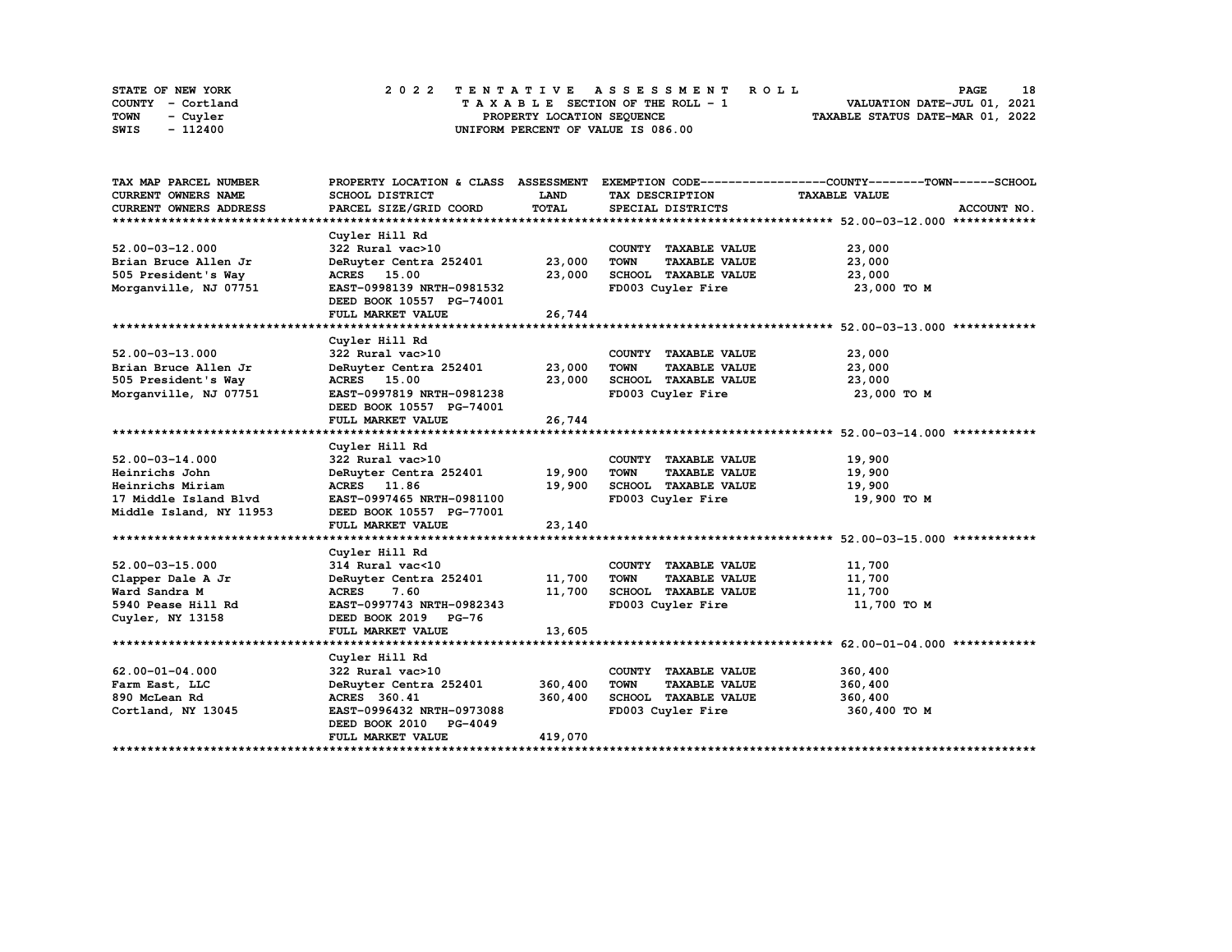STATE OF NEW YORK
COUNTY - Cortland
TOWN - Cuyler
SWIS - 112400

2022 TENTATIVE ASSESSMENT ROLL
TAXABLE SECTION OF THE ROLL - 1
PROPERTY LOCATION SEQUENCE
UNIFORM PERCENT OF VALUE IS 086.00

VALUATION DATE-JUL 01, 2021
TAXABLE STATUS DATE-MAR 01, 2022

| TAX MAP PARCEL NUMBER / CURRENT OWNERS NAME / CURRENT OWNERS ADDRESS | PROPERTY LOCATION & CLASS / SCHOOL DISTRICT / PARCEL SIZE/GRID COORD | ASSESSMENT LAND / TOTAL | EXEMPTION CODE / TAX DESCRIPTION / SPECIAL DISTRICTS | COUNTY--TOWN--SCHOOL TAXABLE VALUE | ACCOUNT NO. |
|---|---|---|---|---|---|
| **52.00-03-12.000** | Cuyler Hill Rd | | | | |
| 52.00-03-12.000 | 322 Rural vac>10 | | COUNTY TAXABLE VALUE | 23,000 | |
| Brian Bruce Allen Jr | DeRuyter Centra 252401 | 23,000 | TOWN TAXABLE VALUE | 23,000 | |
| 505 President's Way | ACRES 15.00 | 23,000 | SCHOOL TAXABLE VALUE | 23,000 | |
| Morganville, NJ 07751 | EAST-0998139 NRTH-0981532 | | FD003 Cuyler Fire | 23,000 TO M | |
| | DEED BOOK 10557 PG-74001 | | | | |
| | FULL MARKET VALUE | 26,744 | | | |
| **52.00-03-13.000** | Cuyler Hill Rd | | | | |
| 52.00-03-13.000 | 322 Rural vac>10 | | COUNTY TAXABLE VALUE | 23,000 | |
| Brian Bruce Allen Jr | DeRuyter Centra 252401 | 23,000 | TOWN TAXABLE VALUE | 23,000 | |
| 505 President's Way | ACRES 15.00 | 23,000 | SCHOOL TAXABLE VALUE | 23,000 | |
| Morganville, NJ 07751 | EAST-0997819 NRTH-0981238 | | FD003 Cuyler Fire | 23,000 TO M | |
| | DEED BOOK 10557 PG-74001 | | | | |
| | FULL MARKET VALUE | 26,744 | | | |
| **52.00-03-14.000** | Cuyler Hill Rd | | | | |
| 52.00-03-14.000 | 322 Rural vac>10 | | COUNTY TAXABLE VALUE | 19,900 | |
| Heinrichs John | DeRuyter Centra 252401 | 19,900 | TOWN TAXABLE VALUE | 19,900 | |
| Heinrichs Miriam | ACRES 11.86 | 19,900 | SCHOOL TAXABLE VALUE | 19,900 | |
| 17 Middle Island Blvd | EAST-0997465 NRTH-0981100 | | FD003 Cuyler Fire | 19,900 TO M | |
| Middle Island, NY 11953 | DEED BOOK 10557 PG-77001 | | | | |
| | FULL MARKET VALUE | 23,140 | | | |
| **52.00-03-15.000** | Cuyler Hill Rd | | | | |
| 52.00-03-15.000 | 314 Rural vac<10 | | COUNTY TAXABLE VALUE | 11,700 | |
| Clapper Dale A Jr | DeRuyter Centra 252401 | 11,700 | TOWN TAXABLE VALUE | 11,700 | |
| Ward Sandra M | ACRES 7.60 | 11,700 | SCHOOL TAXABLE VALUE | 11,700 | |
| 5940 Pease Hill Rd | EAST-0997743 NRTH-0982343 | | FD003 Cuyler Fire | 11,700 TO M | |
| Cuyler, NY 13158 | DEED BOOK 2019 PG-76 | | | | |
| | FULL MARKET VALUE | 13,605 | | | |
| **62.00-01-04.000** | Cuyler Hill Rd | | | | |
| 62.00-01-04.000 | 322 Rural vac>10 | | COUNTY TAXABLE VALUE | 360,400 | |
| Farm East, LLC | DeRuyter Centra 252401 | 360,400 | TOWN TAXABLE VALUE | 360,400 | |
| 890 McLean Rd | ACRES 360.41 | 360,400 | SCHOOL TAXABLE VALUE | 360,400 | |
| Cortland, NY 13045 | EAST-0996432 NRTH-0973088 | | FD003 Cuyler Fire | 360,400 TO M | |
| | DEED BOOK 2010 PG-4049 | | | | |
| | FULL MARKET VALUE | 419,070 | | | |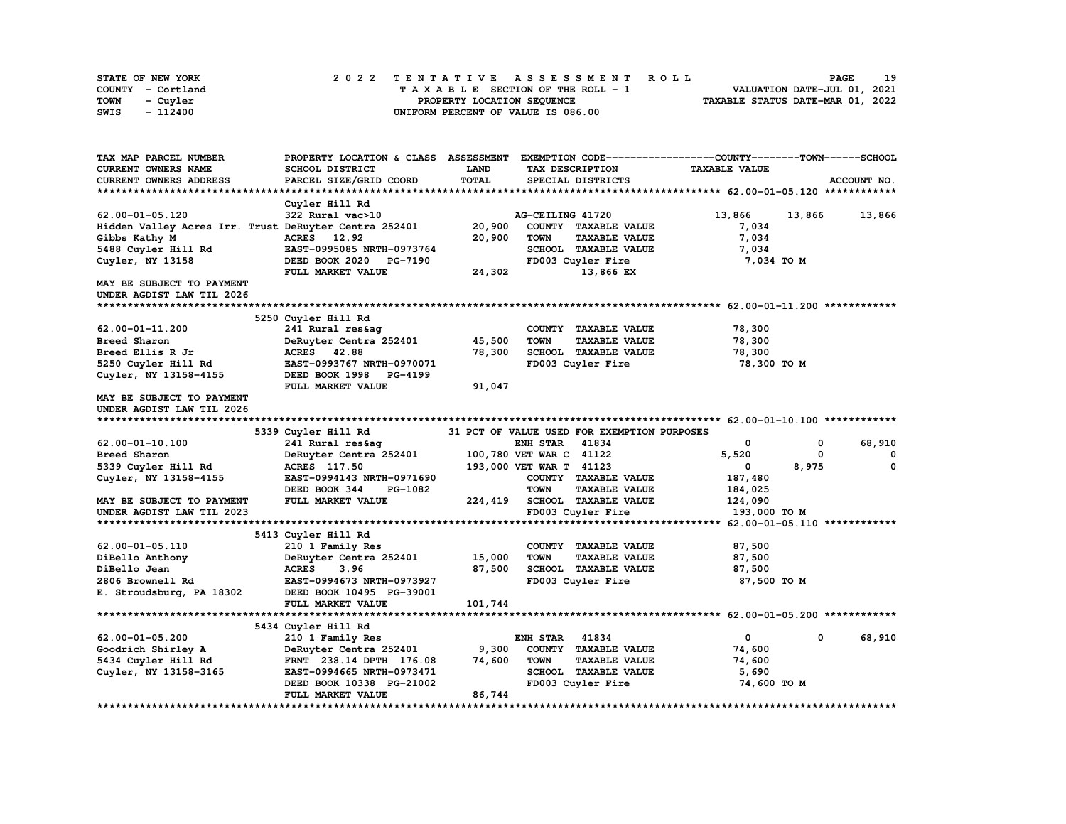STATE OF NEW YORK | 2022 TENTATIVE ASSESSMENT ROLL | VALUATION DATE-JUL 01, 2021
COUNTY - Cortland | TAXABLE SECTION OF THE ROLL - 1 | TAXABLE STATUS DATE-MAR 01, 2022
TOWN - Cuyler | PROPERTY LOCATION SEQUENCE
SWIS - 112400 | UNIFORM PERCENT OF VALUE IS 086.00

```
TAX MAP PARCEL NUMBER          PROPERTY LOCATION & CLASS  ASSESSMENT  EXEMPTION CODE------------------COUNTY--------TOWN------SCHOOL
CURRENT OWNERS NAME            SCHOOL DISTRICT              LAND      TAX DESCRIPTION             TAXABLE VALUE
CURRENT OWNERS ADDRESS         PARCEL SIZE/GRID COORD       TOTAL     SPECIAL DISTRICTS                                ACCOUNT NO.
******************************************************************************************************* 62.00-01-05.120 ************
                               Cuyler Hill Rd
62.00-01-05.120                322 Rural vac>10                        AG-CEILING 41720              13,866     13,866     13,866
Hidden Valley Acres Irr. Trust DeRuyter Centra 252401       20,900    COUNTY  TAXABLE VALUE           7,034
Gibbs Kathy M                  ACRES   12.92                20,900    TOWN    TAXABLE VALUE           7,034
5488 Cuyler Hill Rd            EAST-0995085 NRTH-0973764              SCHOOL  TAXABLE VALUE           7,034
Cuyler, NY 13158               DEED BOOK 2020   PG-7190               FD003 Cuyler Fire                7,034 TO M
                               FULL MARKET VALUE            24,302            13,866 EX
MAY BE SUBJECT TO PAYMENT
UNDER AGDIST LAW TIL 2026
******************************************************************************************************* 62.00-01-11.200 ************
                          5250 Cuyler Hill Rd
62.00-01-11.200                241 Rural res&ag                        COUNTY  TAXABLE VALUE          78,300
Breed Sharon                   DeRuyter Centra 252401       45,500    TOWN    TAXABLE VALUE          78,300
Breed Ellis R Jr               ACRES   42.88                78,300    SCHOOL  TAXABLE VALUE          78,300
5250 Cuyler Hill Rd            EAST-0993767 NRTH-0970071              FD003 Cuyler Fire               78,300 TO M
Cuyler, NY 13158-4155          DEED BOOK 1998   PG-4199
                               FULL MARKET VALUE            91,047
MAY BE SUBJECT TO PAYMENT
UNDER AGDIST LAW TIL 2026
******************************************************************************************************* 62.00-01-10.100 ************
                          5339 Cuyler Hill Rd             31 PCT OF VALUE USED FOR EXEMPTION PURPOSES
62.00-01-10.100                241 Rural res&ag                        ENH STAR    41834                  0          0     68,910
Breed Sharon                   DeRuyter Centra 252401      100,780 VET WAR C  41122              5,520          0          0
5339 Cuyler Hill Rd            ACRES  117.50               193,000 VET WAR T  41123                  0      8,975          0
Cuyler, NY 13158-4155          EAST-0994143 NRTH-0971690              COUNTY  TAXABLE VALUE         187,480
                               DEED BOOK 344    PG-1082               TOWN    TAXABLE VALUE         184,025
MAY BE SUBJECT TO PAYMENT      FULL MARKET VALUE           224,419    SCHOOL  TAXABLE VALUE         124,090
UNDER AGDIST LAW TIL 2023                                             FD003 Cuyler Fire              193,000 TO M
******************************************************************************************************* 62.00-01-05.110 ************
                          5413 Cuyler Hill Rd
62.00-01-05.110                210 1 Family Res                        COUNTY  TAXABLE VALUE          87,500
DiBello Anthony                DeRuyter Centra 252401       15,000    TOWN    TAXABLE VALUE          87,500
DiBello Jean                   ACRES    3.96                87,500    SCHOOL  TAXABLE VALUE          87,500
2806 Brownell Rd               EAST-0994673 NRTH-0973927              FD003 Cuyler Fire               87,500 TO M
E. Stroudsburg, PA 18302       DEED BOOK 10495 PG-39001
                               FULL MARKET VALUE           101,744
******************************************************************************************************* 62.00-01-05.200 ************
                          5434 Cuyler Hill Rd
62.00-01-05.200                210 1 Family Res                        ENH STAR    41834                  0          0     68,910
Goodrich Shirley A             DeRuyter Centra 252401        9,300    COUNTY  TAXABLE VALUE          74,600
5434 Cuyler Hill Rd            FRNT  238.14 DPTH  176.08    74,600    TOWN    TAXABLE VALUE          74,600
Cuyler, NY 13158-3165          EAST-0994665 NRTH-0973471              SCHOOL  TAXABLE VALUE           5,690
                               DEED BOOK 10338 PG-21002               FD003 Cuyler Fire               74,600 TO M
                               FULL MARKET VALUE            86,744
************************************************************************************************************************************
```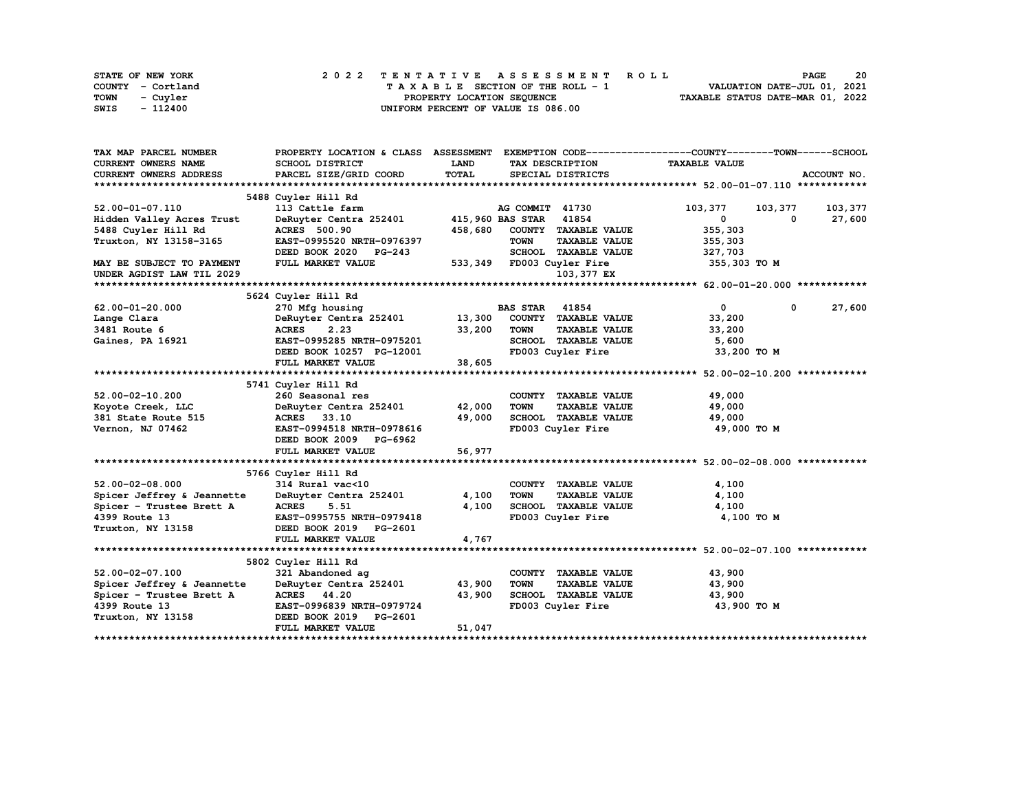STATE OF NEW YORK
COUNTY - Cortland
TOWN - Cuyler
SWIS - 112400

# 2022 TENTATIVE ASSESSMENT ROLL

TAXABLE SECTION OF THE ROLL - 1
PROPERTY LOCATION SEQUENCE
UNIFORM PERCENT OF VALUE IS 086.00

VALUATION DATE-JUL 01, 2021
TAXABLE STATUS DATE-MAR 01, 2022

```
TAX MAP PARCEL NUMBER          PROPERTY LOCATION & CLASS  ASSESSMENT  EXEMPTION CODE------------------COUNTY--------TOWN------SCHOOL
CURRENT OWNERS NAME            SCHOOL DISTRICT               LAND      TAX DESCRIPTION             TAXABLE VALUE
CURRENT OWNERS ADDRESS         PARCEL SIZE/GRID COORD        TOTAL     SPECIAL DISTRICTS                                     ACCOUNT NO.
******************************************************************************************************* 52.00-01-07.110 ************
                               5488 Cuyler Hill Rd
52.00-01-07.110                113 Cattle farm                         AG COMMIT  41730           103,377     103,377     103,377
Hidden Valley Acres Trust      DeRuyter Centra 252401    415,960 BAS STAR   41854                    0           0          27,600
5488 Cuyler Hill Rd            ACRES  500.90              458,680   COUNTY  TAXABLE VALUE          355,303
Truxton, NY 13158-3165         EAST-0995520 NRTH-0976397            TOWN    TAXABLE VALUE          355,303
                               DEED BOOK 2020   PG-243              SCHOOL  TAXABLE VALUE          327,703
MAY BE SUBJECT TO PAYMENT      FULL MARKET VALUE          533,349   FD003 Cuyler Fire              355,303 TO M
UNDER AGDIST LAW TIL 2029                                                  103,377 EX
******************************************************************************************************* 62.00-01-20.000 ************
                               5624 Cuyler Hill Rd
62.00-01-20.000                270 Mfg housing                         BAS STAR   41854                    0           0          27,600
Lange Clara                    DeRuyter Centra 252401     13,300    COUNTY  TAXABLE VALUE           33,200
3481 Route 6                   ACRES    2.23               33,200   TOWN    TAXABLE VALUE           33,200
Gaines, PA 16921               EAST-0995285 NRTH-0975201            SCHOOL  TAXABLE VALUE            5,600
                               DEED BOOK 10257 PG-12001             FD003 Cuyler Fire               33,200 TO M
                               FULL MARKET VALUE           38,605
******************************************************************************************************* 52.00-02-10.200 ************
                               5741 Cuyler Hill Rd
52.00-02-10.200                260 Seasonal res                        COUNTY  TAXABLE VALUE           49,000
Koyote Creek, LLC              DeRuyter Centra 252401     42,000    TOWN    TAXABLE VALUE           49,000
381 State Route 515            ACRES   33.10               49,000   SCHOOL  TAXABLE VALUE           49,000
Vernon, NJ 07462               EAST-0994518 NRTH-0978616            FD003 Cuyler Fire               49,000 TO M
                               DEED BOOK 2009   PG-6962
                               FULL MARKET VALUE           56,977
******************************************************************************************************* 52.00-02-08.000 ************
                               5766 Cuyler Hill Rd
52.00-02-08.000                314 Rural vac<10                        COUNTY  TAXABLE VALUE            4,100
Spicer Jeffrey & Jeannette     DeRuyter Centra 252401      4,100    TOWN    TAXABLE VALUE            4,100
Spicer - Trustee Brett A       ACRES    5.51                4,100   SCHOOL  TAXABLE VALUE            4,100
4399 Route 13                  EAST-0995755 NRTH-0979418            FD003 Cuyler Fire                4,100 TO M
Truxton, NY 13158              DEED BOOK 2019   PG-2601
                               FULL MARKET VALUE            4,767
******************************************************************************************************* 52.00-02-07.100 ************
                               5802 Cuyler Hill Rd
52.00-02-07.100                321 Abandoned ag                        COUNTY  TAXABLE VALUE           43,900
Spicer Jeffrey & Jeannette     DeRuyter Centra 252401     43,900    TOWN    TAXABLE VALUE           43,900
Spicer - Trustee Brett A       ACRES   44.20               43,900   SCHOOL  TAXABLE VALUE           43,900
4399 Route 13                  EAST-0996839 NRTH-0979724            FD003 Cuyler Fire               43,900 TO M
Truxton, NY 13158              DEED BOOK 2019   PG-2601
                               FULL MARKET VALUE           51,047
************************************************************************************************************************************
```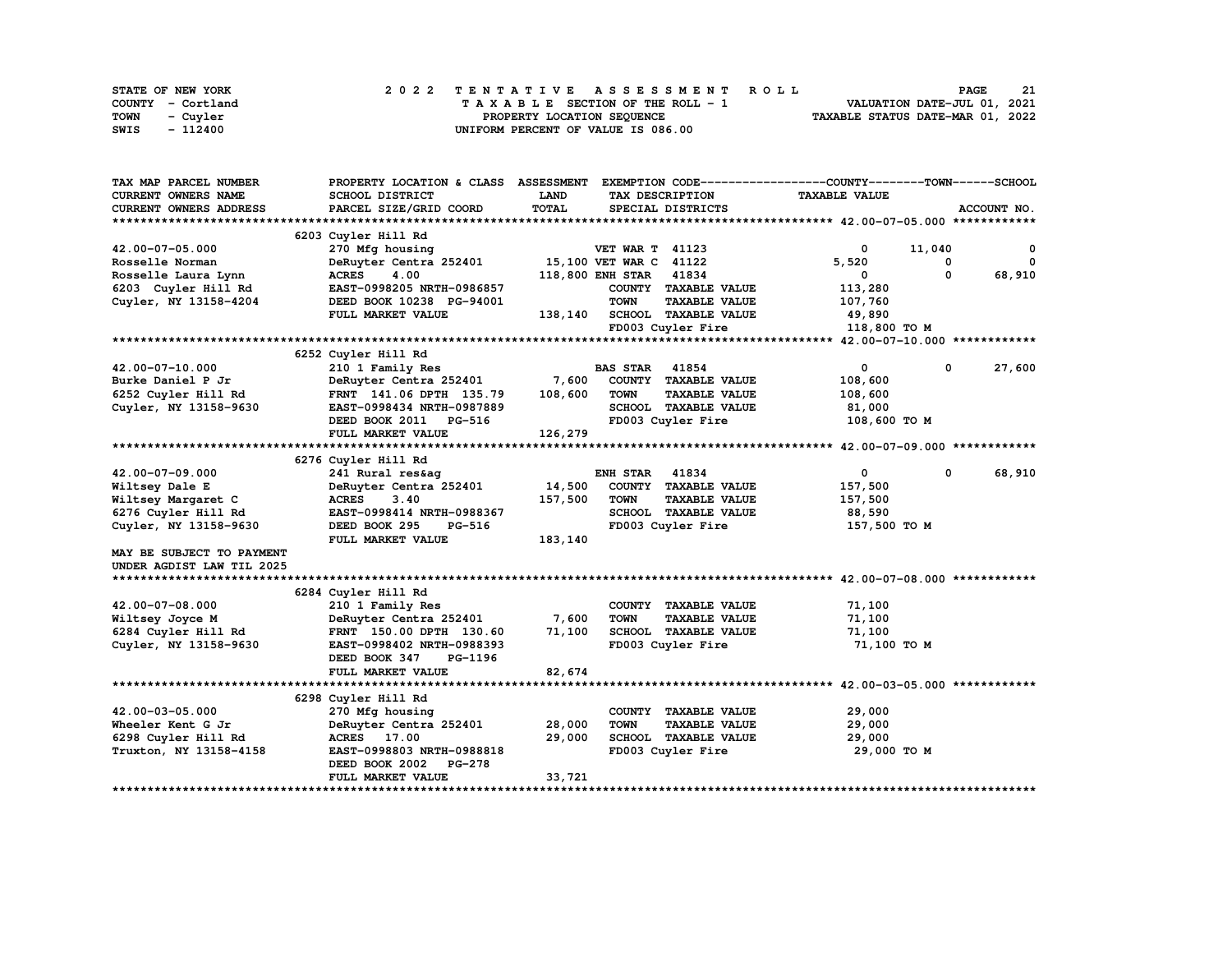STATE OF NEW YORK | COUNTY - Cortland | TOWN - Cuyler | SWIS - 112400

# 2022 TENTATIVE ASSESSMENT ROLL

TAXABLE SECTION OF THE ROLL - 1
PROPERTY LOCATION SEQUENCE
UNIFORM PERCENT OF VALUE IS 086.00

VALUATION DATE-JUL 01, 2021
TAXABLE STATUS DATE-MAR 01, 2022

```
TAX MAP PARCEL NUMBER          PROPERTY LOCATION & CLASS  ASSESSMENT  EXEMPTION CODE------------------COUNTY--------TOWN------SCHOOL
CURRENT OWNERS NAME            SCHOOL DISTRICT            LAND        TAX DESCRIPTION               TAXABLE VALUE
CURRENT OWNERS ADDRESS         PARCEL SIZE/GRID COORD     TOTAL       SPECIAL DISTRICTS                                      ACCOUNT NO.
******************************************************************************************************* 42.00-07-05.000 ************
                               6203 Cuyler Hill Rd
42.00-07-05.000                270 Mfg housing                         VET WAR T  41123                  0        11,040           0
Rosselle Norman                DeRuyter Centra 252401     15,100 VET WAR C  41122                  5,520              0           0
Rosselle Laura Lynn            ACRES      4.00            118,800 ENH STAR   41834                      0              0      68,910
6203  Cuyler Hill Rd           EAST-0998205 NRTH-0986857              COUNTY  TAXABLE VALUE           113,280
Cuyler, NY 13158-4204          DEED BOOK 10238  PG-94001              TOWN    TAXABLE VALUE           107,760
                               FULL MARKET VALUE          138,140  SCHOOL  TAXABLE VALUE            49,890
                                                                   FD003 Cuyler Fire                118,800 TO M
******************************************************************************************************* 42.00-07-10.000 ************
                               6252 Cuyler Hill Rd
42.00-07-10.000                210 1 Family Res                        BAS STAR   41854                      0              0      27,600
Burke Daniel P Jr              DeRuyter Centra 252401      7,600   COUNTY  TAXABLE VALUE           108,600
6252 Cuyler Hill Rd            FRNT  141.06 DPTH  135.79  108,600   TOWN    TAXABLE VALUE           108,600
Cuyler, NY 13158-9630          EAST-0998434 NRTH-0987889              SCHOOL  TAXABLE VALUE            81,000
                               DEED BOOK 2011    PG-516               FD003 Cuyler Fire                108,600 TO M
                               FULL MARKET VALUE          126,279
******************************************************************************************************* 42.00-07-09.000 ************
                               6276 Cuyler Hill Rd
42.00-07-09.000                241 Rural res&ag                        ENH STAR   41834                      0              0      68,910
Wiltsey Dale E                 DeRuyter Centra 252401     14,500   COUNTY  TAXABLE VALUE           157,500
Wiltsey Margaret C             ACRES      3.40            157,500   TOWN    TAXABLE VALUE           157,500
6276 Cuyler Hill Rd            EAST-0998414 NRTH-0988367              SCHOOL  TAXABLE VALUE            88,590
Cuyler, NY 13158-9630          DEED BOOK 295     PG-516               FD003 Cuyler Fire                157,500 TO M
                               FULL MARKET VALUE          183,140
MAY BE SUBJECT TO PAYMENT
UNDER AGDIST LAW TIL 2025
******************************************************************************************************* 42.00-07-08.000 ************
                               6284 Cuyler Hill Rd
42.00-07-08.000                210 1 Family Res                        COUNTY  TAXABLE VALUE            71,100
Wiltsey Joyce M                DeRuyter Centra 252401      7,600   TOWN    TAXABLE VALUE            71,100
6284 Cuyler Hill Rd            FRNT  150.00 DPTH  130.60   71,100   SCHOOL  TAXABLE VALUE            71,100
Cuyler, NY 13158-9630          EAST-0998402 NRTH-0988393              FD003 Cuyler Fire                 71,100 TO M
                               DEED BOOK 347     PG-1196
                               FULL MARKET VALUE           82,674
******************************************************************************************************* 42.00-03-05.000 ************
                               6298 Cuyler Hill Rd
42.00-03-05.000                270 Mfg housing                         COUNTY  TAXABLE VALUE            29,000
Wheeler Kent G Jr              DeRuyter Centra 252401     28,000   TOWN    TAXABLE VALUE            29,000
6298 Cuyler Hill Rd            ACRES     17.00             29,000   SCHOOL  TAXABLE VALUE            29,000
Truxton, NY 13158-4158         EAST-0998803 NRTH-0988818              FD003 Cuyler Fire                 29,000 TO M
                               DEED BOOK 2002    PG-278
                               FULL MARKET VALUE           33,721
************************************************************************************************************************************
```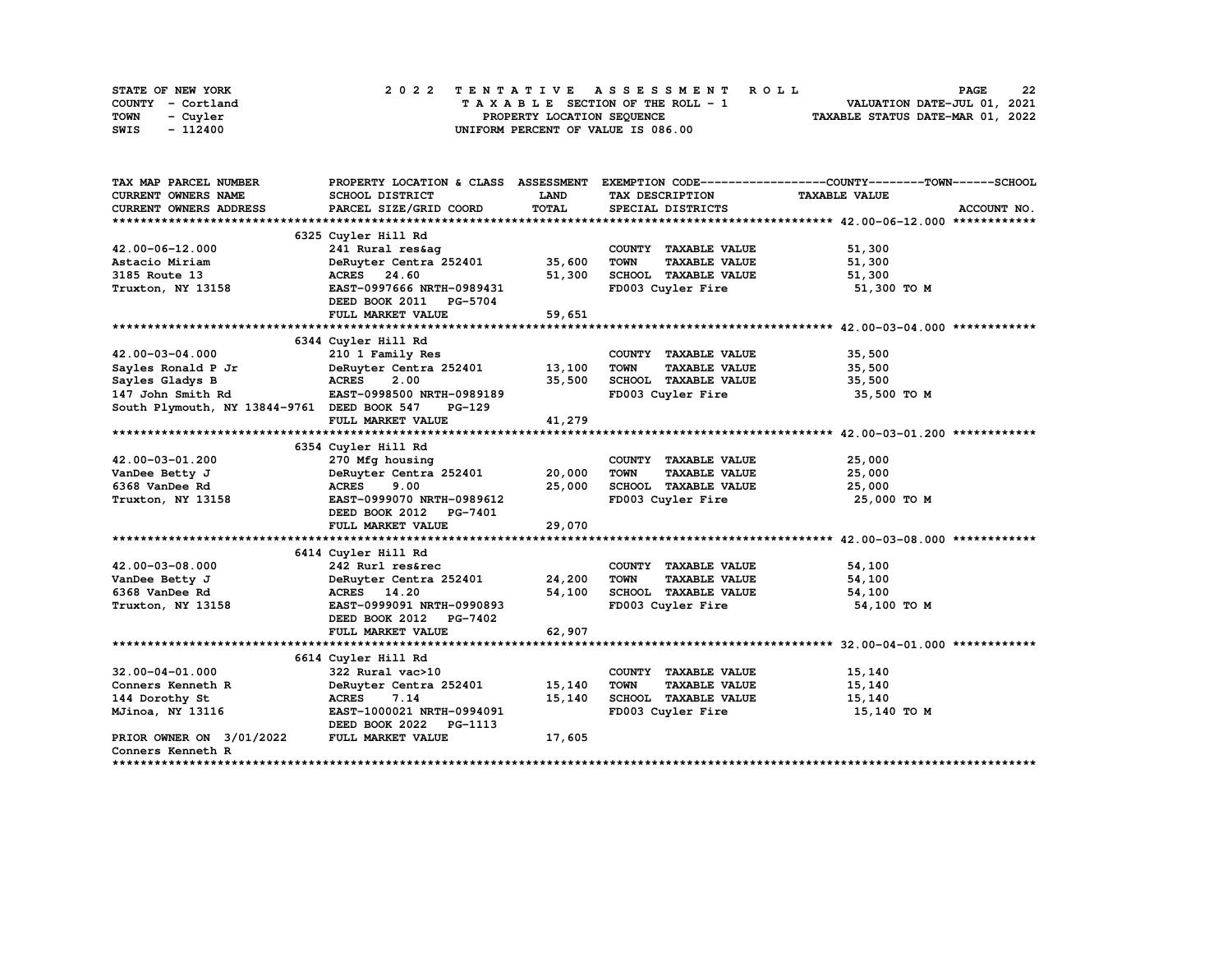STATE OF NEW YORK
COUNTY - Cortland
TOWN - Cuyler
SWIS - 112400

2 0 2 2 T E N T A T I V E A S S E S S M E N T R O L L
T A X A B L E SECTION OF THE ROLL - 1
PROPERTY LOCATION SEQUENCE
UNIFORM PERCENT OF VALUE IS 086.00

VALUATION DATE-JUL 01, 2021
TAXABLE STATUS DATE-MAR 01, 2022

| TAX MAP PARCEL NUMBER / CURRENT OWNERS NAME / CURRENT OWNERS ADDRESS | PROPERTY LOCATION & CLASS / SCHOOL DISTRICT / PARCEL SIZE/GRID COORD | ASSESSMENT LAND | TOTAL | EXEMPTION CODE / TAX DESCRIPTION / SPECIAL DISTRICTS | COUNTY--TOWN--SCHOOL TAXABLE VALUE | ACCOUNT NO. |
|---|---|---|---|---|---|---|
| **42.00-06-12.000** | 6325 Cuyler Hill Rd | | | | | |
| 42.00-06-12.000 | 241 Rural res&ag | | | COUNTY TAXABLE VALUE | 51,300 | |
| Astacio Miriam | DeRuyter Centra 252401 | 35,600 | | TOWN TAXABLE VALUE | 51,300 | |
| 3185 Route 13 | ACRES 24.60 | | 51,300 | SCHOOL TAXABLE VALUE | 51,300 | |
| Truxton, NY 13158 | EAST-0997666 NRTH-0989431 | | | FD003 Cuyler Fire | 51,300 TO M | |
| | DEED BOOK 2011 PG-5704 | | | | | |
| | FULL MARKET VALUE | 59,651 | | | | |
| **42.00-03-04.000** | 6344 Cuyler Hill Rd | | | | | |
| 42.00-03-04.000 | 210 1 Family Res | | | COUNTY TAXABLE VALUE | 35,500 | |
| Sayles Ronald P Jr | DeRuyter Centra 252401 | 13,100 | | TOWN TAXABLE VALUE | 35,500 | |
| Sayles Gladys B | ACRES 2.00 | | 35,500 | SCHOOL TAXABLE VALUE | 35,500 | |
| 147 John Smith Rd | EAST-0998500 NRTH-0989189 | | | FD003 Cuyler Fire | 35,500 TO M | |
| South Plymouth, NY 13844-9761 | DEED BOOK 547 PG-129 | | | | | |
| | FULL MARKET VALUE | 41,279 | | | | |
| **42.00-03-01.200** | 6354 Cuyler Hill Rd | | | | | |
| 42.00-03-01.200 | 270 Mfg housing | | | COUNTY TAXABLE VALUE | 25,000 | |
| VanDee Betty J | DeRuyter Centra 252401 | 20,000 | | TOWN TAXABLE VALUE | 25,000 | |
| 6368 VanDee Rd | ACRES 9.00 | | 25,000 | SCHOOL TAXABLE VALUE | 25,000 | |
| Truxton, NY 13158 | EAST-0999070 NRTH-0989612 | | | FD003 Cuyler Fire | 25,000 TO M | |
| | DEED BOOK 2012 PG-7401 | | | | | |
| | FULL MARKET VALUE | 29,070 | | | | |
| **42.00-03-08.000** | 6414 Cuyler Hill Rd | | | | | |
| 42.00-03-08.000 | 242 Rurl res&rec | | | COUNTY TAXABLE VALUE | 54,100 | |
| VanDee Betty J | DeRuyter Centra 252401 | 24,200 | | TOWN TAXABLE VALUE | 54,100 | |
| 6368 VanDee Rd | ACRES 14.20 | | 54,100 | SCHOOL TAXABLE VALUE | 54,100 | |
| Truxton, NY 13158 | EAST-0999091 NRTH-0990893 | | | FD003 Cuyler Fire | 54,100 TO M | |
| | DEED BOOK 2012 PG-7402 | | | | | |
| | FULL MARKET VALUE | 62,907 | | | | |
| **32.00-04-01.000** | 6614 Cuyler Hill Rd | | | | | |
| 32.00-04-01.000 | 322 Rural vac>10 | | | COUNTY TAXABLE VALUE | 15,140 | |
| Conners Kenneth R | DeRuyter Centra 252401 | 15,140 | | TOWN TAXABLE VALUE | 15,140 | |
| 144 Dorothy St | ACRES 7.14 | | 15,140 | SCHOOL TAXABLE VALUE | 15,140 | |
| MJinoa, NY 13116 | EAST-1000021 NRTH-0994091 | | | FD003 Cuyler Fire | 15,140 TO M | |
| | DEED BOOK 2022 PG-1113 | | | | | |
| PRIOR OWNER ON 3/01/2022 | FULL MARKET VALUE | 17,605 | | | | |
| Conners Kenneth R | | | | | | |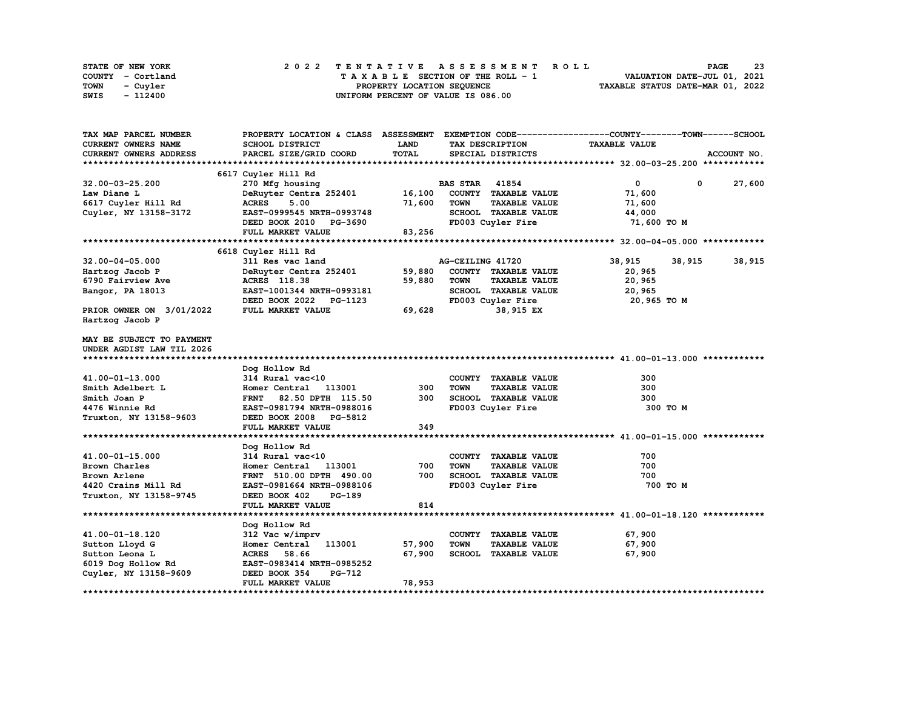STATE OF NEW YORK
COUNTY - Cortland
TOWN - Cuyler
SWIS - 112400

2 0 2 2 T E N T A T I V E A S S E S S M E N T R O L L
T A X A B L E SECTION OF THE ROLL - 1
PROPERTY LOCATION SEQUENCE
UNIFORM PERCENT OF VALUE IS 086.00

VALUATION DATE-JUL 01, 2021
TAXABLE STATUS DATE-MAR 01, 2022

| TAX MAP PARCEL NUMBER / CURRENT OWNERS NAME / CURRENT OWNERS ADDRESS | PROPERTY LOCATION & CLASS / SCHOOL DISTRICT / PARCEL SIZE/GRID COORD | ASSESSMENT LAND / TOTAL | EXEMPTION CODE / TAX DESCRIPTION / SPECIAL DISTRICTS | COUNTY TAXABLE VALUE | TOWN | SCHOOL / ACCOUNT NO. |
|---|---|---|---|---|---|---|
| **32.00-03-25.200** | 6617 Cuyler Hill Rd | | | | | |
| 32.00-03-25.200 | 270 Mfg housing | | BAS STAR 41854 | 0 | 0 | 27,600 |
| Law Diane L | DeRuyter Centra 252401 | 16,100 | COUNTY TAXABLE VALUE | 71,600 | | |
| 6617 Cuyler Hill Rd | ACRES 5.00 | 71,600 | TOWN TAXABLE VALUE | 71,600 | | |
| Cuyler, NY 13158-3172 | EAST-0999545 NRTH-0993748 | | SCHOOL TAXABLE VALUE | 44,000 | | |
| | DEED BOOK 2010 PG-3690 | | FD003 Cuyler Fire | 71,600 TO M | | |
| | FULL MARKET VALUE | 83,256 | | | | |
| **32.00-04-05.000** | 6618 Cuyler Hill Rd | | | | | |
| 32.00-04-05.000 | 311 Res vac land | | AG-CEILING 41720 | 38,915 | 38,915 | 38,915 |
| Hartzog Jacob P | DeRuyter Centra 252401 | 59,880 | COUNTY TAXABLE VALUE | 20,965 | | |
| 6790 Fairview Ave | ACRES 118.38 | 59,880 | TOWN TAXABLE VALUE | 20,965 | | |
| Bangor, PA 18013 | EAST-1001344 NRTH-0993181 | | SCHOOL TAXABLE VALUE | 20,965 | | |
| | DEED BOOK 2022 PG-1123 | | FD003 Cuyler Fire | 20,965 TO M | | |
| PRIOR OWNER ON 3/01/2022 | FULL MARKET VALUE | 69,628 | 38,915 EX | | | |
| Hartzog Jacob P | | | | | | |
| MAY BE SUBJECT TO PAYMENT | | | | | | |
| UNDER AGDIST LAW TIL 2026 | | | | | | |
| **41.00-01-13.000** | Dog Hollow Rd | | | | | |
| 41.00-01-13.000 | 314 Rural vac<10 | | COUNTY TAXABLE VALUE | 300 | | |
| Smith Adelbert L | Homer Central 113001 | 300 | TOWN TAXABLE VALUE | 300 | | |
| Smith Joan P | FRNT 82.50 DPTH 115.50 | 300 | SCHOOL TAXABLE VALUE | 300 | | |
| 4476 Winnie Rd | EAST-0981794 NRTH-0988016 | | FD003 Cuyler Fire | 300 TO M | | |
| Truxton, NY 13158-9603 | DEED BOOK 2008 PG-5812 | | | | | |
| | FULL MARKET VALUE | 349 | | | | |
| **41.00-01-15.000** | Dog Hollow Rd | | | | | |
| 41.00-01-15.000 | 314 Rural vac<10 | | COUNTY TAXABLE VALUE | 700 | | |
| Brown Charles | Homer Central 113001 | 700 | TOWN TAXABLE VALUE | 700 | | |
| Brown Arlene | FRNT 510.00 DPTH 490.00 | 700 | SCHOOL TAXABLE VALUE | 700 | | |
| 4420 Crains Mill Rd | EAST-0981664 NRTH-0988106 | | FD003 Cuyler Fire | 700 TO M | | |
| Truxton, NY 13158-9745 | DEED BOOK 402 PG-189 | | | | | |
| | FULL MARKET VALUE | 814 | | | | |
| **41.00-01-18.120** | Dog Hollow Rd | | | | | |
| 41.00-01-18.120 | 312 Vac w/imprv | | COUNTY TAXABLE VALUE | 67,900 | | |
| Sutton Lloyd G | Homer Central 113001 | 57,900 | TOWN TAXABLE VALUE | 67,900 | | |
| Sutton Leona L | ACRES 58.66 | 67,900 | SCHOOL TAXABLE VALUE | 67,900 | | |
| 6019 Dog Hollow Rd | EAST-0983414 NRTH-0985252 | | | | | |
| Cuyler, NY 13158-9609 | DEED BOOK 354 PG-712 | | | | | |
| | FULL MARKET VALUE | 78,953 | | | | |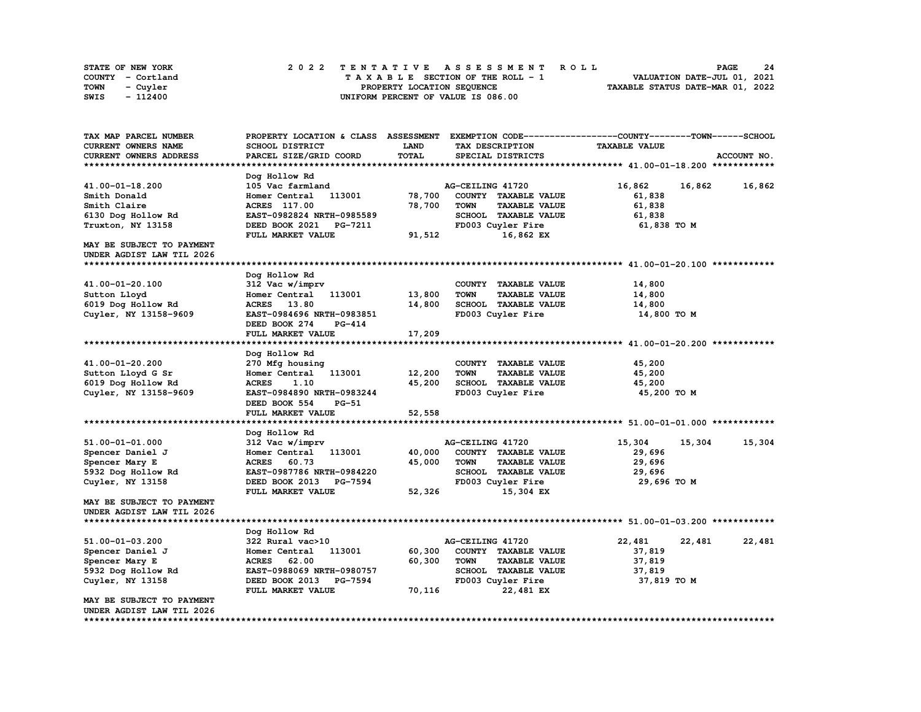STATE OF NEW YORK
COUNTY - Cortland
TOWN - Cuyler
SWIS - 112400

# 2022 TENTATIVE ASSESSMENT ROLL

TAXABLE SECTION OF THE ROLL - 1
PROPERTY LOCATION SEQUENCE
UNIFORM PERCENT OF VALUE IS 086.00

VALUATION DATE-JUL 01, 2021
TAXABLE STATUS DATE-MAR 01, 2022

| TAX MAP PARCEL NUMBER<br>CURRENT OWNERS NAME<br>CURRENT OWNERS ADDRESS | PROPERTY LOCATION & CLASS<br>SCHOOL DISTRICT<br>PARCEL SIZE/GRID COORD | ASSESSMENT<br>LAND<br>TOTAL | EXEMPTION CODE<br>TAX DESCRIPTION<br>SPECIAL DISTRICTS | COUNTY<br>TAXABLE VALUE | TOWN | SCHOOL<br>ACCOUNT NO. |
|---|---|---|---|---|---|---|
| **41.00-01-18.200** | Dog Hollow Rd | | | | | |
| 41.00-01-18.200 | 105 Vac farmland | | AG-CEILING 41720 | 16,862 | 16,862 | 16,862 |
| Smith Donald | Homer Central 113001 | 78,700 | COUNTY TAXABLE VALUE | 61,838 | | |
| Smith Claire | ACRES 117.00 | 78,700 | TOWN TAXABLE VALUE | 61,838 | | |
| 6130 Dog Hollow Rd | EAST-0982824 NRTH-0985589 | | SCHOOL TAXABLE VALUE | 61,838 | | |
| Truxton, NY 13158 | DEED BOOK 2021 PG-7211 | | FD003 Cuyler Fire | 61,838 TO M | | |
| | FULL MARKET VALUE | 91,512 | 16,862 EX | | | |
| MAY BE SUBJECT TO PAYMENT<br>UNDER AGDIST LAW TIL 2026 | | | | | | |
| **41.00-01-20.100** | Dog Hollow Rd | | | | | |
| 41.00-01-20.100 | 312 Vac w/imprv | | COUNTY TAXABLE VALUE | 14,800 | | |
| Sutton Lloyd | Homer Central 113001 | 13,800 | TOWN TAXABLE VALUE | 14,800 | | |
| 6019 Dog Hollow Rd | ACRES 13.80 | 14,800 | SCHOOL TAXABLE VALUE | 14,800 | | |
| Cuyler, NY 13158-9609 | EAST-0984696 NRTH-0983851 | | FD003 Cuyler Fire | 14,800 TO M | | |
| | DEED BOOK 274 PG-414 | | | | | |
| | FULL MARKET VALUE | 17,209 | | | | |
| **41.00-01-20.200** | Dog Hollow Rd | | | | | |
| 41.00-01-20.200 | 270 Mfg housing | | COUNTY TAXABLE VALUE | 45,200 | | |
| Sutton Lloyd G Sr | Homer Central 113001 | 12,200 | TOWN TAXABLE VALUE | 45,200 | | |
| 6019 Dog Hollow Rd | ACRES 1.10 | 45,200 | SCHOOL TAXABLE VALUE | 45,200 | | |
| Cuyler, NY 13158-9609 | EAST-0984890 NRTH-0983244 | | FD003 Cuyler Fire | 45,200 TO M | | |
| | DEED BOOK 554 PG-51 | | | | | |
| | FULL MARKET VALUE | 52,558 | | | | |
| **51.00-01-01.000** | Dog Hollow Rd | | | | | |
| 51.00-01-01.000 | 312 Vac w/imprv | | AG-CEILING 41720 | 15,304 | 15,304 | 15,304 |
| Spencer Daniel J | Homer Central 113001 | 40,000 | COUNTY TAXABLE VALUE | 29,696 | | |
| Spencer Mary E | ACRES 60.73 | 45,000 | TOWN TAXABLE VALUE | 29,696 | | |
| 5932 Dog Hollow Rd | EAST-0987786 NRTH-0984220 | | SCHOOL TAXABLE VALUE | 29,696 | | |
| Cuyler, NY 13158 | DEED BOOK 2013 PG-7594 | | FD003 Cuyler Fire | 29,696 TO M | | |
| | FULL MARKET VALUE | 52,326 | 15,304 EX | | | |
| MAY BE SUBJECT TO PAYMENT<br>UNDER AGDIST LAW TIL 2026 | | | | | | |
| **51.00-01-03.200** | Dog Hollow Rd | | | | | |
| 51.00-01-03.200 | 322 Rural vac>10 | | AG-CEILING 41720 | 22,481 | 22,481 | 22,481 |
| Spencer Daniel J | Homer Central 113001 | 60,300 | COUNTY TAXABLE VALUE | 37,819 | | |
| Spencer Mary E | ACRES 62.00 | 60,300 | TOWN TAXABLE VALUE | 37,819 | | |
| 5932 Dog Hollow Rd | EAST-0988069 NRTH-0980757 | | SCHOOL TAXABLE VALUE | 37,819 | | |
| Cuyler, NY 13158 | DEED BOOK 2013 PG-7594 | | FD003 Cuyler Fire | 37,819 TO M | | |
| | FULL MARKET VALUE | 70,116 | 22,481 EX | | | |
| MAY BE SUBJECT TO PAYMENT<br>UNDER AGDIST LAW TIL 2026 | | | | | | |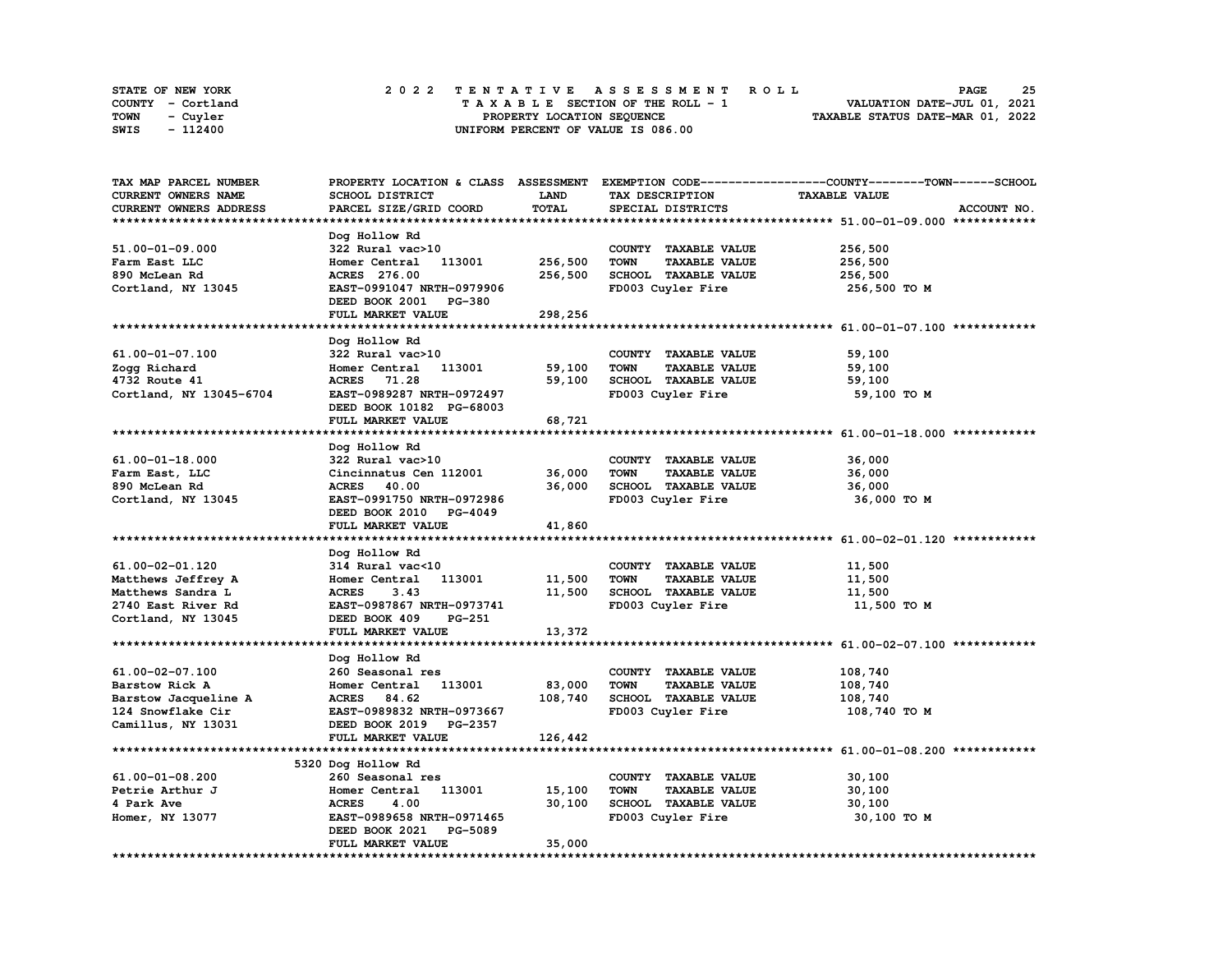STATE OF NEW YORK
COUNTY - Cortland
TOWN - Cuyler
SWIS - 112400

2022 TENTATIVE ASSESSMENT ROLL
TAXABLE SECTION OF THE ROLL - 1
PROPERTY LOCATION SEQUENCE
UNIFORM PERCENT OF VALUE IS 086.00

VALUATION DATE-JUL 01, 2021
TAXABLE STATUS DATE-MAR 01, 2022

| TAX MAP PARCEL NUMBER / CURRENT OWNERS NAME / CURRENT OWNERS ADDRESS | PROPERTY LOCATION & CLASS / SCHOOL DISTRICT / PARCEL SIZE/GRID COORD | ASSESSMENT LAND / TOTAL | EXEMPTION CODE / TAX DESCRIPTION / SPECIAL DISTRICTS | TAXABLE VALUE (COUNTY / TOWN / SCHOOL) | ACCOUNT NO. |
|---|---|---|---|---|---|
| **51.00-01-09.000** | Dog Hollow Rd | | | | |
| 51.00-01-09.000 | 322 Rural vac>10 | | COUNTY TAXABLE VALUE | 256,500 | |
| Farm East LLC | Homer Central 113001 | 256,500 | TOWN TAXABLE VALUE | 256,500 | |
| 890 McLean Rd | ACRES 276.00 | 256,500 | SCHOOL TAXABLE VALUE | 256,500 | |
| Cortland, NY 13045 | EAST-0991047 NRTH-0979906 | | FD003 Cuyler Fire | 256,500 TO M | |
| | DEED BOOK 2001 PG-380 | | | | |
| | FULL MARKET VALUE | 298,256 | | | |
| **61.00-01-07.100** | Dog Hollow Rd | | | | |
| 61.00-01-07.100 | 322 Rural vac>10 | | COUNTY TAXABLE VALUE | 59,100 | |
| Zogg Richard | Homer Central 113001 | 59,100 | TOWN TAXABLE VALUE | 59,100 | |
| 4732 Route 41 | ACRES 71.28 | 59,100 | SCHOOL TAXABLE VALUE | 59,100 | |
| Cortland, NY 13045-6704 | EAST-0989287 NRTH-0972497 | | FD003 Cuyler Fire | 59,100 TO M | |
| | DEED BOOK 10182 PG-68003 | | | | |
| | FULL MARKET VALUE | 68,721 | | | |
| **61.00-01-18.000** | Dog Hollow Rd | | | | |
| 61.00-01-18.000 | 322 Rural vac>10 | | COUNTY TAXABLE VALUE | 36,000 | |
| Farm East, LLC | Cincinnatus Cen 112001 | 36,000 | TOWN TAXABLE VALUE | 36,000 | |
| 890 McLean Rd | ACRES 40.00 | 36,000 | SCHOOL TAXABLE VALUE | 36,000 | |
| Cortland, NY 13045 | EAST-0991750 NRTH-0972986 | | FD003 Cuyler Fire | 36,000 TO M | |
| | DEED BOOK 2010 PG-4049 | | | | |
| | FULL MARKET VALUE | 41,860 | | | |
| **61.00-02-01.120** | Dog Hollow Rd | | | | |
| 61.00-02-01.120 | 314 Rural vac<10 | | COUNTY TAXABLE VALUE | 11,500 | |
| Matthews Jeffrey A | Homer Central 113001 | 11,500 | TOWN TAXABLE VALUE | 11,500 | |
| Matthews Sandra L | ACRES 3.43 | 11,500 | SCHOOL TAXABLE VALUE | 11,500 | |
| 2740 East River Rd | EAST-0987867 NRTH-0973741 | | FD003 Cuyler Fire | 11,500 TO M | |
| Cortland, NY 13045 | DEED BOOK 409 PG-251 | | | | |
| | FULL MARKET VALUE | 13,372 | | | |
| **61.00-02-07.100** | Dog Hollow Rd | | | | |
| 61.00-02-07.100 | 260 Seasonal res | | COUNTY TAXABLE VALUE | 108,740 | |
| Barstow Rick A | Homer Central 113001 | 83,000 | TOWN TAXABLE VALUE | 108,740 | |
| Barstow Jacqueline A | ACRES 84.62 | 108,740 | SCHOOL TAXABLE VALUE | 108,740 | |
| 124 Snowflake Cir | EAST-0989832 NRTH-0973667 | | FD003 Cuyler Fire | 108,740 TO M | |
| Camillus, NY 13031 | DEED BOOK 2019 PG-2357 | | | | |
| | FULL MARKET VALUE | 126,442 | | | |
| **61.00-01-08.200** | 5320 Dog Hollow Rd | | | | |
| 61.00-01-08.200 | 260 Seasonal res | | COUNTY TAXABLE VALUE | 30,100 | |
| Petrie Arthur J | Homer Central 113001 | 15,100 | TOWN TAXABLE VALUE | 30,100 | |
| 4 Park Ave | ACRES 4.00 | 30,100 | SCHOOL TAXABLE VALUE | 30,100 | |
| Homer, NY 13077 | EAST-0989658 NRTH-0971465 | | FD003 Cuyler Fire | 30,100 TO M | |
| | DEED BOOK 2021 PG-5089 | | | | |
| | FULL MARKET VALUE | 35,000 | | | |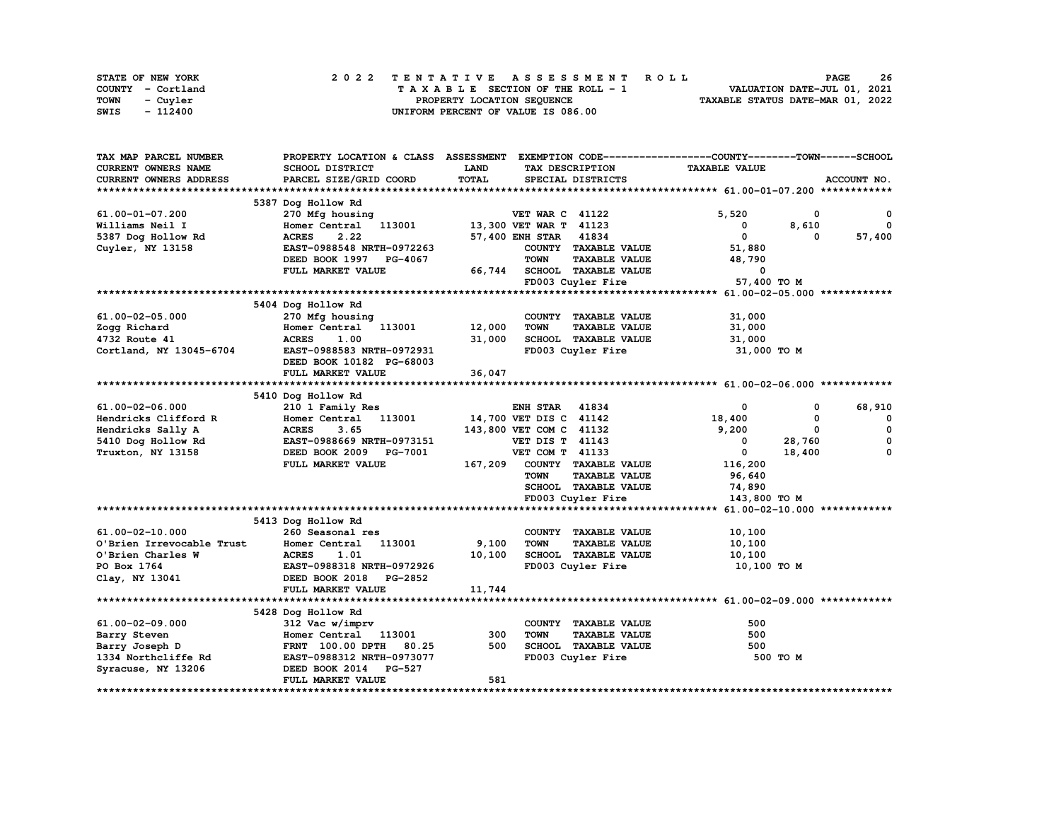STATE OF NEW YORK　　　2022 TENTATIVE ASSESSMENT ROLL
COUNTY - Cortland　　　TAXABLE SECTION OF THE ROLL - 1　　　VALUATION DATE-JUL 01, 2021
TOWN - Cuyler　　　PROPERTY LOCATION SEQUENCE　　　TAXABLE STATUS DATE-MAR 01, 2022
SWIS - 112400　　　UNIFORM PERCENT OF VALUE IS 086.00

| TAX MAP PARCEL NUMBER / CURRENT OWNERS NAME / CURRENT OWNERS ADDRESS | PROPERTY LOCATION & CLASS / SCHOOL DISTRICT / PARCEL SIZE/GRID COORD | ASSESSMENT LAND / TOTAL | EXEMPTION CODE / TAX DESCRIPTION / SPECIAL DISTRICTS | COUNTY TAXABLE VALUE | TOWN | SCHOOL ACCOUNT NO. |
|---|---|---|---|---|---|---|
| **61.00-01-07.200** | 5387 Dog Hollow Rd | | | | | |
| 61.00-01-07.200 | 270 Mfg housing | | VET WAR C 41122 | 5,520 | 0 | 0 |
| Williams Neil I | Homer Central 113001 | 13,300 | VET WAR T 41123 | 0 | 8,610 | 0 |
| 5387 Dog Hollow Rd | ACRES 2.22 | 57,400 | ENH STAR 41834 | 0 | 0 | 57,400 |
| Cuyler, NY 13158 | EAST-0988548 NRTH-0972263 | | COUNTY TAXABLE VALUE | 51,880 | | |
| | DEED BOOK 1997 PG-4067 | | TOWN TAXABLE VALUE | 48,790 | | |
| | FULL MARKET VALUE | 66,744 | SCHOOL TAXABLE VALUE | 0 | | |
| | | | FD003 Cuyler Fire | 57,400 TO M | | |
| **61.00-02-05.000** | 5404 Dog Hollow Rd | | | | | |
| 61.00-02-05.000 | 270 Mfg housing | | COUNTY TAXABLE VALUE | 31,000 | | |
| Zogg Richard | Homer Central 113001 | 12,000 | TOWN TAXABLE VALUE | 31,000 | | |
| 4732 Route 41 | ACRES 1.00 | 31,000 | SCHOOL TAXABLE VALUE | 31,000 | | |
| Cortland, NY 13045-6704 | EAST-0988583 NRTH-0972931 | | FD003 Cuyler Fire | 31,000 TO M | | |
| | DEED BOOK 10182 PG-68003 | | | | | |
| | FULL MARKET VALUE | 36,047 | | | | |
| **61.00-02-06.000** | 5410 Dog Hollow Rd | | | | | |
| 61.00-02-06.000 | 210 1 Family Res | | ENH STAR 41834 | 0 | 0 | 68,910 |
| Hendricks Clifford R | Homer Central 113001 | 14,700 | VET DIS C 41142 | 18,400 | 0 | 0 |
| Hendricks Sally A | ACRES 3.65 | 143,800 | VET COM C 41132 | 9,200 | 0 | 0 |
| 5410 Dog Hollow Rd | EAST-0988669 NRTH-0973151 | | VET DIS T 41143 | 0 | 28,760 | 0 |
| Truxton, NY 13158 | DEED BOOK 2009 PG-7001 | | VET COM T 41133 | 0 | 18,400 | 0 |
| | FULL MARKET VALUE | 167,209 | COUNTY TAXABLE VALUE | 116,200 | | |
| | | | TOWN TAXABLE VALUE | 96,640 | | |
| | | | SCHOOL TAXABLE VALUE | 74,890 | | |
| | | | FD003 Cuyler Fire | 143,800 TO M | | |
| **61.00-02-10.000** | 5413 Dog Hollow Rd | | | | | |
| 61.00-02-10.000 | 260 Seasonal res | | COUNTY TAXABLE VALUE | 10,100 | | |
| O'Brien Irrevocable Trust | Homer Central 113001 | 9,100 | TOWN TAXABLE VALUE | 10,100 | | |
| O'Brien Charles W | ACRES 1.01 | 10,100 | SCHOOL TAXABLE VALUE | 10,100 | | |
| PO Box 1764 | EAST-0988318 NRTH-0972926 | | FD003 Cuyler Fire | 10,100 TO M | | |
| Clay, NY 13041 | DEED BOOK 2018 PG-2852 | | | | | |
| | FULL MARKET VALUE | 11,744 | | | | |
| **61.00-02-09.000** | 5428 Dog Hollow Rd | | | | | |
| 61.00-02-09.000 | 312 Vac w/imprv | | COUNTY TAXABLE VALUE | 500 | | |
| Barry Steven | Homer Central 113001 | 300 | TOWN TAXABLE VALUE | 500 | | |
| Barry Joseph D | FRNT 100.00 DPTH 80.25 | 500 | SCHOOL TAXABLE VALUE | 500 | | |
| 1334 Northcliffe Rd | EAST-0988312 NRTH-0973077 | | FD003 Cuyler Fire | 500 TO M | | |
| Syracuse, NY 13206 | DEED BOOK 2014 PG-527 | | | | | |
| | FULL MARKET VALUE | 581 | | | | |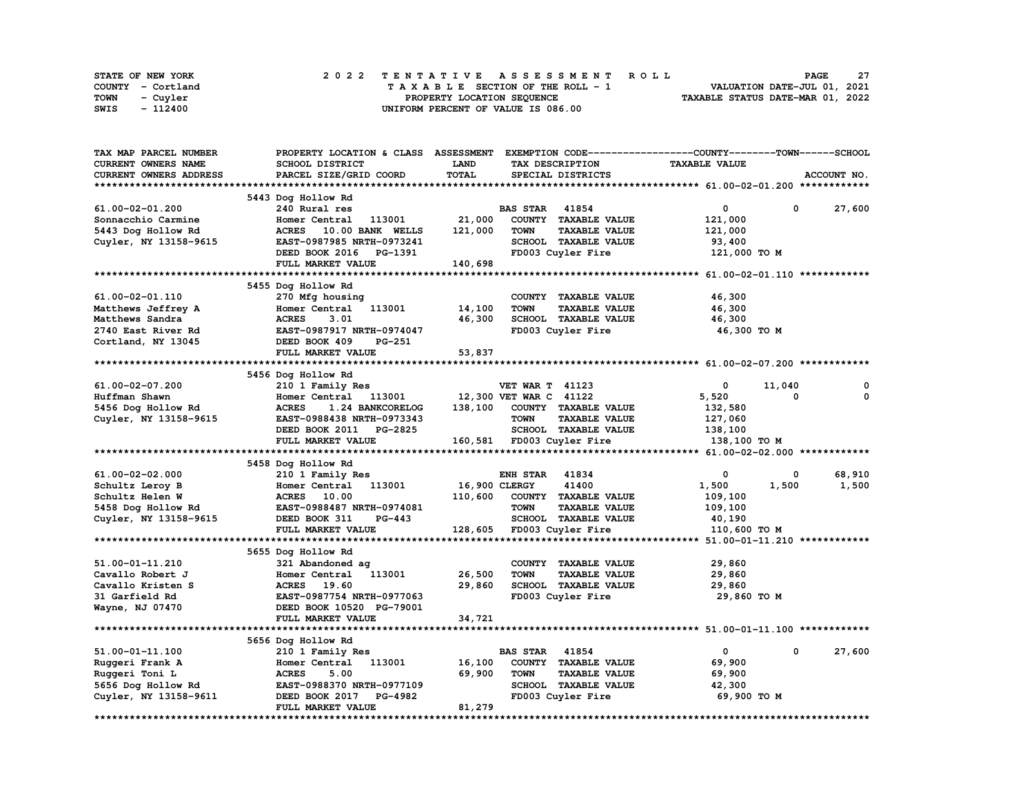STATE OF NEW YORK — 2022 TENTATIVE ASSESSMENT ROLL — PAGE 27
COUNTY - Cortland — TAXABLE SECTION OF THE ROLL - 1 — VALUATION DATE-JUL 01, 2021
TOWN - Cuyler — PROPERTY LOCATION SEQUENCE — TAXABLE STATUS DATE-MAR 01, 2022
SWIS - 112400 — UNIFORM PERCENT OF VALUE IS 086.00

| TAX MAP PARCEL NUMBER / CURRENT OWNERS NAME / CURRENT OWNERS ADDRESS | PROPERTY LOCATION & CLASS / SCHOOL DISTRICT / PARCEL SIZE/GRID COORD | ASSESSMENT LAND / TOTAL | EXEMPTION CODE / TAX DESCRIPTION / SPECIAL DISTRICTS | COUNTY | TOWN | SCHOOL |
|---|---|---|---|---|---|---|
| **61.00-02-01.200** | 5443 Dog Hollow Rd | | | | | |
| 61.00-02-01.200 | 240 Rural res | | BAS STAR 41854 | 0 | 0 | 27,600 |
| Sonnacchio Carmine | Homer Central 113001 | 21,000 | COUNTY TAXABLE VALUE | 121,000 | | |
| 5443 Dog Hollow Rd | ACRES 10.00 BANK WELLS | 121,000 | TOWN TAXABLE VALUE | | 121,000 | |
| Cuyler, NY 13158-9615 | EAST-0987985 NRTH-0973241 | | SCHOOL TAXABLE VALUE | | | 93,400 |
| | DEED BOOK 2016 PG-1391 | | FD003 Cuyler Fire | 121,000 TO M | | |
| | FULL MARKET VALUE | 140,698 | | | | |
| **61.00-02-01.110** | 5455 Dog Hollow Rd | | | | | |
| 61.00-02-01.110 | 270 Mfg housing | | COUNTY TAXABLE VALUE | 46,300 | | |
| Matthews Jeffrey A | Homer Central 113001 | 14,100 | TOWN TAXABLE VALUE | | 46,300 | |
| Matthews Sandra | ACRES 3.01 | 46,300 | SCHOOL TAXABLE VALUE | | | 46,300 |
| 2740 East River Rd | EAST-0987917 NRTH-0974047 | | FD003 Cuyler Fire | 46,300 TO M | | |
| Cortland, NY 13045 | DEED BOOK 409 PG-251 | | | | | |
| | FULL MARKET VALUE | 53,837 | | | | |
| **61.00-02-07.200** | 5456 Dog Hollow Rd | | | | | |
| 61.00-02-07.200 | 210 1 Family Res | | VET WAR T 41123 | 0 | 11,040 | 0 |
| Huffman Shawn | Homer Central 113001 | 12,300 | VET WAR C 41122 | 5,520 | 0 | 0 |
| 5456 Dog Hollow Rd | ACRES 1.24 BANKCORELOG | 138,100 | COUNTY TAXABLE VALUE | 132,580 | | |
| Cuyler, NY 13158-9615 | EAST-0988438 NRTH-0973343 | | TOWN TAXABLE VALUE | | 127,060 | |
| | DEED BOOK 2011 PG-2825 | | SCHOOL TAXABLE VALUE | | | 138,100 |
| | FULL MARKET VALUE | 160,581 | FD003 Cuyler Fire | 138,100 TO M | | |
| **61.00-02-02.000** | 5458 Dog Hollow Rd | | | | | |
| 61.00-02-02.000 | 210 1 Family Res | | ENH STAR 41834 | 0 | 0 | 68,910 |
| Schultz Leroy B | Homer Central 113001 | 16,900 | CLERGY 41400 | 1,500 | 1,500 | 1,500 |
| Schultz Helen W | ACRES 10.00 | 110,600 | COUNTY TAXABLE VALUE | 109,100 | | |
| 5458 Dog Hollow Rd | EAST-0988487 NRTH-0974081 | | TOWN TAXABLE VALUE | | 109,100 | |
| Cuyler, NY 13158-9615 | DEED BOOK 311 PG-443 | | SCHOOL TAXABLE VALUE | | | 40,190 |
| | FULL MARKET VALUE | 128,605 | FD003 Cuyler Fire | 110,600 TO M | | |
| **51.00-01-11.210** | 5655 Dog Hollow Rd | | | | | |
| 51.00-01-11.210 | 321 Abandoned ag | | COUNTY TAXABLE VALUE | 29,860 | | |
| Cavallo Robert J | Homer Central 113001 | 26,500 | TOWN TAXABLE VALUE | | 29,860 | |
| Cavallo Kristen S | ACRES 19.60 | 29,860 | SCHOOL TAXABLE VALUE | | | 29,860 |
| 31 Garfield Rd | EAST-0987754 NRTH-0977063 | | FD003 Cuyler Fire | 29,860 TO M | | |
| Wayne, NJ 07470 | DEED BOOK 10520 PG-79001 | | | | | |
| | FULL MARKET VALUE | 34,721 | | | | |
| **51.00-01-11.100** | 5656 Dog Hollow Rd | | | | | |
| 51.00-01-11.100 | 210 1 Family Res | | BAS STAR 41854 | 0 | 0 | 27,600 |
| Ruggeri Frank A | Homer Central 113001 | 16,100 | COUNTY TAXABLE VALUE | 69,900 | | |
| Ruggeri Toni L | ACRES 5.00 | 69,900 | TOWN TAXABLE VALUE | | 69,900 | |
| 5656 Dog Hollow Rd | EAST-0988370 NRTH-0977109 | | SCHOOL TAXABLE VALUE | | | 42,300 |
| Cuyler, NY 13158-9611 | DEED BOOK 2017 PG-4982 | | FD003 Cuyler Fire | 69,900 TO M | | |
| | FULL MARKET VALUE | 81,279 | | | | |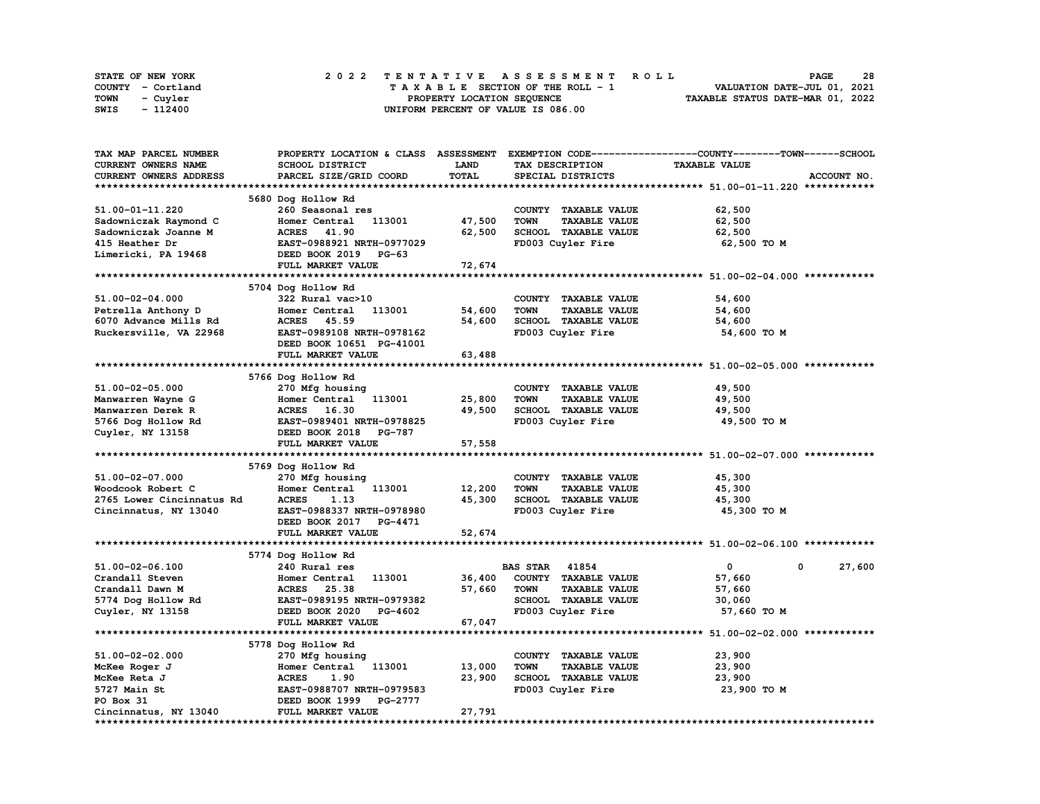STATE OF NEW YORK
COUNTY - Cortland
TOWN - Cuyler
SWIS - 112400

# 2022 TENTATIVE ASSESSMENT ROLL

TAXABLE SECTION OF THE ROLL - 1
PROPERTY LOCATION SEQUENCE
UNIFORM PERCENT OF VALUE IS 086.00

VALUATION DATE-JUL 01, 2021
TAXABLE STATUS DATE-MAR 01, 2022

| TAX MAP PARCEL NUMBER / CURRENT OWNERS NAME / CURRENT OWNERS ADDRESS | PROPERTY LOCATION & CLASS / SCHOOL DISTRICT / PARCEL SIZE/GRID COORD | ASSESSMENT LAND | ASSESSMENT TOTAL | EXEMPTION CODE / TAX DESCRIPTION / SPECIAL DISTRICTS | COUNTY TAXABLE VALUE | TOWN | SCHOOL | ACCOUNT NO. |
|---|---|---|---|---|---|---|---|---|
| **51.00-01-11.220** | 5680 Dog Hollow Rd | | | | | | | |
| 51.00-01-11.220 | 260 Seasonal res | | | COUNTY TAXABLE VALUE | 62,500 | | | |
| Sadowniczak Raymond C | Homer Central 113001 | 47,500 | | TOWN TAXABLE VALUE | 62,500 | | | |
| Sadowniczak Joanne M | ACRES 41.90 | | 62,500 | SCHOOL TAXABLE VALUE | 62,500 | | | |
| 415 Heather Dr | EAST-0988921 NRTH-0977029 | | | FD003 Cuyler Fire | 62,500 TO M | | | |
| Limericki, PA 19468 | DEED BOOK 2019 PG-63 | | | | | | | |
| | FULL MARKET VALUE | | 72,674 | | | | | |
| **51.00-02-04.000** | 5704 Dog Hollow Rd | | | | | | | |
| 51.00-02-04.000 | 322 Rural vac>10 | | | COUNTY TAXABLE VALUE | 54,600 | | | |
| Petrella Anthony D | Homer Central 113001 | 54,600 | | TOWN TAXABLE VALUE | 54,600 | | | |
| 6070 Advance Mills Rd | ACRES 45.59 | | 54,600 | SCHOOL TAXABLE VALUE | 54,600 | | | |
| Ruckersville, VA 22968 | EAST-0989108 NRTH-0978162 | | | FD003 Cuyler Fire | 54,600 TO M | | | |
| | DEED BOOK 10651 PG-41001 | | | | | | | |
| | FULL MARKET VALUE | | 63,488 | | | | | |
| **51.00-02-05.000** | 5766 Dog Hollow Rd | | | | | | | |
| 51.00-02-05.000 | 270 Mfg housing | | | COUNTY TAXABLE VALUE | 49,500 | | | |
| Manwarren Wayne G | Homer Central 113001 | 25,800 | | TOWN TAXABLE VALUE | 49,500 | | | |
| Manwarren Derek R | ACRES 16.30 | | 49,500 | SCHOOL TAXABLE VALUE | 49,500 | | | |
| 5766 Dog Hollow Rd | EAST-0989401 NRTH-0978825 | | | FD003 Cuyler Fire | 49,500 TO M | | | |
| Cuyler, NY 13158 | DEED BOOK 2018 PG-787 | | | | | | | |
| | FULL MARKET VALUE | | 57,558 | | | | | |
| **51.00-02-07.000** | 5769 Dog Hollow Rd | | | | | | | |
| 51.00-02-07.000 | 270 Mfg housing | | | COUNTY TAXABLE VALUE | 45,300 | | | |
| Woodcook Robert C | Homer Central 113001 | 12,200 | | TOWN TAXABLE VALUE | 45,300 | | | |
| 2765 Lower Cincinnatus Rd | ACRES 1.13 | | 45,300 | SCHOOL TAXABLE VALUE | 45,300 | | | |
| Cincinnatus, NY 13040 | EAST-0988337 NRTH-0978980 | | | FD003 Cuyler Fire | 45,300 TO M | | | |
| | DEED BOOK 2017 PG-4471 | | | | | | | |
| | FULL MARKET VALUE | | 52,674 | | | | | |
| **51.00-02-06.100** | 5774 Dog Hollow Rd | | | | | | | |
| 51.00-02-06.100 | 240 Rural res | | | BAS STAR 41854 | 0 | 0 | 27,600 | |
| Crandall Steven | Homer Central 113001 | 36,400 | | COUNTY TAXABLE VALUE | 57,660 | | | |
| Crandall Dawn M | ACRES 25.38 | | 57,660 | TOWN TAXABLE VALUE | 57,660 | | | |
| 5774 Dog Hollow Rd | EAST-0989195 NRTH-0979382 | | | SCHOOL TAXABLE VALUE | 30,060 | | | |
| Cuyler, NY 13158 | DEED BOOK 2020 PG-4602 | | | FD003 Cuyler Fire | 57,660 TO M | | | |
| | FULL MARKET VALUE | | 67,047 | | | | | |
| **51.00-02-02.000** | 5778 Dog Hollow Rd | | | | | | | |
| 51.00-02-02.000 | 270 Mfg housing | | | COUNTY TAXABLE VALUE | 23,900 | | | |
| McKee Roger J | Homer Central 113001 | 13,000 | | TOWN TAXABLE VALUE | 23,900 | | | |
| McKee Reta J | ACRES 1.90 | | 23,900 | SCHOOL TAXABLE VALUE | 23,900 | | | |
| 5727 Main St | EAST-0988707 NRTH-0979583 | | | FD003 Cuyler Fire | 23,900 TO M | | | |
| PO Box 31 | DEED BOOK 1999 PG-2777 | | | | | | | |
| Cincinnatus, NY 13040 | FULL MARKET VALUE | | 27,791 | | | | | |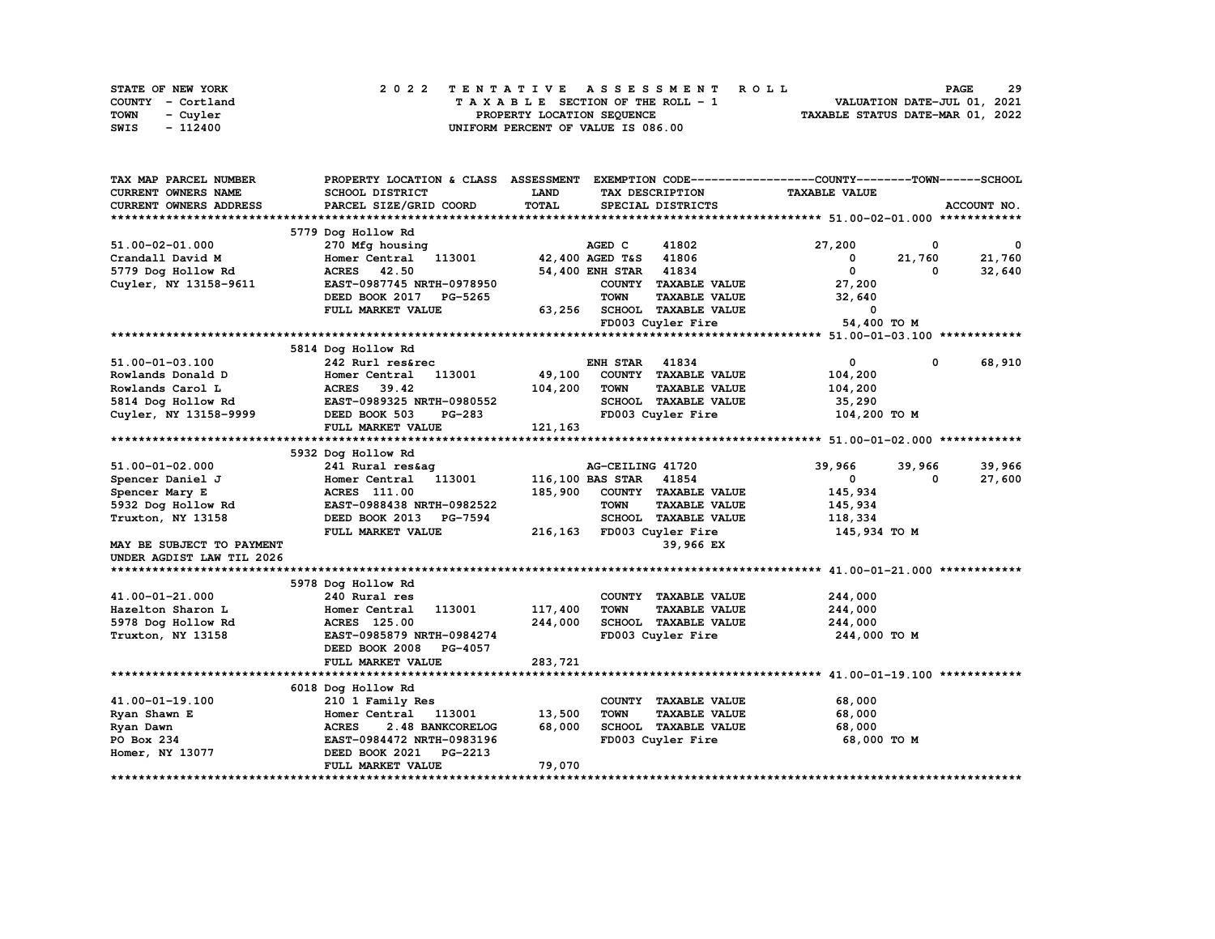STATE OF NEW YORK — 2022 TENTATIVE ASSESSMENT ROLL
COUNTY - Cortland — TAXABLE SECTION OF THE ROLL - 1 — VALUATION DATE-JUL 01, 2021
TOWN - Cuyler — PROPERTY LOCATION SEQUENCE — TAXABLE STATUS DATE-MAR 01, 2022
SWIS - 112400 — UNIFORM PERCENT OF VALUE IS 086.00

```
TAX MAP PARCEL NUMBER        PROPERTY LOCATION & CLASS  ASSESSMENT  EXEMPTION CODE------------------COUNTY--------TOWN------SCHOOL
CURRENT OWNERS NAME          SCHOOL DISTRICT               LAND      TAX DESCRIPTION            TAXABLE VALUE
CURRENT OWNERS ADDRESS       PARCEL SIZE/GRID COORD        TOTAL     SPECIAL DISTRICTS                                    ACCOUNT NO.
******************************************************************************************************* 51.00-02-01.000 ************
                             5779 Dog Hollow Rd
51.00-02-01.000              270 Mfg housing                    AGED C      41802           27,200            0            0
Crandall David M             Homer Central   113001     42,400 AGED T&S    41806                0       21,760       21,760
5779 Dog Hollow Rd           ACRES   42.50              54,400 ENH STAR    41834                0            0       32,640
Cuyler, NY 13158-9611        EAST-0987745 NRTH-0978950          COUNTY  TAXABLE VALUE        27,200
                             DEED BOOK 2017   PG-5265           TOWN    TAXABLE VALUE        32,640
                             FULL MARKET VALUE          63,256  SCHOOL  TAXABLE VALUE             0
                                                                FD003 Cuyler Fire            54,400 TO M
******************************************************************************************************* 51.00-01-03.100 ************
                             5814 Dog Hollow Rd
51.00-01-03.100              242 Rurl res&rec                   ENH STAR    41834                0            0       68,910
Rowlands Donald D            Homer Central   113001     49,100  COUNTY  TAXABLE VALUE       104,200
Rowlands Carol L             ACRES   39.42             104,200  TOWN    TAXABLE VALUE       104,200
5814 Dog Hollow Rd           EAST-0989325 NRTH-0980552          SCHOOL  TAXABLE VALUE        35,290
Cuyler, NY 13158-9999        DEED BOOK 503    PG-283            FD003 Cuyler Fire           104,200 TO M
                             FULL MARKET VALUE         121,163
******************************************************************************************************* 51.00-01-02.000 ************
                             5932 Dog Hollow Rd
51.00-01-02.000              241 Rural res&ag                   AG-CEILING 41720            39,966       39,966       39,966
Spencer Daniel J             Homer Central   113001    116,100 BAS STAR    41854                0            0       27,600
Spencer Mary E               ACRES  111.00             185,900  COUNTY  TAXABLE VALUE       145,934
5932 Dog Hollow Rd           EAST-0988438 NRTH-0982522          TOWN    TAXABLE VALUE       145,934
Truxton, NY 13158            DEED BOOK 2013   PG-7594           SCHOOL  TAXABLE VALUE       118,334
                             FULL MARKET VALUE         216,163  FD003 Cuyler Fire           145,934 TO M
MAY BE SUBJECT TO PAYMENT                                                39,966 EX
UNDER AGDIST LAW TIL 2026
******************************************************************************************************* 41.00-01-21.000 ************
                             5978 Dog Hollow Rd
41.00-01-21.000              240 Rural res                      COUNTY  TAXABLE VALUE       244,000
Hazelton Sharon L            Homer Central   113001    117,400  TOWN    TAXABLE VALUE       244,000
5978 Dog Hollow Rd           ACRES  125.00             244,000  SCHOOL  TAXABLE VALUE       244,000
Truxton, NY 13158            EAST-0985879 NRTH-0984274          FD003 Cuyler Fire           244,000 TO M
                             DEED BOOK 2008   PG-4057
                             FULL MARKET VALUE         283,721
******************************************************************************************************* 41.00-01-19.100 ************
                             6018 Dog Hollow Rd
41.00-01-19.100              210 1 Family Res                   COUNTY  TAXABLE VALUE        68,000
Ryan Shawn E                 Homer Central   113001     13,500  TOWN    TAXABLE VALUE        68,000
Ryan Dawn                    ACRES    2.48 BANKCORELOG  68,000  SCHOOL  TAXABLE VALUE        68,000
PO Box 234                   EAST-0984472 NRTH-0983196          FD003 Cuyler Fire            68,000 TO M
Homer, NY 13077              DEED BOOK 2021   PG-2213
                             FULL MARKET VALUE          79,070
************************************************************************************************************************************
```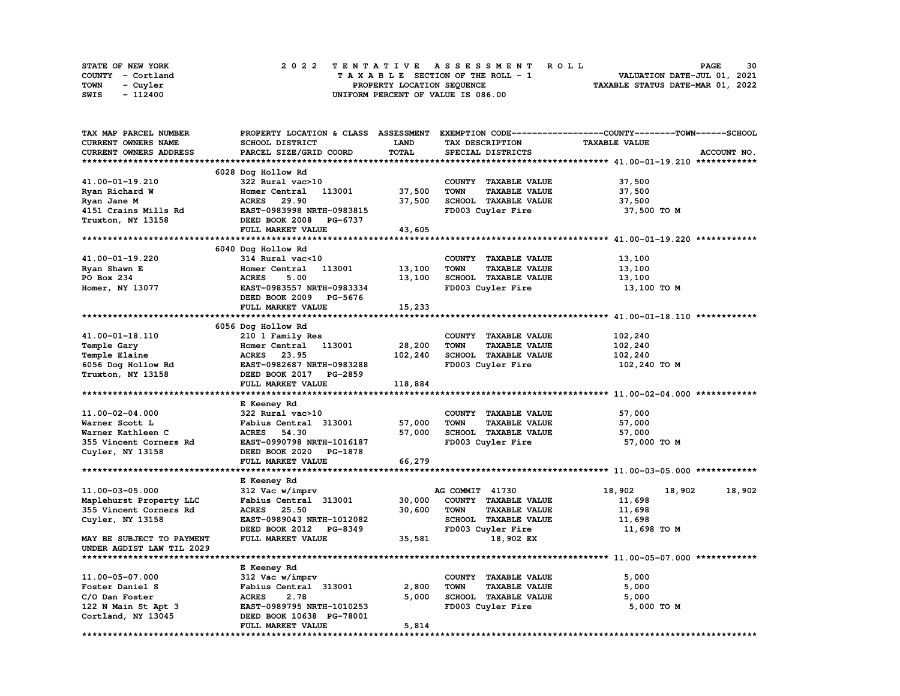STATE OF NEW YORK
COUNTY - Cortland
TOWN - Cuyler
SWIS - 112400

2022 TENTATIVE ASSESSMENT ROLL
TAXABLE SECTION OF THE ROLL - 1
PROPERTY LOCATION SEQUENCE
UNIFORM PERCENT OF VALUE IS 086.00

VALUATION DATE-JUL 01, 2021
TAXABLE STATUS DATE-MAR 01, 2022

| TAX MAP PARCEL NUMBER / CURRENT OWNERS NAME / CURRENT OWNERS ADDRESS | PROPERTY LOCATION & CLASS / SCHOOL DISTRICT / PARCEL SIZE/GRID COORD | ASSESSMENT LAND / TOTAL | EXEMPTION CODE / TAX DESCRIPTION / SPECIAL DISTRICTS | COUNTY | TOWN | SCHOOL |
|---|---|---|---|---|---|---|
| **41.00-01-19.210** | 6028 Dog Hollow Rd | | | | | |
| 41.00-01-19.210 | 322 Rural vac>10 | | COUNTY TAXABLE VALUE | 37,500 | | |
| Ryan Richard W | Homer Central 113001 | 37,500 | TOWN TAXABLE VALUE | 37,500 | | |
| Ryan Jane M | ACRES 29.90 | 37,500 | SCHOOL TAXABLE VALUE | 37,500 | | |
| 4151 Crains Mills Rd | EAST-0983998 NRTH-0983815 | | FD003 Cuyler Fire | 37,500 TO M | | |
| Truxton, NY 13158 | DEED BOOK 2008 PG-6737 | | | | | |
| | FULL MARKET VALUE | 43,605 | | | | |
| **41.00-01-19.220** | 6040 Dog Hollow Rd | | | | | |
| 41.00-01-19.220 | 314 Rural vac<10 | | COUNTY TAXABLE VALUE | 13,100 | | |
| Ryan Shawn E | Homer Central 113001 | 13,100 | TOWN TAXABLE VALUE | 13,100 | | |
| PO Box 234 | ACRES 5.00 | 13,100 | SCHOOL TAXABLE VALUE | 13,100 | | |
| Homer, NY 13077 | EAST-0983557 NRTH-0983334 | | FD003 Cuyler Fire | 13,100 TO M | | |
| | DEED BOOK 2009 PG-5676 | | | | | |
| | FULL MARKET VALUE | 15,233 | | | | |
| **41.00-01-18.110** | 6056 Dog Hollow Rd | | | | | |
| 41.00-01-18.110 | 210 1 Family Res | | COUNTY TAXABLE VALUE | 102,240 | | |
| Temple Gary | Homer Central 113001 | 28,200 | TOWN TAXABLE VALUE | 102,240 | | |
| Temple Elaine | ACRES 23.95 | 102,240 | SCHOOL TAXABLE VALUE | 102,240 | | |
| 6056 Dog Hollow Rd | EAST-0982687 NRTH-0983288 | | FD003 Cuyler Fire | 102,240 TO M | | |
| Truxton, NY 13158 | DEED BOOK 2017 PG-2859 | | | | | |
| | FULL MARKET VALUE | 118,884 | | | | |
| **11.00-02-04.000** | E Keeney Rd | | | | | |
| 11.00-02-04.000 | 322 Rural vac>10 | | COUNTY TAXABLE VALUE | 57,000 | | |
| Warner Scott L | Fabius Central 313001 | 57,000 | TOWN TAXABLE VALUE | 57,000 | | |
| Warner Kathleen C | ACRES 54.30 | 57,000 | SCHOOL TAXABLE VALUE | 57,000 | | |
| 355 Vincent Corners Rd | EAST-0990798 NRTH-1016187 | | FD003 Cuyler Fire | 57,000 TO M | | |
| Cuyler, NY 13158 | DEED BOOK 2020 PG-1878 | | | | | |
| | FULL MARKET VALUE | 66,279 | | | | |
| **11.00-03-05.000** | E Keeney Rd | | | | | |
| 11.00-03-05.000 | 312 Vac w/imprv | | AG COMMIT 41730 | 18,902 | 18,902 | 18,902 |
| Maplehurst Property LLC | Fabius Central 313001 | 30,000 | COUNTY TAXABLE VALUE | 11,698 | | |
| 355 Vincent Corners Rd | ACRES 25.50 | 30,600 | TOWN TAXABLE VALUE | 11,698 | | |
| Cuyler, NY 13158 | EAST-0989043 NRTH-1012082 | | SCHOOL TAXABLE VALUE | 11,698 | | |
| | DEED BOOK 2012 PG-8349 | | FD003 Cuyler Fire | 11,698 TO M | | |
| MAY BE SUBJECT TO PAYMENT | FULL MARKET VALUE | 35,581 | 18,902 EX | | | |
| UNDER AGDIST LAW TIL 2029 | | | | | | |
| **11.00-05-07.000** | E Keeney Rd | | | | | |
| 11.00-05-07.000 | 312 Vac w/imprv | | COUNTY TAXABLE VALUE | 5,000 | | |
| Foster Daniel S | Fabius Central 313001 | 2,800 | TOWN TAXABLE VALUE | 5,000 | | |
| C/O Dan Foster | ACRES 2.78 | 5,000 | SCHOOL TAXABLE VALUE | 5,000 | | |
| 122 N Main St Apt 3 | EAST-0989795 NRTH-1010253 | | FD003 Cuyler Fire | 5,000 TO M | | |
| Cortland, NY 13045 | DEED BOOK 10638 PG-78001 | | | | | |
| | FULL MARKET VALUE | 5,814 | | | | |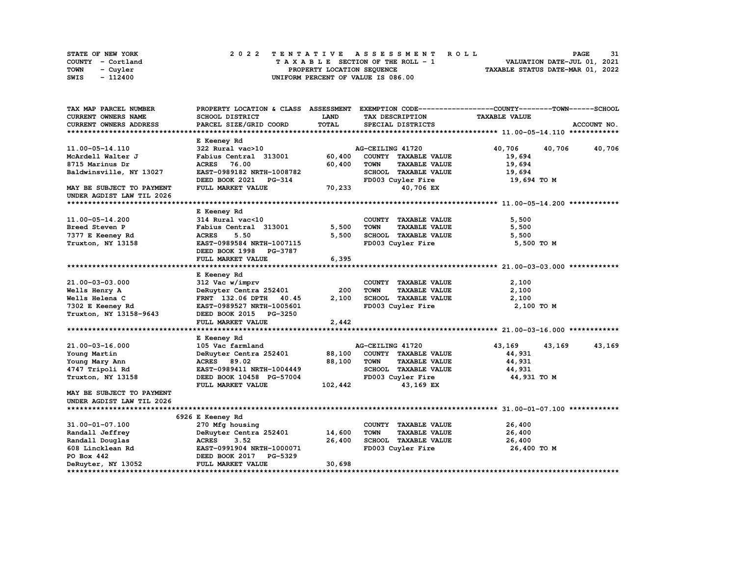STATE OF NEW YORK
COUNTY - Cortland
TOWN - Cuyler
SWIS - 112400

2 0 2 2 T E N T A T I V E A S S E S S M E N T R O L L
T A X A B L E SECTION OF THE ROLL - 1
PROPERTY LOCATION SEQUENCE
UNIFORM PERCENT OF VALUE IS 086.00

VALUATION DATE-JUL 01, 2021
TAXABLE STATUS DATE-MAR 01, 2022

```
TAX MAP PARCEL NUMBER          PROPERTY LOCATION & CLASS  ASSESSMENT  EXEMPTION CODE------------------COUNTY--------TOWN------SCHOOL
CURRENT OWNERS NAME            SCHOOL DISTRICT               LAND      TAX DESCRIPTION              TAXABLE VALUE
CURRENT OWNERS ADDRESS         PARCEL SIZE/GRID COORD        TOTAL     SPECIAL DISTRICTS                                      ACCOUNT NO.
******************************************************************************************************* 11.00-05-14.110 ************
                               E Keeney Rd
11.00-05-14.110                322 Rural vac>10                        AG-CEILING 41720             40,706     40,706     40,706
McArdell Walter J              Fabius Central  313001       60,400     COUNTY  TAXABLE VALUE          19,694
8715 Marinus Dr                ACRES   76.00                60,400     TOWN    TAXABLE VALUE          19,694
Baldwinsville, NY 13027        EAST-0989182 NRTH-1008782               SCHOOL  TAXABLE VALUE          19,694
                               DEED BOOK 2021   PG-314                 FD003 Cuyler Fire               19,694 TO M
MAY BE SUBJECT TO PAYMENT      FULL MARKET VALUE            70,233              40,706 EX
UNDER AGDIST LAW TIL 2026
******************************************************************************************************* 11.00-05-14.200 ************
                               E Keeney Rd
11.00-05-14.200                314 Rural vac<10                        COUNTY  TAXABLE VALUE           5,500
Breed Steven P                 Fabius Central  313001        5,500     TOWN    TAXABLE VALUE           5,500
7377 E Keeney Rd               ACRES    5.50                 5,500     SCHOOL  TAXABLE VALUE           5,500
Truxton, NY 13158              EAST-0989584 NRTH-1007115               FD003 Cuyler Fire                5,500 TO M
                               DEED BOOK 1998   PG-3787
                               FULL MARKET VALUE             6,395
******************************************************************************************************* 21.00-03-03.000 ************
                               E Keeney Rd
21.00-03-03.000                312 Vac w/imprv                         COUNTY  TAXABLE VALUE           2,100
Wells Henry A                  DeRuyter Centra 252401          200     TOWN    TAXABLE VALUE           2,100
Wells Helena C                 FRNT  132.06 DPTH   40.45     2,100     SCHOOL  TAXABLE VALUE           2,100
7302 E Keeney Rd               EAST-0989527 NRTH-1005601               FD003 Cuyler Fire                2,100 TO M
Truxton, NY 13158-9643         DEED BOOK 2015   PG-3250
                               FULL MARKET VALUE             2,442
******************************************************************************************************* 21.00-03-16.000 ************
                               E Keeney Rd
21.00-03-16.000                105 Vac farmland                        AG-CEILING 41720             43,169     43,169     43,169
Young Martin                   DeRuyter Centra 252401       88,100     COUNTY  TAXABLE VALUE          44,931
Young Mary Ann                 ACRES   89.02                88,100     TOWN    TAXABLE VALUE          44,931
4747 Tripoli Rd                EAST-0989411 NRTH-1004449               SCHOOL  TAXABLE VALUE          44,931
Truxton, NY 13158              DEED BOOK 10458  PG-57004               FD003 Cuyler Fire               44,931 TO M
                               FULL MARKET VALUE           102,442              43,169 EX
MAY BE SUBJECT TO PAYMENT
UNDER AGDIST LAW TIL 2026
******************************************************************************************************* 31.00-01-07.100 ************
                          6926 E Keeney Rd
31.00-01-07.100                270 Mfg housing                         COUNTY  TAXABLE VALUE          26,400
Randall Jeffrey                DeRuyter Centra 252401       14,600     TOWN    TAXABLE VALUE          26,400
Randall Douglas                ACRES    3.52                26,400     SCHOOL  TAXABLE VALUE          26,400
608 Lincklean Rd               EAST-0991904 NRTH-1000071               FD003 Cuyler Fire               26,400 TO M
PO Box 442                     DEED BOOK 2017   PG-5329
DeRuyter, NY 13052             FULL MARKET VALUE            30,698
************************************************************************************************************************************
```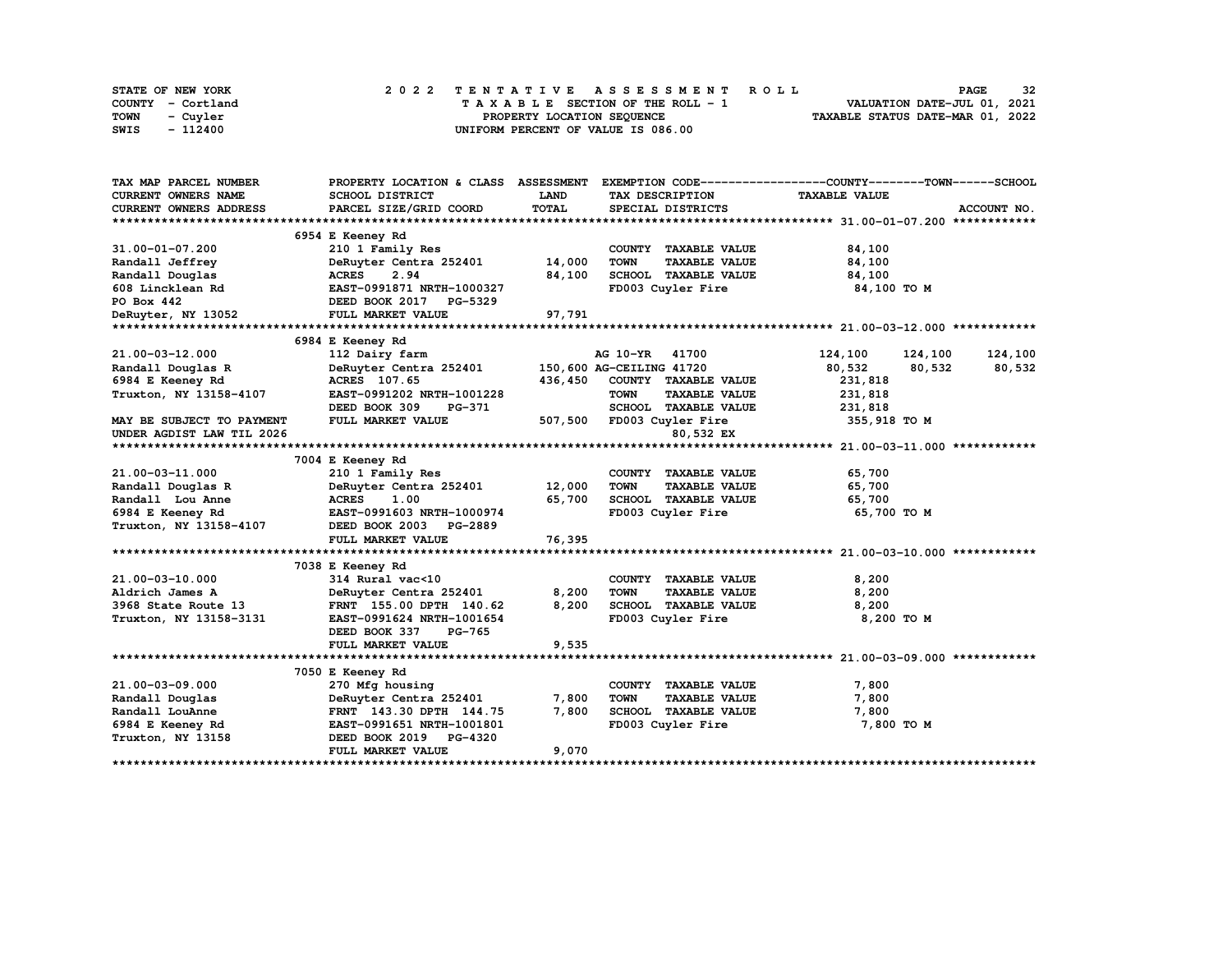STATE OF NEW YORK — COUNTY - Cortland — TOWN - Cuyler — SWIS - 112400

# 2022 TENTATIVE ASSESSMENT ROLL

TAXABLE SECTION OF THE ROLL - 1
PROPERTY LOCATION SEQUENCE
UNIFORM PERCENT OF VALUE IS 086.00

VALUATION DATE-JUL 01, 2021
TAXABLE STATUS DATE-MAR 01, 2022

| TAX MAP PARCEL NUMBER / CURRENT OWNERS NAME / CURRENT OWNERS ADDRESS | PROPERTY LOCATION & CLASS / SCHOOL DISTRICT / PARCEL SIZE/GRID COORD | ASSESSMENT LAND / TOTAL | EXEMPTION CODE / TAX DESCRIPTION / SPECIAL DISTRICTS | COUNTY / TAXABLE VALUE | TOWN | SCHOOL / ACCOUNT NO. |
|---|---|---|---|---|---|---|
| **31.00-01-07.200** | 6954 E Keeney Rd | | | | | |
| 31.00-01-07.200 | 210 1 Family Res | | COUNTY TAXABLE VALUE | 84,100 | | |
| Randall Jeffrey | DeRuyter Centra 252401 | 14,000 | TOWN TAXABLE VALUE | 84,100 | | |
| Randall Douglas | ACRES 2.94 | 84,100 | SCHOOL TAXABLE VALUE | 84,100 | | |
| 608 Lincklean Rd | EAST-0991871 NRTH-1000327 | | FD003 Cuyler Fire | 84,100 TO M | | |
| PO Box 442 | DEED BOOK 2017 PG-5329 | | | | | |
| DeRuyter, NY 13052 | FULL MARKET VALUE | 97,791 | | | | |
| **21.00-03-12.000** | 6984 E Keeney Rd | | | | | |
| 21.00-03-12.000 | 112 Dairy farm | | AG 10-YR 41700 | 124,100 | 124,100 | 124,100 |
| Randall Douglas R | DeRuyter Centra 252401 | 150,600 | AG-CEILING 41720 | 80,532 | 80,532 | 80,532 |
| 6984 E Keeney Rd | ACRES 107.65 | 436,450 | COUNTY TAXABLE VALUE | 231,818 | | |
| Truxton, NY 13158-4107 | EAST-0991202 NRTH-1001228 | | TOWN TAXABLE VALUE | 231,818 | | |
| | DEED BOOK 309 PG-371 | | SCHOOL TAXABLE VALUE | 231,818 | | |
| MAY BE SUBJECT TO PAYMENT | FULL MARKET VALUE | 507,500 | FD003 Cuyler Fire | 355,918 TO M | | |
| UNDER AGDIST LAW TIL 2026 | | | 80,532 EX | | | |
| **21.00-03-11.000** | 7004 E Keeney Rd | | | | | |
| 21.00-03-11.000 | 210 1 Family Res | | COUNTY TAXABLE VALUE | 65,700 | | |
| Randall Douglas R | DeRuyter Centra 252401 | 12,000 | TOWN TAXABLE VALUE | 65,700 | | |
| Randall Lou Anne | ACRES 1.00 | 65,700 | SCHOOL TAXABLE VALUE | 65,700 | | |
| 6984 E Keeney Rd | EAST-0991603 NRTH-1000974 | | FD003 Cuyler Fire | 65,700 TO M | | |
| Truxton, NY 13158-4107 | DEED BOOK 2003 PG-2889 | | | | | |
| | FULL MARKET VALUE | 76,395 | | | | |
| **21.00-03-10.000** | 7038 E Keeney Rd | | | | | |
| 21.00-03-10.000 | 314 Rural vac<10 | | COUNTY TAXABLE VALUE | 8,200 | | |
| Aldrich James A | DeRuyter Centra 252401 | 8,200 | TOWN TAXABLE VALUE | 8,200 | | |
| 3968 State Route 13 | FRNT 155.00 DPTH 140.62 | 8,200 | SCHOOL TAXABLE VALUE | 8,200 | | |
| Truxton, NY 13158-3131 | EAST-0991624 NRTH-1001654 | | FD003 Cuyler Fire | 8,200 TO M | | |
| | DEED BOOK 337 PG-765 | | | | | |
| | FULL MARKET VALUE | 9,535 | | | | |
| **21.00-03-09.000** | 7050 E Keeney Rd | | | | | |
| 21.00-03-09.000 | 270 Mfg housing | | COUNTY TAXABLE VALUE | 7,800 | | |
| Randall Douglas | DeRuyter Centra 252401 | 7,800 | TOWN TAXABLE VALUE | 7,800 | | |
| Randall LouAnne | FRNT 143.30 DPTH 144.75 | 7,800 | SCHOOL TAXABLE VALUE | 7,800 | | |
| 6984 E Keeney Rd | EAST-0991651 NRTH-1001801 | | FD003 Cuyler Fire | 7,800 TO M | | |
| Truxton, NY 13158 | DEED BOOK 2019 PG-4320 | | | | | |
| | FULL MARKET VALUE | 9,070 | | | | |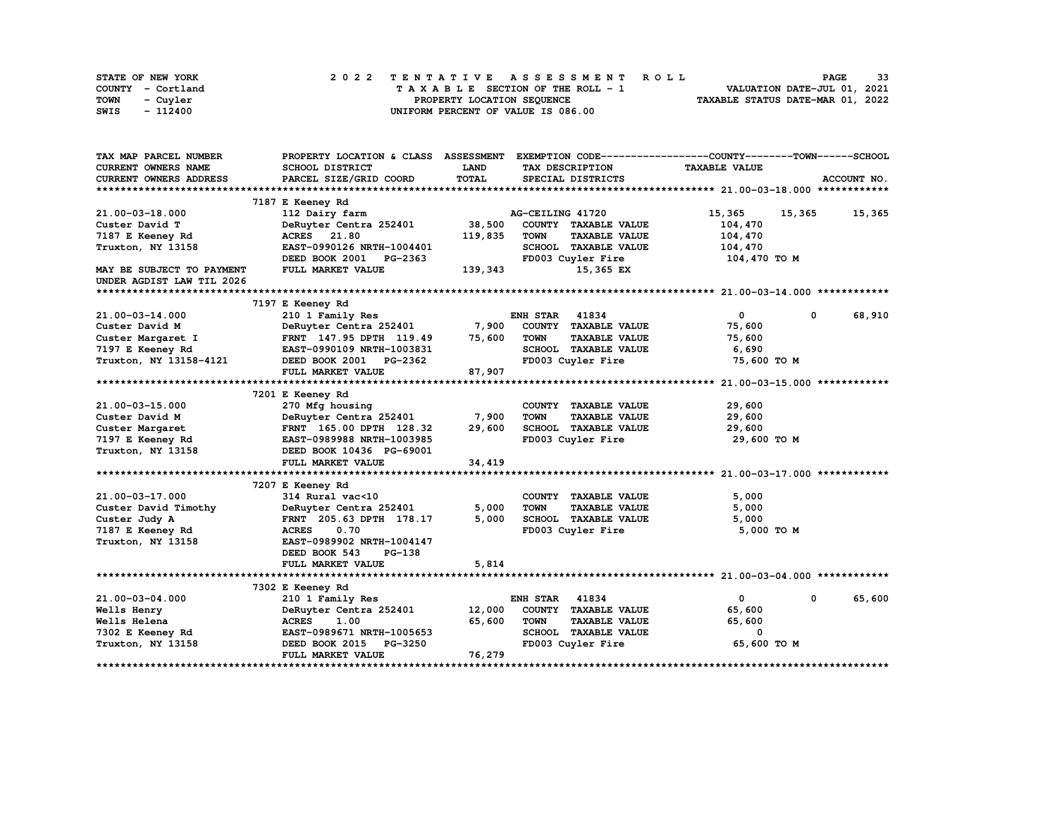STATE OF NEW YORK — 2022 TENTATIVE ASSESSMENT ROLL — PAGE 33
COUNTY - Cortland — TAXABLE SECTION OF THE ROLL - 1 — VALUATION DATE-JUL 01, 2021
TOWN - Cuyler — PROPERTY LOCATION SEQUENCE — TAXABLE STATUS DATE-MAR 01, 2022
SWIS - 112400 — UNIFORM PERCENT OF VALUE IS 086.00

| TAX MAP PARCEL NUMBER / CURRENT OWNERS NAME / CURRENT OWNERS ADDRESS | PROPERTY LOCATION & CLASS / SCHOOL DISTRICT / PARCEL SIZE/GRID COORD | ASSESSMENT LAND / TOTAL | EXEMPTION CODE / TAX DESCRIPTION / SPECIAL DISTRICTS | COUNTY | TOWN | SCHOOL |
|---|---|---|---|---|---|---|
| **21.00-03-18.000** | 7187 E Keeney Rd | | | | | |
| 21.00-03-18.000 | 112 Dairy farm | | AG-CEILING 41720 | 15,365 | 15,365 | 15,365 |
| Custer David T | DeRuyter Centra 252401 | 38,500 | COUNTY TAXABLE VALUE | 104,470 | | |
| 7187 E Keeney Rd | ACRES 21.80 | 119,835 | TOWN TAXABLE VALUE | | 104,470 | |
| Truxton, NY 13158 | EAST-0990126 NRTH-1004401 | | SCHOOL TAXABLE VALUE | | | 104,470 |
| | DEED BOOK 2001 PG-2363 | | FD003 Cuyler Fire | 104,470 TO M | | |
| MAY BE SUBJECT TO PAYMENT UNDER AGDIST LAW TIL 2026 | FULL MARKET VALUE | 139,343 | 15,365 EX | | | |
| **21.00-03-14.000** | 7197 E Keeney Rd | | | | | |
| 21.00-03-14.000 | 210 1 Family Res | | ENH STAR 41834 | 0 | 0 | 68,910 |
| Custer David M | DeRuyter Centra 252401 | 7,900 | COUNTY TAXABLE VALUE | 75,600 | | |
| Custer Margaret I | FRNT 147.95 DPTH 119.49 | 75,600 | TOWN TAXABLE VALUE | | 75,600 | |
| 7197 E Keeney Rd | EAST-0990109 NRTH-1003831 | | SCHOOL TAXABLE VALUE | | | 6,690 |
| Truxton, NY 13158-4121 | DEED BOOK 2001 PG-2362 | | FD003 Cuyler Fire | 75,600 TO M | | |
| | FULL MARKET VALUE | 87,907 | | | | |
| **21.00-03-15.000** | 7201 E Keeney Rd | | | | | |
| 21.00-03-15.000 | 270 Mfg housing | | COUNTY TAXABLE VALUE | 29,600 | | |
| Custer David M | DeRuyter Centra 252401 | 7,900 | TOWN TAXABLE VALUE | | 29,600 | |
| Custer Margaret | FRNT 165.00 DPTH 128.32 | 29,600 | SCHOOL TAXABLE VALUE | | | 29,600 |
| 7197 E Keeney Rd | EAST-0989988 NRTH-1003985 | | FD003 Cuyler Fire | 29,600 TO M | | |
| Truxton, NY 13158 | DEED BOOK 10436 PG-69001 | | | | | |
| | FULL MARKET VALUE | 34,419 | | | | |
| **21.00-03-17.000** | 7207 E Keeney Rd | | | | | |
| 21.00-03-17.000 | 314 Rural vac<10 | | COUNTY TAXABLE VALUE | 5,000 | | |
| Custer David Timothy | DeRuyter Centra 252401 | 5,000 | TOWN TAXABLE VALUE | | 5,000 | |
| Custer Judy A | FRNT 205.63 DPTH 178.17 | 5,000 | SCHOOL TAXABLE VALUE | | | 5,000 |
| 7187 E Keeney Rd | ACRES 0.70 | | FD003 Cuyler Fire | 5,000 TO M | | |
| Truxton, NY 13158 | EAST-0989902 NRTH-1004147 | | | | | |
| | DEED BOOK 543 PG-138 | | | | | |
| | FULL MARKET VALUE | 5,814 | | | | |
| **21.00-03-04.000** | 7302 E Keeney Rd | | | | | |
| 21.00-03-04.000 | 210 1 Family Res | | ENH STAR 41834 | 0 | 0 | 65,600 |
| Wells Henry | DeRuyter Centra 252401 | 12,000 | COUNTY TAXABLE VALUE | 65,600 | | |
| Wells Helena | ACRES 1.00 | 65,600 | TOWN TAXABLE VALUE | | 65,600 | |
| 7302 E Keeney Rd | EAST-0989671 NRTH-1005653 | | SCHOOL TAXABLE VALUE | | | 0 |
| Truxton, NY 13158 | DEED BOOK 2015 PG-3250 | | FD003 Cuyler Fire | 65,600 TO M | | |
| | FULL MARKET VALUE | 76,279 | | | | |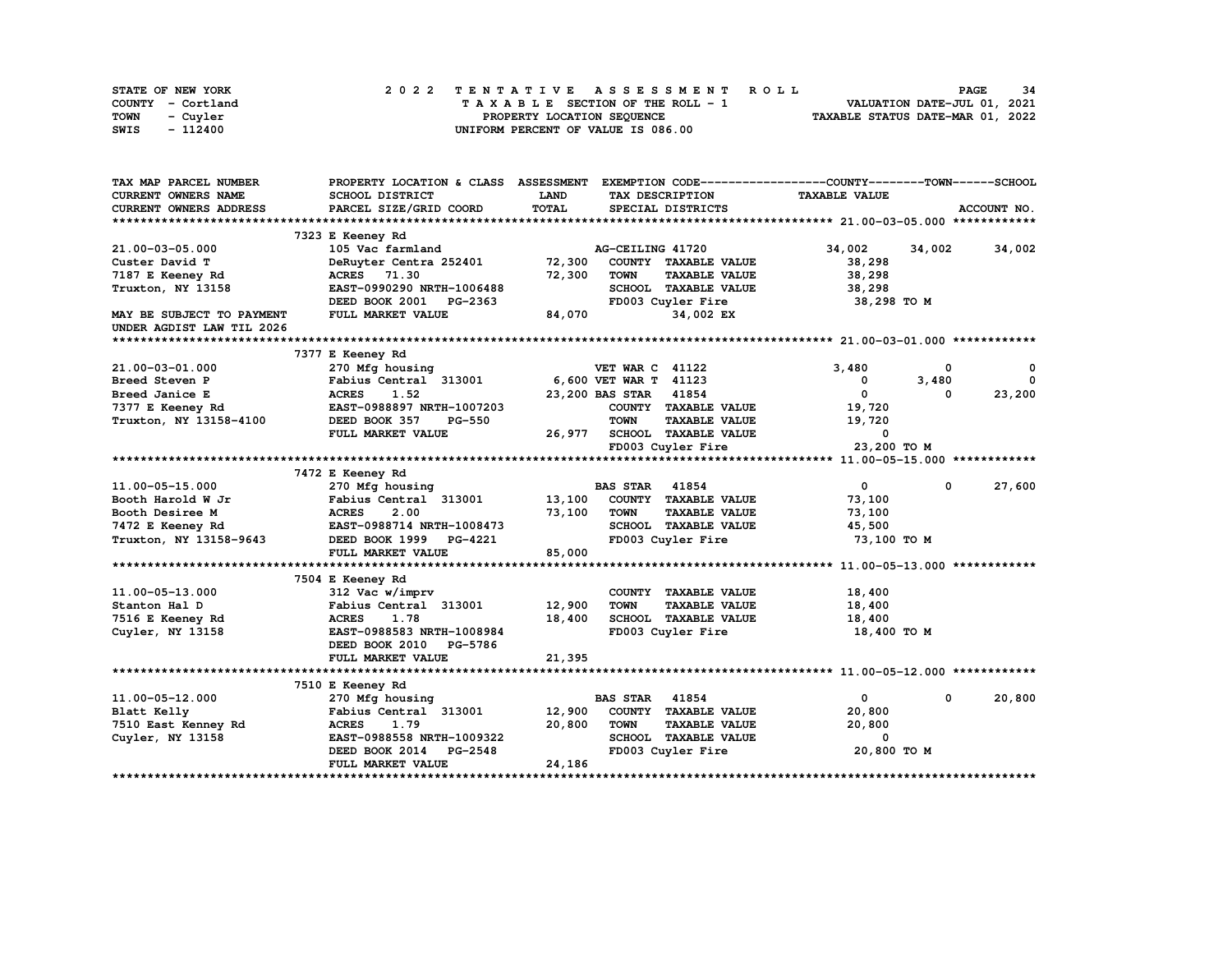STATE OF NEW YORK
COUNTY - Cortland
TOWN - Cuyler
SWIS - 112400

2022 TENTATIVE ASSESSMENT ROLL
TAXABLE SECTION OF THE ROLL - 1
PROPERTY LOCATION SEQUENCE
UNIFORM PERCENT OF VALUE IS 086.00

VALUATION DATE-JUL 01, 2021
TAXABLE STATUS DATE-MAR 01, 2022

| TAX MAP PARCEL NUMBER / CURRENT OWNERS NAME / CURRENT OWNERS ADDRESS | PROPERTY LOCATION & CLASS / SCHOOL DISTRICT / PARCEL SIZE/GRID COORD | ASSESSMENT LAND / TOTAL | EXEMPTION CODE / TAX DESCRIPTION / SPECIAL DISTRICTS | COUNTY TAXABLE VALUE | TOWN | SCHOOL |
|---|---|---|---|---|---|---|
| **21.00-03-05.000** | 7323 E Keeney Rd | | | | | |
| | 105 Vac farmland | | AG-CEILING 41720 | 34,002 | 34,002 | 34,002 |
| Custer David T | DeRuyter Centra 252401 | 72,300 | COUNTY TAXABLE VALUE | 38,298 | | |
| 7187 E Keeney Rd | ACRES 71.30 | 72,300 | TOWN TAXABLE VALUE | 38,298 | | |
| Truxton, NY 13158 | EAST-0990290 NRTH-1006488 | | SCHOOL TAXABLE VALUE | 38,298 | | |
| | DEED BOOK 2001 PG-2363 | | FD003 Cuyler Fire | 38,298 TO M | | |
| MAY BE SUBJECT TO PAYMENT UNDER AGDIST LAW TIL 2026 | FULL MARKET VALUE | 84,070 | 34,002 EX | | | |
| **21.00-03-01.000** | 7377 E Keeney Rd | | | | | |
| | 270 Mfg housing | | VET WAR C 41122 | 3,480 | 0 | 0 |
| Breed Steven P | Fabius Central 313001 | 6,600 | VET WAR T 41123 | 0 | 3,480 | 0 |
| Breed Janice E | ACRES 1.52 | 23,200 | BAS STAR 41854 | 0 | 0 | 23,200 |
| 7377 E Keeney Rd | EAST-0988897 NRTH-1007203 | | COUNTY TAXABLE VALUE | 19,720 | | |
| Truxton, NY 13158-4100 | DEED BOOK 357 PG-550 | | TOWN TAXABLE VALUE | 19,720 | | |
| | FULL MARKET VALUE | 26,977 | SCHOOL TAXABLE VALUE | 0 | | |
| | | | FD003 Cuyler Fire | 23,200 TO M | | |
| **11.00-05-15.000** | 7472 E Keeney Rd | | | | | |
| | 270 Mfg housing | | BAS STAR 41854 | 0 | 0 | 27,600 |
| Booth Harold W Jr | Fabius Central 313001 | 13,100 | COUNTY TAXABLE VALUE | 73,100 | | |
| Booth Desiree M | ACRES 2.00 | 73,100 | TOWN TAXABLE VALUE | 73,100 | | |
| 7472 E Keeney Rd | EAST-0988714 NRTH-1008473 | | SCHOOL TAXABLE VALUE | 45,500 | | |
| Truxton, NY 13158-9643 | DEED BOOK 1999 PG-4221 | | FD003 Cuyler Fire | 73,100 TO M | | |
| | FULL MARKET VALUE | 85,000 | | | | |
| **11.00-05-13.000** | 7504 E Keeney Rd | | | | | |
| | 312 Vac w/imprv | | COUNTY TAXABLE VALUE | 18,400 | | |
| Stanton Hal D | Fabius Central 313001 | 12,900 | TOWN TAXABLE VALUE | 18,400 | | |
| 7516 E Keeney Rd | ACRES 1.78 | 18,400 | SCHOOL TAXABLE VALUE | 18,400 | | |
| Cuyler, NY 13158 | EAST-0988583 NRTH-1008984 | | FD003 Cuyler Fire | 18,400 TO M | | |
| | DEED BOOK 2010 PG-5786 | | | | | |
| | FULL MARKET VALUE | 21,395 | | | | |
| **11.00-05-12.000** | 7510 E Keeney Rd | | | | | |
| | 270 Mfg housing | | BAS STAR 41854 | 0 | 0 | 20,800 |
| Blatt Kelly | Fabius Central 313001 | 12,900 | COUNTY TAXABLE VALUE | 20,800 | | |
| 7510 East Kenney Rd | ACRES 1.79 | 20,800 | TOWN TAXABLE VALUE | 20,800 | | |
| Cuyler, NY 13158 | EAST-0988558 NRTH-1009322 | | SCHOOL TAXABLE VALUE | 0 | | |
| | DEED BOOK 2014 PG-2548 | | FD003 Cuyler Fire | 20,800 TO M | | |
| | FULL MARKET VALUE | 24,186 | | | | |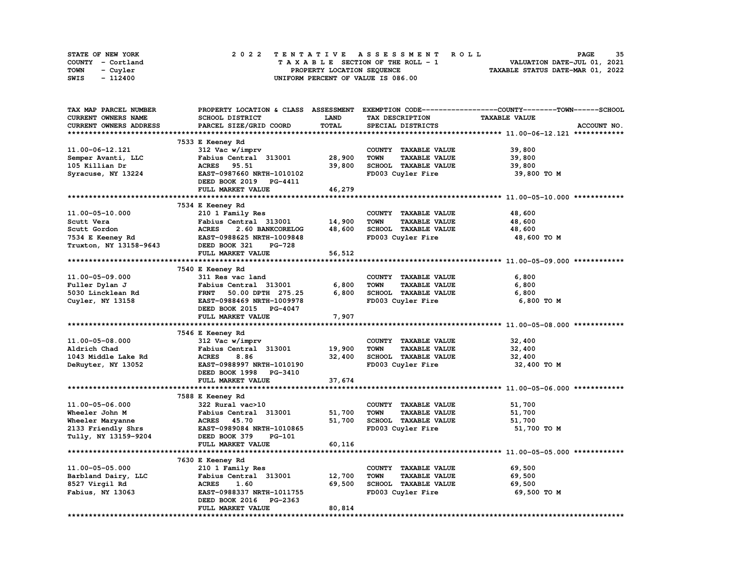STATE OF NEW YORK
COUNTY - Cortland
TOWN - Cuyler
SWIS - 112400

# 2022 TENTATIVE ASSESSMENT ROLL

TAXABLE SECTION OF THE ROLL - 1
PROPERTY LOCATION SEQUENCE
UNIFORM PERCENT OF VALUE IS 086.00

VALUATION DATE-JUL 01, 2021
TAXABLE STATUS DATE-MAR 01, 2022

| TAX MAP PARCEL NUMBER / CURRENT OWNERS NAME / CURRENT OWNERS ADDRESS | PROPERTY LOCATION & CLASS / SCHOOL DISTRICT / PARCEL SIZE/GRID COORD | ASSESSMENT LAND | TOTAL | EXEMPTION CODE / TAX DESCRIPTION / SPECIAL DISTRICTS | TAXABLE VALUE (COUNTY / TOWN / SCHOOL) | ACCOUNT NO. |
|---|---|---|---|---|---|---|
| **11.00-06-12.121** | 7533 E Keeney Rd | | | | | |
| 11.00-06-12.121 | 312 Vac w/imprv | | | COUNTY TAXABLE VALUE | 39,800 | |
| Semper Avanti, LLC | Fabius Central 313001 | 28,900 | | TOWN TAXABLE VALUE | 39,800 | |
| 105 Killian Dr | ACRES 95.51 | | 39,800 | SCHOOL TAXABLE VALUE | 39,800 | |
| Syracuse, NY 13224 | EAST-0987660 NRTH-1010102 | | | FD003 Cuyler Fire | 39,800 TO M | |
| | DEED BOOK 2019 PG-4411 | | | | | |
| | FULL MARKET VALUE | | 46,279 | | | |
| **11.00-05-10.000** | 7534 E Keeney Rd | | | | | |
| 11.00-05-10.000 | 210 1 Family Res | | | COUNTY TAXABLE VALUE | 48,600 | |
| Scutt Vera | Fabius Central 313001 | 14,900 | | TOWN TAXABLE VALUE | 48,600 | |
| Scutt Gordon | ACRES 2.60 BANKCORELOG | | 48,600 | SCHOOL TAXABLE VALUE | 48,600 | |
| 7534 E Keeney Rd | EAST-0988625 NRTH-1009848 | | | FD003 Cuyler Fire | 48,600 TO M | |
| Truxton, NY 13158-9643 | DEED BOOK 321 PG-728 | | | | | |
| | FULL MARKET VALUE | | 56,512 | | | |
| **11.00-05-09.000** | 7540 E Keeney Rd | | | | | |
| 11.00-05-09.000 | 311 Res vac land | | | COUNTY TAXABLE VALUE | 6,800 | |
| Fuller Dylan J | Fabius Central 313001 | 6,800 | | TOWN TAXABLE VALUE | 6,800 | |
| 5030 Lincklean Rd | FRNT 50.00 DPTH 275.25 | | 6,800 | SCHOOL TAXABLE VALUE | 6,800 | |
| Cuyler, NY 13158 | EAST-0988469 NRTH-1009978 | | | FD003 Cuyler Fire | 6,800 TO M | |
| | DEED BOOK 2015 PG-4047 | | | | | |
| | FULL MARKET VALUE | | 7,907 | | | |
| **11.00-05-08.000** | 7546 E Keeney Rd | | | | | |
| 11.00-05-08.000 | 312 Vac w/imprv | | | COUNTY TAXABLE VALUE | 32,400 | |
| Aldrich Chad | Fabius Central 313001 | 19,900 | | TOWN TAXABLE VALUE | 32,400 | |
| 1043 Middle Lake Rd | ACRES 8.86 | | 32,400 | SCHOOL TAXABLE VALUE | 32,400 | |
| DeRuyter, NY 13052 | EAST-0988997 NRTH-1010190 | | | FD003 Cuyler Fire | 32,400 TO M | |
| | DEED BOOK 1998 PG-3410 | | | | | |
| | FULL MARKET VALUE | | 37,674 | | | |
| **11.00-05-06.000** | 7588 E Keeney Rd | | | | | |
| 11.00-05-06.000 | 322 Rural vac>10 | | | COUNTY TAXABLE VALUE | 51,700 | |
| Wheeler John M | Fabius Central 313001 | 51,700 | | TOWN TAXABLE VALUE | 51,700 | |
| Wheeler Maryanne | ACRES 45.70 | | 51,700 | SCHOOL TAXABLE VALUE | 51,700 | |
| 2133 Friendly Shrs | EAST-0989084 NRTH-1010865 | | | FD003 Cuyler Fire | 51,700 TO M | |
| Tully, NY 13159-9204 | DEED BOOK 379 PG-101 | | | | | |
| | FULL MARKET VALUE | | 60,116 | | | |
| **11.00-05-05.000** | 7630 E Keeney Rd | | | | | |
| 11.00-05-05.000 | 210 1 Family Res | | | COUNTY TAXABLE VALUE | 69,500 | |
| Barbland Dairy, LLC | Fabius Central 313001 | 12,700 | | TOWN TAXABLE VALUE | 69,500 | |
| 8527 Virgil Rd | ACRES 1.60 | | 69,500 | SCHOOL TAXABLE VALUE | 69,500 | |
| Fabius, NY 13063 | EAST-0988337 NRTH-1011755 | | | FD003 Cuyler Fire | 69,500 TO M | |
| | DEED BOOK 2016 PG-2363 | | | | | |
| | FULL MARKET VALUE | | 80,814 | | | |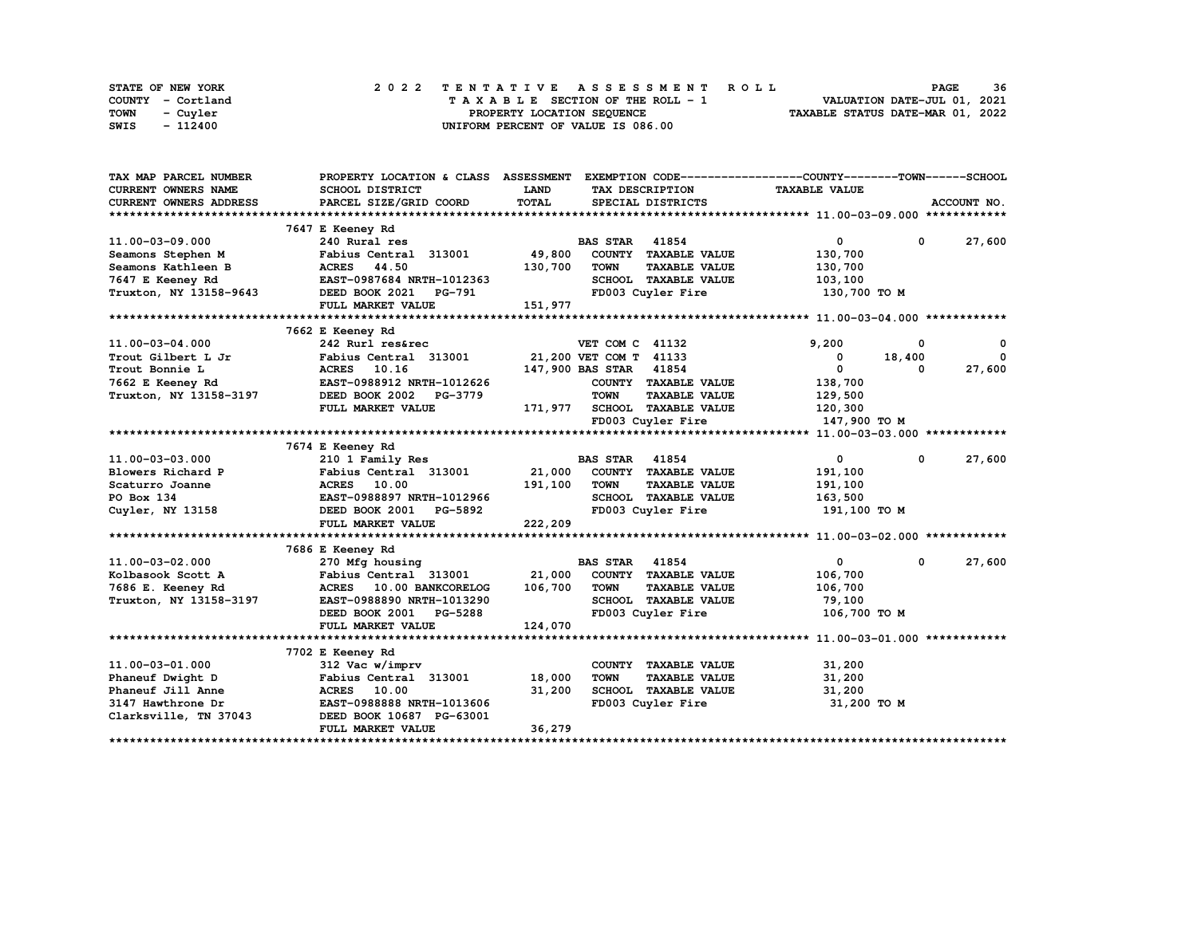STATE OF NEW YORK — COUNTY - Cortland — TOWN - Cuyler — SWIS - 112400

**2022 TENTATIVE ASSESSMENT ROLL**
TAXABLE SECTION OF THE ROLL - 1
PROPERTY LOCATION SEQUENCE
UNIFORM PERCENT OF VALUE IS 086.00

VALUATION DATE-JUL 01, 2021
TAXABLE STATUS DATE-MAR 01, 2022

| TAX MAP PARCEL NUMBER / CURRENT OWNERS NAME / CURRENT OWNERS ADDRESS | PROPERTY LOCATION & CLASS / SCHOOL DISTRICT / PARCEL SIZE/GRID COORD | ASSESSMENT LAND / TOTAL | EXEMPTION CODE / TAX DESCRIPTION / SPECIAL DISTRICTS | COUNTY TAXABLE VALUE | TOWN | SCHOOL / ACCOUNT NO. |
|---|---|---|---|---|---|---|
| **11.00-03-09.000** | 7647 E Keeney Rd | | | | | |
| 11.00-03-09.000 | 240 Rural res | | BAS STAR 41854 | 0 | 0 | 27,600 |
| Seamons Stephen M | Fabius Central 313001 | 49,800 | COUNTY TAXABLE VALUE | 130,700 | | |
| Seamons Kathleen B | ACRES 44.50 | 130,700 | TOWN TAXABLE VALUE | 130,700 | | |
| 7647 E Keeney Rd | EAST-0987684 NRTH-1012363 | | SCHOOL TAXABLE VALUE | 103,100 | | |
| Truxton, NY 13158-9643 | DEED BOOK 2021 PG-791 | | FD003 Cuyler Fire | 130,700 TO M | | |
| | FULL MARKET VALUE | 151,977 | | | | |
| **11.00-03-04.000** | 7662 E Keeney Rd | | | | | |
| 11.00-03-04.000 | 242 Rurl res&rec | | VET COM C 41132 | 9,200 | 0 | 0 |
| Trout Gilbert L Jr | Fabius Central 313001 | 21,200 | VET COM T 41133 | 0 | 18,400 | 0 |
| Trout Bonnie L | ACRES 10.16 | 147,900 | BAS STAR 41854 | 0 | 0 | 27,600 |
| 7662 E Keeney Rd | EAST-0988912 NRTH-1012626 | | COUNTY TAXABLE VALUE | 138,700 | | |
| Truxton, NY 13158-3197 | DEED BOOK 2002 PG-3779 | | TOWN TAXABLE VALUE | 129,500 | | |
| | FULL MARKET VALUE | 171,977 | SCHOOL TAXABLE VALUE | 120,300 | | |
| | | | FD003 Cuyler Fire | 147,900 TO M | | |
| **11.00-03-03.000** | 7674 E Keeney Rd | | | | | |
| 11.00-03-03.000 | 210 1 Family Res | | BAS STAR 41854 | 0 | 0 | 27,600 |
| Blowers Richard P | Fabius Central 313001 | 21,000 | COUNTY TAXABLE VALUE | 191,100 | | |
| Scaturro Joanne | ACRES 10.00 | 191,100 | TOWN TAXABLE VALUE | 191,100 | | |
| PO Box 134 | EAST-0988897 NRTH-1012966 | | SCHOOL TAXABLE VALUE | 163,500 | | |
| Cuyler, NY 13158 | DEED BOOK 2001 PG-5892 | | FD003 Cuyler Fire | 191,100 TO M | | |
| | FULL MARKET VALUE | 222,209 | | | | |
| **11.00-03-02.000** | 7686 E Keeney Rd | | | | | |
| 11.00-03-02.000 | 270 Mfg housing | | BAS STAR 41854 | 0 | 0 | 27,600 |
| Kolbasook Scott A | Fabius Central 313001 | 21,000 | COUNTY TAXABLE VALUE | 106,700 | | |
| 7686 E. Keeney Rd | ACRES 10.00 BANKCORELOG | 106,700 | TOWN TAXABLE VALUE | 106,700 | | |
| Truxton, NY 13158-3197 | EAST-0988890 NRTH-1013290 | | SCHOOL TAXABLE VALUE | 79,100 | | |
| | DEED BOOK 2001 PG-5288 | | FD003 Cuyler Fire | 106,700 TO M | | |
| | FULL MARKET VALUE | 124,070 | | | | |
| **11.00-03-01.000** | 7702 E Keeney Rd | | | | | |
| 11.00-03-01.000 | 312 Vac w/imprv | | COUNTY TAXABLE VALUE | 31,200 | | |
| Phaneuf Dwight D | Fabius Central 313001 | 18,000 | TOWN TAXABLE VALUE | 31,200 | | |
| Phaneuf Jill Anne | ACRES 10.00 | 31,200 | SCHOOL TAXABLE VALUE | 31,200 | | |
| 3147 Hawthrone Dr | EAST-0988888 NRTH-1013606 | | FD003 Cuyler Fire | 31,200 TO M | | |
| Clarksville, TN 37043 | DEED BOOK 10687 PG-63001 | | | | | |
| | FULL MARKET VALUE | 36,279 | | | | |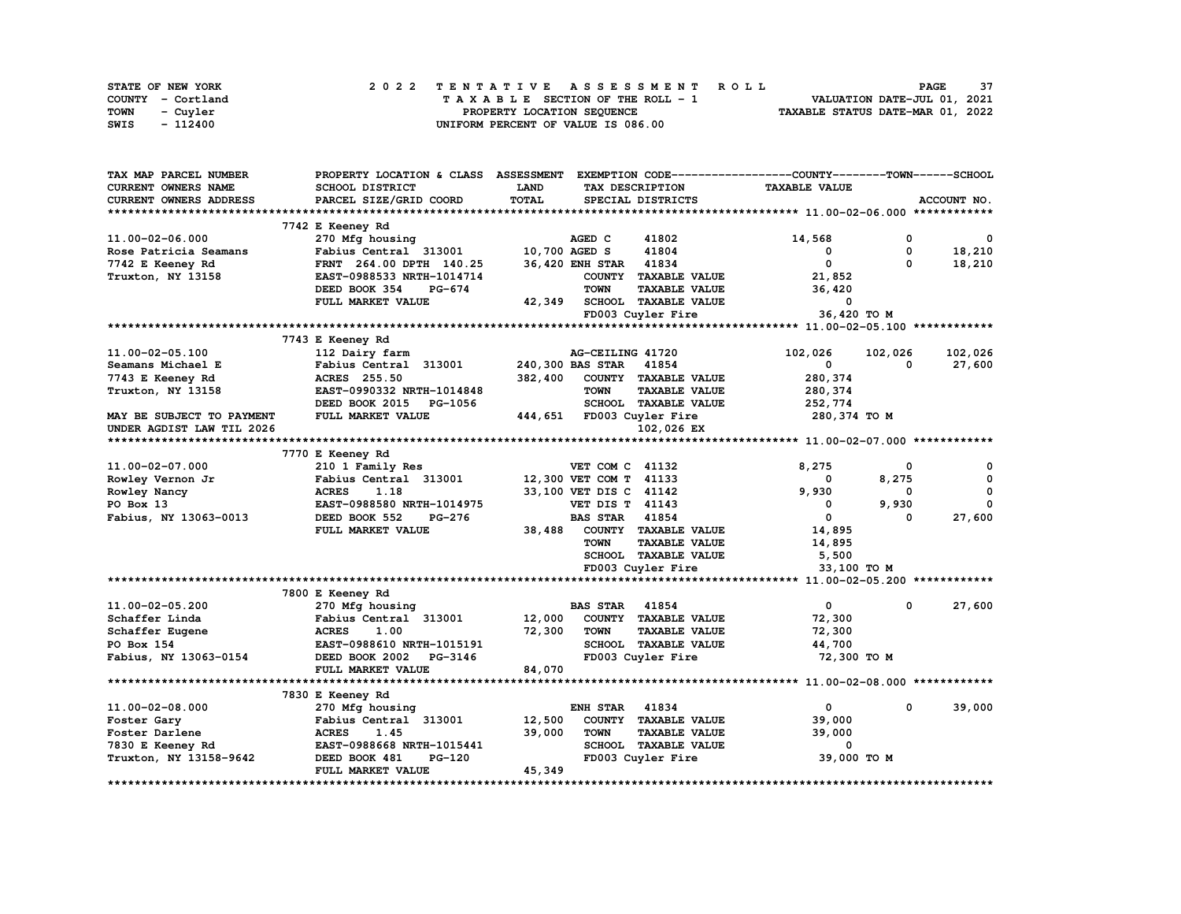STATE OF NEW YORK — 2022 TENTATIVE ASSESSMENT ROLL
COUNTY - Cortland — TAXABLE SECTION OF THE ROLL - 1 — VALUATION DATE-JUL 01, 2021
TOWN - Cuyler — PROPERTY LOCATION SEQUENCE — TAXABLE STATUS DATE-MAR 01, 2022
SWIS - 112400 — UNIFORM PERCENT OF VALUE IS 086.00

| TAX MAP PARCEL NUMBER / CURRENT OWNERS NAME / CURRENT OWNERS ADDRESS | PROPERTY LOCATION & CLASS / SCHOOL DISTRICT / PARCEL SIZE/GRID COORD | ASSESSMENT LAND / TOTAL | EXEMPTION CODE / TAX DESCRIPTION / SPECIAL DISTRICTS | COUNTY TAXABLE VALUE | TOWN | SCHOOL |
|---|---|---|---|---|---|---|
| **11.00-02-06.000** | 7742 E Keeney Rd | | | | | |
| 11.00-02-06.000 | 270 Mfg housing | | AGED C 41802 | 14,568 | 0 | 0 |
| Rose Patricia Seamans | Fabius Central 313001 | 10,700 | AGED S 41804 | 0 | 0 | 18,210 |
| 7742 E Keeney Rd | FRNT 264.00 DPTH 140.25 | 36,420 | ENH STAR 41834 | 0 | 0 | 18,210 |
| Truxton, NY 13158 | EAST-0988533 NRTH-1014714 | | COUNTY TAXABLE VALUE | 21,852 | | |
| | DEED BOOK 354 PG-674 | | TOWN TAXABLE VALUE | 36,420 | | |
| | FULL MARKET VALUE | 42,349 | SCHOOL TAXABLE VALUE | 0 | | |
| | | | FD003 Cuyler Fire | 36,420 TO M | | |
| **11.00-02-05.100** | 7743 E Keeney Rd | | | | | |
| 11.00-02-05.100 | 112 Dairy farm | | AG-CEILING 41720 | 102,026 | 102,026 | 102,026 |
| Seamans Michael E | Fabius Central 313001 | 240,300 | BAS STAR 41854 | 0 | 0 | 27,600 |
| 7743 E Keeney Rd | ACRES 255.50 | 382,400 | COUNTY TAXABLE VALUE | 280,374 | | |
| Truxton, NY 13158 | EAST-0990332 NRTH-1014848 | | TOWN TAXABLE VALUE | 280,374 | | |
| | DEED BOOK 2015 PG-1056 | | SCHOOL TAXABLE VALUE | 252,774 | | |
| MAY BE SUBJECT TO PAYMENT | FULL MARKET VALUE | 444,651 | FD003 Cuyler Fire | 280,374 TO M | | |
| UNDER AGDIST LAW TIL 2026 | | | 102,026 EX | | | |
| **11.00-02-07.000** | 7770 E Keeney Rd | | | | | |
| 11.00-02-07.000 | 210 1 Family Res | | VET COM C 41132 | 8,275 | 0 | 0 |
| Rowley Vernon Jr | Fabius Central 313001 | 12,300 | VET COM T 41133 | 0 | 8,275 | 0 |
| Rowley Nancy | ACRES 1.18 | 33,100 | VET DIS C 41142 | 9,930 | 0 | 0 |
| PO Box 13 | EAST-0988580 NRTH-1014975 | | VET DIS T 41143 | 0 | 9,930 | 0 |
| Fabius, NY 13063-0013 | DEED BOOK 552 PG-276 | | BAS STAR 41854 | 0 | 0 | 27,600 |
| | FULL MARKET VALUE | 38,488 | COUNTY TAXABLE VALUE | 14,895 | | |
| | | | TOWN TAXABLE VALUE | 14,895 | | |
| | | | SCHOOL TAXABLE VALUE | 5,500 | | |
| | | | FD003 Cuyler Fire | 33,100 TO M | | |
| **11.00-02-05.200** | 7800 E Keeney Rd | | | | | |
| 11.00-02-05.200 | 270 Mfg housing | | BAS STAR 41854 | 0 | 0 | 27,600 |
| Schaffer Linda | Fabius Central 313001 | 12,000 | COUNTY TAXABLE VALUE | 72,300 | | |
| Schaffer Eugene | ACRES 1.00 | 72,300 | TOWN TAXABLE VALUE | 72,300 | | |
| PO Box 154 | EAST-0988610 NRTH-1015191 | | SCHOOL TAXABLE VALUE | 44,700 | | |
| Fabius, NY 13063-0154 | DEED BOOK 2002 PG-3146 | | FD003 Cuyler Fire | 72,300 TO M | | |
| | FULL MARKET VALUE | 84,070 | | | | |
| **11.00-02-08.000** | 7830 E Keeney Rd | | | | | |
| 11.00-02-08.000 | 270 Mfg housing | | ENH STAR 41834 | 0 | 0 | 39,000 |
| Foster Gary | Fabius Central 313001 | 12,500 | COUNTY TAXABLE VALUE | 39,000 | | |
| Foster Darlene | ACRES 1.45 | 39,000 | TOWN TAXABLE VALUE | 39,000 | | |
| 7830 E Keeney Rd | EAST-0988668 NRTH-1015441 | | SCHOOL TAXABLE VALUE | 0 | | |
| Truxton, NY 13158-9642 | DEED BOOK 481 PG-120 | | FD003 Cuyler Fire | 39,000 TO M | | |
| | FULL MARKET VALUE | 45,349 | | | | |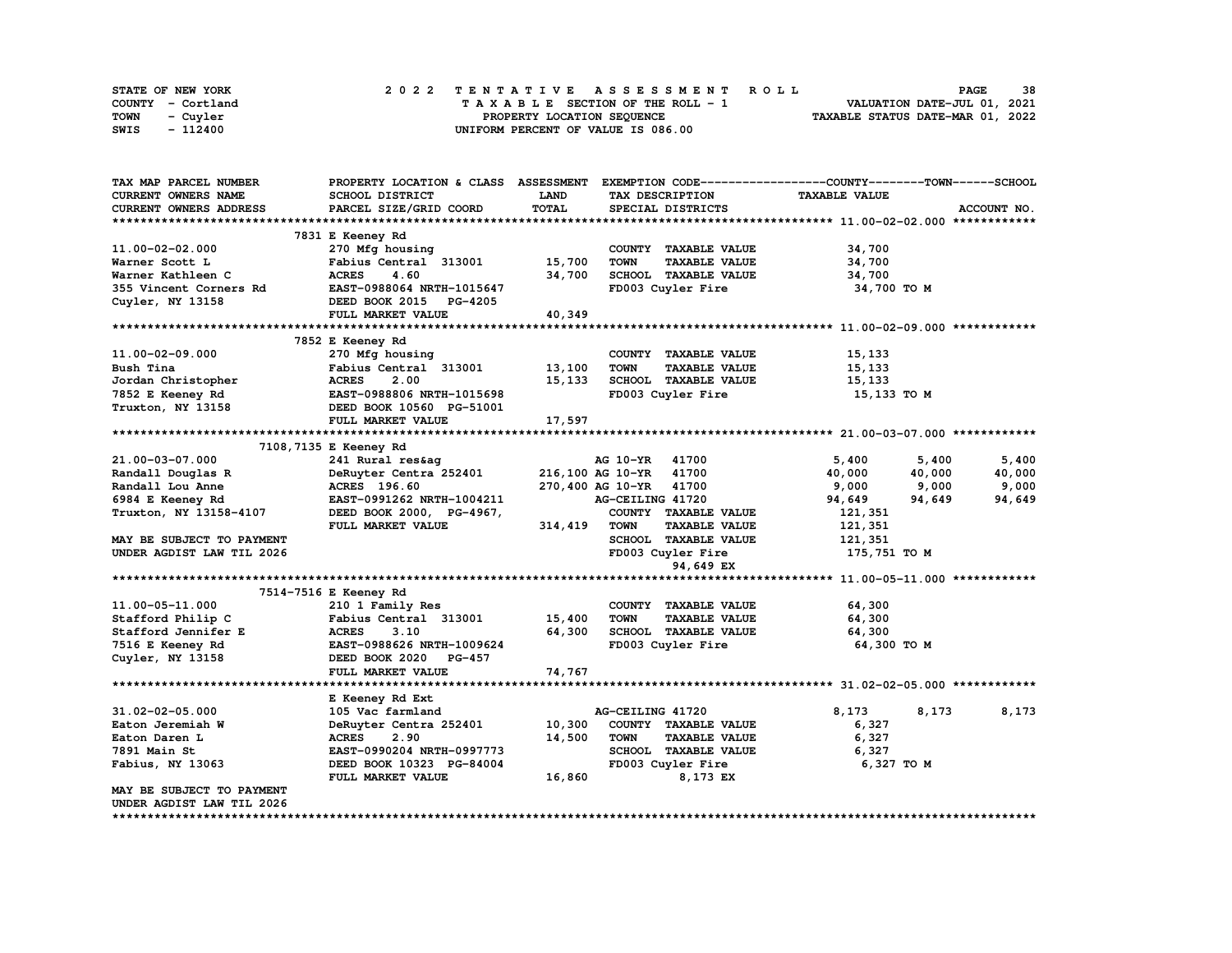STATE OF NEW YORK — COUNTY - Cortland — TOWN - Cuyler — SWIS - 112400

2022 TENTATIVE ASSESSMENT ROLL
TAXABLE SECTION OF THE ROLL - 1
PROPERTY LOCATION SEQUENCE
UNIFORM PERCENT OF VALUE IS 086.00

VALUATION DATE-JUL 01, 2021
TAXABLE STATUS DATE-MAR 01, 2022

| TAX MAP PARCEL NUMBER / CURRENT OWNERS NAME / CURRENT OWNERS ADDRESS | PROPERTY LOCATION & CLASS / SCHOOL DISTRICT / PARCEL SIZE/GRID COORD | ASSESSMENT LAND / TOTAL | EXEMPTION CODE / TAX DESCRIPTION / SPECIAL DISTRICTS | COUNTY TAXABLE VALUE | TOWN | SCHOOL | ACCOUNT NO. |
|---|---|---|---|---|---|---|---|
| **11.00-02-02.000** | 7831 E Keeney Rd | | | | | | |
| 11.00-02-02.000 | 270 Mfg housing | | COUNTY TAXABLE VALUE | 34,700 | | | |
| Warner Scott L | Fabius Central 313001 | 15,700 | TOWN TAXABLE VALUE | 34,700 | | | |
| Warner Kathleen C | ACRES 4.60 | 34,700 | SCHOOL TAXABLE VALUE | 34,700 | | | |
| 355 Vincent Corners Rd | EAST-0988064 NRTH-1015647 | | FD003 Cuyler Fire | 34,700 TO M | | | |
| Cuyler, NY 13158 | DEED BOOK 2015 PG-4205 | | | | | | |
| | FULL MARKET VALUE | 40,349 | | | | | |
| **11.00-02-09.000** | 7852 E Keeney Rd | | | | | | |
| 11.00-02-09.000 | 270 Mfg housing | | COUNTY TAXABLE VALUE | 15,133 | | | |
| Bush Tina | Fabius Central 313001 | 13,100 | TOWN TAXABLE VALUE | 15,133 | | | |
| Jordan Christopher | ACRES 2.00 | 15,133 | SCHOOL TAXABLE VALUE | 15,133 | | | |
| 7852 E Keeney Rd | EAST-0988806 NRTH-1015698 | | FD003 Cuyler Fire | 15,133 TO M | | | |
| Truxton, NY 13158 | DEED BOOK 10560 PG-51001 | | | | | | |
| | FULL MARKET VALUE | 17,597 | | | | | |
| **21.00-03-07.000** | 7108,7135 E Keeney Rd | | | | | | |
| 21.00-03-07.000 | 241 Rural res&ag | | AG 10-YR 41700 | 5,400 | 5,400 | 5,400 | |
| Randall Douglas R | DeRuyter Centra 252401 | 216,100 | AG 10-YR 41700 | 40,000 | 40,000 | 40,000 | |
| Randall Lou Anne | ACRES 196.60 | 270,400 | AG 10-YR 41700 | 9,000 | 9,000 | 9,000 | |
| 6984 E Keeney Rd | EAST-0991262 NRTH-1004211 | | AG-CEILING 41720 | 94,649 | 94,649 | 94,649 | |
| Truxton, NY 13158-4107 | DEED BOOK 2000, PG-4967, | | COUNTY TAXABLE VALUE | 121,351 | | | |
| | FULL MARKET VALUE | 314,419 | TOWN TAXABLE VALUE | 121,351 | | | |
| MAY BE SUBJECT TO PAYMENT | | | SCHOOL TAXABLE VALUE | 121,351 | | | |
| UNDER AGDIST LAW TIL 2026 | | | FD003 Cuyler Fire | 175,751 TO M | | | |
| | | | 94,649 EX | | | | |
| **11.00-05-11.000** | 7514-7516 E Keeney Rd | | | | | | |
| 11.00-05-11.000 | 210 1 Family Res | | COUNTY TAXABLE VALUE | 64,300 | | | |
| Stafford Philip C | Fabius Central 313001 | 15,400 | TOWN TAXABLE VALUE | 64,300 | | | |
| Stafford Jennifer E | ACRES 3.10 | 64,300 | SCHOOL TAXABLE VALUE | 64,300 | | | |
| 7516 E Keeney Rd | EAST-0988626 NRTH-1009624 | | FD003 Cuyler Fire | 64,300 TO M | | | |
| Cuyler, NY 13158 | DEED BOOK 2020 PG-457 | | | | | | |
| | FULL MARKET VALUE | 74,767 | | | | | |
| **31.02-02-05.000** | E Keeney Rd Ext | | | | | | |
| 31.02-02-05.000 | 105 Vac farmland | | AG-CEILING 41720 | 8,173 | 8,173 | 8,173 | |
| Eaton Jeremiah W | DeRuyter Centra 252401 | 10,300 | COUNTY TAXABLE VALUE | 6,327 | | | |
| Eaton Daren L | ACRES 2.90 | 14,500 | TOWN TAXABLE VALUE | 6,327 | | | |
| 7891 Main St | EAST-0990204 NRTH-0997773 | | SCHOOL TAXABLE VALUE | 6,327 | | | |
| Fabius, NY 13063 | DEED BOOK 10323 PG-84004 | | FD003 Cuyler Fire | 6,327 TO M | | | |
| | FULL MARKET VALUE | 16,860 | 8,173 EX | | | | |
| MAY BE SUBJECT TO PAYMENT | | | | | | | |
| UNDER AGDIST LAW TIL 2026 | | | | | | | |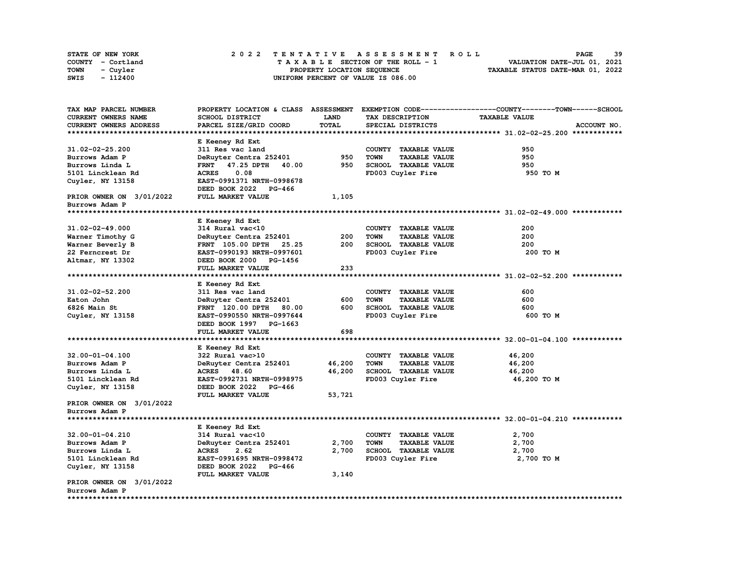STATE OF NEW YORK
COUNTY - Cortland
TOWN - Cuyler
SWIS - 112400

# 2022 TENTATIVE ASSESSMENT ROLL

TAXABLE SECTION OF THE ROLL - 1
PROPERTY LOCATION SEQUENCE
UNIFORM PERCENT OF VALUE IS 086.00

VALUATION DATE-JUL 01, 2021
TAXABLE STATUS DATE-MAR 01, 2022

| TAX MAP PARCEL NUMBER / CURRENT OWNERS NAME / CURRENT OWNERS ADDRESS | PROPERTY LOCATION & CLASS / SCHOOL DISTRICT / PARCEL SIZE/GRID COORD | ASSESSMENT LAND / TOTAL | EXEMPTION CODE / TAX DESCRIPTION / SPECIAL DISTRICTS | TAXABLE VALUE (COUNTY / TOWN / SCHOOL) | ACCOUNT NO. |
|---|---|---|---|---|---|
| **31.02-02-25.200** | E Keeney Rd Ext | | | | |
| 31.02-02-25.200 | 311 Res vac land | | COUNTY TAXABLE VALUE | 950 | |
| Burrows Adam P | DeRuyter Centra 252401 | 950 | TOWN TAXABLE VALUE | 950 | |
| Burrows Linda L | FRNT 47.25 DPTH 40.00 | 950 | SCHOOL TAXABLE VALUE | 950 | |
| 5101 Lincklean Rd | ACRES 0.08 | | FD003 Cuyler Fire | 950 TO M | |
| Cuyler, NY 13158 | EAST-0991371 NRTH-0998678 | | | | |
| | DEED BOOK 2022 PG-466 | | | | |
| PRIOR OWNER ON 3/01/2022 | FULL MARKET VALUE | 1,105 | | | |
| Burrows Adam P | | | | | |
| **31.02-02-49.000** | E Keeney Rd Ext | | | | |
| 31.02-02-49.000 | 314 Rural vac<10 | | COUNTY TAXABLE VALUE | 200 | |
| Warner Timothy G | DeRuyter Centra 252401 | 200 | TOWN TAXABLE VALUE | 200 | |
| Warner Beverly B | FRNT 105.00 DPTH 25.25 | 200 | SCHOOL TAXABLE VALUE | 200 | |
| 22 Ferncrest Dr | EAST-0990193 NRTH-0997601 | | FD003 Cuyler Fire | 200 TO M | |
| Altmar, NY 13302 | DEED BOOK 2000 PG-1456 | | | | |
| | FULL MARKET VALUE | 233 | | | |
| **31.02-02-52.200** | E Keeney Rd Ext | | | | |
| 31.02-02-52.200 | 311 Res vac land | | COUNTY TAXABLE VALUE | 600 | |
| Eaton John | DeRuyter Centra 252401 | 600 | TOWN TAXABLE VALUE | 600 | |
| 6826 Main St | FRNT 120.00 DPTH 80.00 | 600 | SCHOOL TAXABLE VALUE | 600 | |
| Cuyler, NY 13158 | EAST-0990550 NRTH-0997644 | | FD003 Cuyler Fire | 600 TO M | |
| | DEED BOOK 1997 PG-1663 | | | | |
| | FULL MARKET VALUE | 698 | | | |
| **32.00-01-04.100** | E Keeney Rd Ext | | | | |
| 32.00-01-04.100 | 322 Rural vac>10 | | COUNTY TAXABLE VALUE | 46,200 | |
| Burrows Adam P | DeRuyter Centra 252401 | 46,200 | TOWN TAXABLE VALUE | 46,200 | |
| Burrows Linda L | ACRES 48.60 | 46,200 | SCHOOL TAXABLE VALUE | 46,200 | |
| 5101 Lincklean Rd | EAST-0992731 NRTH-0998975 | | FD003 Cuyler Fire | 46,200 TO M | |
| Cuyler, NY 13158 | DEED BOOK 2022 PG-466 | | | | |
| | FULL MARKET VALUE | 53,721 | | | |
| PRIOR OWNER ON 3/01/2022 | | | | | |
| Burrows Adam P | | | | | |
| **32.00-01-04.210** | E Keeney Rd Ext | | | | |
| 32.00-01-04.210 | 314 Rural vac<10 | | COUNTY TAXABLE VALUE | 2,700 | |
| Burrows Adam P | DeRuyter Centra 252401 | 2,700 | TOWN TAXABLE VALUE | 2,700 | |
| Burrows Linda L | ACRES 2.62 | 2,700 | SCHOOL TAXABLE VALUE | 2,700 | |
| 5101 Lincklean Rd | EAST-0991695 NRTH-0998472 | | FD003 Cuyler Fire | 2,700 TO M | |
| Cuyler, NY 13158 | DEED BOOK 2022 PG-466 | | | | |
| | FULL MARKET VALUE | 3,140 | | | |
| PRIOR OWNER ON 3/01/2022 | | | | | |
| Burrows Adam P | | | | | |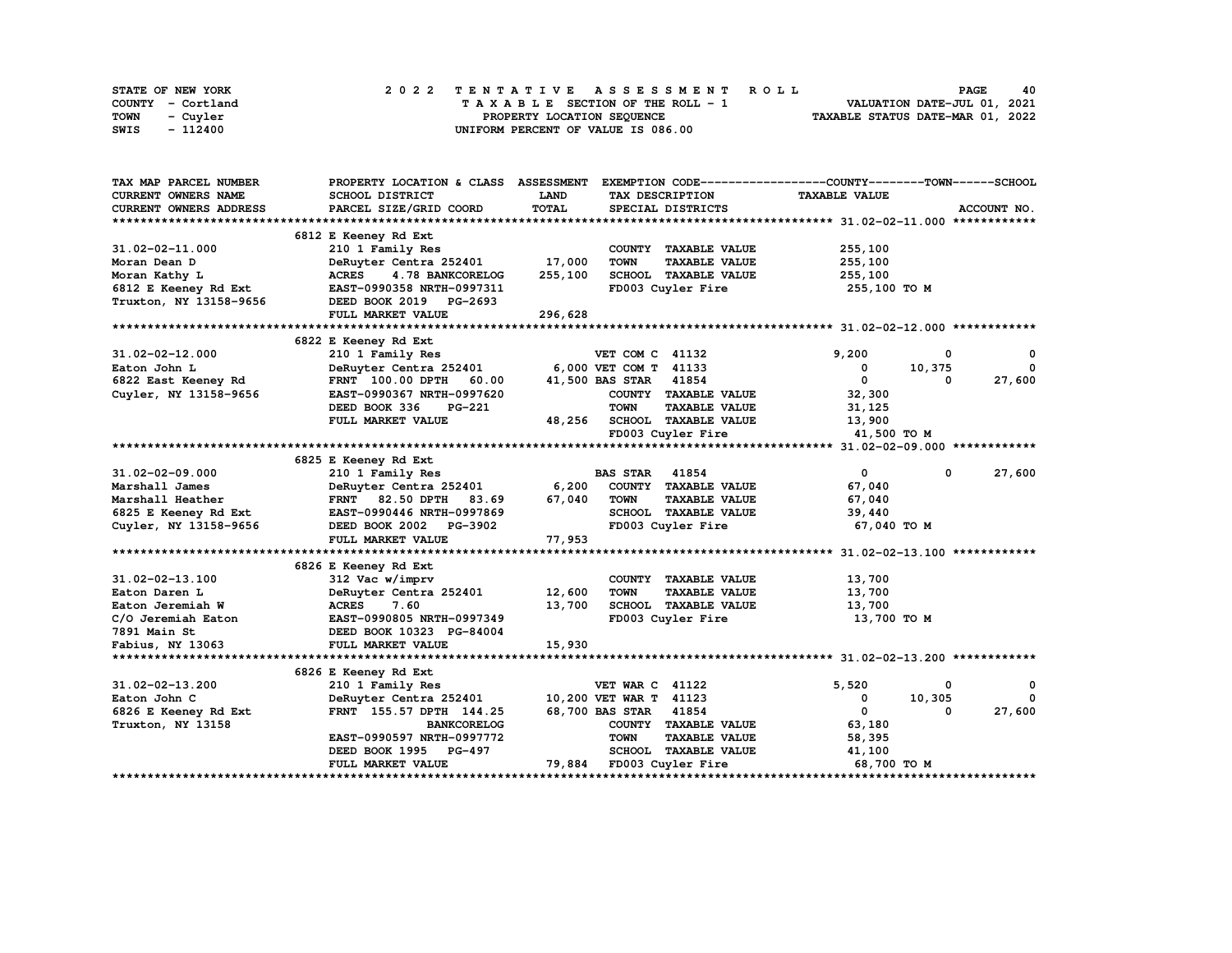STATE OF NEW YORK
COUNTY - Cortland
TOWN - Cuyler
SWIS - 112400

# 2022 TENTATIVE ASSESSMENT ROLL

TAXABLE SECTION OF THE ROLL - 1
PROPERTY LOCATION SEQUENCE
UNIFORM PERCENT OF VALUE IS 086.00

VALUATION DATE-JUL 01, 2021
TAXABLE STATUS DATE-MAR 01, 2022

| TAX MAP PARCEL NUMBER / CURRENT OWNERS NAME / CURRENT OWNERS ADDRESS | PROPERTY LOCATION & CLASS / SCHOOL DISTRICT / PARCEL SIZE/GRID COORD | ASSESSMENT LAND / TOTAL | EXEMPTION CODE / TAX DESCRIPTION / SPECIAL DISTRICTS | COUNTY TAXABLE VALUE | TOWN | SCHOOL |
|---|---|---|---|---|---|---|
| **31.02-02-11.000** | 6812 E Keeney Rd Ext | | | | | |
| | 210 1 Family Res | | COUNTY TAXABLE VALUE | 255,100 | | |
| Moran Dean D | DeRuyter Centra 252401 | 17,000 | TOWN TAXABLE VALUE | 255,100 | | |
| Moran Kathy L | ACRES 4.78 BANKCORELOG | 255,100 | SCHOOL TAXABLE VALUE | 255,100 | | |
| 6812 E Keeney Rd Ext | EAST-0990358 NRTH-0997311 | | FD003 Cuyler Fire | 255,100 TO M | | |
| Truxton, NY 13158-9656 | DEED BOOK 2019 PG-2693 | | | | | |
| | FULL MARKET VALUE | 296,628 | | | | |
| **31.02-02-12.000** | 6822 E Keeney Rd Ext | | | | | |
| | 210 1 Family Res | | VET COM C 41132 | 9,200 | 0 | 0 |
| Eaton John L | DeRuyter Centra 252401 | 6,000 | VET COM T 41133 | 0 | 10,375 | 0 |
| 6822 East Keeney Rd | FRNT 100.00 DPTH 60.00 | 41,500 | BAS STAR 41854 | 0 | 0 | 27,600 |
| Cuyler, NY 13158-9656 | EAST-0990367 NRTH-0997620 | | COUNTY TAXABLE VALUE | 32,300 | | |
| | DEED BOOK 336 PG-221 | | TOWN TAXABLE VALUE | 31,125 | | |
| | FULL MARKET VALUE | 48,256 | SCHOOL TAXABLE VALUE | 13,900 | | |
| | | | FD003 Cuyler Fire | 41,500 TO M | | |
| **31.02-02-09.000** | 6825 E Keeney Rd Ext | | | | | |
| | 210 1 Family Res | | BAS STAR 41854 | 0 | 0 | 27,600 |
| Marshall James | DeRuyter Centra 252401 | 6,200 | COUNTY TAXABLE VALUE | 67,040 | | |
| Marshall Heather | FRNT 82.50 DPTH 83.69 | 67,040 | TOWN TAXABLE VALUE | 67,040 | | |
| 6825 E Keeney Rd Ext | EAST-0990446 NRTH-0997869 | | SCHOOL TAXABLE VALUE | 39,440 | | |
| Cuyler, NY 13158-9656 | DEED BOOK 2002 PG-3902 | | FD003 Cuyler Fire | 67,040 TO M | | |
| | FULL MARKET VALUE | 77,953 | | | | |
| **31.02-02-13.100** | 6826 E Keeney Rd Ext | | | | | |
| | 312 Vac w/imprv | | COUNTY TAXABLE VALUE | 13,700 | | |
| Eaton Daren L | DeRuyter Centra 252401 | 12,600 | TOWN TAXABLE VALUE | 13,700 | | |
| Eaton Jeremiah W | ACRES 7.60 | 13,700 | SCHOOL TAXABLE VALUE | 13,700 | | |
| C/O Jeremiah Eaton | EAST-0990805 NRTH-0997349 | | FD003 Cuyler Fire | 13,700 TO M | | |
| 7891 Main St | DEED BOOK 10323 PG-84004 | | | | | |
| Fabius, NY 13063 | FULL MARKET VALUE | 15,930 | | | | |
| **31.02-02-13.200** | 6826 E Keeney Rd Ext | | | | | |
| | 210 1 Family Res | | VET WAR C 41122 | 5,520 | 0 | 0 |
| Eaton John C | DeRuyter Centra 252401 | 10,200 | VET WAR T 41123 | 0 | 10,305 | 0 |
| 6826 E Keeney Rd Ext | FRNT 155.57 DPTH 144.25 | 68,700 | BAS STAR 41854 | 0 | 0 | 27,600 |
| Truxton, NY 13158 | BANKCORELOG | | COUNTY TAXABLE VALUE | 63,180 | | |
| | EAST-0990597 NRTH-0997772 | | TOWN TAXABLE VALUE | 58,395 | | |
| | DEED BOOK 1995 PG-497 | | SCHOOL TAXABLE VALUE | 41,100 | | |
| | FULL MARKET VALUE | 79,884 | FD003 Cuyler Fire | 68,700 TO M | | |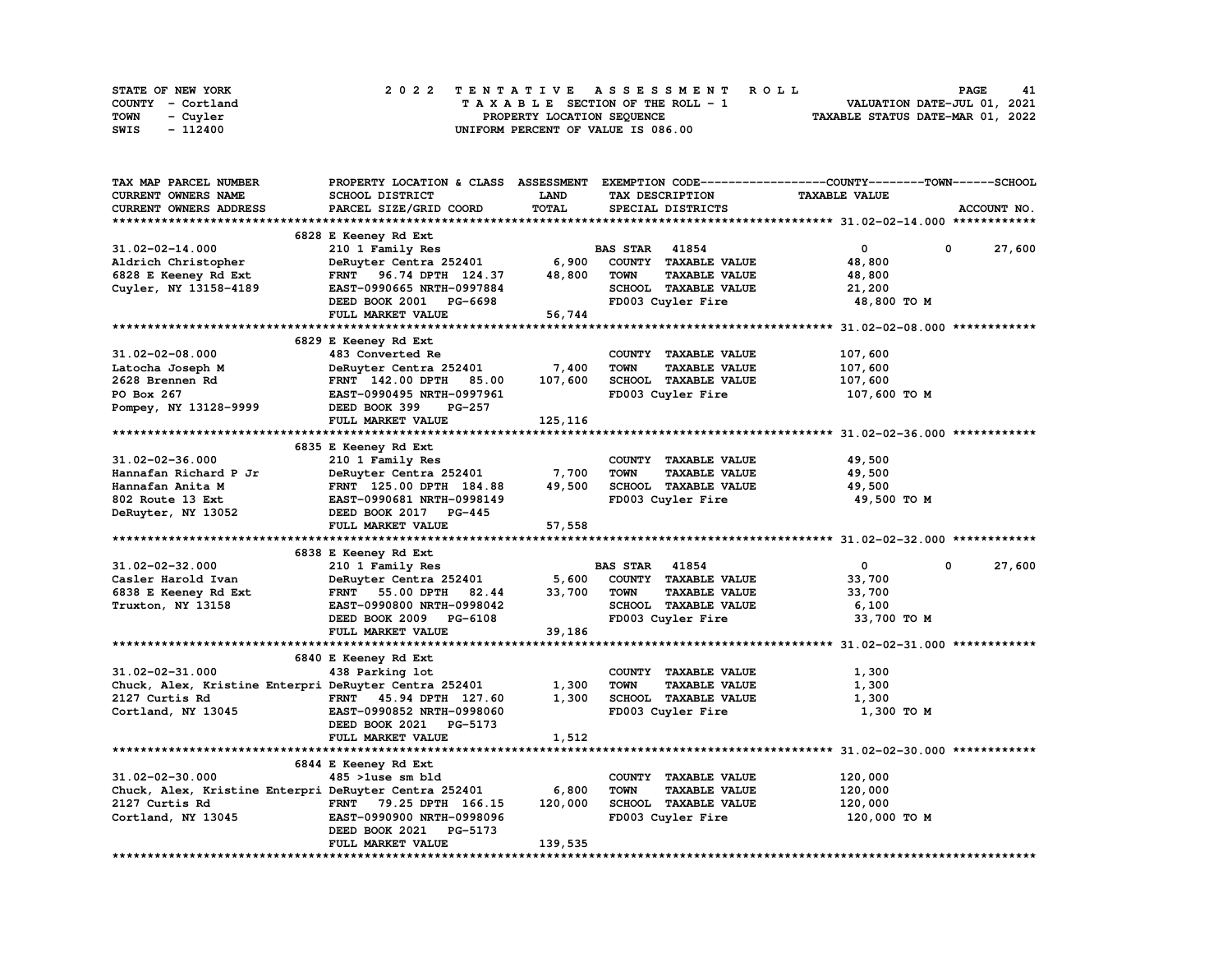STATE OF NEW YORK
COUNTY - Cortland
TOWN - Cuyler
SWIS - 112400

2022 TENTATIVE ASSESSMENT ROLL
TAXABLE SECTION OF THE ROLL - 1
PROPERTY LOCATION SEQUENCE
UNIFORM PERCENT OF VALUE IS 086.00

VALUATION DATE-JUL 01, 2021
TAXABLE STATUS DATE-MAR 01, 2022

```
TAX MAP PARCEL NUMBER          PROPERTY LOCATION & CLASS  ASSESSMENT  EXEMPTION CODE------------------COUNTY--------TOWN------SCHOOL
CURRENT OWNERS NAME            SCHOOL DISTRICT               LAND      TAX DESCRIPTION             TAXABLE VALUE
CURRENT OWNERS ADDRESS         PARCEL SIZE/GRID COORD        TOTAL     SPECIAL DISTRICTS                                    ACCOUNT NO.
******************************************************************************************************* 31.02-02-14.000 ************
                               6828 E Keeney Rd Ext
31.02-02-14.000                210 1 Family Res                        BAS STAR  41854                  0            0      27,600
Aldrich Christopher            DeRuyter Centra 252401        6,900     COUNTY  TAXABLE VALUE          48,800
6828 E Keeney Rd Ext           FRNT   96.74 DPTH  124.37    48,800     TOWN    TAXABLE VALUE          48,800
Cuyler, NY 13158-4189          EAST-0990665 NRTH-0997884               SCHOOL  TAXABLE VALUE          21,200
                               DEED BOOK 2001   PG-6698                FD003 Cuyler Fire               48,800 TO M
                               FULL MARKET VALUE            56,744
******************************************************************************************************* 31.02-02-08.000 ************
                               6829 E Keeney Rd Ext
31.02-02-08.000                483 Converted Re                        COUNTY  TAXABLE VALUE         107,600
Latocha Joseph M               DeRuyter Centra 252401        7,400     TOWN    TAXABLE VALUE         107,600
2628 Brennen Rd                FRNT  142.00 DPTH   85.00   107,600     SCHOOL  TAXABLE VALUE         107,600
PO Box 267                     EAST-0990495 NRTH-0997961               FD003 Cuyler Fire              107,600 TO M
Pompey, NY 13128-9999          DEED BOOK 399    PG-257
                               FULL MARKET VALUE           125,116
******************************************************************************************************* 31.02-02-36.000 ************
                               6835 E Keeney Rd Ext
31.02-02-36.000                210 1 Family Res                        COUNTY  TAXABLE VALUE          49,500
Hannafan Richard P Jr          DeRuyter Centra 252401        7,700     TOWN    TAXABLE VALUE          49,500
Hannafan Anita M               FRNT  125.00 DPTH  184.88    49,500     SCHOOL  TAXABLE VALUE          49,500
802 Route 13 Ext               EAST-0990681 NRTH-0998149               FD003 Cuyler Fire               49,500 TO M
DeRuyter, NY 13052             DEED BOOK 2017   PG-445
                               FULL MARKET VALUE            57,558
******************************************************************************************************* 31.02-02-32.000 ************
                               6838 E Keeney Rd Ext
31.02-02-32.000                210 1 Family Res                        BAS STAR  41854                  0            0      27,600
Casler Harold Ivan             DeRuyter Centra 252401        5,600     COUNTY  TAXABLE VALUE          33,700
6838 E Keeney Rd Ext           FRNT   55.00 DPTH   82.44    33,700     TOWN    TAXABLE VALUE          33,700
Truxton, NY 13158              EAST-0990800 NRTH-0998042               SCHOOL  TAXABLE VALUE           6,100
                               DEED BOOK 2009   PG-6108                FD003 Cuyler Fire               33,700 TO M
                               FULL MARKET VALUE            39,186
******************************************************************************************************* 31.02-02-31.000 ************
                               6840 E Keeney Rd Ext
31.02-02-31.000                438 Parking lot                         COUNTY  TAXABLE VALUE           1,300
Chuck, Alex, Kristine Enterpri DeRuyter Centra 252401        1,300     TOWN    TAXABLE VALUE           1,300
2127 Curtis Rd                 FRNT   45.94 DPTH  127.60     1,300     SCHOOL  TAXABLE VALUE           1,300
Cortland, NY 13045             EAST-0990852 NRTH-0998060               FD003 Cuyler Fire                1,300 TO M
                               DEED BOOK 2021   PG-5173
                               FULL MARKET VALUE             1,512
******************************************************************************************************* 31.02-02-30.000 ************
                               6844 E Keeney Rd Ext
31.02-02-30.000                485 >1use sm bld                        COUNTY  TAXABLE VALUE         120,000
Chuck, Alex, Kristine Enterpri DeRuyter Centra 252401        6,800     TOWN    TAXABLE VALUE         120,000
2127 Curtis Rd                 FRNT   79.25 DPTH  166.15   120,000     SCHOOL  TAXABLE VALUE         120,000
Cortland, NY 13045             EAST-0990900 NRTH-0998096               FD003 Cuyler Fire              120,000 TO M
                               DEED BOOK 2021   PG-5173
                               FULL MARKET VALUE           139,535
************************************************************************************************************************************
```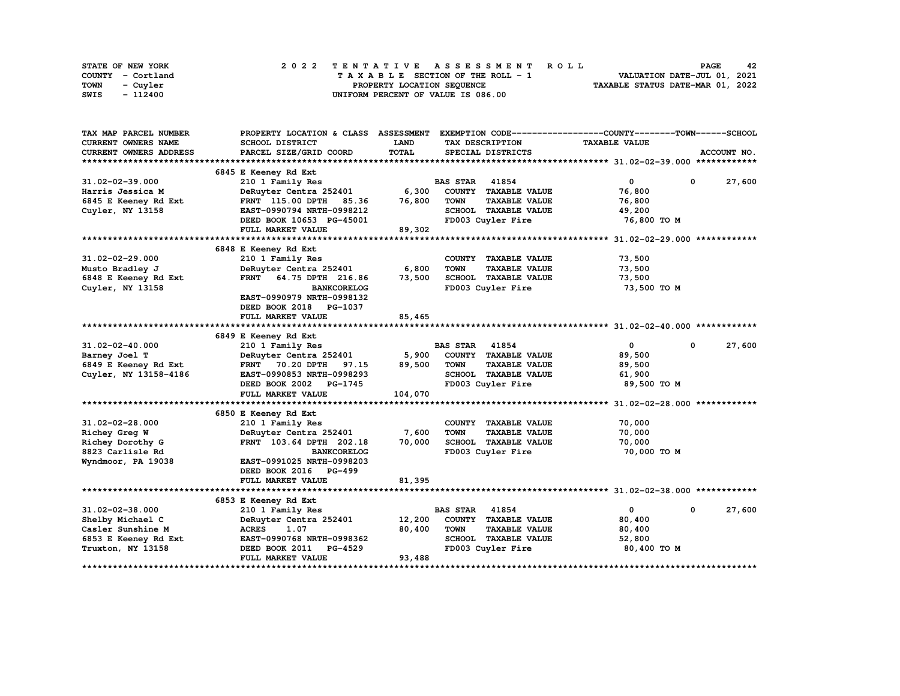STATE OF NEW YORK
COUNTY - Cortland
TOWN - Cuyler
SWIS - 112400

2022 TENTATIVE ASSESSMENT ROLL
TAXABLE SECTION OF THE ROLL - 1
PROPERTY LOCATION SEQUENCE
UNIFORM PERCENT OF VALUE IS 086.00

VALUATION DATE-JUL 01, 2021
TAXABLE STATUS DATE-MAR 01, 2022

| TAX MAP PARCEL NUMBER / CURRENT OWNERS NAME / CURRENT OWNERS ADDRESS | PROPERTY LOCATION & CLASS / SCHOOL DISTRICT / PARCEL SIZE/GRID COORD | ASSESSMENT LAND | TOTAL | EXEMPTION CODE / TAX DESCRIPTION / SPECIAL DISTRICTS | COUNTY TAXABLE VALUE | TOWN | SCHOOL |
|---|---|---|---|---|---|---|---|
| **31.02-02-39.000** | 6845 E Keeney Rd Ext | | | | | | |
| 31.02-02-39.000 | 210 1 Family Res | | | BAS STAR 41854 | 0 | 0 | 27,600 |
| Harris Jessica M | DeRuyter Centra 252401 | 6,300 | | COUNTY TAXABLE VALUE | 76,800 | | |
| 6845 E Keeney Rd Ext | FRNT 115.00 DPTH 85.36 | | 76,800 | TOWN TAXABLE VALUE | 76,800 | | |
| Cuyler, NY 13158 | EAST-0990794 NRTH-0998212 | | | SCHOOL TAXABLE VALUE | 49,200 | | |
| | DEED BOOK 10653 PG-45001 | | | FD003 Cuyler Fire | 76,800 TO M | | |
| | FULL MARKET VALUE | | 89,302 | | | | |
| **31.02-02-29.000** | 6848 E Keeney Rd Ext | | | | | | |
| 31.02-02-29.000 | 210 1 Family Res | | | COUNTY TAXABLE VALUE | 73,500 | | |
| Musto Bradley J | DeRuyter Centra 252401 | 6,800 | | TOWN TAXABLE VALUE | 73,500 | | |
| 6848 E Keeney Rd Ext | FRNT 64.75 DPTH 216.86 | | 73,500 | SCHOOL TAXABLE VALUE | 73,500 | | |
| Cuyler, NY 13158 | BANKCORELOG | | | FD003 Cuyler Fire | 73,500 TO M | | |
| | EAST-0990979 NRTH-0998132 | | | | | | |
| | DEED BOOK 2018 PG-1037 | | | | | | |
| | FULL MARKET VALUE | | 85,465 | | | | |
| **31.02-02-40.000** | 6849 E Keeney Rd Ext | | | | | | |
| 31.02-02-40.000 | 210 1 Family Res | | | BAS STAR 41854 | 0 | 0 | 27,600 |
| Barney Joel T | DeRuyter Centra 252401 | 5,900 | | COUNTY TAXABLE VALUE | 89,500 | | |
| 6849 E Keeney Rd Ext | FRNT 70.20 DPTH 97.15 | | 89,500 | TOWN TAXABLE VALUE | 89,500 | | |
| Cuyler, NY 13158-4186 | EAST-0990853 NRTH-0998293 | | | SCHOOL TAXABLE VALUE | 61,900 | | |
| | DEED BOOK 2002 PG-1745 | | | FD003 Cuyler Fire | 89,500 TO M | | |
| | FULL MARKET VALUE | | 104,070 | | | | |
| **31.02-02-28.000** | 6850 E Keeney Rd Ext | | | | | | |
| 31.02-02-28.000 | 210 1 Family Res | | | COUNTY TAXABLE VALUE | 70,000 | | |
| Richey Greg W | DeRuyter Centra 252401 | 7,600 | | TOWN TAXABLE VALUE | 70,000 | | |
| Richey Dorothy G | FRNT 103.64 DPTH 202.18 | | 70,000 | SCHOOL TAXABLE VALUE | 70,000 | | |
| 8823 Carlisle Rd | BANKCORELOG | | | FD003 Cuyler Fire | 70,000 TO M | | |
| Wyndmoor, PA 19038 | EAST-0991025 NRTH-0998203 | | | | | | |
| | DEED BOOK 2016 PG-499 | | | | | | |
| | FULL MARKET VALUE | | 81,395 | | | | |
| **31.02-02-38.000** | 6853 E Keeney Rd Ext | | | | | | |
| 31.02-02-38.000 | 210 1 Family Res | | | BAS STAR 41854 | 0 | 0 | 27,600 |
| Shelby Michael C | DeRuyter Centra 252401 | 12,200 | | COUNTY TAXABLE VALUE | 80,400 | | |
| Casler Sunshine M | ACRES 1.07 | | 80,400 | TOWN TAXABLE VALUE | 80,400 | | |
| 6853 E Keeney Rd Ext | EAST-0990768 NRTH-0998362 | | | SCHOOL TAXABLE VALUE | 52,800 | | |
| Truxton, NY 13158 | DEED BOOK 2011 PG-4529 | | | FD003 Cuyler Fire | 80,400 TO M | | |
| | FULL MARKET VALUE | | 93,488 | | | | |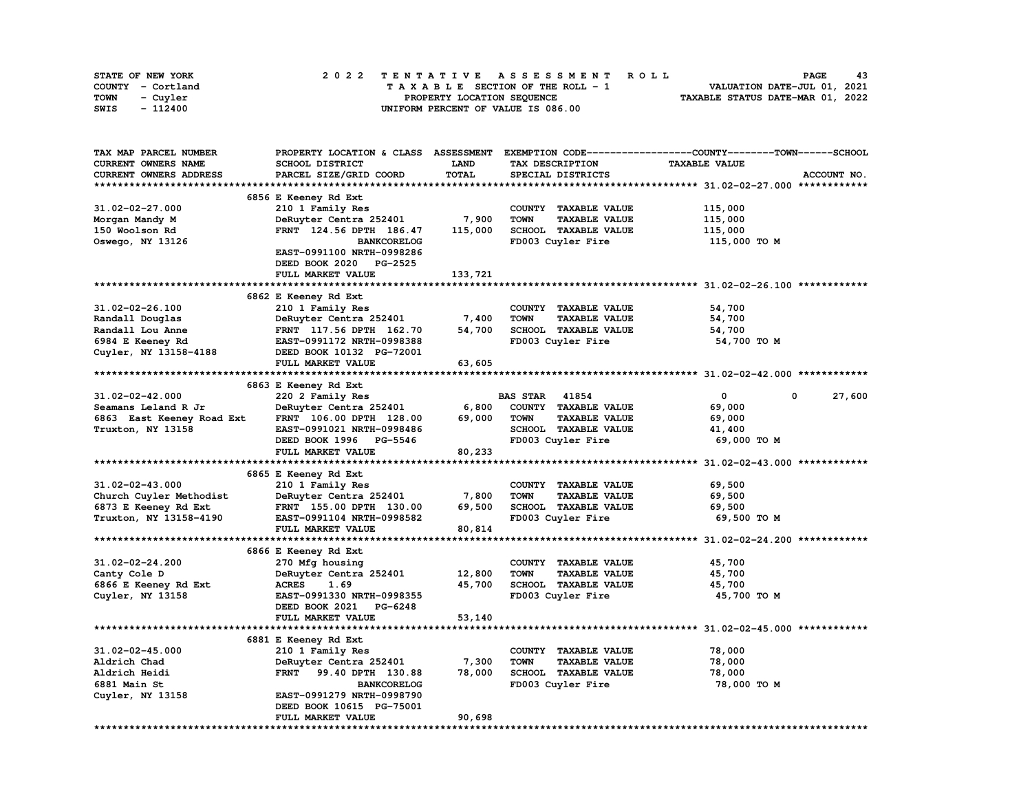STATE OF NEW YORK — COUNTY - Cortland — TOWN - Cuyler — SWIS - 112400

2022 TENTATIVE ASSESSMENT ROLL
TAXABLE SECTION OF THE ROLL - 1
PROPERTY LOCATION SEQUENCE
UNIFORM PERCENT OF VALUE IS 086.00

VALUATION DATE-JUL 01, 2021
TAXABLE STATUS DATE-MAR 01, 2022

| TAX MAP PARCEL NUMBER / CURRENT OWNERS NAME / CURRENT OWNERS ADDRESS | PROPERTY LOCATION & CLASS / SCHOOL DISTRICT / PARCEL SIZE/GRID COORD | ASSESSMENT LAND / TOTAL | EXEMPTION CODE / TAX DESCRIPTION / SPECIAL DISTRICTS | COUNTY / TOWN / SCHOOL TAXABLE VALUE | ACCOUNT NO. |
|---|---|---|---|---|---|
| **31.02-02-27.000** | 6856 E Keeney Rd Ext | | | | |
| 31.02-02-27.000 | 210 1 Family Res | | COUNTY TAXABLE VALUE | 115,000 | |
| Morgan Mandy M | DeRuyter Centra 252401 | 7,900 | TOWN TAXABLE VALUE | 115,000 | |
| 150 Woolson Rd | FRNT 124.56 DPTH 186.47 | 115,000 | SCHOOL TAXABLE VALUE | 115,000 | |
| Oswego, NY 13126 | BANKCORELOG | | FD003 Cuyler Fire | 115,000 TO M | |
| | EAST-0991100 NRTH-0998286 | | | | |
| | DEED BOOK 2020 PG-2525 | | | | |
| | FULL MARKET VALUE | 133,721 | | | |
| **31.02-02-26.100** | 6862 E Keeney Rd Ext | | | | |
| 31.02-02-26.100 | 210 1 Family Res | | COUNTY TAXABLE VALUE | 54,700 | |
| Randall Douglas | DeRuyter Centra 252401 | 7,400 | TOWN TAXABLE VALUE | 54,700 | |
| Randall Lou Anne | FRNT 117.56 DPTH 162.70 | 54,700 | SCHOOL TAXABLE VALUE | 54,700 | |
| 6984 E Keeney Rd | EAST-0991172 NRTH-0998388 | | FD003 Cuyler Fire | 54,700 TO M | |
| Cuyler, NY 13158-4188 | DEED BOOK 10132 PG-72001 | | | | |
| | FULL MARKET VALUE | 63,605 | | | |
| **31.02-02-42.000** | 6863 E Keeney Rd Ext | | | | |
| 31.02-02-42.000 | 220 2 Family Res | | BAS STAR 41854 | 0 / 0 / 27,600 | |
| Seamans Leland R Jr | DeRuyter Centra 252401 | 6,800 | COUNTY TAXABLE VALUE | 69,000 | |
| 6863 East Keeney Road Ext | FRNT 106.00 DPTH 128.00 | 69,000 | TOWN TAXABLE VALUE | 69,000 | |
| Truxton, NY 13158 | EAST-0991021 NRTH-0998486 | | SCHOOL TAXABLE VALUE | 41,400 | |
| | DEED BOOK 1996 PG-5546 | | FD003 Cuyler Fire | 69,000 TO M | |
| | FULL MARKET VALUE | 80,233 | | | |
| **31.02-02-43.000** | 6865 E Keeney Rd Ext | | | | |
| 31.02-02-43.000 | 210 1 Family Res | | COUNTY TAXABLE VALUE | 69,500 | |
| Church Cuyler Methodist | DeRuyter Centra 252401 | 7,800 | TOWN TAXABLE VALUE | 69,500 | |
| 6873 E Keeney Rd Ext | FRNT 155.00 DPTH 130.00 | 69,500 | SCHOOL TAXABLE VALUE | 69,500 | |
| Truxton, NY 13158-4190 | EAST-0991104 NRTH-0998582 | | FD003 Cuyler Fire | 69,500 TO M | |
| | FULL MARKET VALUE | 80,814 | | | |
| **31.02-02-24.200** | 6866 E Keeney Rd Ext | | | | |
| 31.02-02-24.200 | 270 Mfg housing | | COUNTY TAXABLE VALUE | 45,700 | |
| Canty Cole D | DeRuyter Centra 252401 | 12,800 | TOWN TAXABLE VALUE | 45,700 | |
| 6866 E Keeney Rd Ext | ACRES 1.69 | 45,700 | SCHOOL TAXABLE VALUE | 45,700 | |
| Cuyler, NY 13158 | EAST-0991330 NRTH-0998355 | | FD003 Cuyler Fire | 45,700 TO M | |
| | DEED BOOK 2021 PG-6248 | | | | |
| | FULL MARKET VALUE | 53,140 | | | |
| **31.02-02-45.000** | 6881 E Keeney Rd Ext | | | | |
| 31.02-02-45.000 | 210 1 Family Res | | COUNTY TAXABLE VALUE | 78,000 | |
| Aldrich Chad | DeRuyter Centra 252401 | 7,300 | TOWN TAXABLE VALUE | 78,000 | |
| Aldrich Heidi | FRNT 99.40 DPTH 130.88 | 78,000 | SCHOOL TAXABLE VALUE | 78,000 | |
| 6881 Main St | BANKCORELOG | | FD003 Cuyler Fire | 78,000 TO M | |
| Cuyler, NY 13158 | EAST-0991279 NRTH-0998790 | | | | |
| | DEED BOOK 10615 PG-75001 | | | | |
| | FULL MARKET VALUE | 90,698 | | | |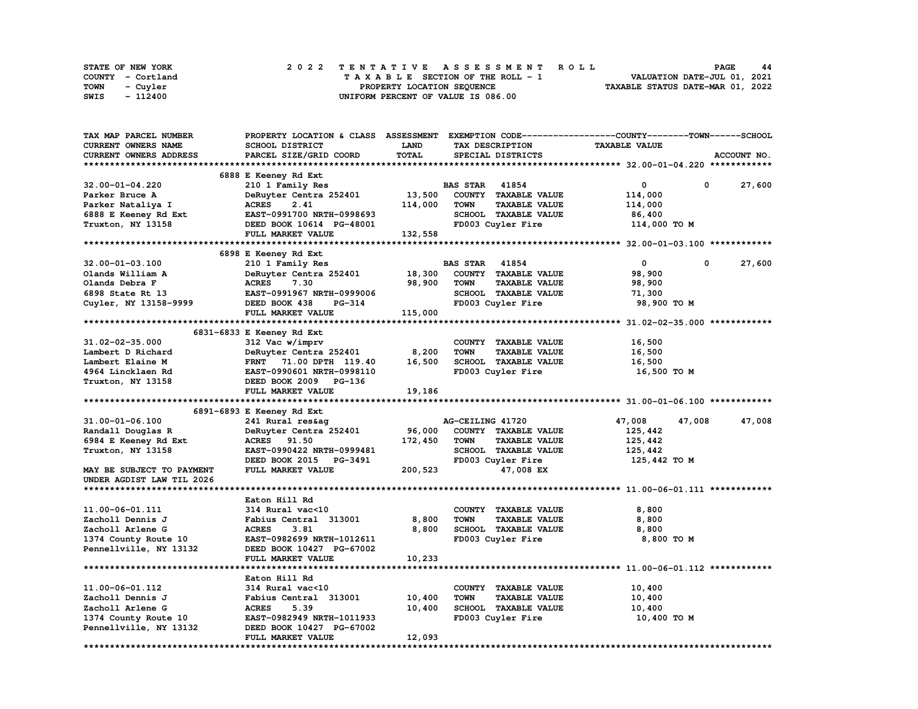STATE OF NEW YORK
COUNTY - Cortland
TOWN - Cuyler
SWIS - 112400

2022 TENTATIVE ASSESSMENT ROLL
TAXABLE SECTION OF THE ROLL - 1
PROPERTY LOCATION SEQUENCE
UNIFORM PERCENT OF VALUE IS 086.00

VALUATION DATE-JUL 01, 2021
TAXABLE STATUS DATE-MAR 01, 2022

| TAX MAP PARCEL NUMBER / CURRENT OWNERS NAME / CURRENT OWNERS ADDRESS | PROPERTY LOCATION & CLASS / SCHOOL DISTRICT / PARCEL SIZE/GRID COORD | ASSESSMENT LAND / TOTAL | EXEMPTION CODE / TAX DESCRIPTION / SPECIAL DISTRICTS | COUNTY TAXABLE VALUE | TOWN | SCHOOL / ACCOUNT NO. |
|---|---|---|---|---|---|---|
| **32.00-01-04.220** | 6888 E Keeney Rd Ext | | | | | |
| 32.00-01-04.220 | 210 1 Family Res | | BAS STAR 41854 | 0 | 0 | 27,600 |
| Parker Bruce A | DeRuyter Centra 252401 | 13,500 | COUNTY TAXABLE VALUE | 114,000 | | |
| Parker Nataliya I | ACRES 2.41 | 114,000 | TOWN TAXABLE VALUE | 114,000 | | |
| 6888 E Keeney Rd Ext | EAST-0991700 NRTH-0998693 | | SCHOOL TAXABLE VALUE | 86,400 | | |
| Truxton, NY 13158 | DEED BOOK 10614 PG-48001 | | FD003 Cuyler Fire | 114,000 TO M | | |
| | FULL MARKET VALUE | 132,558 | | | | |
| **32.00-01-03.100** | 6898 E Keeney Rd Ext | | | | | |
| 32.00-01-03.100 | 210 1 Family Res | | BAS STAR 41854 | 0 | 0 | 27,600 |
| Olands William A | DeRuyter Centra 252401 | 18,300 | COUNTY TAXABLE VALUE | 98,900 | | |
| Olands Debra F | ACRES 7.30 | 98,900 | TOWN TAXABLE VALUE | 98,900 | | |
| 6898 State Rt 13 | EAST-0991967 NRTH-0999006 | | SCHOOL TAXABLE VALUE | 71,300 | | |
| Cuyler, NY 13158-9999 | DEED BOOK 438 PG-314 | | FD003 Cuyler Fire | 98,900 TO M | | |
| | FULL MARKET VALUE | 115,000 | | | | |
| **31.02-02-35.000** | 6831-6833 E Keeney Rd Ext | | | | | |
| 31.02-02-35.000 | 312 Vac w/imprv | | COUNTY TAXABLE VALUE | 16,500 | | |
| Lambert D Richard | DeRuyter Centra 252401 | 8,200 | TOWN TAXABLE VALUE | 16,500 | | |
| Lambert Elaine M | FRNT 71.00 DPTH 119.40 | 16,500 | SCHOOL TAXABLE VALUE | 16,500 | | |
| 4964 Lincklaen Rd | EAST-0990601 NRTH-0998110 | | FD003 Cuyler Fire | 16,500 TO M | | |
| Truxton, NY 13158 | DEED BOOK 2009 PG-136 | | | | | |
| | FULL MARKET VALUE | 19,186 | | | | |
| **31.00-01-06.100** | 6891-6893 E Keeney Rd Ext | | | | | |
| 31.00-01-06.100 | 241 Rural res&ag | | AG-CEILING 41720 | 47,008 | 47,008 | 47,008 |
| Randall Douglas R | DeRuyter Centra 252401 | 96,000 | COUNTY TAXABLE VALUE | 125,442 | | |
| 6984 E Keeney Rd Ext | ACRES 91.50 | 172,450 | TOWN TAXABLE VALUE | 125,442 | | |
| Truxton, NY 13158 | EAST-0990422 NRTH-0999481 | | SCHOOL TAXABLE VALUE | 125,442 | | |
| | DEED BOOK 2015 PG-3491 | | FD003 Cuyler Fire | 125,442 TO M | | |
| MAY BE SUBJECT TO PAYMENT | FULL MARKET VALUE | 200,523 | 47,008 EX | | | |
| UNDER AGDIST LAW TIL 2026 | | | | | | |
| **11.00-06-01.111** | Eaton Hill Rd | | | | | |
| 11.00-06-01.111 | 314 Rural vac<10 | | COUNTY TAXABLE VALUE | 8,800 | | |
| Zacholl Dennis J | Fabius Central 313001 | 8,800 | TOWN TAXABLE VALUE | 8,800 | | |
| Zacholl Arlene G | ACRES 3.81 | 8,800 | SCHOOL TAXABLE VALUE | 8,800 | | |
| 1374 County Route 10 | EAST-0982699 NRTH-1012611 | | FD003 Cuyler Fire | 8,800 TO M | | |
| Pennellville, NY 13132 | DEED BOOK 10427 PG-67002 | | | | | |
| | FULL MARKET VALUE | 10,233 | | | | |
| **11.00-06-01.112** | Eaton Hill Rd | | | | | |
| 11.00-06-01.112 | 314 Rural vac<10 | | COUNTY TAXABLE VALUE | 10,400 | | |
| Zacholl Dennis J | Fabius Central 313001 | 10,400 | TOWN TAXABLE VALUE | 10,400 | | |
| Zacholl Arlene G | ACRES 5.39 | 10,400 | SCHOOL TAXABLE VALUE | 10,400 | | |
| 1374 County Route 10 | EAST-0982949 NRTH-1011933 | | FD003 Cuyler Fire | 10,400 TO M | | |
| Pennellville, NY 13132 | DEED BOOK 10427 PG-67002 | | | | | |
| | FULL MARKET VALUE | 12,093 | | | | |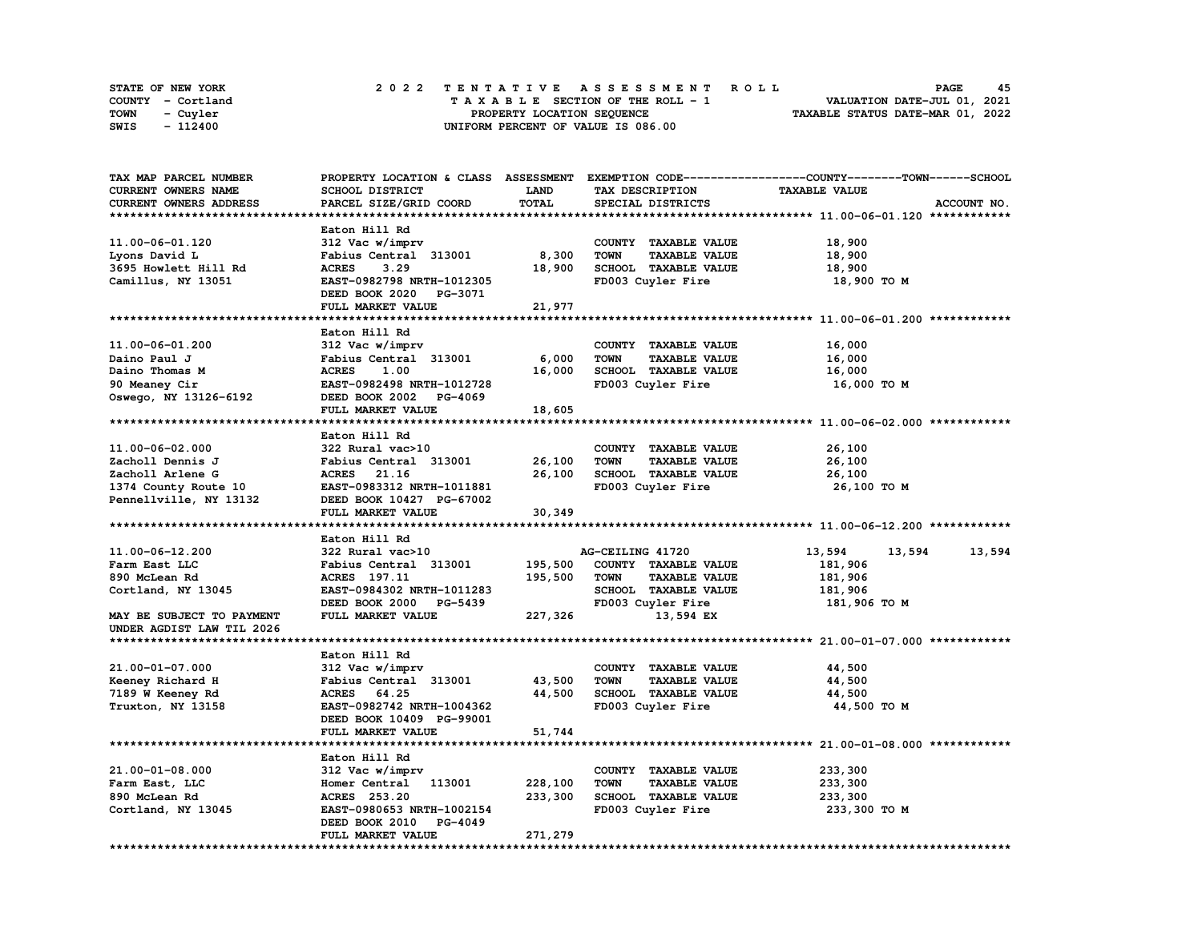STATE OF NEW YORK
COUNTY - Cortland
TOWN - Cuyler
SWIS - 112400

2022 TENTATIVE ASSESSMENT ROLL
TAXABLE SECTION OF THE ROLL - 1
PROPERTY LOCATION SEQUENCE
UNIFORM PERCENT OF VALUE IS 086.00

VALUATION DATE-JUL 01, 2021
TAXABLE STATUS DATE-MAR 01, 2022

| TAX MAP PARCEL NUMBER / CURRENT OWNERS NAME / CURRENT OWNERS ADDRESS | PROPERTY LOCATION & CLASS / SCHOOL DISTRICT / PARCEL SIZE/GRID COORD | ASSESSMENT LAND / TOTAL | EXEMPTION CODE / TAX DESCRIPTION / SPECIAL DISTRICTS | COUNTY | TOWN | SCHOOL |
|---|---|---|---|---|---|---|
| **11.00-06-01.120** | Eaton Hill Rd | | | | | |
| 11.00-06-01.120 | 312 Vac w/imprv | | COUNTY TAXABLE VALUE | 18,900 | | |
| Lyons David L | Fabius Central 313001 | 8,300 | TOWN TAXABLE VALUE | | 18,900 | |
| 3695 Howlett Hill Rd | ACRES 3.29 | 18,900 | SCHOOL TAXABLE VALUE | | | 18,900 |
| Camillus, NY 13051 | EAST-0982798 NRTH-1012305 | | FD003 Cuyler Fire | 18,900 TO M | | |
| | DEED BOOK 2020 PG-3071 | | | | | |
| | FULL MARKET VALUE | 21,977 | | | | |
| **11.00-06-01.200** | Eaton Hill Rd | | | | | |
| 11.00-06-01.200 | 312 Vac w/imprv | | COUNTY TAXABLE VALUE | 16,000 | | |
| Daino Paul J | Fabius Central 313001 | 6,000 | TOWN TAXABLE VALUE | | 16,000 | |
| Daino Thomas M | ACRES 1.00 | 16,000 | SCHOOL TAXABLE VALUE | | | 16,000 |
| 90 Meaney Cir | EAST-0982498 NRTH-1012728 | | FD003 Cuyler Fire | 16,000 TO M | | |
| Oswego, NY 13126-6192 | DEED BOOK 2002 PG-4069 | | | | | |
| | FULL MARKET VALUE | 18,605 | | | | |
| **11.00-06-02.000** | Eaton Hill Rd | | | | | |
| 11.00-06-02.000 | 322 Rural vac>10 | | COUNTY TAXABLE VALUE | 26,100 | | |
| Zacholl Dennis J | Fabius Central 313001 | 26,100 | TOWN TAXABLE VALUE | | 26,100 | |
| Zacholl Arlene G | ACRES 21.16 | 26,100 | SCHOOL TAXABLE VALUE | | | 26,100 |
| 1374 County Route 10 | EAST-0983312 NRTH-1011881 | | FD003 Cuyler Fire | 26,100 TO M | | |
| Pennellville, NY 13132 | DEED BOOK 10427 PG-67002 | | | | | |
| | FULL MARKET VALUE | 30,349 | | | | |
| **11.00-06-12.200** | Eaton Hill Rd | | | | | |
| 11.00-06-12.200 | 322 Rural vac>10 | | AG-CEILING 41720 | 13,594 | 13,594 | 13,594 |
| Farm East LLC | Fabius Central 313001 | 195,500 | COUNTY TAXABLE VALUE | 181,906 | | |
| 890 McLean Rd | ACRES 197.11 | 195,500 | TOWN TAXABLE VALUE | | 181,906 | |
| Cortland, NY 13045 | EAST-0984302 NRTH-1011283 | | SCHOOL TAXABLE VALUE | | | 181,906 |
| | DEED BOOK 2000 PG-5439 | | FD003 Cuyler Fire | 181,906 TO M | | |
| MAY BE SUBJECT TO PAYMENT | FULL MARKET VALUE | 227,326 | 13,594 EX | | | |
| UNDER AGDIST LAW TIL 2026 | | | | | | |
| **21.00-01-07.000** | Eaton Hill Rd | | | | | |
| 21.00-01-07.000 | 312 Vac w/imprv | | COUNTY TAXABLE VALUE | 44,500 | | |
| Keeney Richard H | Fabius Central 313001 | 43,500 | TOWN TAXABLE VALUE | | 44,500 | |
| 7189 W Keeney Rd | ACRES 64.25 | 44,500 | SCHOOL TAXABLE VALUE | | | 44,500 |
| Truxton, NY 13158 | EAST-0982742 NRTH-1004362 | | FD003 Cuyler Fire | 44,500 TO M | | |
| | DEED BOOK 10409 PG-99001 | | | | | |
| | FULL MARKET VALUE | 51,744 | | | | |
| **21.00-01-08.000** | Eaton Hill Rd | | | | | |
| 21.00-01-08.000 | 312 Vac w/imprv | | COUNTY TAXABLE VALUE | 233,300 | | |
| Farm East, LLC | Homer Central 113001 | 228,100 | TOWN TAXABLE VALUE | | 233,300 | |
| 890 McLean Rd | ACRES 253.20 | 233,300 | SCHOOL TAXABLE VALUE | | | 233,300 |
| Cortland, NY 13045 | EAST-0980653 NRTH-1002154 | | FD003 Cuyler Fire | 233,300 TO M | | |
| | DEED BOOK 2010 PG-4049 | | | | | |
| | FULL MARKET VALUE | 271,279 | | | | |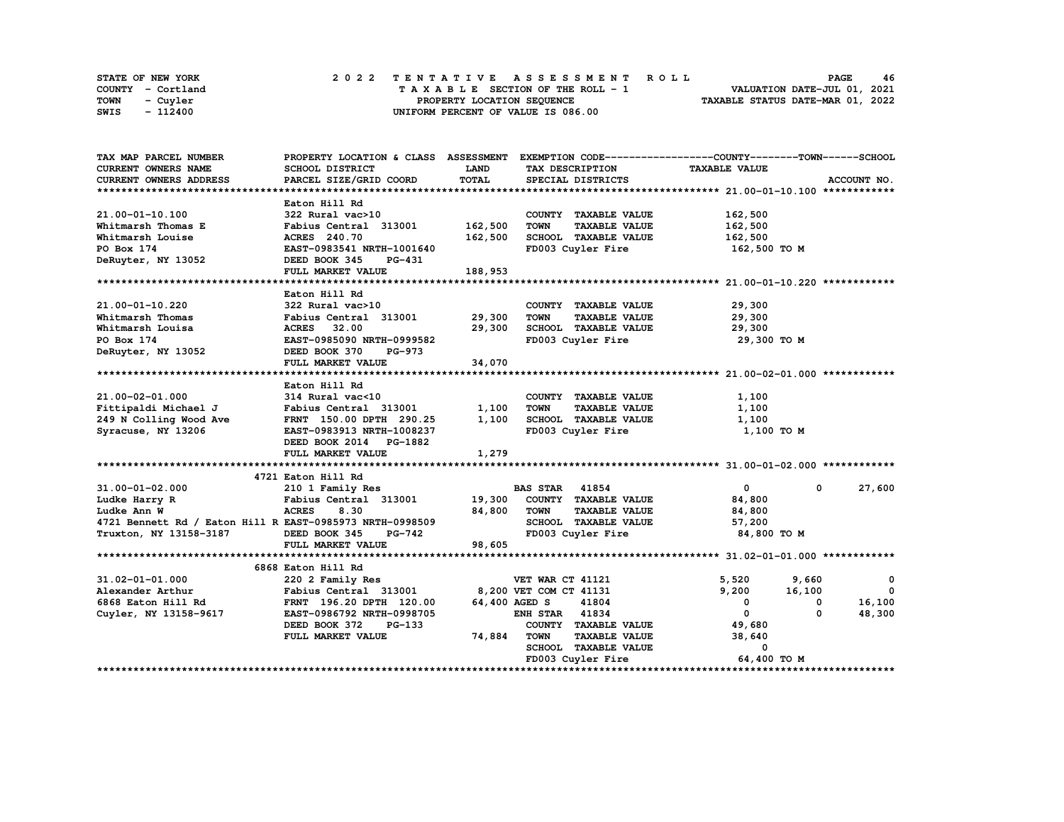STATE OF NEW YORK
COUNTY - Cortland
TOWN - Cuyler
SWIS - 112400

2022 TENTATIVE ASSESSMENT ROLL
TAXABLE SECTION OF THE ROLL - 1
PROPERTY LOCATION SEQUENCE
UNIFORM PERCENT OF VALUE IS 086.00

VALUATION DATE-JUL 01, 2021
TAXABLE STATUS DATE-MAR 01, 2022

```
TAX MAP PARCEL NUMBER          PROPERTY LOCATION & CLASS  ASSESSMENT  EXEMPTION CODE------------------COUNTY--------TOWN------SCHOOL
CURRENT OWNERS NAME            SCHOOL DISTRICT              LAND      TAX DESCRIPTION                TAXABLE VALUE
CURRENT OWNERS ADDRESS         PARCEL SIZE/GRID COORD       TOTAL     SPECIAL DISTRICTS                                    ACCOUNT NO.
******************************************************************************************************* 21.00-01-10.100 ************
                               Eaton Hill Rd
21.00-01-10.100                322 Rural vac>10                        COUNTY  TAXABLE VALUE            162,500
Whitmarsh Thomas E             Fabius Central  313001      162,500     TOWN    TAXABLE VALUE            162,500
Whitmarsh Louise               ACRES  240.70               162,500     SCHOOL  TAXABLE VALUE            162,500
PO Box 174                     EAST-0983541 NRTH-1001640               FD003 Cuyler Fire                 162,500 TO M
DeRuyter, NY 13052             DEED BOOK 345    PG-431
                               FULL MARKET VALUE           188,953
******************************************************************************************************* 21.00-01-10.220 ************
                               Eaton Hill Rd
21.00-01-10.220                322 Rural vac>10                        COUNTY  TAXABLE VALUE             29,300
Whitmarsh Thomas               Fabius Central  313001       29,300     TOWN    TAXABLE VALUE             29,300
Whitmarsh Louisa               ACRES   32.00                29,300     SCHOOL  TAXABLE VALUE             29,300
PO Box 174                     EAST-0985090 NRTH-0999582               FD003 Cuyler Fire                  29,300 TO M
DeRuyter, NY 13052             DEED BOOK 370    PG-973
                               FULL MARKET VALUE            34,070
******************************************************************************************************* 21.00-02-01.000 ************
                               Eaton Hill Rd
21.00-02-01.000                314 Rural vac<10                        COUNTY  TAXABLE VALUE              1,100
Fittipaldi Michael J           Fabius Central  313001        1,100     TOWN    TAXABLE VALUE              1,100
249 N Colling Wood Ave         FRNT 150.00 DPTH 290.25       1,100     SCHOOL  TAXABLE VALUE              1,100
Syracuse, NY 13206             EAST-0983913 NRTH-1008237               FD003 Cuyler Fire                   1,100 TO M
                               DEED BOOK 2014   PG-1882
                               FULL MARKET VALUE             1,279
******************************************************************************************************* 31.00-01-02.000 ************
                               4721 Eaton Hill Rd
31.00-01-02.000                210 1 Family Res                        BAS STAR  41854                       0           0      27,600
Ludke Harry R                  Fabius Central  313001       19,300     COUNTY  TAXABLE VALUE             84,800
Ludke Ann W                    ACRES    8.30                84,800     TOWN    TAXABLE VALUE             84,800
4721 Bennett Rd / Eaton Hill R EAST-0985973 NRTH-0998509               SCHOOL  TAXABLE VALUE             57,200
Truxton, NY 13158-3187         DEED BOOK 345    PG-742                 FD003 Cuyler Fire                  84,800 TO M
                               FULL MARKET VALUE            98,605
******************************************************************************************************* 31.02-01-01.000 ************
                               6868 Eaton Hill Rd
31.02-01-01.000                220 2 Family Res                        VET WAR CT 41121                  5,520       9,660           0
Alexander Arthur               Fabius Central  313001        8,200 VET COM CT 41131                  9,200      16,100           0
6868 Eaton Hill Rd             FRNT 196.20 DPTH 120.00      64,400 AGED S     41804                      0           0      16,100
Cuyler, NY 13158-9617          EAST-0986792 NRTH-0998705               ENH STAR  41834                       0           0      48,300
                               DEED BOOK 372    PG-133                 COUNTY  TAXABLE VALUE             49,680
                               FULL MARKET VALUE            74,884     TOWN    TAXABLE VALUE             38,640
                                                                       SCHOOL  TAXABLE VALUE                  0
                                                                       FD003 Cuyler Fire                  64,400 TO M
************************************************************************************************************************************
```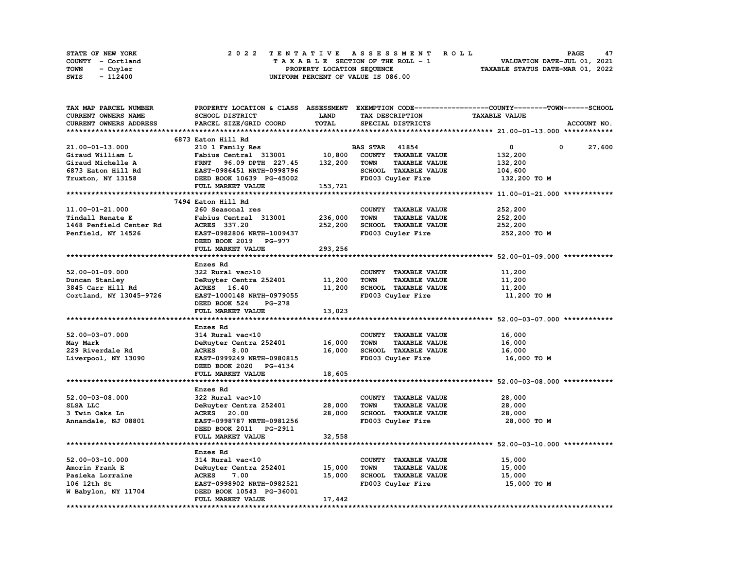STATE OF NEW YORK — 2022 TENTATIVE ASSESSMENT ROLL
COUNTY - Cortland — TAXABLE SECTION OF THE ROLL - 1 — VALUATION DATE-JUL 01, 2021
TOWN - Cuyler — PROPERTY LOCATION SEQUENCE — TAXABLE STATUS DATE-MAR 01, 2022
SWIS - 112400 — UNIFORM PERCENT OF VALUE IS 086.00

| TAX MAP PARCEL NUMBER / CURRENT OWNERS NAME / CURRENT OWNERS ADDRESS | PROPERTY LOCATION & CLASS / SCHOOL DISTRICT / PARCEL SIZE/GRID COORD | ASSESSMENT LAND / TOTAL | EXEMPTION CODE / TAX DESCRIPTION / SPECIAL DISTRICTS | COUNTY | TOWN | SCHOOL / TAXABLE VALUE |
|---|---|---|---|---|---|---|
| **21.00-01-13.000** | 6873 Eaton Hill Rd | | | | | |
| 21.00-01-13.000 | 210 1 Family Res | | BAS STAR 41854 | 0 | 0 | 27,600 |
| Giraud William L | Fabius Central 313001 | 10,800 | COUNTY TAXABLE VALUE | 132,200 | | |
| Giraud Michelle A | FRNT 96.09 DPTH 227.45 | 132,200 | TOWN TAXABLE VALUE | 132,200 | | |
| 6873 Eaton Hill Rd | EAST-0986451 NRTH-0998796 | | SCHOOL TAXABLE VALUE | 104,600 | | |
| Truxton, NY 13158 | DEED BOOK 10639 PG-45002 | | FD003 Cuyler Fire | 132,200 TO M | | |
| | FULL MARKET VALUE | 153,721 | | | | |
| **11.00-01-21.000** | 7494 Eaton Hill Rd | | | | | |
| 11.00-01-21.000 | 260 Seasonal res | | COUNTY TAXABLE VALUE | 252,200 | | |
| Tindall Renate E | Fabius Central 313001 | 236,000 | TOWN TAXABLE VALUE | 252,200 | | |
| 1468 Penfield Center Rd | ACRES 337.20 | 252,200 | SCHOOL TAXABLE VALUE | 252,200 | | |
| Penfield, NY 14526 | EAST-0982806 NRTH-1009437 | | FD003 Cuyler Fire | 252,200 TO M | | |
| | DEED BOOK 2019 PG-977 | | | | | |
| | FULL MARKET VALUE | 293,256 | | | | |
| **52.00-01-09.000** | Enzes Rd | | | | | |
| 52.00-01-09.000 | 322 Rural vac>10 | | COUNTY TAXABLE VALUE | 11,200 | | |
| Duncan Stanley | DeRuyter Centra 252401 | 11,200 | TOWN TAXABLE VALUE | 11,200 | | |
| 3845 Carr Hill Rd | ACRES 16.40 | 11,200 | SCHOOL TAXABLE VALUE | 11,200 | | |
| Cortland, NY 13045-9726 | EAST-1000148 NRTH-0979055 | | FD003 Cuyler Fire | 11,200 TO M | | |
| | DEED BOOK 524 PG-278 | | | | | |
| | FULL MARKET VALUE | 13,023 | | | | |
| **52.00-03-07.000** | Enzes Rd | | | | | |
| 52.00-03-07.000 | 314 Rural vac<10 | | COUNTY TAXABLE VALUE | 16,000 | | |
| May Mark | DeRuyter Centra 252401 | 16,000 | TOWN TAXABLE VALUE | 16,000 | | |
| 229 Riverdale Rd | ACRES 8.00 | 16,000 | SCHOOL TAXABLE VALUE | 16,000 | | |
| Liverpool, NY 13090 | EAST-0999249 NRTH-0980815 | | FD003 Cuyler Fire | 16,000 TO M | | |
| | DEED BOOK 2020 PG-4134 | | | | | |
| | FULL MARKET VALUE | 18,605 | | | | |
| **52.00-03-08.000** | Enzes Rd | | | | | |
| 52.00-03-08.000 | 322 Rural vac>10 | | COUNTY TAXABLE VALUE | 28,000 | | |
| SLSA LLC | DeRuyter Centra 252401 | 28,000 | TOWN TAXABLE VALUE | 28,000 | | |
| 3 Twin Oaks Ln | ACRES 20.00 | 28,000 | SCHOOL TAXABLE VALUE | 28,000 | | |
| Annandale, NJ 08801 | EAST-0998787 NRTH-0981256 | | FD003 Cuyler Fire | 28,000 TO M | | |
| | DEED BOOK 2011 PG-2911 | | | | | |
| | FULL MARKET VALUE | 32,558 | | | | |
| **52.00-03-10.000** | Enzes Rd | | | | | |
| 52.00-03-10.000 | 314 Rural vac<10 | | COUNTY TAXABLE VALUE | 15,000 | | |
| Amorin Frank E | DeRuyter Centra 252401 | 15,000 | TOWN TAXABLE VALUE | 15,000 | | |
| Pasieka Lorraine | ACRES 7.00 | 15,000 | SCHOOL TAXABLE VALUE | 15,000 | | |
| 106 12th St | EAST-0998902 NRTH-0982521 | | FD003 Cuyler Fire | 15,000 TO M | | |
| W Babylon, NY 11704 | DEED BOOK 10543 PG-36001 | | | | | |
| | FULL MARKET VALUE | 17,442 | | | | |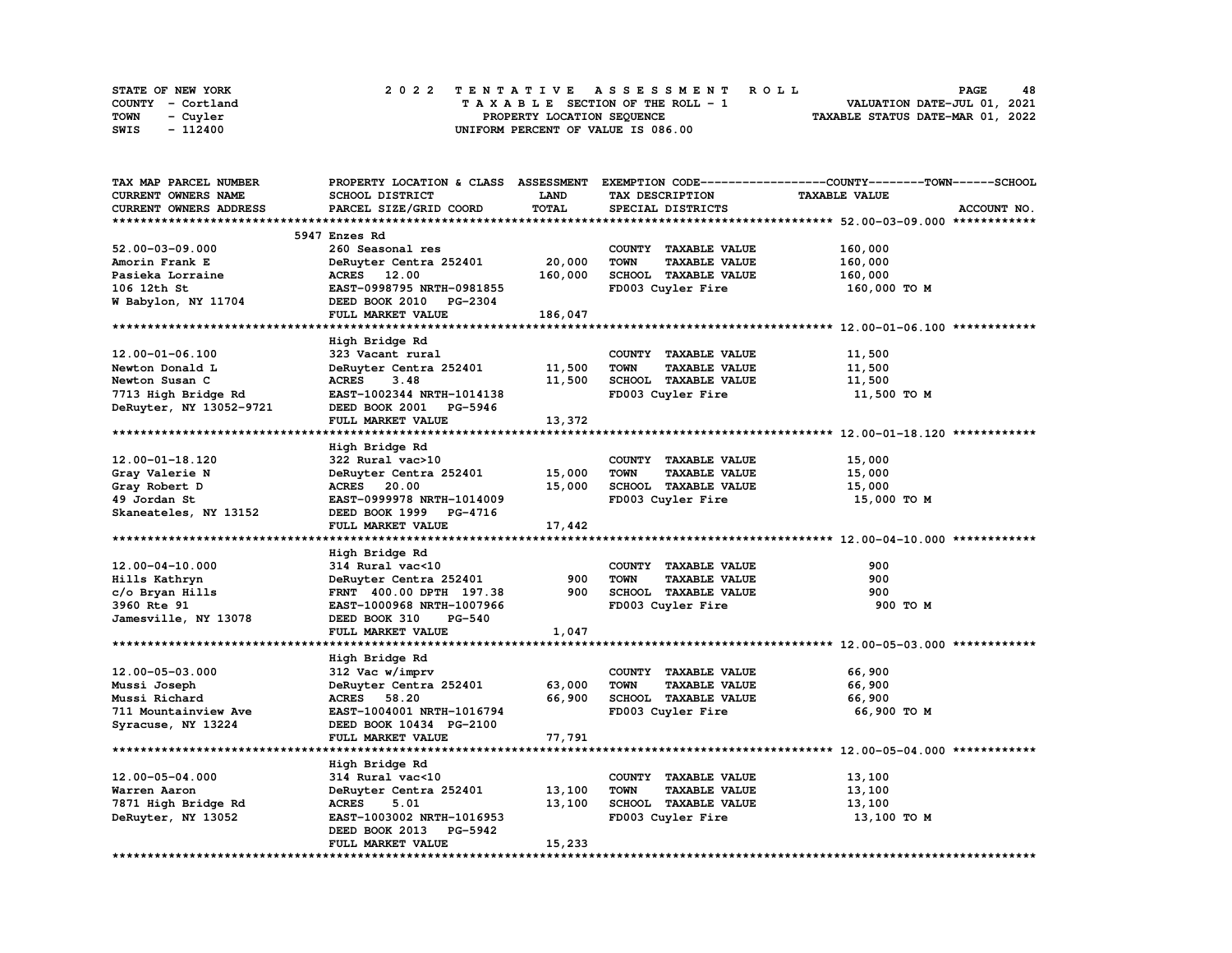STATE OF NEW YORK — 2022 TENTATIVE ASSESSMENT ROLL
COUNTY - Cortland — TAXABLE SECTION OF THE ROLL - 1 — VALUATION DATE-JUL 01, 2021
TOWN - Cuyler — PROPERTY LOCATION SEQUENCE — TAXABLE STATUS DATE-MAR 01, 2022
SWIS - 112400 — UNIFORM PERCENT OF VALUE IS 086.00

| TAX MAP PARCEL NUMBER / CURRENT OWNERS NAME / CURRENT OWNERS ADDRESS | PROPERTY LOCATION & CLASS / SCHOOL DISTRICT / PARCEL SIZE/GRID COORD | ASSESSMENT LAND | TOTAL | EXEMPTION CODE / TAX DESCRIPTION / SPECIAL DISTRICTS | TAXABLE VALUE (COUNTY / TOWN / SCHOOL) |
|---|---|---|---|---|---|
| **52.00-03-09.000** | 5947 Enzes Rd | | | | |
| 52.00-03-09.000 | 260 Seasonal res | | | COUNTY TAXABLE VALUE | 160,000 |
| Amorin Frank E | DeRuyter Centra 252401 | 20,000 | | TOWN TAXABLE VALUE | 160,000 |
| Pasieka Lorraine | ACRES 12.00 | | 160,000 | SCHOOL TAXABLE VALUE | 160,000 |
| 106 12th St | EAST-0998795 NRTH-0981855 | | | FD003 Cuyler Fire | 160,000 TO M |
| W Babylon, NY 11704 | DEED BOOK 2010 PG-2304 | | | | |
| | FULL MARKET VALUE | | 186,047 | | |
| **12.00-01-06.100** | High Bridge Rd | | | | |
| 12.00-01-06.100 | 323 Vacant rural | | | COUNTY TAXABLE VALUE | 11,500 |
| Newton Donald L | DeRuyter Centra 252401 | 11,500 | | TOWN TAXABLE VALUE | 11,500 |
| Newton Susan C | ACRES 3.48 | | 11,500 | SCHOOL TAXABLE VALUE | 11,500 |
| 7713 High Bridge Rd | EAST-1002344 NRTH-1014138 | | | FD003 Cuyler Fire | 11,500 TO M |
| DeRuyter, NY 13052-9721 | DEED BOOK 2001 PG-5946 | | | | |
| | FULL MARKET VALUE | | 13,372 | | |
| **12.00-01-18.120** | High Bridge Rd | | | | |
| 12.00-01-18.120 | 322 Rural vac>10 | | | COUNTY TAXABLE VALUE | 15,000 |
| Gray Valerie N | DeRuyter Centra 252401 | 15,000 | | TOWN TAXABLE VALUE | 15,000 |
| Gray Robert D | ACRES 20.00 | | 15,000 | SCHOOL TAXABLE VALUE | 15,000 |
| 49 Jordan St | EAST-0999978 NRTH-1014009 | | | FD003 Cuyler Fire | 15,000 TO M |
| Skaneateles, NY 13152 | DEED BOOK 1999 PG-4716 | | | | |
| | FULL MARKET VALUE | | 17,442 | | |
| **12.00-04-10.000** | High Bridge Rd | | | | |
| 12.00-04-10.000 | 314 Rural vac<10 | | | COUNTY TAXABLE VALUE | 900 |
| Hills Kathryn | DeRuyter Centra 252401 | 900 | | TOWN TAXABLE VALUE | 900 |
| c/o Bryan Hills | FRNT 400.00 DPTH 197.38 | | 900 | SCHOOL TAXABLE VALUE | 900 |
| 3960 Rte 91 | EAST-1000968 NRTH-1007966 | | | FD003 Cuyler Fire | 900 TO M |
| Jamesville, NY 13078 | DEED BOOK 310 PG-540 | | | | |
| | FULL MARKET VALUE | | 1,047 | | |
| **12.00-05-03.000** | High Bridge Rd | | | | |
| 12.00-05-03.000 | 312 Vac w/imprv | | | COUNTY TAXABLE VALUE | 66,900 |
| Mussi Joseph | DeRuyter Centra 252401 | 63,000 | | TOWN TAXABLE VALUE | 66,900 |
| Mussi Richard | ACRES 58.20 | | 66,900 | SCHOOL TAXABLE VALUE | 66,900 |
| 711 Mountainview Ave | EAST-1004001 NRTH-1016794 | | | FD003 Cuyler Fire | 66,900 TO M |
| Syracuse, NY 13224 | DEED BOOK 10434 PG-2100 | | | | |
| | FULL MARKET VALUE | | 77,791 | | |
| **12.00-05-04.000** | High Bridge Rd | | | | |
| 12.00-05-04.000 | 314 Rural vac<10 | | | COUNTY TAXABLE VALUE | 13,100 |
| Warren Aaron | DeRuyter Centra 252401 | 13,100 | | TOWN TAXABLE VALUE | 13,100 |
| 7871 High Bridge Rd | ACRES 5.01 | | 13,100 | SCHOOL TAXABLE VALUE | 13,100 |
| DeRuyter, NY 13052 | EAST-1003002 NRTH-1016953 | | | FD003 Cuyler Fire | 13,100 TO M |
| | DEED BOOK 2013 PG-5942 | | | | |
| | FULL MARKET VALUE | | 15,233 | | |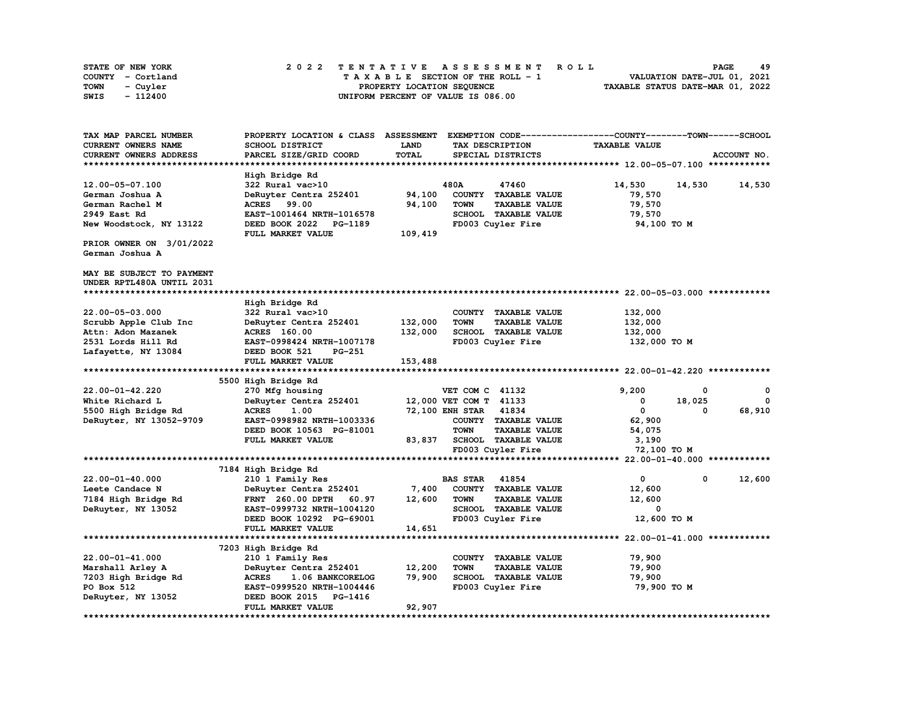STATE OF NEW YORK
COUNTY - Cortland
TOWN - Cuyler
SWIS - 112400

2 0 2 2 T E N T A T I V E A S S E S S M E N T R O L L
T A X A B L E SECTION OF THE ROLL - 1
PROPERTY LOCATION SEQUENCE
UNIFORM PERCENT OF VALUE IS 086.00

VALUATION DATE-JUL 01, 2021
TAXABLE STATUS DATE-MAR 01, 2022

```
TAX MAP PARCEL NUMBER          PROPERTY LOCATION & CLASS  ASSESSMENT  EXEMPTION CODE------------------COUNTY--------TOWN------SCHOOL
CURRENT OWNERS NAME            SCHOOL DISTRICT               LAND      TAX DESCRIPTION              TAXABLE VALUE
CURRENT OWNERS ADDRESS         PARCEL SIZE/GRID COORD        TOTAL     SPECIAL DISTRICTS                                    ACCOUNT NO.
******************************************************************************************************* 12.00-05-07.100 ************
                               High Bridge Rd
12.00-05-07.100                322 Rural vac>10                        480A       47460            14,530     14,530     14,530
German Joshua A                DeRuyter Centra 252401      94,100      COUNTY  TAXABLE VALUE        79,570
German Rachel M                ACRES   99.00               94,100      TOWN    TAXABLE VALUE        79,570
2949 East Rd                   EAST-1001464 NRTH-1016578               SCHOOL  TAXABLE VALUE        79,570
New Woodstock, NY 13122        DEED BOOK 2022   PG-1189                FD003 Cuyler Fire             94,100 TO M
                               FULL MARKET VALUE          109,419
PRIOR OWNER ON  3/01/2022
German Joshua A

MAY BE SUBJECT TO PAYMENT
UNDER RPTL480A UNTIL 2031
******************************************************************************************************* 22.00-05-03.000 ************
                               High Bridge Rd
22.00-05-03.000                322 Rural vac>10                        COUNTY  TAXABLE VALUE       132,000
Scrubb Apple Club Inc          DeRuyter Centra 252401     132,000      TOWN    TAXABLE VALUE       132,000
Attn: Adon Mazanek             ACRES  160.00              132,000      SCHOOL  TAXABLE VALUE       132,000
2531 Lords Hill Rd             EAST-0998424 NRTH-1007178               FD003 Cuyler Fire            132,000 TO M
Lafayette, NY 13084            DEED BOOK 521    PG-251
                               FULL MARKET VALUE          153,488
******************************************************************************************************* 22.00-01-42.220 ************
                    5500 High Bridge Rd
22.00-01-42.220                270 Mfg housing                         VET COM C  41132             9,200          0          0
White Richard L                DeRuyter Centra 252401      12,000 VET COM T  41133                  0     18,025          0
5500 High Bridge Rd            ACRES    1.00               72,100 ENH STAR   41834                  0          0     68,910
DeRuyter, NY 13052-9709        EAST-0998982 NRTH-1003336               COUNTY  TAXABLE VALUE        62,900
                               DEED BOOK 10563 PG-81001                TOWN    TAXABLE VALUE        54,075
                               FULL MARKET VALUE           83,837      SCHOOL  TAXABLE VALUE         3,190
                                                                       FD003 Cuyler Fire             72,100 TO M
******************************************************************************************************* 22.00-01-40.000 ************
                    7184 High Bridge Rd
22.00-01-40.000                210 1 Family Res                        BAS STAR   41854                 0          0     12,600
Leete Candace N                DeRuyter Centra 252401       7,400      COUNTY  TAXABLE VALUE        12,600
7184 High Bridge Rd            FRNT  260.00 DPTH   60.97   12,600      TOWN    TAXABLE VALUE        12,600
DeRuyter, NY 13052             EAST-0999732 NRTH-1004120               SCHOOL  TAXABLE VALUE             0
                               DEED BOOK 10292 PG-69001                FD003 Cuyler Fire             12,600 TO M
                               FULL MARKET VALUE           14,651
******************************************************************************************************* 22.00-01-41.000 ************
                    7203 High Bridge Rd
22.00-01-41.000                210 1 Family Res                        COUNTY  TAXABLE VALUE        79,900
Marshall Arley A               DeRuyter Centra 252401      12,200      TOWN    TAXABLE VALUE        79,900
7203 High Bridge Rd            ACRES    1.06 BANKCORELOG   79,900      SCHOOL  TAXABLE VALUE        79,900
PO Box 512                     EAST-0999520 NRTH-1004446               FD003 Cuyler Fire             79,900 TO M
DeRuyter, NY 13052             DEED BOOK 2015   PG-1416
                               FULL MARKET VALUE           92,907
************************************************************************************************************************************
```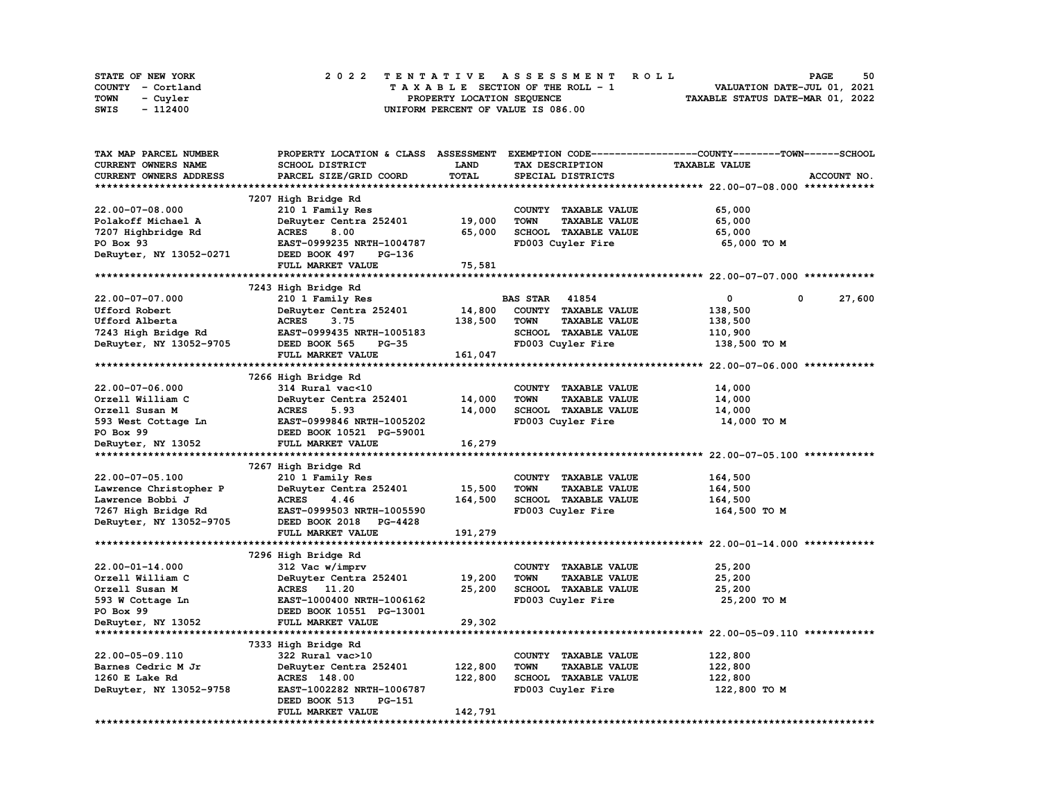STATE OF NEW YORK
COUNTY - Cortland
TOWN - Cuyler
SWIS - 112400

2 0 2 2 T E N T A T I V E A S S E S S M E N T R O L L
T A X A B L E SECTION OF THE ROLL - 1
PROPERTY LOCATION SEQUENCE
UNIFORM PERCENT OF VALUE IS 086.00

VALUATION DATE-JUL 01, 2021
TAXABLE STATUS DATE-MAR 01, 2022

| TAX MAP PARCEL NUMBER / CURRENT OWNERS NAME / CURRENT OWNERS ADDRESS | PROPERTY LOCATION & CLASS / SCHOOL DISTRICT / PARCEL SIZE/GRID COORD | ASSESSMENT LAND / TOTAL | EXEMPTION CODE / TAX DESCRIPTION / SPECIAL DISTRICTS | COUNTY | TOWN | SCHOOL / ACCOUNT NO. |
|---|---|---|---|---|---|---|
| **22.00-07-08.000** | 7207 High Bridge Rd | | | | | |
| 22.00-07-08.000 | 210 1 Family Res | | COUNTY TAXABLE VALUE | 65,000 | | |
| Polakoff Michael A | DeRuyter Centra 252401 | 19,000 | TOWN TAXABLE VALUE | | 65,000 | |
| 7207 Highbridge Rd | ACRES 8.00 | 65,000 | SCHOOL TAXABLE VALUE | | | 65,000 |
| PO Box 93 | EAST-0999235 NRTH-1004787 | | FD003 Cuyler Fire | 65,000 TO M | | |
| DeRuyter, NY 13052-0271 | DEED BOOK 497 PG-136 | | | | | |
| | FULL MARKET VALUE | 75,581 | | | | |
| **22.00-07-07.000** | 7243 High Bridge Rd | | | | | |
| 22.00-07-07.000 | 210 1 Family Res | | BAS STAR 41854 | 0 | 0 | 27,600 |
| Ufford Robert | DeRuyter Centra 252401 | 14,800 | COUNTY TAXABLE VALUE | 138,500 | | |
| Ufford Alberta | ACRES 3.75 | 138,500 | TOWN TAXABLE VALUE | | 138,500 | |
| 7243 High Bridge Rd | EAST-0999435 NRTH-1005183 | | SCHOOL TAXABLE VALUE | | | 110,900 |
| DeRuyter, NY 13052-9705 | DEED BOOK 565 PG-35 | | FD003 Cuyler Fire | 138,500 TO M | | |
| | FULL MARKET VALUE | 161,047 | | | | |
| **22.00-07-06.000** | 7266 High Bridge Rd | | | | | |
| 22.00-07-06.000 | 314 Rural vac<10 | | COUNTY TAXABLE VALUE | 14,000 | | |
| Orzell William C | DeRuyter Centra 252401 | 14,000 | TOWN TAXABLE VALUE | | 14,000 | |
| Orzell Susan M | ACRES 5.93 | 14,000 | SCHOOL TAXABLE VALUE | | | 14,000 |
| 593 West Cottage Ln | EAST-0999846 NRTH-1005202 | | FD003 Cuyler Fire | 14,000 TO M | | |
| PO Box 99 | DEED BOOK 10521 PG-59001 | | | | | |
| DeRuyter, NY 13052 | FULL MARKET VALUE | 16,279 | | | | |
| **22.00-07-05.100** | 7267 High Bridge Rd | | | | | |
| 22.00-07-05.100 | 210 1 Family Res | | COUNTY TAXABLE VALUE | 164,500 | | |
| Lawrence Christopher P | DeRuyter Centra 252401 | 15,500 | TOWN TAXABLE VALUE | | 164,500 | |
| Lawrence Bobbi J | ACRES 4.46 | 164,500 | SCHOOL TAXABLE VALUE | | | 164,500 |
| 7267 High Bridge Rd | EAST-0999503 NRTH-1005590 | | FD003 Cuyler Fire | 164,500 TO M | | |
| DeRuyter, NY 13052-9705 | DEED BOOK 2018 PG-4428 | | | | | |
| | FULL MARKET VALUE | 191,279 | | | | |
| **22.00-01-14.000** | 7296 High Bridge Rd | | | | | |
| 22.00-01-14.000 | 312 Vac w/imprv | | COUNTY TAXABLE VALUE | 25,200 | | |
| Orzell William C | DeRuyter Centra 252401 | 19,200 | TOWN TAXABLE VALUE | | 25,200 | |
| Orzell Susan M | ACRES 11.20 | 25,200 | SCHOOL TAXABLE VALUE | | | 25,200 |
| 593 W Cottage Ln | EAST-1000400 NRTH-1006162 | | FD003 Cuyler Fire | 25,200 TO M | | |
| PO Box 99 | DEED BOOK 10551 PG-13001 | | | | | |
| DeRuyter, NY 13052 | FULL MARKET VALUE | 29,302 | | | | |
| **22.00-05-09.110** | 7333 High Bridge Rd | | | | | |
| 22.00-05-09.110 | 322 Rural vac>10 | | COUNTY TAXABLE VALUE | 122,800 | | |
| Barnes Cedric M Jr | DeRuyter Centra 252401 | 122,800 | TOWN TAXABLE VALUE | | 122,800 | |
| 1260 E Lake Rd | ACRES 148.00 | 122,800 | SCHOOL TAXABLE VALUE | | | 122,800 |
| DeRuyter, NY 13052-9758 | EAST-1002282 NRTH-1006787 | | FD003 Cuyler Fire | 122,800 TO M | | |
| | DEED BOOK 513 PG-151 | | | | | |
| | FULL MARKET VALUE | 142,791 | | | | |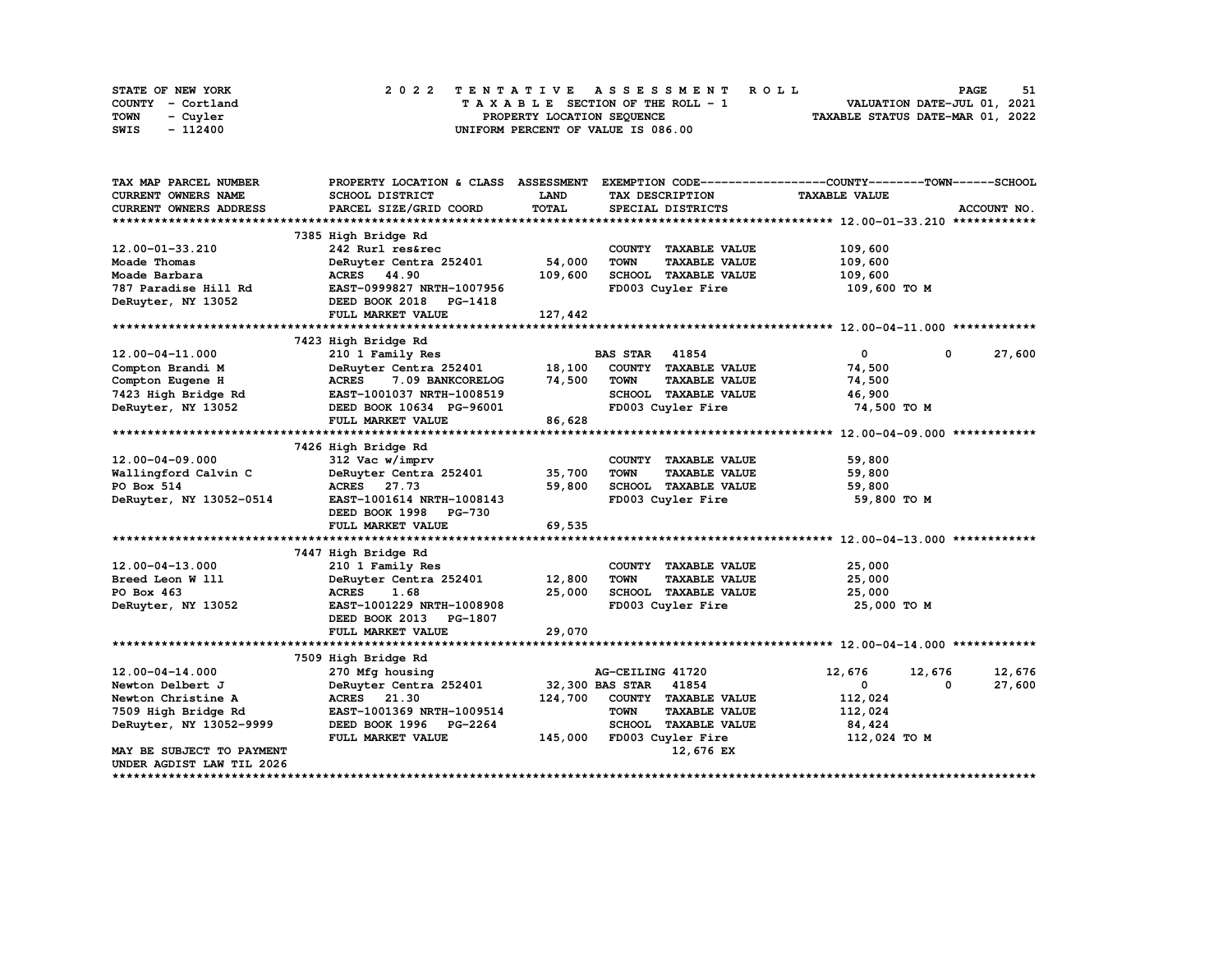STATE OF NEW YORK
COUNTY - Cortland
TOWN - Cuyler
SWIS - 112400

2022 TENTATIVE ASSESSMENT ROLL
TAXABLE SECTION OF THE ROLL - 1
PROPERTY LOCATION SEQUENCE
UNIFORM PERCENT OF VALUE IS 086.00

VALUATION DATE-JUL 01, 2021
TAXABLE STATUS DATE-MAR 01, 2022

| TAX MAP PARCEL NUMBER / CURRENT OWNERS NAME / CURRENT OWNERS ADDRESS | PROPERTY LOCATION & CLASS / SCHOOL DISTRICT / PARCEL SIZE/GRID COORD | ASSESSMENT LAND / TOTAL | EXEMPTION CODE / TAX DESCRIPTION / SPECIAL DISTRICTS | COUNTY TAXABLE VALUE | TOWN | SCHOOL |
|---|---|---|---|---|---|---|
| **12.00-01-33.210** | 7385 High Bridge Rd | | | | | |
| 12.00-01-33.210 | 242 Rurl res&rec | | COUNTY TAXABLE VALUE | 109,600 | | |
| Moade Thomas | DeRuyter Centra 252401 | 54,000 | TOWN TAXABLE VALUE | 109,600 | | |
| Moade Barbara | ACRES 44.90 | 109,600 | SCHOOL TAXABLE VALUE | 109,600 | | |
| 787 Paradise Hill Rd | EAST-0999827 NRTH-1007956 | | FD003 Cuyler Fire | 109,600 TO M | | |
| DeRuyter, NY 13052 | DEED BOOK 2018 PG-1418 | | | | | |
| | FULL MARKET VALUE | 127,442 | | | | |
| **12.00-04-11.000** | 7423 High Bridge Rd | | | | | |
| 12.00-04-11.000 | 210 1 Family Res | | BAS STAR 41854 | 0 | 0 | 27,600 |
| Compton Brandi M | DeRuyter Centra 252401 | 18,100 | COUNTY TAXABLE VALUE | 74,500 | | |
| Compton Eugene H | ACRES 7.09 BANKCORELOG | 74,500 | TOWN TAXABLE VALUE | 74,500 | | |
| 7423 High Bridge Rd | EAST-1001037 NRTH-1008519 | | SCHOOL TAXABLE VALUE | 46,900 | | |
| DeRuyter, NY 13052 | DEED BOOK 10634 PG-96001 | | FD003 Cuyler Fire | 74,500 TO M | | |
| | FULL MARKET VALUE | 86,628 | | | | |
| **12.00-04-09.000** | 7426 High Bridge Rd | | | | | |
| 12.00-04-09.000 | 312 Vac w/imprv | | COUNTY TAXABLE VALUE | 59,800 | | |
| Wallingford Calvin C | DeRuyter Centra 252401 | 35,700 | TOWN TAXABLE VALUE | 59,800 | | |
| PO Box 514 | ACRES 27.73 | 59,800 | SCHOOL TAXABLE VALUE | 59,800 | | |
| DeRuyter, NY 13052-0514 | EAST-1001614 NRTH-1008143 | | FD003 Cuyler Fire | 59,800 TO M | | |
| | DEED BOOK 1998 PG-730 | | | | | |
| | FULL MARKET VALUE | 69,535 | | | | |
| **12.00-04-13.000** | 7447 High Bridge Rd | | | | | |
| 12.00-04-13.000 | 210 1 Family Res | | COUNTY TAXABLE VALUE | 25,000 | | |
| Breed Leon W lll | DeRuyter Centra 252401 | 12,800 | TOWN TAXABLE VALUE | 25,000 | | |
| PO Box 463 | ACRES 1.68 | 25,000 | SCHOOL TAXABLE VALUE | 25,000 | | |
| DeRuyter, NY 13052 | EAST-1001229 NRTH-1008908 | | FD003 Cuyler Fire | 25,000 TO M | | |
| | DEED BOOK 2013 PG-1807 | | | | | |
| | FULL MARKET VALUE | 29,070 | | | | |
| **12.00-04-14.000** | 7509 High Bridge Rd | | | | | |
| 12.00-04-14.000 | 270 Mfg housing | | AG-CEILING 41720 | 12,676 | 12,676 | 12,676 |
| Newton Delbert J | DeRuyter Centra 252401 | 32,300 | BAS STAR 41854 | 0 | 0 | 27,600 |
| Newton Christine A | ACRES 21.30 | 124,700 | COUNTY TAXABLE VALUE | 112,024 | | |
| 7509 High Bridge Rd | EAST-1001369 NRTH-1009514 | | TOWN TAXABLE VALUE | 112,024 | | |
| DeRuyter, NY 13052-9999 | DEED BOOK 1996 PG-2264 | | SCHOOL TAXABLE VALUE | 84,424 | | |
| | FULL MARKET VALUE | 145,000 | FD003 Cuyler Fire | 112,024 TO M | | |
| MAY BE SUBJECT TO PAYMENT | | | 12,676 EX | | | |
| UNDER AGDIST LAW TIL 2026 | | | | | | |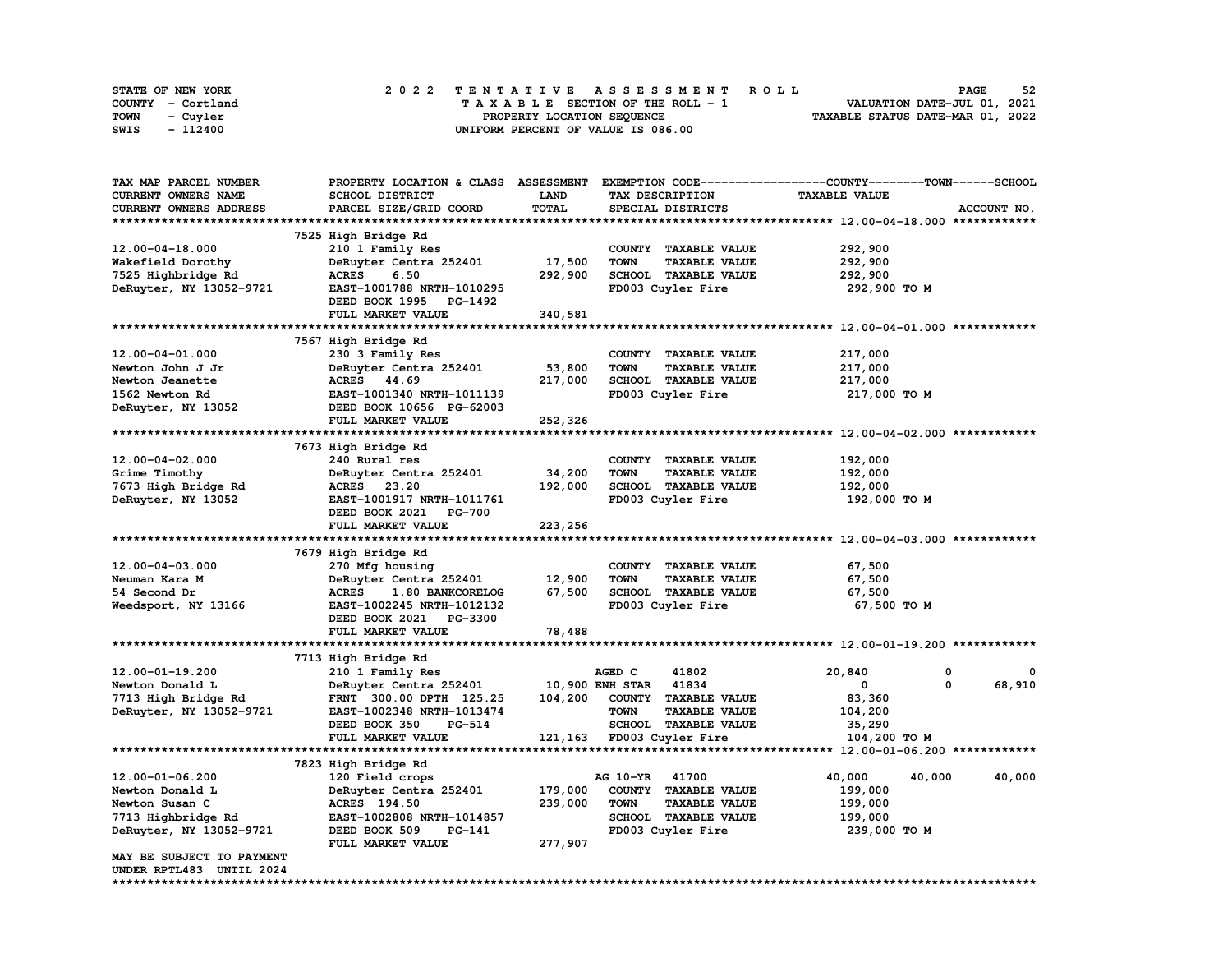STATE OF NEW YORK
COUNTY - Cortland
TOWN - Cuyler
SWIS - 112400

# 2022 TENTATIVE ASSESSMENT ROLL
TAXABLE SECTION OF THE ROLL - 1
PROPERTY LOCATION SEQUENCE
UNIFORM PERCENT OF VALUE IS 086.00

VALUATION DATE-JUL 01, 2021
TAXABLE STATUS DATE-MAR 01, 2022

| TAX MAP PARCEL NUMBER / CURRENT OWNERS NAME / CURRENT OWNERS ADDRESS | PROPERTY LOCATION & CLASS / SCHOOL DISTRICT / PARCEL SIZE/GRID COORD | ASSESSMENT LAND / TOTAL | EXEMPTION CODE / TAX DESCRIPTION / SPECIAL DISTRICTS | COUNTY | TOWN | SCHOOL / ACCOUNT NO. |
|---|---|---|---|---|---|---|
| **12.00-04-18.000** | 7525 High Bridge Rd | | | | | |
| 12.00-04-18.000 | 210 1 Family Res | | COUNTY TAXABLE VALUE | 292,900 | | |
| Wakefield Dorothy | DeRuyter Centra 252401 | 17,500 | TOWN TAXABLE VALUE | 292,900 | | |
| 7525 Highbridge Rd | ACRES 6.50 | 292,900 | SCHOOL TAXABLE VALUE | 292,900 | | |
| DeRuyter, NY 13052-9721 | EAST-1001788 NRTH-1010295 | | FD003 Cuyler Fire | 292,900 TO M | | |
| | DEED BOOK 1995 PG-1492 | | | | | |
| | FULL MARKET VALUE | 340,581 | | | | |
| **12.00-04-01.000** | 7567 High Bridge Rd | | | | | |
| 12.00-04-01.000 | 230 3 Family Res | | COUNTY TAXABLE VALUE | 217,000 | | |
| Newton John J Jr | DeRuyter Centra 252401 | 53,800 | TOWN TAXABLE VALUE | 217,000 | | |
| Newton Jeanette | ACRES 44.69 | 217,000 | SCHOOL TAXABLE VALUE | 217,000 | | |
| 1562 Newton Rd | EAST-1001340 NRTH-1011139 | | FD003 Cuyler Fire | 217,000 TO M | | |
| DeRuyter, NY 13052 | DEED BOOK 10656 PG-62003 | | | | | |
| | FULL MARKET VALUE | 252,326 | | | | |
| **12.00-04-02.000** | 7673 High Bridge Rd | | | | | |
| 12.00-04-02.000 | 240 Rural res | | COUNTY TAXABLE VALUE | 192,000 | | |
| Grime Timothy | DeRuyter Centra 252401 | 34,200 | TOWN TAXABLE VALUE | 192,000 | | |
| 7673 High Bridge Rd | ACRES 23.20 | 192,000 | SCHOOL TAXABLE VALUE | 192,000 | | |
| DeRuyter, NY 13052 | EAST-1001917 NRTH-1011761 | | FD003 Cuyler Fire | 192,000 TO M | | |
| | DEED BOOK 2021 PG-700 | | | | | |
| | FULL MARKET VALUE | 223,256 | | | | |
| **12.00-04-03.000** | 7679 High Bridge Rd | | | | | |
| 12.00-04-03.000 | 270 Mfg housing | | COUNTY TAXABLE VALUE | 67,500 | | |
| Neuman Kara M | DeRuyter Centra 252401 | 12,900 | TOWN TAXABLE VALUE | 67,500 | | |
| 54 Second Dr | ACRES 1.80 BANKCORELOG | 67,500 | SCHOOL TAXABLE VALUE | 67,500 | | |
| Weedsport, NY 13166 | EAST-1002245 NRTH-1012132 | | FD003 Cuyler Fire | 67,500 TO M | | |
| | DEED BOOK 2021 PG-3300 | | | | | |
| | FULL MARKET VALUE | 78,488 | | | | |
| **12.00-01-19.200** | 7713 High Bridge Rd | | | | | |
| 12.00-01-19.200 | 210 1 Family Res | | AGED C 41802 | 20,840 | 0 | 0 |
| Newton Donald L | DeRuyter Centra 252401 | 10,900 | ENH STAR 41834 | 0 | 0 | 68,910 |
| 7713 High Bridge Rd | FRNT 300.00 DPTH 125.25 | 104,200 | COUNTY TAXABLE VALUE | 83,360 | | |
| DeRuyter, NY 13052-9721 | EAST-1002348 NRTH-1013474 | | TOWN TAXABLE VALUE | 104,200 | | |
| | DEED BOOK 350 PG-514 | | SCHOOL TAXABLE VALUE | 35,290 | | |
| | FULL MARKET VALUE | 121,163 | FD003 Cuyler Fire | 104,200 TO M | | |
| **12.00-01-06.200** | 7823 High Bridge Rd | | | | | |
| 12.00-01-06.200 | 120 Field crops | | AG 10-YR 41700 | 40,000 | 40,000 | 40,000 |
| Newton Donald L | DeRuyter Centra 252401 | 179,000 | COUNTY TAXABLE VALUE | 199,000 | | |
| Newton Susan C | ACRES 194.50 | 239,000 | TOWN TAXABLE VALUE | 199,000 | | |
| 7713 Highbridge Rd | EAST-1002808 NRTH-1014857 | | SCHOOL TAXABLE VALUE | 199,000 | | |
| DeRuyter, NY 13052-9721 | DEED BOOK 509 PG-141 | | FD003 Cuyler Fire | 239,000 TO M | | |
| | FULL MARKET VALUE | 277,907 | | | | |
| MAY BE SUBJECT TO PAYMENT UNDER RPTL483 UNTIL 2024 | | | | | | |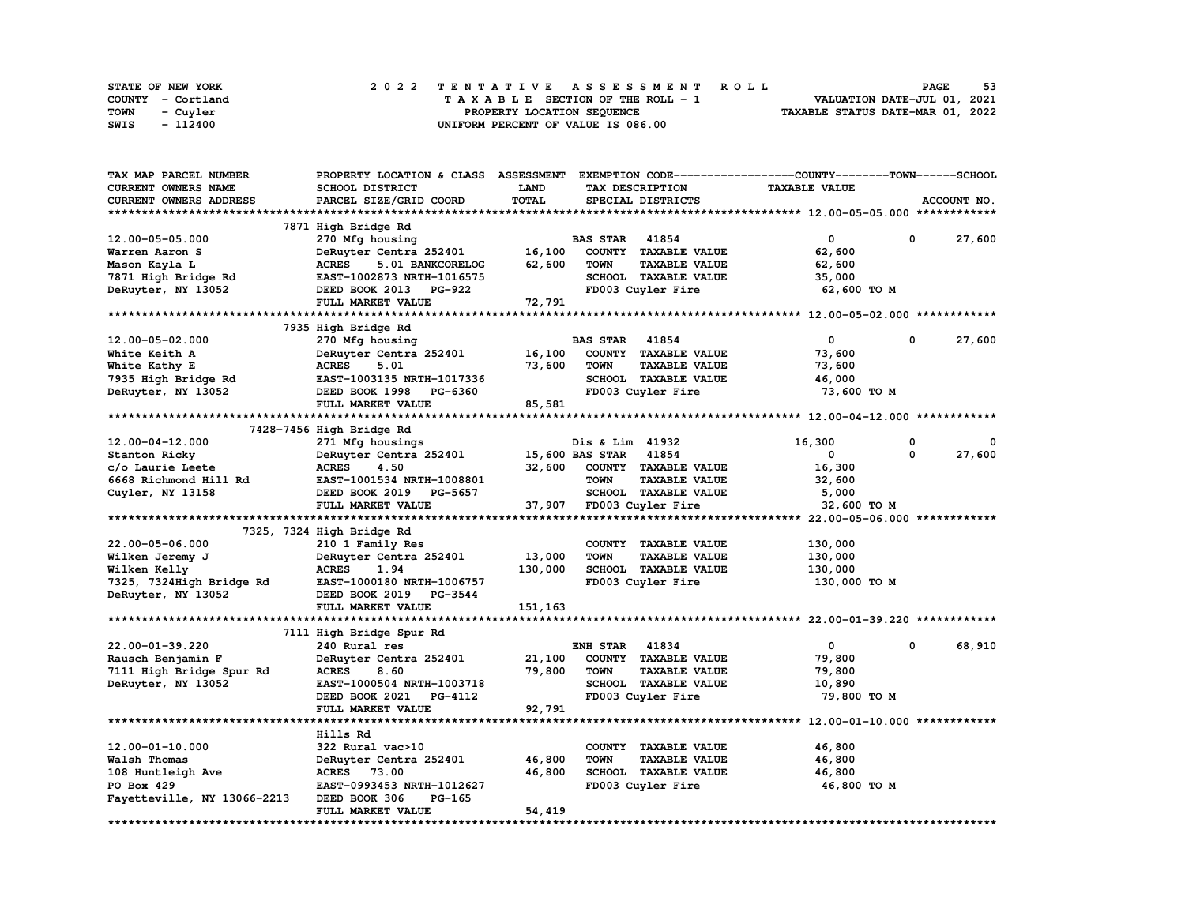STATE OF NEW YORK — 2022 TENTATIVE ASSESSMENT ROLL
COUNTY - Cortland — TAXABLE SECTION OF THE ROLL - 1 — VALUATION DATE-JUL 01, 2021
TOWN - Cuyler — PROPERTY LOCATION SEQUENCE — TAXABLE STATUS DATE-MAR 01, 2022
SWIS - 112400 — UNIFORM PERCENT OF VALUE IS 086.00

| TAX MAP PARCEL NUMBER / CURRENT OWNERS NAME / CURRENT OWNERS ADDRESS | PROPERTY LOCATION & CLASS / SCHOOL DISTRICT / PARCEL SIZE/GRID COORD | ASSESSMENT LAND / TOTAL | EXEMPTION CODE / TAX DESCRIPTION / SPECIAL DISTRICTS | COUNTY | TOWN | SCHOOL / TAXABLE VALUE |
|---|---|---|---|---|---|---|
| **12.00-05-05.000** | 7871 High Bridge Rd | | | | | |
| 12.00-05-05.000 | 270 Mfg housing | | BAS STAR 41854 | 0 | 0 | 27,600 |
| Warren Aaron S | DeRuyter Centra 252401 | 16,100 | COUNTY TAXABLE VALUE | 62,600 | | |
| Mason Kayla L | ACRES 5.01 BANKCORELOG | 62,600 | TOWN TAXABLE VALUE | 62,600 | | |
| 7871 High Bridge Rd | EAST-1002873 NRTH-1016575 | | SCHOOL TAXABLE VALUE | 35,000 | | |
| DeRuyter, NY 13052 | DEED BOOK 2013 PG-922 | | FD003 Cuyler Fire | 62,600 TO M | | |
| | FULL MARKET VALUE | 72,791 | | | | |
| **12.00-05-02.000** | 7935 High Bridge Rd | | | | | |
| 12.00-05-02.000 | 270 Mfg housing | | BAS STAR 41854 | 0 | 0 | 27,600 |
| White Keith A | DeRuyter Centra 252401 | 16,100 | COUNTY TAXABLE VALUE | 73,600 | | |
| White Kathy E | ACRES 5.01 | 73,600 | TOWN TAXABLE VALUE | 73,600 | | |
| 7935 High Bridge Rd | EAST-1003135 NRTH-1017336 | | SCHOOL TAXABLE VALUE | 46,000 | | |
| DeRuyter, NY 13052 | DEED BOOK 1998 PG-6360 | | FD003 Cuyler Fire | 73,600 TO M | | |
| | FULL MARKET VALUE | 85,581 | | | | |
| **12.00-04-12.000** | 7428-7456 High Bridge Rd | | | | | |
| 12.00-04-12.000 | 271 Mfg housings | | Dis & Lim 41932 | 16,300 | 0 | 0 |
| Stanton Ricky | DeRuyter Centra 252401 | 15,600 | BAS STAR 41854 | 0 | 0 | 27,600 |
| c/o Laurie Leete | ACRES 4.50 | 32,600 | COUNTY TAXABLE VALUE | 16,300 | | |
| 6668 Richmond Hill Rd | EAST-1001534 NRTH-1008801 | | TOWN TAXABLE VALUE | 32,600 | | |
| Cuyler, NY 13158 | DEED BOOK 2019 PG-5657 | | SCHOOL TAXABLE VALUE | 5,000 | | |
| | FULL MARKET VALUE | 37,907 | FD003 Cuyler Fire | 32,600 TO M | | |
| **22.00-05-06.000** | 7325, 7324 High Bridge Rd | | | | | |
| 22.00-05-06.000 | 210 1 Family Res | | COUNTY TAXABLE VALUE | 130,000 | | |
| Wilken Jeremy J | DeRuyter Centra 252401 | 13,000 | TOWN TAXABLE VALUE | 130,000 | | |
| Wilken Kelly | ACRES 1.94 | 130,000 | SCHOOL TAXABLE VALUE | 130,000 | | |
| 7325, 7324High Bridge Rd | EAST-1000180 NRTH-1006757 | | FD003 Cuyler Fire | 130,000 TO M | | |
| DeRuyter, NY 13052 | DEED BOOK 2019 PG-3544 | | | | | |
| | FULL MARKET VALUE | 151,163 | | | | |
| **22.00-01-39.220** | 7111 High Bridge Spur Rd | | | | | |
| 22.00-01-39.220 | 240 Rural res | | ENH STAR 41834 | 0 | 0 | 68,910 |
| Rausch Benjamin F | DeRuyter Centra 252401 | 21,100 | COUNTY TAXABLE VALUE | 79,800 | | |
| 7111 High Bridge Spur Rd | ACRES 8.60 | 79,800 | TOWN TAXABLE VALUE | 79,800 | | |
| DeRuyter, NY 13052 | EAST-1000504 NRTH-1003718 | | SCHOOL TAXABLE VALUE | 10,890 | | |
| | DEED BOOK 2021 PG-4112 | | FD003 Cuyler Fire | 79,800 TO M | | |
| | FULL MARKET VALUE | 92,791 | | | | |
| **12.00-01-10.000** | Hills Rd | | | | | |
| 12.00-01-10.000 | 322 Rural vac>10 | | COUNTY TAXABLE VALUE | 46,800 | | |
| Walsh Thomas | DeRuyter Centra 252401 | 46,800 | TOWN TAXABLE VALUE | 46,800 | | |
| 108 Huntleigh Ave | ACRES 73.00 | 46,800 | SCHOOL TAXABLE VALUE | 46,800 | | |
| PO Box 429 | EAST-0993453 NRTH-1012627 | | FD003 Cuyler Fire | 46,800 TO M | | |
| Fayetteville, NY 13066-2213 | DEED BOOK 306 PG-165 | | | | | |
| | FULL MARKET VALUE | 54,419 | | | | |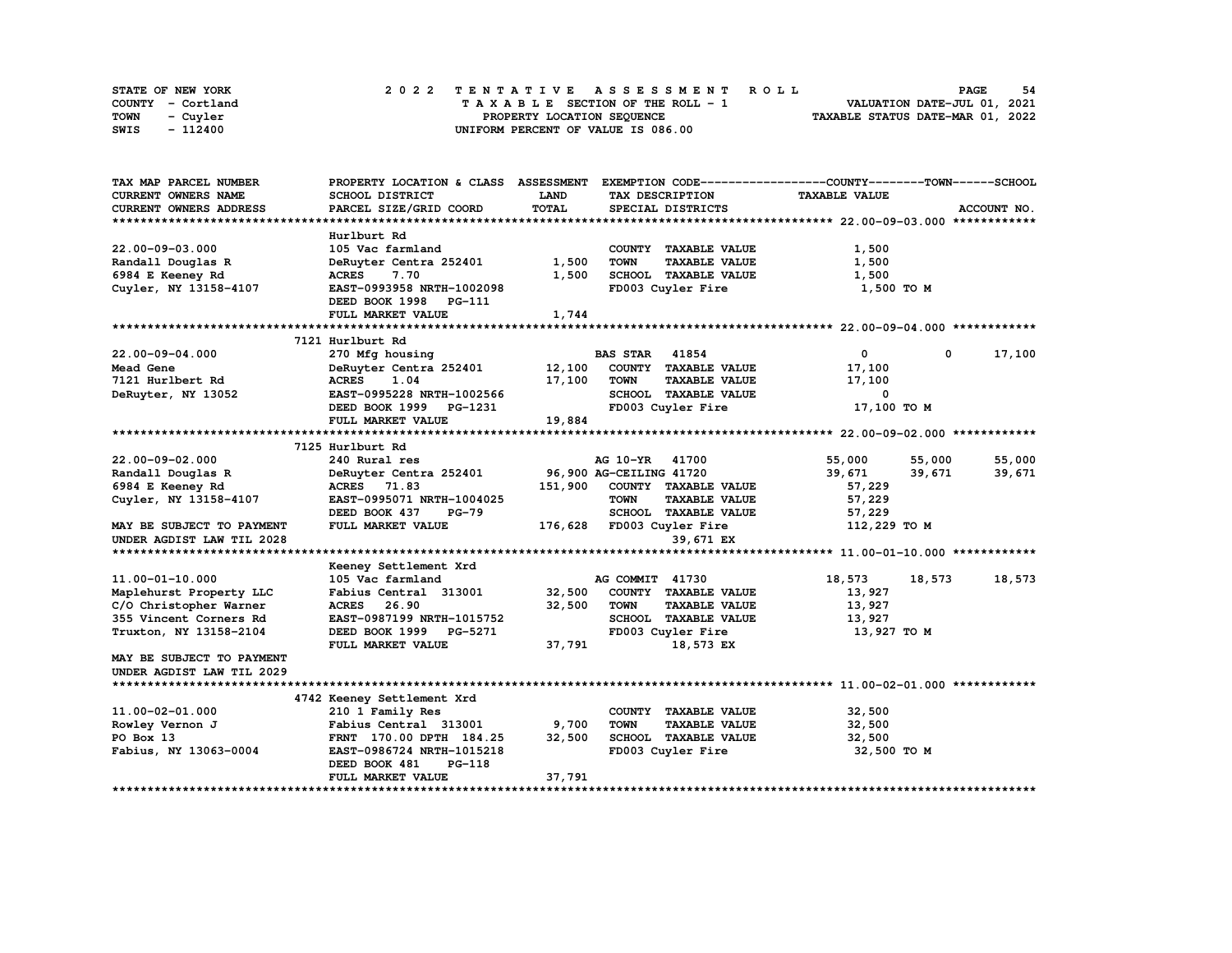STATE OF NEW YORK
COUNTY - Cortland
TOWN - Cuyler
SWIS - 112400

# 2022 TENTATIVE ASSESSMENT ROLL

TAXABLE SECTION OF THE ROLL - 1
PROPERTY LOCATION SEQUENCE
UNIFORM PERCENT OF VALUE IS 086.00

VALUATION DATE-JUL 01, 2021
TAXABLE STATUS DATE-MAR 01, 2022

| TAX MAP PARCEL NUMBER / CURRENT OWNERS NAME / CURRENT OWNERS ADDRESS | PROPERTY LOCATION & CLASS / SCHOOL DISTRICT / PARCEL SIZE/GRID COORD | ASSESSMENT LAND / TOTAL | EXEMPTION CODE / TAX DESCRIPTION / SPECIAL DISTRICTS | COUNTY TAXABLE VALUE | TOWN | SCHOOL | ACCOUNT NO. |
|---|---|---|---|---|---|---|---|
| **22.00-09-03.000** | Hurlburt Rd | | | | | | |
| 22.00-09-03.000 | 105 Vac farmland | | COUNTY TAXABLE VALUE | 1,500 | | | |
| Randall Douglas R | DeRuyter Centra 252401 | 1,500 | TOWN TAXABLE VALUE | 1,500 | | | |
| 6984 E Keeney Rd | ACRES 7.70 | 1,500 | SCHOOL TAXABLE VALUE | 1,500 | | | |
| Cuyler, NY 13158-4107 | EAST-0993958 NRTH-1002098 | | FD003 Cuyler Fire | 1,500 TO M | | | |
| | DEED BOOK 1998 PG-111 | | | | | | |
| | FULL MARKET VALUE | 1,744 | | | | | |
| **22.00-09-04.000** | 7121 Hurlburt Rd | | | | | | |
| 22.00-09-04.000 | 270 Mfg housing | | BAS STAR 41854 | 0 | 0 | 17,100 | |
| Mead Gene | DeRuyter Centra 252401 | 12,100 | COUNTY TAXABLE VALUE | 17,100 | | | |
| 7121 Hurlbert Rd | ACRES 1.04 | 17,100 | TOWN TAXABLE VALUE | 17,100 | | | |
| DeRuyter, NY 13052 | EAST-0995228 NRTH-1002566 | | SCHOOL TAXABLE VALUE | 0 | | | |
| | DEED BOOK 1999 PG-1231 | | FD003 Cuyler Fire | 17,100 TO M | | | |
| | FULL MARKET VALUE | 19,884 | | | | | |
| **22.00-09-02.000** | 7125 Hurlburt Rd | | | | | | |
| 22.00-09-02.000 | 240 Rural res | | AG 10-YR 41700 | 55,000 | 55,000 | 55,000 | |
| Randall Douglas R | DeRuyter Centra 252401 | 96,900 | AG-CEILING 41720 | 39,671 | 39,671 | 39,671 | |
| 6984 E Keeney Rd | ACRES 71.83 | 151,900 | COUNTY TAXABLE VALUE | 57,229 | | | |
| Cuyler, NY 13158-4107 | EAST-0995071 NRTH-1004025 | | TOWN TAXABLE VALUE | 57,229 | | | |
| | DEED BOOK 437 PG-79 | | SCHOOL TAXABLE VALUE | 57,229 | | | |
| MAY BE SUBJECT TO PAYMENT | FULL MARKET VALUE | 176,628 | FD003 Cuyler Fire | 112,229 TO M | | | |
| UNDER AGDIST LAW TIL 2028 | | | 39,671 EX | | | | |
| **11.00-01-10.000** | Keeney Settlement Xrd | | | | | | |
| 11.00-01-10.000 | 105 Vac farmland | | AG COMMIT 41730 | 18,573 | 18,573 | 18,573 | |
| Maplehurst Property LLC | Fabius Central 313001 | 32,500 | COUNTY TAXABLE VALUE | 13,927 | | | |
| C/O Christopher Warner | ACRES 26.90 | 32,500 | TOWN TAXABLE VALUE | 13,927 | | | |
| 355 Vincent Corners Rd | EAST-0987199 NRTH-1015752 | | SCHOOL TAXABLE VALUE | 13,927 | | | |
| Truxton, NY 13158-2104 | DEED BOOK 1999 PG-5271 | | FD003 Cuyler Fire | 13,927 TO M | | | |
| | FULL MARKET VALUE | 37,791 | 18,573 EX | | | | |
| MAY BE SUBJECT TO PAYMENT | | | | | | | |
| UNDER AGDIST LAW TIL 2029 | | | | | | | |
| **11.00-02-01.000** | 4742 Keeney Settlement Xrd | | | | | | |
| 11.00-02-01.000 | 210 1 Family Res | | COUNTY TAXABLE VALUE | 32,500 | | | |
| Rowley Vernon J | Fabius Central 313001 | 9,700 | TOWN TAXABLE VALUE | 32,500 | | | |
| PO Box 13 | FRNT 170.00 DPTH 184.25 | 32,500 | SCHOOL TAXABLE VALUE | 32,500 | | | |
| Fabius, NY 13063-0004 | EAST-0986724 NRTH-1015218 | | FD003 Cuyler Fire | 32,500 TO M | | | |
| | DEED BOOK 481 PG-118 | | | | | | |
| | FULL MARKET VALUE | 37,791 | | | | | |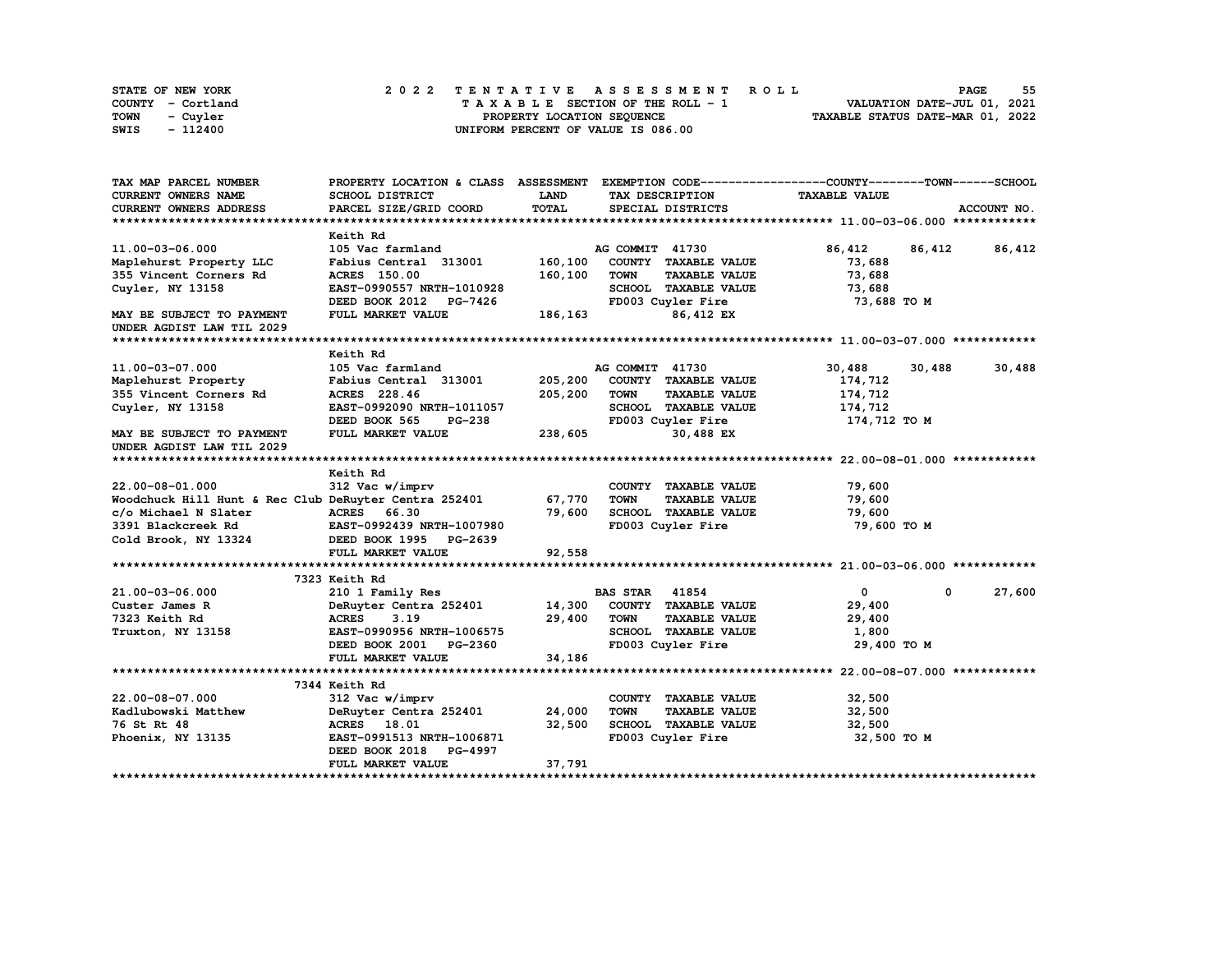STATE OF NEW YORK
COUNTY - Cortland
TOWN - Cuyler
SWIS - 112400

2 0 2 2 TENTATIVE ASSESSMENT ROLL
TAXABLE SECTION OF THE ROLL - 1
PROPERTY LOCATION SEQUENCE
UNIFORM PERCENT OF VALUE IS 086.00

VALUATION DATE-JUL 01, 2021
TAXABLE STATUS DATE-MAR 01, 2022

| TAX MAP PARCEL NUMBER / CURRENT OWNERS NAME / CURRENT OWNERS ADDRESS | PROPERTY LOCATION & CLASS / SCHOOL DISTRICT / PARCEL SIZE/GRID COORD | ASSESSMENT LAND / TOTAL | EXEMPTION CODE / TAX DESCRIPTION / SPECIAL DISTRICTS | COUNTY TAXABLE VALUE | TOWN | SCHOOL / ACCOUNT NO. |
|---|---|---|---|---|---|---|
| **11.00-03-06.000** | Keith Rd | | | | | |
| 11.00-03-06.000 | 105 Vac farmland | | AG COMMIT 41730 | 86,412 | 86,412 | 86,412 |
| Maplehurst Property LLC | Fabius Central 313001 | 160,100 | COUNTY TAXABLE VALUE | 73,688 | | |
| 355 Vincent Corners Rd | ACRES 150.00 | 160,100 | TOWN TAXABLE VALUE | 73,688 | | |
| Cuyler, NY 13158 | EAST-0990557 NRTH-1010928 | | SCHOOL TAXABLE VALUE | 73,688 | | |
| | DEED BOOK 2012 PG-7426 | | FD003 Cuyler Fire | 73,688 TO M | | |
| MAY BE SUBJECT TO PAYMENT | FULL MARKET VALUE | 186,163 | 86,412 EX | | | |
| UNDER AGDIST LAW TIL 2029 | | | | | | |
| **11.00-03-07.000** | Keith Rd | | | | | |
| 11.00-03-07.000 | 105 Vac farmland | | AG COMMIT 41730 | 30,488 | 30,488 | 30,488 |
| Maplehurst Property | Fabius Central 313001 | 205,200 | COUNTY TAXABLE VALUE | 174,712 | | |
| 355 Vincent Corners Rd | ACRES 228.46 | 205,200 | TOWN TAXABLE VALUE | 174,712 | | |
| Cuyler, NY 13158 | EAST-0992090 NRTH-1011057 | | SCHOOL TAXABLE VALUE | 174,712 | | |
| | DEED BOOK 565 PG-238 | | FD003 Cuyler Fire | 174,712 TO M | | |
| MAY BE SUBJECT TO PAYMENT | FULL MARKET VALUE | 238,605 | 30,488 EX | | | |
| UNDER AGDIST LAW TIL 2029 | | | | | | |
| **22.00-08-01.000** | Keith Rd | | | | | |
| 22.00-08-01.000 | 312 Vac w/imprv | | COUNTY TAXABLE VALUE | 79,600 | | |
| Woodchuck Hill Hunt & Rec Club | DeRuyter Centra 252401 | 67,770 | TOWN TAXABLE VALUE | 79,600 | | |
| c/o Michael N Slater | ACRES 66.30 | 79,600 | SCHOOL TAXABLE VALUE | 79,600 | | |
| 3391 Blackcreek Rd | EAST-0992439 NRTH-1007980 | | FD003 Cuyler Fire | 79,600 TO M | | |
| Cold Brook, NY 13324 | DEED BOOK 1995 PG-2639 | | | | | |
| | FULL MARKET VALUE | 92,558 | | | | |
| **21.00-03-06.000** | 7323 Keith Rd | | | | | |
| 21.00-03-06.000 | 210 1 Family Res | | BAS STAR 41854 | 0 | 0 | 27,600 |
| Custer James R | DeRuyter Centra 252401 | 14,300 | COUNTY TAXABLE VALUE | 29,400 | | |
| 7323 Keith Rd | ACRES 3.19 | 29,400 | TOWN TAXABLE VALUE | 29,400 | | |
| Truxton, NY 13158 | EAST-0990956 NRTH-1006575 | | SCHOOL TAXABLE VALUE | 1,800 | | |
| | DEED BOOK 2001 PG-2360 | | FD003 Cuyler Fire | 29,400 TO M | | |
| | FULL MARKET VALUE | 34,186 | | | | |
| **22.00-08-07.000** | 7344 Keith Rd | | | | | |
| 22.00-08-07.000 | 312 Vac w/imprv | | COUNTY TAXABLE VALUE | 32,500 | | |
| Kadlubowski Matthew | DeRuyter Centra 252401 | 24,000 | TOWN TAXABLE VALUE | 32,500 | | |
| 76 St Rt 48 | ACRES 18.01 | 32,500 | SCHOOL TAXABLE VALUE | 32,500 | | |
| Phoenix, NY 13135 | EAST-0991513 NRTH-1006871 | | FD003 Cuyler Fire | 32,500 TO M | | |
| | DEED BOOK 2018 PG-4997 | | | | | |
| | FULL MARKET VALUE | 37,791 | | | | |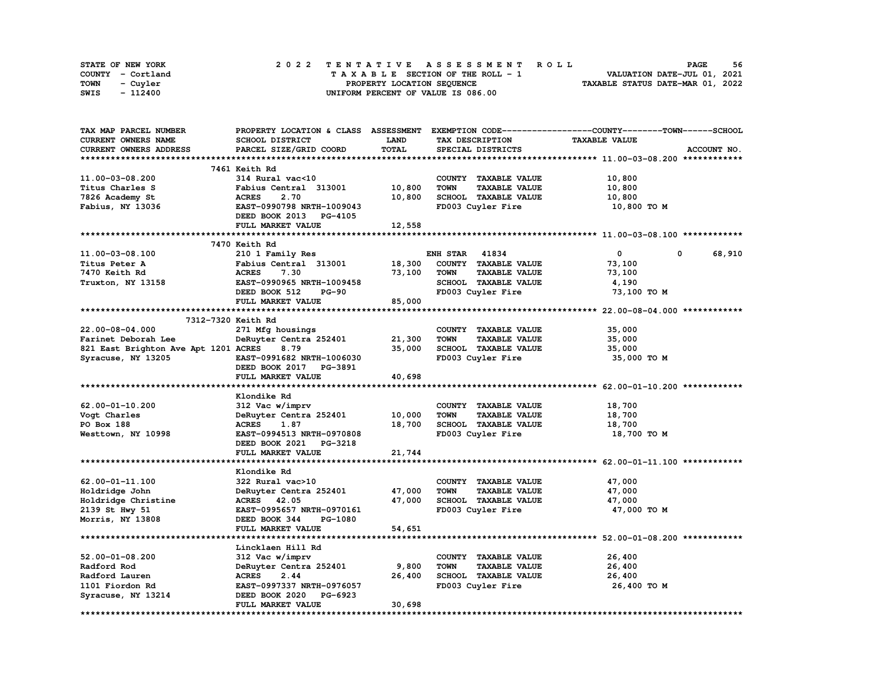STATE OF NEW YORK
COUNTY - Cortland
TOWN - Cuyler
SWIS - 112400

# 2022 TENTATIVE ASSESSMENT ROLL

TAXABLE SECTION OF THE ROLL - 1
PROPERTY LOCATION SEQUENCE
UNIFORM PERCENT OF VALUE IS 086.00

VALUATION DATE-JUL 01, 2021
TAXABLE STATUS DATE-MAR 01, 2022

| TAX MAP PARCEL NUMBER / CURRENT OWNERS NAME / CURRENT OWNERS ADDRESS | PROPERTY LOCATION & CLASS / SCHOOL DISTRICT / PARCEL SIZE/GRID COORD | ASSESSMENT LAND / TOTAL | EXEMPTION CODE / TAX DESCRIPTION / SPECIAL DISTRICTS | COUNTY | TOWN | SCHOOL / TAXABLE VALUE | ACCOUNT NO. |
|---|---|---|---|---|---|---|---|
| **11.00-03-08.200** | 7461 Keith Rd | | | | | | |
| 11.00-03-08.200 | 314 Rural vac<10 | | COUNTY TAXABLE VALUE | 10,800 | | | |
| Titus Charles S | Fabius Central 313001 | 10,800 | TOWN TAXABLE VALUE | | 10,800 | | |
| 7826 Academy St | ACRES 2.70 | 10,800 | SCHOOL TAXABLE VALUE | | | 10,800 | |
| Fabius, NY 13036 | EAST-0990798 NRTH-1009043 | | FD003 Cuyler Fire | 10,800 TO M | | | |
| | DEED BOOK 2013 PG-4105 | | | | | | |
| | FULL MARKET VALUE | 12,558 | | | | | |
| **11.00-03-08.100** | 7470 Keith Rd | | | | | | |
| 11.00-03-08.100 | 210 1 Family Res | | ENH STAR 41834 | 0 | 0 | 68,910 | |
| Titus Peter A | Fabius Central 313001 | 18,300 | COUNTY TAXABLE VALUE | 73,100 | | | |
| 7470 Keith Rd | ACRES 7.30 | 73,100 | TOWN TAXABLE VALUE | | 73,100 | | |
| Truxton, NY 13158 | EAST-0990965 NRTH-1009458 | | SCHOOL TAXABLE VALUE | | | 4,190 | |
| | DEED BOOK 512 PG-90 | | FD003 Cuyler Fire | 73,100 TO M | | | |
| | FULL MARKET VALUE | 85,000 | | | | | |
| **22.00-08-04.000** | 7312-7320 Keith Rd | | | | | | |
| 22.00-08-04.000 | 271 Mfg housings | | COUNTY TAXABLE VALUE | 35,000 | | | |
| Farinet Deborah Lee | DeRuyter Centra 252401 | 21,300 | TOWN TAXABLE VALUE | | 35,000 | | |
| 821 East Brighton Ave Apt 1201 | ACRES 8.79 | 35,000 | SCHOOL TAXABLE VALUE | | | 35,000 | |
| Syracuse, NY 13205 | EAST-0991682 NRTH-1006030 | | FD003 Cuyler Fire | 35,000 TO M | | | |
| | DEED BOOK 2017 PG-3891 | | | | | | |
| | FULL MARKET VALUE | 40,698 | | | | | |
| **62.00-01-10.200** | Klondike Rd | | | | | | |
| 62.00-01-10.200 | 312 Vac w/imprv | | COUNTY TAXABLE VALUE | 18,700 | | | |
| Vogt Charles | DeRuyter Centra 252401 | 10,000 | TOWN TAXABLE VALUE | | 18,700 | | |
| PO Box 188 | ACRES 1.87 | 18,700 | SCHOOL TAXABLE VALUE | | | 18,700 | |
| Westtown, NY 10998 | EAST-0994513 NRTH-0970808 | | FD003 Cuyler Fire | 18,700 TO M | | | |
| | DEED BOOK 2021 PG-3218 | | | | | | |
| | FULL MARKET VALUE | 21,744 | | | | | |
| **62.00-01-11.100** | Klondike Rd | | | | | | |
| 62.00-01-11.100 | 322 Rural vac>10 | | COUNTY TAXABLE VALUE | 47,000 | | | |
| Holdridge John | DeRuyter Centra 252401 | 47,000 | TOWN TAXABLE VALUE | | 47,000 | | |
| Holdridge Christine | ACRES 42.05 | 47,000 | SCHOOL TAXABLE VALUE | | | 47,000 | |
| 2139 St Hwy 51 | EAST-0995657 NRTH-0970161 | | FD003 Cuyler Fire | 47,000 TO M | | | |
| Morris, NY 13808 | DEED BOOK 344 PG-1080 | | | | | | |
| | FULL MARKET VALUE | 54,651 | | | | | |
| **52.00-01-08.200** | Lincklaen Hill Rd | | | | | | |
| 52.00-01-08.200 | 312 Vac w/imprv | | COUNTY TAXABLE VALUE | 26,400 | | | |
| Radford Rod | DeRuyter Centra 252401 | 9,800 | TOWN TAXABLE VALUE | | 26,400 | | |
| Radford Lauren | ACRES 2.44 | 26,400 | SCHOOL TAXABLE VALUE | | | 26,400 | |
| 1101 Fiordon Rd | EAST-0997337 NRTH-0976057 | | FD003 Cuyler Fire | 26,400 TO M | | | |
| Syracuse, NY 13214 | DEED BOOK 2020 PG-6923 | | | | | | |
| | FULL MARKET VALUE | 30,698 | | | | | |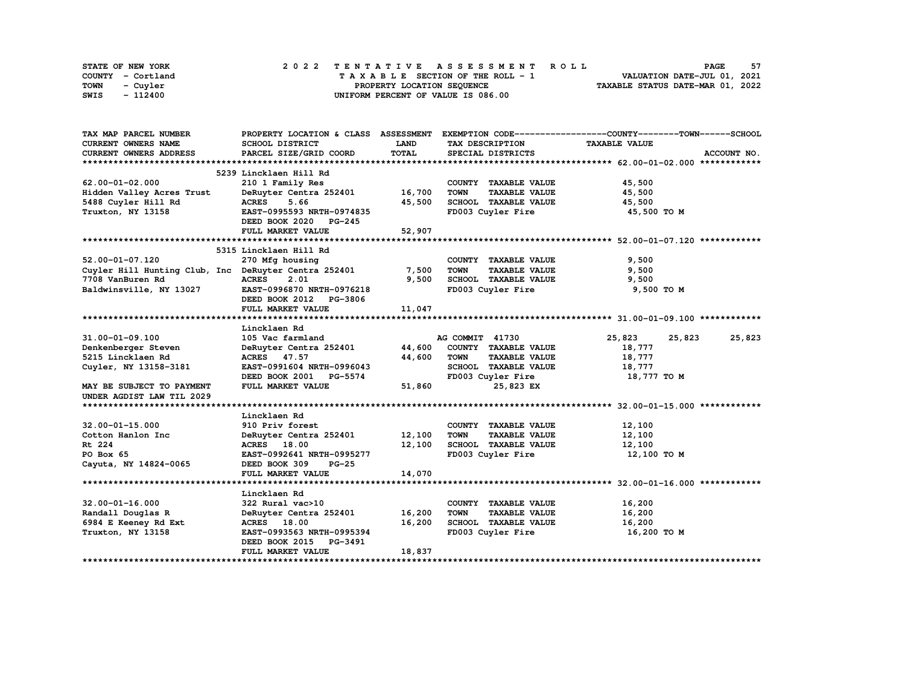STATE OF NEW YORK
COUNTY - Cortland
TOWN - Cuyler
SWIS - 112400

# 2022 TENTATIVE ASSESSMENT ROLL

TAXABLE SECTION OF THE ROLL - 1
PROPERTY LOCATION SEQUENCE
UNIFORM PERCENT OF VALUE IS 086.00

VALUATION DATE-JUL 01, 2021
TAXABLE STATUS DATE-MAR 01, 2022

| TAX MAP PARCEL NUMBER / CURRENT OWNERS NAME / CURRENT OWNERS ADDRESS | PROPERTY LOCATION & CLASS / SCHOOL DISTRICT / PARCEL SIZE/GRID COORD | ASSESSMENT LAND / TOTAL | EXEMPTION CODE / TAX DESCRIPTION / SPECIAL DISTRICTS | COUNTY | TOWN | SCHOOL |
|---|---|---|---|---|---|---|
| **62.00-01-02.000** | 5239 Lincklaen Hill Rd | | | | | |
| 62.00-01-02.000 | 210 1 Family Res | | COUNTY TAXABLE VALUE | 45,500 | | |
| Hidden Valley Acres Trust | DeRuyter Centra 252401 | 16,700 | TOWN TAXABLE VALUE | | 45,500 | |
| 5488 Cuyler Hill Rd | ACRES 5.66 | 45,500 | SCHOOL TAXABLE VALUE | | | 45,500 |
| Truxton, NY 13158 | EAST-0995593 NRTH-0974835 | | FD003 Cuyler Fire | 45,500 TO M | | |
| | DEED BOOK 2020 PG-245 | | | | | |
| | FULL MARKET VALUE | 52,907 | | | | |
| **52.00-01-07.120** | 5315 Lincklaen Hill Rd | | | | | |
| 52.00-01-07.120 | 270 Mfg housing | | COUNTY TAXABLE VALUE | 9,500 | | |
| Cuyler Hill Hunting Club, Inc | DeRuyter Centra 252401 | 7,500 | TOWN TAXABLE VALUE | | 9,500 | |
| 7708 VanBuren Rd | ACRES 2.01 | 9,500 | SCHOOL TAXABLE VALUE | | | 9,500 |
| Baldwinsville, NY 13027 | EAST-0996870 NRTH-0976218 | | FD003 Cuyler Fire | 9,500 TO M | | |
| | DEED BOOK 2012 PG-3806 | | | | | |
| | FULL MARKET VALUE | 11,047 | | | | |
| **31.00-01-09.100** | Lincklaen Rd | | | | | |
| 31.00-01-09.100 | 105 Vac farmland | | AG COMMIT 41730 | 25,823 | 25,823 | 25,823 |
| Denkenberger Steven | DeRuyter Centra 252401 | 44,600 | COUNTY TAXABLE VALUE | 18,777 | | |
| 5215 Lincklaen Rd | ACRES 47.57 | 44,600 | TOWN TAXABLE VALUE | | 18,777 | |
| Cuyler, NY 13158-3181 | EAST-0991604 NRTH-0996043 | | SCHOOL TAXABLE VALUE | | | 18,777 |
| | DEED BOOK 2001 PG-5574 | | FD003 Cuyler Fire | 18,777 TO M | | |
| MAY BE SUBJECT TO PAYMENT | FULL MARKET VALUE | 51,860 | 25,823 EX | | | |
| UNDER AGDIST LAW TIL 2029 | | | | | | |
| **32.00-01-15.000** | Lincklaen Rd | | | | | |
| 32.00-01-15.000 | 910 Priv forest | | COUNTY TAXABLE VALUE | 12,100 | | |
| Cotton Hanlon Inc | DeRuyter Centra 252401 | 12,100 | TOWN TAXABLE VALUE | | 12,100 | |
| Rt 224 | ACRES 18.00 | 12,100 | SCHOOL TAXABLE VALUE | | | 12,100 |
| PO Box 65 | EAST-0992641 NRTH-0995277 | | FD003 Cuyler Fire | 12,100 TO M | | |
| Cayuta, NY 14824-0065 | DEED BOOK 309 PG-25 | | | | | |
| | FULL MARKET VALUE | 14,070 | | | | |
| **32.00-01-16.000** | Lincklaen Rd | | | | | |
| 32.00-01-16.000 | 322 Rural vac>10 | | COUNTY TAXABLE VALUE | 16,200 | | |
| Randall Douglas R | DeRuyter Centra 252401 | 16,200 | TOWN TAXABLE VALUE | | 16,200 | |
| 6984 E Keeney Rd Ext | ACRES 18.00 | 16,200 | SCHOOL TAXABLE VALUE | | | 16,200 |
| Truxton, NY 13158 | EAST-0993563 NRTH-0995394 | | FD003 Cuyler Fire | 16,200 TO M | | |
| | DEED BOOK 2015 PG-3491 | | | | | |
| | FULL MARKET VALUE | 18,837 | | | | |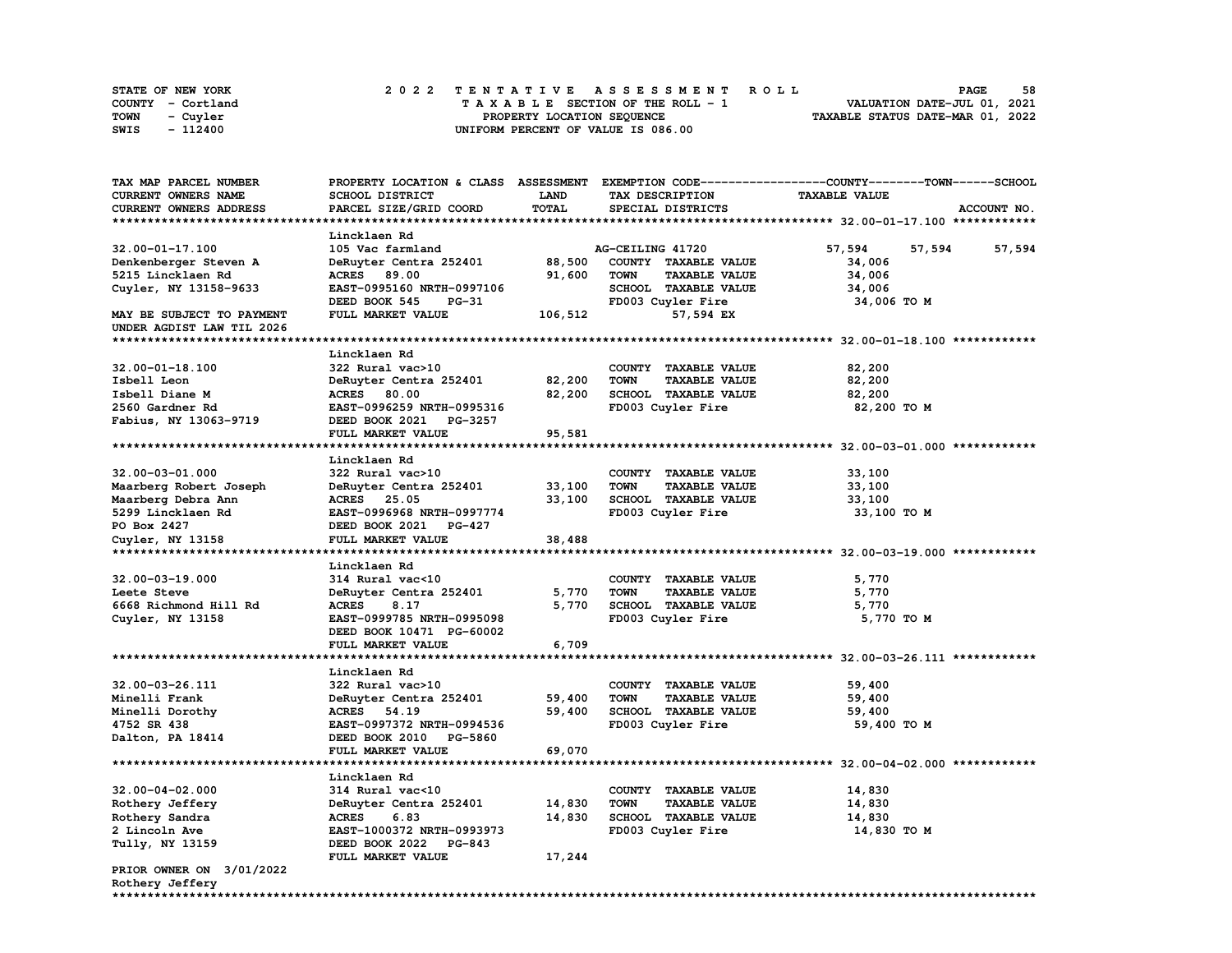STATE OF NEW YORK
COUNTY - Cortland
TOWN - Cuyler
SWIS - 112400

# 2022 TENTATIVE ASSESSMENT ROLL

TAXABLE SECTION OF THE ROLL - 1
PROPERTY LOCATION SEQUENCE
UNIFORM PERCENT OF VALUE IS 086.00

VALUATION DATE-JUL 01, 2021
TAXABLE STATUS DATE-MAR 01, 2022

| TAX MAP PARCEL NUMBER<br>CURRENT OWNERS NAME<br>CURRENT OWNERS ADDRESS | PROPERTY LOCATION & CLASS<br>SCHOOL DISTRICT<br>PARCEL SIZE/GRID COORD | ASSESSMENT<br>LAND<br>TOTAL | EXEMPTION CODE<br>TAX DESCRIPTION<br>SPECIAL DISTRICTS | COUNTY<br>TAXABLE VALUE | TOWN | SCHOOL<br>ACCOUNT NO. |
|---|---|---|---|---|---|---|
| **32.00-01-17.100** | Lincklaen Rd | | | | | |
| 32.00-01-17.100 | 105 Vac farmland | | AG-CEILING 41720 | 57,594 | 57,594 | 57,594 |
| Denkenberger Steven A | DeRuyter Centra 252401 | 88,500 | COUNTY TAXABLE VALUE | 34,006 | | |
| 5215 Lincklaen Rd | ACRES 89.00 | 91,600 | TOWN TAXABLE VALUE | 34,006 | | |
| Cuyler, NY 13158-9633 | EAST-0995160 NRTH-0997106 | | SCHOOL TAXABLE VALUE | 34,006 | | |
| | DEED BOOK 545 PG-31 | | FD003 Cuyler Fire | 34,006 TO M | | |
| MAY BE SUBJECT TO PAYMENT | FULL MARKET VALUE | 106,512 | 57,594 EX | | | |
| UNDER AGDIST LAW TIL 2026 | | | | | | |
| **32.00-01-18.100** | Lincklaen Rd | | | | | |
| 32.00-01-18.100 | 322 Rural vac>10 | | COUNTY TAXABLE VALUE | 82,200 | | |
| Isbell Leon | DeRuyter Centra 252401 | 82,200 | TOWN TAXABLE VALUE | 82,200 | | |
| Isbell Diane M | ACRES 80.00 | 82,200 | SCHOOL TAXABLE VALUE | 82,200 | | |
| 2560 Gardner Rd | EAST-0996259 NRTH-0995316 | | FD003 Cuyler Fire | 82,200 TO M | | |
| Fabius, NY 13063-9719 | DEED BOOK 2021 PG-3257 | | | | | |
| | FULL MARKET VALUE | 95,581 | | | | |
| **32.00-03-01.000** | Lincklaen Rd | | | | | |
| 32.00-03-01.000 | 322 Rural vac>10 | | COUNTY TAXABLE VALUE | 33,100 | | |
| Maarberg Robert Joseph | DeRuyter Centra 252401 | 33,100 | TOWN TAXABLE VALUE | 33,100 | | |
| Maarberg Debra Ann | ACRES 25.05 | 33,100 | SCHOOL TAXABLE VALUE | 33,100 | | |
| 5299 Lincklaen Rd | EAST-0996968 NRTH-0997774 | | FD003 Cuyler Fire | 33,100 TO M | | |
| PO Box 2427 | DEED BOOK 2021 PG-427 | | | | | |
| Cuyler, NY 13158 | FULL MARKET VALUE | 38,488 | | | | |
| **32.00-03-19.000** | Lincklaen Rd | | | | | |
| 32.00-03-19.000 | 314 Rural vac<10 | | COUNTY TAXABLE VALUE | 5,770 | | |
| Leete Steve | DeRuyter Centra 252401 | 5,770 | TOWN TAXABLE VALUE | 5,770 | | |
| 6668 Richmond Hill Rd | ACRES 8.17 | 5,770 | SCHOOL TAXABLE VALUE | 5,770 | | |
| Cuyler, NY 13158 | EAST-0999785 NRTH-0995098 | | FD003 Cuyler Fire | 5,770 TO M | | |
| | DEED BOOK 10471 PG-60002 | | | | | |
| | FULL MARKET VALUE | 6,709 | | | | |
| **32.00-03-26.111** | Lincklaen Rd | | | | | |
| 32.00-03-26.111 | 322 Rural vac>10 | | COUNTY TAXABLE VALUE | 59,400 | | |
| Minelli Frank | DeRuyter Centra 252401 | 59,400 | TOWN TAXABLE VALUE | 59,400 | | |
| Minelli Dorothy | ACRES 54.19 | 59,400 | SCHOOL TAXABLE VALUE | 59,400 | | |
| 4752 SR 438 | EAST-0997372 NRTH-0994536 | | FD003 Cuyler Fire | 59,400 TO M | | |
| Dalton, PA 18414 | DEED BOOK 2010 PG-5860 | | | | | |
| | FULL MARKET VALUE | 69,070 | | | | |
| **32.00-04-02.000** | Lincklaen Rd | | | | | |
| 32.00-04-02.000 | 314 Rural vac<10 | | COUNTY TAXABLE VALUE | 14,830 | | |
| Rothery Jeffery | DeRuyter Centra 252401 | 14,830 | TOWN TAXABLE VALUE | 14,830 | | |
| Rothery Sandra | ACRES 6.83 | 14,830 | SCHOOL TAXABLE VALUE | 14,830 | | |
| 2 Lincoln Ave | EAST-1000372 NRTH-0993973 | | FD003 Cuyler Fire | 14,830 TO M | | |
| Tully, NY 13159 | DEED BOOK 2022 PG-843 | | | | | |
| | FULL MARKET VALUE | 17,244 | | | | |
| PRIOR OWNER ON 3/01/2022 | | | | | | |
| Rothery Jeffery | | | | | | |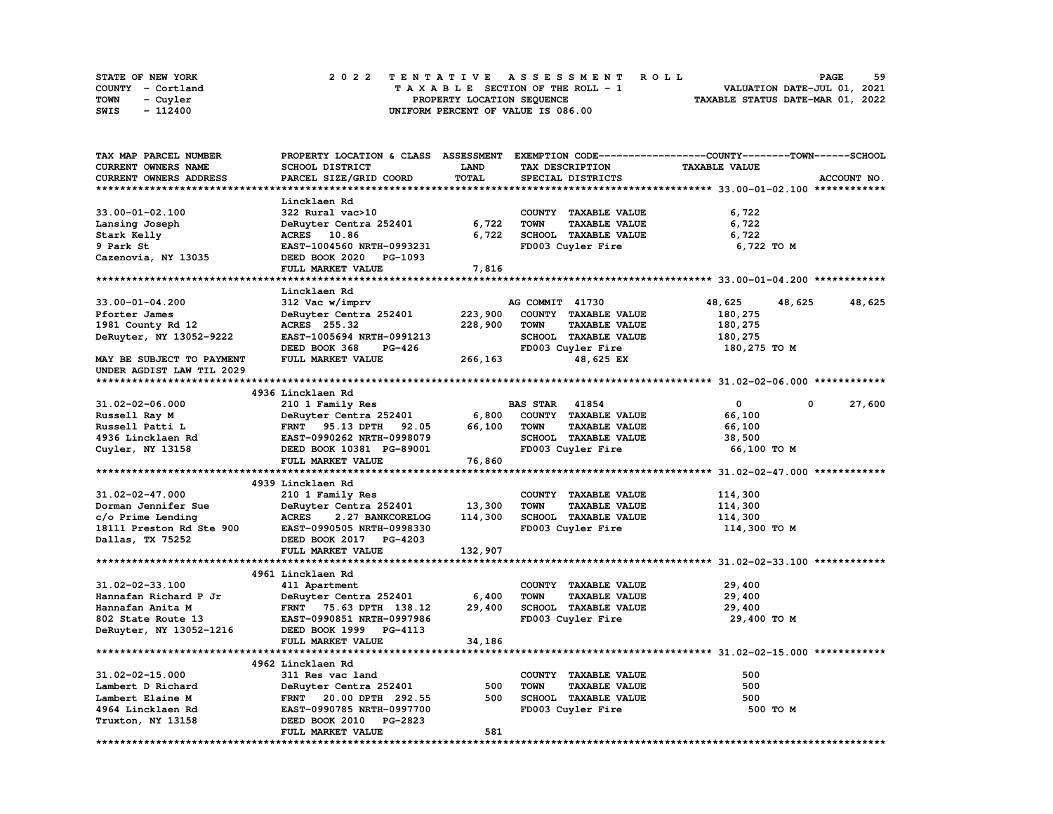STATE OF NEW YORK — 2022 TENTATIVE ASSESSMENT ROLL
COUNTY - Cortland — TAXABLE SECTION OF THE ROLL - 1 — VALUATION DATE-JUL 01, 2021
TOWN - Cuyler — PROPERTY LOCATION SEQUENCE — TAXABLE STATUS DATE-MAR 01, 2022
SWIS - 112400 — UNIFORM PERCENT OF VALUE IS 086.00

| TAX MAP PARCEL NUMBER / CURRENT OWNERS NAME / CURRENT OWNERS ADDRESS | PROPERTY LOCATION & CLASS / SCHOOL DISTRICT / PARCEL SIZE/GRID COORD | ASSESSMENT LAND | ASSESSMENT TOTAL | EXEMPTION CODE / TAX DESCRIPTION / SPECIAL DISTRICTS | COUNTY | TOWN | SCHOOL / TAXABLE VALUE |
|---|---|---|---|---|---|---|---|
| **33.00-01-02.100** | Lincklaen Rd | | | | | | |
| 33.00-01-02.100 | 322 Rural vac>10 | | | COUNTY TAXABLE VALUE | 6,722 | | |
| Lansing Joseph | DeRuyter Centra 252401 | 6,722 | | TOWN TAXABLE VALUE | | 6,722 | |
| Stark Kelly | ACRES 10.86 | | 6,722 | SCHOOL TAXABLE VALUE | | | 6,722 |
| 9 Park St | EAST-1004560 NRTH-0993231 | | | FD003 Cuyler Fire | 6,722 TO M | | |
| Cazenovia, NY 13035 | DEED BOOK 2020 PG-1093 | | | | | | |
| | FULL MARKET VALUE | | 7,816 | | | | |
| **33.00-01-04.200** | Lincklaen Rd | | | | | | |
| 33.00-01-04.200 | 312 Vac w/imprv | | | AG COMMIT 41730 | 48,625 | 48,625 | 48,625 |
| Pforter James | DeRuyter Centra 252401 | 223,900 | | COUNTY TAXABLE VALUE | 180,275 | | |
| 1981 County Rd 12 | ACRES 255.32 | | 228,900 | TOWN TAXABLE VALUE | | 180,275 | |
| DeRuyter, NY 13052-9222 | EAST-1005694 NRTH-0991213 | | | SCHOOL TAXABLE VALUE | | | 180,275 |
| | DEED BOOK 368 PG-426 | | | FD003 Cuyler Fire | 180,275 TO M | | |
| MAY BE SUBJECT TO PAYMENT | FULL MARKET VALUE | | 266,163 | 48,625 EX | | | |
| UNDER AGDIST LAW TIL 2029 | | | | | | | |
| **31.02-02-06.000** | 4936 Lincklaen Rd | | | | | | |
| 31.02-02-06.000 | 210 1 Family Res | | | BAS STAR 41854 | 0 | 0 | 27,600 |
| Russell Ray M | DeRuyter Centra 252401 | 6,800 | | COUNTY TAXABLE VALUE | 66,100 | | |
| Russell Patti L | FRNT 95.13 DPTH 92.05 | | 66,100 | TOWN TAXABLE VALUE | | 66,100 | |
| 4936 Lincklaen Rd | EAST-0990262 NRTH-0998079 | | | SCHOOL TAXABLE VALUE | | | 38,500 |
| Cuyler, NY 13158 | DEED BOOK 10381 PG-89001 | | | FD003 Cuyler Fire | 66,100 TO M | | |
| | FULL MARKET VALUE | | 76,860 | | | | |
| **31.02-02-47.000** | 4939 Lincklaen Rd | | | | | | |
| 31.02-02-47.000 | 210 1 Family Res | | | COUNTY TAXABLE VALUE | 114,300 | | |
| Dorman Jennifer Sue | DeRuyter Centra 252401 | 13,300 | | TOWN TAXABLE VALUE | | 114,300 | |
| c/o Prime Lending | ACRES 2.27 BANKCORELOG | | 114,300 | SCHOOL TAXABLE VALUE | | | 114,300 |
| 18111 Preston Rd Ste 900 | EAST-0990505 NRTH-0998330 | | | FD003 Cuyler Fire | 114,300 TO M | | |
| Dallas, TX 75252 | DEED BOOK 2017 PG-4203 | | | | | | |
| | FULL MARKET VALUE | | 132,907 | | | | |
| **31.02-02-33.100** | 4961 Lincklaen Rd | | | | | | |
| 31.02-02-33.100 | 411 Apartment | | | COUNTY TAXABLE VALUE | 29,400 | | |
| Hannafan Richard P Jr | DeRuyter Centra 252401 | 6,400 | | TOWN TAXABLE VALUE | | 29,400 | |
| Hannafan Anita M | FRNT 75.63 DPTH 138.12 | | 29,400 | SCHOOL TAXABLE VALUE | | | 29,400 |
| 802 State Route 13 | EAST-0990851 NRTH-0997986 | | | FD003 Cuyler Fire | 29,400 TO M | | |
| DeRuyter, NY 13052-1216 | DEED BOOK 1999 PG-4113 | | | | | | |
| | FULL MARKET VALUE | | 34,186 | | | | |
| **31.02-02-15.000** | 4962 Lincklaen Rd | | | | | | |
| 31.02-02-15.000 | 311 Res vac land | | | COUNTY TAXABLE VALUE | 500 | | |
| Lambert D Richard | DeRuyter Centra 252401 | 500 | | TOWN TAXABLE VALUE | | 500 | |
| Lambert Elaine M | FRNT 20.00 DPTH 292.55 | | 500 | SCHOOL TAXABLE VALUE | | | 500 |
| 4964 Lincklaen Rd | EAST-0990785 NRTH-0997700 | | | FD003 Cuyler Fire | 500 TO M | | |
| Truxton, NY 13158 | DEED BOOK 2010 PG-2823 | | | | | | |
| | FULL MARKET VALUE | | 581 | | | | |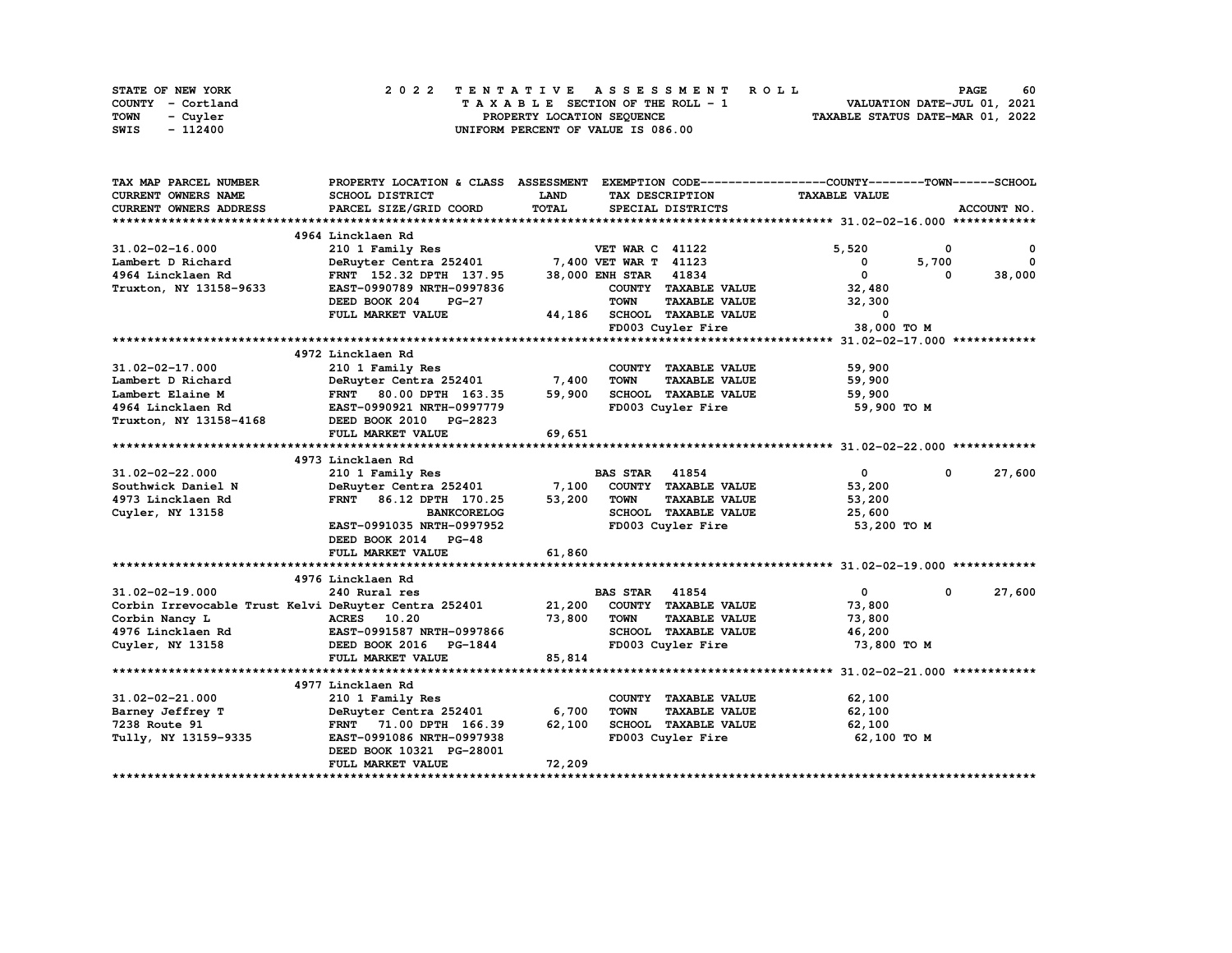STATE OF NEW YORK | COUNTY - Cortland | TOWN - Cuyler | SWIS - 112400

2 0 2 2 TENTATIVE ASSESSMENT ROLL
TAXABLE SECTION OF THE ROLL - 1
PROPERTY LOCATION SEQUENCE
UNIFORM PERCENT OF VALUE IS 086.00

VALUATION DATE-JUL 01, 2021
TAXABLE STATUS DATE-MAR 01, 2022

| TAX MAP PARCEL NUMBER / CURRENT OWNERS NAME / CURRENT OWNERS ADDRESS | PROPERTY LOCATION & CLASS / SCHOOL DISTRICT / PARCEL SIZE/GRID COORD | ASSESSMENT LAND / TOTAL | EXEMPTION CODE / TAX DESCRIPTION / SPECIAL DISTRICTS | COUNTY TAXABLE VALUE | TOWN | SCHOOL |
|---|---|---|---|---|---|---|
| **31.02-02-16.000** | 4964 Lincklaen Rd | | | | | |
| 31.02-02-16.000 | 210 1 Family Res | | VET WAR C 41122 | 5,520 | 0 | 0 |
| Lambert D Richard | DeRuyter Centra 252401 | 7,400 | VET WAR T 41123 | 0 | 5,700 | 0 |
| 4964 Lincklaen Rd | FRNT 152.32 DPTH 137.95 | 38,000 | ENH STAR 41834 | 0 | 0 | 38,000 |
| Truxton, NY 13158-9633 | EAST-0990789 NRTH-0997836 | | COUNTY TAXABLE VALUE | 32,480 | | |
| | DEED BOOK 204 PG-27 | | TOWN TAXABLE VALUE | 32,300 | | |
| | FULL MARKET VALUE | 44,186 | SCHOOL TAXABLE VALUE | 0 | | |
| | | | FD003 Cuyler Fire | 38,000 TO M | | |
| **31.02-02-17.000** | 4972 Lincklaen Rd | | | | | |
| 31.02-02-17.000 | 210 1 Family Res | | COUNTY TAXABLE VALUE | 59,900 | | |
| Lambert D Richard | DeRuyter Centra 252401 | 7,400 | TOWN TAXABLE VALUE | 59,900 | | |
| Lambert Elaine M | FRNT 80.00 DPTH 163.35 | 59,900 | SCHOOL TAXABLE VALUE | 59,900 | | |
| 4964 Lincklaen Rd | EAST-0990921 NRTH-0997779 | | FD003 Cuyler Fire | 59,900 TO M | | |
| Truxton, NY 13158-4168 | DEED BOOK 2010 PG-2823 | | | | | |
| | FULL MARKET VALUE | 69,651 | | | | |
| **31.02-02-22.000** | 4973 Lincklaen Rd | | | | | |
| 31.02-02-22.000 | 210 1 Family Res | | BAS STAR 41854 | 0 | 0 | 27,600 |
| Southwick Daniel N | DeRuyter Centra 252401 | 7,100 | COUNTY TAXABLE VALUE | 53,200 | | |
| 4973 Lincklaen Rd | FRNT 86.12 DPTH 170.25 | 53,200 | TOWN TAXABLE VALUE | 53,200 | | |
| Cuyler, NY 13158 | BANKCORELOG | | SCHOOL TAXABLE VALUE | 25,600 | | |
| | EAST-0991035 NRTH-0997952 | | FD003 Cuyler Fire | 53,200 TO M | | |
| | DEED BOOK 2014 PG-48 | | | | | |
| | FULL MARKET VALUE | 61,860 | | | | |
| **31.02-02-19.000** | 4976 Lincklaen Rd | | | | | |
| 31.02-02-19.000 | 240 Rural res | | BAS STAR 41854 | 0 | 0 | 27,600 |
| Corbin Irrevocable Trust Kelvi | DeRuyter Centra 252401 | 21,200 | COUNTY TAXABLE VALUE | 73,800 | | |
| Corbin Nancy L | ACRES 10.20 | 73,800 | TOWN TAXABLE VALUE | 73,800 | | |
| 4976 Lincklaen Rd | EAST-0991587 NRTH-0997866 | | SCHOOL TAXABLE VALUE | 46,200 | | |
| Cuyler, NY 13158 | DEED BOOK 2016 PG-1844 | | FD003 Cuyler Fire | 73,800 TO M | | |
| | FULL MARKET VALUE | 85,814 | | | | |
| **31.02-02-21.000** | 4977 Lincklaen Rd | | | | | |
| 31.02-02-21.000 | 210 1 Family Res | | COUNTY TAXABLE VALUE | 62,100 | | |
| Barney Jeffrey T | DeRuyter Centra 252401 | 6,700 | TOWN TAXABLE VALUE | 62,100 | | |
| 7238 Route 91 | FRNT 71.00 DPTH 166.39 | 62,100 | SCHOOL TAXABLE VALUE | 62,100 | | |
| Tully, NY 13159-9335 | EAST-0991086 NRTH-0997938 | | FD003 Cuyler Fire | 62,100 TO M | | |
| | DEED BOOK 10321 PG-28001 | | | | | |
| | FULL MARKET VALUE | 72,209 | | | | |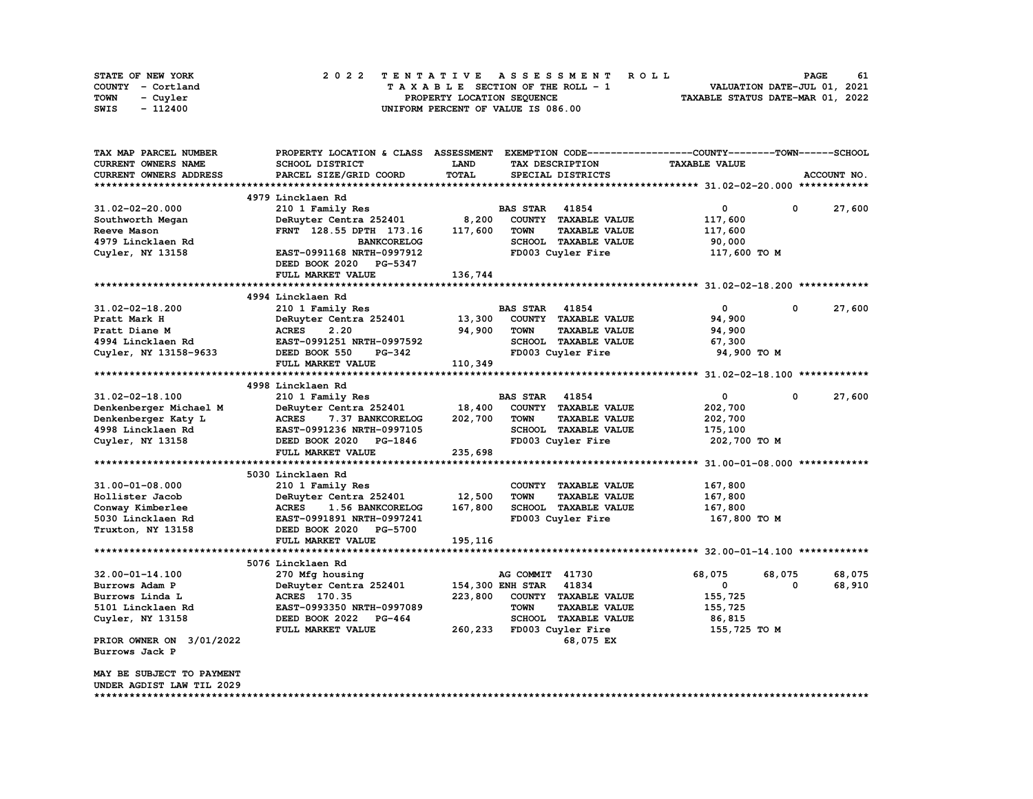STATE OF NEW YORK
COUNTY - Cortland
TOWN - Cuyler
SWIS - 112400

2022 TENTATIVE ASSESSMENT ROLL
TAXABLE SECTION OF THE ROLL - 1
PROPERTY LOCATION SEQUENCE
UNIFORM PERCENT OF VALUE IS 086.00

VALUATION DATE-JUL 01, 2021
TAXABLE STATUS DATE-MAR 01, 2022

| TAX MAP PARCEL NUMBER / CURRENT OWNERS NAME / CURRENT OWNERS ADDRESS | PROPERTY LOCATION & CLASS / SCHOOL DISTRICT / PARCEL SIZE/GRID COORD | ASSESSMENT LAND / TOTAL | EXEMPTION CODE / TAX DESCRIPTION / SPECIAL DISTRICTS | COUNTY TAXABLE VALUE | TOWN | SCHOOL |
|---|---|---|---|---|---|---|
| **31.02-02-20.000** | 4979 Lincklaen Rd | | | | | |
| 31.02-02-20.000 | 210 1 Family Res | | BAS STAR 41854 | 0 | 0 | 27,600 |
| Southworth Megan | DeRuyter Centra 252401 | 8,200 | COUNTY TAXABLE VALUE | 117,600 | | |
| Reeve Mason | FRNT 128.55 DPTH 173.16 | 117,600 | TOWN TAXABLE VALUE | 117,600 | | |
| 4979 Lincklaen Rd | BANKCORELOG | | SCHOOL TAXABLE VALUE | 90,000 | | |
| Cuyler, NY 13158 | EAST-0991168 NRTH-0997912 | | FD003 Cuyler Fire | 117,600 TO M | | |
| | DEED BOOK 2020 PG-5347 | | | | | |
| | FULL MARKET VALUE | 136,744 | | | | |
| **31.02-02-18.200** | 4994 Lincklaen Rd | | | | | |
| 31.02-02-18.200 | 210 1 Family Res | | BAS STAR 41854 | 0 | 0 | 27,600 |
| Pratt Mark H | DeRuyter Centra 252401 | 13,300 | COUNTY TAXABLE VALUE | 94,900 | | |
| Pratt Diane M | ACRES 2.20 | 94,900 | TOWN TAXABLE VALUE | 94,900 | | |
| 4994 Lincklaen Rd | EAST-0991251 NRTH-0997592 | | SCHOOL TAXABLE VALUE | 67,300 | | |
| Cuyler, NY 13158-9633 | DEED BOOK 550 PG-342 | | FD003 Cuyler Fire | 94,900 TO M | | |
| | FULL MARKET VALUE | 110,349 | | | | |
| **31.02-02-18.100** | 4998 Lincklaen Rd | | | | | |
| 31.02-02-18.100 | 210 1 Family Res | | BAS STAR 41854 | 0 | 0 | 27,600 |
| Denkenberger Michael M | DeRuyter Centra 252401 | 18,400 | COUNTY TAXABLE VALUE | 202,700 | | |
| Denkenberger Katy L | ACRES 7.37 BANKCORELOG | 202,700 | TOWN TAXABLE VALUE | 202,700 | | |
| 4998 Lincklaen Rd | EAST-0991236 NRTH-0997105 | | SCHOOL TAXABLE VALUE | 175,100 | | |
| Cuyler, NY 13158 | DEED BOOK 2020 PG-1846 | | FD003 Cuyler Fire | 202,700 TO M | | |
| | FULL MARKET VALUE | 235,698 | | | | |
| **31.00-01-08.000** | 5030 Lincklaen Rd | | | | | |
| 31.00-01-08.000 | 210 1 Family Res | | COUNTY TAXABLE VALUE | 167,800 | | |
| Hollister Jacob | DeRuyter Centra 252401 | 12,500 | TOWN TAXABLE VALUE | 167,800 | | |
| Conway Kimberlee | ACRES 1.56 BANKCORELOG | 167,800 | SCHOOL TAXABLE VALUE | 167,800 | | |
| 5030 Lincklaen Rd | EAST-0991891 NRTH-0997241 | | FD003 Cuyler Fire | 167,800 TO M | | |
| Truxton, NY 13158 | DEED BOOK 2020 PG-5700 | | | | | |
| | FULL MARKET VALUE | 195,116 | | | | |
| **32.00-01-14.100** | 5076 Lincklaen Rd | | | | | |
| 32.00-01-14.100 | 270 Mfg housing | | AG COMMIT 41730 | 68,075 | 68,075 | 68,075 |
| Burrows Adam P | DeRuyter Centra 252401 | 154,300 | ENH STAR 41834 | 0 | 0 | 68,910 |
| Burrows Linda L | ACRES 170.35 | 223,800 | COUNTY TAXABLE VALUE | 155,725 | | |
| 5101 Lincklaen Rd | EAST-0993350 NRTH-0997089 | | TOWN TAXABLE VALUE | 155,725 | | |
| Cuyler, NY 13158 | DEED BOOK 2022 PG-464 | | SCHOOL TAXABLE VALUE | 86,815 | | |
| | FULL MARKET VALUE | 260,233 | FD003 Cuyler Fire | 155,725 TO M | | |
| PRIOR OWNER ON 3/01/2022 | | | 68,075 EX | | | |
| Burrows Jack P | | | | | | |
| MAY BE SUBJECT TO PAYMENT | | | | | | |
| UNDER AGDIST LAW TIL 2029 | | | | | | |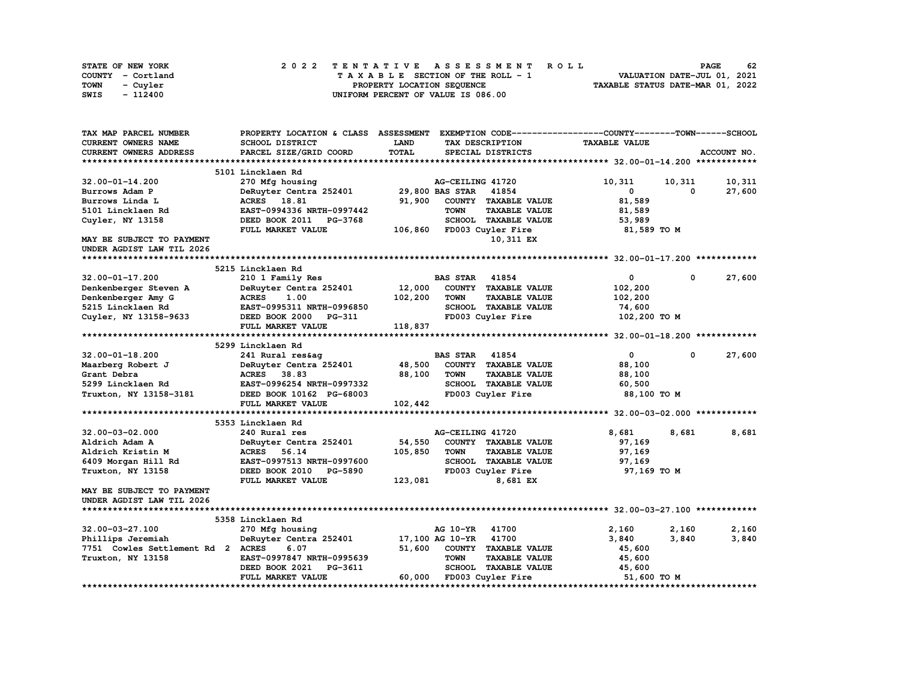STATE OF NEW YORK
COUNTY - Cortland
TOWN - Cuyler
SWIS - 112400

2022 TENTATIVE ASSESSMENT ROLL
TAXABLE SECTION OF THE ROLL - 1
PROPERTY LOCATION SEQUENCE
UNIFORM PERCENT OF VALUE IS 086.00

VALUATION DATE-JUL 01, 2021
TAXABLE STATUS DATE-MAR 01, 2022

| TAX MAP PARCEL NUMBER / CURRENT OWNERS NAME / CURRENT OWNERS ADDRESS | PROPERTY LOCATION & CLASS / SCHOOL DISTRICT / PARCEL SIZE/GRID COORD | ASSESSMENT LAND / TOTAL | EXEMPTION CODE / TAX DESCRIPTION / SPECIAL DISTRICTS | COUNTY TAXABLE VALUE | TOWN | SCHOOL |
|---|---|---|---|---|---|---|
| **32.00-01-14.200** | 5101 Lincklaen Rd | | | | | |
| 32.00-01-14.200 | 270 Mfg housing | | AG-CEILING 41720 | 10,311 | 10,311 | 10,311 |
| Burrows Adam P | DeRuyter Centra 252401 | 29,800 | BAS STAR 41854 | 0 | 0 | 27,600 |
| Burrows Linda L | ACRES 18.81 | 91,900 | COUNTY TAXABLE VALUE | 81,589 | | |
| 5101 Lincklaen Rd | EAST-0994336 NRTH-0997442 | | TOWN TAXABLE VALUE | 81,589 | | |
| Cuyler, NY 13158 | DEED BOOK 2011 PG-3768 | | SCHOOL TAXABLE VALUE | 53,989 | | |
| | FULL MARKET VALUE | 106,860 | FD003 Cuyler Fire | 81,589 TO M | | |
| MAY BE SUBJECT TO PAYMENT | | | 10,311 EX | | | |
| UNDER AGDIST LAW TIL 2026 | | | | | | |
| **32.00-01-17.200** | 5215 Lincklaen Rd | | | | | |
| 32.00-01-17.200 | 210 1 Family Res | | BAS STAR 41854 | 0 | 0 | 27,600 |
| Denkenberger Steven A | DeRuyter Centra 252401 | 12,000 | COUNTY TAXABLE VALUE | 102,200 | | |
| Denkenberger Amy G | ACRES 1.00 | 102,200 | TOWN TAXABLE VALUE | 102,200 | | |
| 5215 Lincklaen Rd | EAST-0995311 NRTH-0996850 | | SCHOOL TAXABLE VALUE | 74,600 | | |
| Cuyler, NY 13158-9633 | DEED BOOK 2000 PG-311 | | FD003 Cuyler Fire | 102,200 TO M | | |
| | FULL MARKET VALUE | 118,837 | | | | |
| **32.00-01-18.200** | 5299 Lincklaen Rd | | | | | |
| 32.00-01-18.200 | 241 Rural res&ag | | BAS STAR 41854 | 0 | 0 | 27,600 |
| Maarberg Robert J | DeRuyter Centra 252401 | 48,500 | COUNTY TAXABLE VALUE | 88,100 | | |
| Grant Debra | ACRES 38.83 | 88,100 | TOWN TAXABLE VALUE | 88,100 | | |
| 5299 Lincklaen Rd | EAST-0996254 NRTH-0997332 | | SCHOOL TAXABLE VALUE | 60,500 | | |
| Truxton, NY 13158-3181 | DEED BOOK 10162 PG-68003 | | FD003 Cuyler Fire | 88,100 TO M | | |
| | FULL MARKET VALUE | 102,442 | | | | |
| **32.00-03-02.000** | 5353 Lincklaen Rd | | | | | |
| 32.00-03-02.000 | 240 Rural res | | AG-CEILING 41720 | 8,681 | 8,681 | 8,681 |
| Aldrich Adam A | DeRuyter Centra 252401 | 54,550 | COUNTY TAXABLE VALUE | 97,169 | | |
| Aldrich Kristin M | ACRES 56.14 | 105,850 | TOWN TAXABLE VALUE | 97,169 | | |
| 6409 Morgan Hill Rd | EAST-0997513 NRTH-0997600 | | SCHOOL TAXABLE VALUE | 97,169 | | |
| Truxton, NY 13158 | DEED BOOK 2010 PG-5890 | | FD003 Cuyler Fire | 97,169 TO M | | |
| | FULL MARKET VALUE | 123,081 | 8,681 EX | | | |
| MAY BE SUBJECT TO PAYMENT | | | | | | |
| UNDER AGDIST LAW TIL 2026 | | | | | | |
| **32.00-03-27.100** | 5358 Lincklaen Rd | | | | | |
| 32.00-03-27.100 | 270 Mfg housing | | AG 10-YR 41700 | 2,160 | 2,160 | 2,160 |
| Phillips Jeremiah | DeRuyter Centra 252401 | 17,100 | AG 10-YR 41700 | 3,840 | 3,840 | 3,840 |
| 7751 Cowles Settlement Rd 2 | ACRES 6.07 | 51,600 | COUNTY TAXABLE VALUE | 45,600 | | |
| Truxton, NY 13158 | EAST-0997847 NRTH-0995639 | | TOWN TAXABLE VALUE | 45,600 | | |
| | DEED BOOK 2021 PG-3611 | | SCHOOL TAXABLE VALUE | 45,600 | | |
| | FULL MARKET VALUE | 60,000 | FD003 Cuyler Fire | 51,600 TO M | | |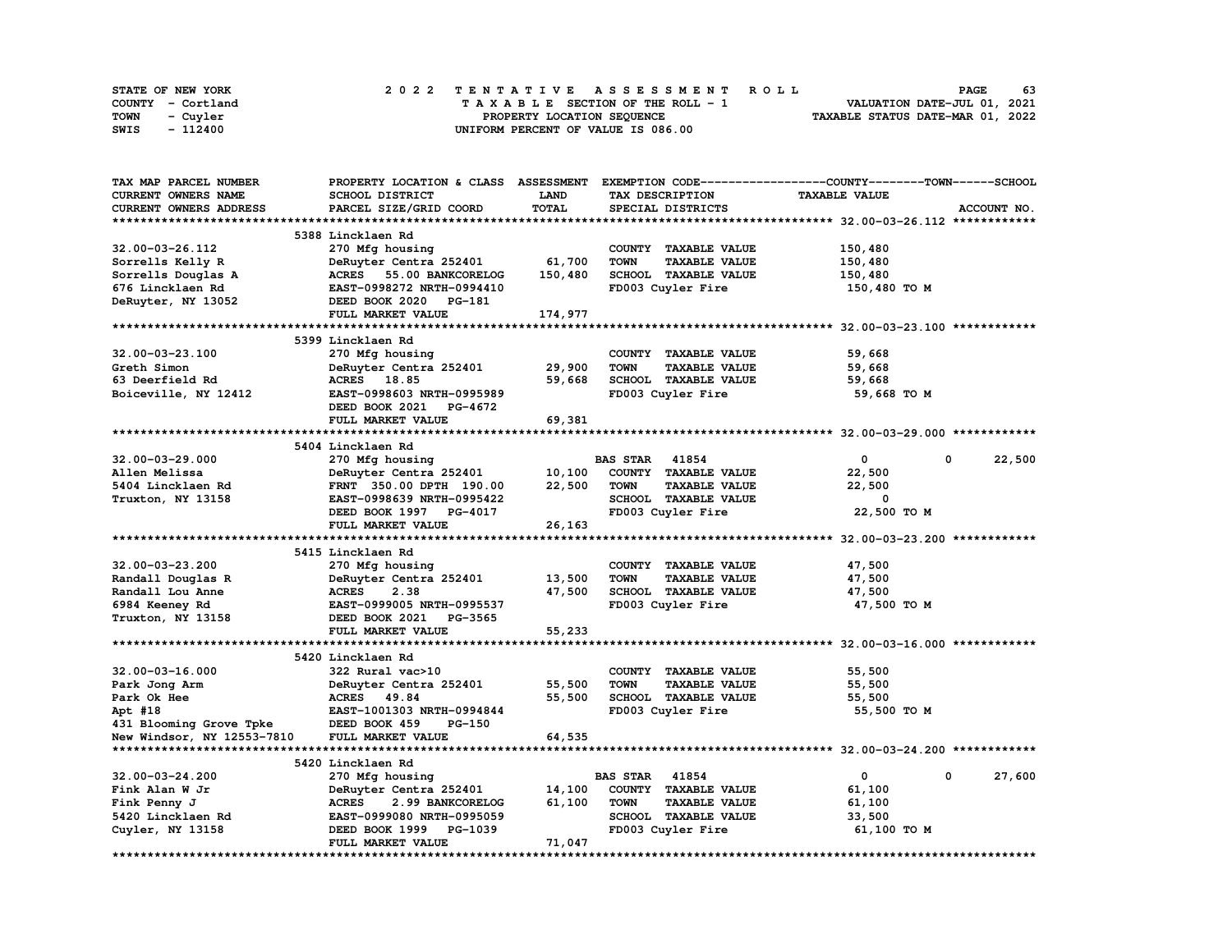STATE OF NEW YORK
COUNTY - Cortland
TOWN - Cuyler
SWIS - 112400

**2 0 2 2 T E N T A T I V E A S S E S S M E N T R O L L**
T A X A B L E SECTION OF THE ROLL - 1
PROPERTY LOCATION SEQUENCE
UNIFORM PERCENT OF VALUE IS 086.00

VALUATION DATE-JUL 01, 2021
TAXABLE STATUS DATE-MAR 01, 2022

| TAX MAP PARCEL NUMBER / CURRENT OWNERS NAME / CURRENT OWNERS ADDRESS | PROPERTY LOCATION & CLASS / SCHOOL DISTRICT / PARCEL SIZE/GRID COORD | ASSESSMENT LAND / TOTAL | EXEMPTION CODE / TAX DESCRIPTION / SPECIAL DISTRICTS | COUNTY | TOWN | SCHOOL / ACCOUNT NO. |
|---|---|---|---|---|---|---|
| **32.00-03-26.112** | 5388 Lincklaen Rd | | | | | |
| 32.00-03-26.112 | 270 Mfg housing | | COUNTY TAXABLE VALUE | 150,480 | | |
| Sorrells Kelly R | DeRuyter Centra 252401 | 61,700 | TOWN TAXABLE VALUE | | 150,480 | |
| Sorrells Douglas A | ACRES 55.00 BANKCORELOG | 150,480 | SCHOOL TAXABLE VALUE | | | 150,480 |
| 676 Lincklaen Rd | EAST-0998272 NRTH-0994410 | | FD003 Cuyler Fire | 150,480 TO M | | |
| DeRuyter, NY 13052 | DEED BOOK 2020 PG-181 | | | | | |
| | FULL MARKET VALUE | 174,977 | | | | |
| **32.00-03-23.100** | 5399 Lincklaen Rd | | | | | |
| 32.00-03-23.100 | 270 Mfg housing | | COUNTY TAXABLE VALUE | 59,668 | | |
| Greth Simon | DeRuyter Centra 252401 | 29,900 | TOWN TAXABLE VALUE | | 59,668 | |
| 63 Deerfield Rd | ACRES 18.85 | 59,668 | SCHOOL TAXABLE VALUE | | | 59,668 |
| Boiceville, NY 12412 | EAST-0998603 NRTH-0995989 | | FD003 Cuyler Fire | 59,668 TO M | | |
| | DEED BOOK 2021 PG-4672 | | | | | |
| | FULL MARKET VALUE | 69,381 | | | | |
| **32.00-03-29.000** | 5404 Lincklaen Rd | | | | | |
| 32.00-03-29.000 | 270 Mfg housing | | BAS STAR 41854 | 0 | 0 | 22,500 |
| Allen Melissa | DeRuyter Centra 252401 | 10,100 | COUNTY TAXABLE VALUE | 22,500 | | |
| 5404 Lincklaen Rd | FRNT 350.00 DPTH 190.00 | 22,500 | TOWN TAXABLE VALUE | | 22,500 | |
| Truxton, NY 13158 | EAST-0998639 NRTH-0995422 | | SCHOOL TAXABLE VALUE | | | 0 |
| | DEED BOOK 1997 PG-4017 | | FD003 Cuyler Fire | 22,500 TO M | | |
| | FULL MARKET VALUE | 26,163 | | | | |
| **32.00-03-23.200** | 5415 Lincklaen Rd | | | | | |
| 32.00-03-23.200 | 270 Mfg housing | | COUNTY TAXABLE VALUE | 47,500 | | |
| Randall Douglas R | DeRuyter Centra 252401 | 13,500 | TOWN TAXABLE VALUE | | 47,500 | |
| Randall Lou Anne | ACRES 2.38 | 47,500 | SCHOOL TAXABLE VALUE | | | 47,500 |
| 6984 Keeney Rd | EAST-0999005 NRTH-0995537 | | FD003 Cuyler Fire | 47,500 TO M | | |
| Truxton, NY 13158 | DEED BOOK 2021 PG-3565 | | | | | |
| | FULL MARKET VALUE | 55,233 | | | | |
| **32.00-03-16.000** | 5420 Lincklaen Rd | | | | | |
| 32.00-03-16.000 | 322 Rural vac>10 | | COUNTY TAXABLE VALUE | 55,500 | | |
| Park Jong Arm | DeRuyter Centra 252401 | 55,500 | TOWN TAXABLE VALUE | | 55,500 | |
| Park Ok Hee | ACRES 49.84 | 55,500 | SCHOOL TAXABLE VALUE | | | 55,500 |
| Apt #18 | EAST-1001303 NRTH-0994844 | | FD003 Cuyler Fire | 55,500 TO M | | |
| 431 Blooming Grove Tpke | DEED BOOK 459 PG-150 | | | | | |
| New Windsor, NY 12553-7810 | FULL MARKET VALUE | 64,535 | | | | |
| **32.00-03-24.200** | 5420 Lincklaen Rd | | | | | |
| 32.00-03-24.200 | 270 Mfg housing | | BAS STAR 41854 | 0 | 0 | 27,600 |
| Fink Alan W Jr | DeRuyter Centra 252401 | 14,100 | COUNTY TAXABLE VALUE | 61,100 | | |
| Fink Penny J | ACRES 2.99 BANKCORELOG | 61,100 | TOWN TAXABLE VALUE | | 61,100 | |
| 5420 Lincklaen Rd | EAST-0999080 NRTH-0995059 | | SCHOOL TAXABLE VALUE | | | 33,500 |
| Cuyler, NY 13158 | DEED BOOK 1999 PG-1039 | | FD003 Cuyler Fire | 61,100 TO M | | |
| | FULL MARKET VALUE | 71,047 | | | | |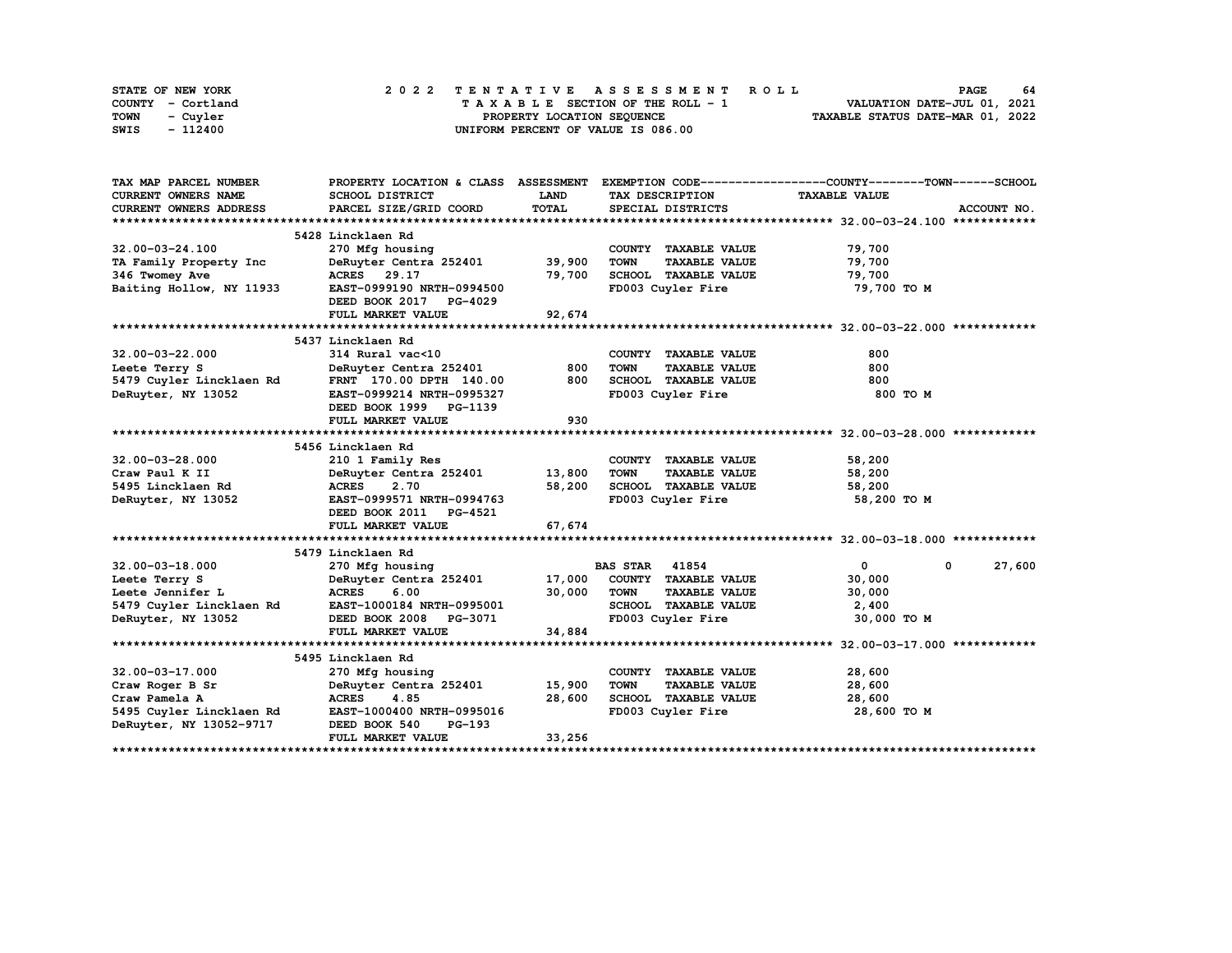STATE OF NEW YORK
COUNTY - Cortland
TOWN - Cuyler
SWIS - 112400

# 2022 TENTATIVE ASSESSMENT ROLL

TAXABLE SECTION OF THE ROLL - 1
PROPERTY LOCATION SEQUENCE
UNIFORM PERCENT OF VALUE IS 086.00

VALUATION DATE-JUL 01, 2021
TAXABLE STATUS DATE-MAR 01, 2022

| TAX MAP PARCEL NUMBER / CURRENT OWNERS NAME / CURRENT OWNERS ADDRESS | PROPERTY LOCATION & CLASS / SCHOOL DISTRICT / PARCEL SIZE/GRID COORD | ASSESSMENT LAND / TOTAL | EXEMPTION CODE / TAX DESCRIPTION / SPECIAL DISTRICTS | COUNTY | TOWN | SCHOOL / TAXABLE VALUE / ACCOUNT NO. |
|---|---|---|---|---|---|---|
| **32.00-03-24.100** | 5428 Lincklaen Rd | | | | | |
| 32.00-03-24.100 | 270 Mfg housing | | COUNTY TAXABLE VALUE | 79,700 | | |
| TA Family Property Inc | DeRuyter Centra 252401 | 39,900 | TOWN TAXABLE VALUE | | 79,700 | |
| 346 Twomey Ave | ACRES 29.17 | 79,700 | SCHOOL TAXABLE VALUE | | | 79,700 |
| Baiting Hollow, NY 11933 | EAST-0999190 NRTH-0994500 | | FD003 Cuyler Fire | 79,700 TO M | | |
| | DEED BOOK 2017 PG-4029 | | | | | |
| | FULL MARKET VALUE | 92,674 | | | | |
| **32.00-03-22.000** | 5437 Lincklaen Rd | | | | | |
| 32.00-03-22.000 | 314 Rural vac<10 | | COUNTY TAXABLE VALUE | 800 | | |
| Leete Terry S | DeRuyter Centra 252401 | 800 | TOWN TAXABLE VALUE | | 800 | |
| 5479 Cuyler Lincklaen Rd | FRNT 170.00 DPTH 140.00 | 800 | SCHOOL TAXABLE VALUE | | | 800 |
| DeRuyter, NY 13052 | EAST-0999214 NRTH-0995327 | | FD003 Cuyler Fire | 800 TO M | | |
| | DEED BOOK 1999 PG-1139 | | | | | |
| | FULL MARKET VALUE | 930 | | | | |
| **32.00-03-28.000** | 5456 Lincklaen Rd | | | | | |
| 32.00-03-28.000 | 210 1 Family Res | | COUNTY TAXABLE VALUE | 58,200 | | |
| Craw Paul K II | DeRuyter Centra 252401 | 13,800 | TOWN TAXABLE VALUE | | 58,200 | |
| 5495 Lincklaen Rd | ACRES 2.70 | 58,200 | SCHOOL TAXABLE VALUE | | | 58,200 |
| DeRuyter, NY 13052 | EAST-0999571 NRTH-0994763 | | FD003 Cuyler Fire | 58,200 TO M | | |
| | DEED BOOK 2011 PG-4521 | | | | | |
| | FULL MARKET VALUE | 67,674 | | | | |
| **32.00-03-18.000** | 5479 Lincklaen Rd | | | | | |
| 32.00-03-18.000 | 270 Mfg housing | | BAS STAR 41854 | 0 | 0 | 27,600 |
| Leete Terry S | DeRuyter Centra 252401 | 17,000 | COUNTY TAXABLE VALUE | 30,000 | | |
| Leete Jennifer L | ACRES 6.00 | 30,000 | TOWN TAXABLE VALUE | | 30,000 | |
| 5479 Cuyler Lincklaen Rd | EAST-1000184 NRTH-0995001 | | SCHOOL TAXABLE VALUE | | | 2,400 |
| DeRuyter, NY 13052 | DEED BOOK 2008 PG-3071 | | FD003 Cuyler Fire | 30,000 TO M | | |
| | FULL MARKET VALUE | 34,884 | | | | |
| **32.00-03-17.000** | 5495 Lincklaen Rd | | | | | |
| 32.00-03-17.000 | 270 Mfg housing | | COUNTY TAXABLE VALUE | 28,600 | | |
| Craw Roger B Sr | DeRuyter Centra 252401 | 15,900 | TOWN TAXABLE VALUE | | 28,600 | |
| Craw Pamela A | ACRES 4.85 | 28,600 | SCHOOL TAXABLE VALUE | | | 28,600 |
| 5495 Cuyler Lincklaen Rd | EAST-1000400 NRTH-0995016 | | FD003 Cuyler Fire | 28,600 TO M | | |
| DeRuyter, NY 13052-9717 | DEED BOOK 540 PG-193 | | | | | |
| | FULL MARKET VALUE | 33,256 | | | | |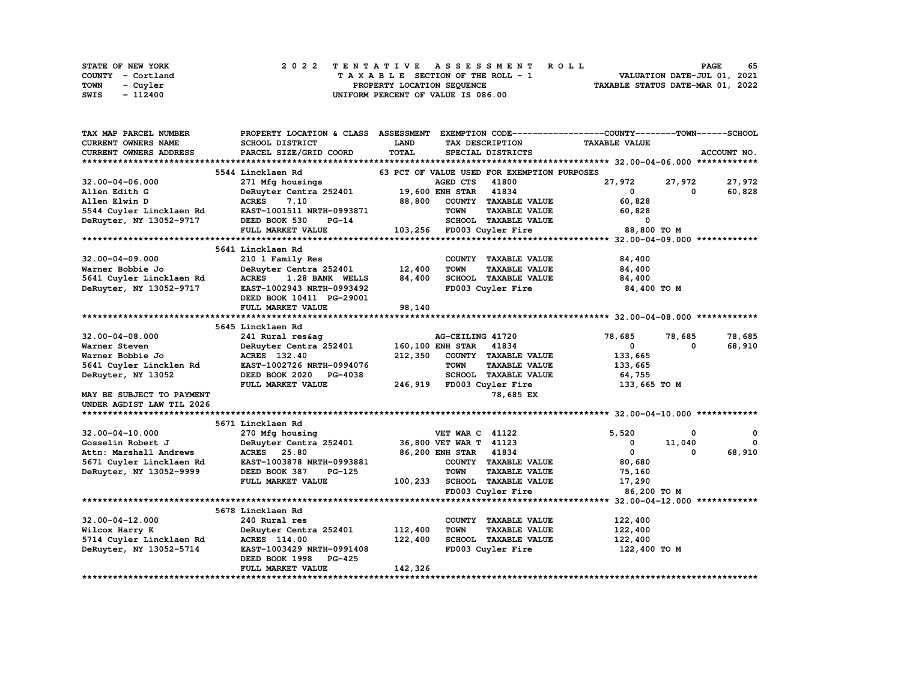STATE OF NEW YORK — COUNTY - Cortland — TOWN - Cuyler — SWIS - 112400

2022 TENTATIVE ASSESSMENT ROLL
TAXABLE SECTION OF THE ROLL - 1
PROPERTY LOCATION SEQUENCE
UNIFORM PERCENT OF VALUE IS 086.00

VALUATION DATE-JUL 01, 2021
TAXABLE STATUS DATE-MAR 01, 2022

| TAX MAP PARCEL NUMBER / CURRENT OWNERS NAME / CURRENT OWNERS ADDRESS | PROPERTY LOCATION & CLASS / SCHOOL DISTRICT / PARCEL SIZE/GRID COORD | ASSESSMENT LAND / TOTAL | EXEMPTION CODE / TAX DESCRIPTION / SPECIAL DISTRICTS | COUNTY TAXABLE VALUE | TOWN | SCHOOL | ACCOUNT NO. |
|---|---|---|---|---|---|---|---|
| **32.00-04-06.000** | 5544 Lincklaen Rd | | 63 PCT OF VALUE USED FOR EXEMPTION PURPOSES | | | | |
| 32.00-04-06.000 | 271 Mfg housings | | AGED CTS 41800 | 27,972 | 27,972 | 27,972 | |
| Allen Edith G | DeRuyter Centra 252401 | 19,600 | ENH STAR 41834 | 0 | 0 | 60,828 | |
| Allen Elwin D | ACRES 7.10 | 88,800 | COUNTY TAXABLE VALUE | 60,828 | | | |
| 5544 Cuyler Lincklaen Rd | EAST-1001511 NRTH-0993871 | | TOWN TAXABLE VALUE | 60,828 | | | |
| DeRuyter, NY 13052-9717 | DEED BOOK 530 PG-14 | | SCHOOL TAXABLE VALUE | 0 | | | |
| | FULL MARKET VALUE | 103,256 | FD003 Cuyler Fire | 88,800 TO M | | | |
| **32.00-04-09.000** | 5641 Lincklaen Rd | | | | | | |
| 32.00-04-09.000 | 210 1 Family Res | | COUNTY TAXABLE VALUE | 84,400 | | | |
| Warner Bobbie Jo | DeRuyter Centra 252401 | 12,400 | TOWN TAXABLE VALUE | 84,400 | | | |
| 5641 Cuyler Lincklaen Rd | ACRES 1.28 BANK WELLS | 84,400 | SCHOOL TAXABLE VALUE | 84,400 | | | |
| DeRuyter, NY 13052-9717 | EAST-1002943 NRTH-0993492 | | FD003 Cuyler Fire | 84,400 TO M | | | |
| | DEED BOOK 10411 PG-29001 | | | | | | |
| | FULL MARKET VALUE | 98,140 | | | | | |
| **32.00-04-08.000** | 5645 Lincklaen Rd | | | | | | |
| 32.00-04-08.000 | 241 Rural res&ag | | AG-CEILING 41720 | 78,685 | 78,685 | 78,685 | |
| Warner Steven | DeRuyter Centra 252401 | 160,100 | ENH STAR 41834 | 0 | 0 | 68,910 | |
| Warner Bobbie Jo | ACRES 132.40 | 212,350 | COUNTY TAXABLE VALUE | 133,665 | | | |
| 5641 Cuyler Lincklen Rd | EAST-1002726 NRTH-0994076 | | TOWN TAXABLE VALUE | 133,665 | | | |
| DeRuyter, NY 13052 | DEED BOOK 2020 PG-4038 | | SCHOOL TAXABLE VALUE | 64,755 | | | |
| | FULL MARKET VALUE | 246,919 | FD003 Cuyler Fire | 133,665 TO M | | | |
| MAY BE SUBJECT TO PAYMENT | | | 78,685 EX | | | | |
| UNDER AGDIST LAW TIL 2026 | | | | | | | |
| **32.00-04-10.000** | 5671 Lincklaen Rd | | | | | | |
| 32.00-04-10.000 | 270 Mfg housing | | VET WAR C 41122 | 5,520 | 0 | 0 | |
| Gosselin Robert J | DeRuyter Centra 252401 | 36,800 | VET WAR T 41123 | 0 | 11,040 | 0 | |
| Attn: Marshall Andrews | ACRES 25.80 | 86,200 | ENH STAR 41834 | 0 | 0 | 68,910 | |
| 5671 Cuyler Lincklaen Rd | EAST-1003878 NRTH-0993881 | | COUNTY TAXABLE VALUE | 80,680 | | | |
| DeRuyter, NY 13052-9999 | DEED BOOK 387 PG-125 | | TOWN TAXABLE VALUE | 75,160 | | | |
| | FULL MARKET VALUE | 100,233 | SCHOOL TAXABLE VALUE | 17,290 | | | |
| | | | FD003 Cuyler Fire | 86,200 TO M | | | |
| **32.00-04-12.000** | 5678 Lincklaen Rd | | | | | | |
| 32.00-04-12.000 | 240 Rural res | | COUNTY TAXABLE VALUE | 122,400 | | | |
| Wilcox Harry K | DeRuyter Centra 252401 | 112,400 | TOWN TAXABLE VALUE | 122,400 | | | |
| 5714 Cuyler Lincklaen Rd | ACRES 114.00 | 122,400 | SCHOOL TAXABLE VALUE | 122,400 | | | |
| DeRuyter, NY 13052-5714 | EAST-1003429 NRTH-0991408 | | FD003 Cuyler Fire | 122,400 TO M | | | |
| | DEED BOOK 1998 PG-425 | | | | | | |
| | FULL MARKET VALUE | 142,326 | | | | | |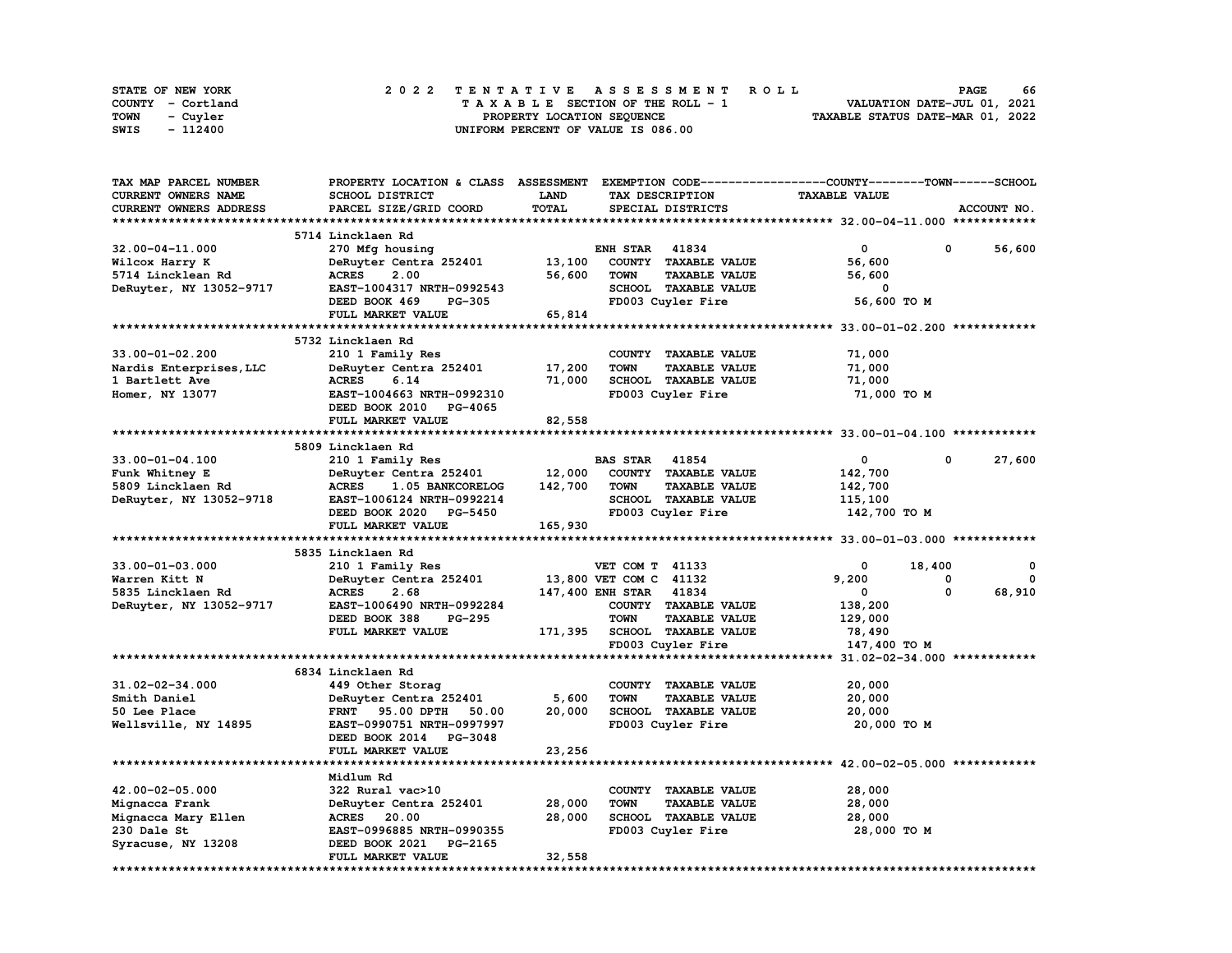STATE OF NEW YORK | 2022 TENTATIVE ASSESSMENT ROLL
COUNTY - Cortland | TAXABLE SECTION OF THE ROLL - 1 | VALUATION DATE-JUL 01, 2021
TOWN - Cuyler | PROPERTY LOCATION SEQUENCE | TAXABLE STATUS DATE-MAR 01, 2022
SWIS - 112400 | UNIFORM PERCENT OF VALUE IS 086.00

| TAX MAP PARCEL NUMBER / CURRENT OWNERS NAME / CURRENT OWNERS ADDRESS | PROPERTY LOCATION & CLASS / SCHOOL DISTRICT / PARCEL SIZE/GRID COORD | ASSESSMENT LAND / TOTAL | EXEMPTION CODE / TAX DESCRIPTION / SPECIAL DISTRICTS | COUNTY | TOWN | SCHOOL |
|---|---|---|---|---|---|---|
| **32.00-04-11.000** | 5714 Lincklaen Rd | | | | | |
| 32.00-04-11.000 | 270 Mfg housing | | ENH STAR 41834 | 0 | 0 | 56,600 |
| Wilcox Harry K | DeRuyter Centra 252401 | 13,100 | COUNTY TAXABLE VALUE | 56,600 | | |
| 5714 Lincklean Rd | ACRES 2.00 | 56,600 | TOWN TAXABLE VALUE | | 56,600 | |
| DeRuyter, NY 13052-9717 | EAST-1004317 NRTH-0992543 | | SCHOOL TAXABLE VALUE | | | 0 |
| | DEED BOOK 469 PG-305 | | FD003 Cuyler Fire | 56,600 TO M | | |
| | FULL MARKET VALUE | 65,814 | | | | |
| **33.00-01-02.200** | 5732 Lincklaen Rd | | | | | |
| 33.00-01-02.200 | 210 1 Family Res | | COUNTY TAXABLE VALUE | 71,000 | | |
| Nardis Enterprises,LLC | DeRuyter Centra 252401 | 17,200 | TOWN TAXABLE VALUE | | 71,000 | |
| 1 Bartlett Ave | ACRES 6.14 | 71,000 | SCHOOL TAXABLE VALUE | | | 71,000 |
| Homer, NY 13077 | EAST-1004663 NRTH-0992310 | | FD003 Cuyler Fire | 71,000 TO M | | |
| | DEED BOOK 2010 PG-4065 | | | | | |
| | FULL MARKET VALUE | 82,558 | | | | |
| **33.00-01-04.100** | 5809 Lincklaen Rd | | | | | |
| 33.00-01-04.100 | 210 1 Family Res | | BAS STAR 41854 | 0 | 0 | 27,600 |
| Funk Whitney E | DeRuyter Centra 252401 | 12,000 | COUNTY TAXABLE VALUE | 142,700 | | |
| 5809 Lincklaen Rd | ACRES 1.05 BANKCORELOG | 142,700 | TOWN TAXABLE VALUE | | 142,700 | |
| DeRuyter, NY 13052-9718 | EAST-1006124 NRTH-0992214 | | SCHOOL TAXABLE VALUE | | | 115,100 |
| | DEED BOOK 2020 PG-5450 | | FD003 Cuyler Fire | 142,700 TO M | | |
| | FULL MARKET VALUE | 165,930 | | | | |
| **33.00-01-03.000** | 5835 Lincklaen Rd | | | | | |
| 33.00-01-03.000 | 210 1 Family Res | | VET COM T 41133 | 0 | 18,400 | 0 |
| Warren Kitt N | DeRuyter Centra 252401 | 13,800 | VET COM C 41132 | 9,200 | 0 | 0 |
| 5835 Lincklaen Rd | ACRES 2.68 | 147,400 | ENH STAR 41834 | 0 | 0 | 68,910 |
| DeRuyter, NY 13052-9717 | EAST-1006490 NRTH-0992284 | | COUNTY TAXABLE VALUE | 138,200 | | |
| | DEED BOOK 388 PG-295 | | TOWN TAXABLE VALUE | | 129,000 | |
| | FULL MARKET VALUE | 171,395 | SCHOOL TAXABLE VALUE | | | 78,490 |
| | | | FD003 Cuyler Fire | 147,400 TO M | | |
| **31.02-02-34.000** | 6834 Lincklaen Rd | | | | | |
| 31.02-02-34.000 | 449 Other Storag | | COUNTY TAXABLE VALUE | 20,000 | | |
| Smith Daniel | DeRuyter Centra 252401 | 5,600 | TOWN TAXABLE VALUE | | 20,000 | |
| 50 Lee Place | FRNT 95.00 DPTH 50.00 | 20,000 | SCHOOL TAXABLE VALUE | | | 20,000 |
| Wellsville, NY 14895 | EAST-0990751 NRTH-0997997 | | FD003 Cuyler Fire | 20,000 TO M | | |
| | DEED BOOK 2014 PG-3048 | | | | | |
| | FULL MARKET VALUE | 23,256 | | | | |
| **42.00-02-05.000** | Midlum Rd | | | | | |
| 42.00-02-05.000 | 322 Rural vac>10 | | COUNTY TAXABLE VALUE | 28,000 | | |
| Mignacca Frank | DeRuyter Centra 252401 | 28,000 | TOWN TAXABLE VALUE | | 28,000 | |
| Mignacca Mary Ellen | ACRES 20.00 | 28,000 | SCHOOL TAXABLE VALUE | | | 28,000 |
| 230 Dale St | EAST-0996885 NRTH-0990355 | | FD003 Cuyler Fire | 28,000 TO M | | |
| Syracuse, NY 13208 | DEED BOOK 2021 PG-2165 | | | | | |
| | FULL MARKET VALUE | 32,558 | | | | |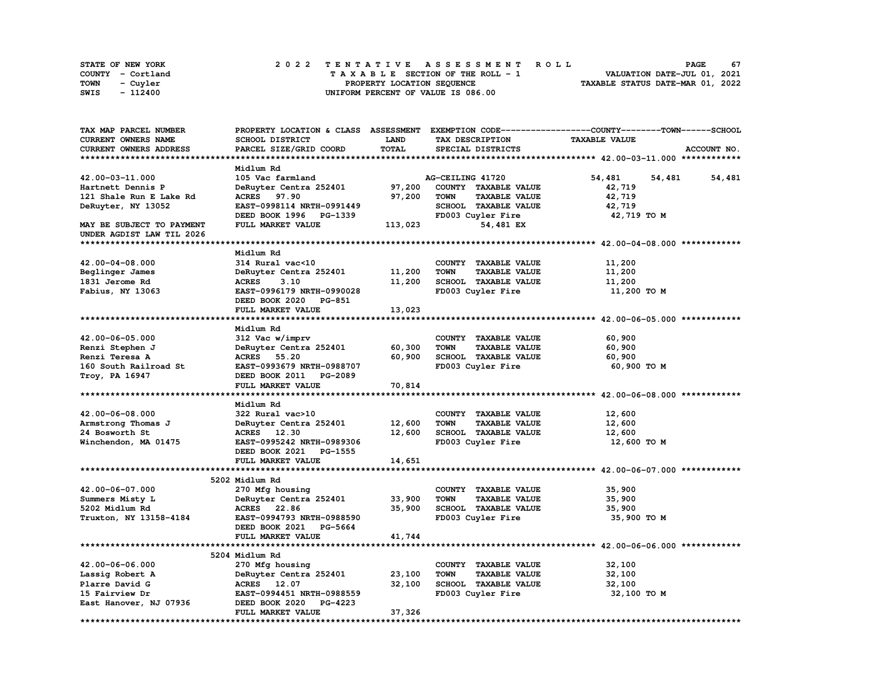STATE OF NEW YORK — 2022 TENTATIVE ASSESSMENT ROLL — PAGE 67
COUNTY - Cortland — TAXABLE SECTION OF THE ROLL - 1 — VALUATION DATE-JUL 01, 2021
TOWN - Cuyler — PROPERTY LOCATION SEQUENCE — TAXABLE STATUS DATE-MAR 01, 2022
SWIS - 112400 — UNIFORM PERCENT OF VALUE IS 086.00

| TAX MAP PARCEL NUMBER / CURRENT OWNERS NAME / CURRENT OWNERS ADDRESS | PROPERTY LOCATION & CLASS / SCHOOL DISTRICT / PARCEL SIZE/GRID COORD | ASSESSMENT LAND / TOTAL | EXEMPTION CODE / TAX DESCRIPTION / SPECIAL DISTRICTS | COUNTY | TOWN | SCHOOL |
|---|---|---|---|---|---|---|
| **42.00-03-11.000** | Midlum Rd | | | | | |
| 42.00-03-11.000 | 105 Vac farmland | | AG-CEILING 41720 | 54,481 | 54,481 | 54,481 |
| Hartnett Dennis P | DeRuyter Centra 252401 | 97,200 | COUNTY TAXABLE VALUE | 42,719 | | |
| 121 Shale Run E Lake Rd | ACRES 97.90 | 97,200 | TOWN TAXABLE VALUE | 42,719 | | |
| DeRuyter, NY 13052 | EAST-0998114 NRTH-0991449 | | SCHOOL TAXABLE VALUE | 42,719 | | |
| | DEED BOOK 1996 PG-1339 | | FD003 Cuyler Fire | 42,719 TO M | | |
| MAY BE SUBJECT TO PAYMENT UNDER AGDIST LAW TIL 2026 | FULL MARKET VALUE | 113,023 | 54,481 EX | | | |
| **42.00-04-08.000** | Midlum Rd | | | | | |
| 42.00-04-08.000 | 314 Rural vac<10 | | COUNTY TAXABLE VALUE | 11,200 | | |
| Beglinger James | DeRuyter Centra 252401 | 11,200 | TOWN TAXABLE VALUE | 11,200 | | |
| 1831 Jerome Rd | ACRES 3.10 | 11,200 | SCHOOL TAXABLE VALUE | 11,200 | | |
| Fabius, NY 13063 | EAST-0996179 NRTH-0990028 | | FD003 Cuyler Fire | 11,200 TO M | | |
| | DEED BOOK 2020 PG-851 | | | | | |
| | FULL MARKET VALUE | 13,023 | | | | |
| **42.00-06-05.000** | Midlum Rd | | | | | |
| 42.00-06-05.000 | 312 Vac w/imprv | | COUNTY TAXABLE VALUE | 60,900 | | |
| Renzi Stephen J | DeRuyter Centra 252401 | 60,300 | TOWN TAXABLE VALUE | 60,900 | | |
| Renzi Teresa A | ACRES 55.20 | 60,900 | SCHOOL TAXABLE VALUE | 60,900 | | |
| 160 South Railroad St | EAST-0993679 NRTH-0988707 | | FD003 Cuyler Fire | 60,900 TO M | | |
| Troy, PA 16947 | DEED BOOK 2011 PG-2089 | | | | | |
| | FULL MARKET VALUE | 70,814 | | | | |
| **42.00-06-08.000** | Midlum Rd | | | | | |
| 42.00-06-08.000 | 322 Rural vac>10 | | COUNTY TAXABLE VALUE | 12,600 | | |
| Armstrong Thomas J | DeRuyter Centra 252401 | 12,600 | TOWN TAXABLE VALUE | 12,600 | | |
| 24 Bosworth St | ACRES 12.30 | 12,600 | SCHOOL TAXABLE VALUE | 12,600 | | |
| Winchendon, MA 01475 | EAST-0995242 NRTH-0989306 | | FD003 Cuyler Fire | 12,600 TO M | | |
| | DEED BOOK 2021 PG-1555 | | | | | |
| | FULL MARKET VALUE | 14,651 | | | | |
| **42.00-06-07.000** | 5202 Midlum Rd | | | | | |
| 42.00-06-07.000 | 270 Mfg housing | | COUNTY TAXABLE VALUE | 35,900 | | |
| Summers Misty L | DeRuyter Centra 252401 | 33,900 | TOWN TAXABLE VALUE | 35,900 | | |
| 5202 Midlum Rd | ACRES 22.86 | 35,900 | SCHOOL TAXABLE VALUE | 35,900 | | |
| Truxton, NY 13158-4184 | EAST-0994793 NRTH-0988590 | | FD003 Cuyler Fire | 35,900 TO M | | |
| | DEED BOOK 2021 PG-5664 | | | | | |
| | FULL MARKET VALUE | 41,744 | | | | |
| **42.00-06-06.000** | 5204 Midlum Rd | | | | | |
| 42.00-06-06.000 | 270 Mfg housing | | COUNTY TAXABLE VALUE | 32,100 | | |
| Lassig Robert A | DeRuyter Centra 252401 | 23,100 | TOWN TAXABLE VALUE | 32,100 | | |
| Plarre David G | ACRES 12.07 | 32,100 | SCHOOL TAXABLE VALUE | 32,100 | | |
| 15 Fairview Dr | EAST-0994451 NRTH-0988559 | | FD003 Cuyler Fire | 32,100 TO M | | |
| East Hanover, NJ 07936 | DEED BOOK 2020 PG-4223 | | | | | |
| | FULL MARKET VALUE | 37,326 | | | | |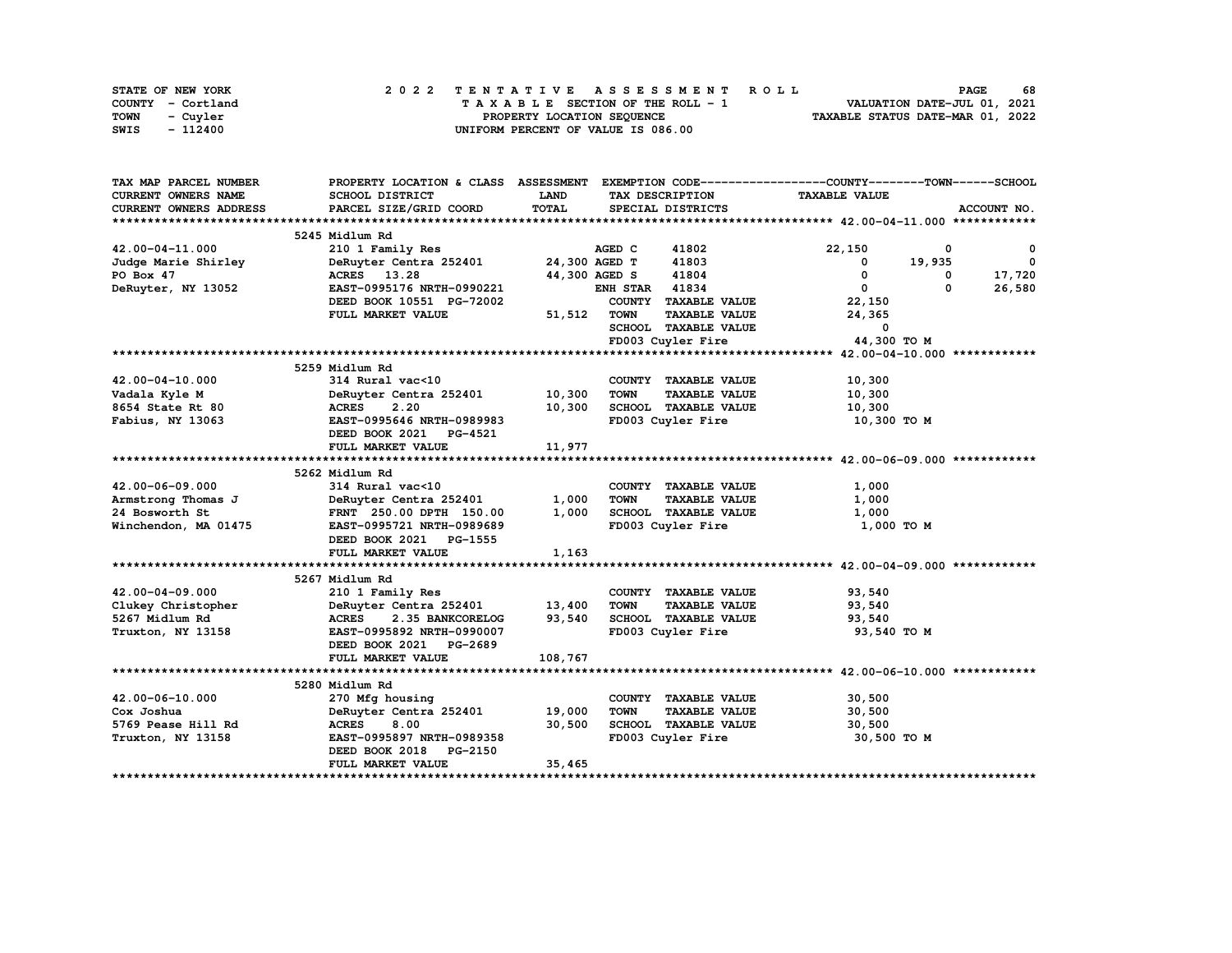STATE OF NEW YORK — 2022 TENTATIVE ASSESSMENT ROLL
COUNTY - Cortland — TAXABLE SECTION OF THE ROLL - 1 — VALUATION DATE-JUL 01, 2021
TOWN - Cuyler — PROPERTY LOCATION SEQUENCE — TAXABLE STATUS DATE-MAR 01, 2022
SWIS - 112400 — UNIFORM PERCENT OF VALUE IS 086.00

| TAX MAP PARCEL NUMBER / CURRENT OWNERS NAME / CURRENT OWNERS ADDRESS | PROPERTY LOCATION & CLASS / SCHOOL DISTRICT / PARCEL SIZE/GRID COORD | ASSESSMENT LAND / TOTAL | EXEMPTION CODE / TAX DESCRIPTION / SPECIAL DISTRICTS | COUNTY TAXABLE VALUE | TOWN | SCHOOL | ACCOUNT NO. |
|---|---|---|---|---|---|---|---|
| **42.00-04-11.000** | 5245 Midlum Rd | | | | | | |
| 42.00-04-11.000 | 210 1 Family Res | | AGED C 41802 | 22,150 | 0 | 0 | |
| Judge Marie Shirley | DeRuyter Centra 252401 | 24,300 | AGED T 41803 | 0 | 19,935 | 0 | |
| PO Box 47 | ACRES 13.28 | 44,300 | AGED S 41804 | 0 | 0 | 17,720 | |
| DeRuyter, NY 13052 | EAST-0995176 NRTH-0990221 | | ENH STAR 41834 | 0 | 0 | 26,580 | |
| | DEED BOOK 10551 PG-72002 | | COUNTY TAXABLE VALUE | 22,150 | | | |
| | FULL MARKET VALUE | 51,512 | TOWN TAXABLE VALUE | 24,365 | | | |
| | | | SCHOOL TAXABLE VALUE | 0 | | | |
| | | | FD003 Cuyler Fire | 44,300 TO M | | | |
| **42.00-04-10.000** | 5259 Midlum Rd | | | | | | |
| 42.00-04-10.000 | 314 Rural vac<10 | | COUNTY TAXABLE VALUE | 10,300 | | | |
| Vadala Kyle M | DeRuyter Centra 252401 | 10,300 | TOWN TAXABLE VALUE | 10,300 | | | |
| 8654 State Rt 80 | ACRES 2.20 | 10,300 | SCHOOL TAXABLE VALUE | 10,300 | | | |
| Fabius, NY 13063 | EAST-0995646 NRTH-0989983 | | FD003 Cuyler Fire | 10,300 TO M | | | |
| | DEED BOOK 2021 PG-4521 | | | | | | |
| | FULL MARKET VALUE | 11,977 | | | | | |
| **42.00-06-09.000** | 5262 Midlum Rd | | | | | | |
| 42.00-06-09.000 | 314 Rural vac<10 | | COUNTY TAXABLE VALUE | 1,000 | | | |
| Armstrong Thomas J | DeRuyter Centra 252401 | 1,000 | TOWN TAXABLE VALUE | 1,000 | | | |
| 24 Bosworth St | FRNT 250.00 DPTH 150.00 | 1,000 | SCHOOL TAXABLE VALUE | 1,000 | | | |
| Winchendon, MA 01475 | EAST-0995721 NRTH-0989689 | | FD003 Cuyler Fire | 1,000 TO M | | | |
| | DEED BOOK 2021 PG-1555 | | | | | | |
| | FULL MARKET VALUE | 1,163 | | | | | |
| **42.00-04-09.000** | 5267 Midlum Rd | | | | | | |
| 42.00-04-09.000 | 210 1 Family Res | | COUNTY TAXABLE VALUE | 93,540 | | | |
| Clukey Christopher | DeRuyter Centra 252401 | 13,400 | TOWN TAXABLE VALUE | 93,540 | | | |
| 5267 Midlum Rd | ACRES 2.35 BANKCORELOG | 93,540 | SCHOOL TAXABLE VALUE | 93,540 | | | |
| Truxton, NY 13158 | EAST-0995892 NRTH-0990007 | | FD003 Cuyler Fire | 93,540 TO M | | | |
| | DEED BOOK 2021 PG-2689 | | | | | | |
| | FULL MARKET VALUE | 108,767 | | | | | |
| **42.00-06-10.000** | 5280 Midlum Rd | | | | | | |
| 42.00-06-10.000 | 270 Mfg housing | | COUNTY TAXABLE VALUE | 30,500 | | | |
| Cox Joshua | DeRuyter Centra 252401 | 19,000 | TOWN TAXABLE VALUE | 30,500 | | | |
| 5769 Pease Hill Rd | ACRES 8.00 | 30,500 | SCHOOL TAXABLE VALUE | 30,500 | | | |
| Truxton, NY 13158 | EAST-0995897 NRTH-0989358 | | FD003 Cuyler Fire | 30,500 TO M | | | |
| | DEED BOOK 2018 PG-2150 | | | | | | |
| | FULL MARKET VALUE | 35,465 | | | | | |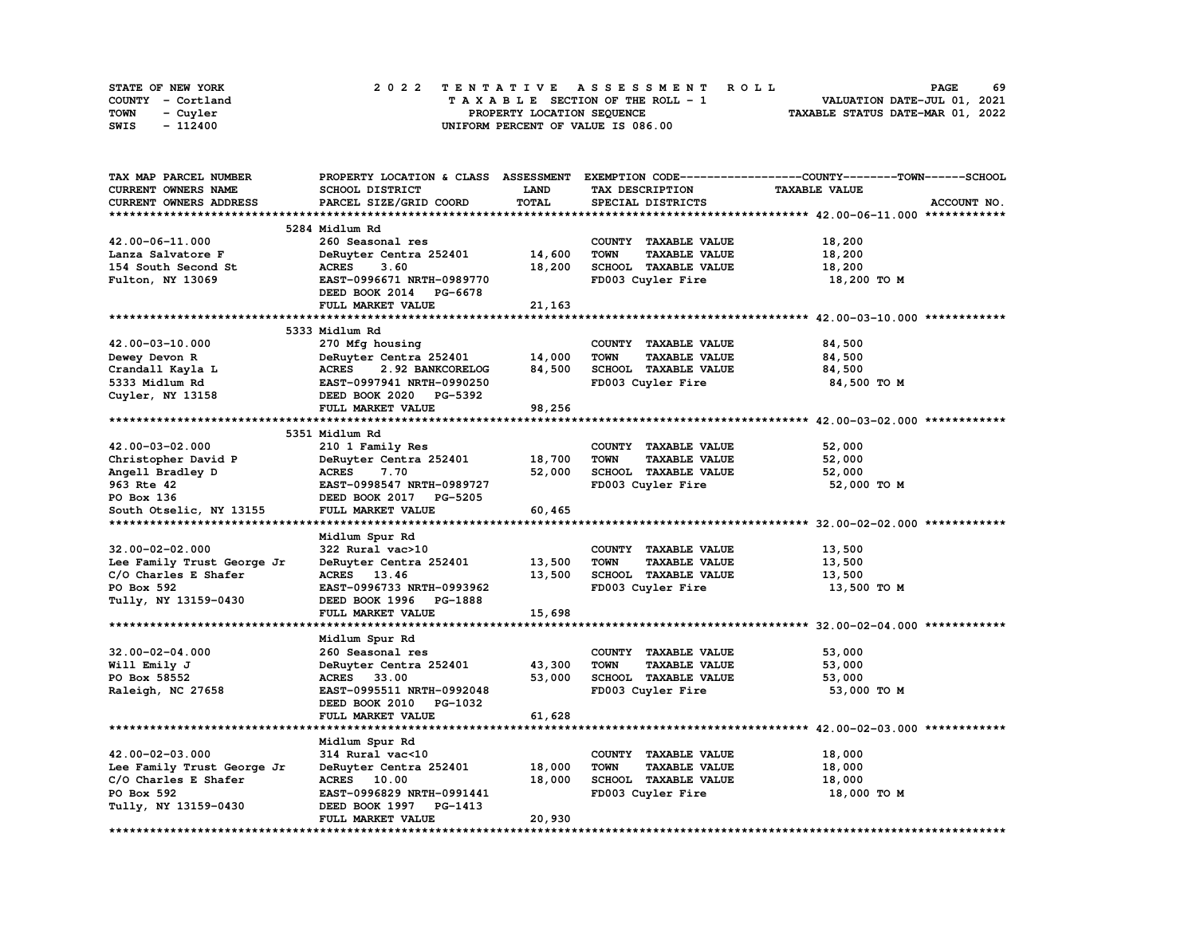STATE OF NEW YORK
COUNTY - Cortland
TOWN - Cuyler
SWIS - 112400

2022 TENTATIVE ASSESSMENT ROLL
TAXABLE SECTION OF THE ROLL - 1
PROPERTY LOCATION SEQUENCE
UNIFORM PERCENT OF VALUE IS 086.00

VALUATION DATE-JUL 01, 2021
TAXABLE STATUS DATE-MAR 01, 2022

| TAX MAP PARCEL NUMBER / CURRENT OWNERS NAME / CURRENT OWNERS ADDRESS | PROPERTY LOCATION & CLASS / SCHOOL DISTRICT / PARCEL SIZE/GRID COORD | ASSESSMENT LAND | TOTAL | EXEMPTION CODE / TAX DESCRIPTION / SPECIAL DISTRICTS | TAXABLE VALUE (COUNTY--TOWN--SCHOOL) | ACCOUNT NO. |
|---|---|---|---|---|---|---|
| **42.00-06-11.000** | 5284 Midlum Rd | | | | | |
| 42.00-06-11.000 | 260 Seasonal res | | | COUNTY TAXABLE VALUE | 18,200 | |
| Lanza Salvatore F | DeRuyter Centra 252401 | 14,600 | | TOWN TAXABLE VALUE | 18,200 | |
| 154 South Second St | ACRES 3.60 | | 18,200 | SCHOOL TAXABLE VALUE | 18,200 | |
| Fulton, NY 13069 | EAST-0996671 NRTH-0989770 | | | FD003 Cuyler Fire | 18,200 TO M | |
| | DEED BOOK 2014 PG-6678 | | | | | |
| | FULL MARKET VALUE | | 21,163 | | | |
| **42.00-03-10.000** | 5333 Midlum Rd | | | | | |
| 42.00-03-10.000 | 270 Mfg housing | | | COUNTY TAXABLE VALUE | 84,500 | |
| Dewey Devon R | DeRuyter Centra 252401 | 14,000 | | TOWN TAXABLE VALUE | 84,500 | |
| Crandall Kayla L | ACRES 2.92 BANKCORELOG | | 84,500 | SCHOOL TAXABLE VALUE | 84,500 | |
| 5333 Midlum Rd | EAST-0997941 NRTH-0990250 | | | FD003 Cuyler Fire | 84,500 TO M | |
| Cuyler, NY 13158 | DEED BOOK 2020 PG-5392 | | | | | |
| | FULL MARKET VALUE | | 98,256 | | | |
| **42.00-03-02.000** | 5351 Midlum Rd | | | | | |
| 42.00-03-02.000 | 210 1 Family Res | | | COUNTY TAXABLE VALUE | 52,000 | |
| Christopher David P | DeRuyter Centra 252401 | 18,700 | | TOWN TAXABLE VALUE | 52,000 | |
| Angell Bradley D | ACRES 7.70 | | 52,000 | SCHOOL TAXABLE VALUE | 52,000 | |
| 963 Rte 42 | EAST-0998547 NRTH-0989727 | | | FD003 Cuyler Fire | 52,000 TO M | |
| PO Box 136 | DEED BOOK 2017 PG-5205 | | | | | |
| South Otselic, NY 13155 | FULL MARKET VALUE | | 60,465 | | | |
| **32.00-02-02.000** | Midlum Spur Rd | | | | | |
| 32.00-02-02.000 | 322 Rural vac>10 | | | COUNTY TAXABLE VALUE | 13,500 | |
| Lee Family Trust George Jr | DeRuyter Centra 252401 | 13,500 | | TOWN TAXABLE VALUE | 13,500 | |
| C/O Charles E Shafer | ACRES 13.46 | | 13,500 | SCHOOL TAXABLE VALUE | 13,500 | |
| PO Box 592 | EAST-0996733 NRTH-0993962 | | | FD003 Cuyler Fire | 13,500 TO M | |
| Tully, NY 13159-0430 | DEED BOOK 1996 PG-1888 | | | | | |
| | FULL MARKET VALUE | | 15,698 | | | |
| **32.00-02-04.000** | Midlum Spur Rd | | | | | |
| 32.00-02-04.000 | 260 Seasonal res | | | COUNTY TAXABLE VALUE | 53,000 | |
| Will Emily J | DeRuyter Centra 252401 | 43,300 | | TOWN TAXABLE VALUE | 53,000 | |
| PO Box 58552 | ACRES 33.00 | | 53,000 | SCHOOL TAXABLE VALUE | 53,000 | |
| Raleigh, NC 27658 | EAST-0995511 NRTH-0992048 | | | FD003 Cuyler Fire | 53,000 TO M | |
| | DEED BOOK 2010 PG-1032 | | | | | |
| | FULL MARKET VALUE | | 61,628 | | | |
| **42.00-02-03.000** | Midlum Spur Rd | | | | | |
| 42.00-02-03.000 | 314 Rural vac<10 | | | COUNTY TAXABLE VALUE | 18,000 | |
| Lee Family Trust George Jr | DeRuyter Centra 252401 | 18,000 | | TOWN TAXABLE VALUE | 18,000 | |
| C/O Charles E Shafer | ACRES 10.00 | | 18,000 | SCHOOL TAXABLE VALUE | 18,000 | |
| PO Box 592 | EAST-0996829 NRTH-0991441 | | | FD003 Cuyler Fire | 18,000 TO M | |
| Tully, NY 13159-0430 | DEED BOOK 1997 PG-1413 | | | | | |
| | FULL MARKET VALUE | | 20,930 | | | |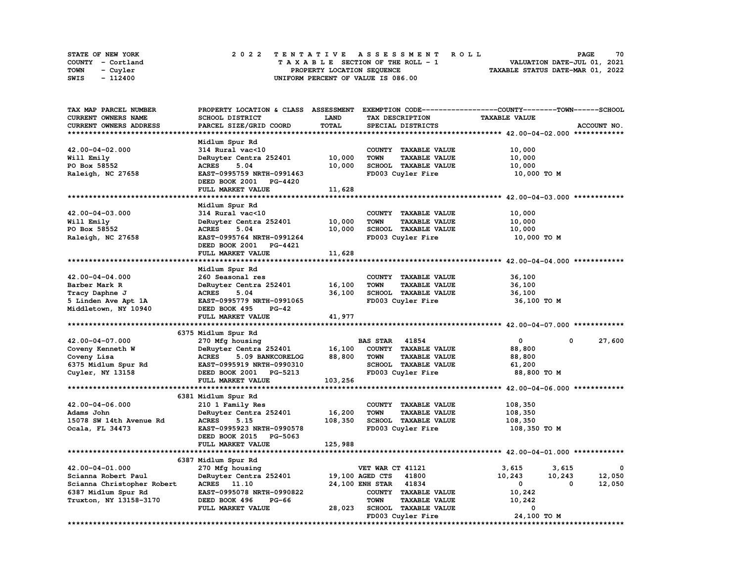STATE OF NEW YORK
COUNTY - Cortland
TOWN - Cuyler
SWIS - 112400

**2022 TENTATIVE ASSESSMENT ROLL**
**TAXABLE SECTION OF THE ROLL - 1**
**PROPERTY LOCATION SEQUENCE**
**UNIFORM PERCENT OF VALUE IS 086.00**

VALUATION DATE-JUL 01, 2021
TAXABLE STATUS DATE-MAR 01, 2022

| TAX MAP PARCEL NUMBER / CURRENT OWNERS NAME / CURRENT OWNERS ADDRESS | PROPERTY LOCATION & CLASS / SCHOOL DISTRICT / PARCEL SIZE/GRID COORD | ASSESSMENT LAND | TOTAL | EXEMPTION CODE / TAX DESCRIPTION / SPECIAL DISTRICTS | COUNTY TAXABLE VALUE | TOWN | SCHOOL |
|---|---|---|---|---|---|---|---|
| **42.00-04-02.000** | Midlum Spur Rd | | | | | | |
| 42.00-04-02.000 | 314 Rural vac<10 | | | COUNTY TAXABLE VALUE | 10,000 | | |
| Will Emily | DeRuyter Centra 252401 | 10,000 | | TOWN TAXABLE VALUE | 10,000 | | |
| PO Box 58552 | ACRES 5.04 | | 10,000 | SCHOOL TAXABLE VALUE | 10,000 | | |
| Raleigh, NC 27658 | EAST-0995759 NRTH-0991463 | | | FD003 Cuyler Fire | 10,000 TO M | | |
| | DEED BOOK 2001 PG-4420 | | | | | | |
| | FULL MARKET VALUE | | 11,628 | | | | |
| **42.00-04-03.000** | Midlum Spur Rd | | | | | | |
| 42.00-04-03.000 | 314 Rural vac<10 | | | COUNTY TAXABLE VALUE | 10,000 | | |
| Will Emily | DeRuyter Centra 252401 | 10,000 | | TOWN TAXABLE VALUE | 10,000 | | |
| PO Box 58552 | ACRES 5.04 | | 10,000 | SCHOOL TAXABLE VALUE | 10,000 | | |
| Raleigh, NC 27658 | EAST-0995764 NRTH-0991264 | | | FD003 Cuyler Fire | 10,000 TO M | | |
| | DEED BOOK 2001 PG-4421 | | | | | | |
| | FULL MARKET VALUE | | 11,628 | | | | |
| **42.00-04-04.000** | Midlum Spur Rd | | | | | | |
| 42.00-04-04.000 | 260 Seasonal res | | | COUNTY TAXABLE VALUE | 36,100 | | |
| Barber Mark R | DeRuyter Centra 252401 | 16,100 | | TOWN TAXABLE VALUE | 36,100 | | |
| Tracy Daphne J | ACRES 5.04 | | 36,100 | SCHOOL TAXABLE VALUE | 36,100 | | |
| 5 Linden Ave Apt 1A | EAST-0995779 NRTH-0991065 | | | FD003 Cuyler Fire | 36,100 TO M | | |
| Middletown, NY 10940 | DEED BOOK 495 PG-42 | | | | | | |
| | FULL MARKET VALUE | | 41,977 | | | | |
| **42.00-04-07.000** | 6375 Midlum Spur Rd | | | | | | |
| 42.00-04-07.000 | 270 Mfg housing | | | BAS STAR 41854 | 0 | 0 | 27,600 |
| Coveny Kenneth W | DeRuyter Centra 252401 | 16,100 | | COUNTY TAXABLE VALUE | 88,800 | | |
| Coveny Lisa | ACRES 5.09 BANKCORELOG | | 88,800 | TOWN TAXABLE VALUE | 88,800 | | |
| 6375 Midlum Spur Rd | EAST-0995919 NRTH-0990310 | | | SCHOOL TAXABLE VALUE | 61,200 | | |
| Cuyler, NY 13158 | DEED BOOK 2001 PG-5213 | | | FD003 Cuyler Fire | 88,800 TO M | | |
| | FULL MARKET VALUE | | 103,256 | | | | |
| **42.00-04-06.000** | 6381 Midlum Spur Rd | | | | | | |
| 42.00-04-06.000 | 210 1 Family Res | | | COUNTY TAXABLE VALUE | 108,350 | | |
| Adams John | DeRuyter Centra 252401 | 16,200 | | TOWN TAXABLE VALUE | 108,350 | | |
| 15078 SW 14th Avenue Rd | ACRES 5.15 | | 108,350 | SCHOOL TAXABLE VALUE | 108,350 | | |
| Ocala, FL 34473 | EAST-0995923 NRTH-0990578 | | | FD003 Cuyler Fire | 108,350 TO M | | |
| | DEED BOOK 2015 PG-5063 | | | | | | |
| | FULL MARKET VALUE | | 125,988 | | | | |
| **42.00-04-01.000** | 6387 Midlum Spur Rd | | | | | | |
| 42.00-04-01.000 | 270 Mfg housing | | | VET WAR CT 41121 | 3,615 | 3,615 | 0 |
| Scianna Robert Paul | DeRuyter Centra 252401 | 19,100 | | AGED CTS 41800 | 10,243 | 10,243 | 12,050 |
| Scianna Christopher Robert | ACRES 11.10 | | 24,100 | ENH STAR 41834 | 0 | 0 | 12,050 |
| 6387 Midlum Spur Rd | EAST-0995078 NRTH-0990822 | | | COUNTY TAXABLE VALUE | 10,242 | | |
| Truxton, NY 13158-3170 | DEED BOOK 496 PG-66 | | | TOWN TAXABLE VALUE | 10,242 | | |
| | FULL MARKET VALUE | | 28,023 | SCHOOL TAXABLE VALUE | 0 | | |
| | | | | FD003 Cuyler Fire | 24,100 TO M | | |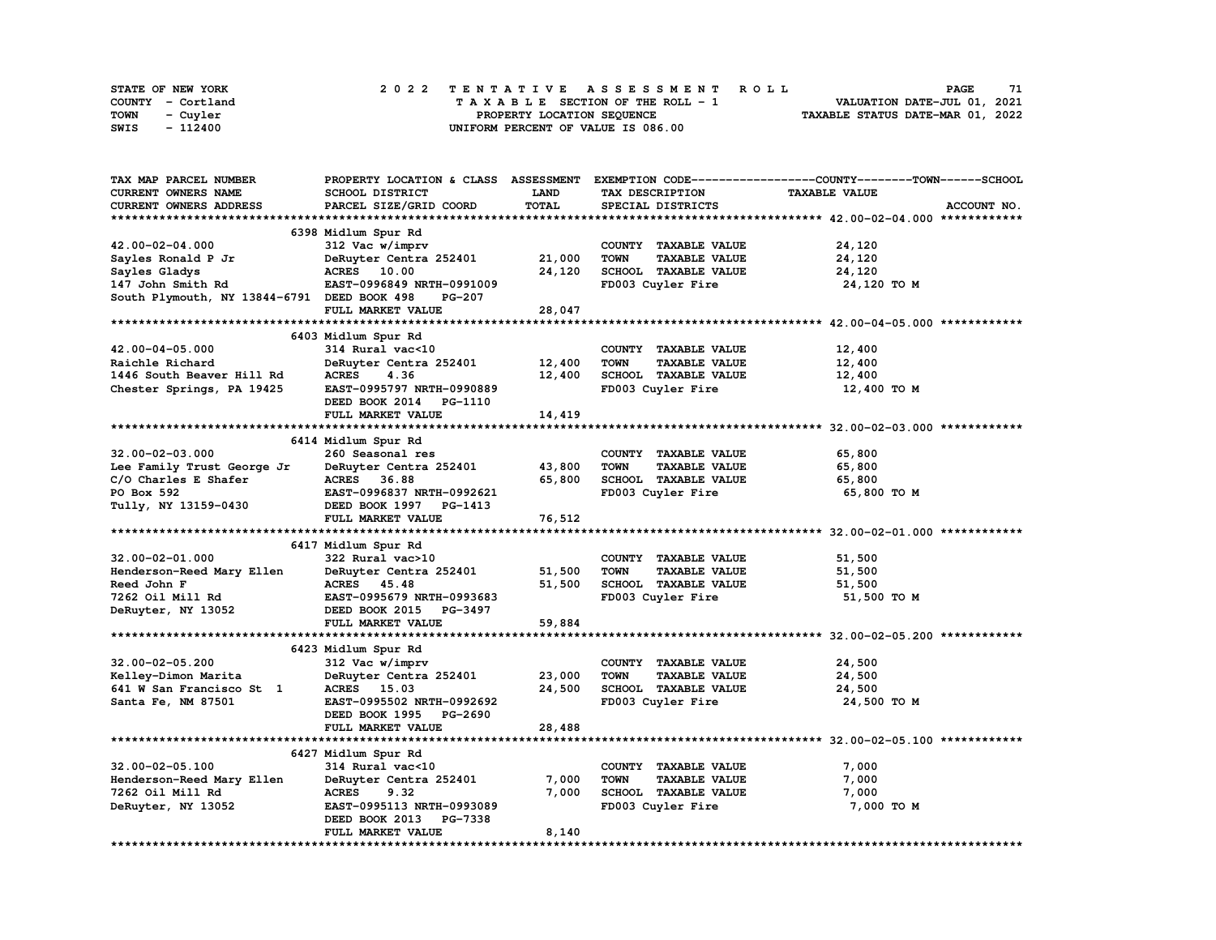STATE OF NEW YORK — COUNTY - Cortland — TOWN - Cuyler — SWIS - 112400

**2022 TENTATIVE ASSESSMENT ROLL**
TAXABLE SECTION OF THE ROLL - 1
PROPERTY LOCATION SEQUENCE
UNIFORM PERCENT OF VALUE IS 086.00

VALUATION DATE-JUL 01, 2021
TAXABLE STATUS DATE-MAR 01, 2022

| TAX MAP PARCEL NUMBER / CURRENT OWNERS NAME / CURRENT OWNERS ADDRESS | PROPERTY LOCATION & CLASS / SCHOOL DISTRICT / PARCEL SIZE/GRID COORD | ASSESSMENT LAND / TOTAL | EXEMPTION CODE / TAX DESCRIPTION / SPECIAL DISTRICTS | TAXABLE VALUE (COUNTY / TOWN / SCHOOL) | ACCOUNT NO. |
|---|---|---|---|---|---|
| **42.00-02-04.000** | 6398 Midlum Spur Rd | | | | |
| 42.00-02-04.000 | 312 Vac w/imprv | | COUNTY TAXABLE VALUE | 24,120 | |
| Sayles Ronald P Jr | DeRuyter Centra 252401 | 21,000 | TOWN TAXABLE VALUE | 24,120 | |
| Sayles Gladys | ACRES 10.00 | 24,120 | SCHOOL TAXABLE VALUE | 24,120 | |
| 147 John Smith Rd | EAST-0996849 NRTH-0991009 | | FD003 Cuyler Fire | 24,120 TO M | |
| South Plymouth, NY 13844-6791 | DEED BOOK 498 PG-207 | | | | |
| | FULL MARKET VALUE | 28,047 | | | |
| **42.00-04-05.000** | 6403 Midlum Spur Rd | | | | |
| 42.00-04-05.000 | 314 Rural vac<10 | | COUNTY TAXABLE VALUE | 12,400 | |
| Raichle Richard | DeRuyter Centra 252401 | 12,400 | TOWN TAXABLE VALUE | 12,400 | |
| 1446 South Beaver Hill Rd | ACRES 4.36 | 12,400 | SCHOOL TAXABLE VALUE | 12,400 | |
| Chester Springs, PA 19425 | EAST-0995797 NRTH-0990889 | | FD003 Cuyler Fire | 12,400 TO M | |
| | DEED BOOK 2014 PG-1110 | | | | |
| | FULL MARKET VALUE | 14,419 | | | |
| **32.00-02-03.000** | 6414 Midlum Spur Rd | | | | |
| 32.00-02-03.000 | 260 Seasonal res | | COUNTY TAXABLE VALUE | 65,800 | |
| Lee Family Trust George Jr | DeRuyter Centra 252401 | 43,800 | TOWN TAXABLE VALUE | 65,800 | |
| C/O Charles E Shafer | ACRES 36.88 | 65,800 | SCHOOL TAXABLE VALUE | 65,800 | |
| PO Box 592 | EAST-0996837 NRTH-0992621 | | FD003 Cuyler Fire | 65,800 TO M | |
| Tully, NY 13159-0430 | DEED BOOK 1997 PG-1413 | | | | |
| | FULL MARKET VALUE | 76,512 | | | |
| **32.00-02-01.000** | 6417 Midlum Spur Rd | | | | |
| 32.00-02-01.000 | 322 Rural vac>10 | | COUNTY TAXABLE VALUE | 51,500 | |
| Henderson-Reed Mary Ellen | DeRuyter Centra 252401 | 51,500 | TOWN TAXABLE VALUE | 51,500 | |
| Reed John F | ACRES 45.48 | 51,500 | SCHOOL TAXABLE VALUE | 51,500 | |
| 7262 Oil Mill Rd | EAST-0995679 NRTH-0993683 | | FD003 Cuyler Fire | 51,500 TO M | |
| DeRuyter, NY 13052 | DEED BOOK 2015 PG-3497 | | | | |
| | FULL MARKET VALUE | 59,884 | | | |
| **32.00-02-05.200** | 6423 Midlum Spur Rd | | | | |
| 32.00-02-05.200 | 312 Vac w/imprv | | COUNTY TAXABLE VALUE | 24,500 | |
| Kelley-Dimon Marita | DeRuyter Centra 252401 | 23,000 | TOWN TAXABLE VALUE | 24,500 | |
| 641 W San Francisco St 1 | ACRES 15.03 | 24,500 | SCHOOL TAXABLE VALUE | 24,500 | |
| Santa Fe, NM 87501 | EAST-0995502 NRTH-0992692 | | FD003 Cuyler Fire | 24,500 TO M | |
| | DEED BOOK 1995 PG-2690 | | | | |
| | FULL MARKET VALUE | 28,488 | | | |
| **32.00-02-05.100** | 6427 Midlum Spur Rd | | | | |
| 32.00-02-05.100 | 314 Rural vac<10 | | COUNTY TAXABLE VALUE | 7,000 | |
| Henderson-Reed Mary Ellen | DeRuyter Centra 252401 | 7,000 | TOWN TAXABLE VALUE | 7,000 | |
| 7262 Oil Mill Rd | ACRES 9.32 | 7,000 | SCHOOL TAXABLE VALUE | 7,000 | |
| DeRuyter, NY 13052 | EAST-0995113 NRTH-0993089 | | FD003 Cuyler Fire | 7,000 TO M | |
| | DEED BOOK 2013 PG-7338 | | | | |
| | FULL MARKET VALUE | 8,140 | | | |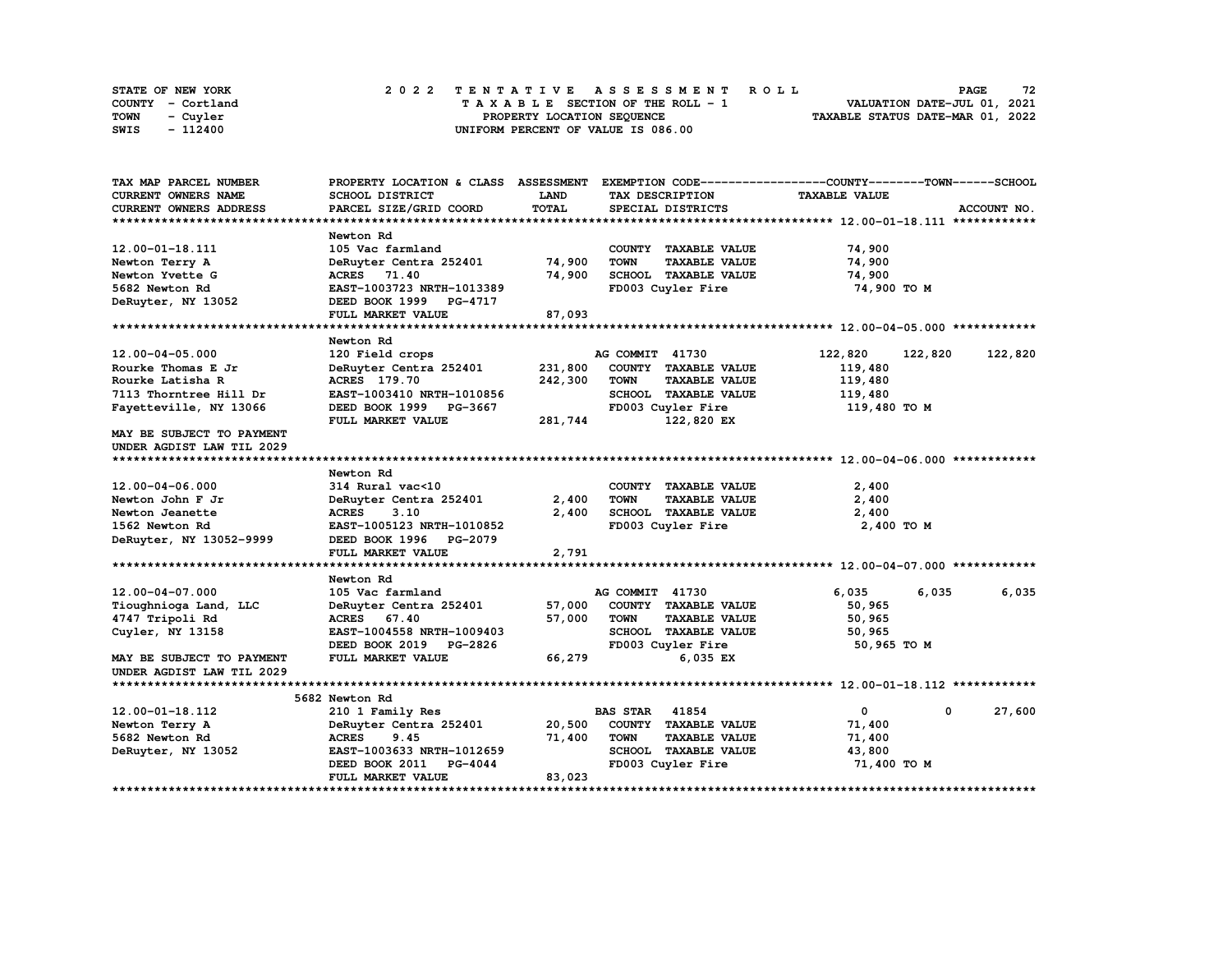STATE OF NEW YORK
COUNTY - Cortland
TOWN - Cuyler
SWIS - 112400

2 0 2 2 T E N T A T I V E A S S E S S M E N T R O L L
T A X A B L E SECTION OF THE ROLL - 1
PROPERTY LOCATION SEQUENCE
UNIFORM PERCENT OF VALUE IS 086.00

VALUATION DATE-JUL 01, 2021
TAXABLE STATUS DATE-MAR 01, 2022

| TAX MAP PARCEL NUMBER / CURRENT OWNERS NAME / CURRENT OWNERS ADDRESS | PROPERTY LOCATION & CLASS / SCHOOL DISTRICT / PARCEL SIZE/GRID COORD | ASSESSMENT LAND / TOTAL | EXEMPTION CODE / TAX DESCRIPTION / SPECIAL DISTRICTS | COUNTY | TOWN | SCHOOL |
|---|---|---|---|---|---|---|
| **12.00-01-18.111** | Newton Rd | | | | | |
| 12.00-01-18.111 | 105 Vac farmland | | COUNTY TAXABLE VALUE | 74,900 | | |
| Newton Terry A | DeRuyter Centra 252401 | 74,900 | TOWN TAXABLE VALUE | | 74,900 | |
| Newton Yvette G | ACRES 71.40 | 74,900 | SCHOOL TAXABLE VALUE | | | 74,900 |
| 5682 Newton Rd | EAST-1003723 NRTH-1013389 | | FD003 Cuyler Fire | 74,900 TO M | | |
| DeRuyter, NY 13052 | DEED BOOK 1999 PG-4717 | | | | | |
| | FULL MARKET VALUE | 87,093 | | | | |
| **12.00-04-05.000** | Newton Rd | | | | | |
| 12.00-04-05.000 | 120 Field crops | | AG COMMIT 41730 | 122,820 | 122,820 | 122,820 |
| Rourke Thomas E Jr | DeRuyter Centra 252401 | 231,800 | COUNTY TAXABLE VALUE | 119,480 | | |
| Rourke Latisha R | ACRES 179.70 | 242,300 | TOWN TAXABLE VALUE | | 119,480 | |
| 7113 Thorntree Hill Dr | EAST-1003410 NRTH-1010856 | | SCHOOL TAXABLE VALUE | | | 119,480 |
| Fayetteville, NY 13066 | DEED BOOK 1999 PG-3667 | | FD003 Cuyler Fire | 119,480 TO M | | |
| | FULL MARKET VALUE | 281,744 | 122,820 EX | | | |
| MAY BE SUBJECT TO PAYMENT UNDER AGDIST LAW TIL 2029 | | | | | | |
| **12.00-04-06.000** | Newton Rd | | | | | |
| 12.00-04-06.000 | 314 Rural vac<10 | | COUNTY TAXABLE VALUE | 2,400 | | |
| Newton John F Jr | DeRuyter Centra 252401 | 2,400 | TOWN TAXABLE VALUE | | 2,400 | |
| Newton Jeanette | ACRES 3.10 | 2,400 | SCHOOL TAXABLE VALUE | | | 2,400 |
| 1562 Newton Rd | EAST-1005123 NRTH-1010852 | | FD003 Cuyler Fire | 2,400 TO M | | |
| DeRuyter, NY 13052-9999 | DEED BOOK 1996 PG-2079 | | | | | |
| | FULL MARKET VALUE | 2,791 | | | | |
| **12.00-04-07.000** | Newton Rd | | | | | |
| 12.00-04-07.000 | 105 Vac farmland | | AG COMMIT 41730 | 6,035 | 6,035 | 6,035 |
| Tioughnioga Land, LLC | DeRuyter Centra 252401 | 57,000 | COUNTY TAXABLE VALUE | 50,965 | | |
| 4747 Tripoli Rd | ACRES 67.40 | 57,000 | TOWN TAXABLE VALUE | | 50,965 | |
| Cuyler, NY 13158 | EAST-1004558 NRTH-1009403 | | SCHOOL TAXABLE VALUE | | | 50,965 |
| | DEED BOOK 2019 PG-2826 | | FD003 Cuyler Fire | 50,965 TO M | | |
| MAY BE SUBJECT TO PAYMENT UNDER AGDIST LAW TIL 2029 | FULL MARKET VALUE | 66,279 | 6,035 EX | | | |
| **12.00-01-18.112** | 5682 Newton Rd | | | | | |
| 12.00-01-18.112 | 210 1 Family Res | | BAS STAR 41854 | 0 | 0 | 27,600 |
| Newton Terry A | DeRuyter Centra 252401 | 20,500 | COUNTY TAXABLE VALUE | 71,400 | | |
| 5682 Newton Rd | ACRES 9.45 | 71,400 | TOWN TAXABLE VALUE | | 71,400 | |
| DeRuyter, NY 13052 | EAST-1003633 NRTH-1012659 | | SCHOOL TAXABLE VALUE | | | 43,800 |
| | DEED BOOK 2011 PG-4044 | | FD003 Cuyler Fire | 71,400 TO M | | |
| | FULL MARKET VALUE | 83,023 | | | | |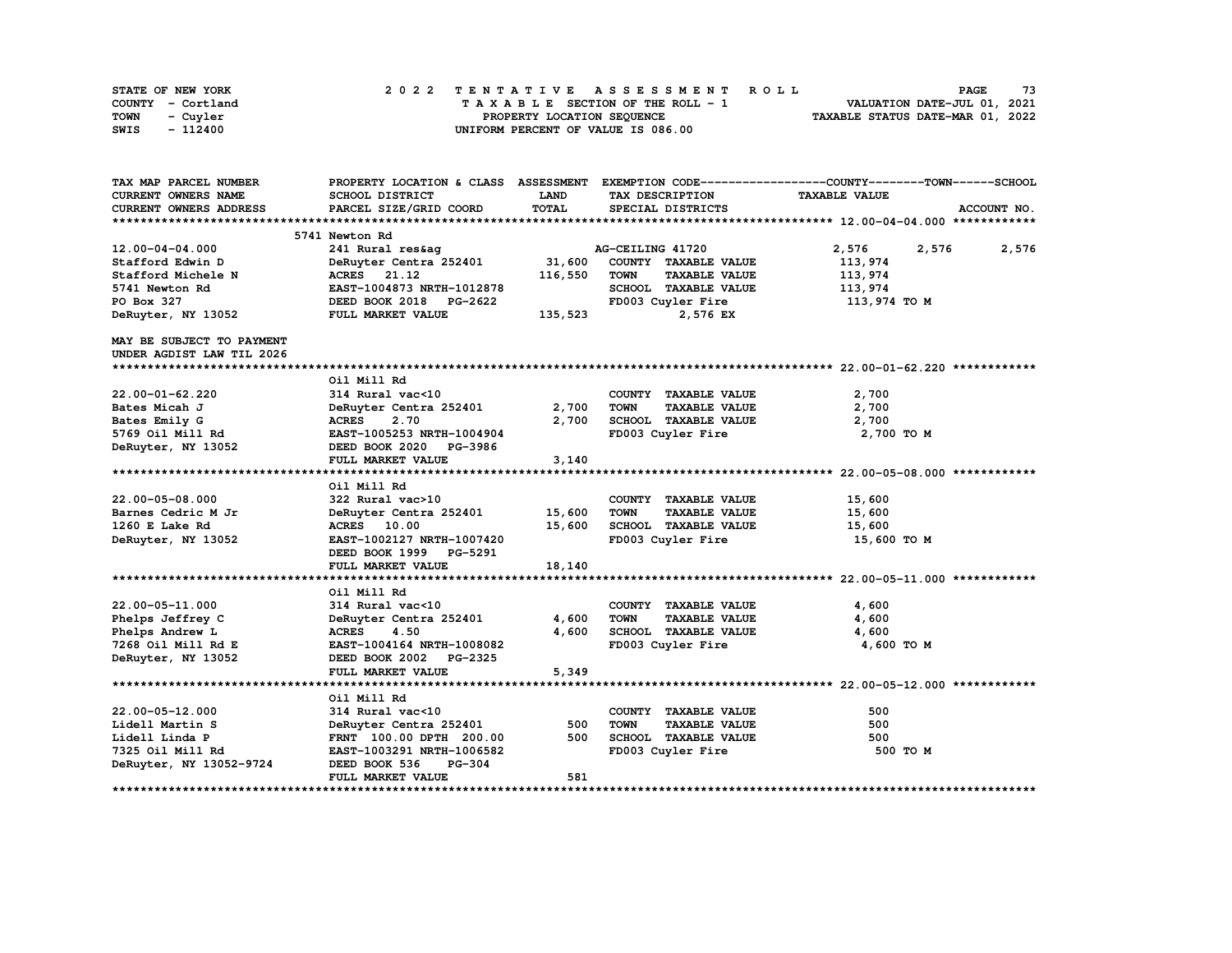STATE OF NEW YORK
COUNTY - Cortland
TOWN - Cuyler
SWIS - 112400

2022 TENTATIVE ASSESSMENT ROLL
TAXABLE SECTION OF THE ROLL - 1
PROPERTY LOCATION SEQUENCE
UNIFORM PERCENT OF VALUE IS 086.00

VALUATION DATE-JUL 01, 2021
TAXABLE STATUS DATE-MAR 01, 2022

| TAX MAP PARCEL NUMBER / CURRENT OWNERS NAME / CURRENT OWNERS ADDRESS | PROPERTY LOCATION & CLASS / SCHOOL DISTRICT / PARCEL SIZE/GRID COORD | ASSESSMENT LAND / TOTAL | EXEMPTION CODE / TAX DESCRIPTION / SPECIAL DISTRICTS | COUNTY TAXABLE VALUE | TOWN | SCHOOL |
|---|---|---|---|---|---|---|
| **12.00-04-04.000** | 5741 Newton Rd | | | | | |
| 12.00-04-04.000 | 241 Rural res&ag | | AG-CEILING 41720 | 2,576 | 2,576 | 2,576 |
| Stafford Edwin D | DeRuyter Centra 252401 | 31,600 | COUNTY TAXABLE VALUE | 113,974 | | |
| Stafford Michele N | ACRES 21.12 | 116,550 | TOWN TAXABLE VALUE | 113,974 | | |
| 5741 Newton Rd | EAST-1004873 NRTH-1012878 | | SCHOOL TAXABLE VALUE | 113,974 | | |
| PO Box 327 | DEED BOOK 2018 PG-2622 | | FD003 Cuyler Fire | 113,974 TO M | | |
| DeRuyter, NY 13052 | FULL MARKET VALUE | 135,523 | 2,576 EX | | | |
| MAY BE SUBJECT TO PAYMENT UNDER AGDIST LAW TIL 2026 | | | | | | |
| **22.00-01-62.220** | Oil Mill Rd | | | | | |
| 22.00-01-62.220 | 314 Rural vac<10 | | COUNTY TAXABLE VALUE | 2,700 | | |
| Bates Micah J | DeRuyter Centra 252401 | 2,700 | TOWN TAXABLE VALUE | 2,700 | | |
| Bates Emily G | ACRES 2.70 | 2,700 | SCHOOL TAXABLE VALUE | 2,700 | | |
| 5769 Oil Mill Rd | EAST-1005253 NRTH-1004904 | | FD003 Cuyler Fire | 2,700 TO M | | |
| DeRuyter, NY 13052 | DEED BOOK 2020 PG-3986 | | | | | |
| | FULL MARKET VALUE | 3,140 | | | | |
| **22.00-05-08.000** | Oil Mill Rd | | | | | |
| 22.00-05-08.000 | 322 Rural vac>10 | | COUNTY TAXABLE VALUE | 15,600 | | |
| Barnes Cedric M Jr | DeRuyter Centra 252401 | 15,600 | TOWN TAXABLE VALUE | 15,600 | | |
| 1260 E Lake Rd | ACRES 10.00 | 15,600 | SCHOOL TAXABLE VALUE | 15,600 | | |
| DeRuyter, NY 13052 | EAST-1002127 NRTH-1007420 | | FD003 Cuyler Fire | 15,600 TO M | | |
| | DEED BOOK 1999 PG-5291 | | | | | |
| | FULL MARKET VALUE | 18,140 | | | | |
| **22.00-05-11.000** | Oil Mill Rd | | | | | |
| 22.00-05-11.000 | 314 Rural vac<10 | | COUNTY TAXABLE VALUE | 4,600 | | |
| Phelps Jeffrey C | DeRuyter Centra 252401 | 4,600 | TOWN TAXABLE VALUE | 4,600 | | |
| Phelps Andrew L | ACRES 4.50 | 4,600 | SCHOOL TAXABLE VALUE | 4,600 | | |
| 7268 Oil Mill Rd E | EAST-1004164 NRTH-1008082 | | FD003 Cuyler Fire | 4,600 TO M | | |
| DeRuyter, NY 13052 | DEED BOOK 2002 PG-2325 | | | | | |
| | FULL MARKET VALUE | 5,349 | | | | |
| **22.00-05-12.000** | Oil Mill Rd | | | | | |
| 22.00-05-12.000 | 314 Rural vac<10 | | COUNTY TAXABLE VALUE | 500 | | |
| Lidell Martin S | DeRuyter Centra 252401 | 500 | TOWN TAXABLE VALUE | 500 | | |
| Lidell Linda P | FRNT 100.00 DPTH 200.00 | 500 | SCHOOL TAXABLE VALUE | 500 | | |
| 7325 Oil Mill Rd | EAST-1003291 NRTH-1006582 | | FD003 Cuyler Fire | 500 TO M | | |
| DeRuyter, NY 13052-9724 | DEED BOOK 536 PG-304 | | | | | |
| | FULL MARKET VALUE | 581 | | | | |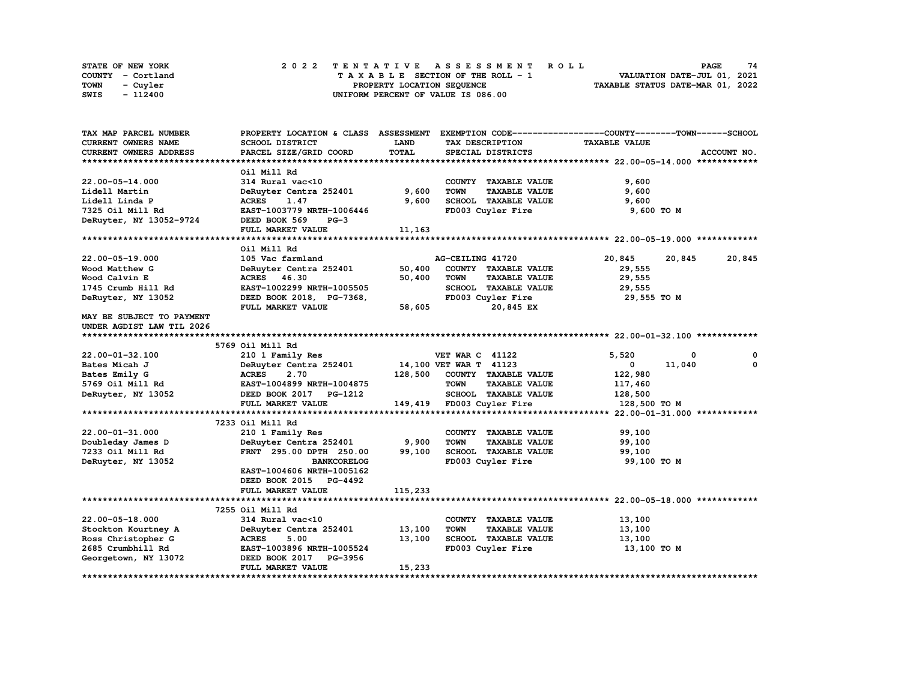STATE OF NEW YORK
COUNTY - Cortland
TOWN - Cuyler
SWIS - 112400

2022 TENTATIVE ASSESSMENT ROLL
TAXABLE SECTION OF THE ROLL - 1
PROPERTY LOCATION SEQUENCE
UNIFORM PERCENT OF VALUE IS 086.00

VALUATION DATE-JUL 01, 2021
TAXABLE STATUS DATE-MAR 01, 2022

| TAX MAP PARCEL NUMBER<br>CURRENT OWNERS NAME<br>CURRENT OWNERS ADDRESS | PROPERTY LOCATION & CLASS<br>SCHOOL DISTRICT<br>PARCEL SIZE/GRID COORD | ASSESSMENT<br>LAND<br>TOTAL | EXEMPTION CODE / TAX DESCRIPTION / SPECIAL DISTRICTS | COUNTY | TOWN | SCHOOL |
|---|---|---|---|---|---|---|
| **22.00-05-14.000** | Oil Mill Rd | | | | | |
| 22.00-05-14.000 | 314 Rural vac<10 | | COUNTY TAXABLE VALUE | 9,600 | | |
| Lidell Martin | DeRuyter Centra 252401 | 9,600 | TOWN TAXABLE VALUE | | 9,600 | |
| Lidell Linda P | ACRES 1.47 | 9,600 | SCHOOL TAXABLE VALUE | | | 9,600 |
| 7325 Oil Mill Rd | EAST-1003779 NRTH-1006446 | | FD003 Cuyler Fire | 9,600 TO M | | |
| DeRuyter, NY 13052-9724 | DEED BOOK 569 PG-3 | | | | | |
| | FULL MARKET VALUE | 11,163 | | | | |
| **22.00-05-19.000** | Oil Mill Rd | | | | | |
| 22.00-05-19.000 | 105 Vac farmland | | AG-CEILING 41720 | 20,845 | 20,845 | 20,845 |
| Wood Matthew G | DeRuyter Centra 252401 | 50,400 | COUNTY TAXABLE VALUE | 29,555 | | |
| Wood Calvin E | ACRES 46.30 | 50,400 | TOWN TAXABLE VALUE | | 29,555 | |
| 1745 Crumb Hill Rd | EAST-1002299 NRTH-1005505 | | SCHOOL TAXABLE VALUE | | | 29,555 |
| DeRuyter, NY 13052 | DEED BOOK 2018, PG-7368, | | FD003 Cuyler Fire | 29,555 TO M | | |
| | FULL MARKET VALUE | 58,605 | 20,845 EX | | | |
| MAY BE SUBJECT TO PAYMENT UNDER AGDIST LAW TIL 2026 | | | | | | |
| **22.00-01-32.100** | 5769 Oil Mill Rd | | | | | |
| 22.00-01-32.100 | 210 1 Family Res | | VET WAR C 41122 | 5,520 | 0 | 0 |
| Bates Micah J | DeRuyter Centra 252401 | 14,100 | VET WAR T 41123 | 0 | 11,040 | 0 |
| Bates Emily G | ACRES 2.70 | 128,500 | COUNTY TAXABLE VALUE | 122,980 | | |
| 5769 Oil Mill Rd | EAST-1004899 NRTH-1004875 | | TOWN TAXABLE VALUE | | 117,460 | |
| DeRuyter, NY 13052 | DEED BOOK 2017 PG-1212 | | SCHOOL TAXABLE VALUE | | | 128,500 |
| | FULL MARKET VALUE | 149,419 | FD003 Cuyler Fire | 128,500 TO M | | |
| **22.00-01-31.000** | 7233 Oil Mill Rd | | | | | |
| 22.00-01-31.000 | 210 1 Family Res | | COUNTY TAXABLE VALUE | 99,100 | | |
| Doubleday James D | DeRuyter Centra 252401 | 9,900 | TOWN TAXABLE VALUE | | 99,100 | |
| 7233 Oil Mill Rd | FRNT 295.00 DPTH 250.00 | 99,100 | SCHOOL TAXABLE VALUE | | | 99,100 |
| DeRuyter, NY 13052 | BANKCORELOG | | FD003 Cuyler Fire | 99,100 TO M | | |
| | EAST-1004606 NRTH-1005162 | | | | | |
| | DEED BOOK 2015 PG-4492 | | | | | |
| | FULL MARKET VALUE | 115,233 | | | | |
| **22.00-05-18.000** | 7255 Oil Mill Rd | | | | | |
| 22.00-05-18.000 | 314 Rural vac<10 | | COUNTY TAXABLE VALUE | 13,100 | | |
| Stockton Kourtney A | DeRuyter Centra 252401 | 13,100 | TOWN TAXABLE VALUE | | 13,100 | |
| Ross Christopher G | ACRES 5.00 | 13,100 | SCHOOL TAXABLE VALUE | | | 13,100 |
| 2685 Crumbhill Rd | EAST-1003896 NRTH-1005524 | | FD003 Cuyler Fire | 13,100 TO M | | |
| Georgetown, NY 13072 | DEED BOOK 2017 PG-3956 | | | | | |
| | FULL MARKET VALUE | 15,233 | | | | |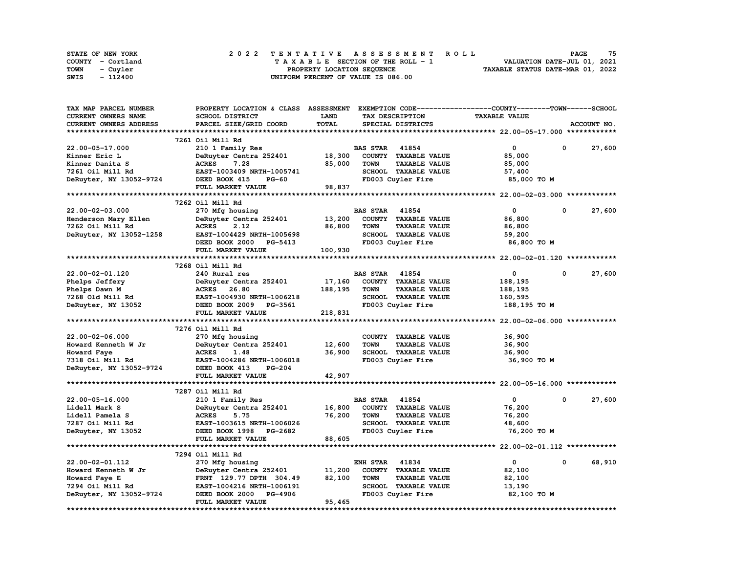STATE OF NEW YORK | 2022 TENTATIVE ASSESSMENT ROLL
COUNTY - Cortland | TAXABLE SECTION OF THE ROLL - 1 | VALUATION DATE-JUL 01, 2021
TOWN - Cuyler | PROPERTY LOCATION SEQUENCE | TAXABLE STATUS DATE-MAR 01, 2022
SWIS - 112400 | UNIFORM PERCENT OF VALUE IS 086.00

| TAX MAP PARCEL NUMBER / CURRENT OWNERS NAME / CURRENT OWNERS ADDRESS | PROPERTY LOCATION & CLASS / SCHOOL DISTRICT / PARCEL SIZE/GRID COORD | ASSESSMENT LAND / TOTAL | EXEMPTION CODE / TAX DESCRIPTION / SPECIAL DISTRICTS | COUNTY TAXABLE VALUE | TOWN | SCHOOL |
|---|---|---|---|---|---|---|
| **22.00-05-17.000** | 7261 Oil Mill Rd | | | | | |
| 22.00-05-17.000 | 210 1 Family Res | | BAS STAR 41854 | 0 | 0 | 27,600 |
| Kinner Eric L | DeRuyter Centra 252401 | 18,300 | COUNTY TAXABLE VALUE | 85,000 | | |
| Kinner Danita S | ACRES 7.28 | 85,000 | TOWN TAXABLE VALUE | 85,000 | | |
| 7261 Oil Mill Rd | EAST-1003409 NRTH-1005741 | | SCHOOL TAXABLE VALUE | 57,400 | | |
| DeRuyter, NY 13052-9724 | DEED BOOK 415 PG-60 | | FD003 Cuyler Fire | 85,000 TO M | | |
| | FULL MARKET VALUE | 98,837 | | | | |
| **22.00-02-03.000** | 7262 Oil Mill Rd | | | | | |
| 22.00-02-03.000 | 270 Mfg housing | | BAS STAR 41854 | 0 | 0 | 27,600 |
| Henderson Mary Ellen | DeRuyter Centra 252401 | 13,200 | COUNTY TAXABLE VALUE | 86,800 | | |
| 7262 Oil Mill Rd | ACRES 2.12 | 86,800 | TOWN TAXABLE VALUE | 86,800 | | |
| DeRuyter, NY 13052-1258 | EAST-1004429 NRTH-1005698 | | SCHOOL TAXABLE VALUE | 59,200 | | |
| | DEED BOOK 2000 PG-5413 | | FD003 Cuyler Fire | 86,800 TO M | | |
| | FULL MARKET VALUE | 100,930 | | | | |
| **22.00-02-01.120** | 7268 Oil Mill Rd | | | | | |
| 22.00-02-01.120 | 240 Rural res | | BAS STAR 41854 | 0 | 0 | 27,600 |
| Phelps Jeffery | DeRuyter Centra 252401 | 17,160 | COUNTY TAXABLE VALUE | 188,195 | | |
| Phelps Dawn M | ACRES 26.80 | 188,195 | TOWN TAXABLE VALUE | 188,195 | | |
| 7268 Old Mill Rd | EAST-1004930 NRTH-1006218 | | SCHOOL TAXABLE VALUE | 160,595 | | |
| DeRuyter, NY 13052 | DEED BOOK 2009 PG-3561 | | FD003 Cuyler Fire | 188,195 TO M | | |
| | FULL MARKET VALUE | 218,831 | | | | |
| **22.00-02-06.000** | 7276 Oil Mill Rd | | | | | |
| 22.00-02-06.000 | 270 Mfg housing | | COUNTY TAXABLE VALUE | 36,900 | | |
| Howard Kenneth W Jr | DeRuyter Centra 252401 | 12,600 | TOWN TAXABLE VALUE | 36,900 | | |
| Howard Faye | ACRES 1.48 | 36,900 | SCHOOL TAXABLE VALUE | 36,900 | | |
| 7318 Oil Mill Rd | EAST-1004286 NRTH-1006018 | | FD003 Cuyler Fire | 36,900 TO M | | |
| DeRuyter, NY 13052-9724 | DEED BOOK 413 PG-204 | | | | | |
| | FULL MARKET VALUE | 42,907 | | | | |
| **22.00-05-16.000** | 7287 Oil Mill Rd | | | | | |
| 22.00-05-16.000 | 210 1 Family Res | | BAS STAR 41854 | 0 | 0 | 27,600 |
| Lidell Mark S | DeRuyter Centra 252401 | 16,800 | COUNTY TAXABLE VALUE | 76,200 | | |
| Lidell Pamela S | ACRES 5.75 | 76,200 | TOWN TAXABLE VALUE | 76,200 | | |
| 7287 Oil Mill Rd | EAST-1003615 NRTH-1006026 | | SCHOOL TAXABLE VALUE | 48,600 | | |
| DeRuyter, NY 13052 | DEED BOOK 1998 PG-2682 | | FD003 Cuyler Fire | 76,200 TO M | | |
| | FULL MARKET VALUE | 88,605 | | | | |
| **22.00-02-01.112** | 7294 Oil Mill Rd | | | | | |
| 22.00-02-01.112 | 270 Mfg housing | | ENH STAR 41834 | 0 | 0 | 68,910 |
| Howard Kenneth W Jr | DeRuyter Centra 252401 | 11,200 | COUNTY TAXABLE VALUE | 82,100 | | |
| Howard Faye E | FRNT 129.77 DPTH 304.49 | 82,100 | TOWN TAXABLE VALUE | 82,100 | | |
| 7294 Oil Mill Rd | EAST-1004216 NRTH-1006191 | | SCHOOL TAXABLE VALUE | 13,190 | | |
| DeRuyter, NY 13052-9724 | DEED BOOK 2000 PG-4906 | | FD003 Cuyler Fire | 82,100 TO M | | |
| | FULL MARKET VALUE | 95,465 | | | | |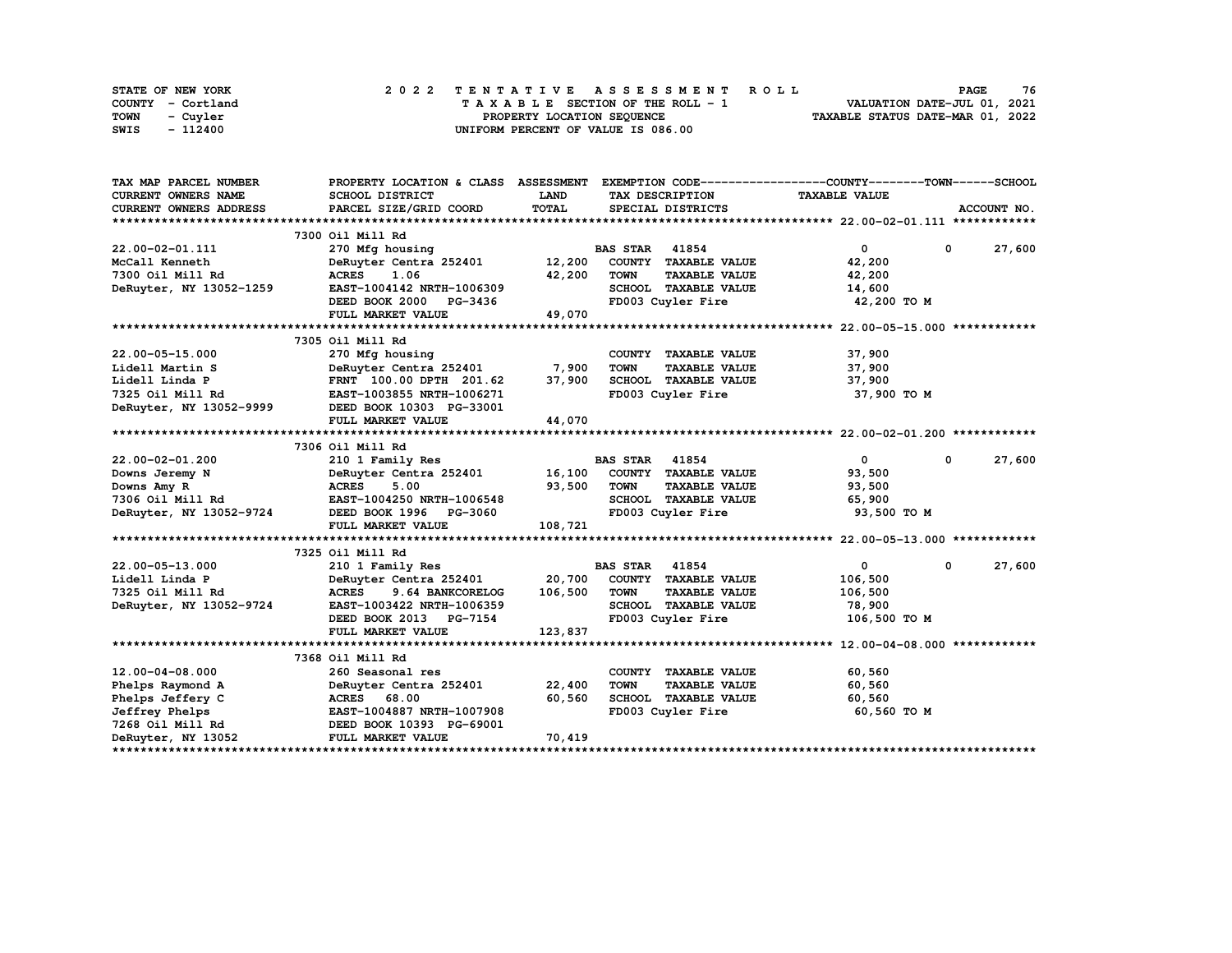STATE OF NEW YORK
COUNTY - Cortland
TOWN - Cuyler
SWIS - 112400

2 0 2 2 T E N T A T I V E A S S E S S M E N T R O L L
T A X A B L E SECTION OF THE ROLL - 1
PROPERTY LOCATION SEQUENCE
UNIFORM PERCENT OF VALUE IS 086.00

VALUATION DATE-JUL 01, 2021
TAXABLE STATUS DATE-MAR 01, 2022

| TAX MAP PARCEL NUMBER / CURRENT OWNERS NAME / CURRENT OWNERS ADDRESS | PROPERTY LOCATION & CLASS / SCHOOL DISTRICT / PARCEL SIZE/GRID COORD | ASSESSMENT LAND / TOTAL | EXEMPTION CODE / TAX DESCRIPTION / SPECIAL DISTRICTS | COUNTY TAXABLE VALUE | TOWN | SCHOOL / ACCOUNT NO. |
|---|---|---|---|---|---|---|
| **22.00-02-01.111** | 7300 Oil Mill Rd | | | | | |
| 22.00-02-01.111 | 270 Mfg housing | | BAS STAR 41854 | 0 | 0 | 27,600 |
| McCall Kenneth | DeRuyter Centra 252401 | 12,200 | COUNTY TAXABLE VALUE | 42,200 | | |
| 7300 Oil Mill Rd | ACRES 1.06 | 42,200 | TOWN TAXABLE VALUE | 42,200 | | |
| DeRuyter, NY 13052-1259 | EAST-1004142 NRTH-1006309 | | SCHOOL TAXABLE VALUE | 14,600 | | |
| | DEED BOOK 2000 PG-3436 | | FD003 Cuyler Fire | 42,200 TO M | | |
| | FULL MARKET VALUE | 49,070 | | | | |
| **22.00-05-15.000** | 7305 Oil Mill Rd | | | | | |
| 22.00-05-15.000 | 270 Mfg housing | | COUNTY TAXABLE VALUE | 37,900 | | |
| Lidell Martin S | DeRuyter Centra 252401 | 7,900 | TOWN TAXABLE VALUE | 37,900 | | |
| Lidell Linda P | FRNT 100.00 DPTH 201.62 | 37,900 | SCHOOL TAXABLE VALUE | 37,900 | | |
| 7325 Oil Mill Rd | EAST-1003855 NRTH-1006271 | | FD003 Cuyler Fire | 37,900 TO M | | |
| DeRuyter, NY 13052-9999 | DEED BOOK 10303 PG-33001 | | | | | |
| | FULL MARKET VALUE | 44,070 | | | | |
| **22.00-02-01.200** | 7306 Oil Mill Rd | | | | | |
| 22.00-02-01.200 | 210 1 Family Res | | BAS STAR 41854 | 0 | 0 | 27,600 |
| Downs Jeremy N | DeRuyter Centra 252401 | 16,100 | COUNTY TAXABLE VALUE | 93,500 | | |
| Downs Amy R | ACRES 5.00 | 93,500 | TOWN TAXABLE VALUE | 93,500 | | |
| 7306 Oil Mill Rd | EAST-1004250 NRTH-1006548 | | SCHOOL TAXABLE VALUE | 65,900 | | |
| DeRuyter, NY 13052-9724 | DEED BOOK 1996 PG-3060 | | FD003 Cuyler Fire | 93,500 TO M | | |
| | FULL MARKET VALUE | 108,721 | | | | |
| **22.00-05-13.000** | 7325 Oil Mill Rd | | | | | |
| 22.00-05-13.000 | 210 1 Family Res | | BAS STAR 41854 | 0 | 0 | 27,600 |
| Lidell Linda P | DeRuyter Centra 252401 | 20,700 | COUNTY TAXABLE VALUE | 106,500 | | |
| 7325 Oil Mill Rd | ACRES 9.64 BANKCORELOG | 106,500 | TOWN TAXABLE VALUE | 106,500 | | |
| DeRuyter, NY 13052-9724 | EAST-1003422 NRTH-1006359 | | SCHOOL TAXABLE VALUE | 78,900 | | |
| | DEED BOOK 2013 PG-7154 | | FD003 Cuyler Fire | 106,500 TO M | | |
| | FULL MARKET VALUE | 123,837 | | | | |
| **12.00-04-08.000** | 7368 Oil Mill Rd | | | | | |
| 12.00-04-08.000 | 260 Seasonal res | | COUNTY TAXABLE VALUE | 60,560 | | |
| Phelps Raymond A | DeRuyter Centra 252401 | 22,400 | TOWN TAXABLE VALUE | 60,560 | | |
| Phelps Jeffery C | ACRES 68.00 | 60,560 | SCHOOL TAXABLE VALUE | 60,560 | | |
| Jeffrey Phelps | EAST-1004887 NRTH-1007908 | | FD003 Cuyler Fire | 60,560 TO M | | |
| 7268 Oil Mill Rd | DEED BOOK 10393 PG-69001 | | | | | |
| DeRuyter, NY 13052 | FULL MARKET VALUE | 70,419 | | | | |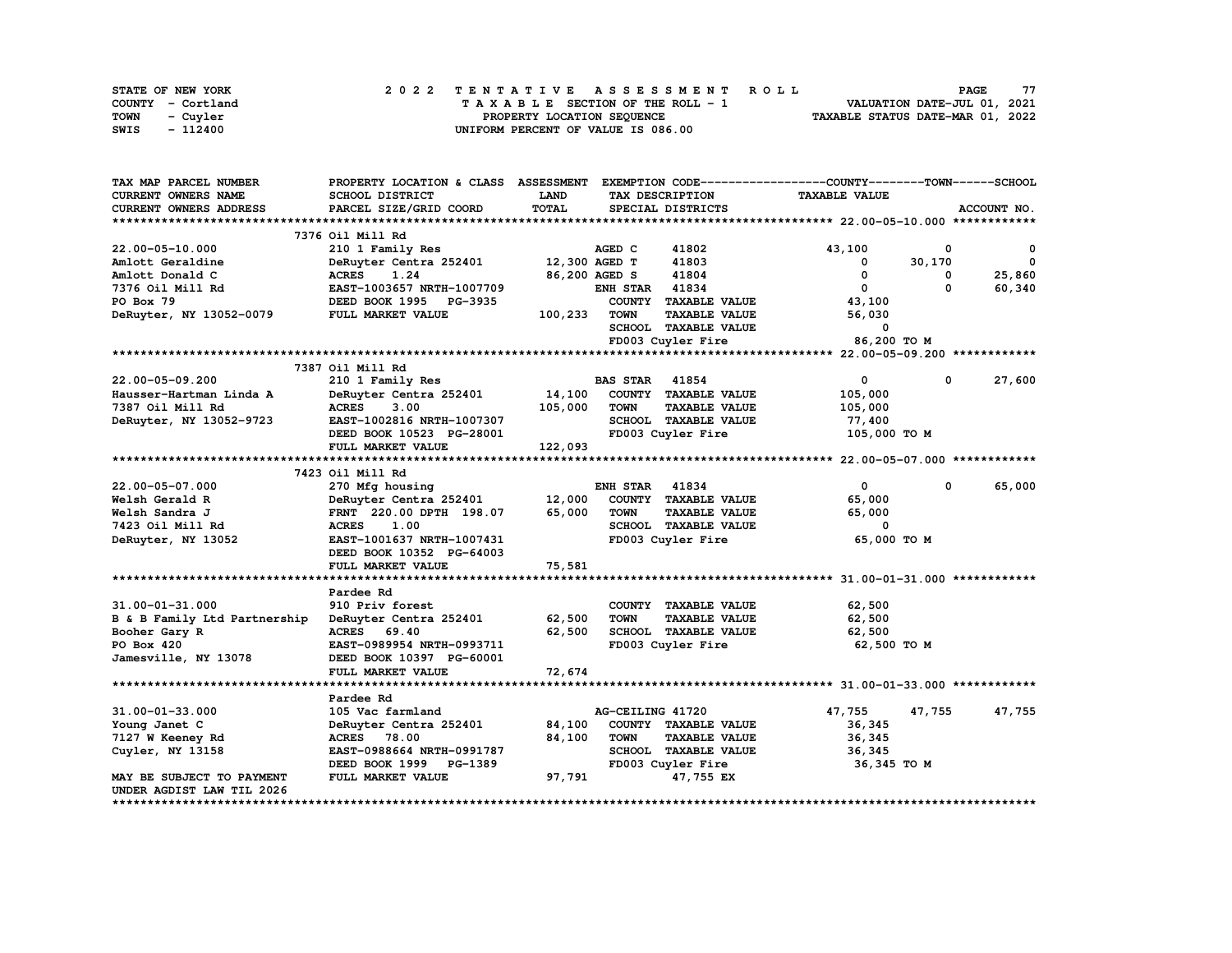STATE OF NEW YORK
COUNTY - Cortland
TOWN - Cuyler
SWIS - 112400

2022 TENTATIVE ASSESSMENT ROLL
TAXABLE SECTION OF THE ROLL - 1
PROPERTY LOCATION SEQUENCE
UNIFORM PERCENT OF VALUE IS 086.00

VALUATION DATE-JUL 01, 2021
TAXABLE STATUS DATE-MAR 01, 2022

| TAX MAP PARCEL NUMBER<br>CURRENT OWNERS NAME<br>CURRENT OWNERS ADDRESS | PROPERTY LOCATION & CLASS<br>SCHOOL DISTRICT<br>PARCEL SIZE/GRID COORD | ASSESSMENT<br>LAND<br>TOTAL | EXEMPTION CODE<br>TAX DESCRIPTION<br>SPECIAL DISTRICTS | COUNTY<br>TAXABLE VALUE | TOWN | SCHOOL<br>ACCOUNT NO. |
|---|---|---|---|---|---|---|
| **22.00-05-10.000** | 7376 Oil Mill Rd | | | | | |
| 22.00-05-10.000 | 210 1 Family Res | | AGED C 41802 | 43,100 | 0 | 0 |
| Amlott Geraldine | DeRuyter Centra 252401 | 12,300 | AGED T 41803 | 0 | 30,170 | 0 |
| Amlott Donald C | ACRES 1.24 | 86,200 | AGED S 41804 | 0 | 0 | 25,860 |
| 7376 Oil Mill Rd | EAST-1003657 NRTH-1007709 | | ENH STAR 41834 | 0 | 0 | 60,340 |
| PO Box 79 | DEED BOOK 1995 PG-3935 | | COUNTY TAXABLE VALUE | 43,100 | | |
| DeRuyter, NY 13052-0079 | FULL MARKET VALUE | 100,233 | TOWN TAXABLE VALUE | 56,030 | | |
| | | | SCHOOL TAXABLE VALUE | 0 | | |
| | | | FD003 Cuyler Fire | 86,200 TO M | | |
| **22.00-05-09.200** | 7387 Oil Mill Rd | | | | | |
| 22.00-05-09.200 | 210 1 Family Res | | BAS STAR 41854 | 0 | 0 | 27,600 |
| Hausser-Hartman Linda A | DeRuyter Centra 252401 | 14,100 | COUNTY TAXABLE VALUE | 105,000 | | |
| 7387 Oil Mill Rd | ACRES 3.00 | 105,000 | TOWN TAXABLE VALUE | 105,000 | | |
| DeRuyter, NY 13052-9723 | EAST-1002816 NRTH-1007307 | | SCHOOL TAXABLE VALUE | 77,400 | | |
| | DEED BOOK 10523 PG-28001 | | FD003 Cuyler Fire | 105,000 TO M | | |
| | FULL MARKET VALUE | 122,093 | | | | |
| **22.00-05-07.000** | 7423 Oil Mill Rd | | | | | |
| 22.00-05-07.000 | 270 Mfg housing | | ENH STAR 41834 | 0 | 0 | 65,000 |
| Welsh Gerald R | DeRuyter Centra 252401 | 12,000 | COUNTY TAXABLE VALUE | 65,000 | | |
| Welsh Sandra J | FRNT 220.00 DPTH 198.07 | 65,000 | TOWN TAXABLE VALUE | 65,000 | | |
| 7423 Oil Mill Rd | ACRES 1.00 | | SCHOOL TAXABLE VALUE | 0 | | |
| DeRuyter, NY 13052 | EAST-1001637 NRTH-1007431 | | FD003 Cuyler Fire | 65,000 TO M | | |
| | DEED BOOK 10352 PG-64003 | | | | | |
| | FULL MARKET VALUE | 75,581 | | | | |
| **31.00-01-31.000** | Pardee Rd | | | | | |
| 31.00-01-31.000 | 910 Priv forest | | COUNTY TAXABLE VALUE | 62,500 | | |
| B & B Family Ltd Partnership | DeRuyter Centra 252401 | 62,500 | TOWN TAXABLE VALUE | 62,500 | | |
| Booher Gary R | ACRES 69.40 | 62,500 | SCHOOL TAXABLE VALUE | 62,500 | | |
| PO Box 420 | EAST-0989954 NRTH-0993711 | | FD003 Cuyler Fire | 62,500 TO M | | |
| Jamesville, NY 13078 | DEED BOOK 10397 PG-60001 | | | | | |
| | FULL MARKET VALUE | 72,674 | | | | |
| **31.00-01-33.000** | Pardee Rd | | | | | |
| 31.00-01-33.000 | 105 Vac farmland | | AG-CEILING 41720 | 47,755 | 47,755 | 47,755 |
| Young Janet C | DeRuyter Centra 252401 | 84,100 | COUNTY TAXABLE VALUE | 36,345 | | |
| 7127 W Keeney Rd | ACRES 78.00 | 84,100 | TOWN TAXABLE VALUE | 36,345 | | |
| Cuyler, NY 13158 | EAST-0988664 NRTH-0991787 | | SCHOOL TAXABLE VALUE | 36,345 | | |
| | DEED BOOK 1999 PG-1389 | | FD003 Cuyler Fire | 36,345 TO M | | |
| MAY BE SUBJECT TO PAYMENT | FULL MARKET VALUE | 97,791 | 47,755 EX | | | |
| UNDER AGDIST LAW TIL 2026 | | | | | | |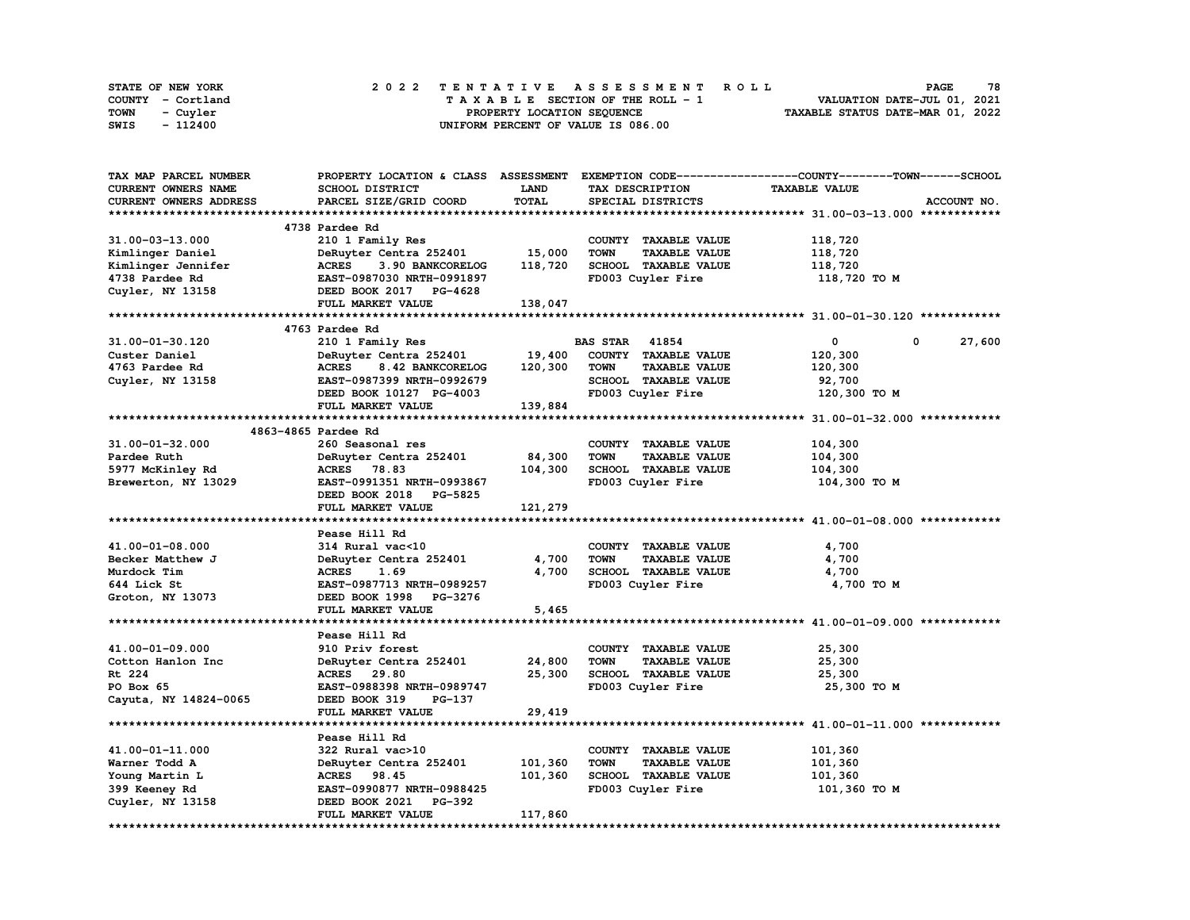STATE OF NEW YORK
COUNTY - Cortland
TOWN - Cuyler
SWIS - 112400

# 2022 TENTATIVE ASSESSMENT ROLL

TAXABLE SECTION OF THE ROLL - 1
PROPERTY LOCATION SEQUENCE
UNIFORM PERCENT OF VALUE IS 086.00

VALUATION DATE-JUL 01, 2021
TAXABLE STATUS DATE-MAR 01, 2022

| TAX MAP PARCEL NUMBER / CURRENT OWNERS NAME / CURRENT OWNERS ADDRESS | PROPERTY LOCATION & CLASS / SCHOOL DISTRICT / PARCEL SIZE/GRID COORD | ASSESSMENT LAND / TOTAL | EXEMPTION CODE / TAX DESCRIPTION / SPECIAL DISTRICTS | COUNTY TAXABLE VALUE | TOWN | SCHOOL / ACCOUNT NO. |
|---|---|---|---|---|---|---|
| **31.00-03-13.000** | 4738 Pardee Rd | | | | | |
| 31.00-03-13.000 | 210 1 Family Res | | COUNTY TAXABLE VALUE | 118,720 | | |
| Kimlinger Daniel | DeRuyter Centra 252401 | 15,000 | TOWN TAXABLE VALUE | 118,720 | | |
| Kimlinger Jennifer | ACRES 3.90 BANKCORELOG | 118,720 | SCHOOL TAXABLE VALUE | 118,720 | | |
| 4738 Pardee Rd | EAST-0987030 NRTH-0991897 | | FD003 Cuyler Fire | 118,720 TO M | | |
| Cuyler, NY 13158 | DEED BOOK 2017 PG-4628 | | | | | |
| | FULL MARKET VALUE | 138,047 | | | | |
| **31.00-01-30.120** | 4763 Pardee Rd | | | | | |
| 31.00-01-30.120 | 210 1 Family Res | | BAS STAR 41854 | 0 | 0 | 27,600 |
| Custer Daniel | DeRuyter Centra 252401 | 19,400 | COUNTY TAXABLE VALUE | 120,300 | | |
| 4763 Pardee Rd | ACRES 8.42 BANKCORELOG | 120,300 | TOWN TAXABLE VALUE | 120,300 | | |
| Cuyler, NY 13158 | EAST-0987399 NRTH-0992679 | | SCHOOL TAXABLE VALUE | 92,700 | | |
| | DEED BOOK 10127 PG-4003 | | FD003 Cuyler Fire | 120,300 TO M | | |
| | FULL MARKET VALUE | 139,884 | | | | |
| **31.00-01-32.000** | 4863-4865 Pardee Rd | | | | | |
| 31.00-01-32.000 | 260 Seasonal res | | COUNTY TAXABLE VALUE | 104,300 | | |
| Pardee Ruth | DeRuyter Centra 252401 | 84,300 | TOWN TAXABLE VALUE | 104,300 | | |
| 5977 McKinley Rd | ACRES 78.83 | 104,300 | SCHOOL TAXABLE VALUE | 104,300 | | |
| Brewerton, NY 13029 | EAST-0991351 NRTH-0993867 | | FD003 Cuyler Fire | 104,300 TO M | | |
| | DEED BOOK 2018 PG-5825 | | | | | |
| | FULL MARKET VALUE | 121,279 | | | | |
| **41.00-01-08.000** | Pease Hill Rd | | | | | |
| 41.00-01-08.000 | 314 Rural vac<10 | | COUNTY TAXABLE VALUE | 4,700 | | |
| Becker Matthew J | DeRuyter Centra 252401 | 4,700 | TOWN TAXABLE VALUE | 4,700 | | |
| Murdock Tim | ACRES 1.69 | 4,700 | SCHOOL TAXABLE VALUE | 4,700 | | |
| 644 Lick St | EAST-0987713 NRTH-0989257 | | FD003 Cuyler Fire | 4,700 TO M | | |
| Groton, NY 13073 | DEED BOOK 1998 PG-3276 | | | | | |
| | FULL MARKET VALUE | 5,465 | | | | |
| **41.00-01-09.000** | Pease Hill Rd | | | | | |
| 41.00-01-09.000 | 910 Priv forest | | COUNTY TAXABLE VALUE | 25,300 | | |
| Cotton Hanlon Inc | DeRuyter Centra 252401 | 24,800 | TOWN TAXABLE VALUE | 25,300 | | |
| Rt 224 | ACRES 29.80 | 25,300 | SCHOOL TAXABLE VALUE | 25,300 | | |
| PO Box 65 | EAST-0988398 NRTH-0989747 | | FD003 Cuyler Fire | 25,300 TO M | | |
| Cayuta, NY 14824-0065 | DEED BOOK 319 PG-137 | | | | | |
| | FULL MARKET VALUE | 29,419 | | | | |
| **41.00-01-11.000** | Pease Hill Rd | | | | | |
| 41.00-01-11.000 | 322 Rural vac>10 | | COUNTY TAXABLE VALUE | 101,360 | | |
| Warner Todd A | DeRuyter Centra 252401 | 101,360 | TOWN TAXABLE VALUE | 101,360 | | |
| Young Martin L | ACRES 98.45 | 101,360 | SCHOOL TAXABLE VALUE | 101,360 | | |
| 399 Keeney Rd | EAST-0990877 NRTH-0988425 | | FD003 Cuyler Fire | 101,360 TO M | | |
| Cuyler, NY 13158 | DEED BOOK 2021 PG-392 | | | | | |
| | FULL MARKET VALUE | 117,860 | | | | |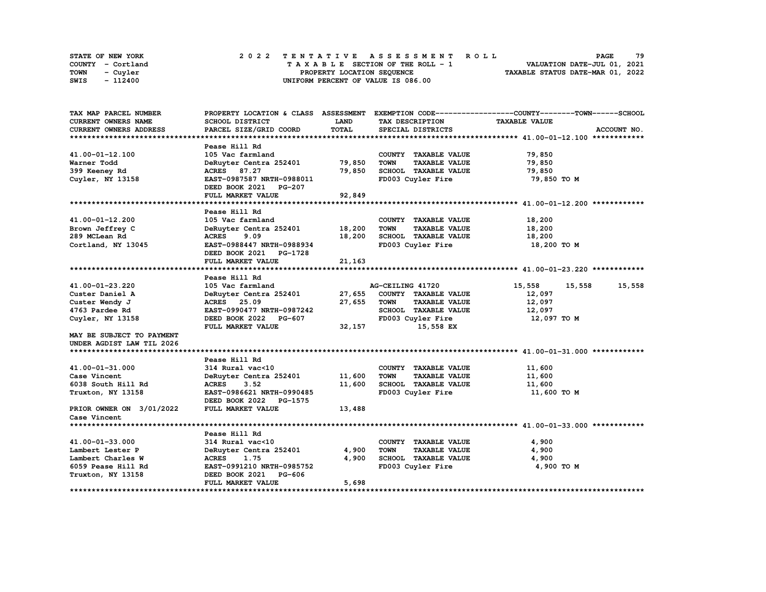STATE OF NEW YORK — 2022 TENTATIVE ASSESSMENT ROLL
COUNTY - Cortland — TAXABLE SECTION OF THE ROLL - 1 — VALUATION DATE-JUL 01, 2021
TOWN - Cuyler — PROPERTY LOCATION SEQUENCE — TAXABLE STATUS DATE-MAR 01, 2022
SWIS - 112400 — UNIFORM PERCENT OF VALUE IS 086.00

| TAX MAP PARCEL NUMBER / CURRENT OWNERS NAME / CURRENT OWNERS ADDRESS | PROPERTY LOCATION & CLASS / SCHOOL DISTRICT / PARCEL SIZE/GRID COORD | ASSESSMENT LAND | TOTAL | EXEMPTION CODE / TAX DESCRIPTION / SPECIAL DISTRICTS | COUNTY | TOWN | SCHOOL / TAXABLE VALUE | ACCOUNT NO. |
|---|---|---|---|---|---|---|---|---|
| **41.00-01-12.100** | Pease Hill Rd | | | | | | | |
| 41.00-01-12.100 | 105 Vac farmland | | | COUNTY TAXABLE VALUE | 79,850 | | | |
| Warner Todd | DeRuyter Centra 252401 | 79,850 | | TOWN TAXABLE VALUE | | 79,850 | | |
| 399 Keeney Rd | ACRES 87.27 | | 79,850 | SCHOOL TAXABLE VALUE | | | 79,850 | |
| Cuyler, NY 13158 | EAST-0987587 NRTH-0988011 | | | FD003 Cuyler Fire | 79,850 TO M | | | |
| | DEED BOOK 2021 PG-207 | | | | | | | |
| | FULL MARKET VALUE | | 92,849 | | | | | |
| **41.00-01-12.200** | Pease Hill Rd | | | | | | | |
| 41.00-01-12.200 | 105 Vac farmland | | | COUNTY TAXABLE VALUE | 18,200 | | | |
| Brown Jeffrey C | DeRuyter Centra 252401 | 18,200 | | TOWN TAXABLE VALUE | | 18,200 | | |
| 289 MCLean Rd | ACRES 9.09 | | 18,200 | SCHOOL TAXABLE VALUE | | | 18,200 | |
| Cortland, NY 13045 | EAST-0988447 NRTH-0988934 | | | FD003 Cuyler Fire | 18,200 TO M | | | |
| | DEED BOOK 2021 PG-1728 | | | | | | | |
| | FULL MARKET VALUE | | 21,163 | | | | | |
| **41.00-01-23.220** | Pease Hill Rd | | | | | | | |
| 41.00-01-23.220 | 105 Vac farmland | | | AG-CEILING 41720 | 15,558 | 15,558 | 15,558 | |
| Custer Daniel A | DeRuyter Centra 252401 | 27,655 | | COUNTY TAXABLE VALUE | 12,097 | | | |
| Custer Wendy J | ACRES 25.09 | | 27,655 | TOWN TAXABLE VALUE | | 12,097 | | |
| 4763 Pardee Rd | EAST-0990477 NRTH-0987242 | | | SCHOOL TAXABLE VALUE | | | 12,097 | |
| Cuyler, NY 13158 | DEED BOOK 2022 PG-607 | | | FD003 Cuyler Fire | 12,097 TO M | | | |
| | FULL MARKET VALUE | | 32,157 | 15,558 EX | | | | |
| MAY BE SUBJECT TO PAYMENT UNDER AGDIST LAW TIL 2026 | | | | | | | | |
| **41.00-01-31.000** | Pease Hill Rd | | | | | | | |
| 41.00-01-31.000 | 314 Rural vac<10 | | | COUNTY TAXABLE VALUE | 11,600 | | | |
| Case Vincent | DeRuyter Centra 252401 | 11,600 | | TOWN TAXABLE VALUE | | 11,600 | | |
| 6038 South Hill Rd | ACRES 3.52 | | 11,600 | SCHOOL TAXABLE VALUE | | | 11,600 | |
| Truxton, NY 13158 | EAST-0986621 NRTH-0990485 | | | FD003 Cuyler Fire | 11,600 TO M | | | |
| | DEED BOOK 2022 PG-1575 | | | | | | | |
| PRIOR OWNER ON 3/01/2022 | FULL MARKET VALUE | | 13,488 | | | | | |
| Case Vincent | | | | | | | | |
| **41.00-01-33.000** | Pease Hill Rd | | | | | | | |
| 41.00-01-33.000 | 314 Rural vac<10 | | | COUNTY TAXABLE VALUE | 4,900 | | | |
| Lambert Lester P | DeRuyter Centra 252401 | 4,900 | | TOWN TAXABLE VALUE | | 4,900 | | |
| Lambert Charles W | ACRES 1.75 | | 4,900 | SCHOOL TAXABLE VALUE | | | 4,900 | |
| 6059 Pease Hill Rd | EAST-0991210 NRTH-0985752 | | | FD003 Cuyler Fire | 4,900 TO M | | | |
| Truxton, NY 13158 | DEED BOOK 2021 PG-606 | | | | | | | |
| | FULL MARKET VALUE | | 5,698 | | | | | |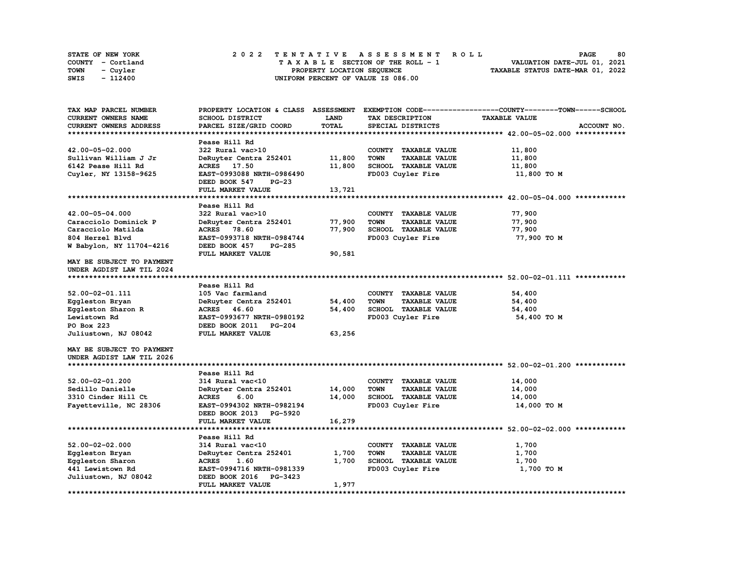STATE OF NEW YORK
COUNTY - Cortland
TOWN - Cuyler
SWIS - 112400

# 2022 TENTATIVE ASSESSMENT ROLL

TAXABLE SECTION OF THE ROLL - 1
PROPERTY LOCATION SEQUENCE
UNIFORM PERCENT OF VALUE IS 086.00

VALUATION DATE-JUL 01, 2021
TAXABLE STATUS DATE-MAR 01, 2022

| TAX MAP PARCEL NUMBER / CURRENT OWNERS NAME / CURRENT OWNERS ADDRESS | PROPERTY LOCATION & CLASS / SCHOOL DISTRICT / PARCEL SIZE/GRID COORD | ASSESSMENT LAND / TOTAL | EXEMPTION CODE / TAX DESCRIPTION / SPECIAL DISTRICTS | COUNTY--TOWN--SCHOOL TAXABLE VALUE | ACCOUNT NO. |
|---|---|---|---|---|---|
| **42.00-05-02.000** | Pease Hill Rd | | | | |
| 42.00-05-02.000 | 322 Rural vac>10 | | COUNTY TAXABLE VALUE | 11,800 | |
| Sullivan William J Jr | DeRuyter Centra 252401 | 11,800 | TOWN TAXABLE VALUE | 11,800 | |
| 6142 Pease Hill Rd | ACRES 17.50 | 11,800 | SCHOOL TAXABLE VALUE | 11,800 | |
| Cuyler, NY 13158-9625 | EAST-0993088 NRTH-0986490 | | FD003 Cuyler Fire | 11,800 TO M | |
| | DEED BOOK 547 PG-23 | | | | |
| | FULL MARKET VALUE | 13,721 | | | |
| **42.00-05-04.000** | Pease Hill Rd | | | | |
| 42.00-05-04.000 | 322 Rural vac>10 | | COUNTY TAXABLE VALUE | 77,900 | |
| Caracciolo Dominick P | DeRuyter Centra 252401 | 77,900 | TOWN TAXABLE VALUE | 77,900 | |
| Caracciolo Matilda | ACRES 78.60 | 77,900 | SCHOOL TAXABLE VALUE | 77,900 | |
| 804 Herzel Blvd | EAST-0993718 NRTH-0984744 | | FD003 Cuyler Fire | 77,900 TO M | |
| W Babylon, NY 11704-4216 | DEED BOOK 457 PG-285 | | | | |
| | FULL MARKET VALUE | 90,581 | | | |
| MAY BE SUBJECT TO PAYMENT UNDER AGDIST LAW TIL 2024 | | | | | |
| **52.00-02-01.111** | Pease Hill Rd | | | | |
| 52.00-02-01.111 | 105 Vac farmland | | COUNTY TAXABLE VALUE | 54,400 | |
| Eggleston Bryan | DeRuyter Centra 252401 | 54,400 | TOWN TAXABLE VALUE | 54,400 | |
| Eggleston Sharon R | ACRES 46.60 | 54,400 | SCHOOL TAXABLE VALUE | 54,400 | |
| Lewistown Rd | EAST-0993677 NRTH-0980192 | | FD003 Cuyler Fire | 54,400 TO M | |
| PO Box 223 | DEED BOOK 2011 PG-204 | | | | |
| Juliustown, NJ 08042 | FULL MARKET VALUE | 63,256 | | | |
| MAY BE SUBJECT TO PAYMENT UNDER AGDIST LAW TIL 2026 | | | | | |
| **52.00-02-01.200** | Pease Hill Rd | | | | |
| 52.00-02-01.200 | 314 Rural vac<10 | | COUNTY TAXABLE VALUE | 14,000 | |
| Sedillo Danielle | DeRuyter Centra 252401 | 14,000 | TOWN TAXABLE VALUE | 14,000 | |
| 3310 Cinder Hill Ct | ACRES 6.00 | 14,000 | SCHOOL TAXABLE VALUE | 14,000 | |
| Fayetteville, NC 28306 | EAST-0994302 NRTH-0982194 | | FD003 Cuyler Fire | 14,000 TO M | |
| | DEED BOOK 2013 PG-5920 | | | | |
| | FULL MARKET VALUE | 16,279 | | | |
| **52.00-02-02.000** | Pease Hill Rd | | | | |
| 52.00-02-02.000 | 314 Rural vac<10 | | COUNTY TAXABLE VALUE | 1,700 | |
| Eggleston Bryan | DeRuyter Centra 252401 | 1,700 | TOWN TAXABLE VALUE | 1,700 | |
| Eggleston Sharon | ACRES 1.60 | 1,700 | SCHOOL TAXABLE VALUE | 1,700 | |
| 441 Lewistown Rd | EAST-0994716 NRTH-0981339 | | FD003 Cuyler Fire | 1,700 TO M | |
| Juliustown, NJ 08042 | DEED BOOK 2016 PG-3423 | | | | |
| | FULL MARKET VALUE | 1,977 | | | |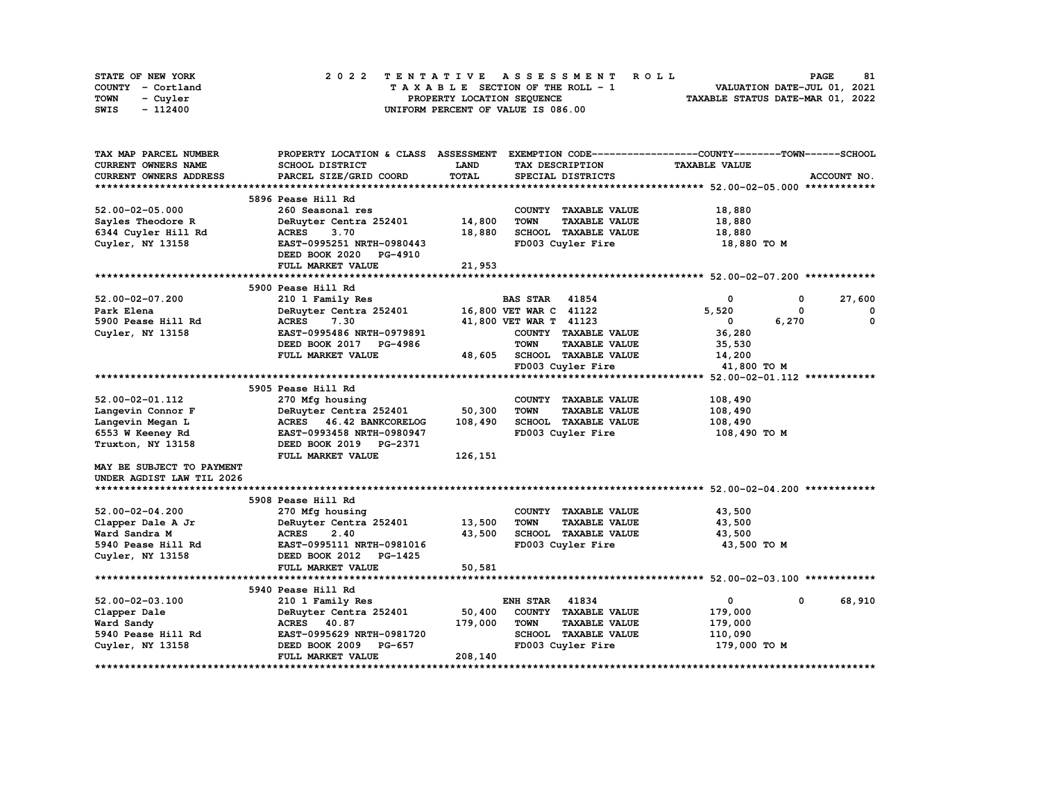STATE OF NEW YORK — 2022 TENTATIVE ASSESSMENT ROLL
COUNTY - Cortland — TAXABLE SECTION OF THE ROLL - 1 — VALUATION DATE-JUL 01, 2021
TOWN - Cuyler — PROPERTY LOCATION SEQUENCE — TAXABLE STATUS DATE-MAR 01, 2022
SWIS - 112400 — UNIFORM PERCENT OF VALUE IS 086.00

| TAX MAP PARCEL NUMBER / CURRENT OWNERS NAME / CURRENT OWNERS ADDRESS | PROPERTY LOCATION & CLASS / SCHOOL DISTRICT / PARCEL SIZE/GRID COORD | ASSESSMENT LAND / TOTAL | EXEMPTION CODE / TAX DESCRIPTION / SPECIAL DISTRICTS | COUNTY | TOWN | SCHOOL |
|---|---|---|---|---|---|---|
| **52.00-02-05.000** | 5896 Pease Hill Rd | | | | | |
| 52.00-02-05.000 | 260 Seasonal res | | COUNTY TAXABLE VALUE | 18,880 | | |
| Sayles Theodore R | DeRuyter Centra 252401 | 14,800 | TOWN TAXABLE VALUE | 18,880 | | |
| 6344 Cuyler Hill Rd | ACRES 3.70 | 18,880 | SCHOOL TAXABLE VALUE | 18,880 | | |
| Cuyler, NY 13158 | EAST-0995251 NRTH-0980443 | | FD003 Cuyler Fire | 18,880 TO M | | |
| | DEED BOOK 2020 PG-4910 | | | | | |
| | FULL MARKET VALUE | 21,953 | | | | |
| **52.00-02-07.200** | 5900 Pease Hill Rd | | | | | |
| 52.00-02-07.200 | 210 1 Family Res | | BAS STAR 41854 | 0 | 0 | 27,600 |
| Park Elena | DeRuyter Centra 252401 | 16,800 | VET WAR C 41122 | 5,520 | 0 | 0 |
| 5900 Pease Hill Rd | ACRES 7.30 | 41,800 | VET WAR T 41123 | 0 | 6,270 | 0 |
| Cuyler, NY 13158 | EAST-0995486 NRTH-0979891 | | COUNTY TAXABLE VALUE | 36,280 | | |
| | DEED BOOK 2017 PG-4986 | | TOWN TAXABLE VALUE | 35,530 | | |
| | FULL MARKET VALUE | 48,605 | SCHOOL TAXABLE VALUE | 14,200 | | |
| | | | FD003 Cuyler Fire | 41,800 TO M | | |
| **52.00-02-01.112** | 5905 Pease Hill Rd | | | | | |
| 52.00-02-01.112 | 270 Mfg housing | | COUNTY TAXABLE VALUE | 108,490 | | |
| Langevin Connor F | DeRuyter Centra 252401 | 50,300 | TOWN TAXABLE VALUE | 108,490 | | |
| Langevin Megan L | ACRES 46.42 BANKCORELOG | 108,490 | SCHOOL TAXABLE VALUE | 108,490 | | |
| 6553 W Keeney Rd | EAST-0993458 NRTH-0980947 | | FD003 Cuyler Fire | 108,490 TO M | | |
| Truxton, NY 13158 | DEED BOOK 2019 PG-2371 | | | | | |
| | FULL MARKET VALUE | 126,151 | | | | |
| MAY BE SUBJECT TO PAYMENT UNDER AGDIST LAW TIL 2026 | | | | | | |
| **52.00-02-04.200** | 5908 Pease Hill Rd | | | | | |
| 52.00-02-04.200 | 270 Mfg housing | | COUNTY TAXABLE VALUE | 43,500 | | |
| Clapper Dale A Jr | DeRuyter Centra 252401 | 13,500 | TOWN TAXABLE VALUE | 43,500 | | |
| Ward Sandra M | ACRES 2.40 | 43,500 | SCHOOL TAXABLE VALUE | 43,500 | | |
| 5940 Pease Hill Rd | EAST-0995111 NRTH-0981016 | | FD003 Cuyler Fire | 43,500 TO M | | |
| Cuyler, NY 13158 | DEED BOOK 2012 PG-1425 | | | | | |
| | FULL MARKET VALUE | 50,581 | | | | |
| **52.00-02-03.100** | 5940 Pease Hill Rd | | | | | |
| 52.00-02-03.100 | 210 1 Family Res | | ENH STAR 41834 | 0 | 0 | 68,910 |
| Clapper Dale | DeRuyter Centra 252401 | 50,400 | COUNTY TAXABLE VALUE | 179,000 | | |
| Ward Sandy | ACRES 40.87 | 179,000 | TOWN TAXABLE VALUE | 179,000 | | |
| 5940 Pease Hill Rd | EAST-0995629 NRTH-0981720 | | SCHOOL TAXABLE VALUE | 110,090 | | |
| Cuyler, NY 13158 | DEED BOOK 2009 PG-657 | | FD003 Cuyler Fire | 179,000 TO M | | |
| | FULL MARKET VALUE | 208,140 | | | | |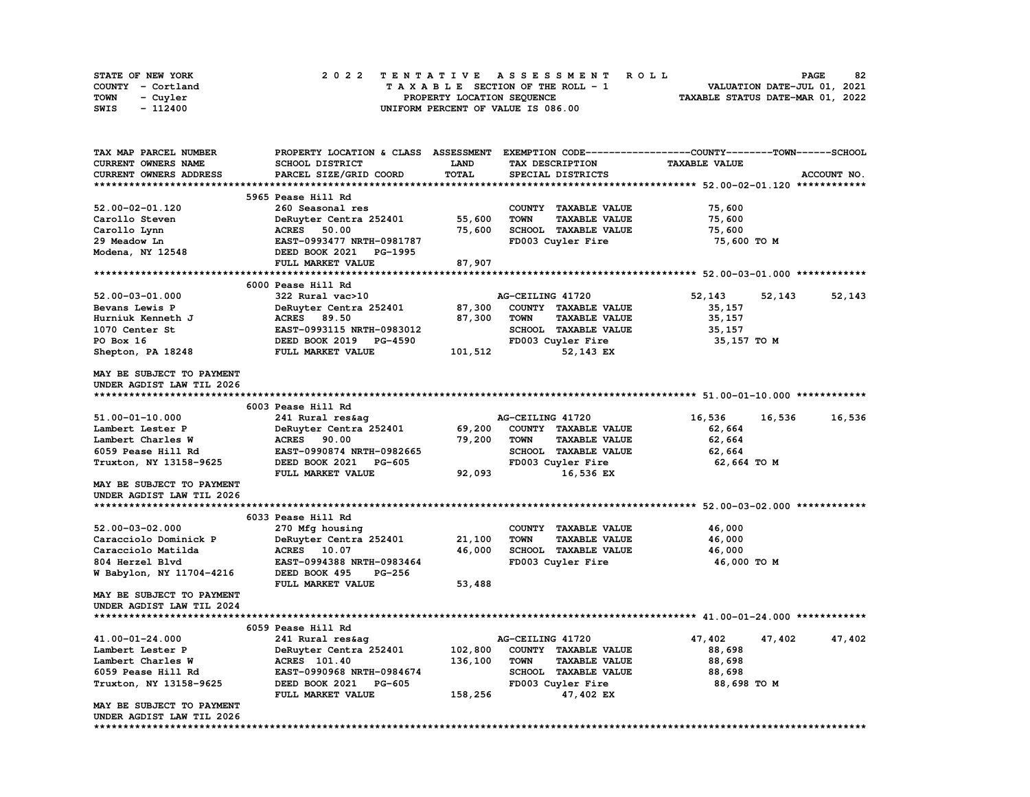STATE OF NEW YORK
COUNTY - Cortland
TOWN - Cuyler
SWIS - 112400

2022 TENTATIVE ASSESSMENT ROLL
TAXABLE SECTION OF THE ROLL - 1
PROPERTY LOCATION SEQUENCE
UNIFORM PERCENT OF VALUE IS 086.00

VALUATION DATE-JUL 01, 2021
TAXABLE STATUS DATE-MAR 01, 2022

| TAX MAP PARCEL NUMBER / CURRENT OWNERS NAME / CURRENT OWNERS ADDRESS | PROPERTY LOCATION & CLASS / SCHOOL DISTRICT / PARCEL SIZE/GRID COORD | ASSESSMENT LAND / TOTAL | EXEMPTION CODE / TAX DESCRIPTION / SPECIAL DISTRICTS | COUNTY | TOWN | SCHOOL |
|---|---|---|---|---|---|---|
| **52.00-02-01.120** | 5965 Pease Hill Rd | | | | | |
| 52.00-02-01.120 | 260 Seasonal res | | COUNTY TAXABLE VALUE | 75,600 | | |
| Carollo Steven | DeRuyter Centra 252401 | 55,600 | TOWN TAXABLE VALUE | 75,600 | | |
| Carollo Lynn | ACRES 50.00 | 75,600 | SCHOOL TAXABLE VALUE | 75,600 | | |
| 29 Meadow Ln | EAST-0993477 NRTH-0981787 | | FD003 Cuyler Fire | 75,600 TO M | | |
| Modena, NY 12548 | DEED BOOK 2021 PG-1995 | | | | | |
| | FULL MARKET VALUE | 87,907 | | | | |
| **52.00-03-01.000** | 6000 Pease Hill Rd | | | | | |
| 52.00-03-01.000 | 322 Rural vac>10 | | AG-CEILING 41720 | 52,143 | 52,143 | 52,143 |
| Bevans Lewis P | DeRuyter Centra 252401 | 87,300 | COUNTY TAXABLE VALUE | 35,157 | | |
| Hurniuk Kenneth J | ACRES 89.50 | 87,300 | TOWN TAXABLE VALUE | 35,157 | | |
| 1070 Center St | EAST-0993115 NRTH-0983012 | | SCHOOL TAXABLE VALUE | 35,157 | | |
| PO Box 16 | DEED BOOK 2019 PG-4590 | | FD003 Cuyler Fire | 35,157 TO M | | |
| Shepton, PA 18248 | FULL MARKET VALUE | 101,512 | 52,143 EX | | | |
| MAY BE SUBJECT TO PAYMENT UNDER AGDIST LAW TIL 2026 | | | | | | |
| **51.00-01-10.000** | 6003 Pease Hill Rd | | | | | |
| 51.00-01-10.000 | 241 Rural res&ag | | AG-CEILING 41720 | 16,536 | 16,536 | 16,536 |
| Lambert Lester P | DeRuyter Centra 252401 | 69,200 | COUNTY TAXABLE VALUE | 62,664 | | |
| Lambert Charles W | ACRES 90.00 | 79,200 | TOWN TAXABLE VALUE | 62,664 | | |
| 6059 Pease Hill Rd | EAST-0990874 NRTH-0982665 | | SCHOOL TAXABLE VALUE | 62,664 | | |
| Truxton, NY 13158-9625 | DEED BOOK 2021 PG-605 | | FD003 Cuyler Fire | 62,664 TO M | | |
| | FULL MARKET VALUE | 92,093 | 16,536 EX | | | |
| MAY BE SUBJECT TO PAYMENT UNDER AGDIST LAW TIL 2026 | | | | | | |
| **52.00-03-02.000** | 6033 Pease Hill Rd | | | | | |
| 52.00-03-02.000 | 270 Mfg housing | | COUNTY TAXABLE VALUE | 46,000 | | |
| Caracciolo Dominick P | DeRuyter Centra 252401 | 21,100 | TOWN TAXABLE VALUE | 46,000 | | |
| Caracciolo Matilda | ACRES 10.07 | 46,000 | SCHOOL TAXABLE VALUE | 46,000 | | |
| 804 Herzel Blvd | EAST-0994388 NRTH-0983464 | | FD003 Cuyler Fire | 46,000 TO M | | |
| W Babylon, NY 11704-4216 | DEED BOOK 495 PG-256 | | | | | |
| | FULL MARKET VALUE | 53,488 | | | | |
| MAY BE SUBJECT TO PAYMENT UNDER AGDIST LAW TIL 2024 | | | | | | |
| **41.00-01-24.000** | 6059 Pease Hill Rd | | | | | |
| 41.00-01-24.000 | 241 Rural res&ag | | AG-CEILING 41720 | 47,402 | 47,402 | 47,402 |
| Lambert Lester P | DeRuyter Centra 252401 | 102,800 | COUNTY TAXABLE VALUE | 88,698 | | |
| Lambert Charles W | ACRES 101.40 | 136,100 | TOWN TAXABLE VALUE | 88,698 | | |
| 6059 Pease Hill Rd | EAST-0990968 NRTH-0984674 | | SCHOOL TAXABLE VALUE | 88,698 | | |
| Truxton, NY 13158-9625 | DEED BOOK 2021 PG-605 | | FD003 Cuyler Fire | 88,698 TO M | | |
| | FULL MARKET VALUE | 158,256 | 47,402 EX | | | |
| MAY BE SUBJECT TO PAYMENT UNDER AGDIST LAW TIL 2026 | | | | | | |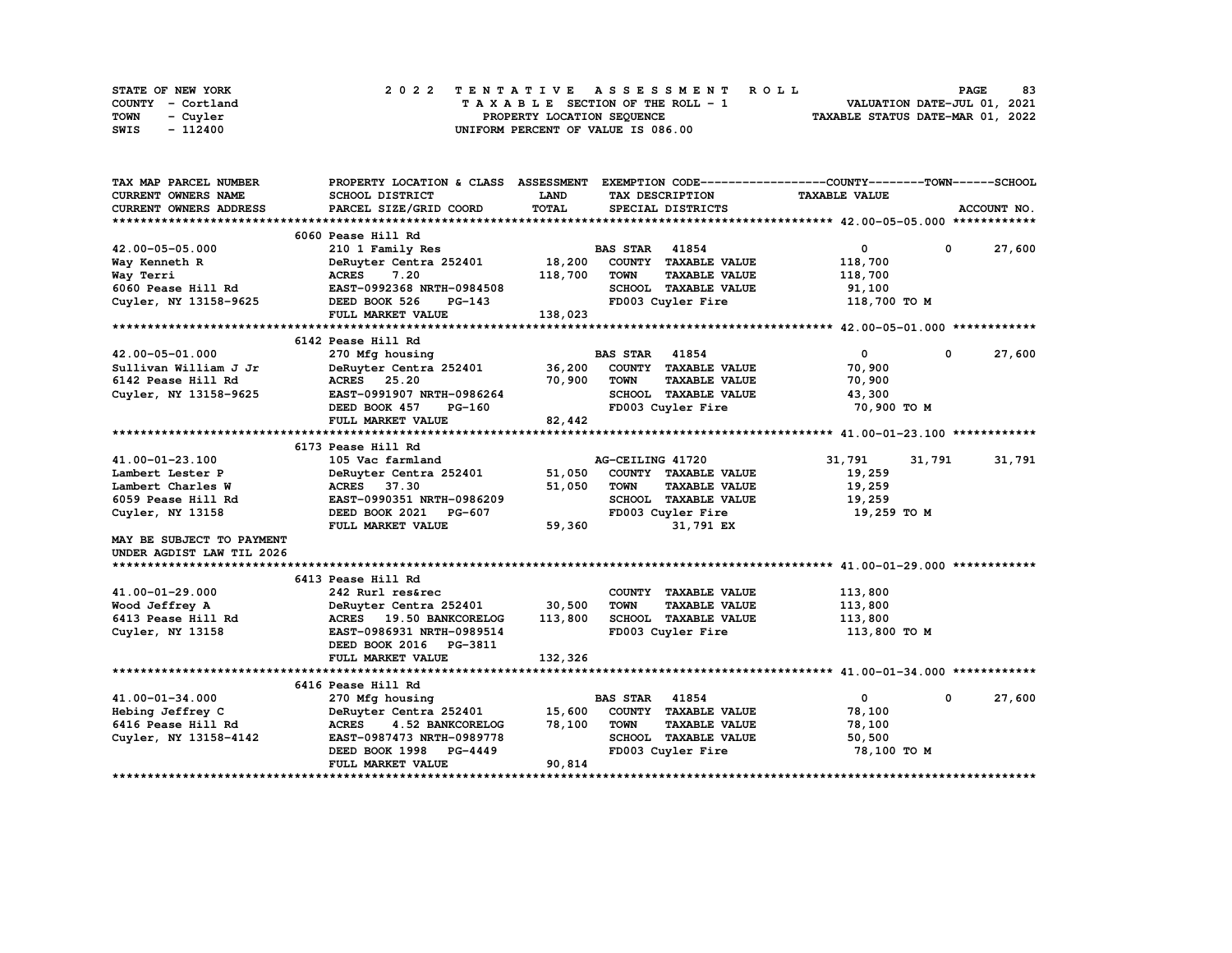STATE OF NEW YORK  
COUNTY - Cortland  
TOWN - Cuyler  
SWIS - 112400

2022 TENTATIVE ASSESSMENT ROLL  
TAXABLE SECTION OF THE ROLL - 1  
PROPERTY LOCATION SEQUENCE  
UNIFORM PERCENT OF VALUE IS 086.00

VALUATION DATE-JUL 01, 2021  
TAXABLE STATUS DATE-MAR 01, 2022

| TAX MAP PARCEL NUMBER / CURRENT OWNERS NAME / CURRENT OWNERS ADDRESS | PROPERTY LOCATION & CLASS / SCHOOL DISTRICT / PARCEL SIZE/GRID COORD | ASSESSMENT LAND / TOTAL | EXEMPTION CODE / TAX DESCRIPTION / SPECIAL DISTRICTS | COUNTY | TOWN | SCHOOL / TAXABLE VALUE |
|---|---|---|---|---|---|---|
| **42.00-05-05.000** | 6060 Pease Hill Rd | | | | | |
| 42.00-05-05.000 | 210 1 Family Res | | BAS STAR 41854 | 0 | 0 | 27,600 |
| Way Kenneth R | DeRuyter Centra 252401 | 18,200 | COUNTY TAXABLE VALUE | 118,700 | | |
| Way Terri | ACRES 7.20 | 118,700 | TOWN TAXABLE VALUE | 118,700 | | |
| 6060 Pease Hill Rd | EAST-0992368 NRTH-0984508 | | SCHOOL TAXABLE VALUE | 91,100 | | |
| Cuyler, NY 13158-9625 | DEED BOOK 526 PG-143 | | FD003 Cuyler Fire | 118,700 TO M | | |
| | FULL MARKET VALUE | 138,023 | | | | |
| **42.00-05-01.000** | 6142 Pease Hill Rd | | | | | |
| 42.00-05-01.000 | 270 Mfg housing | | BAS STAR 41854 | 0 | 0 | 27,600 |
| Sullivan William J Jr | DeRuyter Centra 252401 | 36,200 | COUNTY TAXABLE VALUE | 70,900 | | |
| 6142 Pease Hill Rd | ACRES 25.20 | 70,900 | TOWN TAXABLE VALUE | 70,900 | | |
| Cuyler, NY 13158-9625 | EAST-0991907 NRTH-0986264 | | SCHOOL TAXABLE VALUE | 43,300 | | |
| | DEED BOOK 457 PG-160 | | FD003 Cuyler Fire | 70,900 TO M | | |
| | FULL MARKET VALUE | 82,442 | | | | |
| **41.00-01-23.100** | 6173 Pease Hill Rd | | | | | |
| 41.00-01-23.100 | 105 Vac farmland | | AG-CEILING 41720 | 31,791 | 31,791 | 31,791 |
| Lambert Lester P | DeRuyter Centra 252401 | 51,050 | COUNTY TAXABLE VALUE | 19,259 | | |
| Lambert Charles W | ACRES 37.30 | 51,050 | TOWN TAXABLE VALUE | 19,259 | | |
| 6059 Pease Hill Rd | EAST-0990351 NRTH-0986209 | | SCHOOL TAXABLE VALUE | 19,259 | | |
| Cuyler, NY 13158 | DEED BOOK 2021 PG-607 | | FD003 Cuyler Fire | 19,259 TO M | | |
| | FULL MARKET VALUE | 59,360 | 31,791 EX | | | |
| MAY BE SUBJECT TO PAYMENT UNDER AGDIST LAW TIL 2026 | | | | | | |
| **41.00-01-29.000** | 6413 Pease Hill Rd | | | | | |
| 41.00-01-29.000 | 242 Rurl res&rec | | COUNTY TAXABLE VALUE | 113,800 | | |
| Wood Jeffrey A | DeRuyter Centra 252401 | 30,500 | TOWN TAXABLE VALUE | 113,800 | | |
| 6413 Pease Hill Rd | ACRES 19.50 BANKCORELOG | 113,800 | SCHOOL TAXABLE VALUE | 113,800 | | |
| Cuyler, NY 13158 | EAST-0986931 NRTH-0989514 | | FD003 Cuyler Fire | 113,800 TO M | | |
| | DEED BOOK 2016 PG-3811 | | | | | |
| | FULL MARKET VALUE | 132,326 | | | | |
| **41.00-01-34.000** | 6416 Pease Hill Rd | | | | | |
| 41.00-01-34.000 | 270 Mfg housing | | BAS STAR 41854 | 0 | 0 | 27,600 |
| Hebing Jeffrey C | DeRuyter Centra 252401 | 15,600 | COUNTY TAXABLE VALUE | 78,100 | | |
| 6416 Pease Hill Rd | ACRES 4.52 BANKCORELOG | 78,100 | TOWN TAXABLE VALUE | 78,100 | | |
| Cuyler, NY 13158-4142 | EAST-0987473 NRTH-0989778 | | SCHOOL TAXABLE VALUE | 50,500 | | |
| | DEED BOOK 1998 PG-4449 | | FD003 Cuyler Fire | 78,100 TO M | | |
| | FULL MARKET VALUE | 90,814 | | | | |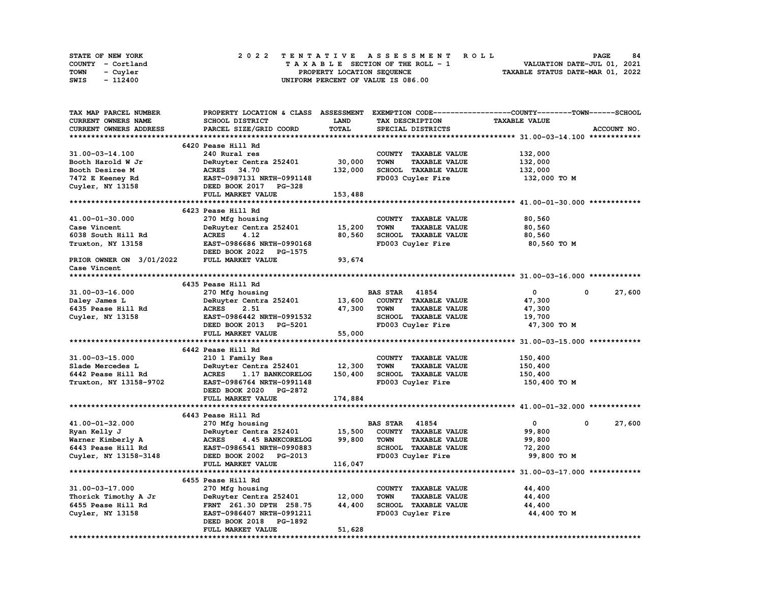STATE OF NEW YORK
COUNTY - Cortland
TOWN - Cuyler
SWIS - 112400

2 0 2 2 T E N T A T I V E A S S E S S M E N T R O L L
T A X A B L E SECTION OF THE ROLL - 1
PROPERTY LOCATION SEQUENCE
UNIFORM PERCENT OF VALUE IS 086.00

VALUATION DATE-JUL 01, 2021
TAXABLE STATUS DATE-MAR 01, 2022

| TAX MAP PARCEL NUMBER / CURRENT OWNERS NAME / CURRENT OWNERS ADDRESS | PROPERTY LOCATION & CLASS / SCHOOL DISTRICT / PARCEL SIZE/GRID COORD | ASSESSMENT LAND / TOTAL | EXEMPTION CODE / TAX DESCRIPTION / SPECIAL DISTRICTS | COUNTY / TOWN / SCHOOL TAXABLE VALUE | ACCOUNT NO. |
|---|---|---|---|---|---|
| **31.00-03-14.100** | 6420 Pease Hill Rd | | | | |
| 31.00-03-14.100 | 240 Rural res | | COUNTY TAXABLE VALUE | 132,000 | |
| Booth Harold W Jr | DeRuyter Centra 252401 | 30,000 | TOWN TAXABLE VALUE | 132,000 | |
| Booth Desiree M | ACRES 34.70 | 132,000 | SCHOOL TAXABLE VALUE | 132,000 | |
| 7472 E Keeney Rd | EAST-0987131 NRTH-0991148 | | FD003 Cuyler Fire | 132,000 TO M | |
| Cuyler, NY 13158 | DEED BOOK 2017 PG-328 | | | | |
| | FULL MARKET VALUE | 153,488 | | | |
| **41.00-01-30.000** | 6423 Pease Hill Rd | | | | |
| 41.00-01-30.000 | 270 Mfg housing | | COUNTY TAXABLE VALUE | 80,560 | |
| Case Vincent | DeRuyter Centra 252401 | 15,200 | TOWN TAXABLE VALUE | 80,560 | |
| 6038 South Hill Rd | ACRES 4.12 | 80,560 | SCHOOL TAXABLE VALUE | 80,560 | |
| Truxton, NY 13158 | EAST-0986686 NRTH-0990168 | | FD003 Cuyler Fire | 80,560 TO M | |
| | DEED BOOK 2022 PG-1575 | | | | |
| PRIOR OWNER ON 3/01/2022 | FULL MARKET VALUE | 93,674 | | | |
| Case Vincent | | | | | |
| **31.00-03-16.000** | 6435 Pease Hill Rd | | | | |
| 31.00-03-16.000 | 270 Mfg housing | | BAS STAR 41854 | 0 / 0 / 27,600 | |
| Daley James L | DeRuyter Centra 252401 | 13,600 | COUNTY TAXABLE VALUE | 47,300 | |
| 6435 Pease Hill Rd | ACRES 2.51 | 47,300 | TOWN TAXABLE VALUE | 47,300 | |
| Cuyler, NY 13158 | EAST-0986442 NRTH-0991532 | | SCHOOL TAXABLE VALUE | 19,700 | |
| | DEED BOOK 2013 PG-5201 | | FD003 Cuyler Fire | 47,300 TO M | |
| | FULL MARKET VALUE | 55,000 | | | |
| **31.00-03-15.000** | 6442 Pease Hill Rd | | | | |
| 31.00-03-15.000 | 210 1 Family Res | | COUNTY TAXABLE VALUE | 150,400 | |
| Slade Mercedes L | DeRuyter Centra 252401 | 12,300 | TOWN TAXABLE VALUE | 150,400 | |
| 6442 Pease Hill Rd | ACRES 1.17 BANKCORELOG | 150,400 | SCHOOL TAXABLE VALUE | 150,400 | |
| Truxton, NY 13158-9702 | EAST-0986764 NRTH-0991148 | | FD003 Cuyler Fire | 150,400 TO M | |
| | DEED BOOK 2020 PG-2872 | | | | |
| | FULL MARKET VALUE | 174,884 | | | |
| **41.00-01-32.000** | 6443 Pease Hill Rd | | | | |
| 41.00-01-32.000 | 270 Mfg housing | | BAS STAR 41854 | 0 / 0 / 27,600 | |
| Ryan Kelly J | DeRuyter Centra 252401 | 15,500 | COUNTY TAXABLE VALUE | 99,800 | |
| Warner Kimberly A | ACRES 4.45 BANKCORELOG | 99,800 | TOWN TAXABLE VALUE | 99,800 | |
| 6443 Pease Hill Rd | EAST-0986541 NRTH-0990883 | | SCHOOL TAXABLE VALUE | 72,200 | |
| Cuyler, NY 13158-3148 | DEED BOOK 2002 PG-2013 | | FD003 Cuyler Fire | 99,800 TO M | |
| | FULL MARKET VALUE | 116,047 | | | |
| **31.00-03-17.000** | 6455 Pease Hill Rd | | | | |
| 31.00-03-17.000 | 270 Mfg housing | | COUNTY TAXABLE VALUE | 44,400 | |
| Thorick Timothy A Jr | DeRuyter Centra 252401 | 12,000 | TOWN TAXABLE VALUE | 44,400 | |
| 6455 Pease Hill Rd | FRNT 261.30 DPTH 258.75 | 44,400 | SCHOOL TAXABLE VALUE | 44,400 | |
| Cuyler, NY 13158 | EAST-0986407 NRTH-0991211 | | FD003 Cuyler Fire | 44,400 TO M | |
| | DEED BOOK 2018 PG-1892 | | | | |
| | FULL MARKET VALUE | 51,628 | | | |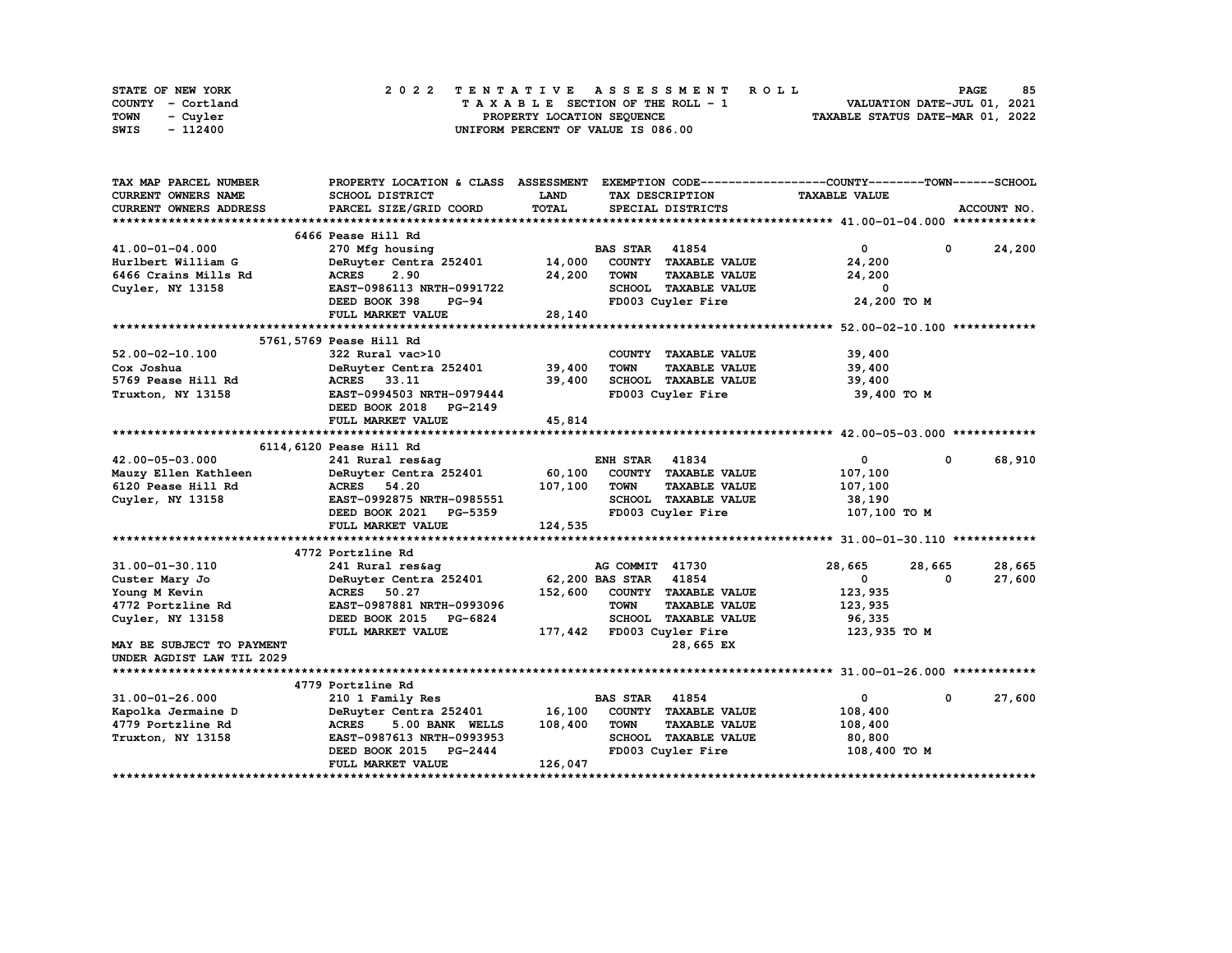STATE OF NEW YORK — COUNTY - Cortland — TOWN - Cuyler — SWIS - 112400

2 0 2 2 TENTATIVE ASSESSMENT ROLL
TAXABLE SECTION OF THE ROLL - 1
PROPERTY LOCATION SEQUENCE
UNIFORM PERCENT OF VALUE IS 086.00

VALUATION DATE-JUL 01, 2021
TAXABLE STATUS DATE-MAR 01, 2022

| TAX MAP PARCEL NUMBER / CURRENT OWNERS NAME / CURRENT OWNERS ADDRESS | PROPERTY LOCATION & CLASS / SCHOOL DISTRICT / PARCEL SIZE/GRID COORD | ASSESSMENT LAND / TOTAL | EXEMPTION CODE / TAX DESCRIPTION / SPECIAL DISTRICTS | COUNTY TAXABLE VALUE | TOWN | SCHOOL |
|---|---|---|---|---|---|---|
| **41.00-01-04.000** | 6466 Pease Hill Rd | | | | | |
| 41.00-01-04.000 | 270 Mfg housing | | BAS STAR 41854 | 0 | 0 | 24,200 |
| Hurlbert William G | DeRuyter Centra 252401 | 14,000 | COUNTY TAXABLE VALUE | 24,200 | | |
| 6466 Crains Mills Rd | ACRES 2.90 | 24,200 | TOWN TAXABLE VALUE | 24,200 | | |
| Cuyler, NY 13158 | EAST-0986113 NRTH-0991722 | | SCHOOL TAXABLE VALUE | 0 | | |
| | DEED BOOK 398 PG-94 | | FD003 Cuyler Fire | 24,200 TO M | | |
| | FULL MARKET VALUE | 28,140 | | | | |
| **52.00-02-10.100** | 5761,5769 Pease Hill Rd | | | | | |
| 52.00-02-10.100 | 322 Rural vac>10 | | COUNTY TAXABLE VALUE | 39,400 | | |
| Cox Joshua | DeRuyter Centra 252401 | 39,400 | TOWN TAXABLE VALUE | 39,400 | | |
| 5769 Pease Hill Rd | ACRES 33.11 | 39,400 | SCHOOL TAXABLE VALUE | 39,400 | | |
| Truxton, NY 13158 | EAST-0994503 NRTH-0979444 | | FD003 Cuyler Fire | 39,400 TO M | | |
| | DEED BOOK 2018 PG-2149 | | | | | |
| | FULL MARKET VALUE | 45,814 | | | | |
| **42.00-05-03.000** | 6114,6120 Pease Hill Rd | | | | | |
| 42.00-05-03.000 | 241 Rural res&ag | | ENH STAR 41834 | 0 | 0 | 68,910 |
| Mauzy Ellen Kathleen | DeRuyter Centra 252401 | 60,100 | COUNTY TAXABLE VALUE | 107,100 | | |
| 6120 Pease Hill Rd | ACRES 54.20 | 107,100 | TOWN TAXABLE VALUE | 107,100 | | |
| Cuyler, NY 13158 | EAST-0992875 NRTH-0985551 | | SCHOOL TAXABLE VALUE | 38,190 | | |
| | DEED BOOK 2021 PG-5359 | | FD003 Cuyler Fire | 107,100 TO M | | |
| | FULL MARKET VALUE | 124,535 | | | | |
| **31.00-01-30.110** | 4772 Portzline Rd | | | | | |
| 31.00-01-30.110 | 241 Rural res&ag | | AG COMMIT 41730 | 28,665 | 28,665 | 28,665 |
| Custer Mary Jo | DeRuyter Centra 252401 | 62,200 | BAS STAR 41854 | 0 | 0 | 27,600 |
| Young M Kevin | ACRES 50.27 | 152,600 | COUNTY TAXABLE VALUE | 123,935 | | |
| 4772 Portzline Rd | EAST-0987881 NRTH-0993096 | | TOWN TAXABLE VALUE | 123,935 | | |
| Cuyler, NY 13158 | DEED BOOK 2015 PG-6824 | | SCHOOL TAXABLE VALUE | 96,335 | | |
| | FULL MARKET VALUE | 177,442 | FD003 Cuyler Fire | 123,935 TO M | | |
| MAY BE SUBJECT TO PAYMENT | | | 28,665 EX | | | |
| UNDER AGDIST LAW TIL 2029 | | | | | | |
| **31.00-01-26.000** | 4779 Portzline Rd | | | | | |
| 31.00-01-26.000 | 210 1 Family Res | | BAS STAR 41854 | 0 | 0 | 27,600 |
| Kapolka Jermaine D | DeRuyter Centra 252401 | 16,100 | COUNTY TAXABLE VALUE | 108,400 | | |
| 4779 Portzline Rd | ACRES 5.00 BANK WELLS | 108,400 | TOWN TAXABLE VALUE | 108,400 | | |
| Truxton, NY 13158 | EAST-0987613 NRTH-0993953 | | SCHOOL TAXABLE VALUE | 80,800 | | |
| | DEED BOOK 2015 PG-2444 | | FD003 Cuyler Fire | 108,400 TO M | | |
| | FULL MARKET VALUE | 126,047 | | | | |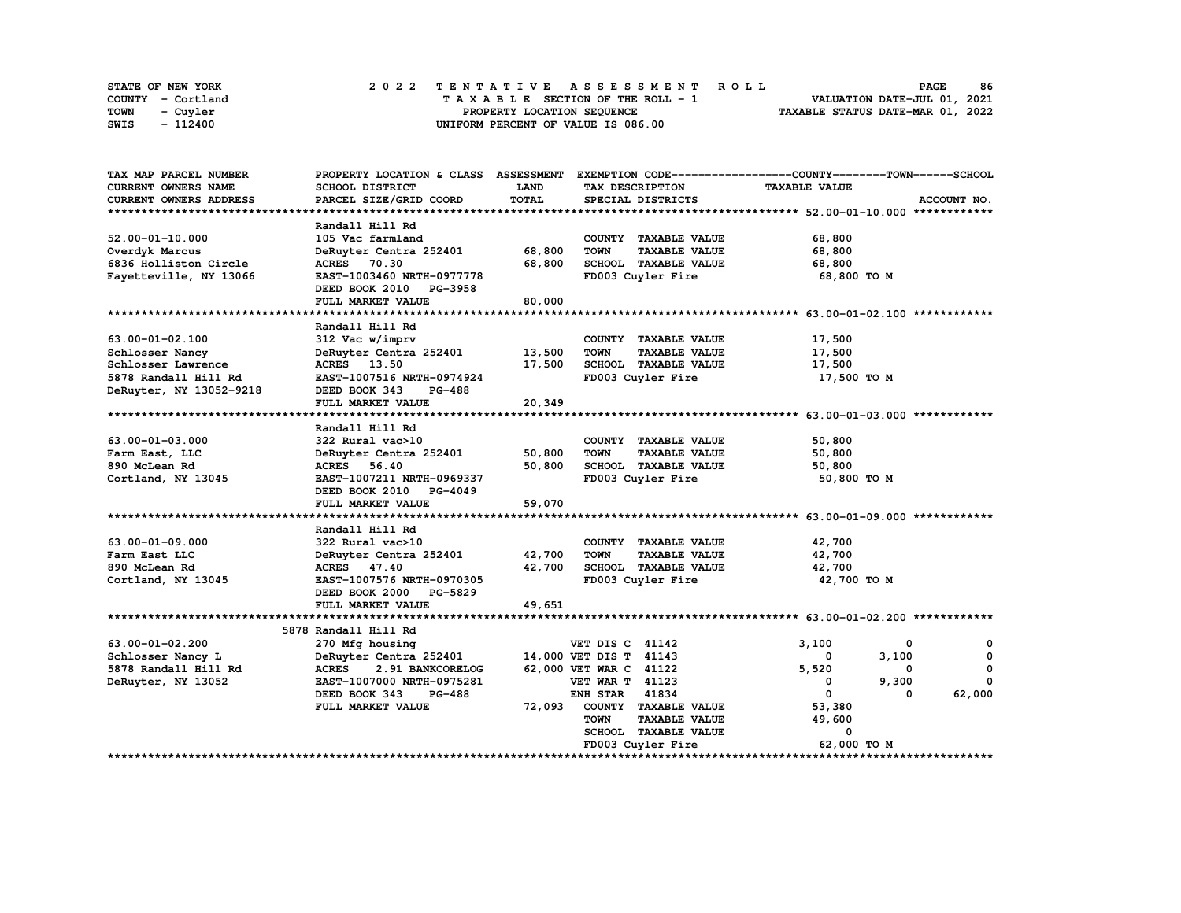STATE OF NEW YORK — 2022 TENTATIVE ASSESSMENT ROLL

COUNTY - Cortland — TAXABLE SECTION OF THE ROLL - 1 — VALUATION DATE-JUL 01, 2021

TOWN - Cuyler — PROPERTY LOCATION SEQUENCE — TAXABLE STATUS DATE-MAR 01, 2022

SWIS - 112400 — UNIFORM PERCENT OF VALUE IS 086.00

| TAX MAP PARCEL NUMBER / CURRENT OWNERS NAME / CURRENT OWNERS ADDRESS | PROPERTY LOCATION & CLASS / SCHOOL DISTRICT / PARCEL SIZE/GRID COORD | ASSESSMENT LAND / TOTAL | EXEMPTION CODE / TAX DESCRIPTION / SPECIAL DISTRICTS | COUNTY TAXABLE VALUE | TOWN | SCHOOL |
|---|---|---|---|---|---|---|
| **52.00-01-10.000** | Randall Hill Rd | | | | | |
| 52.00-01-10.000 | 105 Vac farmland | | COUNTY TAXABLE VALUE | 68,800 | | |
| Overdyk Marcus | DeRuyter Centra 252401 | 68,800 | TOWN TAXABLE VALUE | 68,800 | | |
| 6836 Holliston Circle | ACRES 70.30 | 68,800 | SCHOOL TAXABLE VALUE | 68,800 | | |
| Fayetteville, NY 13066 | EAST-1003460 NRTH-0977778 | | FD003 Cuyler Fire | 68,800 TO M | | |
| | DEED BOOK 2010 PG-3958 | | | | | |
| | FULL MARKET VALUE | 80,000 | | | | |
| **63.00-01-02.100** | Randall Hill Rd | | | | | |
| 63.00-01-02.100 | 312 Vac w/imprv | | COUNTY TAXABLE VALUE | 17,500 | | |
| Schlosser Nancy | DeRuyter Centra 252401 | 13,500 | TOWN TAXABLE VALUE | 17,500 | | |
| Schlosser Lawrence | ACRES 13.50 | 17,500 | SCHOOL TAXABLE VALUE | 17,500 | | |
| 5878 Randall Hill Rd | EAST-1007516 NRTH-0974924 | | FD003 Cuyler Fire | 17,500 TO M | | |
| DeRuyter, NY 13052-9218 | DEED BOOK 343 PG-488 | | | | | |
| | FULL MARKET VALUE | 20,349 | | | | |
| **63.00-01-03.000** | Randall Hill Rd | | | | | |
| 63.00-01-03.000 | 322 Rural vac>10 | | COUNTY TAXABLE VALUE | 50,800 | | |
| Farm East, LLC | DeRuyter Centra 252401 | 50,800 | TOWN TAXABLE VALUE | 50,800 | | |
| 890 McLean Rd | ACRES 56.40 | 50,800 | SCHOOL TAXABLE VALUE | 50,800 | | |
| Cortland, NY 13045 | EAST-1007211 NRTH-0969337 | | FD003 Cuyler Fire | 50,800 TO M | | |
| | DEED BOOK 2010 PG-4049 | | | | | |
| | FULL MARKET VALUE | 59,070 | | | | |
| **63.00-01-09.000** | Randall Hill Rd | | | | | |
| 63.00-01-09.000 | 322 Rural vac>10 | | COUNTY TAXABLE VALUE | 42,700 | | |
| Farm East LLC | DeRuyter Centra 252401 | 42,700 | TOWN TAXABLE VALUE | 42,700 | | |
| 890 McLean Rd | ACRES 47.40 | 42,700 | SCHOOL TAXABLE VALUE | 42,700 | | |
| Cortland, NY 13045 | EAST-1007576 NRTH-0970305 | | FD003 Cuyler Fire | 42,700 TO M | | |
| | DEED BOOK 2000 PG-5829 | | | | | |
| | FULL MARKET VALUE | 49,651 | | | | |
| **63.00-01-02.200** | 5878 Randall Hill Rd | | | | | |
| 63.00-01-02.200 | 270 Mfg housing | | VET DIS C 41142 | 3,100 | 0 | 0 |
| Schlosser Nancy L | DeRuyter Centra 252401 | 14,000 | VET DIS T 41143 | 0 | 3,100 | 0 |
| 5878 Randall Hill Rd | ACRES 2.91 BANKCORELOG | 62,000 | VET WAR C 41122 | 5,520 | 0 | 0 |
| DeRuyter, NY 13052 | EAST-1007000 NRTH-0975281 | | VET WAR T 41123 | 0 | 9,300 | 0 |
| | DEED BOOK 343 PG-488 | | ENH STAR 41834 | 0 | 0 | 62,000 |
| | FULL MARKET VALUE | 72,093 | COUNTY TAXABLE VALUE | 53,380 | | |
| | | | TOWN TAXABLE VALUE | 49,600 | | |
| | | | SCHOOL TAXABLE VALUE | 0 | | |
| | | | FD003 Cuyler Fire | 62,000 TO M | | |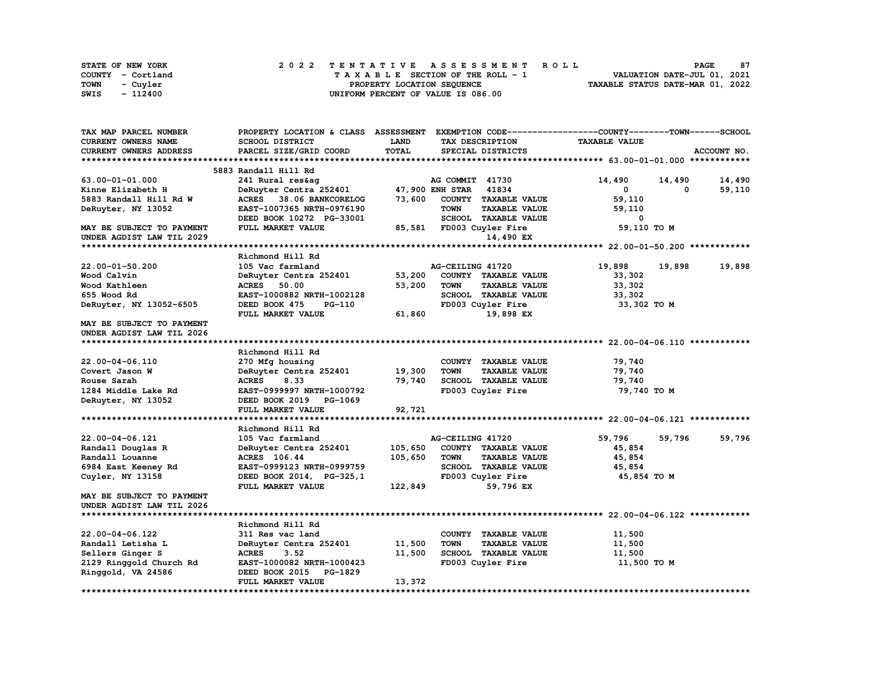STATE OF NEW YORK | COUNTY - Cortland | TOWN - Cuyler | SWIS - 112400

# 2022 TENTATIVE ASSESSMENT ROLL

TAXABLE SECTION OF THE ROLL - 1
PROPERTY LOCATION SEQUENCE
UNIFORM PERCENT OF VALUE IS 086.00

VALUATION DATE-JUL 01, 2021
TAXABLE STATUS DATE-MAR 01, 2022

| TAX MAP PARCEL NUMBER / CURRENT OWNERS NAME / CURRENT OWNERS ADDRESS | PROPERTY LOCATION & CLASS / SCHOOL DISTRICT / PARCEL SIZE/GRID COORD | ASSESSMENT LAND / TOTAL | EXEMPTION CODE / TAX DESCRIPTION / SPECIAL DISTRICTS | COUNTY TAXABLE VALUE | TOWN | SCHOOL | ACCOUNT NO. |
|---|---|---|---|---|---|---|---|
| **63.00-01-01.000** | 5883 Randall Hill Rd | | | | | | |
| 63.00-01-01.000 | 241 Rural res&ag | | AG COMMIT 41730 | 14,490 | 14,490 | 14,490 | |
| Kinne Elizabeth H | DeRuyter Centra 252401 | 47,900 | ENH STAR 41834 | 0 | 0 | 59,110 | |
| 5883 Randall Hill Rd W | ACRES 38.06 BANKCORELOG | 73,600 | COUNTY TAXABLE VALUE | 59,110 | | | |
| DeRuyter, NY 13052 | EAST-1007365 NRTH-0976190 | | TOWN TAXABLE VALUE | 59,110 | | | |
| | DEED BOOK 10272 PG-33001 | | SCHOOL TAXABLE VALUE | 0 | | | |
| MAY BE SUBJECT TO PAYMENT | FULL MARKET VALUE | 85,581 | FD003 Cuyler Fire | 59,110 TO M | | | |
| UNDER AGDIST LAW TIL 2029 | | | 14,490 EX | | | | |
| **22.00-01-50.200** | Richmond Hill Rd | | | | | | |
| 22.00-01-50.200 | 105 Vac farmland | | AG-CEILING 41720 | 19,898 | 19,898 | 19,898 | |
| Wood Calvin | DeRuyter Centra 252401 | 53,200 | COUNTY TAXABLE VALUE | 33,302 | | | |
| Wood Kathleen | ACRES 50.00 | 53,200 | TOWN TAXABLE VALUE | 33,302 | | | |
| 655 Wood Rd | EAST-1000882 NRTH-1002128 | | SCHOOL TAXABLE VALUE | 33,302 | | | |
| DeRuyter, NY 13052-6505 | DEED BOOK 475 PG-110 | | FD003 Cuyler Fire | 33,302 TO M | | | |
| | FULL MARKET VALUE | 61,860 | 19,898 EX | | | | |
| MAY BE SUBJECT TO PAYMENT | | | | | | | |
| UNDER AGDIST LAW TIL 2026 | | | | | | | |
| **22.00-04-06.110** | Richmond Hill Rd | | | | | | |
| 22.00-04-06.110 | 270 Mfg housing | | COUNTY TAXABLE VALUE | 79,740 | | | |
| Covert Jason W | DeRuyter Centra 252401 | 19,300 | TOWN TAXABLE VALUE | 79,740 | | | |
| Rouse Sarah | ACRES 8.33 | 79,740 | SCHOOL TAXABLE VALUE | 79,740 | | | |
| 1284 Middle Lake Rd | EAST-0999997 NRTH-1000792 | | FD003 Cuyler Fire | 79,740 TO M | | | |
| DeRuyter, NY 13052 | DEED BOOK 2019 PG-1069 | | | | | | |
| | FULL MARKET VALUE | 92,721 | | | | | |
| **22.00-04-06.121** | Richmond Hill Rd | | | | | | |
| 22.00-04-06.121 | 105 Vac farmland | | AG-CEILING 41720 | 59,796 | 59,796 | 59,796 | |
| Randall Douglas R | DeRuyter Centra 252401 | 105,650 | COUNTY TAXABLE VALUE | 45,854 | | | |
| Randall Louanne | ACRES 106.44 | 105,650 | TOWN TAXABLE VALUE | 45,854 | | | |
| 6984 East Keeney Rd | EAST-0999123 NRTH-0999759 | | SCHOOL TAXABLE VALUE | 45,854 | | | |
| Cuyler, NY 13158 | DEED BOOK 2014, PG-325,1 | | FD003 Cuyler Fire | 45,854 TO M | | | |
| | FULL MARKET VALUE | 122,849 | 59,796 EX | | | | |
| MAY BE SUBJECT TO PAYMENT | | | | | | | |
| UNDER AGDIST LAW TIL 2026 | | | | | | | |
| **22.00-04-06.122** | Richmond Hill Rd | | | | | | |
| 22.00-04-06.122 | 311 Res vac land | | COUNTY TAXABLE VALUE | 11,500 | | | |
| Randall Letisha L | DeRuyter Centra 252401 | 11,500 | TOWN TAXABLE VALUE | 11,500 | | | |
| Sellers Ginger S | ACRES 3.52 | 11,500 | SCHOOL TAXABLE VALUE | 11,500 | | | |
| 2129 Ringgold Church Rd | EAST-1000082 NRTH-1000423 | | FD003 Cuyler Fire | 11,500 TO M | | | |
| Ringgold, VA 24586 | DEED BOOK 2015 PG-1829 | | | | | | |
| | FULL MARKET VALUE | 13,372 | | | | | |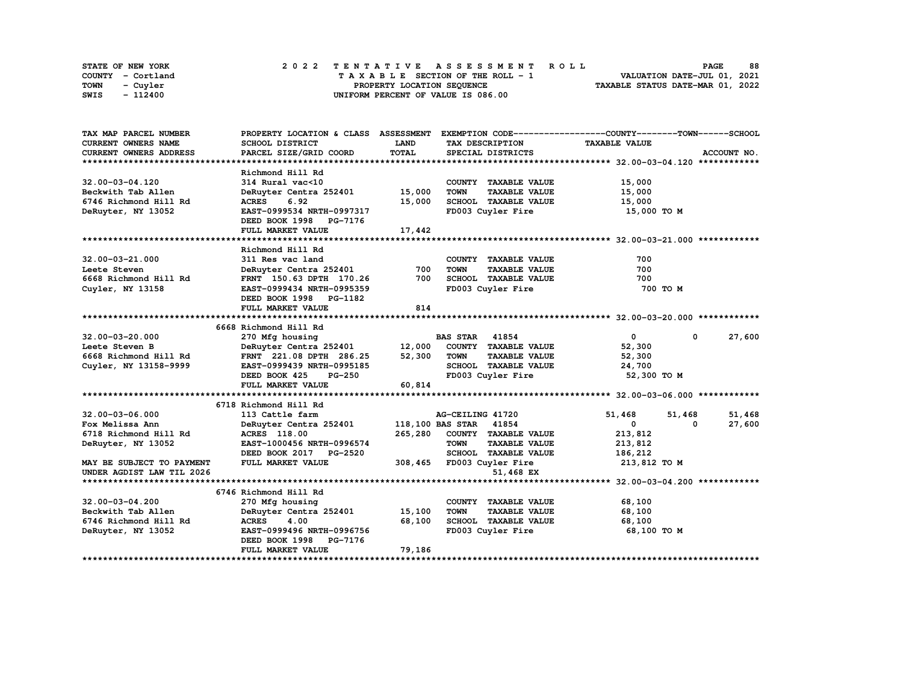STATE OF NEW YORK — 2022 TENTATIVE ASSESSMENT ROLL
COUNTY - Cortland — TAXABLE SECTION OF THE ROLL - 1 — VALUATION DATE-JUL 01, 2021
TOWN - Cuyler — PROPERTY LOCATION SEQUENCE — TAXABLE STATUS DATE-MAR 01, 2022
SWIS - 112400 — UNIFORM PERCENT OF VALUE IS 086.00

| TAX MAP PARCEL NUMBER / CURRENT OWNERS NAME / CURRENT OWNERS ADDRESS | PROPERTY LOCATION & CLASS / SCHOOL DISTRICT / PARCEL SIZE/GRID COORD | ASSESSMENT LAND | ASSESSMENT TOTAL | EXEMPTION CODE / TAX DESCRIPTION / SPECIAL DISTRICTS | COUNTY TAXABLE VALUE | TOWN | SCHOOL |
|---|---|---|---|---|---|---|---|
| **32.00-03-04.120** | Richmond Hill Rd | | | | | | |
| | 314 Rural vac<10 | | | COUNTY TAXABLE VALUE | 15,000 | | |
| Beckwith Tab Allen | DeRuyter Centra 252401 | 15,000 | | TOWN TAXABLE VALUE | 15,000 | | |
| 6746 Richmond Hill Rd | ACRES 6.92 | | 15,000 | SCHOOL TAXABLE VALUE | 15,000 | | |
| DeRuyter, NY 13052 | EAST-0999534 NRTH-0997317 | | | FD003 Cuyler Fire | 15,000 TO M | | |
| | DEED BOOK 1998 PG-7176 | | | | | | |
| | FULL MARKET VALUE | | 17,442 | | | | |
| **32.00-03-21.000** | Richmond Hill Rd | | | | | | |
| | 311 Res vac land | | | COUNTY TAXABLE VALUE | 700 | | |
| Leete Steven | DeRuyter Centra 252401 | 700 | | TOWN TAXABLE VALUE | 700 | | |
| 6668 Richmond Hill Rd | FRNT 150.63 DPTH 170.26 | | 700 | SCHOOL TAXABLE VALUE | 700 | | |
| Cuyler, NY 13158 | EAST-0999434 NRTH-0995359 | | | FD003 Cuyler Fire | 700 TO M | | |
| | DEED BOOK 1998 PG-1182 | | | | | | |
| | FULL MARKET VALUE | | 814 | | | | |
| **32.00-03-20.000** | 6668 Richmond Hill Rd | | | | | | |
| | 270 Mfg housing | | | BAS STAR 41854 | 0 | 0 | 27,600 |
| Leete Steven B | DeRuyter Centra 252401 | 12,000 | | COUNTY TAXABLE VALUE | 52,300 | | |
| 6668 Richmond Hill Rd | FRNT 221.08 DPTH 286.25 | | 52,300 | TOWN TAXABLE VALUE | 52,300 | | |
| Cuyler, NY 13158-9999 | EAST-0999439 NRTH-0995185 | | | SCHOOL TAXABLE VALUE | 24,700 | | |
| | DEED BOOK 425 PG-250 | | | FD003 Cuyler Fire | 52,300 TO M | | |
| | FULL MARKET VALUE | | 60,814 | | | | |
| **32.00-03-06.000** | 6718 Richmond Hill Rd | | | | | | |
| | 113 Cattle farm | | | AG-CEILING 41720 | 51,468 | 51,468 | 51,468 |
| Fox Melissa Ann | DeRuyter Centra 252401 | 118,100 | | BAS STAR 41854 | 0 | 0 | 27,600 |
| 6718 Richmond Hill Rd | ACRES 118.00 | | 265,280 | COUNTY TAXABLE VALUE | 213,812 | | |
| DeRuyter, NY 13052 | EAST-1000456 NRTH-0996574 | | | TOWN TAXABLE VALUE | 213,812 | | |
| | DEED BOOK 2017 PG-2520 | | | SCHOOL TAXABLE VALUE | 186,212 | | |
| MAY BE SUBJECT TO PAYMENT | FULL MARKET VALUE | | 308,465 | FD003 Cuyler Fire | 213,812 TO M | | |
| UNDER AGDIST LAW TIL 2026 | | | | 51,468 EX | | | |
| **32.00-03-04.200** | 6746 Richmond Hill Rd | | | | | | |
| | 270 Mfg housing | | | COUNTY TAXABLE VALUE | 68,100 | | |
| Beckwith Tab Allen | DeRuyter Centra 252401 | 15,100 | | TOWN TAXABLE VALUE | 68,100 | | |
| 6746 Richmond Hill Rd | ACRES 4.00 | | 68,100 | SCHOOL TAXABLE VALUE | 68,100 | | |
| DeRuyter, NY 13052 | EAST-0999496 NRTH-0996756 | | | FD003 Cuyler Fire | 68,100 TO M | | |
| | DEED BOOK 1998 PG-7176 | | | | | | |
| | FULL MARKET VALUE | | 79,186 | | | | |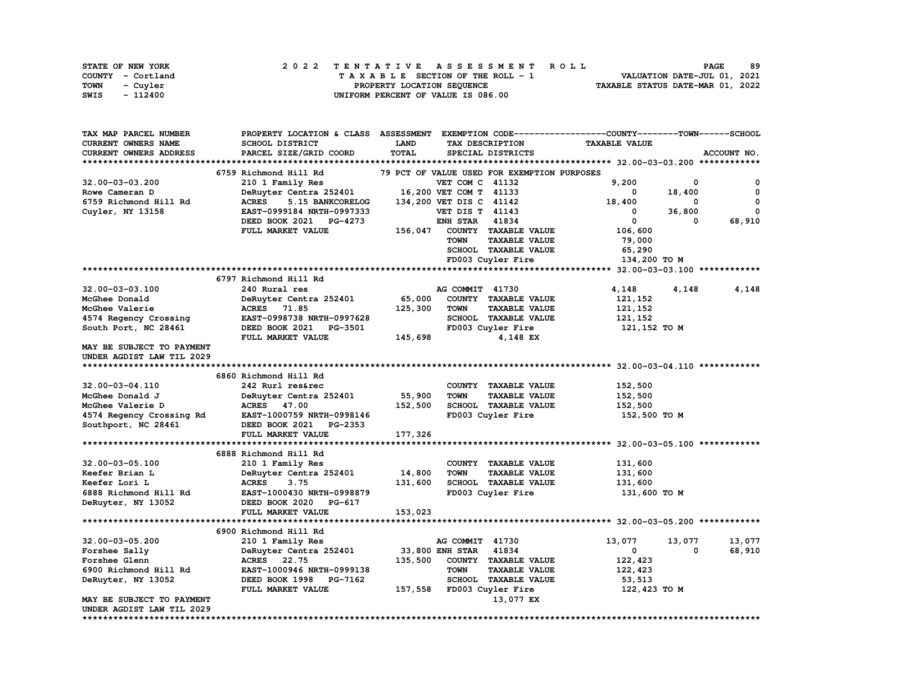STATE OF NEW YORK
COUNTY - Cortland
TOWN - Cuyler
SWIS - 112400

2022 TENTATIVE ASSESSMENT ROLL
TAXABLE SECTION OF THE ROLL - 1
PROPERTY LOCATION SEQUENCE
UNIFORM PERCENT OF VALUE IS 086.00

VALUATION DATE-JUL 01, 2021
TAXABLE STATUS DATE-MAR 01, 2022

```
TAX MAP PARCEL NUMBER          PROPERTY LOCATION & CLASS  ASSESSMENT  EXEMPTION CODE------------------COUNTY--------TOWN------SCHOOL
CURRENT OWNERS NAME            SCHOOL DISTRICT             LAND        TAX DESCRIPTION                TAXABLE VALUE
CURRENT OWNERS ADDRESS         PARCEL SIZE/GRID COORD      TOTAL       SPECIAL DISTRICTS                                         ACCOUNT NO.
******************************************************************************************************* 32.00-03-03.200 ************
                               6759 Richmond Hill Rd             79 PCT OF VALUE USED FOR EXEMPTION PURPOSES
32.00-03-03.200                210 1 Family Res                    VET COM C  41132              9,200          0            0
Rowe Cameran D                 DeRuyter Centra 252401     16,200 VET COM T  41133                  0     18,400            0
6759 Richmond Hill Rd          ACRES     5.15 BANKCORELOG  134,200 VET DIS C  41142             18,400          0            0
Cuyler, NY 13158               EAST-0999184 NRTH-0997333           VET DIS T  41143                  0     36,800            0
                               DEED BOOK 2021   PG-4273            ENH STAR   41834                  0          0       68,910
                               FULL MARKET VALUE           156,047   COUNTY  TAXABLE VALUE         106,600
                                                                     TOWN    TAXABLE VALUE          79,000
                                                                     SCHOOL  TAXABLE VALUE          65,290
                                                                     FD003 Cuyler Fire             134,200 TO M
******************************************************************************************************* 32.00-03-03.100 ************
                               6797 Richmond Hill Rd
32.00-03-03.100                240 Rural res                       AG COMMIT  41730              4,148      4,148        4,148
McGhee Donald                  DeRuyter Centra 252401     65,000   COUNTY  TAXABLE VALUE         121,152
McGhee Valerie                 ACRES    71.85             125,300  TOWN    TAXABLE VALUE         121,152
4574 Regency Crossing          EAST-0998738 NRTH-0997628           SCHOOL  TAXABLE VALUE         121,152
South Port, NC 28461           DEED BOOK 2021   PG-3501            FD003 Cuyler Fire             121,152 TO M
                               FULL MARKET VALUE           145,698          4,148 EX
MAY BE SUBJECT TO PAYMENT
UNDER AGDIST LAW TIL 2029
******************************************************************************************************* 32.00-03-04.110 ************
                               6860 Richmond Hill Rd
32.00-03-04.110                242 Rurl res&rec                    COUNTY  TAXABLE VALUE         152,500
McGhee Donald J                DeRuyter Centra 252401     55,900   TOWN    TAXABLE VALUE         152,500
McGhee Valerie D               ACRES    47.00             152,500  SCHOOL  TAXABLE VALUE         152,500
4574 Regency Crossing Rd       EAST-1000759 NRTH-0998146           FD003 Cuyler Fire             152,500 TO M
Southport, NC 28461            DEED BOOK 2021   PG-2353
                               FULL MARKET VALUE           177,326
******************************************************************************************************* 32.00-03-05.100 ************
                               6888 Richmond Hill Rd
32.00-03-05.100                210 1 Family Res                    COUNTY  TAXABLE VALUE         131,600
Keefer Brian L                 DeRuyter Centra 252401     14,800   TOWN    TAXABLE VALUE         131,600
Keefer Lori L                  ACRES     3.75             131,600  SCHOOL  TAXABLE VALUE         131,600
6888 Richmond Hill Rd          EAST-1000430 NRTH-0998879           FD003 Cuyler Fire             131,600 TO M
DeRuyter, NY 13052             DEED BOOK 2020   PG-617
                               FULL MARKET VALUE           153,023
******************************************************************************************************* 32.00-03-05.200 ************
                               6900 Richmond Hill Rd
32.00-03-05.200                210 1 Family Res                    AG COMMIT  41730             13,077     13,077       13,077
Forshee Sally                  DeRuyter Centra 252401     33,800 ENH STAR   41834                  0          0       68,910
Forshee Glenn                  ACRES    22.75             135,500  COUNTY  TAXABLE VALUE         122,423
6900 Richmond Hill Rd          EAST-1000946 NRTH-0999138           TOWN    TAXABLE VALUE         122,423
DeRuyter, NY 13052             DEED BOOK 1998   PG-7162            SCHOOL  TAXABLE VALUE          53,513
                               FULL MARKET VALUE           157,558 FD003 Cuyler Fire             122,423 TO M
MAY BE SUBJECT TO PAYMENT                                                   13,077 EX
UNDER AGDIST LAW TIL 2029
************************************************************************************************************************************
```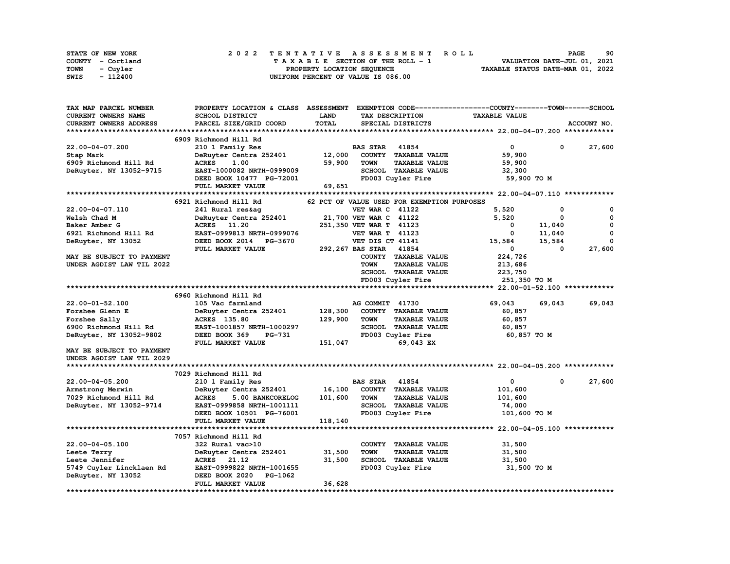STATE OF NEW YORK — 2022 TENTATIVE ASSESSMENT ROLL
COUNTY - Cortland — TAXABLE SECTION OF THE ROLL - 1 — VALUATION DATE-JUL 01, 2021
TOWN - Cuyler — PROPERTY LOCATION SEQUENCE — TAXABLE STATUS DATE-MAR 01, 2022
SWIS - 112400 — UNIFORM PERCENT OF VALUE IS 086.00

| TAX MAP PARCEL NUMBER / CURRENT OWNERS NAME / CURRENT OWNERS ADDRESS | PROPERTY LOCATION & CLASS / SCHOOL DISTRICT / PARCEL SIZE/GRID COORD | ASSESSMENT LAND / TOTAL | EXEMPTION CODE / TAX DESCRIPTION / SPECIAL DISTRICTS | COUNTY TAXABLE VALUE | TOWN | SCHOOL |
|---|---|---|---|---|---|---|
| **22.00-04-07.200** | 6909 Richmond Hill Rd | | | | | |
| 22.00-04-07.200 | 210 1 Family Res | | BAS STAR 41854 | 0 | 0 | 27,600 |
| Stap Mark | DeRuyter Centra 252401 | 12,000 | COUNTY TAXABLE VALUE | 59,900 | | |
| 6909 Richmond Hill Rd | ACRES 1.00 | 59,900 | TOWN TAXABLE VALUE | 59,900 | | |
| DeRuyter, NY 13052-9715 | EAST-1000082 NRTH-0999009 | | SCHOOL TAXABLE VALUE | 32,300 | | |
| | DEED BOOK 10477 PG-72001 | | FD003 Cuyler Fire | 59,900 TO M | | |
| | FULL MARKET VALUE | 69,651 | | | | |
| **22.00-04-07.110** | 6921 Richmond Hill Rd | | 62 PCT OF VALUE USED FOR EXEMPTION PURPOSES | | | |
| 22.00-04-07.110 | 241 Rural res&ag | | VET WAR C 41122 | 5,520 | 0 | 0 |
| Welsh Chad M | DeRuyter Centra 252401 | 21,700 | VET WAR C 41122 | 5,520 | 0 | 0 |
| Baker Amber G | ACRES 11.20 | 251,350 | VET WAR T 41123 | 0 | 11,040 | 0 |
| 6921 Richmond Hill Rd | EAST-0999813 NRTH-0999076 | | VET WAR T 41123 | 0 | 11,040 | 0 |
| DeRuyter, NY 13052 | DEED BOOK 2014 PG-3670 | | VET DIS CT 41141 | 15,584 | 15,584 | 0 |
| | FULL MARKET VALUE | 292,267 | BAS STAR 41854 | 0 | 0 | 27,600 |
| MAY BE SUBJECT TO PAYMENT | | | COUNTY TAXABLE VALUE | 224,726 | | |
| UNDER AGDIST LAW TIL 2022 | | | TOWN TAXABLE VALUE | 213,686 | | |
| | | | SCHOOL TAXABLE VALUE | 223,750 | | |
| | | | FD003 Cuyler Fire | 251,350 TO M | | |
| **22.00-01-52.100** | 6960 Richmond Hill Rd | | | | | |
| 22.00-01-52.100 | 105 Vac farmland | | AG COMMIT 41730 | 69,043 | 69,043 | 69,043 |
| Forshee Glenn E | DeRuyter Centra 252401 | 128,300 | COUNTY TAXABLE VALUE | 60,857 | | |
| Forshee Sally | ACRES 135.80 | 129,900 | TOWN TAXABLE VALUE | 60,857 | | |
| 6900 Richmond Hill Rd | EAST-1001857 NRTH-1000297 | | SCHOOL TAXABLE VALUE | 60,857 | | |
| DeRuyter, NY 13052-9802 | DEED BOOK 369 PG-731 | | FD003 Cuyler Fire | 60,857 TO M | | |
| | FULL MARKET VALUE | 151,047 | 69,043 EX | | | |
| MAY BE SUBJECT TO PAYMENT | | | | | | |
| UNDER AGDIST LAW TIL 2029 | | | | | | |
| **22.00-04-05.200** | 7029 Richmond Hill Rd | | | | | |
| 22.00-04-05.200 | 210 1 Family Res | | BAS STAR 41854 | 0 | 0 | 27,600 |
| Armstrong Merwin | DeRuyter Centra 252401 | 16,100 | COUNTY TAXABLE VALUE | 101,600 | | |
| 7029 Richmond Hill Rd | ACRES 5.00 BANKCORELOG | 101,600 | TOWN TAXABLE VALUE | 101,600 | | |
| DeRuyter, NY 13052-9714 | EAST-0999858 NRTH-1001111 | | SCHOOL TAXABLE VALUE | 74,000 | | |
| | DEED BOOK 10501 PG-76001 | | FD003 Cuyler Fire | 101,600 TO M | | |
| | FULL MARKET VALUE | 118,140 | | | | |
| **22.00-04-05.100** | 7057 Richmond Hill Rd | | | | | |
| 22.00-04-05.100 | 322 Rural vac>10 | | COUNTY TAXABLE VALUE | 31,500 | | |
| Leete Terry | DeRuyter Centra 252401 | 31,500 | TOWN TAXABLE VALUE | 31,500 | | |
| Leete Jennifer | ACRES 21.12 | 31,500 | SCHOOL TAXABLE VALUE | 31,500 | | |
| 5749 Cuyler Lincklaen Rd | EAST-0999822 NRTH-1001655 | | FD003 Cuyler Fire | 31,500 TO M | | |
| DeRuyter, NY 13052 | DEED BOOK 2020 PG-1062 | | | | | |
| | FULL MARKET VALUE | 36,628 | | | | |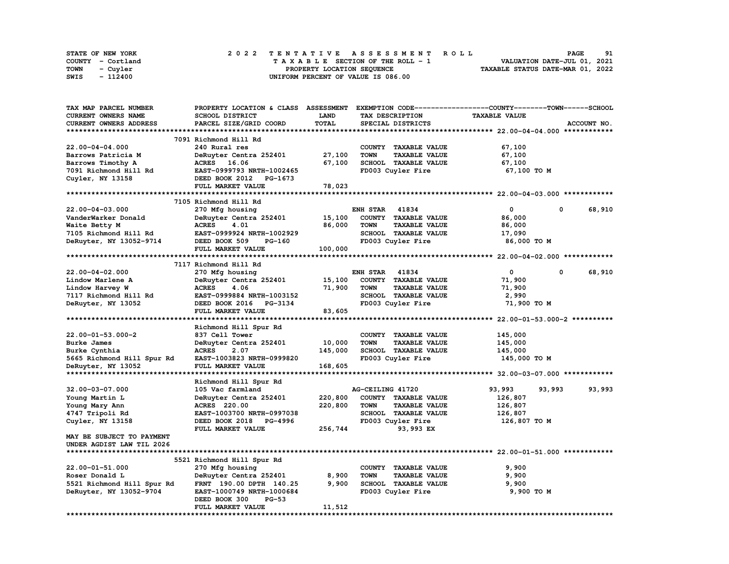STATE OF NEW YORK
COUNTY - Cortland
TOWN - Cuyler
SWIS - 112400

2022 TENTATIVE ASSESSMENT ROLL
TAXABLE SECTION OF THE ROLL - 1
PROPERTY LOCATION SEQUENCE
UNIFORM PERCENT OF VALUE IS 086.00

VALUATION DATE-JUL 01, 2021
TAXABLE STATUS DATE-MAR 01, 2022

| TAX MAP PARCEL NUMBER / CURRENT OWNERS NAME / CURRENT OWNERS ADDRESS | PROPERTY LOCATION & CLASS / SCHOOL DISTRICT / PARCEL SIZE/GRID COORD | ASSESSMENT LAND / TOTAL | EXEMPTION CODE / TAX DESCRIPTION / SPECIAL DISTRICTS | COUNTY TAXABLE VALUE | TOWN | SCHOOL |
|---|---|---|---|---|---|---|
| **22.00-04-04.000** | 7091 Richmond Hill Rd | | | | | |
| 22.00-04-04.000 | 240 Rural res | | COUNTY TAXABLE VALUE | 67,100 | | |
| Barrows Patricia M | DeRuyter Centra 252401 | 27,100 | TOWN TAXABLE VALUE | 67,100 | | |
| Barrows Timothy A | ACRES 16.06 | 67,100 | SCHOOL TAXABLE VALUE | 67,100 | | |
| 7091 Richmond Hill Rd | EAST-0999793 NRTH-1002465 | | FD003 Cuyler Fire | 67,100 TO M | | |
| Cuyler, NY 13158 | DEED BOOK 2012 PG-1673 | | | | | |
| | FULL MARKET VALUE | 78,023 | | | | |
| **22.00-04-03.000** | 7105 Richmond Hill Rd | | | | | |
| 22.00-04-03.000 | 270 Mfg housing | | ENH STAR 41834 | 0 | 0 | 68,910 |
| VanderWarker Donald | DeRuyter Centra 252401 | 15,100 | COUNTY TAXABLE VALUE | 86,000 | | |
| Waite Betty M | ACRES 4.01 | 86,000 | TOWN TAXABLE VALUE | 86,000 | | |
| 7105 Richmond Hill Rd | EAST-0999924 NRTH-1002929 | | SCHOOL TAXABLE VALUE | 17,090 | | |
| DeRuyter, NY 13052-9714 | DEED BOOK 509 PG-160 | | FD003 Cuyler Fire | 86,000 TO M | | |
| | FULL MARKET VALUE | 100,000 | | | | |
| **22.00-04-02.000** | 7117 Richmond Hill Rd | | | | | |
| 22.00-04-02.000 | 270 Mfg housing | | ENH STAR 41834 | 0 | 0 | 68,910 |
| Lindow Marlene A | DeRuyter Centra 252401 | 15,100 | COUNTY TAXABLE VALUE | 71,900 | | |
| Lindow Harvey W | ACRES 4.06 | 71,900 | TOWN TAXABLE VALUE | 71,900 | | |
| 7117 Richmond Hill Rd | EAST-0999884 NRTH-1003152 | | SCHOOL TAXABLE VALUE | 2,990 | | |
| DeRuyter, NY 13052 | DEED BOOK 2016 PG-3134 | | FD003 Cuyler Fire | 71,900 TO M | | |
| | FULL MARKET VALUE | 83,605 | | | | |
| **22.00-01-53.000-2** | Richmond Hill Spur Rd | | | | | |
| 22.00-01-53.000-2 | 837 Cell Tower | | COUNTY TAXABLE VALUE | 145,000 | | |
| Burke James | DeRuyter Centra 252401 | 10,000 | TOWN TAXABLE VALUE | 145,000 | | |
| Burke Cynthia | ACRES 2.07 | 145,000 | SCHOOL TAXABLE VALUE | 145,000 | | |
| 5665 Richmond Hill Spur Rd | EAST-1003823 NRTH-0999820 | | FD003 Cuyler Fire | 145,000 TO M | | |
| DeRuyter, NY 13052 | FULL MARKET VALUE | 168,605 | | | | |
| **32.00-03-07.000** | Richmond Hill Spur Rd | | | | | |
| 32.00-03-07.000 | 105 Vac farmland | | AG-CEILING 41720 | 93,993 | 93,993 | 93,993 |
| Young Martin L | DeRuyter Centra 252401 | 220,800 | COUNTY TAXABLE VALUE | 126,807 | | |
| Young Mary Ann | ACRES 220.00 | 220,800 | TOWN TAXABLE VALUE | 126,807 | | |
| 4747 Tripoli Rd | EAST-1003700 NRTH-0997038 | | SCHOOL TAXABLE VALUE | 126,807 | | |
| Cuyler, NY 13158 | DEED BOOK 2018 PG-4996 | | FD003 Cuyler Fire | 126,807 TO M | | |
| | FULL MARKET VALUE | 256,744 | 93,993 EX | | | |
| MAY BE SUBJECT TO PAYMENT UNDER AGDIST LAW TIL 2026 | | | | | | |
| **22.00-01-51.000** | 5521 Richmond Hill Spur Rd | | | | | |
| 22.00-01-51.000 | 270 Mfg housing | | COUNTY TAXABLE VALUE | 9,900 | | |
| Roser Donald L | DeRuyter Centra 252401 | 8,900 | TOWN TAXABLE VALUE | 9,900 | | |
| 5521 Richmond Hill Spur Rd | FRNT 190.00 DPTH 140.25 | 9,900 | SCHOOL TAXABLE VALUE | 9,900 | | |
| DeRuyter, NY 13052-9704 | EAST-1000749 NRTH-1000684 | | FD003 Cuyler Fire | 9,900 TO M | | |
| | DEED BOOK 300 PG-53 | | | | | |
| | FULL MARKET VALUE | 11,512 | | | | |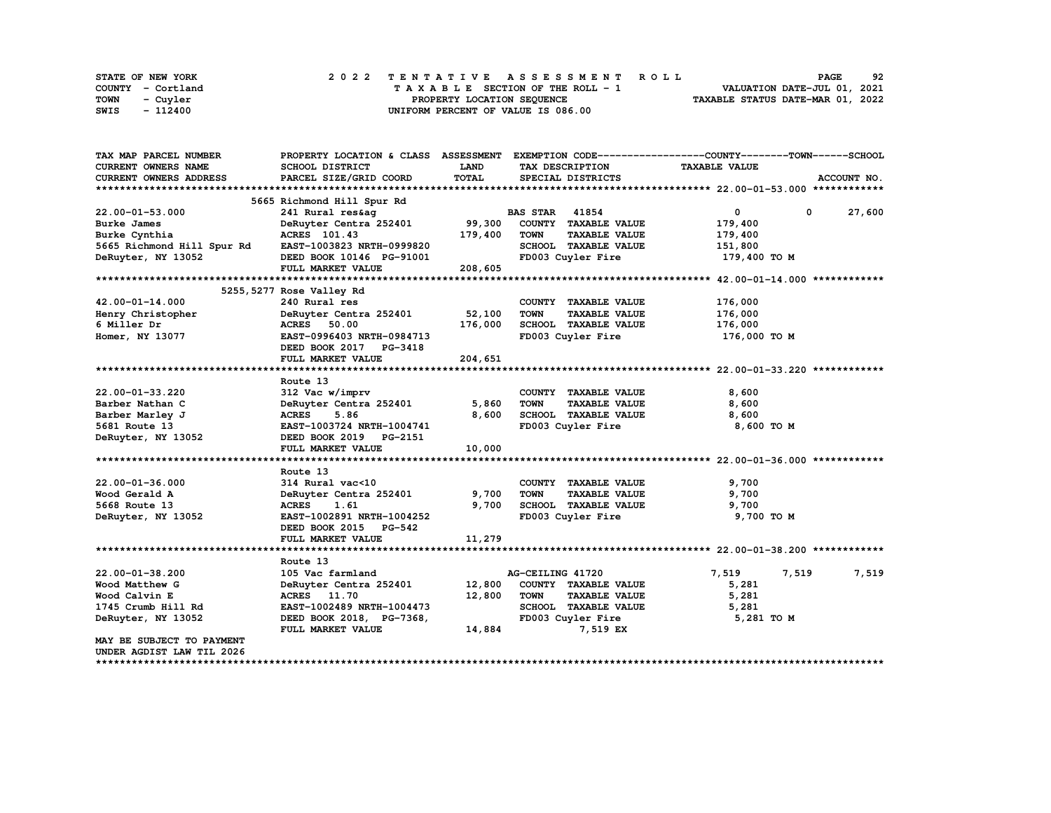STATE OF NEW YORK | COUNTY - Cortland | TOWN - Cuyler | SWIS - 112400

**2022 TENTATIVE ASSESSMENT ROLL**
TAXABLE SECTION OF THE ROLL - 1
PROPERTY LOCATION SEQUENCE
UNIFORM PERCENT OF VALUE IS 086.00

VALUATION DATE-JUL 01, 2021
TAXABLE STATUS DATE-MAR 01, 2022

| TAX MAP PARCEL NUMBER / CURRENT OWNERS NAME / CURRENT OWNERS ADDRESS | PROPERTY LOCATION & CLASS / SCHOOL DISTRICT / PARCEL SIZE/GRID COORD | ASSESSMENT LAND / TOTAL | EXEMPTION CODE / TAX DESCRIPTION / SPECIAL DISTRICTS | COUNTY | TOWN | SCHOOL |
|---|---|---|---|---|---|---|
| **22.00-01-53.000** | 5665 Richmond Hill Spur Rd | | | | | |
| 22.00-01-53.000 | 241 Rural res&ag | | BAS STAR 41854 | 0 | 0 | 27,600 |
| Burke James | DeRuyter Centra 252401 | 99,300 | COUNTY TAXABLE VALUE | 179,400 | | |
| Burke Cynthia | ACRES 101.43 | 179,400 | TOWN TAXABLE VALUE | | 179,400 | |
| 5665 Richmond Hill Spur Rd | EAST-1003823 NRTH-0999820 | | SCHOOL TAXABLE VALUE | | | 151,800 |
| DeRuyter, NY 13052 | DEED BOOK 10146 PG-91001 | | FD003 Cuyler Fire | 179,400 TO M | | |
| | FULL MARKET VALUE | 208,605 | | | | |
| **42.00-01-14.000** | 5255,5277 Rose Valley Rd | | | | | |
| 42.00-01-14.000 | 240 Rural res | | COUNTY TAXABLE VALUE | 176,000 | | |
| Henry Christopher | DeRuyter Centra 252401 | 52,100 | TOWN TAXABLE VALUE | | 176,000 | |
| 6 Miller Dr | ACRES 50.00 | 176,000 | SCHOOL TAXABLE VALUE | | | 176,000 |
| Homer, NY 13077 | EAST-0996403 NRTH-0984713 | | FD003 Cuyler Fire | 176,000 TO M | | |
| | DEED BOOK 2017 PG-3418 | | | | | |
| | FULL MARKET VALUE | 204,651 | | | | |
| **22.00-01-33.220** | Route 13 | | | | | |
| 22.00-01-33.220 | 312 Vac w/imprv | | COUNTY TAXABLE VALUE | 8,600 | | |
| Barber Nathan C | DeRuyter Centra 252401 | 5,860 | TOWN TAXABLE VALUE | | 8,600 | |
| Barber Marley J | ACRES 5.86 | 8,600 | SCHOOL TAXABLE VALUE | | | 8,600 |
| 5681 Route 13 | EAST-1003724 NRTH-1004741 | | FD003 Cuyler Fire | 8,600 TO M | | |
| DeRuyter, NY 13052 | DEED BOOK 2019 PG-2151 | | | | | |
| | FULL MARKET VALUE | 10,000 | | | | |
| **22.00-01-36.000** | Route 13 | | | | | |
| 22.00-01-36.000 | 314 Rural vac<10 | | COUNTY TAXABLE VALUE | 9,700 | | |
| Wood Gerald A | DeRuyter Centra 252401 | 9,700 | TOWN TAXABLE VALUE | | 9,700 | |
| 5668 Route 13 | ACRES 1.61 | 9,700 | SCHOOL TAXABLE VALUE | | | 9,700 |
| DeRuyter, NY 13052 | EAST-1002891 NRTH-1004252 | | FD003 Cuyler Fire | 9,700 TO M | | |
| | DEED BOOK 2015 PG-542 | | | | | |
| | FULL MARKET VALUE | 11,279 | | | | |
| **22.00-01-38.200** | Route 13 | | | | | |
| 22.00-01-38.200 | 105 Vac farmland | | AG-CEILING 41720 | 7,519 | 7,519 | 7,519 |
| Wood Matthew G | DeRuyter Centra 252401 | 12,800 | COUNTY TAXABLE VALUE | 5,281 | | |
| Wood Calvin E | ACRES 11.70 | 12,800 | TOWN TAXABLE VALUE | | 5,281 | |
| 1745 Crumb Hill Rd | EAST-1002489 NRTH-1004473 | | SCHOOL TAXABLE VALUE | | | 5,281 |
| DeRuyter, NY 13052 | DEED BOOK 2018, PG-7368, | | FD003 Cuyler Fire | 5,281 TO M | | |
| | FULL MARKET VALUE | 14,884 | 7,519 EX | | | |
| MAY BE SUBJECT TO PAYMENT UNDER AGDIST LAW TIL 2026 | | | | | | |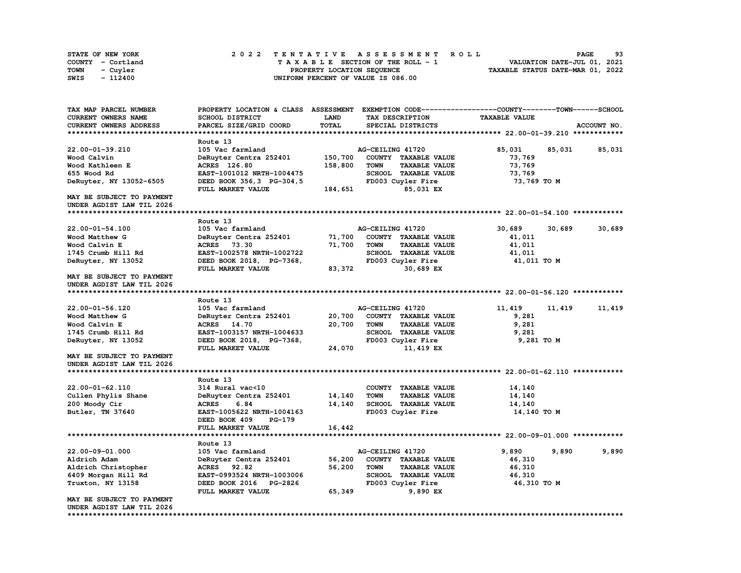STATE OF NEW YORK — COUNTY - Cortland — TOWN - Cuyler — SWIS - 112400

2022 TENTATIVE ASSESSMENT ROLL
TAXABLE SECTION OF THE ROLL - 1
PROPERTY LOCATION SEQUENCE
UNIFORM PERCENT OF VALUE IS 086.00

VALUATION DATE-JUL 01, 2021
TAXABLE STATUS DATE-MAR 01, 2022

| TAX MAP PARCEL NUMBER / CURRENT OWNERS NAME / CURRENT OWNERS ADDRESS | PROPERTY LOCATION & CLASS / SCHOOL DISTRICT / PARCEL SIZE/GRID COORD | ASSESSMENT LAND / TOTAL | EXEMPTION CODE / TAX DESCRIPTION / SPECIAL DISTRICTS | COUNTY TAXABLE VALUE | TOWN | SCHOOL |
|---|---|---|---|---|---|---|
| **22.00-01-39.210** | Route 13 | | | | | |
| 22.00-01-39.210 | 105 Vac farmland | | AG-CEILING 41720 | 85,031 | 85,031 | 85,031 |
| Wood Calvin | DeRuyter Centra 252401 | 150,700 | COUNTY TAXABLE VALUE | 73,769 | | |
| Wood Kathleen E | ACRES 126.80 | 158,800 | TOWN TAXABLE VALUE | 73,769 | | |
| 655 Wood Rd | EAST-1001012 NRTH-1004475 | | SCHOOL TAXABLE VALUE | 73,769 | | |
| DeRuyter, NY 13052-6505 | DEED BOOK 356,3 PG-304,5 | | FD003 Cuyler Fire | 73,769 TO M | | |
| | FULL MARKET VALUE | 184,651 | 85,031 EX | | | |
| MAY BE SUBJECT TO PAYMENT UNDER AGDIST LAW TIL 2026 | | | | | | |
| **22.00-01-54.100** | Route 13 | | | | | |
| 22.00-01-54.100 | 105 Vac farmland | | AG-CEILING 41720 | 30,689 | 30,689 | 30,689 |
| Wood Matthew G | DeRuyter Centra 252401 | 71,700 | COUNTY TAXABLE VALUE | 41,011 | | |
| Wood Calvin E | ACRES 73.30 | 71,700 | TOWN TAXABLE VALUE | 41,011 | | |
| 1745 Crumb Hill Rd | EAST-1002578 NRTH-1002722 | | SCHOOL TAXABLE VALUE | 41,011 | | |
| DeRuyter, NY 13052 | DEED BOOK 2018, PG-7368, | | FD003 Cuyler Fire | 41,011 TO M | | |
| | FULL MARKET VALUE | 83,372 | 30,689 EX | | | |
| MAY BE SUBJECT TO PAYMENT UNDER AGDIST LAW TIL 2026 | | | | | | |
| **22.00-01-56.120** | Route 13 | | | | | |
| 22.00-01-56.120 | 105 Vac farmland | | AG-CEILING 41720 | 11,419 | 11,419 | 11,419 |
| Wood Matthew G | DeRuyter Centra 252401 | 20,700 | COUNTY TAXABLE VALUE | 9,281 | | |
| Wood Calvin E | ACRES 14.70 | 20,700 | TOWN TAXABLE VALUE | 9,281 | | |
| 1745 Crumb Hill Rd | EAST-1003157 NRTH-1004633 | | SCHOOL TAXABLE VALUE | 9,281 | | |
| DeRuyter, NY 13052 | DEED BOOK 2018, PG-7368, | | FD003 Cuyler Fire | 9,281 TO M | | |
| | FULL MARKET VALUE | 24,070 | 11,419 EX | | | |
| MAY BE SUBJECT TO PAYMENT UNDER AGDIST LAW TIL 2026 | | | | | | |
| **22.00-01-62.110** | Route 13 | | | | | |
| 22.00-01-62.110 | 314 Rural vac<10 | | COUNTY TAXABLE VALUE | 14,140 | | |
| Cullen Phylis Shane | DeRuyter Centra 252401 | 14,140 | TOWN TAXABLE VALUE | 14,140 | | |
| 200 Moody Cir | ACRES 6.84 | 14,140 | SCHOOL TAXABLE VALUE | 14,140 | | |
| Butler, TN 37640 | EAST-1005622 NRTH-1004163 | | FD003 Cuyler Fire | 14,140 TO M | | |
| | DEED BOOK 409 PG-179 | | | | | |
| | FULL MARKET VALUE | 16,442 | | | | |
| **22.00-09-01.000** | Route 13 | | | | | |
| 22.00-09-01.000 | 105 Vac farmland | | AG-CEILING 41720 | 9,890 | 9,890 | 9,890 |
| Aldrich Adam | DeRuyter Centra 252401 | 56,200 | COUNTY TAXABLE VALUE | 46,310 | | |
| Aldrich Christopher | ACRES 92.82 | 56,200 | TOWN TAXABLE VALUE | 46,310 | | |
| 6409 Morgan Hill Rd | EAST-0993524 NRTH-1003006 | | SCHOOL TAXABLE VALUE | 46,310 | | |
| Truxton, NY 13158 | DEED BOOK 2016 PG-2826 | | FD003 Cuyler Fire | 46,310 TO M | | |
| | FULL MARKET VALUE | 65,349 | 9,890 EX | | | |
| MAY BE SUBJECT TO PAYMENT UNDER AGDIST LAW TIL 2026 | | | | | | |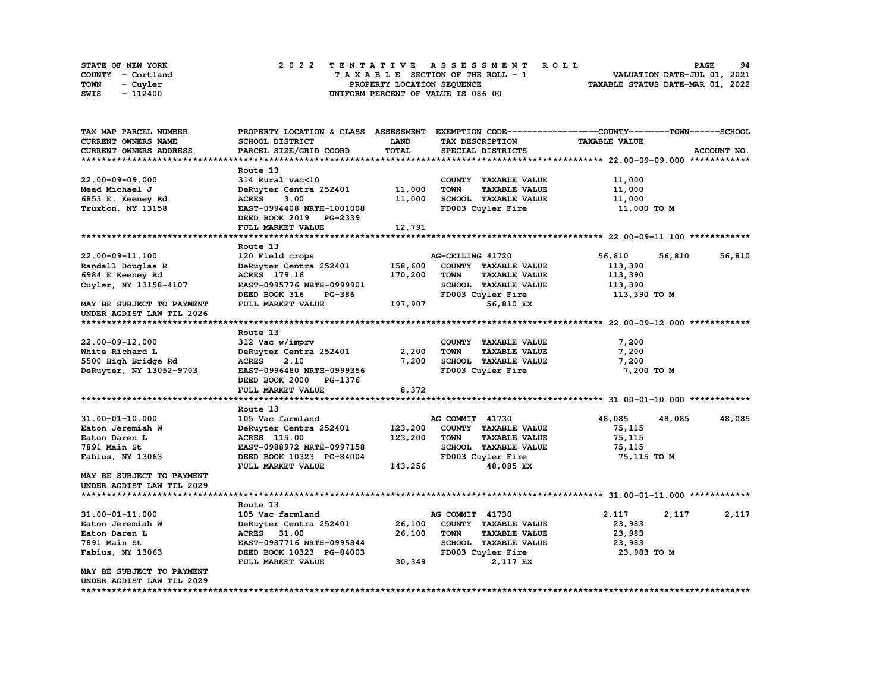STATE OF NEW YORK
COUNTY - Cortland
TOWN - Cuyler
SWIS - 112400

# 2022 TENTATIVE ASSESSMENT ROLL

TAXABLE SECTION OF THE ROLL - 1
PROPERTY LOCATION SEQUENCE
UNIFORM PERCENT OF VALUE IS 086.00

VALUATION DATE-JUL 01, 2021
TAXABLE STATUS DATE-MAR 01, 2022

| TAX MAP PARCEL NUMBER / CURRENT OWNERS NAME / CURRENT OWNERS ADDRESS | PROPERTY LOCATION & CLASS / SCHOOL DISTRICT / PARCEL SIZE/GRID COORD | ASSESSMENT LAND / TOTAL | EXEMPTION CODE / TAX DESCRIPTION / SPECIAL DISTRICTS | COUNTY | TOWN | SCHOOL |
|---|---|---|---|---|---|---|
| **22.00-09-09.000** | Route 13 | | | | | |
| 22.00-09-09.000 | 314 Rural vac<10 | | COUNTY TAXABLE VALUE | 11,000 | | |
| Mead Michael J | DeRuyter Centra 252401 | 11,000 | TOWN TAXABLE VALUE | | 11,000 | |
| 6853 E. Keeney Rd | ACRES 3.00 | 11,000 | SCHOOL TAXABLE VALUE | | | 11,000 |
| Truxton, NY 13158 | EAST-0994408 NRTH-1001008 | | FD003 Cuyler Fire | 11,000 TO M | | |
| | DEED BOOK 2019 PG-2339 | | | | | |
| | FULL MARKET VALUE | 12,791 | | | | |
| **22.00-09-11.100** | Route 13 | | | | | |
| 22.00-09-11.100 | 120 Field crops | | AG-CEILING 41720 | 56,810 | 56,810 | 56,810 |
| Randall Douglas R | DeRuyter Centra 252401 | 158,600 | COUNTY TAXABLE VALUE | 113,390 | | |
| 6984 E Keeney Rd | ACRES 179.16 | 170,200 | TOWN TAXABLE VALUE | | 113,390 | |
| Cuyler, NY 13158-4107 | EAST-0995776 NRTH-0999901 | | SCHOOL TAXABLE VALUE | | | 113,390 |
| | DEED BOOK 316 PG-386 | | FD003 Cuyler Fire | 113,390 TO M | | |
| MAY BE SUBJECT TO PAYMENT | FULL MARKET VALUE | 197,907 | 56,810 EX | | | |
| UNDER AGDIST LAW TIL 2026 | | | | | | |
| **22.00-09-12.000** | Route 13 | | | | | |
| 22.00-09-12.000 | 312 Vac w/imprv | | COUNTY TAXABLE VALUE | 7,200 | | |
| White Richard L | DeRuyter Centra 252401 | 2,200 | TOWN TAXABLE VALUE | | 7,200 | |
| 5500 High Bridge Rd | ACRES 2.10 | 7,200 | SCHOOL TAXABLE VALUE | | | 7,200 |
| DeRuyter, NY 13052-9703 | EAST-0996480 NRTH-0999356 | | FD003 Cuyler Fire | 7,200 TO M | | |
| | DEED BOOK 2000 PG-1376 | | | | | |
| | FULL MARKET VALUE | 8,372 | | | | |
| **31.00-01-10.000** | Route 13 | | | | | |
| 31.00-01-10.000 | 105 Vac farmland | | AG COMMIT 41730 | 48,085 | 48,085 | 48,085 |
| Eaton Jeremiah W | DeRuyter Centra 252401 | 123,200 | COUNTY TAXABLE VALUE | 75,115 | | |
| Eaton Daren L | ACRES 115.00 | 123,200 | TOWN TAXABLE VALUE | | 75,115 | |
| 7891 Main St | EAST-0988972 NRTH-0997158 | | SCHOOL TAXABLE VALUE | | | 75,115 |
| Fabius, NY 13063 | DEED BOOK 10323 PG-84004 | | FD003 Cuyler Fire | 75,115 TO M | | |
| | FULL MARKET VALUE | 143,256 | 48,085 EX | | | |
| MAY BE SUBJECT TO PAYMENT | | | | | | |
| UNDER AGDIST LAW TIL 2029 | | | | | | |
| **31.00-01-11.000** | Route 13 | | | | | |
| 31.00-01-11.000 | 105 Vac farmland | | AG COMMIT 41730 | 2,117 | 2,117 | 2,117 |
| Eaton Jeremiah W | DeRuyter Centra 252401 | 26,100 | COUNTY TAXABLE VALUE | 23,983 | | |
| Eaton Daren L | ACRES 31.00 | 26,100 | TOWN TAXABLE VALUE | | 23,983 | |
| 7891 Main St | EAST-0987716 NRTH-0995844 | | SCHOOL TAXABLE VALUE | | | 23,983 |
| Fabius, NY 13063 | DEED BOOK 10323 PG-84003 | | FD003 Cuyler Fire | 23,983 TO M | | |
| | FULL MARKET VALUE | 30,349 | 2,117 EX | | | |
| MAY BE SUBJECT TO PAYMENT | | | | | | |
| UNDER AGDIST LAW TIL 2029 | | | | | | |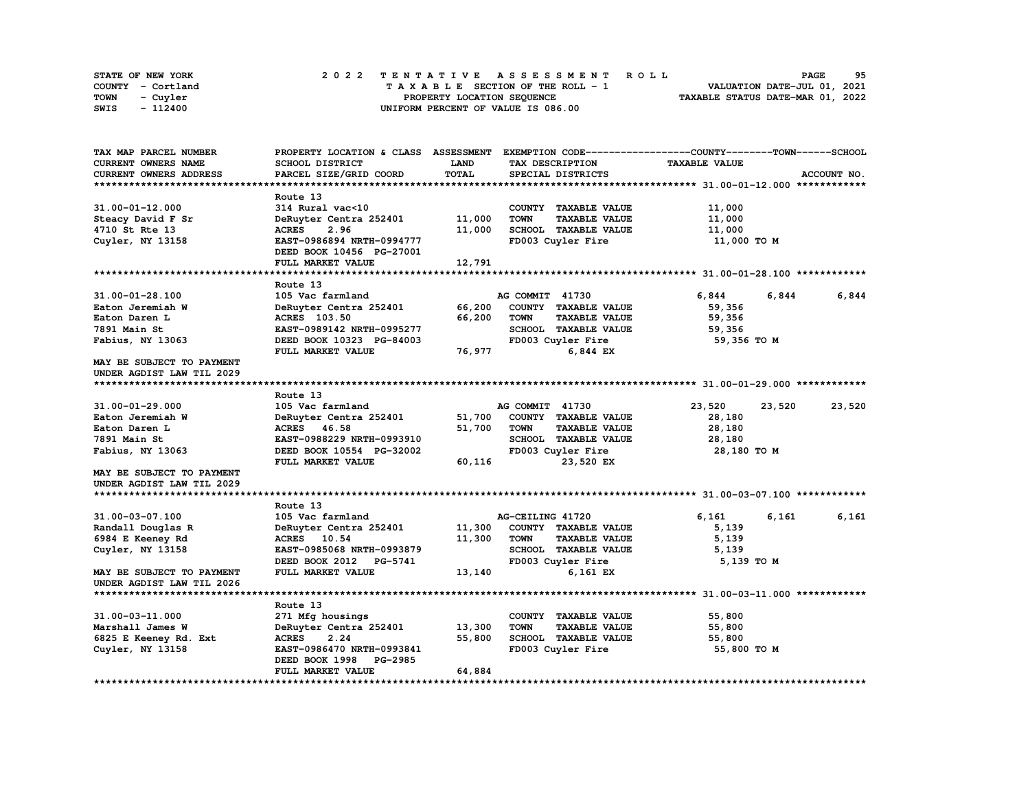STATE OF NEW YORK — 2022 TENTATIVE ASSESSMENT ROLL
COUNTY - Cortland — TAXABLE SECTION OF THE ROLL - 1 — VALUATION DATE-JUL 01, 2021
TOWN - Cuyler — PROPERTY LOCATION SEQUENCE — TAXABLE STATUS DATE-MAR 01, 2022
SWIS - 112400 — UNIFORM PERCENT OF VALUE IS 086.00

| TAX MAP PARCEL NUMBER / CURRENT OWNERS NAME / CURRENT OWNERS ADDRESS | PROPERTY LOCATION & CLASS / SCHOOL DISTRICT / PARCEL SIZE/GRID COORD | ASSESSMENT LAND | TOTAL | EXEMPTION CODE / TAX DESCRIPTION / SPECIAL DISTRICTS | COUNTY TAXABLE VALUE | TOWN | SCHOOL | ACCOUNT NO. |
|---|---|---|---|---|---|---|---|---|
| **31.00-01-12.000** | Route 13 | | | | | | | |
| 31.00-01-12.000 | 314 Rural vac<10 | | | COUNTY TAXABLE VALUE | 11,000 | | | |
| Steacy David F Sr | DeRuyter Centra 252401 | 11,000 | | TOWN TAXABLE VALUE | 11,000 | | | |
| 4710 St Rte 13 | ACRES 2.96 | | 11,000 | SCHOOL TAXABLE VALUE | 11,000 | | | |
| Cuyler, NY 13158 | EAST-0986894 NRTH-0994777 | | | FD003 Cuyler Fire | 11,000 TO M | | | |
| | DEED BOOK 10456 PG-27001 | | | | | | | |
| | FULL MARKET VALUE | | 12,791 | | | | | |
| **31.00-01-28.100** | Route 13 | | | | | | | |
| 31.00-01-28.100 | 105 Vac farmland | | | AG COMMIT 41730 | 6,844 | 6,844 | 6,844 | |
| Eaton Jeremiah W | DeRuyter Centra 252401 | 66,200 | | COUNTY TAXABLE VALUE | 59,356 | | | |
| Eaton Daren L | ACRES 103.50 | | 66,200 | TOWN TAXABLE VALUE | 59,356 | | | |
| 7891 Main St | EAST-0989142 NRTH-0995277 | | | SCHOOL TAXABLE VALUE | 59,356 | | | |
| Fabius, NY 13063 | DEED BOOK 10323 PG-84003 | | | FD003 Cuyler Fire | 59,356 TO M | | | |
| | FULL MARKET VALUE | | 76,977 | 6,844 EX | | | | |
| MAY BE SUBJECT TO PAYMENT UNDER AGDIST LAW TIL 2029 | | | | | | | | |
| **31.00-01-29.000** | Route 13 | | | | | | | |
| 31.00-01-29.000 | 105 Vac farmland | | | AG COMMIT 41730 | 23,520 | 23,520 | 23,520 | |
| Eaton Jeremiah W | DeRuyter Centra 252401 | 51,700 | | COUNTY TAXABLE VALUE | 28,180 | | | |
| Eaton Daren L | ACRES 46.58 | | 51,700 | TOWN TAXABLE VALUE | 28,180 | | | |
| 7891 Main St | EAST-0988229 NRTH-0993910 | | | SCHOOL TAXABLE VALUE | 28,180 | | | |
| Fabius, NY 13063 | DEED BOOK 10554 PG-32002 | | | FD003 Cuyler Fire | 28,180 TO M | | | |
| | FULL MARKET VALUE | | 60,116 | 23,520 EX | | | | |
| MAY BE SUBJECT TO PAYMENT UNDER AGDIST LAW TIL 2029 | | | | | | | | |
| **31.00-03-07.100** | Route 13 | | | | | | | |
| 31.00-03-07.100 | 105 Vac farmland | | | AG-CEILING 41720 | 6,161 | 6,161 | 6,161 | |
| Randall Douglas R | DeRuyter Centra 252401 | 11,300 | | COUNTY TAXABLE VALUE | 5,139 | | | |
| 6984 E Keeney Rd | ACRES 10.54 | | 11,300 | TOWN TAXABLE VALUE | 5,139 | | | |
| Cuyler, NY 13158 | EAST-0985068 NRTH-0993879 | | | SCHOOL TAXABLE VALUE | 5,139 | | | |
| | DEED BOOK 2012 PG-5741 | | | FD003 Cuyler Fire | 5,139 TO M | | | |
| MAY BE SUBJECT TO PAYMENT UNDER AGDIST LAW TIL 2026 | FULL MARKET VALUE | | 13,140 | 6,161 EX | | | | |
| **31.00-03-11.000** | Route 13 | | | | | | | |
| 31.00-03-11.000 | 271 Mfg housings | | | COUNTY TAXABLE VALUE | 55,800 | | | |
| Marshall James W | DeRuyter Centra 252401 | 13,300 | | TOWN TAXABLE VALUE | 55,800 | | | |
| 6825 E Keeney Rd. Ext | ACRES 2.24 | | 55,800 | SCHOOL TAXABLE VALUE | 55,800 | | | |
| Cuyler, NY 13158 | EAST-0986470 NRTH-0993841 | | | FD003 Cuyler Fire | 55,800 TO M | | | |
| | DEED BOOK 1998 PG-2985 | | | | | | | |
| | FULL MARKET VALUE | | 64,884 | | | | | |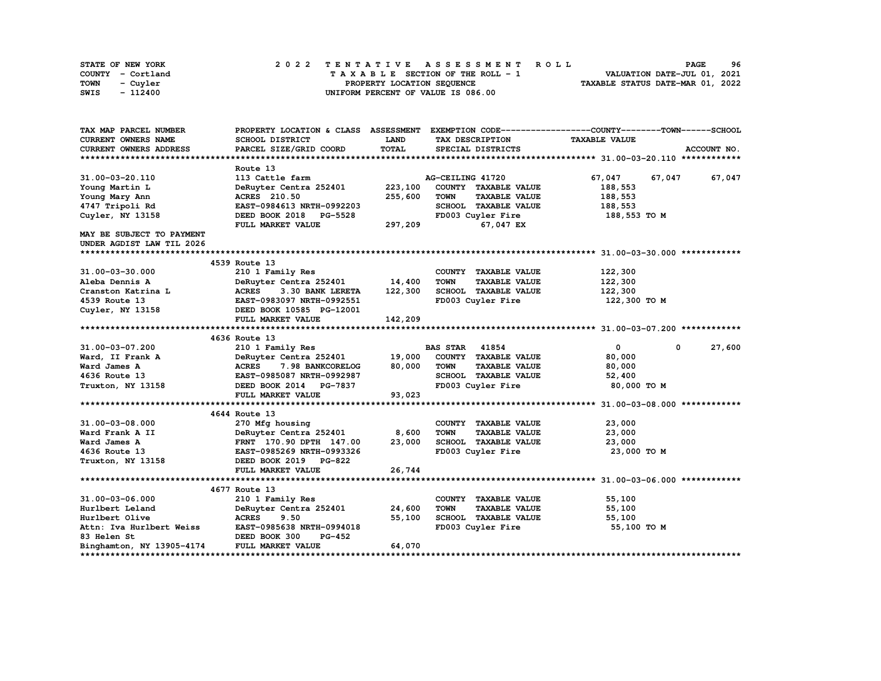STATE OF NEW YORK
COUNTY - Cortland
TOWN - Cuyler
SWIS - 112400

2 0 2 2 T E N T A T I V E A S S E S S M E N T R O L L
T A X A B L E SECTION OF THE ROLL - 1
PROPERTY LOCATION SEQUENCE
UNIFORM PERCENT OF VALUE IS 086.00

VALUATION DATE-JUL 01, 2021
TAXABLE STATUS DATE-MAR 01, 2022

| TAX MAP PARCEL NUMBER / CURRENT OWNERS NAME / CURRENT OWNERS ADDRESS | PROPERTY LOCATION & CLASS / SCHOOL DISTRICT / PARCEL SIZE/GRID COORD | ASSESSMENT LAND / TOTAL | EXEMPTION CODE / TAX DESCRIPTION / SPECIAL DISTRICTS | COUNTY | TOWN | SCHOOL / TAXABLE VALUE / ACCOUNT NO. |
|---|---|---|---|---|---|---|
| **31.00-03-20.110** | Route 13 | | | | | |
| 31.00-03-20.110 | 113 Cattle farm | | AG-CEILING 41720 | 67,047 | 67,047 | 67,047 |
| Young Martin L | DeRuyter Centra 252401 | 223,100 | COUNTY TAXABLE VALUE | 188,553 | | |
| Young Mary Ann | ACRES 210.50 | 255,600 | TOWN TAXABLE VALUE | 188,553 | | |
| 4747 Tripoli Rd | EAST-0984613 NRTH-0992203 | | SCHOOL TAXABLE VALUE | 188,553 | | |
| Cuyler, NY 13158 | DEED BOOK 2018 PG-5528 | | FD003 Cuyler Fire | 188,553 TO M | | |
| | FULL MARKET VALUE | 297,209 | 67,047 EX | | | |
| MAY BE SUBJECT TO PAYMENT | | | | | | |
| UNDER AGDIST LAW TIL 2026 | | | | | | |
| **31.00-03-30.000** | 4539 Route 13 | | | | | |
| 31.00-03-30.000 | 210 1 Family Res | | COUNTY TAXABLE VALUE | 122,300 | | |
| Aleba Dennis A | DeRuyter Centra 252401 | 14,400 | TOWN TAXABLE VALUE | 122,300 | | |
| Cranston Katrina L | ACRES 3.30 BANK LERETA | 122,300 | SCHOOL TAXABLE VALUE | 122,300 | | |
| 4539 Route 13 | EAST-0983097 NRTH-0992551 | | FD003 Cuyler Fire | 122,300 TO M | | |
| Cuyler, NY 13158 | DEED BOOK 10585 PG-12001 | | | | | |
| | FULL MARKET VALUE | 142,209 | | | | |
| **31.00-03-07.200** | 4636 Route 13 | | | | | |
| 31.00-03-07.200 | 210 1 Family Res | | BAS STAR 41854 | 0 | 0 | 27,600 |
| Ward, II Frank A | DeRuyter Centra 252401 | 19,000 | COUNTY TAXABLE VALUE | 80,000 | | |
| Ward James A | ACRES 7.98 BANKCORELOG | 80,000 | TOWN TAXABLE VALUE | 80,000 | | |
| 4636 Route 13 | EAST-0985087 NRTH-0992987 | | SCHOOL TAXABLE VALUE | 52,400 | | |
| Truxton, NY 13158 | DEED BOOK 2014 PG-7837 | | FD003 Cuyler Fire | 80,000 TO M | | |
| | FULL MARKET VALUE | 93,023 | | | | |
| **31.00-03-08.000** | 4644 Route 13 | | | | | |
| 31.00-03-08.000 | 270 Mfg housing | | COUNTY TAXABLE VALUE | 23,000 | | |
| Ward Frank A II | DeRuyter Centra 252401 | 8,600 | TOWN TAXABLE VALUE | 23,000 | | |
| Ward James A | FRNT 170.90 DPTH 147.00 | 23,000 | SCHOOL TAXABLE VALUE | 23,000 | | |
| 4636 Route 13 | EAST-0985269 NRTH-0993326 | | FD003 Cuyler Fire | 23,000 TO M | | |
| Truxton, NY 13158 | DEED BOOK 2019 PG-822 | | | | | |
| | FULL MARKET VALUE | 26,744 | | | | |
| **31.00-03-06.000** | 4677 Route 13 | | | | | |
| 31.00-03-06.000 | 210 1 Family Res | | COUNTY TAXABLE VALUE | 55,100 | | |
| Hurlbert Leland | DeRuyter Centra 252401 | 24,600 | TOWN TAXABLE VALUE | 55,100 | | |
| Hurlbert Olive | ACRES 9.50 | 55,100 | SCHOOL TAXABLE VALUE | 55,100 | | |
| Attn: Iva Hurlbert Weiss | EAST-0985638 NRTH-0994018 | | FD003 Cuyler Fire | 55,100 TO M | | |
| 83 Helen St | DEED BOOK 300 PG-452 | | | | | |
| Binghamton, NY 13905-4174 | FULL MARKET VALUE | 64,070 | | | | |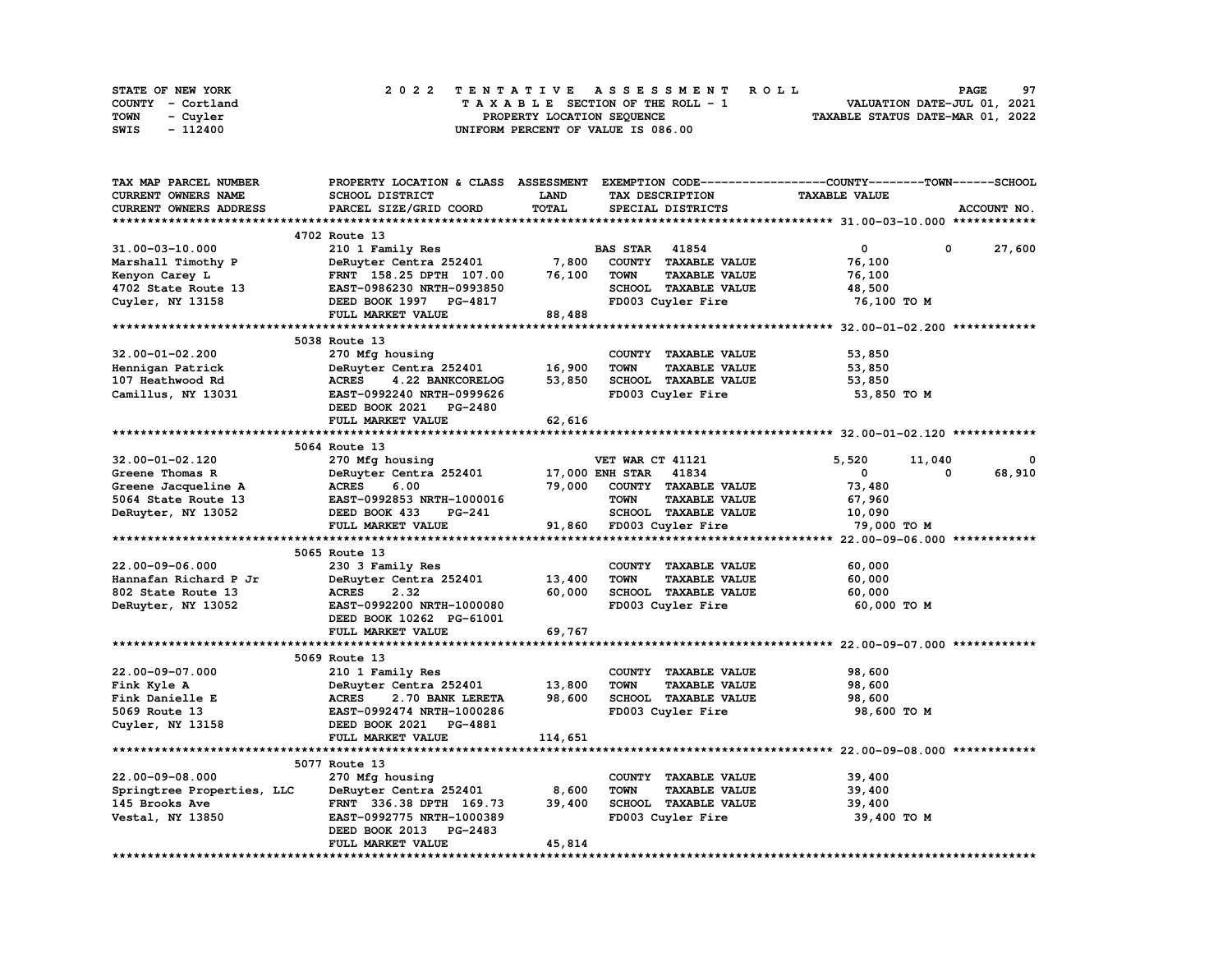STATE OF NEW YORK — COUNTY - Cortland — TOWN - Cuyler — SWIS - 112400

**2022 TENTATIVE ASSESSMENT ROLL**
TAXABLE SECTION OF THE ROLL - 1
PROPERTY LOCATION SEQUENCE
UNIFORM PERCENT OF VALUE IS 086.00

VALUATION DATE-JUL 01, 2021
TAXABLE STATUS DATE-MAR 01, 2022

| TAX MAP PARCEL NUMBER / CURRENT OWNERS NAME / CURRENT OWNERS ADDRESS | PROPERTY LOCATION & CLASS / SCHOOL DISTRICT / PARCEL SIZE/GRID COORD | ASSESSMENT LAND / TOTAL | EXEMPTION CODE / TAX DESCRIPTION / SPECIAL DISTRICTS | COUNTY | TOWN | SCHOOL |
|---|---|---|---|---|---|---|
| **31.00-03-10.000** | 4702 Route 13 | | | | | |
| 31.00-03-10.000 | 210 1 Family Res | | BAS STAR 41854 | 0 | 0 | 27,600 |
| Marshall Timothy P | DeRuyter Centra 252401 | 7,800 | COUNTY TAXABLE VALUE | 76,100 | | |
| Kenyon Carey L | FRNT 158.25 DPTH 107.00 | 76,100 | TOWN TAXABLE VALUE | | 76,100 | |
| 4702 State Route 13 | EAST-0986230 NRTH-0993850 | | SCHOOL TAXABLE VALUE | | | 48,500 |
| Cuyler, NY 13158 | DEED BOOK 1997 PG-4817 | | FD003 Cuyler Fire | 76,100 TO M | | |
| | FULL MARKET VALUE | 88,488 | | | | |
| **32.00-01-02.200** | 5038 Route 13 | | | | | |
| 32.00-01-02.200 | 270 Mfg housing | | COUNTY TAXABLE VALUE | 53,850 | | |
| Hennigan Patrick | DeRuyter Centra 252401 | 16,900 | TOWN TAXABLE VALUE | | 53,850 | |
| 107 Heathwood Rd | ACRES 4.22 BANKCORELOG | 53,850 | SCHOOL TAXABLE VALUE | | | 53,850 |
| Camillus, NY 13031 | EAST-0992240 NRTH-0999626 | | FD003 Cuyler Fire | 53,850 TO M | | |
| | DEED BOOK 2021 PG-2480 | | | | | |
| | FULL MARKET VALUE | 62,616 | | | | |
| **32.00-01-02.120** | 5064 Route 13 | | | | | |
| 32.00-01-02.120 | 270 Mfg housing | | VET WAR CT 41121 | 5,520 | 11,040 | 0 |
| Greene Thomas R | DeRuyter Centra 252401 | 17,000 | ENH STAR 41834 | 0 | 0 | 68,910 |
| Greene Jacqueline A | ACRES 6.00 | 79,000 | COUNTY TAXABLE VALUE | 73,480 | | |
| 5064 State Route 13 | EAST-0992853 NRTH-1000016 | | TOWN TAXABLE VALUE | | 67,960 | |
| DeRuyter, NY 13052 | DEED BOOK 433 PG-241 | | SCHOOL TAXABLE VALUE | | | 10,090 |
| | FULL MARKET VALUE | 91,860 | FD003 Cuyler Fire | 79,000 TO M | | |
| **22.00-09-06.000** | 5065 Route 13 | | | | | |
| 22.00-09-06.000 | 230 3 Family Res | | COUNTY TAXABLE VALUE | 60,000 | | |
| Hannafan Richard P Jr | DeRuyter Centra 252401 | 13,400 | TOWN TAXABLE VALUE | | 60,000 | |
| 802 State Route 13 | ACRES 2.32 | 60,000 | SCHOOL TAXABLE VALUE | | | 60,000 |
| DeRuyter, NY 13052 | EAST-0992200 NRTH-1000080 | | FD003 Cuyler Fire | 60,000 TO M | | |
| | DEED BOOK 10262 PG-61001 | | | | | |
| | FULL MARKET VALUE | 69,767 | | | | |
| **22.00-09-07.000** | 5069 Route 13 | | | | | |
| 22.00-09-07.000 | 210 1 Family Res | | COUNTY TAXABLE VALUE | 98,600 | | |
| Fink Kyle A | DeRuyter Centra 252401 | 13,800 | TOWN TAXABLE VALUE | | 98,600 | |
| Fink Danielle E | ACRES 2.70 BANK LERETA | 98,600 | SCHOOL TAXABLE VALUE | | | 98,600 |
| 5069 Route 13 | EAST-0992474 NRTH-1000286 | | FD003 Cuyler Fire | 98,600 TO M | | |
| Cuyler, NY 13158 | DEED BOOK 2021 PG-4881 | | | | | |
| | FULL MARKET VALUE | 114,651 | | | | |
| **22.00-09-08.000** | 5077 Route 13 | | | | | |
| 22.00-09-08.000 | 270 Mfg housing | | COUNTY TAXABLE VALUE | 39,400 | | |
| Springtree Properties, LLC | DeRuyter Centra 252401 | 8,600 | TOWN TAXABLE VALUE | | 39,400 | |
| 145 Brooks Ave | FRNT 336.38 DPTH 169.73 | 39,400 | SCHOOL TAXABLE VALUE | | | 39,400 |
| Vestal, NY 13850 | EAST-0992775 NRTH-1000389 | | FD003 Cuyler Fire | 39,400 TO M | | |
| | DEED BOOK 2013 PG-2483 | | | | | |
| | FULL MARKET VALUE | 45,814 | | | | |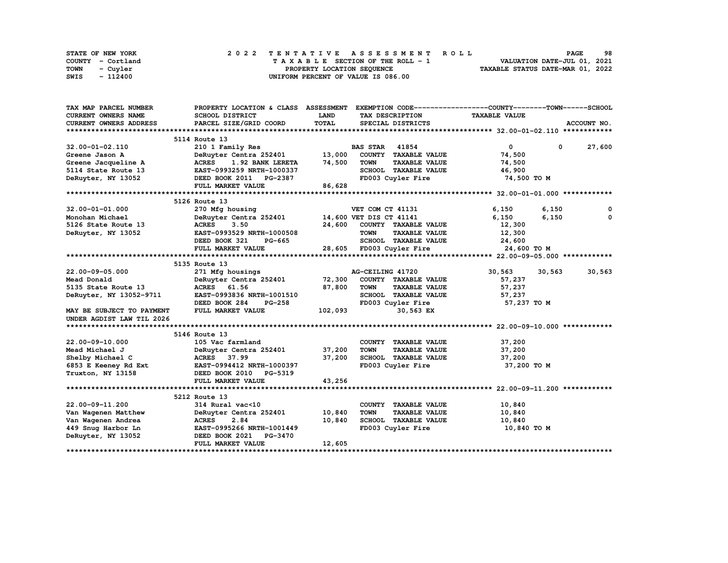STATE OF NEW YORK — 2022 TENTATIVE ASSESSMENT ROLL
COUNTY - Cortland — TAXABLE SECTION OF THE ROLL - 1 — VALUATION DATE-JUL 01, 2021
TOWN - Cuyler — PROPERTY LOCATION SEQUENCE — TAXABLE STATUS DATE-MAR 01, 2022
SWIS - 112400 — UNIFORM PERCENT OF VALUE IS 086.00

| TAX MAP PARCEL NUMBER / CURRENT OWNERS NAME / CURRENT OWNERS ADDRESS | PROPERTY LOCATION & CLASS / SCHOOL DISTRICT / PARCEL SIZE/GRID COORD | ASSESSMENT LAND | TOTAL | EXEMPTION CODE / TAX DESCRIPTION / SPECIAL DISTRICTS | COUNTY TAXABLE VALUE | TOWN | SCHOOL |
|---|---|---|---|---|---|---|---|
| **32.00-01-02.110** | 5114 Route 13 | | | | | | |
| | 210 1 Family Res | | | BAS STAR 41854 | 0 | 0 | 27,600 |
| Greene Jason A | DeRuyter Centra 252401 | 13,000 | | COUNTY TAXABLE VALUE | 74,500 | | |
| Greene Jacqueline A | ACRES 1.92 BANK LERETA | | 74,500 | TOWN TAXABLE VALUE | 74,500 | | |
| 5114 State Route 13 | EAST-0993259 NRTH-1000337 | | | SCHOOL TAXABLE VALUE | 46,900 | | |
| DeRuyter, NY 13052 | DEED BOOK 2011 PG-2387 | | | FD003 Cuyler Fire | 74,500 TO M | | |
| | FULL MARKET VALUE | | 86,628 | | | | |
| **32.00-01-01.000** | 5126 Route 13 | | | | | | |
| | 270 Mfg housing | | | VET COM CT 41131 | 6,150 | 6,150 | 0 |
| Monohan Michael | DeRuyter Centra 252401 | 14,600 | | VET DIS CT 41141 | 6,150 | 6,150 | 0 |
| 5126 State Route 13 | ACRES 3.50 | | 24,600 | COUNTY TAXABLE VALUE | 12,300 | | |
| DeRuyter, NY 13052 | EAST-0993529 NRTH-1000508 | | | TOWN TAXABLE VALUE | 12,300 | | |
| | DEED BOOK 321 PG-665 | | | SCHOOL TAXABLE VALUE | 24,600 | | |
| | FULL MARKET VALUE | | 28,605 | FD003 Cuyler Fire | 24,600 TO M | | |
| **22.00-09-05.000** | 5135 Route 13 | | | | | | |
| | 271 Mfg housings | | | AG-CEILING 41720 | 30,563 | 30,563 | 30,563 |
| Mead Donald | DeRuyter Centra 252401 | 72,300 | | COUNTY TAXABLE VALUE | 57,237 | | |
| 5135 State Route 13 | ACRES 61.56 | | 87,800 | TOWN TAXABLE VALUE | 57,237 | | |
| DeRuyter, NY 13052-9711 | EAST-0993836 NRTH-1001510 | | | SCHOOL TAXABLE VALUE | 57,237 | | |
| | DEED BOOK 284 PG-258 | | | FD003 Cuyler Fire | 57,237 TO M | | |
| MAY BE SUBJECT TO PAYMENT | FULL MARKET VALUE | | 102,093 | 30,563 EX | | | |
| UNDER AGDIST LAW TIL 2026 | | | | | | | |
| **22.00-09-10.000** | 5146 Route 13 | | | | | | |
| | 105 Vac farmland | | | COUNTY TAXABLE VALUE | 37,200 | | |
| Mead Michael J | DeRuyter Centra 252401 | 37,200 | | TOWN TAXABLE VALUE | 37,200 | | |
| Shelby Michael C | ACRES 37.99 | | 37,200 | SCHOOL TAXABLE VALUE | 37,200 | | |
| 6853 E Keeney Rd Ext | EAST-0994412 NRTH-1000397 | | | FD003 Cuyler Fire | 37,200 TO M | | |
| Truxton, NY 13158 | DEED BOOK 2010 PG-5319 | | | | | | |
| | FULL MARKET VALUE | | 43,256 | | | | |
| **22.00-09-11.200** | 5212 Route 13 | | | | | | |
| | 314 Rural vac<10 | | | COUNTY TAXABLE VALUE | 10,840 | | |
| Van Wagenen Matthew | DeRuyter Centra 252401 | 10,840 | | TOWN TAXABLE VALUE | 10,840 | | |
| Van Wagenen Andrea | ACRES 2.84 | | 10,840 | SCHOOL TAXABLE VALUE | 10,840 | | |
| 449 Snug Harbor Ln | EAST-0995266 NRTH-1001449 | | | FD003 Cuyler Fire | 10,840 TO M | | |
| DeRuyter, NY 13052 | DEED BOOK 2021 PG-3470 | | | | | | |
| | FULL MARKET VALUE | | 12,605 | | | | |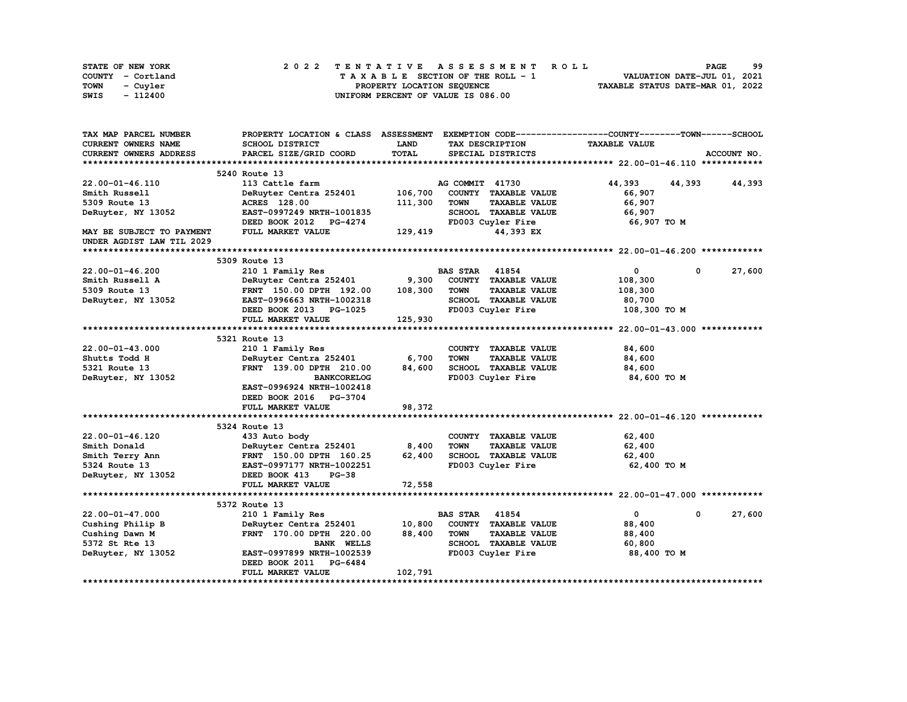STATE OF NEW YORK
COUNTY - Cortland
TOWN - Cuyler
SWIS - 112400

2022 TENTATIVE ASSESSMENT ROLL
TAXABLE SECTION OF THE ROLL - 1
PROPERTY LOCATION SEQUENCE
UNIFORM PERCENT OF VALUE IS 086.00

VALUATION DATE-JUL 01, 2021
TAXABLE STATUS DATE-MAR 01, 2022

| TAX MAP PARCEL NUMBER / CURRENT OWNERS NAME / CURRENT OWNERS ADDRESS | PROPERTY LOCATION & CLASS / SCHOOL DISTRICT / PARCEL SIZE/GRID COORD | ASSESSMENT LAND / TOTAL | EXEMPTION CODE / TAX DESCRIPTION / SPECIAL DISTRICTS | COUNTY | TOWN | SCHOOL |
|---|---|---|---|---|---|---|
| **22.00-01-46.110** | 5240 Route 13 | | | | | |
| 22.00-01-46.110 | 113 Cattle farm | | AG COMMIT 41730 | 44,393 | 44,393 | 44,393 |
| Smith Russell | DeRuyter Centra 252401 | 106,700 | COUNTY TAXABLE VALUE | 66,907 | | |
| 5309 Route 13 | ACRES 128.00 | 111,300 | TOWN TAXABLE VALUE | 66,907 | | |
| DeRuyter, NY 13052 | EAST-0997249 NRTH-1001835 | | SCHOOL TAXABLE VALUE | 66,907 | | |
| | DEED BOOK 2012 PG-4274 | | FD003 Cuyler Fire | 66,907 TO M | | |
| MAY BE SUBJECT TO PAYMENT UNDER AGDIST LAW TIL 2029 | FULL MARKET VALUE | 129,419 | 44,393 EX | | | |
| **22.00-01-46.200** | 5309 Route 13 | | | | | |
| 22.00-01-46.200 | 210 1 Family Res | | BAS STAR 41854 | 0 | 0 | 27,600 |
| Smith Russell A | DeRuyter Centra 252401 | 9,300 | COUNTY TAXABLE VALUE | 108,300 | | |
| 5309 Route 13 | FRNT 150.00 DPTH 192.00 | 108,300 | TOWN TAXABLE VALUE | 108,300 | | |
| DeRuyter, NY 13052 | EAST-0996663 NRTH-1002318 | | SCHOOL TAXABLE VALUE | 80,700 | | |
| | DEED BOOK 2013 PG-1025 | | FD003 Cuyler Fire | 108,300 TO M | | |
| | FULL MARKET VALUE | 125,930 | | | | |
| **22.00-01-43.000** | 5321 Route 13 | | | | | |
| 22.00-01-43.000 | 210 1 Family Res | | COUNTY TAXABLE VALUE | 84,600 | | |
| Shutts Todd H | DeRuyter Centra 252401 | 6,700 | TOWN TAXABLE VALUE | 84,600 | | |
| 5321 Route 13 | FRNT 139.00 DPTH 210.00 | 84,600 | SCHOOL TAXABLE VALUE | 84,600 | | |
| DeRuyter, NY 13052 | BANKCORELOG | | FD003 Cuyler Fire | 84,600 TO M | | |
| | EAST-0996924 NRTH-1002418 | | | | | |
| | DEED BOOK 2016 PG-3704 | | | | | |
| | FULL MARKET VALUE | 98,372 | | | | |
| **22.00-01-46.120** | 5324 Route 13 | | | | | |
| 22.00-01-46.120 | 433 Auto body | | COUNTY TAXABLE VALUE | 62,400 | | |
| Smith Donald | DeRuyter Centra 252401 | 8,400 | TOWN TAXABLE VALUE | 62,400 | | |
| Smith Terry Ann | FRNT 150.00 DPTH 160.25 | 62,400 | SCHOOL TAXABLE VALUE | 62,400 | | |
| 5324 Route 13 | EAST-0997177 NRTH-1002251 | | FD003 Cuyler Fire | 62,400 TO M | | |
| DeRuyter, NY 13052 | DEED BOOK 413 PG-38 | | | | | |
| | FULL MARKET VALUE | 72,558 | | | | |
| **22.00-01-47.000** | 5372 Route 13 | | | | | |
| 22.00-01-47.000 | 210 1 Family Res | | BAS STAR 41854 | 0 | 0 | 27,600 |
| Cushing Philip B | DeRuyter Centra 252401 | 10,800 | COUNTY TAXABLE VALUE | 88,400 | | |
| Cushing Dawn M | FRNT 170.00 DPTH 220.00 | 88,400 | TOWN TAXABLE VALUE | 88,400 | | |
| 5372 St Rte 13 | BANK WELLS | | SCHOOL TAXABLE VALUE | 60,800 | | |
| DeRuyter, NY 13052 | EAST-0997899 NRTH-1002539 | | FD003 Cuyler Fire | 88,400 TO M | | |
| | DEED BOOK 2011 PG-6484 | | | | | |
| | FULL MARKET VALUE | 102,791 | | | | |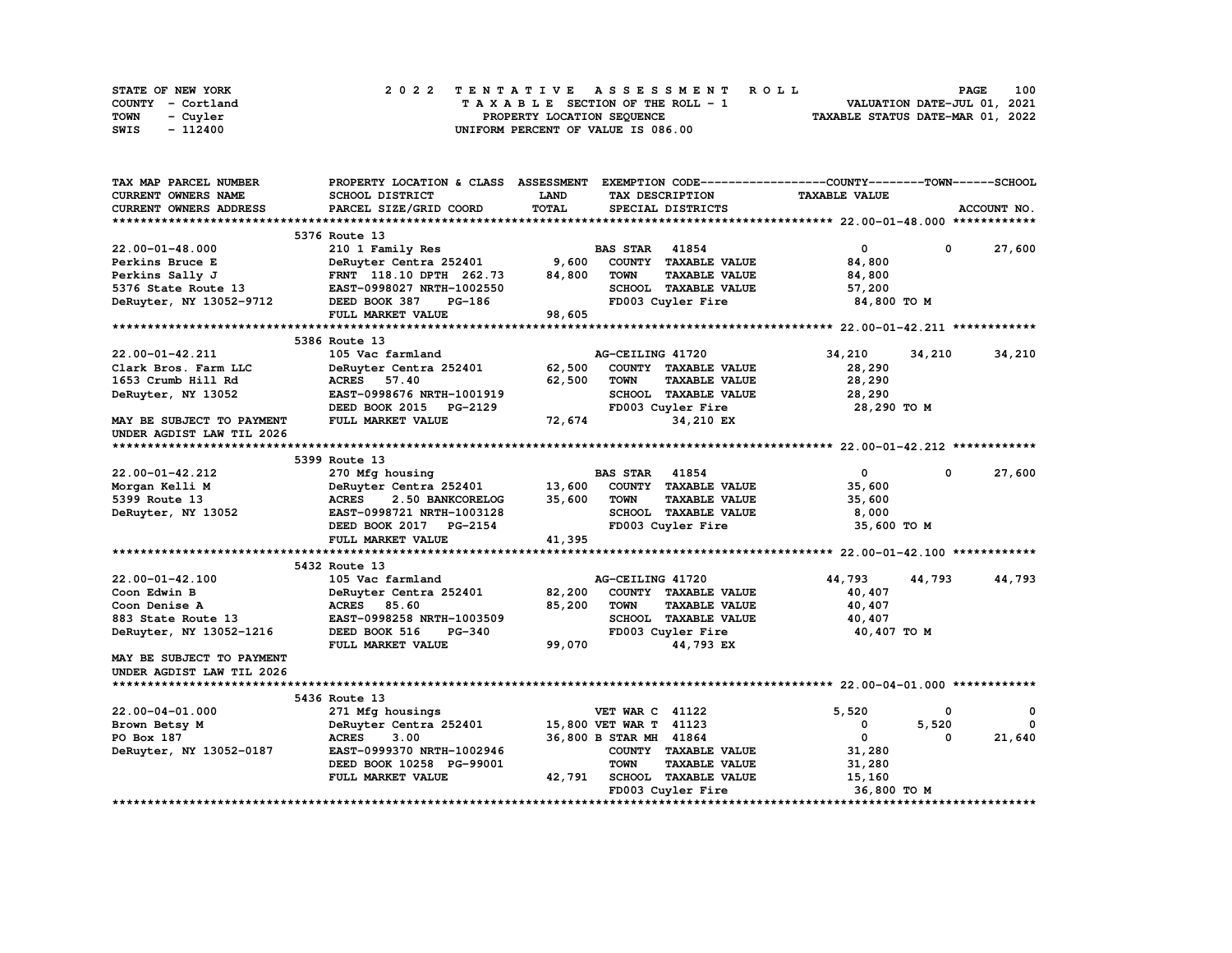STATE OF NEW YORK
COUNTY - Cortland
TOWN - Cuyler
SWIS - 112400

2 0 2 2 T E N T A T I V E A S S E S S M E N T R O L L
T A X A B L E SECTION OF THE ROLL - 1
PROPERTY LOCATION SEQUENCE
UNIFORM PERCENT OF VALUE IS 086.00

VALUATION DATE-JUL 01, 2021
TAXABLE STATUS DATE-MAR 01, 2022

| TAX MAP PARCEL NUMBER / CURRENT OWNERS NAME / CURRENT OWNERS ADDRESS | PROPERTY LOCATION & CLASS / SCHOOL DISTRICT / PARCEL SIZE/GRID COORD | ASSESSMENT LAND / TOTAL | EXEMPTION CODE / TAX DESCRIPTION / SPECIAL DISTRICTS | COUNTY | TOWN | SCHOOL |
|---|---|---|---|---|---|---|
| **22.00-01-48.000** | 5376 Route 13 | | | | | |
| 22.00-01-48.000 | 210 1 Family Res | | BAS STAR 41854 | 0 | 0 | 27,600 |
| Perkins Bruce E | DeRuyter Centra 252401 | 9,600 | COUNTY TAXABLE VALUE | 84,800 | | |
| Perkins Sally J | FRNT 118.10 DPTH 262.73 | 84,800 | TOWN TAXABLE VALUE | | 84,800 | |
| 5376 State Route 13 | EAST-0998027 NRTH-1002550 | | SCHOOL TAXABLE VALUE | | | 57,200 |
| DeRuyter, NY 13052-9712 | DEED BOOK 387 PG-186 | | FD003 Cuyler Fire | 84,800 TO M | | |
| | FULL MARKET VALUE | 98,605 | | | | |
| **22.00-01-42.211** | 5386 Route 13 | | | | | |
| 22.00-01-42.211 | 105 Vac farmland | | AG-CEILING 41720 | 34,210 | 34,210 | 34,210 |
| Clark Bros. Farm LLC | DeRuyter Centra 252401 | 62,500 | COUNTY TAXABLE VALUE | 28,290 | | |
| 1653 Crumb Hill Rd | ACRES 57.40 | 62,500 | TOWN TAXABLE VALUE | | 28,290 | |
| DeRuyter, NY 13052 | EAST-0998676 NRTH-1001919 | | SCHOOL TAXABLE VALUE | | | 28,290 |
| | DEED BOOK 2015 PG-2129 | | FD003 Cuyler Fire | 28,290 TO M | | |
| MAY BE SUBJECT TO PAYMENT | FULL MARKET VALUE | 72,674 | 34,210 EX | | | |
| UNDER AGDIST LAW TIL 2026 | | | | | | |
| **22.00-01-42.212** | 5399 Route 13 | | | | | |
| 22.00-01-42.212 | 270 Mfg housing | | BAS STAR 41854 | 0 | 0 | 27,600 |
| Morgan Kelli M | DeRuyter Centra 252401 | 13,600 | COUNTY TAXABLE VALUE | 35,600 | | |
| 5399 Route 13 | ACRES 2.50 BANKCORELOG | 35,600 | TOWN TAXABLE VALUE | | 35,600 | |
| DeRuyter, NY 13052 | EAST-0998721 NRTH-1003128 | | SCHOOL TAXABLE VALUE | | | 8,000 |
| | DEED BOOK 2017 PG-2154 | | FD003 Cuyler Fire | 35,600 TO M | | |
| | FULL MARKET VALUE | 41,395 | | | | |
| **22.00-01-42.100** | 5432 Route 13 | | | | | |
| 22.00-01-42.100 | 105 Vac farmland | | AG-CEILING 41720 | 44,793 | 44,793 | 44,793 |
| Coon Edwin B | DeRuyter Centra 252401 | 82,200 | COUNTY TAXABLE VALUE | 40,407 | | |
| Coon Denise A | ACRES 85.60 | 85,200 | TOWN TAXABLE VALUE | | 40,407 | |
| 883 State Route 13 | EAST-0998258 NRTH-1003509 | | SCHOOL TAXABLE VALUE | | | 40,407 |
| DeRuyter, NY 13052-1216 | DEED BOOK 516 PG-340 | | FD003 Cuyler Fire | 40,407 TO M | | |
| | FULL MARKET VALUE | 99,070 | 44,793 EX | | | |
| MAY BE SUBJECT TO PAYMENT | | | | | | |
| UNDER AGDIST LAW TIL 2026 | | | | | | |
| **22.00-04-01.000** | 5436 Route 13 | | | | | |
| 22.00-04-01.000 | 271 Mfg housings | | VET WAR C 41122 | 5,520 | 0 | 0 |
| Brown Betsy M | DeRuyter Centra 252401 | 15,800 | VET WAR T 41123 | 0 | 5,520 | 0 |
| PO Box 187 | ACRES 3.00 | 36,800 | B STAR MH 41864 | 0 | 0 | 21,640 |
| DeRuyter, NY 13052-0187 | EAST-0999370 NRTH-1002946 | | COUNTY TAXABLE VALUE | 31,280 | | |
| | DEED BOOK 10258 PG-99001 | | TOWN TAXABLE VALUE | | 31,280 | |
| | FULL MARKET VALUE | 42,791 | SCHOOL TAXABLE VALUE | | | 15,160 |
| | | | FD003 Cuyler Fire | 36,800 TO M | | |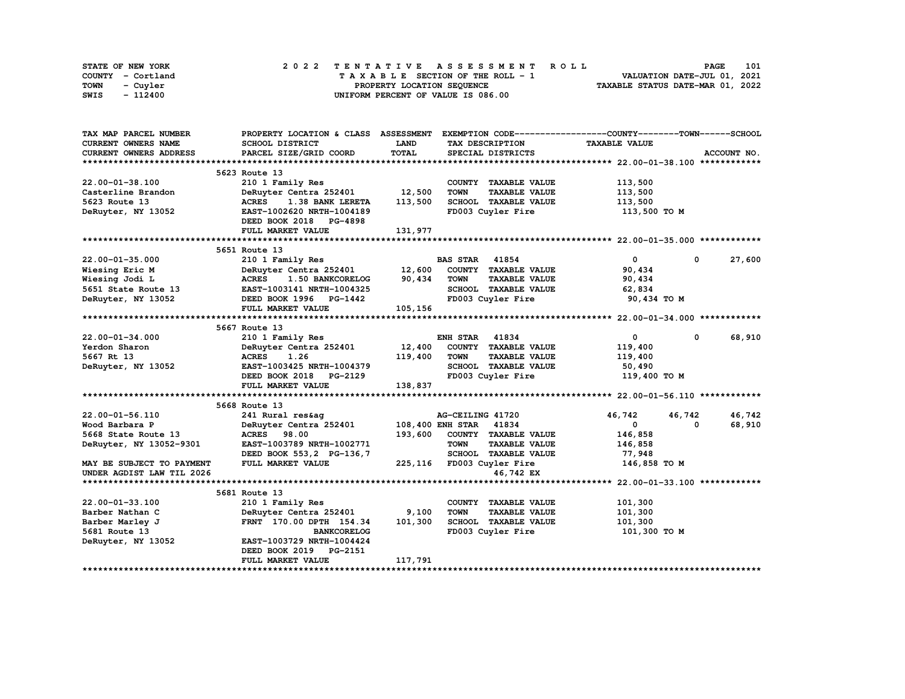STATE OF NEW YORK
COUNTY - Cortland
TOWN - Cuyler
SWIS - 112400

2022 TENTATIVE ASSESSMENT ROLL
TAXABLE SECTION OF THE ROLL - 1
PROPERTY LOCATION SEQUENCE
UNIFORM PERCENT OF VALUE IS 086.00

VALUATION DATE-JUL 01, 2021
TAXABLE STATUS DATE-MAR 01, 2022

| TAX MAP PARCEL NUMBER / CURRENT OWNERS NAME / CURRENT OWNERS ADDRESS | PROPERTY LOCATION & CLASS / SCHOOL DISTRICT / PARCEL SIZE/GRID COORD | ASSESSMENT LAND / TOTAL | EXEMPTION CODE / TAX DESCRIPTION / SPECIAL DISTRICTS | COUNTY TAXABLE VALUE | TOWN | SCHOOL |
|---|---|---|---|---|---|---|
| **22.00-01-38.100** | 5623 Route 13 | | | | | |
| 22.00-01-38.100 | 210 1 Family Res | | COUNTY TAXABLE VALUE | 113,500 | | |
| Casterline Brandon | DeRuyter Centra 252401 | 12,500 | TOWN TAXABLE VALUE | 113,500 | | |
| 5623 Route 13 | ACRES 1.38 BANK LERETA | 113,500 | SCHOOL TAXABLE VALUE | 113,500 | | |
| DeRuyter, NY 13052 | EAST-1002620 NRTH-1004189 | | FD003 Cuyler Fire | 113,500 TO M | | |
| | DEED BOOK 2018 PG-4898 | | | | | |
| | FULL MARKET VALUE | 131,977 | | | | |
| **22.00-01-35.000** | 5651 Route 13 | | | | | |
| 22.00-01-35.000 | 210 1 Family Res | | BAS STAR 41854 | 0 | 0 | 27,600 |
| Wiesing Eric M | DeRuyter Centra 252401 | 12,600 | COUNTY TAXABLE VALUE | 90,434 | | |
| Wiesing Jodi L | ACRES 1.50 BANKCORELOG | 90,434 | TOWN TAXABLE VALUE | 90,434 | | |
| 5651 State Route 13 | EAST-1003141 NRTH-1004325 | | SCHOOL TAXABLE VALUE | 62,834 | | |
| DeRuyter, NY 13052 | DEED BOOK 1996 PG-1442 | | FD003 Cuyler Fire | 90,434 TO M | | |
| | FULL MARKET VALUE | 105,156 | | | | |
| **22.00-01-34.000** | 5667 Route 13 | | | | | |
| 22.00-01-34.000 | 210 1 Family Res | | ENH STAR 41834 | 0 | 0 | 68,910 |
| Yerdon Sharon | DeRuyter Centra 252401 | 12,400 | COUNTY TAXABLE VALUE | 119,400 | | |
| 5667 Rt 13 | ACRES 1.26 | 119,400 | TOWN TAXABLE VALUE | 119,400 | | |
| DeRuyter, NY 13052 | EAST-1003425 NRTH-1004379 | | SCHOOL TAXABLE VALUE | 50,490 | | |
| | DEED BOOK 2018 PG-2129 | | FD003 Cuyler Fire | 119,400 TO M | | |
| | FULL MARKET VALUE | 138,837 | | | | |
| **22.00-01-56.110** | 5668 Route 13 | | | | | |
| 22.00-01-56.110 | 241 Rural res&ag | | AG-CEILING 41720 | 46,742 | 46,742 | 46,742 |
| Wood Barbara P | DeRuyter Centra 252401 | 108,400 | ENH STAR 41834 | 0 | 0 | 68,910 |
| 5668 State Route 13 | ACRES 98.00 | 193,600 | COUNTY TAXABLE VALUE | 146,858 | | |
| DeRuyter, NY 13052-9301 | EAST-1003789 NRTH-1002771 | | TOWN TAXABLE VALUE | 146,858 | | |
| | DEED BOOK 553,2 PG-136,7 | | SCHOOL TAXABLE VALUE | 77,948 | | |
| MAY BE SUBJECT TO PAYMENT | FULL MARKET VALUE | 225,116 | FD003 Cuyler Fire | 146,858 TO M | | |
| UNDER AGDIST LAW TIL 2026 | | | 46,742 EX | | | |
| **22.00-01-33.100** | 5681 Route 13 | | | | | |
| 22.00-01-33.100 | 210 1 Family Res | | COUNTY TAXABLE VALUE | 101,300 | | |
| Barber Nathan C | DeRuyter Centra 252401 | 9,100 | TOWN TAXABLE VALUE | 101,300 | | |
| Barber Marley J | FRNT 170.00 DPTH 154.34 | 101,300 | SCHOOL TAXABLE VALUE | 101,300 | | |
| 5681 Route 13 | BANKCORELOG | | FD003 Cuyler Fire | 101,300 TO M | | |
| DeRuyter, NY 13052 | EAST-1003729 NRTH-1004424 | | | | | |
| | DEED BOOK 2019 PG-2151 | | | | | |
| | FULL MARKET VALUE | 117,791 | | | | |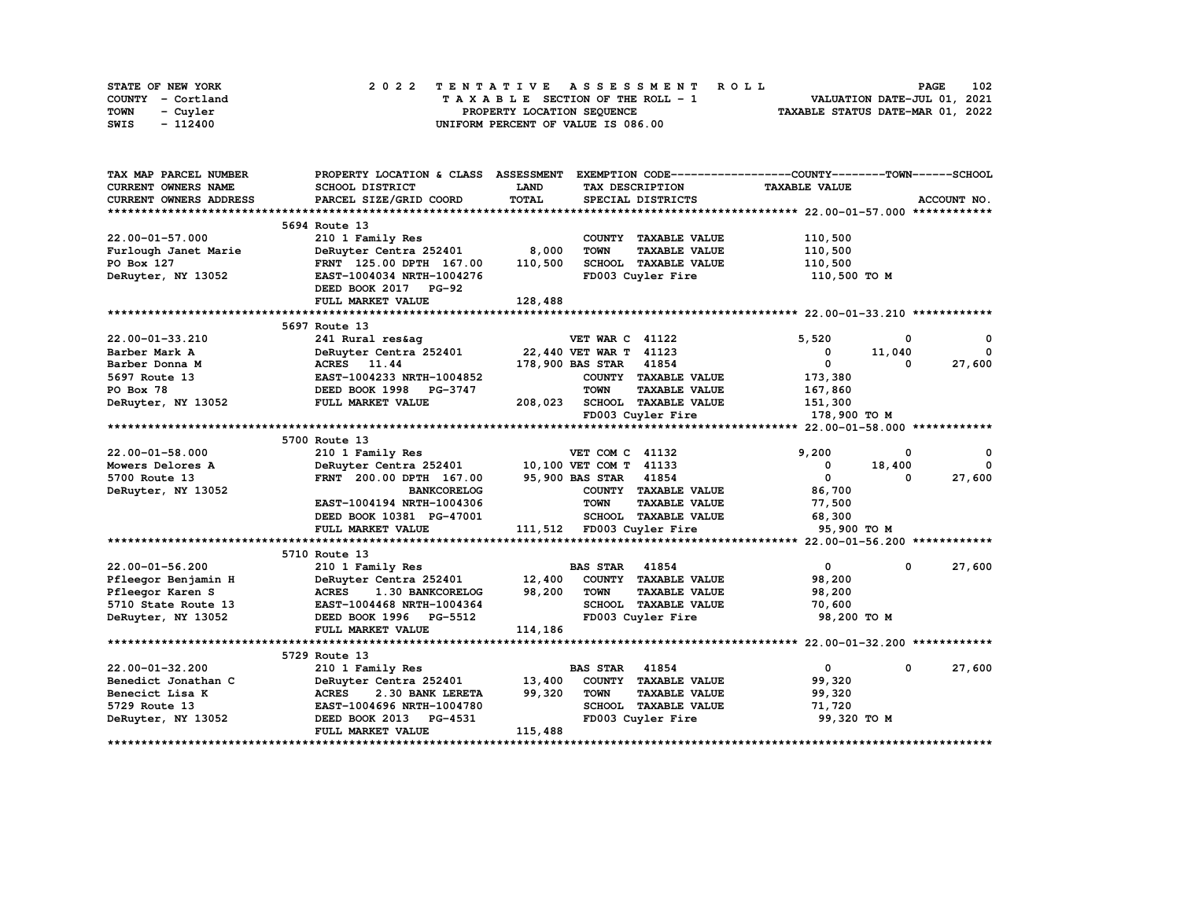STATE OF NEW YORK — 2022 TENTATIVE ASSESSMENT ROLL — PAGE 102
COUNTY - Cortland — TAXABLE SECTION OF THE ROLL - 1 — VALUATION DATE-JUL 01, 2021
TOWN - Cuyler — PROPERTY LOCATION SEQUENCE — TAXABLE STATUS DATE-MAR 01, 2022
SWIS - 112400 — UNIFORM PERCENT OF VALUE IS 086.00

| TAX MAP PARCEL NUMBER / CURRENT OWNERS NAME / CURRENT OWNERS ADDRESS | PROPERTY LOCATION & CLASS / SCHOOL DISTRICT / PARCEL SIZE/GRID COORD | ASSESSMENT LAND / TOTAL | EXEMPTION CODE / TAX DESCRIPTION / SPECIAL DISTRICTS | COUNTY TAXABLE VALUE | TOWN | SCHOOL |
|---|---|---|---|---|---|---|
| **22.00-01-57.000** | 5694 Route 13 | | | | | |
| 22.00-01-57.000 | 210 1 Family Res | | COUNTY TAXABLE VALUE | 110,500 | | |
| Furlough Janet Marie | DeRuyter Centra 252401 | 8,000 | TOWN TAXABLE VALUE | 110,500 | | |
| PO Box 127 | FRNT 125.00 DPTH 167.00 | 110,500 | SCHOOL TAXABLE VALUE | 110,500 | | |
| DeRuyter, NY 13052 | EAST-1004034 NRTH-1004276 | | FD003 Cuyler Fire | 110,500 TO M | | |
| | DEED BOOK 2017 PG-92 | | | | | |
| | FULL MARKET VALUE | 128,488 | | | | |
| **22.00-01-33.210** | 5697 Route 13 | | | | | |
| 22.00-01-33.210 | 241 Rural res&ag | | VET WAR C 41122 | 5,520 | 0 | 0 |
| Barber Mark A | DeRuyter Centra 252401 | 22,440 | VET WAR T 41123 | 0 | 11,040 | 0 |
| Barber Donna M | ACRES 11.44 | 178,900 | BAS STAR 41854 | 0 | 0 | 27,600 |
| 5697 Route 13 | EAST-1004233 NRTH-1004852 | | COUNTY TAXABLE VALUE | 173,380 | | |
| PO Box 78 | DEED BOOK 1998 PG-3747 | | TOWN TAXABLE VALUE | 167,860 | | |
| DeRuyter, NY 13052 | FULL MARKET VALUE | 208,023 | SCHOOL TAXABLE VALUE | 151,300 | | |
| | | | FD003 Cuyler Fire | 178,900 TO M | | |
| **22.00-01-58.000** | 5700 Route 13 | | | | | |
| 22.00-01-58.000 | 210 1 Family Res | | VET COM C 41132 | 9,200 | 0 | 0 |
| Mowers Delores A | DeRuyter Centra 252401 | 10,100 | VET COM T 41133 | 0 | 18,400 | 0 |
| 5700 Route 13 | FRNT 200.00 DPTH 167.00 | 95,900 | BAS STAR 41854 | 0 | 0 | 27,600 |
| DeRuyter, NY 13052 | BANKCORELOG | | COUNTY TAXABLE VALUE | 86,700 | | |
| | EAST-1004194 NRTH-1004306 | | TOWN TAXABLE VALUE | 77,500 | | |
| | DEED BOOK 10381 PG-47001 | | SCHOOL TAXABLE VALUE | 68,300 | | |
| | FULL MARKET VALUE | 111,512 | FD003 Cuyler Fire | 95,900 TO M | | |
| **22.00-01-56.200** | 5710 Route 13 | | | | | |
| 22.00-01-56.200 | 210 1 Family Res | | BAS STAR 41854 | 0 | 0 | 27,600 |
| Pfleegor Benjamin H | DeRuyter Centra 252401 | 12,400 | COUNTY TAXABLE VALUE | 98,200 | | |
| Pfleegor Karen S | ACRES 1.30 BANKCORELOG | 98,200 | TOWN TAXABLE VALUE | 98,200 | | |
| 5710 State Route 13 | EAST-1004468 NRTH-1004364 | | SCHOOL TAXABLE VALUE | 70,600 | | |
| DeRuyter, NY 13052 | DEED BOOK 1996 PG-5512 | | FD003 Cuyler Fire | 98,200 TO M | | |
| | FULL MARKET VALUE | 114,186 | | | | |
| **22.00-01-32.200** | 5729 Route 13 | | | | | |
| 22.00-01-32.200 | 210 1 Family Res | | BAS STAR 41854 | 0 | 0 | 27,600 |
| Benedict Jonathan C | DeRuyter Centra 252401 | 13,400 | COUNTY TAXABLE VALUE | 99,320 | | |
| Benecict Lisa K | ACRES 2.30 BANK LERETA | 99,320 | TOWN TAXABLE VALUE | 99,320 | | |
| 5729 Route 13 | EAST-1004696 NRTH-1004780 | | SCHOOL TAXABLE VALUE | 71,720 | | |
| DeRuyter, NY 13052 | DEED BOOK 2013 PG-4531 | | FD003 Cuyler Fire | 99,320 TO M | | |
| | FULL MARKET VALUE | 115,488 | | | | |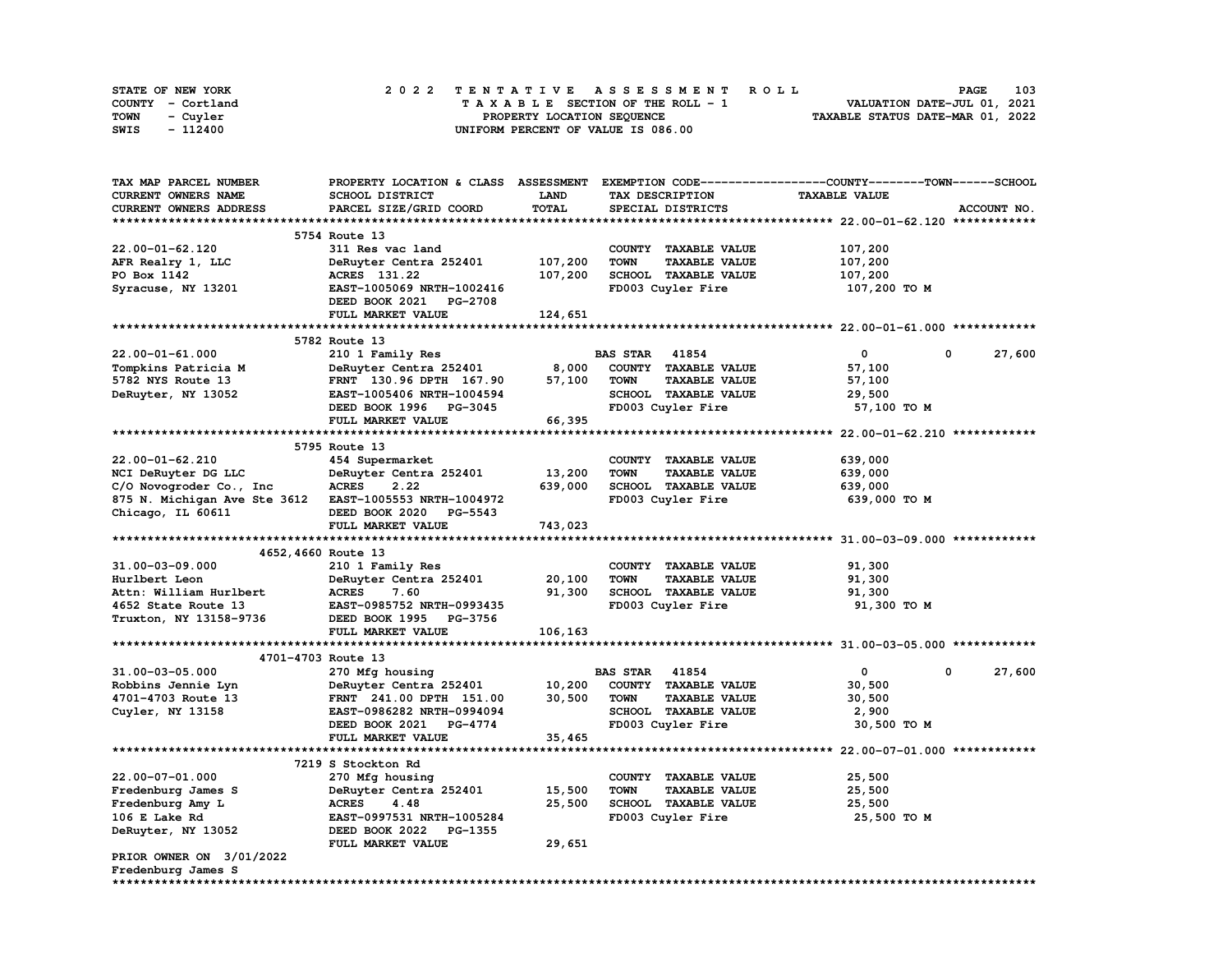STATE OF NEW YORK — COUNTY - Cortland — TOWN - Cuyler — SWIS - 112400

2022 TENTATIVE ASSESSMENT ROLL
TAXABLE SECTION OF THE ROLL - 1
PROPERTY LOCATION SEQUENCE
UNIFORM PERCENT OF VALUE IS 086.00

VALUATION DATE-JUL 01, 2021
TAXABLE STATUS DATE-MAR 01, 2022

| TAX MAP PARCEL NUMBER / CURRENT OWNERS NAME / CURRENT OWNERS ADDRESS | PROPERTY LOCATION & CLASS / SCHOOL DISTRICT / PARCEL SIZE/GRID COORD | ASSESSMENT LAND | ASSESSMENT TOTAL | EXEMPTION CODE / TAX DESCRIPTION / SPECIAL DISTRICTS | COUNTY TAXABLE VALUE | TOWN | SCHOOL |
|---|---|---|---|---|---|---|---|
| **22.00-01-62.120** | 5754 Route 13 | | | | | | |
| 22.00-01-62.120 | 311 Res vac land | | | COUNTY TAXABLE VALUE | 107,200 | | |
| AFR Realry 1, LLC | DeRuyter Centra 252401 | 107,200 | | TOWN TAXABLE VALUE | 107,200 | | |
| PO Box 1142 | ACRES 131.22 | | 107,200 | SCHOOL TAXABLE VALUE | 107,200 | | |
| Syracuse, NY 13201 | EAST-1005069 NRTH-1002416 | | | FD003 Cuyler Fire | 107,200 TO M | | |
| | DEED BOOK 2021 PG-2708 | | | | | | |
| | FULL MARKET VALUE | | 124,651 | | | | |
| **22.00-01-61.000** | 5782 Route 13 | | | | | | |
| 22.00-01-61.000 | 210 1 Family Res | | | BAS STAR 41854 | 0 | 0 | 27,600 |
| Tompkins Patricia M | DeRuyter Centra 252401 | 8,000 | | COUNTY TAXABLE VALUE | 57,100 | | |
| 5782 NYS Route 13 | FRNT 130.96 DPTH 167.90 | | 57,100 | TOWN TAXABLE VALUE | 57,100 | | |
| DeRuyter, NY 13052 | EAST-1005406 NRTH-1004594 | | | SCHOOL TAXABLE VALUE | 29,500 | | |
| | DEED BOOK 1996 PG-3045 | | | FD003 Cuyler Fire | 57,100 TO M | | |
| | FULL MARKET VALUE | | 66,395 | | | | |
| **22.00-01-62.210** | 5795 Route 13 | | | | | | |
| 22.00-01-62.210 | 454 Supermarket | | | COUNTY TAXABLE VALUE | 639,000 | | |
| NCI DeRuyter DG LLC | DeRuyter Centra 252401 | 13,200 | | TOWN TAXABLE VALUE | 639,000 | | |
| C/O Novogroder Co., Inc | ACRES 2.22 | | 639,000 | SCHOOL TAXABLE VALUE | 639,000 | | |
| 875 N. Michigan Ave Ste 3612 | EAST-1005553 NRTH-1004972 | | | FD003 Cuyler Fire | 639,000 TO M | | |
| Chicago, IL 60611 | DEED BOOK 2020 PG-5543 | | | | | | |
| | FULL MARKET VALUE | | 743,023 | | | | |
| **31.00-03-09.000** | 4652,4660 Route 13 | | | | | | |
| 31.00-03-09.000 | 210 1 Family Res | | | COUNTY TAXABLE VALUE | 91,300 | | |
| Hurlbert Leon | DeRuyter Centra 252401 | 20,100 | | TOWN TAXABLE VALUE | 91,300 | | |
| Attn: William Hurlbert | ACRES 7.60 | | 91,300 | SCHOOL TAXABLE VALUE | 91,300 | | |
| 4652 State Route 13 | EAST-0985752 NRTH-0993435 | | | FD003 Cuyler Fire | 91,300 TO M | | |
| Truxton, NY 13158-9736 | DEED BOOK 1995 PG-3756 | | | | | | |
| | FULL MARKET VALUE | | 106,163 | | | | |
| **31.00-03-05.000** | 4701-4703 Route 13 | | | | | | |
| 31.00-03-05.000 | 270 Mfg housing | | | BAS STAR 41854 | 0 | 0 | 27,600 |
| Robbins Jennie Lyn | DeRuyter Centra 252401 | 10,200 | | COUNTY TAXABLE VALUE | 30,500 | | |
| 4701-4703 Route 13 | FRNT 241.00 DPTH 151.00 | | 30,500 | TOWN TAXABLE VALUE | 30,500 | | |
| Cuyler, NY 13158 | EAST-0986282 NRTH-0994094 | | | SCHOOL TAXABLE VALUE | 2,900 | | |
| | DEED BOOK 2021 PG-4774 | | | FD003 Cuyler Fire | 30,500 TO M | | |
| | FULL MARKET VALUE | | 35,465 | | | | |
| **22.00-07-01.000** | 7219 S Stockton Rd | | | | | | |
| 22.00-07-01.000 | 270 Mfg housing | | | COUNTY TAXABLE VALUE | 25,500 | | |
| Fredenburg James S | DeRuyter Centra 252401 | 15,500 | | TOWN TAXABLE VALUE | 25,500 | | |
| Fredenburg Amy L | ACRES 4.48 | | 25,500 | SCHOOL TAXABLE VALUE | 25,500 | | |
| 106 E Lake Rd | EAST-0997531 NRTH-1005284 | | | FD003 Cuyler Fire | 25,500 TO M | | |
| DeRuyter, NY 13052 | DEED BOOK 2022 PG-1355 | | | | | | |
| | FULL MARKET VALUE | | 29,651 | | | | |
| PRIOR OWNER ON 3/01/2022 | | | | | | | |
| Fredenburg James S | | | | | | | |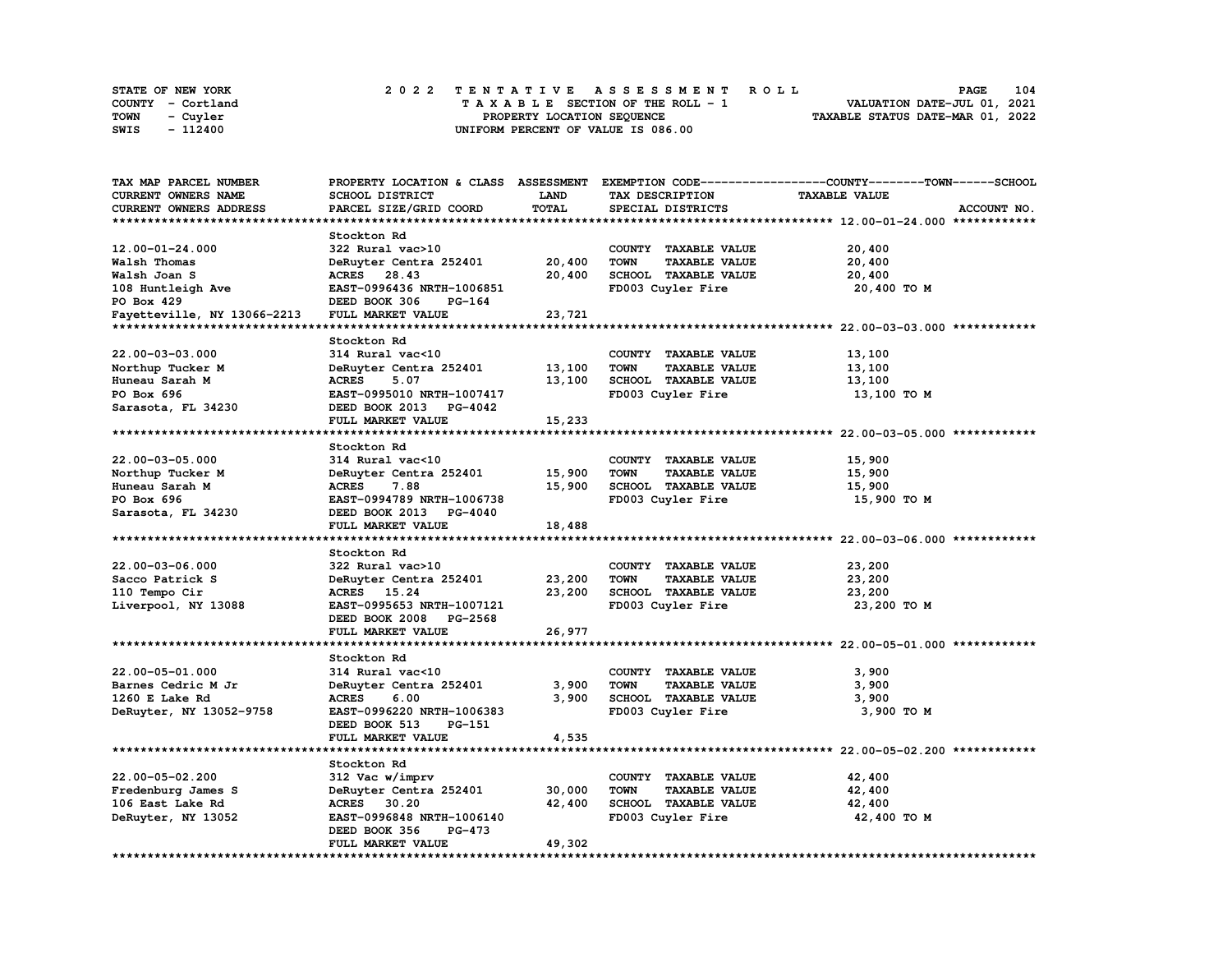STATE OF NEW YORK
COUNTY - Cortland
TOWN - Cuyler
SWIS - 112400

# 2022 TENTATIVE ASSESSMENT ROLL

TAXABLE SECTION OF THE ROLL - 1
PROPERTY LOCATION SEQUENCE
UNIFORM PERCENT OF VALUE IS 086.00

VALUATION DATE-JUL 01, 2021
TAXABLE STATUS DATE-MAR 01, 2022

| TAX MAP PARCEL NUMBER / CURRENT OWNERS NAME / CURRENT OWNERS ADDRESS | PROPERTY LOCATION & CLASS / SCHOOL DISTRICT / PARCEL SIZE/GRID COORD | ASSESSMENT LAND | ASSESSMENT TOTAL | EXEMPTION CODE / TAX DESCRIPTION / SPECIAL DISTRICTS | TAXABLE VALUE (COUNTY--TOWN--SCHOOL) | ACCOUNT NO. |
|---|---|---|---|---|---|---|
| **12.00-01-24.000** | Stockton Rd | | | | | |
| 12.00-01-24.000 | 322 Rural vac>10 | | | COUNTY TAXABLE VALUE | 20,400 | |
| Walsh Thomas | DeRuyter Centra 252401 | 20,400 | | TOWN TAXABLE VALUE | 20,400 | |
| Walsh Joan S | ACRES 28.43 | | 20,400 | SCHOOL TAXABLE VALUE | 20,400 | |
| 108 Huntleigh Ave | EAST-0996436 NRTH-1006851 | | | FD003 Cuyler Fire | 20,400 TO M | |
| PO Box 429 | DEED BOOK 306 PG-164 | | | | | |
| Fayetteville, NY 13066-2213 | FULL MARKET VALUE | | 23,721 | | | |
| **22.00-03-03.000** | Stockton Rd | | | | | |
| 22.00-03-03.000 | 314 Rural vac<10 | | | COUNTY TAXABLE VALUE | 13,100 | |
| Northup Tucker M | DeRuyter Centra 252401 | 13,100 | | TOWN TAXABLE VALUE | 13,100 | |
| Huneau Sarah M | ACRES 5.07 | | 13,100 | SCHOOL TAXABLE VALUE | 13,100 | |
| PO Box 696 | EAST-0995010 NRTH-1007417 | | | FD003 Cuyler Fire | 13,100 TO M | |
| Sarasota, FL 34230 | DEED BOOK 2013 PG-4042 | | | | | |
| | FULL MARKET VALUE | | 15,233 | | | |
| **22.00-03-05.000** | Stockton Rd | | | | | |
| 22.00-03-05.000 | 314 Rural vac<10 | | | COUNTY TAXABLE VALUE | 15,900 | |
| Northup Tucker M | DeRuyter Centra 252401 | 15,900 | | TOWN TAXABLE VALUE | 15,900 | |
| Huneau Sarah M | ACRES 7.88 | | 15,900 | SCHOOL TAXABLE VALUE | 15,900 | |
| PO Box 696 | EAST-0994789 NRTH-1006738 | | | FD003 Cuyler Fire | 15,900 TO M | |
| Sarasota, FL 34230 | DEED BOOK 2013 PG-4040 | | | | | |
| | FULL MARKET VALUE | | 18,488 | | | |
| **22.00-03-06.000** | Stockton Rd | | | | | |
| 22.00-03-06.000 | 322 Rural vac>10 | | | COUNTY TAXABLE VALUE | 23,200 | |
| Sacco Patrick S | DeRuyter Centra 252401 | 23,200 | | TOWN TAXABLE VALUE | 23,200 | |
| 110 Tempo Cir | ACRES 15.24 | | 23,200 | SCHOOL TAXABLE VALUE | 23,200 | |
| Liverpool, NY 13088 | EAST-0995653 NRTH-1007121 | | | FD003 Cuyler Fire | 23,200 TO M | |
| | DEED BOOK 2008 PG-2568 | | | | | |
| | FULL MARKET VALUE | | 26,977 | | | |
| **22.00-05-01.000** | Stockton Rd | | | | | |
| 22.00-05-01.000 | 314 Rural vac<10 | | | COUNTY TAXABLE VALUE | 3,900 | |
| Barnes Cedric M Jr | DeRuyter Centra 252401 | 3,900 | | TOWN TAXABLE VALUE | 3,900 | |
| 1260 E Lake Rd | ACRES 6.00 | | 3,900 | SCHOOL TAXABLE VALUE | 3,900 | |
| DeRuyter, NY 13052-9758 | EAST-0996220 NRTH-1006383 | | | FD003 Cuyler Fire | 3,900 TO M | |
| | DEED BOOK 513 PG-151 | | | | | |
| | FULL MARKET VALUE | | 4,535 | | | |
| **22.00-05-02.200** | Stockton Rd | | | | | |
| 22.00-05-02.200 | 312 Vac w/imprv | | | COUNTY TAXABLE VALUE | 42,400 | |
| Fredenburg James S | DeRuyter Centra 252401 | 30,000 | | TOWN TAXABLE VALUE | 42,400 | |
| 106 East Lake Rd | ACRES 30.20 | | 42,400 | SCHOOL TAXABLE VALUE | 42,400 | |
| DeRuyter, NY 13052 | EAST-0996848 NRTH-1006140 | | | FD003 Cuyler Fire | 42,400 TO M | |
| | DEED BOOK 356 PG-473 | | | | | |
| | FULL MARKET VALUE | | 49,302 | | | |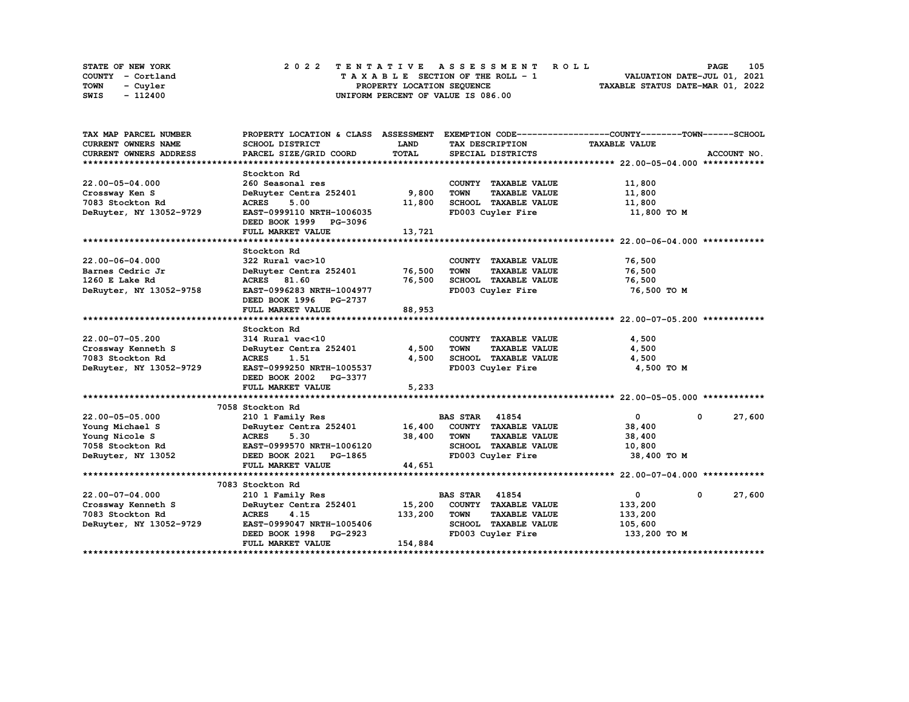STATE OF NEW YORK
COUNTY - Cortland
TOWN - Cuyler
SWIS - 112400

2022 TENTATIVE ASSESSMENT ROLL
TAXABLE SECTION OF THE ROLL - 1
PROPERTY LOCATION SEQUENCE
UNIFORM PERCENT OF VALUE IS 086.00

VALUATION DATE-JUL 01, 2021
TAXABLE STATUS DATE-MAR 01, 2022

| TAX MAP PARCEL NUMBER / CURRENT OWNERS NAME / CURRENT OWNERS ADDRESS | PROPERTY LOCATION & CLASS / SCHOOL DISTRICT / PARCEL SIZE/GRID COORD | ASSESSMENT LAND / TOTAL | EXEMPTION CODE / TAX DESCRIPTION / SPECIAL DISTRICTS | COUNTY / TOWN TAXABLE VALUE | SCHOOL |
|---|---|---|---|---|---|
| **22.00-05-04.000** | Stockton Rd | | | | |
| 22.00-05-04.000 | 260 Seasonal res | | COUNTY TAXABLE VALUE | 11,800 | |
| Crossway Ken S | DeRuyter Centra 252401 | 9,800 | TOWN TAXABLE VALUE | 11,800 | |
| 7083 Stockton Rd | ACRES 5.00 | 11,800 | SCHOOL TAXABLE VALUE | 11,800 | |
| DeRuyter, NY 13052-9729 | EAST-0999110 NRTH-1006035 | | FD003 Cuyler Fire | 11,800 TO M | |
| | DEED BOOK 1999 PG-3096 | | | | |
| | FULL MARKET VALUE | 13,721 | | | |
| **22.00-06-04.000** | Stockton Rd | | | | |
| 22.00-06-04.000 | 322 Rural vac>10 | | COUNTY TAXABLE VALUE | 76,500 | |
| Barnes Cedric Jr | DeRuyter Centra 252401 | 76,500 | TOWN TAXABLE VALUE | 76,500 | |
| 1260 E Lake Rd | ACRES 81.60 | 76,500 | SCHOOL TAXABLE VALUE | 76,500 | |
| DeRuyter, NY 13052-9758 | EAST-0996283 NRTH-1004977 | | FD003 Cuyler Fire | 76,500 TO M | |
| | DEED BOOK 1996 PG-2737 | | | | |
| | FULL MARKET VALUE | 88,953 | | | |
| **22.00-07-05.200** | Stockton Rd | | | | |
| 22.00-07-05.200 | 314 Rural vac<10 | | COUNTY TAXABLE VALUE | 4,500 | |
| Crossway Kenneth S | DeRuyter Centra 252401 | 4,500 | TOWN TAXABLE VALUE | 4,500 | |
| 7083 Stockton Rd | ACRES 1.51 | 4,500 | SCHOOL TAXABLE VALUE | 4,500 | |
| DeRuyter, NY 13052-9729 | EAST-0999250 NRTH-1005537 | | FD003 Cuyler Fire | 4,500 TO M | |
| | DEED BOOK 2002 PG-3377 | | | | |
| | FULL MARKET VALUE | 5,233 | | | |
| **22.00-05-05.000** | 7058 Stockton Rd | | | | |
| 22.00-05-05.000 | 210 1 Family Res | | BAS STAR 41854 | 0 / 0 | 27,600 |
| Young Michael S | DeRuyter Centra 252401 | 16,400 | COUNTY TAXABLE VALUE | 38,400 | |
| Young Nicole S | ACRES 5.30 | 38,400 | TOWN TAXABLE VALUE | 38,400 | |
| 7058 Stockton Rd | EAST-0999570 NRTH-1006120 | | SCHOOL TAXABLE VALUE | 10,800 | |
| DeRuyter, NY 13052 | DEED BOOK 2021 PG-1865 | | FD003 Cuyler Fire | 38,400 TO M | |
| | FULL MARKET VALUE | 44,651 | | | |
| **22.00-07-04.000** | 7083 Stockton Rd | | | | |
| 22.00-07-04.000 | 210 1 Family Res | | BAS STAR 41854 | 0 / 0 | 27,600 |
| Crossway Kenneth S | DeRuyter Centra 252401 | 15,200 | COUNTY TAXABLE VALUE | 133,200 | |
| 7083 Stockton Rd | ACRES 4.15 | 133,200 | TOWN TAXABLE VALUE | 133,200 | |
| DeRuyter, NY 13052-9729 | EAST-0999047 NRTH-1005406 | | SCHOOL TAXABLE VALUE | 105,600 | |
| | DEED BOOK 1998 PG-2923 | | FD003 Cuyler Fire | 133,200 TO M | |
| | FULL MARKET VALUE | 154,884 | | | |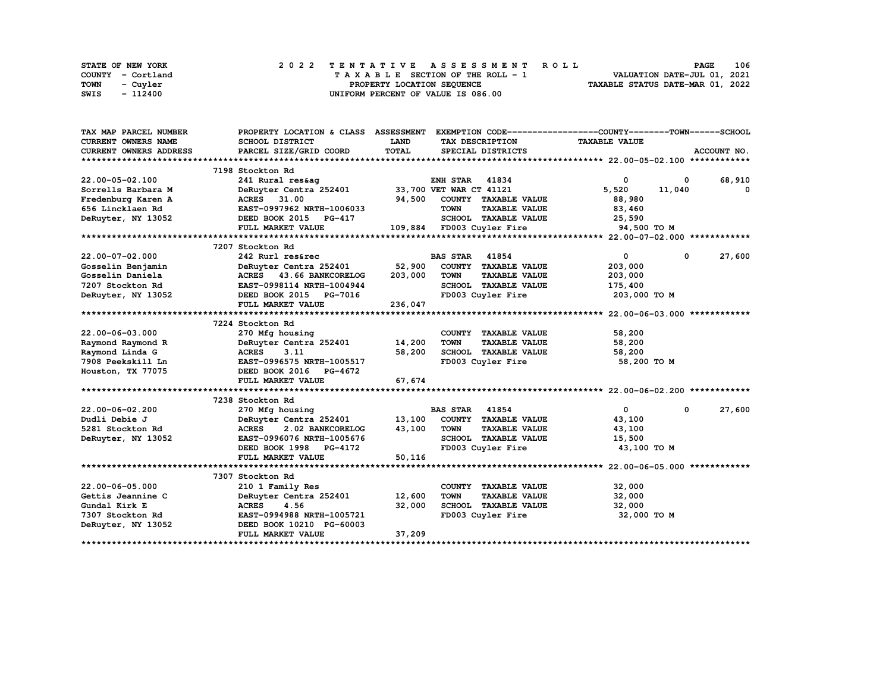STATE OF NEW YORK
COUNTY - Cortland
TOWN - Cuyler
SWIS - 112400

2022 TENTATIVE ASSESSMENT ROLL
TAXABLE SECTION OF THE ROLL - 1
PROPERTY LOCATION SEQUENCE
UNIFORM PERCENT OF VALUE IS 086.00

VALUATION DATE-JUL 01, 2021
TAXABLE STATUS DATE-MAR 01, 2022

| TAX MAP PARCEL NUMBER / CURRENT OWNERS NAME / CURRENT OWNERS ADDRESS | PROPERTY LOCATION & CLASS / SCHOOL DISTRICT / PARCEL SIZE/GRID COORD | ASSESSMENT LAND / TOTAL | EXEMPTION CODE / TAX DESCRIPTION / SPECIAL DISTRICTS | COUNTY TAXABLE VALUE | TOWN | SCHOOL |
|---|---|---|---|---|---|---|
| **22.00-05-02.100** | 7198 Stockton Rd | | | | | |
| 22.00-05-02.100 | 241 Rural res&ag | | ENH STAR 41834 | 0 | 0 | 68,910 |
| Sorrells Barbara M | DeRuyter Centra 252401 | 33,700 | VET WAR CT 41121 | 5,520 | 11,040 | 0 |
| Fredenburg Karen A | ACRES 31.00 | 94,500 | COUNTY TAXABLE VALUE | 88,980 | | |
| 656 Lincklaen Rd | EAST-0997962 NRTH-1006033 | | TOWN TAXABLE VALUE | 83,460 | | |
| DeRuyter, NY 13052 | DEED BOOK 2015 PG-417 | | SCHOOL TAXABLE VALUE | 25,590 | | |
| | FULL MARKET VALUE | 109,884 | FD003 Cuyler Fire | 94,500 TO M | | |
| **22.00-07-02.000** | 7207 Stockton Rd | | | | | |
| 22.00-07-02.000 | 242 Rurl res&rec | | BAS STAR 41854 | 0 | 0 | 27,600 |
| Gosselin Benjamin | DeRuyter Centra 252401 | 52,900 | COUNTY TAXABLE VALUE | 203,000 | | |
| Gosselin Daniela | ACRES 43.66 BANKCORELOG | 203,000 | TOWN TAXABLE VALUE | 203,000 | | |
| 7207 Stockton Rd | EAST-0998114 NRTH-1004944 | | SCHOOL TAXABLE VALUE | 175,400 | | |
| DeRuyter, NY 13052 | DEED BOOK 2015 PG-7016 | | FD003 Cuyler Fire | 203,000 TO M | | |
| | FULL MARKET VALUE | 236,047 | | | | |
| **22.00-06-03.000** | 7224 Stockton Rd | | | | | |
| 22.00-06-03.000 | 270 Mfg housing | | COUNTY TAXABLE VALUE | 58,200 | | |
| Raymond Raymond R | DeRuyter Centra 252401 | 14,200 | TOWN TAXABLE VALUE | 58,200 | | |
| Raymond Linda G | ACRES 3.11 | 58,200 | SCHOOL TAXABLE VALUE | 58,200 | | |
| 7908 Peekskill Ln | EAST-0996575 NRTH-1005517 | | FD003 Cuyler Fire | 58,200 TO M | | |
| Houston, TX 77075 | DEED BOOK 2016 PG-4672 | | | | | |
| | FULL MARKET VALUE | 67,674 | | | | |
| **22.00-06-02.200** | 7238 Stockton Rd | | | | | |
| 22.00-06-02.200 | 270 Mfg housing | | BAS STAR 41854 | 0 | 0 | 27,600 |
| Dudli Debie J | DeRuyter Centra 252401 | 13,100 | COUNTY TAXABLE VALUE | 43,100 | | |
| 5281 Stockton Rd | ACRES 2.02 BANKCORELOG | 43,100 | TOWN TAXABLE VALUE | 43,100 | | |
| DeRuyter, NY 13052 | EAST-0996076 NRTH-1005676 | | SCHOOL TAXABLE VALUE | 15,500 | | |
| | DEED BOOK 1998 PG-4172 | | FD003 Cuyler Fire | 43,100 TO M | | |
| | FULL MARKET VALUE | 50,116 | | | | |
| **22.00-06-05.000** | 7307 Stockton Rd | | | | | |
| 22.00-06-05.000 | 210 1 Family Res | | COUNTY TAXABLE VALUE | 32,000 | | |
| Gettis Jeannine C | DeRuyter Centra 252401 | 12,600 | TOWN TAXABLE VALUE | 32,000 | | |
| Gundal Kirk E | ACRES 4.56 | 32,000 | SCHOOL TAXABLE VALUE | 32,000 | | |
| 7307 Stockton Rd | EAST-0994988 NRTH-1005721 | | FD003 Cuyler Fire | 32,000 TO M | | |
| DeRuyter, NY 13052 | DEED BOOK 10210 PG-60003 | | | | | |
| | FULL MARKET VALUE | 37,209 | | | | |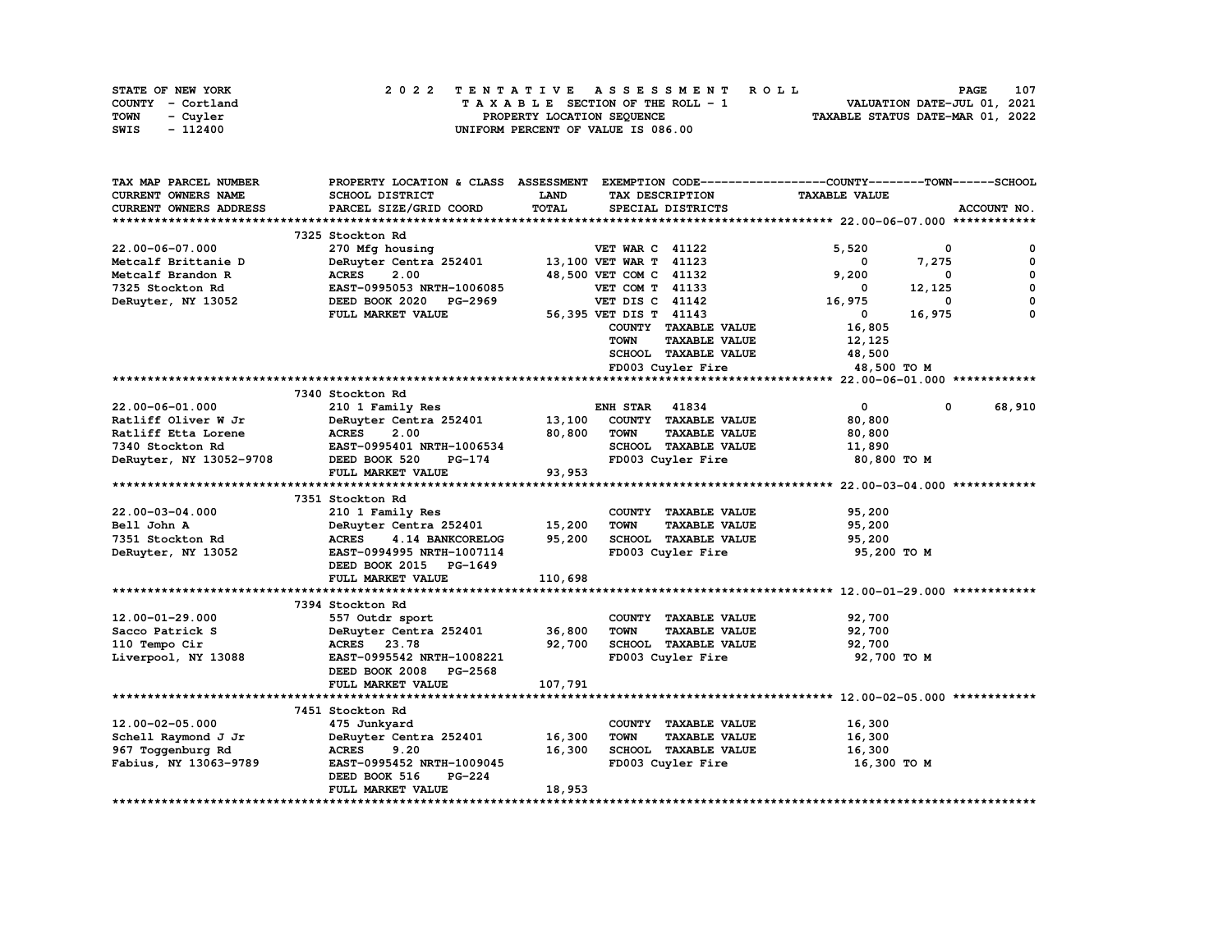STATE OF NEW YORK
COUNTY - Cortland
TOWN - Cuyler
SWIS - 112400

# 2022 TENTATIVE ASSESSMENT ROLL

TAXABLE SECTION OF THE ROLL - 1
PROPERTY LOCATION SEQUENCE
UNIFORM PERCENT OF VALUE IS 086.00

VALUATION DATE-JUL 01, 2021
TAXABLE STATUS DATE-MAR 01, 2022

| TAX MAP PARCEL NUMBER / CURRENT OWNERS NAME / CURRENT OWNERS ADDRESS | PROPERTY LOCATION & CLASS / SCHOOL DISTRICT / PARCEL SIZE/GRID COORD | ASSESSMENT LAND / TOTAL | EXEMPTION CODE / TAX DESCRIPTION / SPECIAL DISTRICTS | COUNTY TAXABLE VALUE | TOWN | SCHOOL |
|---|---|---|---|---|---|---|
| ********** 22.00-06-07.000 ********** | | | | | | |
| | 7325 Stockton Rd | | | | | |
| 22.00-06-07.000 | 270 Mfg housing | | VET WAR C 41122 | 5,520 | 0 | 0 |
| Metcalf Brittanie D | DeRuyter Centra 252401 | 13,100 | VET WAR T 41123 | 0 | 7,275 | 0 |
| Metcalf Brandon R | ACRES 2.00 | 48,500 | VET COM C 41132 | 9,200 | 0 | 0 |
| 7325 Stockton Rd | EAST-0995053 NRTH-1006085 | | VET COM T 41133 | 0 | 12,125 | 0 |
| DeRuyter, NY 13052 | DEED BOOK 2020 PG-2969 | | VET DIS C 41142 | 16,975 | 0 | 0 |
| | FULL MARKET VALUE | 56,395 | VET DIS T 41143 | 0 | 16,975 | 0 |
| | | | COUNTY TAXABLE VALUE | 16,805 | | |
| | | | TOWN TAXABLE VALUE | 12,125 | | |
| | | | SCHOOL TAXABLE VALUE | 48,500 | | |
| | | | FD003 Cuyler Fire | 48,500 TO M | | |
| ********** 22.00-06-01.000 ********** | | | | | | |
| | 7340 Stockton Rd | | | | | |
| 22.00-06-01.000 | 210 1 Family Res | | ENH STAR 41834 | 0 | 0 | 68,910 |
| Ratliff Oliver W Jr | DeRuyter Centra 252401 | 13,100 | COUNTY TAXABLE VALUE | 80,800 | | |
| Ratliff Etta Lorene | ACRES 2.00 | 80,800 | TOWN TAXABLE VALUE | 80,800 | | |
| 7340 Stockton Rd | EAST-0995401 NRTH-1006534 | | SCHOOL TAXABLE VALUE | 11,890 | | |
| DeRuyter, NY 13052-9708 | DEED BOOK 520 PG-174 | | FD003 Cuyler Fire | 80,800 TO M | | |
| | FULL MARKET VALUE | 93,953 | | | | |
| ********** 22.00-03-04.000 ********** | | | | | | |
| | 7351 Stockton Rd | | | | | |
| 22.00-03-04.000 | 210 1 Family Res | | COUNTY TAXABLE VALUE | 95,200 | | |
| Bell John A | DeRuyter Centra 252401 | 15,200 | TOWN TAXABLE VALUE | 95,200 | | |
| 7351 Stockton Rd | ACRES 4.14 BANKCORELOG | 95,200 | SCHOOL TAXABLE VALUE | 95,200 | | |
| DeRuyter, NY 13052 | EAST-0994995 NRTH-1007114 | | FD003 Cuyler Fire | 95,200 TO M | | |
| | DEED BOOK 2015 PG-1649 | | | | | |
| | FULL MARKET VALUE | 110,698 | | | | |
| ********** 12.00-01-29.000 ********** | | | | | | |
| | 7394 Stockton Rd | | | | | |
| 12.00-01-29.000 | 557 Outdr sport | | COUNTY TAXABLE VALUE | 92,700 | | |
| Sacco Patrick S | DeRuyter Centra 252401 | 36,800 | TOWN TAXABLE VALUE | 92,700 | | |
| 110 Tempo Cir | ACRES 23.78 | 92,700 | SCHOOL TAXABLE VALUE | 92,700 | | |
| Liverpool, NY 13088 | EAST-0995542 NRTH-1008221 | | FD003 Cuyler Fire | 92,700 TO M | | |
| | DEED BOOK 2008 PG-2568 | | | | | |
| | FULL MARKET VALUE | 107,791 | | | | |
| ********** 12.00-02-05.000 ********** | | | | | | |
| | 7451 Stockton Rd | | | | | |
| 12.00-02-05.000 | 475 Junkyard | | COUNTY TAXABLE VALUE | 16,300 | | |
| Schell Raymond J Jr | DeRuyter Centra 252401 | 16,300 | TOWN TAXABLE VALUE | 16,300 | | |
| 967 Toggenburg Rd | ACRES 9.20 | 16,300 | SCHOOL TAXABLE VALUE | 16,300 | | |
| Fabius, NY 13063-9789 | EAST-0995452 NRTH-1009045 | | FD003 Cuyler Fire | 16,300 TO M | | |
| | DEED BOOK 516 PG-224 | | | | | |
| | FULL MARKET VALUE | 18,953 | | | | |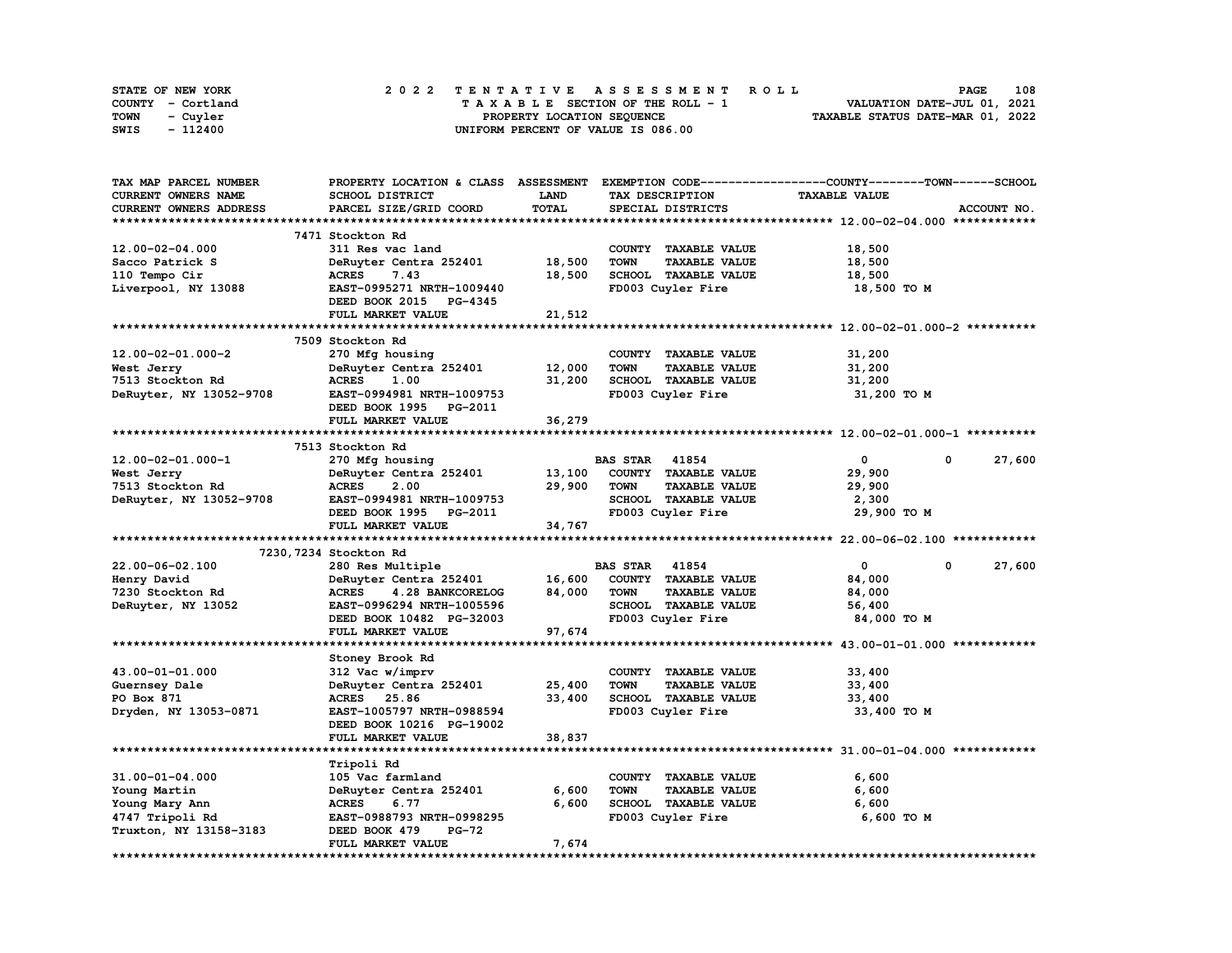STATE OF NEW YORK
COUNTY - Cortland
TOWN - Cuyler
SWIS - 112400

2022 TENTATIVE ASSESSMENT ROLL
TAXABLE SECTION OF THE ROLL - 1
PROPERTY LOCATION SEQUENCE
UNIFORM PERCENT OF VALUE IS 086.00

VALUATION DATE-JUL 01, 2021
TAXABLE STATUS DATE-MAR 01, 2022

| TAX MAP PARCEL NUMBER / CURRENT OWNERS NAME / CURRENT OWNERS ADDRESS | PROPERTY LOCATION & CLASS / SCHOOL DISTRICT / PARCEL SIZE/GRID COORD | ASSESSMENT LAND / TOTAL | EXEMPTION CODE / TAX DESCRIPTION / SPECIAL DISTRICTS | COUNTY | TOWN | SCHOOL / TAXABLE VALUE | ACCOUNT NO. |
|---|---|---|---|---|---|---|---|
| **12.00-02-04.000** | 7471 Stockton Rd | | | | | | |
| 12.00-02-04.000 | 311 Res vac land | | COUNTY TAXABLE VALUE | 18,500 | | | |
| Sacco Patrick S | DeRuyter Centra 252401 | 18,500 | TOWN TAXABLE VALUE | | 18,500 | | |
| 110 Tempo Cir | ACRES 7.43 | 18,500 | SCHOOL TAXABLE VALUE | | | 18,500 | |
| Liverpool, NY 13088 | EAST-0995271 NRTH-1009440 | | FD003 Cuyler Fire | 18,500 TO M | | | |
| | DEED BOOK 2015 PG-4345 | | | | | | |
| | FULL MARKET VALUE | 21,512 | | | | | |
| **12.00-02-01.000-2** | 7509 Stockton Rd | | | | | | |
| 12.00-02-01.000-2 | 270 Mfg housing | | COUNTY TAXABLE VALUE | 31,200 | | | |
| West Jerry | DeRuyter Centra 252401 | 12,000 | TOWN TAXABLE VALUE | | 31,200 | | |
| 7513 Stockton Rd | ACRES 1.00 | 31,200 | SCHOOL TAXABLE VALUE | | | 31,200 | |
| DeRuyter, NY 13052-9708 | EAST-0994981 NRTH-1009753 | | FD003 Cuyler Fire | 31,200 TO M | | | |
| | DEED BOOK 1995 PG-2011 | | | | | | |
| | FULL MARKET VALUE | 36,279 | | | | | |
| **12.00-02-01.000-1** | 7513 Stockton Rd | | | | | | |
| 12.00-02-01.000-1 | 270 Mfg housing | | BAS STAR 41854 | 0 | 0 | 27,600 | |
| West Jerry | DeRuyter Centra 252401 | 13,100 | COUNTY TAXABLE VALUE | 29,900 | | | |
| 7513 Stockton Rd | ACRES 2.00 | 29,900 | TOWN TAXABLE VALUE | | 29,900 | | |
| DeRuyter, NY 13052-9708 | EAST-0994981 NRTH-1009753 | | SCHOOL TAXABLE VALUE | | | 2,300 | |
| | DEED BOOK 1995 PG-2011 | | FD003 Cuyler Fire | 29,900 TO M | | | |
| | FULL MARKET VALUE | 34,767 | | | | | |
| **22.00-06-02.100** | 7230,7234 Stockton Rd | | | | | | |
| 22.00-06-02.100 | 280 Res Multiple | | BAS STAR 41854 | 0 | 0 | 27,600 | |
| Henry David | DeRuyter Centra 252401 | 16,600 | COUNTY TAXABLE VALUE | 84,000 | | | |
| 7230 Stockton Rd | ACRES 4.28 BANKCORELOG | 84,000 | TOWN TAXABLE VALUE | | 84,000 | | |
| DeRuyter, NY 13052 | EAST-0996294 NRTH-1005596 | | SCHOOL TAXABLE VALUE | | | 56,400 | |
| | DEED BOOK 10482 PG-32003 | | FD003 Cuyler Fire | 84,000 TO M | | | |
| | FULL MARKET VALUE | 97,674 | | | | | |
| **43.00-01-01.000** | Stoney Brook Rd | | | | | | |
| 43.00-01-01.000 | 312 Vac w/imprv | | COUNTY TAXABLE VALUE | 33,400 | | | |
| Guernsey Dale | DeRuyter Centra 252401 | 25,400 | TOWN TAXABLE VALUE | | 33,400 | | |
| PO Box 871 | ACRES 25.86 | 33,400 | SCHOOL TAXABLE VALUE | | | 33,400 | |
| Dryden, NY 13053-0871 | EAST-1005797 NRTH-0988594 | | FD003 Cuyler Fire | 33,400 TO M | | | |
| | DEED BOOK 10216 PG-19002 | | | | | | |
| | FULL MARKET VALUE | 38,837 | | | | | |
| **31.00-01-04.000** | Tripoli Rd | | | | | | |
| 31.00-01-04.000 | 105 Vac farmland | | COUNTY TAXABLE VALUE | 6,600 | | | |
| Young Martin | DeRuyter Centra 252401 | 6,600 | TOWN TAXABLE VALUE | | 6,600 | | |
| Young Mary Ann | ACRES 6.77 | 6,600 | SCHOOL TAXABLE VALUE | | | 6,600 | |
| 4747 Tripoli Rd | EAST-0988793 NRTH-0998295 | | FD003 Cuyler Fire | 6,600 TO M | | | |
| Truxton, NY 13158-3183 | DEED BOOK 479 PG-72 | | | | | | |
| | FULL MARKET VALUE | 7,674 | | | | | |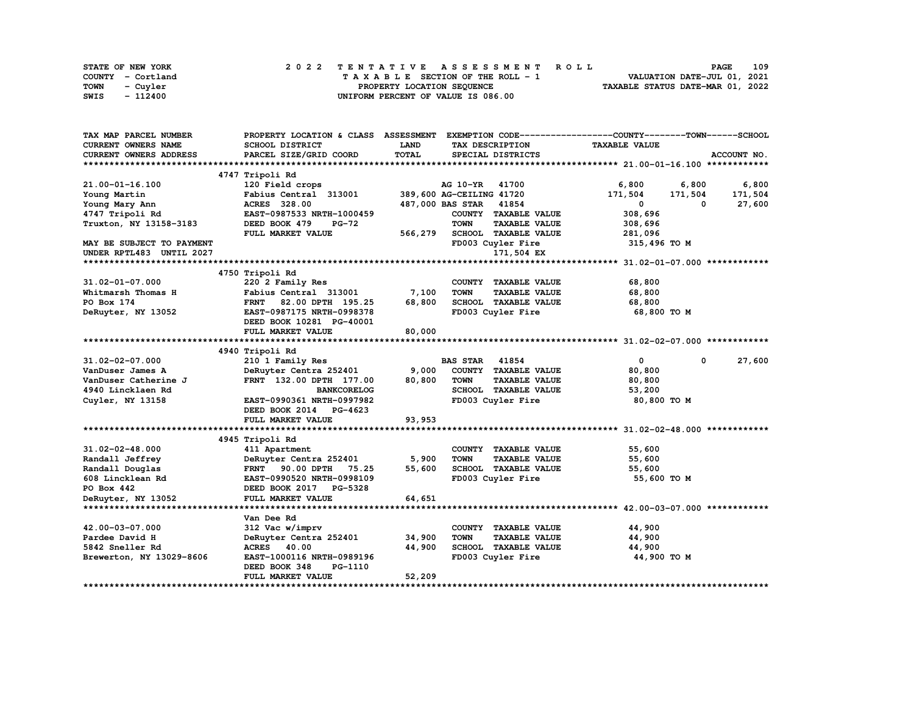STATE OF NEW YORK
COUNTY - Cortland
TOWN - Cuyler
SWIS - 112400

# 2022 TENTATIVE ASSESSMENT ROLL
TAXABLE SECTION OF THE ROLL - 1
PROPERTY LOCATION SEQUENCE
UNIFORM PERCENT OF VALUE IS 086.00

VALUATION DATE-JUL 01, 2021
TAXABLE STATUS DATE-MAR 01, 2022

| TAX MAP PARCEL NUMBER<br>CURRENT OWNERS NAME<br>CURRENT OWNERS ADDRESS | PROPERTY LOCATION & CLASS<br>SCHOOL DISTRICT<br>PARCEL SIZE/GRID COORD | ASSESSMENT<br>LAND<br>TOTAL | EXEMPTION CODE<br>TAX DESCRIPTION<br>SPECIAL DISTRICTS | COUNTY<br>TAXABLE VALUE | TOWN | SCHOOL<br>ACCOUNT NO. |
|---|---|---|---|---|---|---|
| **21.00-01-16.100** | 4747 Tripoli Rd | | | | | |
| 21.00-01-16.100 | 120 Field crops | | AG 10-YR 41700 | 6,800 | 6,800 | 6,800 |
| Young Martin | Fabius Central 313001 | 389,600 | AG-CEILING 41720 | 171,504 | 171,504 | 171,504 |
| Young Mary Ann | ACRES 328.00 | 487,000 | BAS STAR 41854 | 0 | 0 | 27,600 |
| 4747 Tripoli Rd | EAST-0987533 NRTH-1000459 | | COUNTY TAXABLE VALUE | 308,696 | | |
| Truxton, NY 13158-3183 | DEED BOOK 479 PG-72 | | TOWN TAXABLE VALUE | 308,696 | | |
| | FULL MARKET VALUE | 566,279 | SCHOOL TAXABLE VALUE | 281,096 | | |
| MAY BE SUBJECT TO PAYMENT | | | FD003 Cuyler Fire | 315,496 TO M | | |
| UNDER RPTL483 UNTIL 2027 | | | 171,504 EX | | | |
| **31.02-01-07.000** | 4750 Tripoli Rd | | | | | |
| 31.02-01-07.000 | 220 2 Family Res | | COUNTY TAXABLE VALUE | 68,800 | | |
| Whitmarsh Thomas H | Fabius Central 313001 | 7,100 | TOWN TAXABLE VALUE | 68,800 | | |
| PO Box 174 | FRNT 82.00 DPTH 195.25 | 68,800 | SCHOOL TAXABLE VALUE | 68,800 | | |
| DeRuyter, NY 13052 | EAST-0987175 NRTH-0998378 | | FD003 Cuyler Fire | 68,800 TO M | | |
| | DEED BOOK 10281 PG-40001 | | | | | |
| | FULL MARKET VALUE | 80,000 | | | | |
| **31.02-02-07.000** | 4940 Tripoli Rd | | | | | |
| 31.02-02-07.000 | 210 1 Family Res | | BAS STAR 41854 | 0 | 0 | 27,600 |
| VanDuser James A | DeRuyter Centra 252401 | 9,000 | COUNTY TAXABLE VALUE | 80,800 | | |
| VanDuser Catherine J | FRNT 132.00 DPTH 177.00 | 80,800 | TOWN TAXABLE VALUE | 80,800 | | |
| 4940 Lincklaen Rd | BANKCORELOG | | SCHOOL TAXABLE VALUE | 53,200 | | |
| Cuyler, NY 13158 | EAST-0990361 NRTH-0997982 | | FD003 Cuyler Fire | 80,800 TO M | | |
| | DEED BOOK 2014 PG-4623 | | | | | |
| | FULL MARKET VALUE | 93,953 | | | | |
| **31.02-02-48.000** | 4945 Tripoli Rd | | | | | |
| 31.02-02-48.000 | 411 Apartment | | COUNTY TAXABLE VALUE | 55,600 | | |
| Randall Jeffrey | DeRuyter Centra 252401 | 5,900 | TOWN TAXABLE VALUE | 55,600 | | |
| Randall Douglas | FRNT 90.00 DPTH 75.25 | 55,600 | SCHOOL TAXABLE VALUE | 55,600 | | |
| 608 Lincklean Rd | EAST-0990520 NRTH-0998109 | | FD003 Cuyler Fire | 55,600 TO M | | |
| PO Box 442 | DEED BOOK 2017 PG-5328 | | | | | |
| DeRuyter, NY 13052 | FULL MARKET VALUE | 64,651 | | | | |
| **42.00-03-07.000** | Van Dee Rd | | | | | |
| 42.00-03-07.000 | 312 Vac w/imprv | | COUNTY TAXABLE VALUE | 44,900 | | |
| Pardee David H | DeRuyter Centra 252401 | 34,900 | TOWN TAXABLE VALUE | 44,900 | | |
| 5842 Sneller Rd | ACRES 40.00 | 44,900 | SCHOOL TAXABLE VALUE | 44,900 | | |
| Brewerton, NY 13029-8606 | EAST-1000116 NRTH-0989196 | | FD003 Cuyler Fire | 44,900 TO M | | |
| | DEED BOOK 348 PG-1110 | | | | | |
| | FULL MARKET VALUE | 52,209 | | | | |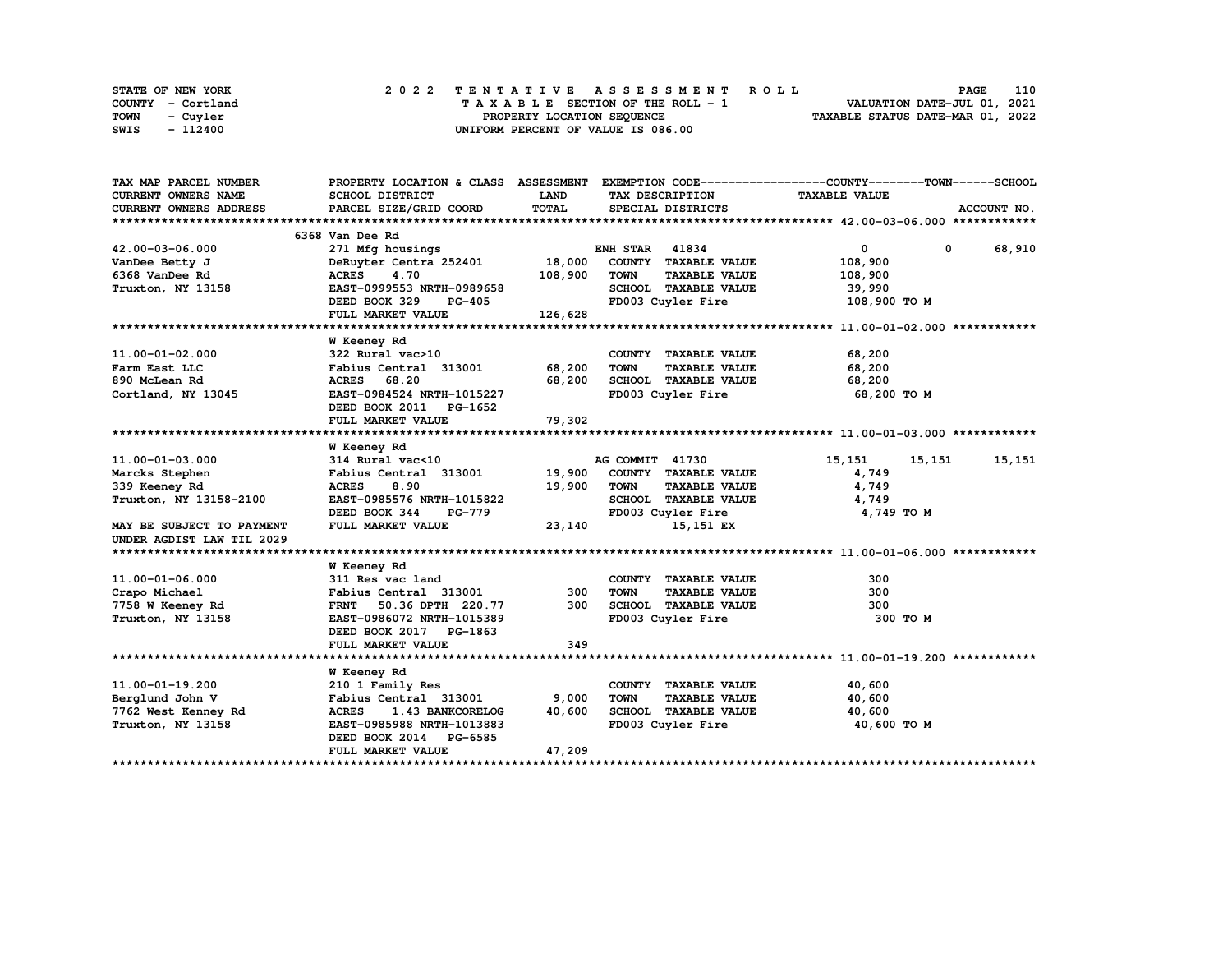STATE OF NEW YORK
COUNTY - Cortland
TOWN - Cuyler
SWIS - 112400

2022 TENTATIVE ASSESSMENT ROLL
TAXABLE SECTION OF THE ROLL - 1
PROPERTY LOCATION SEQUENCE
UNIFORM PERCENT OF VALUE IS 086.00

VALUATION DATE-JUL 01, 2021
TAXABLE STATUS DATE-MAR 01, 2022

| TAX MAP PARCEL NUMBER / CURRENT OWNERS NAME / CURRENT OWNERS ADDRESS | PROPERTY LOCATION & CLASS / SCHOOL DISTRICT / PARCEL SIZE/GRID COORD | ASSESSMENT LAND / TOTAL | EXEMPTION CODE / TAX DESCRIPTION / SPECIAL DISTRICTS | COUNTY | TOWN | SCHOOL |
|---|---|---|---|---|---|---|
| **42.00-03-06.000** | 6368 Van Dee Rd | | | | | |
| 42.00-03-06.000 | 271 Mfg housings | | ENH STAR 41834 | 0 | 0 | 68,910 |
| VanDee Betty J | DeRuyter Centra 252401 | 18,000 | COUNTY TAXABLE VALUE | 108,900 | | |
| 6368 VanDee Rd | ACRES 4.70 | 108,900 | TOWN TAXABLE VALUE | 108,900 | | |
| Truxton, NY 13158 | EAST-0999553 NRTH-0989658 | | SCHOOL TAXABLE VALUE | 39,990 | | |
| | DEED BOOK 329 PG-405 | | FD003 Cuyler Fire | 108,900 TO M | | |
| | FULL MARKET VALUE | 126,628 | | | | |
| **11.00-01-02.000** | W Keeney Rd | | | | | |
| 11.00-01-02.000 | 322 Rural vac>10 | | COUNTY TAXABLE VALUE | 68,200 | | |
| Farm East LLC | Fabius Central 313001 | 68,200 | TOWN TAXABLE VALUE | 68,200 | | |
| 890 McLean Rd | ACRES 68.20 | 68,200 | SCHOOL TAXABLE VALUE | 68,200 | | |
| Cortland, NY 13045 | EAST-0984524 NRTH-1015227 | | FD003 Cuyler Fire | 68,200 TO M | | |
| | DEED BOOK 2011 PG-1652 | | | | | |
| | FULL MARKET VALUE | 79,302 | | | | |
| **11.00-01-03.000** | W Keeney Rd | | | | | |
| 11.00-01-03.000 | 314 Rural vac<10 | | AG COMMIT 41730 | 15,151 | 15,151 | 15,151 |
| Marcks Stephen | Fabius Central 313001 | 19,900 | COUNTY TAXABLE VALUE | 4,749 | | |
| 339 Keeney Rd | ACRES 8.90 | 19,900 | TOWN TAXABLE VALUE | 4,749 | | |
| Truxton, NY 13158-2100 | EAST-0985576 NRTH-1015822 | | SCHOOL TAXABLE VALUE | 4,749 | | |
| | DEED BOOK 344 PG-779 | | FD003 Cuyler Fire | 4,749 TO M | | |
| MAY BE SUBJECT TO PAYMENT | FULL MARKET VALUE | 23,140 | 15,151 EX | | | |
| UNDER AGDIST LAW TIL 2029 | | | | | | |
| **11.00-01-06.000** | W Keeney Rd | | | | | |
| 11.00-01-06.000 | 311 Res vac land | | COUNTY TAXABLE VALUE | 300 | | |
| Crapo Michael | Fabius Central 313001 | 300 | TOWN TAXABLE VALUE | 300 | | |
| 7758 W Keeney Rd | FRNT 50.36 DPTH 220.77 | 300 | SCHOOL TAXABLE VALUE | 300 | | |
| Truxton, NY 13158 | EAST-0986072 NRTH-1015389 | | FD003 Cuyler Fire | 300 TO M | | |
| | DEED BOOK 2017 PG-1863 | | | | | |
| | FULL MARKET VALUE | 349 | | | | |
| **11.00-01-19.200** | W Keeney Rd | | | | | |
| 11.00-01-19.200 | 210 1 Family Res | | COUNTY TAXABLE VALUE | 40,600 | | |
| Berglund John V | Fabius Central 313001 | 9,000 | TOWN TAXABLE VALUE | 40,600 | | |
| 7762 West Kenney Rd | ACRES 1.43 BANKCORELOG | 40,600 | SCHOOL TAXABLE VALUE | 40,600 | | |
| Truxton, NY 13158 | EAST-0985988 NRTH-1013883 | | FD003 Cuyler Fire | 40,600 TO M | | |
| | DEED BOOK 2014 PG-6585 | | | | | |
| | FULL MARKET VALUE | 47,209 | | | | |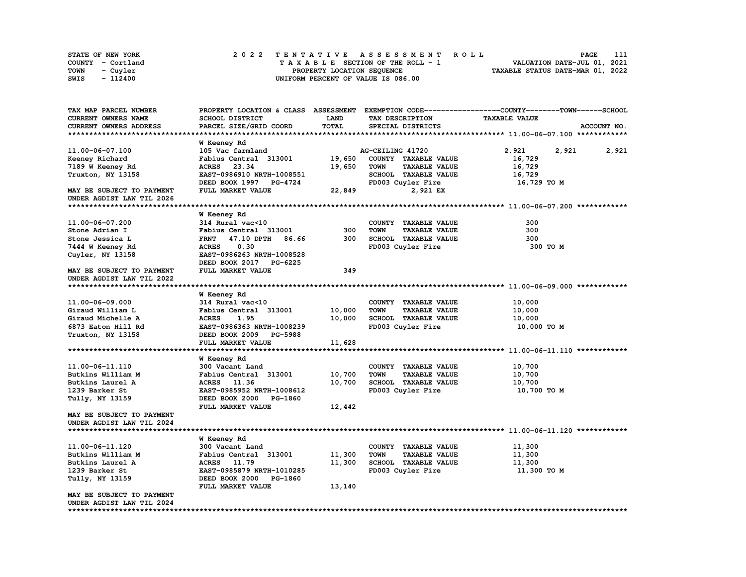STATE OF NEW YORK
COUNTY - Cortland
TOWN - Cuyler
SWIS - 112400

# 2022 TENTATIVE ASSESSMENT ROLL

TAXABLE SECTION OF THE ROLL - 1
PROPERTY LOCATION SEQUENCE
UNIFORM PERCENT OF VALUE IS 086.00

VALUATION DATE-JUL 01, 2021
TAXABLE STATUS DATE-MAR 01, 2022

| TAX MAP PARCEL NUMBER / CURRENT OWNERS NAME / CURRENT OWNERS ADDRESS | PROPERTY LOCATION & CLASS / SCHOOL DISTRICT / PARCEL SIZE/GRID COORD | ASSESSMENT LAND / TOTAL | EXEMPTION CODE / TAX DESCRIPTION / SPECIAL DISTRICTS | COUNTY | TOWN | SCHOOL / ACCOUNT NO. |
|---|---|---|---|---|---|---|
| **11.00-06-07.100** | W Keeney Rd | | | | | |
| 11.00-06-07.100 | 105 Vac farmland | | AG-CEILING 41720 | 2,921 | 2,921 | 2,921 |
| Keeney Richard | Fabius Central 313001 | 19,650 | COUNTY TAXABLE VALUE | 16,729 | | |
| 7189 W Keeney Rd | ACRES 23.34 | 19,650 | TOWN TAXABLE VALUE | 16,729 | | |
| Truxton, NY 13158 | EAST-0986910 NRTH-1008551 | | SCHOOL TAXABLE VALUE | 16,729 | | |
| | DEED BOOK 1997 PG-4724 | | FD003 Cuyler Fire | 16,729 TO M | | |
| MAY BE SUBJECT TO PAYMENT | FULL MARKET VALUE | 22,849 | 2,921 EX | | | |
| UNDER AGDIST LAW TIL 2026 | | | | | | |
| **11.00-06-07.200** | W Keeney Rd | | | | | |
| 11.00-06-07.200 | 314 Rural vac<10 | | COUNTY TAXABLE VALUE | 300 | | |
| Stone Adrian I | Fabius Central 313001 | 300 | TOWN TAXABLE VALUE | 300 | | |
| Stone Jessica L | FRNT 47.10 DPTH 86.66 | 300 | SCHOOL TAXABLE VALUE | 300 | | |
| 7444 W Keeney Rd | ACRES 0.30 | | FD003 Cuyler Fire | 300 TO M | | |
| Cuyler, NY 13158 | EAST-0986263 NRTH-1008528 | | | | | |
| | DEED BOOK 2017 PG-6225 | | | | | |
| MAY BE SUBJECT TO PAYMENT | FULL MARKET VALUE | 349 | | | | |
| UNDER AGDIST LAW TIL 2022 | | | | | | |
| **11.00-06-09.000** | W Keeney Rd | | | | | |
| 11.00-06-09.000 | 314 Rural vac<10 | | COUNTY TAXABLE VALUE | 10,000 | | |
| Giraud William L | Fabius Central 313001 | 10,000 | TOWN TAXABLE VALUE | 10,000 | | |
| Giraud Michelle A | ACRES 1.95 | 10,000 | SCHOOL TAXABLE VALUE | 10,000 | | |
| 6873 Eaton Hill Rd | EAST-0986363 NRTH-1008239 | | FD003 Cuyler Fire | 10,000 TO M | | |
| Truxton, NY 13158 | DEED BOOK 2009 PG-5988 | | | | | |
| | FULL MARKET VALUE | 11,628 | | | | |
| **11.00-06-11.110** | W Keeney Rd | | | | | |
| 11.00-06-11.110 | 300 Vacant Land | | COUNTY TAXABLE VALUE | 10,700 | | |
| Butkins William M | Fabius Central 313001 | 10,700 | TOWN TAXABLE VALUE | 10,700 | | |
| Butkins Laurel A | ACRES 11.36 | 10,700 | SCHOOL TAXABLE VALUE | 10,700 | | |
| 1239 Barker St | EAST-0985952 NRTH-1008612 | | FD003 Cuyler Fire | 10,700 TO M | | |
| Tully, NY 13159 | DEED BOOK 2000 PG-1860 | | | | | |
| | FULL MARKET VALUE | 12,442 | | | | |
| MAY BE SUBJECT TO PAYMENT | | | | | | |
| UNDER AGDIST LAW TIL 2024 | | | | | | |
| **11.00-06-11.120** | W Keeney Rd | | | | | |
| 11.00-06-11.120 | 300 Vacant Land | | COUNTY TAXABLE VALUE | 11,300 | | |
| Butkins William M | Fabius Central 313001 | 11,300 | TOWN TAXABLE VALUE | 11,300 | | |
| Butkins Laurel A | ACRES 11.79 | 11,300 | SCHOOL TAXABLE VALUE | 11,300 | | |
| 1239 Barker St | EAST-0985879 NRTH-1010285 | | FD003 Cuyler Fire | 11,300 TO M | | |
| Tully, NY 13159 | DEED BOOK 2000 PG-1860 | | | | | |
| | FULL MARKET VALUE | 13,140 | | | | |
| MAY BE SUBJECT TO PAYMENT | | | | | | |
| UNDER AGDIST LAW TIL 2024 | | | | | | |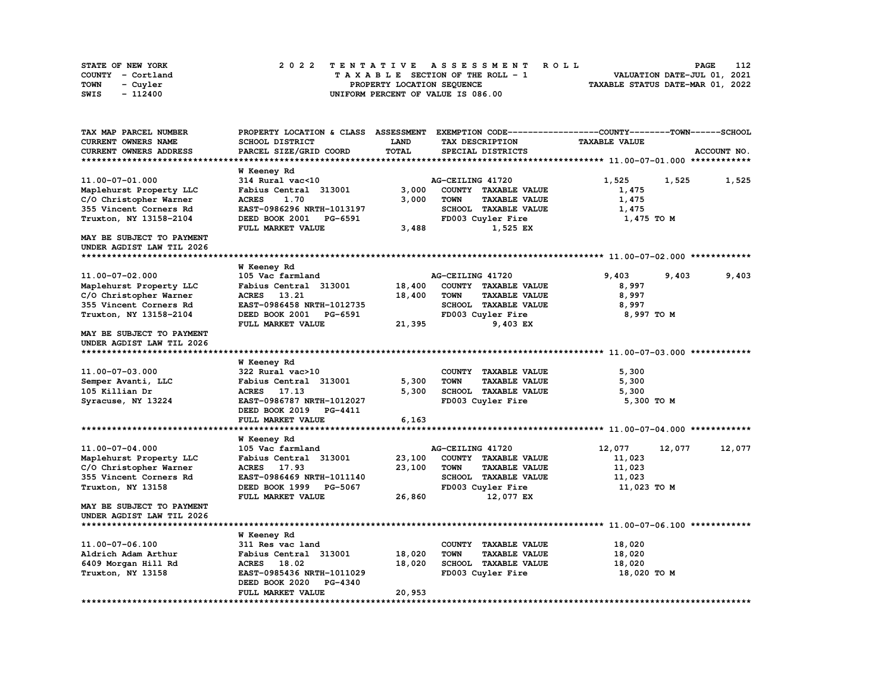STATE OF NEW YORK
COUNTY - Cortland
TOWN - Cuyler
SWIS - 112400

2022 TENTATIVE ASSESSMENT ROLL
TAXABLE SECTION OF THE ROLL - 1
PROPERTY LOCATION SEQUENCE
UNIFORM PERCENT OF VALUE IS 086.00

VALUATION DATE-JUL 01, 2021
TAXABLE STATUS DATE-MAR 01, 2022

| TAX MAP PARCEL NUMBER / CURRENT OWNERS NAME / CURRENT OWNERS ADDRESS | PROPERTY LOCATION & CLASS / SCHOOL DISTRICT / PARCEL SIZE/GRID COORD | ASSESSMENT LAND / TOTAL | EXEMPTION CODE / TAX DESCRIPTION / SPECIAL DISTRICTS | COUNTY TAXABLE VALUE | TOWN | SCHOOL / ACCOUNT NO. |
|---|---|---|---|---|---|---|
| **11.00-07-01.000** | W Keeney Rd | | | | | |
| 11.00-07-01.000 | 314 Rural vac<10 | | AG-CEILING 41720 | 1,525 | 1,525 | 1,525 |
| Maplehurst Property LLC | Fabius Central 313001 | 3,000 | COUNTY TAXABLE VALUE | 1,475 | | |
| C/O Christopher Warner | ACRES 1.70 | 3,000 | TOWN TAXABLE VALUE | 1,475 | | |
| 355 Vincent Corners Rd | EAST-0986296 NRTH-1013197 | | SCHOOL TAXABLE VALUE | 1,475 | | |
| Truxton, NY 13158-2104 | DEED BOOK 2001 PG-6591 | | FD003 Cuyler Fire | 1,475 TO M | | |
| | FULL MARKET VALUE | 3,488 | 1,525 EX | | | |
| MAY BE SUBJECT TO PAYMENT UNDER AGDIST LAW TIL 2026 | | | | | | |
| **11.00-07-02.000** | W Keeney Rd | | | | | |
| 11.00-07-02.000 | 105 Vac farmland | | AG-CEILING 41720 | 9,403 | 9,403 | 9,403 |
| Maplehurst Property LLC | Fabius Central 313001 | 18,400 | COUNTY TAXABLE VALUE | 8,997 | | |
| C/O Christopher Warner | ACRES 13.21 | 18,400 | TOWN TAXABLE VALUE | 8,997 | | |
| 355 Vincent Corners Rd | EAST-0986458 NRTH-1012735 | | SCHOOL TAXABLE VALUE | 8,997 | | |
| Truxton, NY 13158-2104 | DEED BOOK 2001 PG-6591 | | FD003 Cuyler Fire | 8,997 TO M | | |
| | FULL MARKET VALUE | 21,395 | 9,403 EX | | | |
| MAY BE SUBJECT TO PAYMENT UNDER AGDIST LAW TIL 2026 | | | | | | |
| **11.00-07-03.000** | W Keeney Rd | | | | | |
| 11.00-07-03.000 | 322 Rural vac>10 | | COUNTY TAXABLE VALUE | 5,300 | | |
| Semper Avanti, LLC | Fabius Central 313001 | 5,300 | TOWN TAXABLE VALUE | 5,300 | | |
| 105 Killian Dr | ACRES 17.13 | 5,300 | SCHOOL TAXABLE VALUE | 5,300 | | |
| Syracuse, NY 13224 | EAST-0986787 NRTH-1012027 | | FD003 Cuyler Fire | 5,300 TO M | | |
| | DEED BOOK 2019 PG-4411 | | | | | |
| | FULL MARKET VALUE | 6,163 | | | | |
| **11.00-07-04.000** | W Keeney Rd | | | | | |
| 11.00-07-04.000 | 105 Vac farmland | | AG-CEILING 41720 | 12,077 | 12,077 | 12,077 |
| Maplehurst Property LLC | Fabius Central 313001 | 23,100 | COUNTY TAXABLE VALUE | 11,023 | | |
| C/O Christopher Warner | ACRES 17.93 | 23,100 | TOWN TAXABLE VALUE | 11,023 | | |
| 355 Vincent Corners Rd | EAST-0986469 NRTH-1011140 | | SCHOOL TAXABLE VALUE | 11,023 | | |
| Truxton, NY 13158 | DEED BOOK 1999 PG-5067 | | FD003 Cuyler Fire | 11,023 TO M | | |
| | FULL MARKET VALUE | 26,860 | 12,077 EX | | | |
| MAY BE SUBJECT TO PAYMENT UNDER AGDIST LAW TIL 2026 | | | | | | |
| **11.00-07-06.100** | W Keeney Rd | | | | | |
| 11.00-07-06.100 | 311 Res vac land | | COUNTY TAXABLE VALUE | 18,020 | | |
| Aldrich Adam Arthur | Fabius Central 313001 | 18,020 | TOWN TAXABLE VALUE | 18,020 | | |
| 6409 Morgan Hill Rd | ACRES 18.02 | 18,020 | SCHOOL TAXABLE VALUE | 18,020 | | |
| Truxton, NY 13158 | EAST-0985436 NRTH-1011029 | | FD003 Cuyler Fire | 18,020 TO M | | |
| | DEED BOOK 2020 PG-4340 | | | | | |
| | FULL MARKET VALUE | 20,953 | | | | |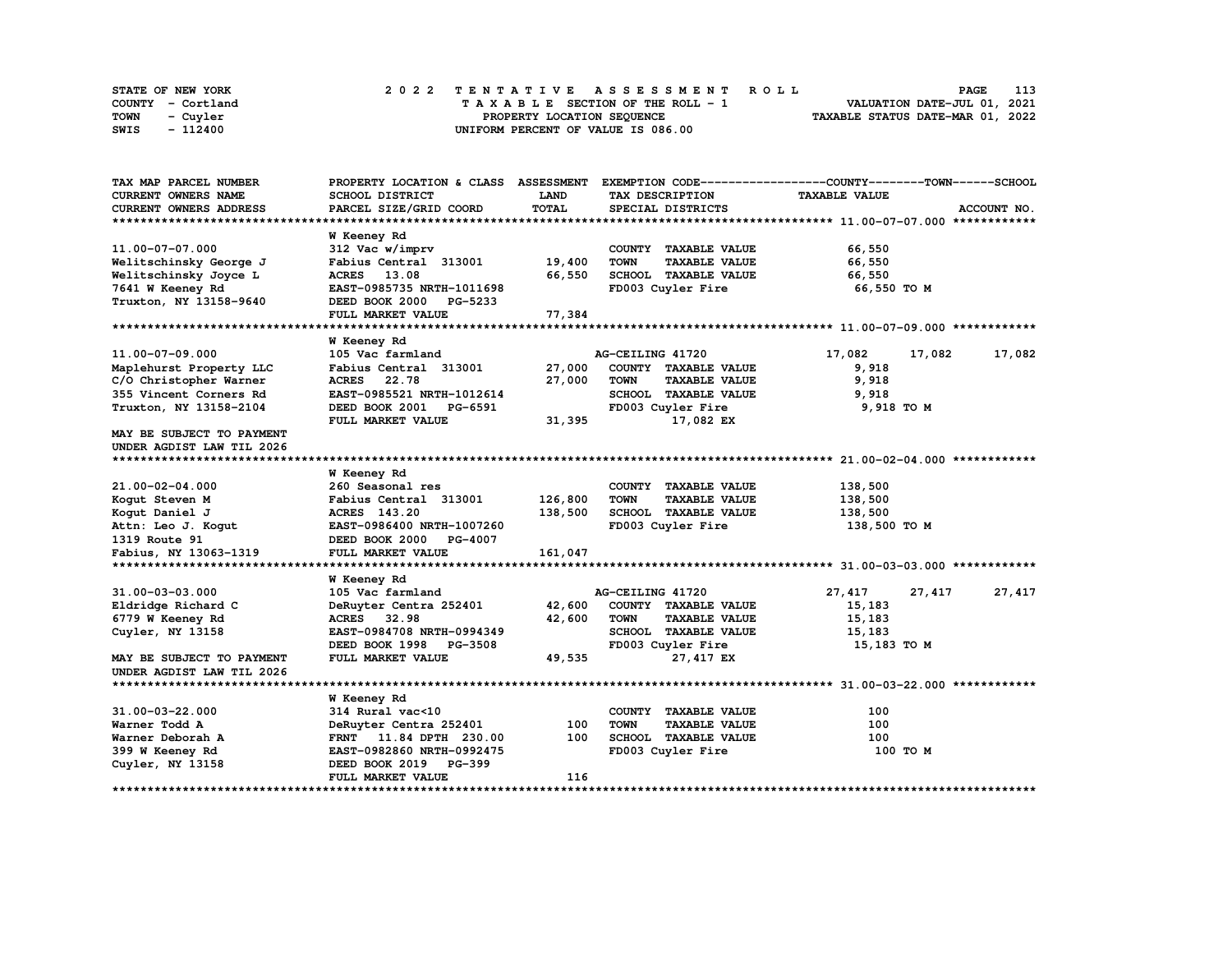STATE OF NEW YORK
COUNTY - Cortland
TOWN - Cuyler
SWIS - 112400

2022 TENTATIVE ASSESSMENT ROLL
TAXABLE SECTION OF THE ROLL - 1
PROPERTY LOCATION SEQUENCE
UNIFORM PERCENT OF VALUE IS 086.00

VALUATION DATE-JUL 01, 2021
TAXABLE STATUS DATE-MAR 01, 2022

| TAX MAP PARCEL NUMBER / CURRENT OWNERS NAME / CURRENT OWNERS ADDRESS | PROPERTY LOCATION & CLASS / SCHOOL DISTRICT / PARCEL SIZE/GRID COORD | ASSESSMENT LAND / TOTAL | EXEMPTION CODE / TAX DESCRIPTION / SPECIAL DISTRICTS | COUNTY | TOWN | SCHOOL |
|---|---|---|---|---|---|---|
| | W Keeney Rd | | | | | |
| 11.00-07-07.000 | 312 Vac w/imprv | | COUNTY TAXABLE VALUE | 66,550 | | |
| Welitschinsky George J | Fabius Central 313001 | 19,400 | TOWN TAXABLE VALUE | 66,550 | | |
| Welitschinsky Joyce L | ACRES 13.08 | 66,550 | SCHOOL TAXABLE VALUE | 66,550 | | |
| 7641 W Keeney Rd | EAST-0985735 NRTH-1011698 | | FD003 Cuyler Fire | 66,550 TO M | | |
| Truxton, NY 13158-9640 | DEED BOOK 2000 PG-5233 | | | | | |
| | FULL MARKET VALUE | 77,384 | | | | |
| | W Keeney Rd | | | | | |
| 11.00-07-09.000 | 105 Vac farmland | | AG-CEILING 41720 | 17,082 | 17,082 | 17,082 |
| Maplehurst Property LLC | Fabius Central 313001 | 27,000 | COUNTY TAXABLE VALUE | 9,918 | | |
| C/O Christopher Warner | ACRES 22.78 | 27,000 | TOWN TAXABLE VALUE | 9,918 | | |
| 355 Vincent Corners Rd | EAST-0985521 NRTH-1012614 | | SCHOOL TAXABLE VALUE | 9,918 | | |
| Truxton, NY 13158-2104 | DEED BOOK 2001 PG-6591 | | FD003 Cuyler Fire | 9,918 TO M | | |
| | FULL MARKET VALUE | 31,395 | 17,082 EX | | | |
| MAY BE SUBJECT TO PAYMENT UNDER AGDIST LAW TIL 2026 | | | | | | |
| | W Keeney Rd | | | | | |
| 21.00-02-04.000 | 260 Seasonal res | | COUNTY TAXABLE VALUE | 138,500 | | |
| Kogut Steven M | Fabius Central 313001 | 126,800 | TOWN TAXABLE VALUE | 138,500 | | |
| Kogut Daniel J | ACRES 143.20 | 138,500 | SCHOOL TAXABLE VALUE | 138,500 | | |
| Attn: Leo J. Kogut | EAST-0986400 NRTH-1007260 | | FD003 Cuyler Fire | 138,500 TO M | | |
| 1319 Route 91 | DEED BOOK 2000 PG-4007 | | | | | |
| Fabius, NY 13063-1319 | FULL MARKET VALUE | 161,047 | | | | |
| | W Keeney Rd | | | | | |
| 31.00-03-03.000 | 105 Vac farmland | | AG-CEILING 41720 | 27,417 | 27,417 | 27,417 |
| Eldridge Richard C | DeRuyter Centra 252401 | 42,600 | COUNTY TAXABLE VALUE | 15,183 | | |
| 6779 W Keeney Rd | ACRES 32.98 | 42,600 | TOWN TAXABLE VALUE | 15,183 | | |
| Cuyler, NY 13158 | EAST-0984708 NRTH-0994349 | | SCHOOL TAXABLE VALUE | 15,183 | | |
| | DEED BOOK 1998 PG-3508 | | FD003 Cuyler Fire | 15,183 TO M | | |
| MAY BE SUBJECT TO PAYMENT UNDER AGDIST LAW TIL 2026 | FULL MARKET VALUE | 49,535 | 27,417 EX | | | |
| | W Keeney Rd | | | | | |
| 31.00-03-22.000 | 314 Rural vac<10 | | COUNTY TAXABLE VALUE | 100 | | |
| Warner Todd A | DeRuyter Centra 252401 | 100 | TOWN TAXABLE VALUE | 100 | | |
| Warner Deborah A | FRNT 11.84 DPTH 230.00 | 100 | SCHOOL TAXABLE VALUE | 100 | | |
| 399 W Keeney Rd | EAST-0982860 NRTH-0992475 | | FD003 Cuyler Fire | 100 TO M | | |
| Cuyler, NY 13158 | DEED BOOK 2019 PG-399 | | | | | |
| | FULL MARKET VALUE | 116 | | | | |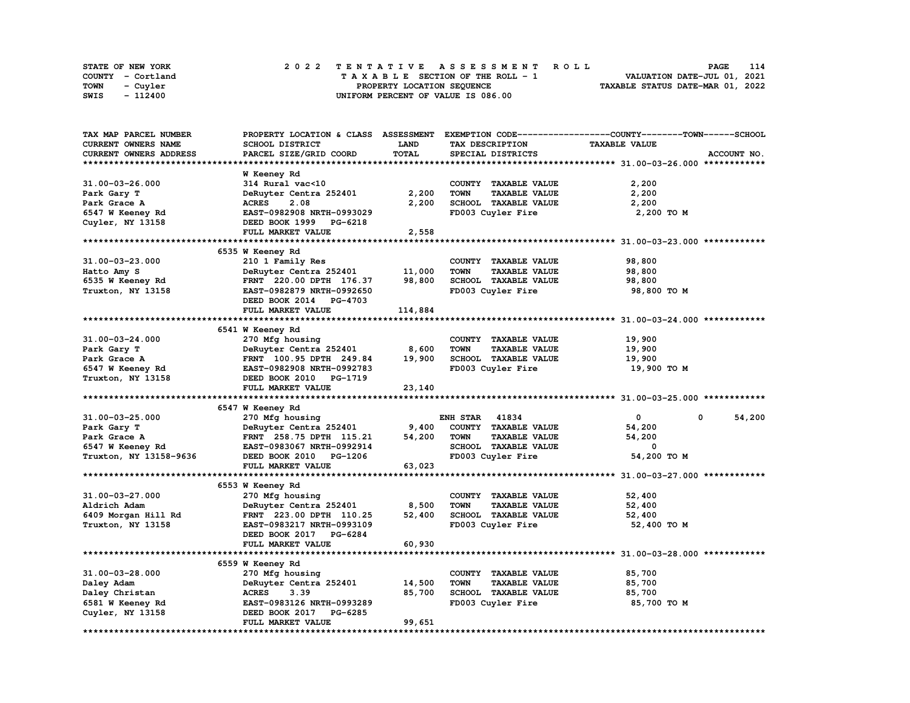STATE OF NEW YORK
COUNTY - Cortland
TOWN - Cuyler
SWIS - 112400

2 0 2 2 T E N T A T I V E A S S E S S M E N T R O L L
T A X A B L E SECTION OF THE ROLL - 1
PROPERTY LOCATION SEQUENCE
UNIFORM PERCENT OF VALUE IS 086.00

VALUATION DATE-JUL 01, 2021
TAXABLE STATUS DATE-MAR 01, 2022

| TAX MAP PARCEL NUMBER / CURRENT OWNERS NAME / CURRENT OWNERS ADDRESS | PROPERTY LOCATION & CLASS / SCHOOL DISTRICT / PARCEL SIZE/GRID COORD | ASSESSMENT LAND / TOTAL | EXEMPTION CODE / TAX DESCRIPTION / SPECIAL DISTRICTS | COUNTY / TOWN / SCHOOL TAXABLE VALUE | ACCOUNT NO. |
|---|---|---|---|---|---|
| **31.00-03-26.000** | W Keeney Rd | | | | |
| 31.00-03-26.000 | 314 Rural vac<10 | | COUNTY TAXABLE VALUE | 2,200 | |
| Park Gary T | DeRuyter Centra 252401 | 2,200 | TOWN TAXABLE VALUE | 2,200 | |
| Park Grace A | ACRES 2.08 | 2,200 | SCHOOL TAXABLE VALUE | 2,200 | |
| 6547 W Keeney Rd | EAST-0982908 NRTH-0993029 | | FD003 Cuyler Fire | 2,200 TO M | |
| Cuyler, NY 13158 | DEED BOOK 1999 PG-6218 | | | | |
| | FULL MARKET VALUE | 2,558 | | | |
| **31.00-03-23.000** | 6535 W Keeney Rd | | | | |
| 31.00-03-23.000 | 210 1 Family Res | | COUNTY TAXABLE VALUE | 98,800 | |
| Hatto Amy S | DeRuyter Centra 252401 | 11,000 | TOWN TAXABLE VALUE | 98,800 | |
| 6535 W Keeney Rd | FRNT 220.00 DPTH 176.37 | 98,800 | SCHOOL TAXABLE VALUE | 98,800 | |
| Truxton, NY 13158 | EAST-0982879 NRTH-0992650 | | FD003 Cuyler Fire | 98,800 TO M | |
| | DEED BOOK 2014 PG-4703 | | | | |
| | FULL MARKET VALUE | 114,884 | | | |
| **31.00-03-24.000** | 6541 W Keeney Rd | | | | |
| 31.00-03-24.000 | 270 Mfg housing | | COUNTY TAXABLE VALUE | 19,900 | |
| Park Gary T | DeRuyter Centra 252401 | 8,600 | TOWN TAXABLE VALUE | 19,900 | |
| Park Grace A | FRNT 100.95 DPTH 249.84 | 19,900 | SCHOOL TAXABLE VALUE | 19,900 | |
| 6547 W Keeney Rd | EAST-0982908 NRTH-0992783 | | FD003 Cuyler Fire | 19,900 TO M | |
| Truxton, NY 13158 | DEED BOOK 2010 PG-1719 | | | | |
| | FULL MARKET VALUE | 23,140 | | | |
| **31.00-03-25.000** | 6547 W Keeney Rd | | | | |
| 31.00-03-25.000 | 270 Mfg housing | | ENH STAR 41834 | 0 0 54,200 | |
| Park Gary T | DeRuyter Centra 252401 | 9,400 | COUNTY TAXABLE VALUE | 54,200 | |
| Park Grace A | FRNT 258.75 DPTH 115.21 | 54,200 | TOWN TAXABLE VALUE | 54,200 | |
| 6547 W Keeney Rd | EAST-0983067 NRTH-0992914 | | SCHOOL TAXABLE VALUE | 0 | |
| Truxton, NY 13158-9636 | DEED BOOK 2010 PG-1206 | | FD003 Cuyler Fire | 54,200 TO M | |
| | FULL MARKET VALUE | 63,023 | | | |
| **31.00-03-27.000** | 6553 W Keeney Rd | | | | |
| 31.00-03-27.000 | 270 Mfg housing | | COUNTY TAXABLE VALUE | 52,400 | |
| Aldrich Adam | DeRuyter Centra 252401 | 8,500 | TOWN TAXABLE VALUE | 52,400 | |
| 6409 Morgan Hill Rd | FRNT 223.00 DPTH 110.25 | 52,400 | SCHOOL TAXABLE VALUE | 52,400 | |
| Truxton, NY 13158 | EAST-0983217 NRTH-0993109 | | FD003 Cuyler Fire | 52,400 TO M | |
| | DEED BOOK 2017 PG-6284 | | | | |
| | FULL MARKET VALUE | 60,930 | | | |
| **31.00-03-28.000** | 6559 W Keeney Rd | | | | |
| 31.00-03-28.000 | 270 Mfg housing | | COUNTY TAXABLE VALUE | 85,700 | |
| Daley Adam | DeRuyter Centra 252401 | 14,500 | TOWN TAXABLE VALUE | 85,700 | |
| Daley Christan | ACRES 3.39 | 85,700 | SCHOOL TAXABLE VALUE | 85,700 | |
| 6581 W Keeney Rd | EAST-0983126 NRTH-0993289 | | FD003 Cuyler Fire | 85,700 TO M | |
| Cuyler, NY 13158 | DEED BOOK 2017 PG-6285 | | | | |
| | FULL MARKET VALUE | 99,651 | | | |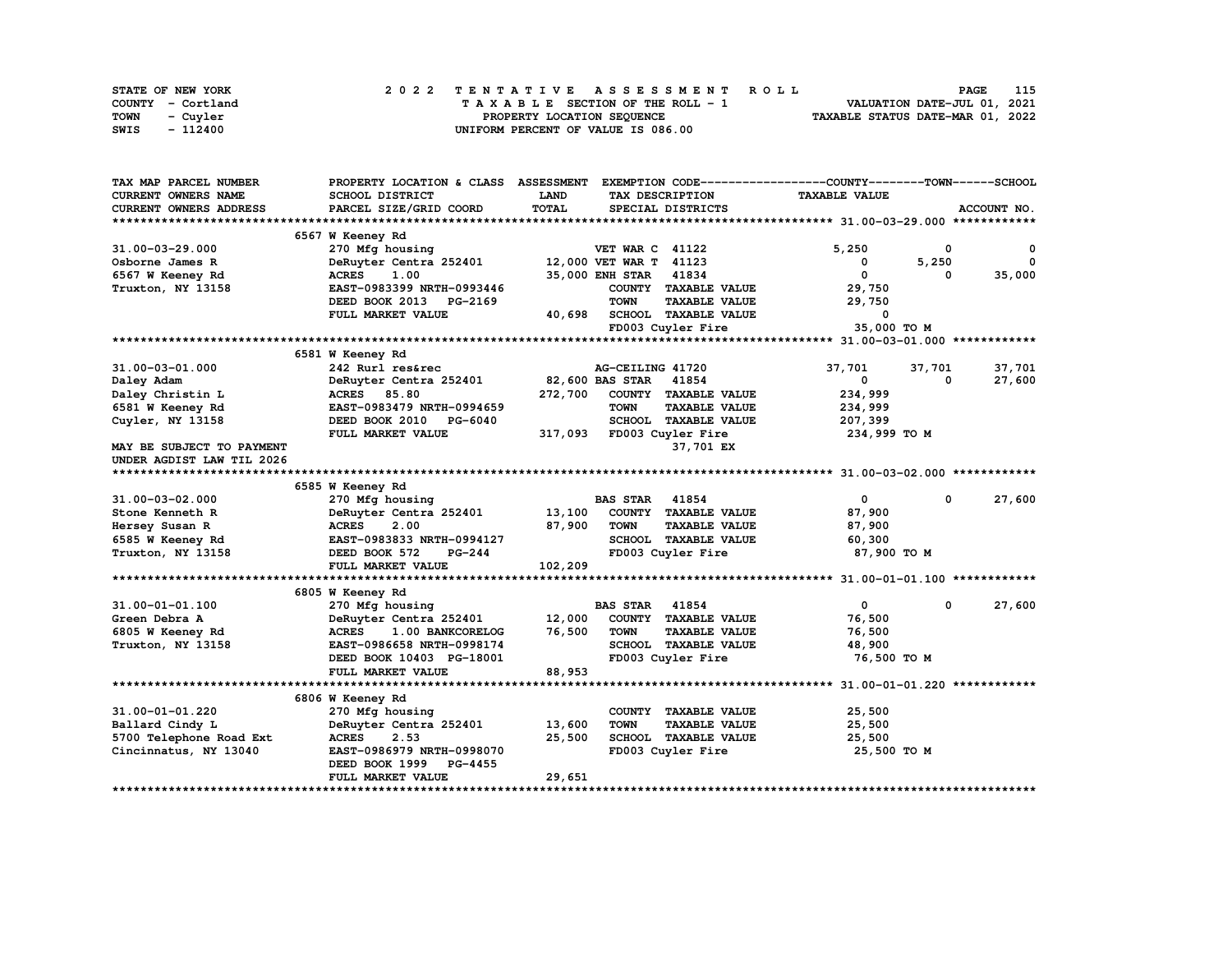STATE OF NEW YORK
COUNTY - Cortland
TOWN - Cuyler
SWIS - 112400

2022 TENTATIVE ASSESSMENT ROLL
TAXABLE SECTION OF THE ROLL - 1
PROPERTY LOCATION SEQUENCE
UNIFORM PERCENT OF VALUE IS 086.00

VALUATION DATE-JUL 01, 2021
TAXABLE STATUS DATE-MAR 01, 2022

| TAX MAP PARCEL NUMBER / CURRENT OWNERS NAME / CURRENT OWNERS ADDRESS | PROPERTY LOCATION & CLASS / SCHOOL DISTRICT / PARCEL SIZE/GRID COORD | ASSESSMENT LAND / TOTAL | EXEMPTION CODE / TAX DESCRIPTION / SPECIAL DISTRICTS | COUNTY TAXABLE VALUE | TOWN | SCHOOL / ACCOUNT NO. |
|---|---|---|---|---|---|---|
| **31.00-03-29.000** | 6567 W Keeney Rd | | | | | |
| 31.00-03-29.000 | 270 Mfg housing | | VET WAR C 41122 | 5,250 | 0 | 0 |
| Osborne James R | DeRuyter Centra 252401 | 12,000 | VET WAR T 41123 | 0 | 5,250 | 0 |
| 6567 W Keeney Rd | ACRES 1.00 | 35,000 | ENH STAR 41834 | 0 | 0 | 35,000 |
| Truxton, NY 13158 | EAST-0983399 NRTH-0993446 | | COUNTY TAXABLE VALUE | 29,750 | | |
| | DEED BOOK 2013 PG-2169 | | TOWN TAXABLE VALUE | 29,750 | | |
| | FULL MARKET VALUE | 40,698 | SCHOOL TAXABLE VALUE | 0 | | |
| | | | FD003 Cuyler Fire | 35,000 TO M | | |
| **31.00-03-01.000** | 6581 W Keeney Rd | | | | | |
| 31.00-03-01.000 | 242 Rurl res&rec | | AG-CEILING 41720 | 37,701 | 37,701 | 37,701 |
| Daley Adam | DeRuyter Centra 252401 | 82,600 | BAS STAR 41854 | 0 | 0 | 27,600 |
| Daley Christin L | ACRES 85.80 | 272,700 | COUNTY TAXABLE VALUE | 234,999 | | |
| 6581 W Keeney Rd | EAST-0983479 NRTH-0994659 | | TOWN TAXABLE VALUE | 234,999 | | |
| Cuyler, NY 13158 | DEED BOOK 2010 PG-6040 | | SCHOOL TAXABLE VALUE | 207,399 | | |
| | FULL MARKET VALUE | 317,093 | FD003 Cuyler Fire | 234,999 TO M | | |
| MAY BE SUBJECT TO PAYMENT | | | 37,701 EX | | | |
| UNDER AGDIST LAW TIL 2026 | | | | | | |
| **31.00-03-02.000** | 6585 W Keeney Rd | | | | | |
| 31.00-03-02.000 | 270 Mfg housing | | BAS STAR 41854 | 0 | 0 | 27,600 |
| Stone Kenneth R | DeRuyter Centra 252401 | 13,100 | COUNTY TAXABLE VALUE | 87,900 | | |
| Hersey Susan R | ACRES 2.00 | 87,900 | TOWN TAXABLE VALUE | 87,900 | | |
| 6585 W Keeney Rd | EAST-0983833 NRTH-0994127 | | SCHOOL TAXABLE VALUE | 60,300 | | |
| Truxton, NY 13158 | DEED BOOK 572 PG-244 | | FD003 Cuyler Fire | 87,900 TO M | | |
| | FULL MARKET VALUE | 102,209 | | | | |
| **31.00-01-01.100** | 6805 W Keeney Rd | | | | | |
| 31.00-01-01.100 | 270 Mfg housing | | BAS STAR 41854 | 0 | 0 | 27,600 |
| Green Debra A | DeRuyter Centra 252401 | 12,000 | COUNTY TAXABLE VALUE | 76,500 | | |
| 6805 W Keeney Rd | ACRES 1.00 BANKCORELOG | 76,500 | TOWN TAXABLE VALUE | 76,500 | | |
| Truxton, NY 13158 | EAST-0986658 NRTH-0998174 | | SCHOOL TAXABLE VALUE | 48,900 | | |
| | DEED BOOK 10403 PG-18001 | | FD003 Cuyler Fire | 76,500 TO M | | |
| | FULL MARKET VALUE | 88,953 | | | | |
| **31.00-01-01.220** | 6806 W Keeney Rd | | | | | |
| 31.00-01-01.220 | 270 Mfg housing | | COUNTY TAXABLE VALUE | 25,500 | | |
| Ballard Cindy L | DeRuyter Centra 252401 | 13,600 | TOWN TAXABLE VALUE | 25,500 | | |
| 5700 Telephone Road Ext | ACRES 2.53 | 25,500 | SCHOOL TAXABLE VALUE | 25,500 | | |
| Cincinnatus, NY 13040 | EAST-0986979 NRTH-0998070 | | FD003 Cuyler Fire | 25,500 TO M | | |
| | DEED BOOK 1999 PG-4455 | | | | | |
| | FULL MARKET VALUE | 29,651 | | | | |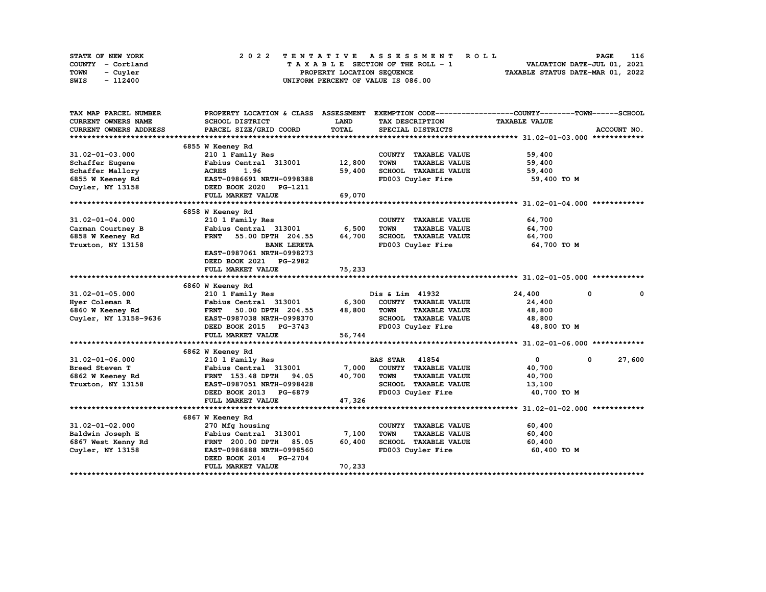STATE OF NEW YORK
COUNTY - Cortland
TOWN - Cuyler
SWIS - 112400

2 0 2 2 T E N T A T I V E A S S E S S M E N T R O L L
T A X A B L E SECTION OF THE ROLL - 1
PROPERTY LOCATION SEQUENCE
UNIFORM PERCENT OF VALUE IS 086.00

VALUATION DATE-JUL 01, 2021
TAXABLE STATUS DATE-MAR 01, 2022

| TAX MAP PARCEL NUMBER<br>CURRENT OWNERS NAME<br>CURRENT OWNERS ADDRESS | PROPERTY LOCATION & CLASS<br>SCHOOL DISTRICT<br>PARCEL SIZE/GRID COORD | ASSESSMENT<br>LAND<br>TOTAL | EXEMPTION CODE<br>TAX DESCRIPTION<br>SPECIAL DISTRICTS | COUNTY<br>TAXABLE VALUE | TOWN | SCHOOL<br>ACCOUNT NO. |
|---|---|---|---|---|---|---|
| **31.02-01-03.000** | 6855 W Keeney Rd | | | | | |
| 31.02-01-03.000 | 210 1 Family Res | | COUNTY TAXABLE VALUE | 59,400 | | |
| Schaffer Eugene | Fabius Central 313001 | 12,800 | TOWN TAXABLE VALUE | 59,400 | | |
| Schaffer Mallory | ACRES 1.96 | 59,400 | SCHOOL TAXABLE VALUE | 59,400 | | |
| 6855 W Keeney Rd | EAST-0986691 NRTH-0998388 | | FD003 Cuyler Fire | 59,400 TO M | | |
| Cuyler, NY 13158 | DEED BOOK 2020 PG-1211 | | | | | |
| | FULL MARKET VALUE | 69,070 | | | | |
| **31.02-01-04.000** | 6858 W Keeney Rd | | | | | |
| 31.02-01-04.000 | 210 1 Family Res | | COUNTY TAXABLE VALUE | 64,700 | | |
| Carman Courtney B | Fabius Central 313001 | 6,500 | TOWN TAXABLE VALUE | 64,700 | | |
| 6858 W Keeney Rd | FRNT 55.00 DPTH 204.55 | 64,700 | SCHOOL TAXABLE VALUE | 64,700 | | |
| Truxton, NY 13158 | BANK LERETA | | FD003 Cuyler Fire | 64,700 TO M | | |
| | EAST-0987061 NRTH-0998273 | | | | | |
| | DEED BOOK 2021 PG-2982 | | | | | |
| | FULL MARKET VALUE | 75,233 | | | | |
| **31.02-01-05.000** | 6860 W Keeney Rd | | | | | |
| 31.02-01-05.000 | 210 1 Family Res | | Dis & Lim 41932 | 24,400 | 0 | 0 |
| Hyer Coleman R | Fabius Central 313001 | 6,300 | COUNTY TAXABLE VALUE | 24,400 | | |
| 6860 W Keeney Rd | FRNT 50.00 DPTH 204.55 | 48,800 | TOWN TAXABLE VALUE | 48,800 | | |
| Cuyler, NY 13158-9636 | EAST-0987038 NRTH-0998370 | | SCHOOL TAXABLE VALUE | 48,800 | | |
| | DEED BOOK 2015 PG-3743 | | FD003 Cuyler Fire | 48,800 TO M | | |
| | FULL MARKET VALUE | 56,744 | | | | |
| **31.02-01-06.000** | 6862 W Keeney Rd | | | | | |
| 31.02-01-06.000 | 210 1 Family Res | | BAS STAR 41854 | 0 | 0 | 27,600 |
| Breed Steven T | Fabius Central 313001 | 7,000 | COUNTY TAXABLE VALUE | 40,700 | | |
| 6862 W Keeney Rd | FRNT 153.48 DPTH 94.05 | 40,700 | TOWN TAXABLE VALUE | 40,700 | | |
| Truxton, NY 13158 | EAST-0987051 NRTH-0998428 | | SCHOOL TAXABLE VALUE | 13,100 | | |
| | DEED BOOK 2013 PG-6879 | | FD003 Cuyler Fire | 40,700 TO M | | |
| | FULL MARKET VALUE | 47,326 | | | | |
| **31.02-01-02.000** | 6867 W Keeney Rd | | | | | |
| 31.02-01-02.000 | 270 Mfg housing | | COUNTY TAXABLE VALUE | 60,400 | | |
| Baldwin Joseph E | Fabius Central 313001 | 7,100 | TOWN TAXABLE VALUE | 60,400 | | |
| 6867 West Kenny Rd | FRNT 200.00 DPTH 85.05 | 60,400 | SCHOOL TAXABLE VALUE | 60,400 | | |
| Cuyler, NY 13158 | EAST-0986888 NRTH-0998560 | | FD003 Cuyler Fire | 60,400 TO M | | |
| | DEED BOOK 2014 PG-2704 | | | | | |
| | FULL MARKET VALUE | 70,233 | | | | |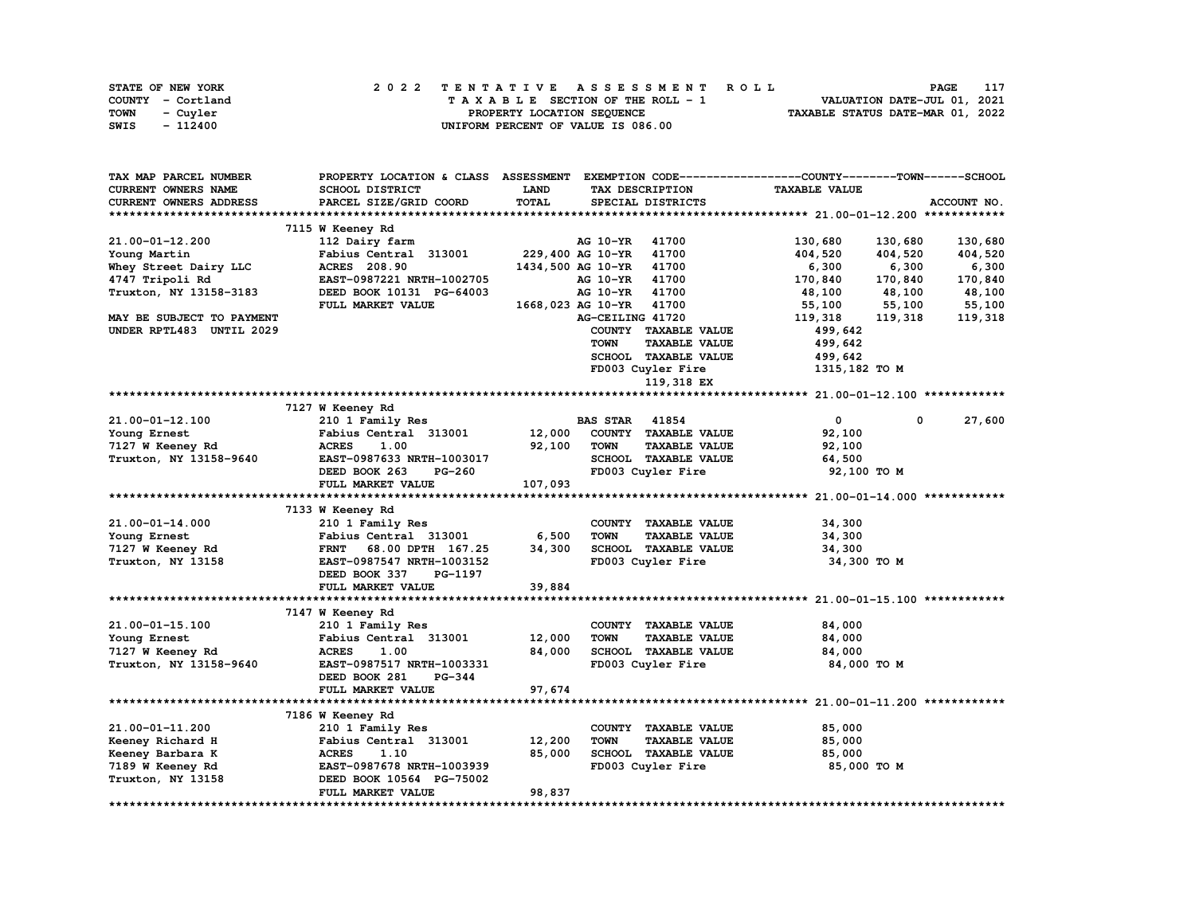STATE OF NEW YORK
COUNTY - Cortland
TOWN - Cuyler
SWIS - 112400

# 2022 TENTATIVE ASSESSMENT ROLL

TAXABLE SECTION OF THE ROLL - 1
PROPERTY LOCATION SEQUENCE
UNIFORM PERCENT OF VALUE IS 086.00

VALUATION DATE-JUL 01, 2021
TAXABLE STATUS DATE-MAR 01, 2022

| TAX MAP PARCEL NUMBER<br>CURRENT OWNERS NAME<br>CURRENT OWNERS ADDRESS | PROPERTY LOCATION & CLASS<br>SCHOOL DISTRICT<br>PARCEL SIZE/GRID COORD | ASSESSMENT<br>LAND<br>TOTAL | EXEMPTION CODE<br>TAX DESCRIPTION<br>SPECIAL DISTRICTS | COUNTY<br>TAXABLE VALUE | TOWN | SCHOOL<br>ACCOUNT NO. |
|---|---|---|---|---|---|---|
| **21.00-01-12.200** | 7115 W Keeney Rd | | | | | |
| 21.00-01-12.200 | 112 Dairy farm | | AG 10-YR 41700 | 130,680 | 130,680 | 130,680 |
| Young Martin | Fabius Central 313001 | 229,400 | AG 10-YR 41700 | 404,520 | 404,520 | 404,520 |
| Whey Street Dairy LLC | ACRES 208.90 | 1434,500 | AG 10-YR 41700 | 6,300 | 6,300 | 6,300 |
| 4747 Tripoli Rd | EAST-0987221 NRTH-1002705 | | AG 10-YR 41700 | 170,840 | 170,840 | 170,840 |
| Truxton, NY 13158-3183 | DEED BOOK 10131 PG-64003 | | AG 10-YR 41700 | 48,100 | 48,100 | 48,100 |
| | FULL MARKET VALUE | 1668,023 | AG 10-YR 41700 | 55,100 | 55,100 | 55,100 |
| MAY BE SUBJECT TO PAYMENT | | | AG-CEILING 41720 | 119,318 | 119,318 | 119,318 |
| UNDER RPTL483 UNTIL 2029 | | | COUNTY TAXABLE VALUE | 499,642 | | |
| | | | TOWN TAXABLE VALUE | 499,642 | | |
| | | | SCHOOL TAXABLE VALUE | 499,642 | | |
| | | | FD003 Cuyler Fire | 1315,182 TO M | | |
| | | | 119,318 EX | | | |
| **21.00-01-12.100** | 7127 W Keeney Rd | | | | | |
| 21.00-01-12.100 | 210 1 Family Res | | BAS STAR 41854 | 0 | 0 | 27,600 |
| Young Ernest | Fabius Central 313001 | 12,000 | COUNTY TAXABLE VALUE | 92,100 | | |
| 7127 W Keeney Rd | ACRES 1.00 | 92,100 | TOWN TAXABLE VALUE | 92,100 | | |
| Truxton, NY 13158-9640 | EAST-0987633 NRTH-1003017 | | SCHOOL TAXABLE VALUE | 64,500 | | |
| | DEED BOOK 263 PG-260 | | FD003 Cuyler Fire | 92,100 TO M | | |
| | FULL MARKET VALUE | 107,093 | | | | |
| **21.00-01-14.000** | 7133 W Keeney Rd | | | | | |
| 21.00-01-14.000 | 210 1 Family Res | | COUNTY TAXABLE VALUE | 34,300 | | |
| Young Ernest | Fabius Central 313001 | 6,500 | TOWN TAXABLE VALUE | 34,300 | | |
| 7127 W Keeney Rd | FRNT 68.00 DPTH 167.25 | 34,300 | SCHOOL TAXABLE VALUE | 34,300 | | |
| Truxton, NY 13158 | EAST-0987547 NRTH-1003152 | | FD003 Cuyler Fire | 34,300 TO M | | |
| | DEED BOOK 337 PG-1197 | | | | | |
| | FULL MARKET VALUE | 39,884 | | | | |
| **21.00-01-15.100** | 7147 W Keeney Rd | | | | | |
| 21.00-01-15.100 | 210 1 Family Res | | COUNTY TAXABLE VALUE | 84,000 | | |
| Young Ernest | Fabius Central 313001 | 12,000 | TOWN TAXABLE VALUE | 84,000 | | |
| 7127 W Keeney Rd | ACRES 1.00 | 84,000 | SCHOOL TAXABLE VALUE | 84,000 | | |
| Truxton, NY 13158-9640 | EAST-0987517 NRTH-1003331 | | FD003 Cuyler Fire | 84,000 TO M | | |
| | DEED BOOK 281 PG-344 | | | | | |
| | FULL MARKET VALUE | 97,674 | | | | |
| **21.00-01-11.200** | 7186 W Keeney Rd | | | | | |
| 21.00-01-11.200 | 210 1 Family Res | | COUNTY TAXABLE VALUE | 85,000 | | |
| Keeney Richard H | Fabius Central 313001 | 12,200 | TOWN TAXABLE VALUE | 85,000 | | |
| Keeney Barbara K | ACRES 1.10 | 85,000 | SCHOOL TAXABLE VALUE | 85,000 | | |
| 7189 W Keeney Rd | EAST-0987678 NRTH-1003939 | | FD003 Cuyler Fire | 85,000 TO M | | |
| Truxton, NY 13158 | DEED BOOK 10564 PG-75002 | | | | | |
| | FULL MARKET VALUE | 98,837 | | | | |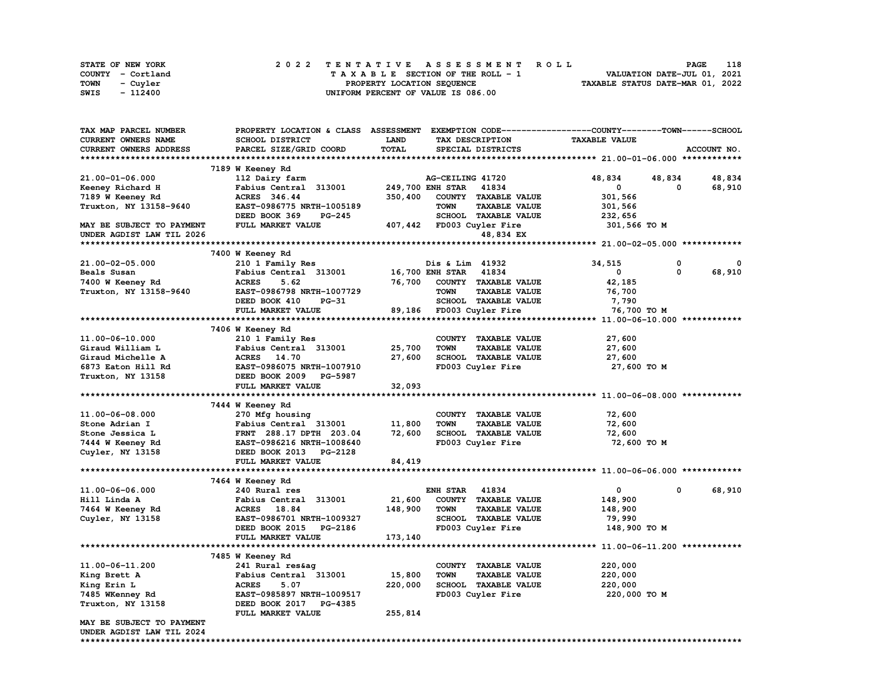STATE OF NEW YORK | 2022 TENTATIVE ASSESSMENT ROLL | VALUATION DATE-JUL 01, 2021
COUNTY - Cortland | TAXABLE SECTION OF THE ROLL - 1 | TAXABLE STATUS DATE-MAR 01, 2022
TOWN - Cuyler | PROPERTY LOCATION SEQUENCE
SWIS - 112400 | UNIFORM PERCENT OF VALUE IS 086.00

```
TAX MAP PARCEL NUMBER          PROPERTY LOCATION & CLASS  ASSESSMENT  EXEMPTION CODE------------------COUNTY--------TOWN------SCHOOL
CURRENT OWNERS NAME            SCHOOL DISTRICT             LAND        TAX DESCRIPTION              TAXABLE VALUE
CURRENT OWNERS ADDRESS         PARCEL SIZE/GRID COORD      TOTAL       SPECIAL DISTRICTS                                    ACCOUNT NO.
******************************************************************************************************* 21.00-01-06.000 ************
                               7189 W Keeney Rd
21.00-01-06.000                112 Dairy farm                          AG-CEILING 41720           48,834      48,834      48,834
Keeney Richard H               Fabius Central  313001      249,700 ENH STAR   41834                   0           0      68,910
7189 W Keeney Rd               ACRES  346.44               350,400     COUNTY  TAXABLE VALUE        301,566
Truxton, NY 13158-9640         EAST-0986775 NRTH-1005189               TOWN    TAXABLE VALUE        301,566
                               DEED BOOK 369     PG-245                SCHOOL  TAXABLE VALUE        232,656
MAY BE SUBJECT TO PAYMENT      FULL MARKET VALUE           407,442     FD003 Cuyler Fire             301,566 TO M
UNDER AGDIST LAW TIL 2026                                                    48,834 EX
******************************************************************************************************* 21.00-02-05.000 ************
                               7400 W Keeney Rd
21.00-02-05.000                210 1 Family Res                        Dis & Lim  41932           34,515           0           0
Beals Susan                    Fabius Central  313001       16,700 ENH STAR   41834                   0           0      68,910
7400 W Keeney Rd               ACRES     5.62               76,700     COUNTY  TAXABLE VALUE         42,185
Truxton, NY 13158-9640         EAST-0986798 NRTH-1007729               TOWN    TAXABLE VALUE         76,700
                               DEED BOOK 410     PG-31                 SCHOOL  TAXABLE VALUE          7,790
                               FULL MARKET VALUE            89,186     FD003 Cuyler Fire              76,700 TO M
******************************************************************************************************* 11.00-06-10.000 ************
                               7406 W Keeney Rd
11.00-06-10.000                210 1 Family Res                        COUNTY  TAXABLE VALUE         27,600
Giraud William L               Fabius Central  313001       25,700     TOWN    TAXABLE VALUE         27,600
Giraud Michelle A              ACRES    14.70               27,600     SCHOOL  TAXABLE VALUE         27,600
6873 Eaton Hill Rd             EAST-0986075 NRTH-1007910               FD003 Cuyler Fire              27,600 TO M
Truxton, NY 13158              DEED BOOK 2009    PG-5987
                               FULL MARKET VALUE            32,093
******************************************************************************************************* 11.00-06-08.000 ************
                               7444 W Keeney Rd
11.00-06-08.000                270 Mfg housing                         COUNTY  TAXABLE VALUE         72,600
Stone Adrian I                 Fabius Central  313001       11,800     TOWN    TAXABLE VALUE         72,600
Stone Jessica L                FRNT  288.17 DPTH  203.04    72,600     SCHOOL  TAXABLE VALUE         72,600
7444 W Keeney Rd               EAST-0986216 NRTH-1008640               FD003 Cuyler Fire              72,600 TO M
Cuyler, NY 13158               DEED BOOK 2013    PG-2128
                               FULL MARKET VALUE            84,419
******************************************************************************************************* 11.00-06-06.000 ************
                               7464 W Keeney Rd
11.00-06-06.000                240 Rural res                           ENH STAR   41834                   0           0      68,910
Hill Linda A                   Fabius Central  313001       21,600     COUNTY  TAXABLE VALUE        148,900
7464 W Keeney Rd               ACRES    18.84              148,900     TOWN    TAXABLE VALUE        148,900
Cuyler, NY 13158               EAST-0986701 NRTH-1009327               SCHOOL  TAXABLE VALUE         79,990
                               DEED BOOK 2015    PG-2186               FD003 Cuyler Fire             148,900 TO M
                               FULL MARKET VALUE           173,140
******************************************************************************************************* 11.00-06-11.200 ************
                               7485 W Keeney Rd
11.00-06-11.200                241 Rural res&ag                        COUNTY  TAXABLE VALUE        220,000
King Brett A                   Fabius Central  313001       15,800     TOWN    TAXABLE VALUE        220,000
King Erin L                    ACRES     5.07              220,000     SCHOOL  TAXABLE VALUE        220,000
7485 WKenney Rd                EAST-0985897 NRTH-1009517               FD003 Cuyler Fire             220,000 TO M
Truxton, NY 13158              DEED BOOK 2017    PG-4385
                               FULL MARKET VALUE           255,814
MAY BE SUBJECT TO PAYMENT
UNDER AGDIST LAW TIL 2024
************************************************************************************************************************************
```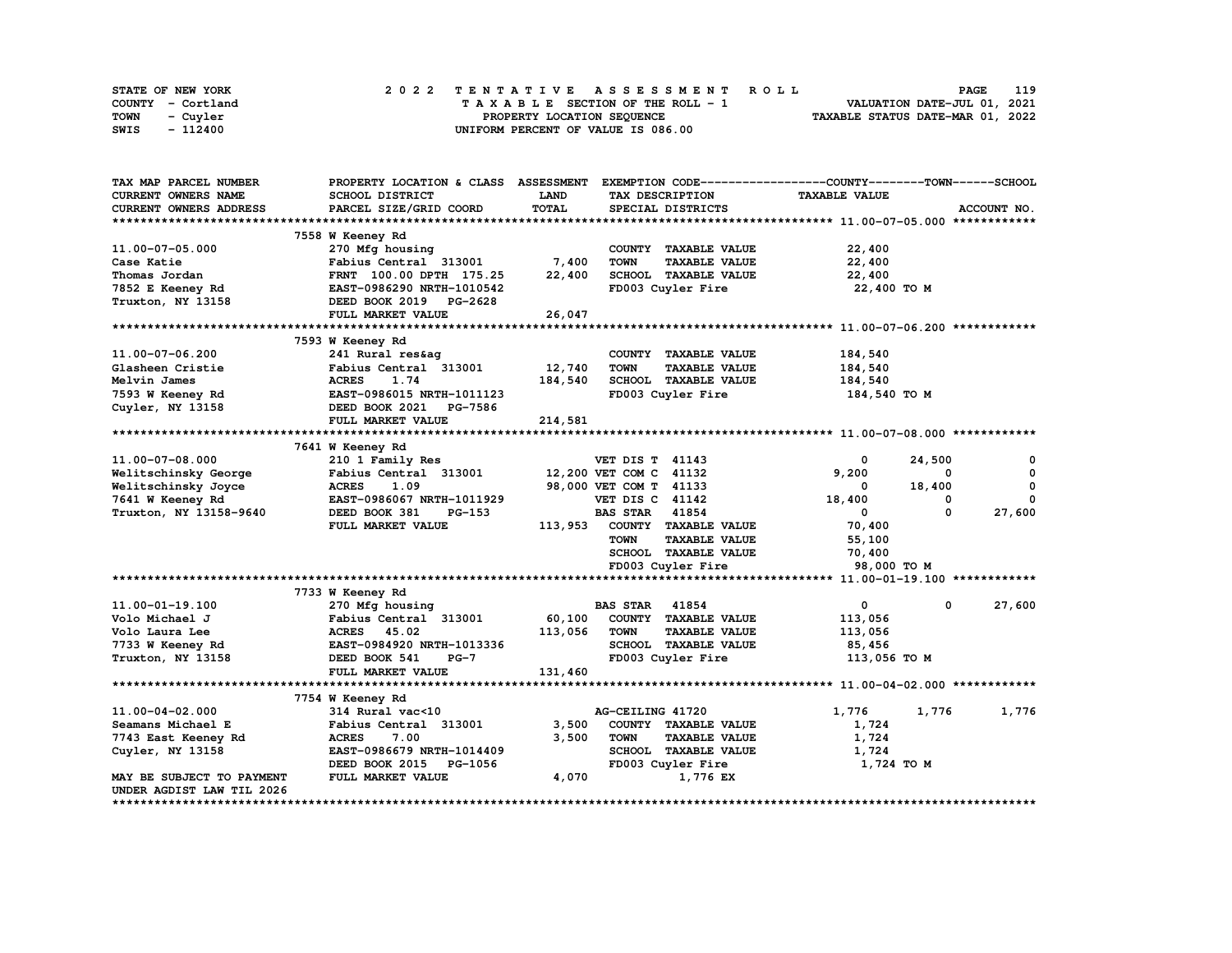STATE OF NEW YORK
COUNTY - Cortland
TOWN - Cuyler
SWIS - 112400

**2022 TENTATIVE ASSESSMENT ROLL**
TAXABLE SECTION OF THE ROLL - 1
PROPERTY LOCATION SEQUENCE
UNIFORM PERCENT OF VALUE IS 086.00

VALUATION DATE-JUL 01, 2021
TAXABLE STATUS DATE-MAR 01, 2022

| TAX MAP PARCEL NUMBER / CURRENT OWNERS NAME / CURRENT OWNERS ADDRESS | PROPERTY LOCATION & CLASS / SCHOOL DISTRICT / PARCEL SIZE/GRID COORD | ASSESSMENT LAND / TOTAL | EXEMPTION CODE / TAX DESCRIPTION / SPECIAL DISTRICTS | COUNTY TAXABLE VALUE | TOWN | SCHOOL |
|---|---|---|---|---|---|---|
| **11.00-07-05.000** | 7558 W Keeney Rd | | | | | |
| 11.00-07-05.000 | 270 Mfg housing | | COUNTY TAXABLE VALUE | 22,400 | | |
| Case Katie | Fabius Central 313001 | 7,400 | TOWN TAXABLE VALUE | 22,400 | | |
| Thomas Jordan | FRNT 100.00 DPTH 175.25 | 22,400 | SCHOOL TAXABLE VALUE | 22,400 | | |
| 7852 E Keeney Rd | EAST-0986290 NRTH-1010542 | | FD003 Cuyler Fire | 22,400 TO M | | |
| Truxton, NY 13158 | DEED BOOK 2019 PG-2628 | | | | | |
| | FULL MARKET VALUE | 26,047 | | | | |
| **11.00-07-06.200** | 7593 W Keeney Rd | | | | | |
| 11.00-07-06.200 | 241 Rural res&ag | | COUNTY TAXABLE VALUE | 184,540 | | |
| Glasheen Cristie | Fabius Central 313001 | 12,740 | TOWN TAXABLE VALUE | 184,540 | | |
| Melvin James | ACRES 1.74 | 184,540 | SCHOOL TAXABLE VALUE | 184,540 | | |
| 7593 W Keeney Rd | EAST-0986015 NRTH-1011123 | | FD003 Cuyler Fire | 184,540 TO M | | |
| Cuyler, NY 13158 | DEED BOOK 2021 PG-7586 | | | | | |
| | FULL MARKET VALUE | 214,581 | | | | |
| **11.00-07-08.000** | 7641 W Keeney Rd | | | | | |
| 11.00-07-08.000 | 210 1 Family Res | | VET DIS T 41143 | 0 | 24,500 | 0 |
| Welitschinsky George | Fabius Central 313001 | 12,200 | VET COM C 41132 | 9,200 | 0 | 0 |
| Welitschinsky Joyce | ACRES 1.09 | 98,000 | VET COM T 41133 | 0 | 18,400 | 0 |
| 7641 W Keeney Rd | EAST-0986067 NRTH-1011929 | | VET DIS C 41142 | 18,400 | 0 | 0 |
| Truxton, NY 13158-9640 | DEED BOOK 381 PG-153 | | BAS STAR 41854 | 0 | 0 | 27,600 |
| | FULL MARKET VALUE | 113,953 | COUNTY TAXABLE VALUE | 70,400 | | |
| | | | TOWN TAXABLE VALUE | 55,100 | | |
| | | | SCHOOL TAXABLE VALUE | 70,400 | | |
| | | | FD003 Cuyler Fire | 98,000 TO M | | |
| **11.00-01-19.100** | 7733 W Keeney Rd | | | | | |
| 11.00-01-19.100 | 270 Mfg housing | | BAS STAR 41854 | 0 | 0 | 27,600 |
| Volo Michael J | Fabius Central 313001 | 60,100 | COUNTY TAXABLE VALUE | 113,056 | | |
| Volo Laura Lee | ACRES 45.02 | 113,056 | TOWN TAXABLE VALUE | 113,056 | | |
| 7733 W Keeney Rd | EAST-0984920 NRTH-1013336 | | SCHOOL TAXABLE VALUE | 85,456 | | |
| Truxton, NY 13158 | DEED BOOK 541 PG-7 | | FD003 Cuyler Fire | 113,056 TO M | | |
| | FULL MARKET VALUE | 131,460 | | | | |
| **11.00-04-02.000** | 7754 W Keeney Rd | | | | | |
| 11.00-04-02.000 | 314 Rural vac<10 | | AG-CEILING 41720 | 1,776 | 1,776 | 1,776 |
| Seamans Michael E | Fabius Central 313001 | 3,500 | COUNTY TAXABLE VALUE | 1,724 | | |
| 7743 East Keeney Rd | ACRES 7.00 | 3,500 | TOWN TAXABLE VALUE | 1,724 | | |
| Cuyler, NY 13158 | EAST-0986679 NRTH-1014409 | | SCHOOL TAXABLE VALUE | 1,724 | | |
| | DEED BOOK 2015 PG-1056 | | FD003 Cuyler Fire | 1,724 TO M | | |
| MAY BE SUBJECT TO PAYMENT | FULL MARKET VALUE | 4,070 | 1,776 EX | | | |
| UNDER AGDIST LAW TIL 2026 | | | | | | |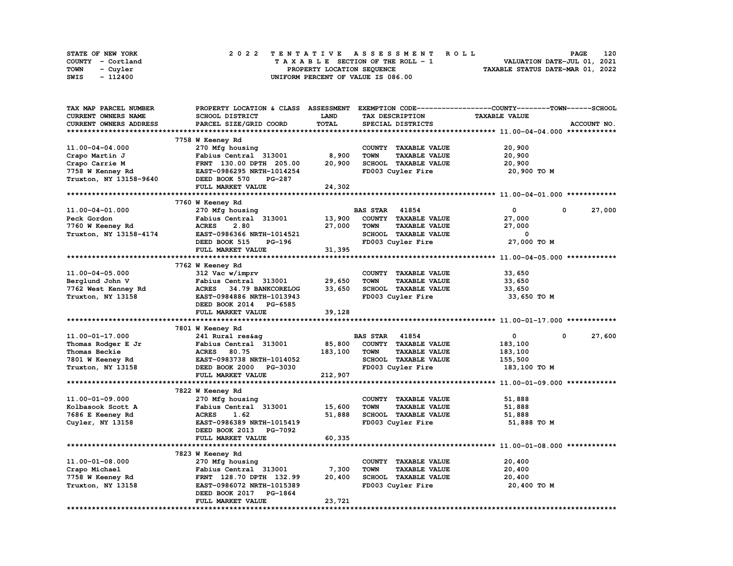STATE OF NEW YORK
COUNTY - Cortland
TOWN - Cuyler
SWIS - 112400

# 2022 TENTATIVE ASSESSMENT ROLL

TAXABLE SECTION OF THE ROLL - 1
PROPERTY LOCATION SEQUENCE
UNIFORM PERCENT OF VALUE IS 086.00

VALUATION DATE-JUL 01, 2021
TAXABLE STATUS DATE-MAR 01, 2022

| TAX MAP PARCEL NUMBER / CURRENT OWNERS NAME / CURRENT OWNERS ADDRESS | PROPERTY LOCATION & CLASS / SCHOOL DISTRICT / PARCEL SIZE/GRID COORD | ASSESSMENT LAND / TOTAL | EXEMPTION CODE / TAX DESCRIPTION / SPECIAL DISTRICTS | COUNTY TAXABLE VALUE | TOWN | SCHOOL / ACCOUNT NO. |
|---|---|---|---|---|---|---|
| **11.00-04-04.000** | 7758 W Keeney Rd | | | | | |
| 11.00-04-04.000 | 270 Mfg housing | | COUNTY TAXABLE VALUE | 20,900 | | |
| Crapo Martin J | Fabius Central 313001 | 8,900 | TOWN TAXABLE VALUE | 20,900 | | |
| Crapo Carrie M | FRNT 130.00 DPTH 205.00 | 20,900 | SCHOOL TAXABLE VALUE | 20,900 | | |
| 7758 W Kenney Rd | EAST-0986295 NRTH-1014254 | | FD003 Cuyler Fire | 20,900 TO M | | |
| Truxton, NY 13158-9640 | DEED BOOK 570 PG-287 | | | | | |
| | FULL MARKET VALUE | 24,302 | | | | |
| **11.00-04-01.000** | 7760 W Keeney Rd | | | | | |
| 11.00-04-01.000 | 270 Mfg housing | | BAS STAR 41854 | 0 | 0 | 27,000 |
| Peck Gordon | Fabius Central 313001 | 13,900 | COUNTY TAXABLE VALUE | 27,000 | | |
| 7760 W Keeney Rd | ACRES 2.80 | 27,000 | TOWN TAXABLE VALUE | 27,000 | | |
| Truxton, NY 13158-4174 | EAST-0986366 NRTH-1014521 | | SCHOOL TAXABLE VALUE | 0 | | |
| | DEED BOOK 515 PG-196 | | FD003 Cuyler Fire | 27,000 TO M | | |
| | FULL MARKET VALUE | 31,395 | | | | |
| **11.00-04-05.000** | 7762 W Keeney Rd | | | | | |
| 11.00-04-05.000 | 312 Vac w/imprv | | COUNTY TAXABLE VALUE | 33,650 | | |
| Berglund John V | Fabius Central 313001 | 29,650 | TOWN TAXABLE VALUE | 33,650 | | |
| 7762 West Kenney Rd | ACRES 34.79 BANKCORELOG | 33,650 | SCHOOL TAXABLE VALUE | 33,650 | | |
| Truxton, NY 13158 | EAST-0984886 NRTH-1013943 | | FD003 Cuyler Fire | 33,650 TO M | | |
| | DEED BOOK 2014 PG-6585 | | | | | |
| | FULL MARKET VALUE | 39,128 | | | | |
| **11.00-01-17.000** | 7801 W Keeney Rd | | | | | |
| 11.00-01-17.000 | 241 Rural res&ag | | BAS STAR 41854 | 0 | 0 | 27,600 |
| Thomas Rodger E Jr | Fabius Central 313001 | 85,800 | COUNTY TAXABLE VALUE | 183,100 | | |
| Thomas Beckie | ACRES 80.75 | 183,100 | TOWN TAXABLE VALUE | 183,100 | | |
| 7801 W Keeney Rd | EAST-0983738 NRTH-1014052 | | SCHOOL TAXABLE VALUE | 155,500 | | |
| Truxton, NY 13158 | DEED BOOK 2000 PG-3030 | | FD003 Cuyler Fire | 183,100 TO M | | |
| | FULL MARKET VALUE | 212,907 | | | | |
| **11.00-01-09.000** | 7822 W Keeney Rd | | | | | |
| 11.00-01-09.000 | 270 Mfg housing | | COUNTY TAXABLE VALUE | 51,888 | | |
| Kolbasook Scott A | Fabius Central 313001 | 15,600 | TOWN TAXABLE VALUE | 51,888 | | |
| 7686 E Keeney Rd | ACRES 1.62 | 51,888 | SCHOOL TAXABLE VALUE | 51,888 | | |
| Cuyler, NY 13158 | EAST-0986389 NRTH-1015419 | | FD003 Cuyler Fire | 51,888 TO M | | |
| | DEED BOOK 2013 PG-7092 | | | | | |
| | FULL MARKET VALUE | 60,335 | | | | |
| **11.00-01-08.000** | 7823 W Keeney Rd | | | | | |
| 11.00-01-08.000 | 270 Mfg housing | | COUNTY TAXABLE VALUE | 20,400 | | |
| Crapo Michael | Fabius Central 313001 | 7,300 | TOWN TAXABLE VALUE | 20,400 | | |
| 7758 W Keeney Rd | FRNT 128.70 DPTH 132.99 | 20,400 | SCHOOL TAXABLE VALUE | 20,400 | | |
| Truxton, NY 13158 | EAST-0986072 NRTH-1015389 | | FD003 Cuyler Fire | 20,400 TO M | | |
| | DEED BOOK 2017 PG-1864 | | | | | |
| | FULL MARKET VALUE | 23,721 | | | | |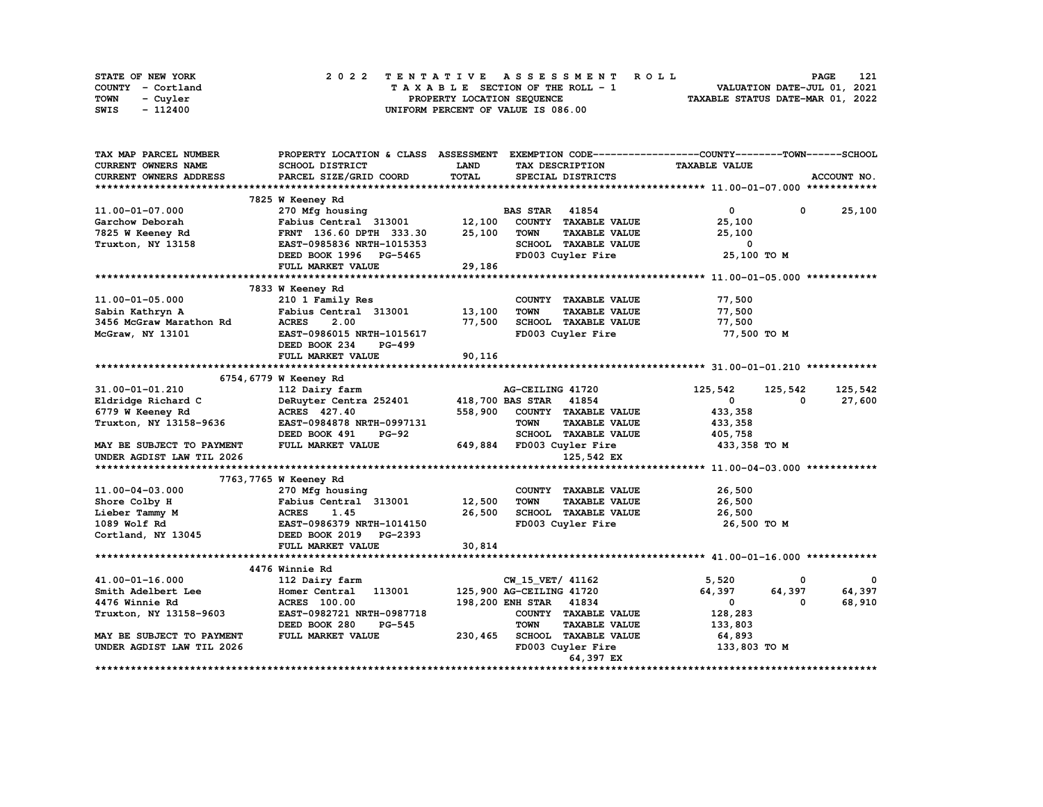STATE OF NEW YORK
COUNTY - Cortland
TOWN - Cuyler
SWIS - 112400

# 2022 TENTATIVE ASSESSMENT ROLL

TAXABLE SECTION OF THE ROLL - 1
PROPERTY LOCATION SEQUENCE
UNIFORM PERCENT OF VALUE IS 086.00

VALUATION DATE-JUL 01, 2021
TAXABLE STATUS DATE-MAR 01, 2022

| TAX MAP PARCEL NUMBER / CURRENT OWNERS NAME / CURRENT OWNERS ADDRESS | PROPERTY LOCATION & CLASS / SCHOOL DISTRICT / PARCEL SIZE/GRID COORD | ASSESSMENT LAND / TOTAL | EXEMPTION CODE / TAX DESCRIPTION / SPECIAL DISTRICTS | COUNTY TAXABLE VALUE | TOWN | SCHOOL | ACCOUNT NO. |
|---|---|---|---|---|---|---|---|
| **11.00-01-07.000** | 7825 W Keeney Rd | | | | | | |
| 11.00-01-07.000 | 270 Mfg housing | | BAS STAR 41854 | 0 | 0 | 25,100 | |
| Garchow Deborah | Fabius Central 313001 | 12,100 | COUNTY TAXABLE VALUE | 25,100 | | | |
| 7825 W Keeney Rd | FRNT 136.60 DPTH 333.30 | 25,100 | TOWN TAXABLE VALUE | 25,100 | | | |
| Truxton, NY 13158 | EAST-0985836 NRTH-1015353 | | SCHOOL TAXABLE VALUE | 0 | | | |
| | DEED BOOK 1996 PG-5465 | | FD003 Cuyler Fire | 25,100 TO M | | | |
| | FULL MARKET VALUE | 29,186 | | | | | |
| **11.00-01-05.000** | 7833 W Keeney Rd | | | | | | |
| 11.00-01-05.000 | 210 1 Family Res | | COUNTY TAXABLE VALUE | 77,500 | | | |
| Sabin Kathryn A | Fabius Central 313001 | 13,100 | TOWN TAXABLE VALUE | 77,500 | | | |
| 3456 McGraw Marathon Rd | ACRES 2.00 | 77,500 | SCHOOL TAXABLE VALUE | 77,500 | | | |
| McGraw, NY 13101 | EAST-0986015 NRTH-1015617 | | FD003 Cuyler Fire | 77,500 TO M | | | |
| | DEED BOOK 234 PG-499 | | | | | | |
| | FULL MARKET VALUE | 90,116 | | | | | |
| **31.00-01-01.210** | 6754,6779 W Keeney Rd | | | | | | |
| 31.00-01-01.210 | 112 Dairy farm | | AG-CEILING 41720 | 125,542 | 125,542 | 125,542 | |
| Eldridge Richard C | DeRuyter Centra 252401 | 418,700 | BAS STAR 41854 | 0 | 0 | 27,600 | |
| 6779 W Keeney Rd | ACRES 427.40 | 558,900 | COUNTY TAXABLE VALUE | 433,358 | | | |
| Truxton, NY 13158-9636 | EAST-0984878 NRTH-0997131 | | TOWN TAXABLE VALUE | 433,358 | | | |
| | DEED BOOK 491 PG-92 | | SCHOOL TAXABLE VALUE | 405,758 | | | |
| MAY BE SUBJECT TO PAYMENT | FULL MARKET VALUE | 649,884 | FD003 Cuyler Fire | 433,358 TO M | | | |
| UNDER AGDIST LAW TIL 2026 | | | 125,542 EX | | | | |
| **11.00-04-03.000** | 7763,7765 W Keeney Rd | | | | | | |
| 11.00-04-03.000 | 270 Mfg housing | | COUNTY TAXABLE VALUE | 26,500 | | | |
| Shore Colby H | Fabius Central 313001 | 12,500 | TOWN TAXABLE VALUE | 26,500 | | | |
| Lieber Tammy M | ACRES 1.45 | 26,500 | SCHOOL TAXABLE VALUE | 26,500 | | | |
| 1089 Wolf Rd | EAST-0986379 NRTH-1014150 | | FD003 Cuyler Fire | 26,500 TO M | | | |
| Cortland, NY 13045 | DEED BOOK 2019 PG-2393 | | | | | | |
| | FULL MARKET VALUE | 30,814 | | | | | |
| **41.00-01-16.000** | 4476 Winnie Rd | | | | | | |
| 41.00-01-16.000 | 112 Dairy farm | | CW_15_VET/ 41162 | 5,520 | 0 | 0 | |
| Smith Adelbert Lee | Homer Central 113001 | 125,900 | AG-CEILING 41720 | 64,397 | 64,397 | 64,397 | |
| 4476 Winnie Rd | ACRES 100.00 | 198,200 | ENH STAR 41834 | 0 | 0 | 68,910 | |
| Truxton, NY 13158-9603 | EAST-0982721 NRTH-0987718 | | COUNTY TAXABLE VALUE | 128,283 | | | |
| | DEED BOOK 280 PG-545 | | TOWN TAXABLE VALUE | 133,803 | | | |
| MAY BE SUBJECT TO PAYMENT | FULL MARKET VALUE | 230,465 | SCHOOL TAXABLE VALUE | 64,893 | | | |
| UNDER AGDIST LAW TIL 2026 | | | FD003 Cuyler Fire | 133,803 TO M | | | |
| | | | 64,397 EX | | | | |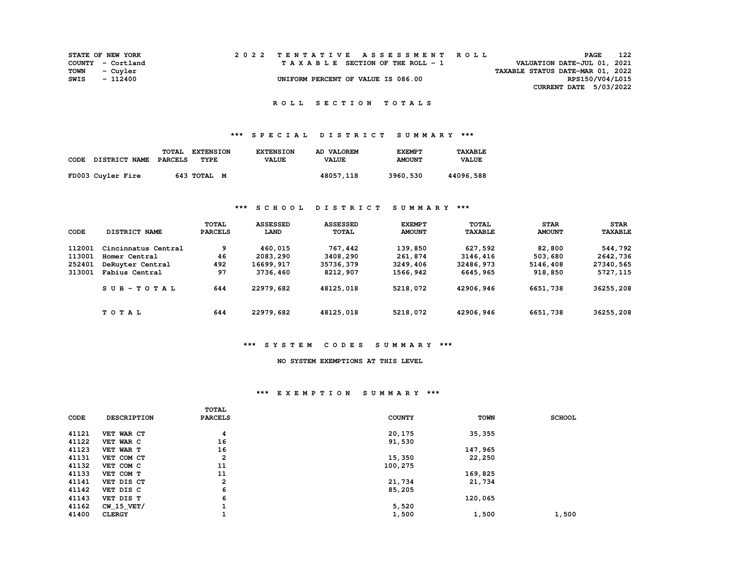STATE OF NEW YORK
COUNTY - Cortland
TOWN - Cuyler
SWIS - 112400

# 2022 TENTATIVE ASSESSMENT ROLL

TAXABLE SECTION OF THE ROLL - 1

UNIFORM PERCENT OF VALUE IS 086.00

VALUATION DATE-JUL 01, 2021
TAXABLE STATUS DATE-MAR 01, 2022
RPS150/V04/L015
CURRENT DATE 5/03/2022

## ROLL SECTION TOTALS

### *** SPECIAL DISTRICT SUMMARY ***

| CODE DISTRICT NAME | TOTAL PARCELS | EXTENSION TYPE | EXTENSION VALUE | AD VALOREM VALUE | EXEMPT AMOUNT | TAXABLE VALUE |
|---|---|---|---|---|---|---|
| FD003 Cuyler Fire | 643 | TOTAL M | | 48057,118 | 3960,530 | 44096,588 |

### *** SCHOOL DISTRICT SUMMARY ***

| CODE | DISTRICT NAME | TOTAL PARCELS | ASSESSED LAND | ASSESSED TOTAL | EXEMPT AMOUNT | TOTAL TAXABLE | STAR AMOUNT | STAR TAXABLE |
|---|---|---|---|---|---|---|---|---|
| 112001 | Cincinnatus Central | 9 | 460,015 | 767,442 | 139,850 | 627,592 | 82,800 | 544,792 |
| 113001 | Homer Central | 46 | 2083,290 | 3408,290 | 261,874 | 3146,416 | 503,680 | 2642,736 |
| 252401 | DeRuyter Central | 492 | 16699,917 | 35736,379 | 3249,406 | 32486,973 | 5146,408 | 27340,565 |
| 313001 | Fabius Central | 97 | 3736,460 | 8212,907 | 1566,942 | 6645,965 | 918,850 | 5727,115 |
| | SUB-TOTAL | 644 | 22979,682 | 48125,018 | 5218,072 | 42906,946 | 6651,738 | 36255,208 |
| | TOTAL | 644 | 22979,682 | 48125,018 | 5218,072 | 42906,946 | 6651,738 | 36255,208 |

### *** SYSTEM CODES SUMMARY ***

NO SYSTEM EXEMPTIONS AT THIS LEVEL

### *** EXEMPTION SUMMARY ***

| CODE | DESCRIPTION | TOTAL PARCELS | COUNTY | TOWN | SCHOOL |
|---|---|---|---|---|---|
| 41121 | VET WAR CT | 4 | 20,175 | 35,355 | |
| 41122 | VET WAR C | 16 | 91,530 | | |
| 41123 | VET WAR T | 16 | | 147,965 | |
| 41131 | VET COM CT | 2 | 15,350 | 22,250 | |
| 41132 | VET COM C | 11 | 100,275 | | |
| 41133 | VET COM T | 11 | | 169,825 | |
| 41141 | VET DIS CT | 2 | 21,734 | 21,734 | |
| 41142 | VET DIS C | 6 | 85,205 | | |
| 41143 | VET DIS T | 6 | | 120,065 | |
| 41162 | CW_15_VET/ | 1 | 5,520 | | |
| 41400 | CLERGY | 1 | 1,500 | 1,500 | 1,500 |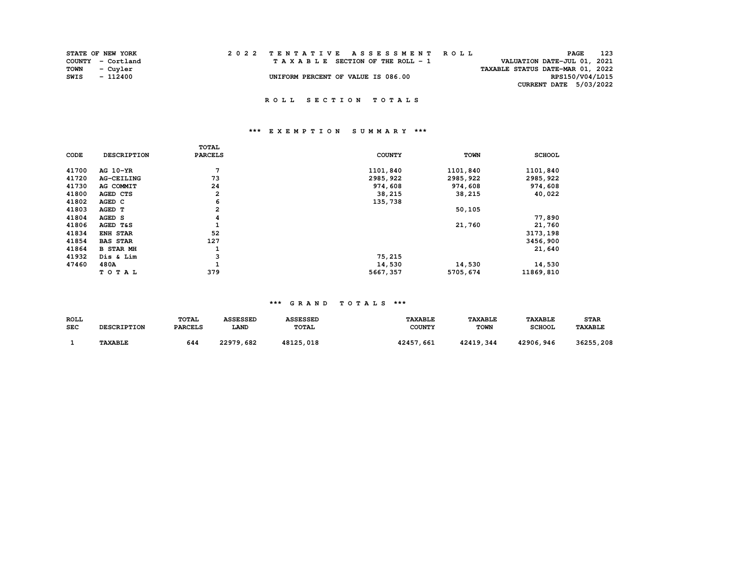STATE OF NEW YORK
COUNTY - Cortland
TOWN - Cuyler
SWIS - 112400

2022 TENTATIVE ASSESSMENT ROLL
TAXABLE SECTION OF THE ROLL - 1
UNIFORM PERCENT OF VALUE IS 086.00

VALUATION DATE-JUL 01, 2021
TAXABLE STATUS DATE-MAR 01, 2022
RPS150/V04/L015
CURRENT DATE 5/03/2022

## ROLL SECTION TOTALS

### *** EXEMPTION SUMMARY ***

| CODE | DESCRIPTION | TOTAL PARCELS | COUNTY | TOWN | SCHOOL |
|---|---|---|---|---|---|
| 41700 | AG 10-YR | 7 | 1101,840 | 1101,840 | 1101,840 |
| 41720 | AG-CEILING | 73 | 2985,922 | 2985,922 | 2985,922 |
| 41730 | AG COMMIT | 24 | 974,608 | 974,608 | 974,608 |
| 41800 | AGED CTS | 2 | 38,215 | 38,215 | 40,022 |
| 41802 | AGED C | 6 | 135,738 | | |
| 41803 | AGED T | 2 | | 50,105 | |
| 41804 | AGED S | 4 | | | 77,890 |
| 41806 | AGED T&S | 1 | | 21,760 | 21,760 |
| 41834 | ENH STAR | 52 | | | 3173,198 |
| 41854 | BAS STAR | 127 | | | 3456,900 |
| 41864 | B STAR MH | 1 | | | 21,640 |
| 41932 | Dis & Lim | 3 | 75,215 | | |
| 47460 | 480A | 1 | 14,530 | 14,530 | 14,530 |
| | TOTAL | 379 | 5667,357 | 5705,674 | 11869,810 |

### *** GRAND TOTALS ***

| ROLL SEC | DESCRIPTION | TOTAL PARCELS | ASSESSED LAND | ASSESSED TOTAL | TAXABLE COUNTY | TAXABLE TOWN | TAXABLE SCHOOL | STAR TAXABLE |
|---|---|---|---|---|---|---|---|---|
| 1 | TAXABLE | 644 | 22979,682 | 48125,018 | 42457,661 | 42419,344 | 42906,946 | 36255,208 |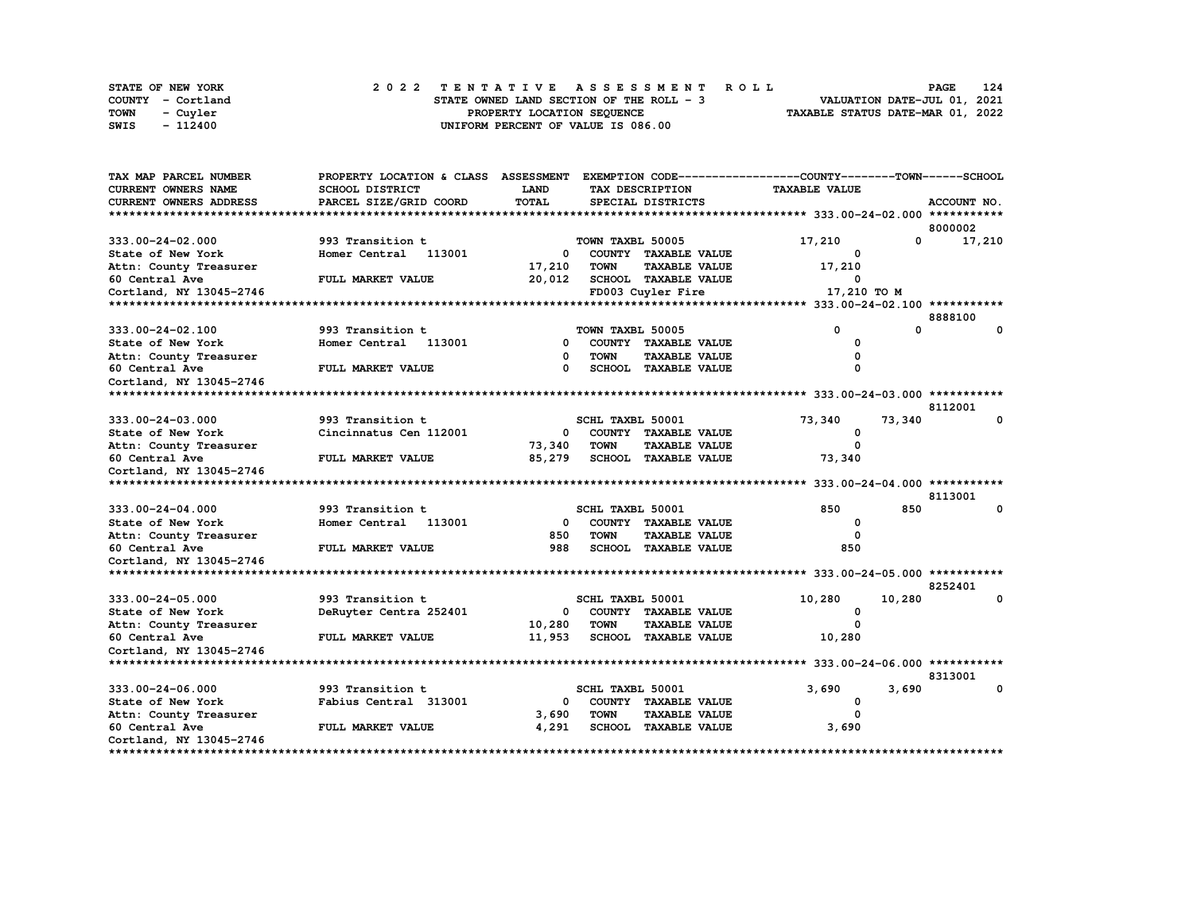STATE OF NEW YORK — 2022 TENTATIVE ASSESSMENT ROLL

COUNTY - Cortland — STATE OWNED LAND SECTION OF THE ROLL - 3 — VALUATION DATE-JUL 01, 2021

TOWN - Cuyler — PROPERTY LOCATION SEQUENCE — TAXABLE STATUS DATE-MAR 01, 2022

SWIS - 112400 — UNIFORM PERCENT OF VALUE IS 086.00

| TAX MAP PARCEL NUMBER / CURRENT OWNERS NAME / CURRENT OWNERS ADDRESS | PROPERTY LOCATION & CLASS / SCHOOL DISTRICT / PARCEL SIZE/GRID COORD | ASSESSMENT LAND / TOTAL | EXEMPTION CODE / TAX DESCRIPTION / SPECIAL DISTRICTS | COUNTY TAXABLE VALUE | TOWN | SCHOOL / ACCOUNT NO. |
|---|---|---|---|---|---|---|
| **333.00-24-02.000** | | | | | | 8000002 |
| 333.00-24-02.000 | 993 Transition t | | TOWN TAXBL 50005 | 17,210 | 0 | 17,210 |
| State of New York | Homer Central 113001 | 0 | COUNTY TAXABLE VALUE | 0 | | |
| Attn: County Treasurer | | 17,210 | TOWN TAXABLE VALUE | 17,210 | | |
| 60 Central Ave | FULL MARKET VALUE | 20,012 | SCHOOL TAXABLE VALUE | 0 | | |
| Cortland, NY 13045-2746 | | | FD003 Cuyler Fire | 17,210 TO M | | |
| **333.00-24-02.100** | | | | | | 8888100 |
| 333.00-24-02.100 | 993 Transition t | | TOWN TAXBL 50005 | 0 | 0 | 0 |
| State of New York | Homer Central 113001 | 0 | COUNTY TAXABLE VALUE | 0 | | |
| Attn: County Treasurer | | 0 | TOWN TAXABLE VALUE | 0 | | |
| 60 Central Ave | FULL MARKET VALUE | 0 | SCHOOL TAXABLE VALUE | 0 | | |
| Cortland, NY 13045-2746 | | | | | | |
| **333.00-24-03.000** | | | | | | 8112001 |
| 333.00-24-03.000 | 993 Transition t | | SCHL TAXBL 50001 | 73,340 | 73,340 | 0 |
| State of New York | Cincinnatus Cen 112001 | 0 | COUNTY TAXABLE VALUE | 0 | | |
| Attn: County Treasurer | | 73,340 | TOWN TAXABLE VALUE | 0 | | |
| 60 Central Ave | FULL MARKET VALUE | 85,279 | SCHOOL TAXABLE VALUE | 73,340 | | |
| Cortland, NY 13045-2746 | | | | | | |
| **333.00-24-04.000** | | | | | | 8113001 |
| 333.00-24-04.000 | 993 Transition t | | SCHL TAXBL 50001 | 850 | 850 | 0 |
| State of New York | Homer Central 113001 | 0 | COUNTY TAXABLE VALUE | 0 | | |
| Attn: County Treasurer | | 850 | TOWN TAXABLE VALUE | 0 | | |
| 60 Central Ave | FULL MARKET VALUE | 988 | SCHOOL TAXABLE VALUE | 850 | | |
| Cortland, NY 13045-2746 | | | | | | |
| **333.00-24-05.000** | | | | | | 8252401 |
| 333.00-24-05.000 | 993 Transition t | | SCHL TAXBL 50001 | 10,280 | 10,280 | 0 |
| State of New York | DeRuyter Centra 252401 | 0 | COUNTY TAXABLE VALUE | 0 | | |
| Attn: County Treasurer | | 10,280 | TOWN TAXABLE VALUE | 0 | | |
| 60 Central Ave | FULL MARKET VALUE | 11,953 | SCHOOL TAXABLE VALUE | 10,280 | | |
| Cortland, NY 13045-2746 | | | | | | |
| **333.00-24-06.000** | | | | | | 8313001 |
| 333.00-24-06.000 | 993 Transition t | | SCHL TAXBL 50001 | 3,690 | 3,690 | 0 |
| State of New York | Fabius Central 313001 | 0 | COUNTY TAXABLE VALUE | 0 | | |
| Attn: County Treasurer | | 3,690 | TOWN TAXABLE VALUE | 0 | | |
| 60 Central Ave | FULL MARKET VALUE | 4,291 | SCHOOL TAXABLE VALUE | 3,690 | | |
| Cortland, NY 13045-2746 | | | | | | |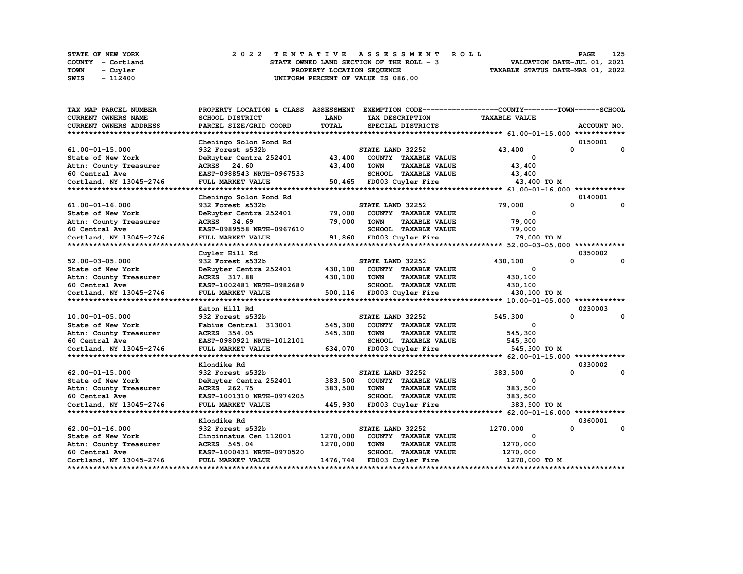STATE OF NEW YORK
COUNTY - Cortland
TOWN - Cuyler
SWIS - 112400

2022 TENTATIVE ASSESSMENT ROLL
STATE OWNED LAND SECTION OF THE ROLL - 3
PROPERTY LOCATION SEQUENCE
UNIFORM PERCENT OF VALUE IS 086.00

VALUATION DATE-JUL 01, 2021
TAXABLE STATUS DATE-MAR 01, 2022

| TAX MAP PARCEL NUMBER / CURRENT OWNERS NAME / CURRENT OWNERS ADDRESS | PROPERTY LOCATION & CLASS / SCHOOL DISTRICT / PARCEL SIZE/GRID COORD | ASSESSMENT LAND / TOTAL | EXEMPTION CODE / TAX DESCRIPTION / SPECIAL DISTRICTS | COUNTY | TOWN | SCHOOL / TAXABLE VALUE | ACCOUNT NO. |
|---|---|---|---|---|---|---|---|
| 61.00-01-15.000 | Cheningo Solon Pond Rd | | | | | | 0150001 |
| | 932 Forest s532b | | STATE LAND 32252 | 43,400 | 0 | 0 | |
| State of New York | DeRuyter Centra 252401 | 43,400 | COUNTY TAXABLE VALUE | 0 | | | |
| Attn: County Treasurer | ACRES 24.60 | 43,400 | TOWN TAXABLE VALUE | 43,400 | | | |
| 60 Central Ave | EAST-0988543 NRTH-0967533 | | SCHOOL TAXABLE VALUE | 43,400 | | | |
| Cortland, NY 13045-2746 | FULL MARKET VALUE | 50,465 | FD003 Cuyler Fire | 43,400 TO M | | | |
| 61.00-01-16.000 | Cheningo Solon Pond Rd | | | | | | 0140001 |
| | 932 Forest s532b | | STATE LAND 32252 | 79,000 | 0 | 0 | |
| State of New York | DeRuyter Centra 252401 | 79,000 | COUNTY TAXABLE VALUE | 0 | | | |
| Attn: County Treasurer | ACRES 34.69 | 79,000 | TOWN TAXABLE VALUE | 79,000 | | | |
| 60 Central Ave | EAST-0989558 NRTH-0967610 | | SCHOOL TAXABLE VALUE | 79,000 | | | |
| Cortland, NY 13045-2746 | FULL MARKET VALUE | 91,860 | FD003 Cuyler Fire | 79,000 TO M | | | |
| 52.00-03-05.000 | Cuyler Hill Rd | | | | | | 0350002 |
| | 932 Forest s532b | | STATE LAND 32252 | 430,100 | 0 | 0 | |
| State of New York | DeRuyter Centra 252401 | 430,100 | COUNTY TAXABLE VALUE | 0 | | | |
| Attn: County Treasurer | ACRES 317.88 | 430,100 | TOWN TAXABLE VALUE | 430,100 | | | |
| 60 Central Ave | EAST-1002481 NRTH-0982689 | | SCHOOL TAXABLE VALUE | 430,100 | | | |
| Cortland, NY 13045-2746 | FULL MARKET VALUE | 500,116 | FD003 Cuyler Fire | 430,100 TO M | | | |
| 10.00-01-05.000 | Eaton Hill Rd | | | | | | 0230003 |
| | 932 Forest s532b | | STATE LAND 32252 | 545,300 | 0 | 0 | |
| State of New York | Fabius Central 313001 | 545,300 | COUNTY TAXABLE VALUE | 0 | | | |
| Attn: County Treasurer | ACRES 354.05 | 545,300 | TOWN TAXABLE VALUE | 545,300 | | | |
| 60 Central Ave | EAST-0980921 NRTH-1012101 | | SCHOOL TAXABLE VALUE | 545,300 | | | |
| Cortland, NY 13045-2746 | FULL MARKET VALUE | 634,070 | FD003 Cuyler Fire | 545,300 TO M | | | |
| 62.00-01-15.000 | Klondike Rd | | | | | | 0330002 |
| | 932 Forest s532b | | STATE LAND 32252 | 383,500 | 0 | 0 | |
| State of New York | DeRuyter Centra 252401 | 383,500 | COUNTY TAXABLE VALUE | 0 | | | |
| Attn: County Treasurer | ACRES 262.75 | 383,500 | TOWN TAXABLE VALUE | 383,500 | | | |
| 60 Central Ave | EAST-1001310 NRTH-0974205 | | SCHOOL TAXABLE VALUE | 383,500 | | | |
| Cortland, NY 13045-2746 | FULL MARKET VALUE | 445,930 | FD003 Cuyler Fire | 383,500 TO M | | | |
| 62.00-01-16.000 | Klondike Rd | | | | | | 0360001 |
| | 932 Forest s532b | | STATE LAND 32252 | 1270,000 | 0 | 0 | |
| State of New York | Cincinnatus Cen 112001 | 1270,000 | COUNTY TAXABLE VALUE | 0 | | | |
| Attn: County Treasurer | ACRES 545.04 | 1270,000 | TOWN TAXABLE VALUE | 1270,000 | | | |
| 60 Central Ave | EAST-1000431 NRTH-0970520 | | SCHOOL TAXABLE VALUE | 1270,000 | | | |
| Cortland, NY 13045-2746 | FULL MARKET VALUE | 1476,744 | FD003 Cuyler Fire | 1270,000 TO M | | | |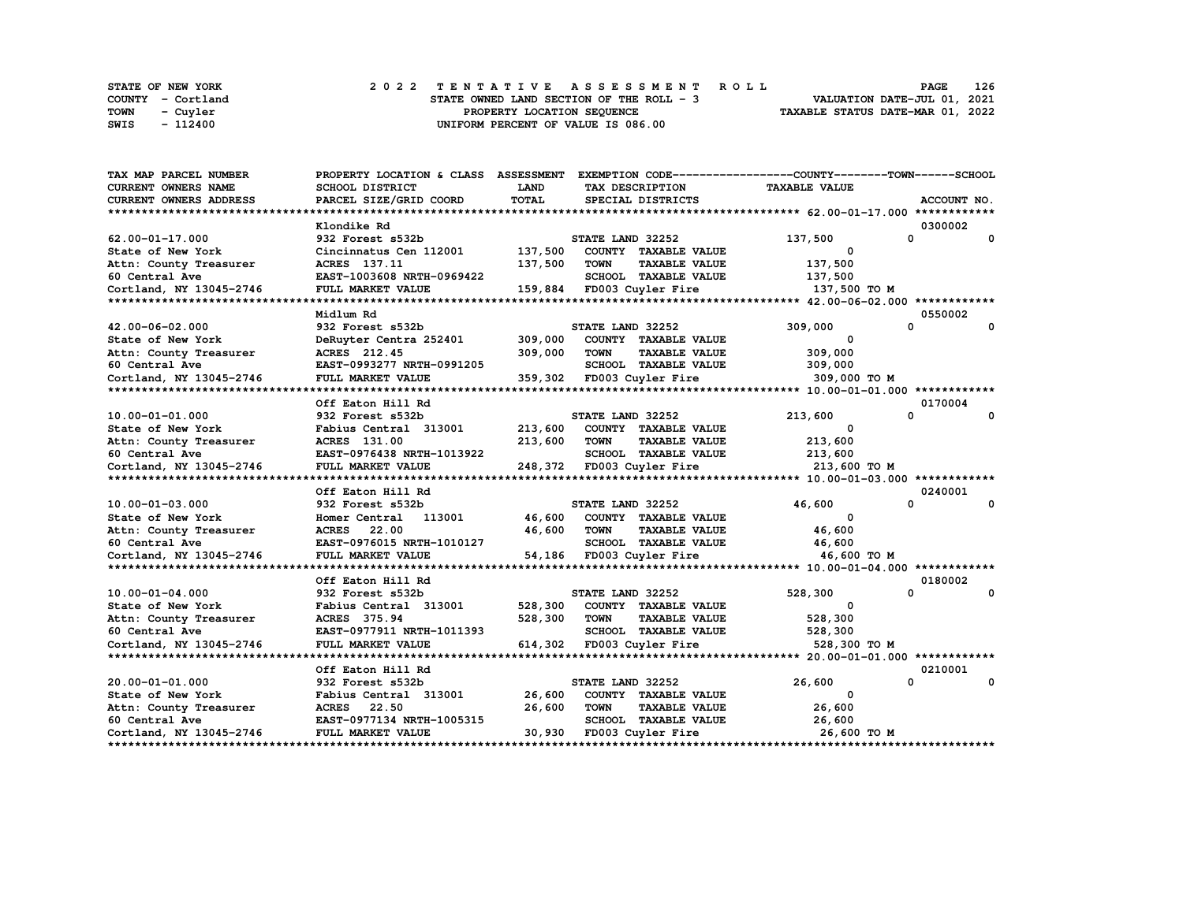STATE OF NEW YORK
COUNTY - Cortland
TOWN - Cuyler
SWIS - 112400

2022 TENTATIVE ASSESSMENT ROLL
STATE OWNED LAND SECTION OF THE ROLL - 3
PROPERTY LOCATION SEQUENCE
UNIFORM PERCENT OF VALUE IS 086.00

VALUATION DATE-JUL 01, 2021
TAXABLE STATUS DATE-MAR 01, 2022

| TAX MAP PARCEL NUMBER / CURRENT OWNERS NAME / CURRENT OWNERS ADDRESS | PROPERTY LOCATION & CLASS / SCHOOL DISTRICT / PARCEL SIZE/GRID COORD | ASSESSMENT LAND / TOTAL | EXEMPTION CODE / TAX DESCRIPTION / SPECIAL DISTRICTS | COUNTY TAXABLE VALUE | TOWN | SCHOOL / ACCOUNT NO. |
|---|---|---|---|---|---|---|
| | Klondike Rd | | | | | 0300002 |
| 62.00-01-17.000 | 932 Forest s532b | | STATE LAND 32252 | 137,500 | 0 | 0 |
| State of New York | Cincinnatus Cen 112001 | 137,500 | COUNTY TAXABLE VALUE | 0 | | |
| Attn: County Treasurer | ACRES 137.11 | 137,500 | TOWN TAXABLE VALUE | 137,500 | | |
| 60 Central Ave | EAST-1003608 NRTH-0969422 | | SCHOOL TAXABLE VALUE | 137,500 | | |
| Cortland, NY 13045-2746 | FULL MARKET VALUE | 159,884 | FD003 Cuyler Fire | 137,500 TO M | | |
| | Midlum Rd | | | | | 0550002 |
| 42.00-06-02.000 | 932 Forest s532b | | STATE LAND 32252 | 309,000 | 0 | 0 |
| State of New York | DeRuyter Centra 252401 | 309,000 | COUNTY TAXABLE VALUE | 0 | | |
| Attn: County Treasurer | ACRES 212.45 | 309,000 | TOWN TAXABLE VALUE | 309,000 | | |
| 60 Central Ave | EAST-0993277 NRTH-0991205 | | SCHOOL TAXABLE VALUE | 309,000 | | |
| Cortland, NY 13045-2746 | FULL MARKET VALUE | 359,302 | FD003 Cuyler Fire | 309,000 TO M | | |
| | Off Eaton Hill Rd | | | | | 0170004 |
| 10.00-01-01.000 | 932 Forest s532b | | STATE LAND 32252 | 213,600 | 0 | 0 |
| State of New York | Fabius Central 313001 | 213,600 | COUNTY TAXABLE VALUE | 0 | | |
| Attn: County Treasurer | ACRES 131.00 | 213,600 | TOWN TAXABLE VALUE | 213,600 | | |
| 60 Central Ave | EAST-0976438 NRTH-1013922 | | SCHOOL TAXABLE VALUE | 213,600 | | |
| Cortland, NY 13045-2746 | FULL MARKET VALUE | 248,372 | FD003 Cuyler Fire | 213,600 TO M | | |
| | Off Eaton Hill Rd | | | | | 0240001 |
| 10.00-01-03.000 | 932 Forest s532b | | STATE LAND 32252 | 46,600 | 0 | 0 |
| State of New York | Homer Central 113001 | 46,600 | COUNTY TAXABLE VALUE | 0 | | |
| Attn: County Treasurer | ACRES 22.00 | 46,600 | TOWN TAXABLE VALUE | 46,600 | | |
| 60 Central Ave | EAST-0976015 NRTH-1010127 | | SCHOOL TAXABLE VALUE | 46,600 | | |
| Cortland, NY 13045-2746 | FULL MARKET VALUE | 54,186 | FD003 Cuyler Fire | 46,600 TO M | | |
| | Off Eaton Hill Rd | | | | | 0180002 |
| 10.00-01-04.000 | 932 Forest s532b | | STATE LAND 32252 | 528,300 | 0 | 0 |
| State of New York | Fabius Central 313001 | 528,300 | COUNTY TAXABLE VALUE | 0 | | |
| Attn: County Treasurer | ACRES 375.94 | 528,300 | TOWN TAXABLE VALUE | 528,300 | | |
| 60 Central Ave | EAST-0977911 NRTH-1011393 | | SCHOOL TAXABLE VALUE | 528,300 | | |
| Cortland, NY 13045-2746 | FULL MARKET VALUE | 614,302 | FD003 Cuyler Fire | 528,300 TO M | | |
| | Off Eaton Hill Rd | | | | | 0210001 |
| 20.00-01-01.000 | 932 Forest s532b | | STATE LAND 32252 | 26,600 | 0 | 0 |
| State of New York | Fabius Central 313001 | 26,600 | COUNTY TAXABLE VALUE | 0 | | |
| Attn: County Treasurer | ACRES 22.50 | 26,600 | TOWN TAXABLE VALUE | 26,600 | | |
| 60 Central Ave | EAST-0977134 NRTH-1005315 | | SCHOOL TAXABLE VALUE | 26,600 | | |
| Cortland, NY 13045-2746 | FULL MARKET VALUE | 30,930 | FD003 Cuyler Fire | 26,600 TO M | | |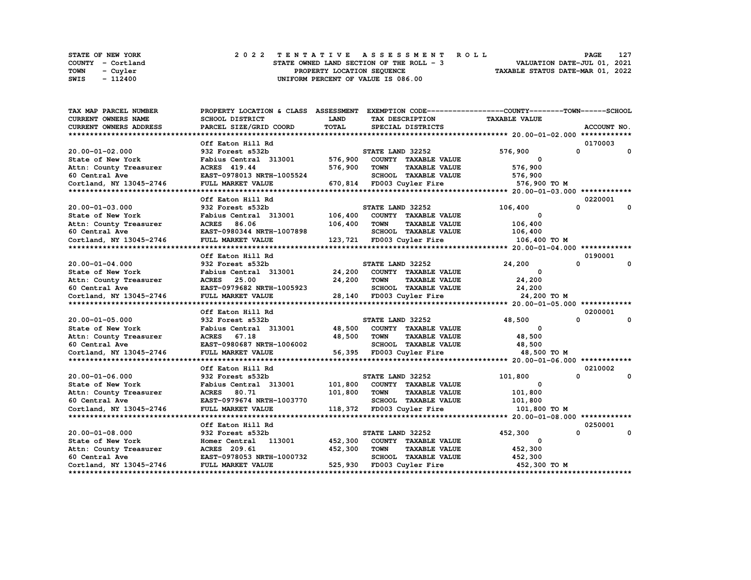STATE OF NEW YORK
COUNTY - Cortland
TOWN - Cuyler
SWIS - 112400

# 2022 TENTATIVE ASSESSMENT ROLL

STATE OWNED LAND SECTION OF THE ROLL - 3
PROPERTY LOCATION SEQUENCE
UNIFORM PERCENT OF VALUE IS 086.00

VALUATION DATE-JUL 01, 2021
TAXABLE STATUS DATE-MAR 01, 2022

| TAX MAP PARCEL NUMBER / CURRENT OWNERS NAME / CURRENT OWNERS ADDRESS | PROPERTY LOCATION & CLASS / SCHOOL DISTRICT / PARCEL SIZE/GRID COORD | ASSESSMENT LAND / TOTAL | EXEMPTION CODE / TAX DESCRIPTION / SPECIAL DISTRICTS | COUNTY TAXABLE VALUE | TOWN | SCHOOL / ACCOUNT NO. |
|---|---|---|---|---|---|---|
| **20.00-01-02.000** | Off Eaton Hill Rd | | | | | 0170003 |
| 20.00-01-02.000 | 932 Forest s532b | | STATE LAND 32252 | 576,900 | 0 | 0 |
| State of New York | Fabius Central 313001 | 576,900 | COUNTY TAXABLE VALUE | 0 | | |
| Attn: County Treasurer | ACRES 419.44 | 576,900 | TOWN TAXABLE VALUE | 576,900 | | |
| 60 Central Ave | EAST-0978013 NRTH-1005524 | | SCHOOL TAXABLE VALUE | 576,900 | | |
| Cortland, NY 13045-2746 | FULL MARKET VALUE | 670,814 | FD003 Cuyler Fire | 576,900 TO M | | |
| **20.00-01-03.000** | Off Eaton Hill Rd | | | | | 0220001 |
| 20.00-01-03.000 | 932 Forest s532b | | STATE LAND 32252 | 106,400 | 0 | 0 |
| State of New York | Fabius Central 313001 | 106,400 | COUNTY TAXABLE VALUE | 0 | | |
| Attn: County Treasurer | ACRES 86.06 | 106,400 | TOWN TAXABLE VALUE | 106,400 | | |
| 60 Central Ave | EAST-0980344 NRTH-1007898 | | SCHOOL TAXABLE VALUE | 106,400 | | |
| Cortland, NY 13045-2746 | FULL MARKET VALUE | 123,721 | FD003 Cuyler Fire | 106,400 TO M | | |
| **20.00-01-04.000** | Off Eaton Hill Rd | | | | | 0190001 |
| 20.00-01-04.000 | 932 Forest s532b | | STATE LAND 32252 | 24,200 | 0 | 0 |
| State of New York | Fabius Central 313001 | 24,200 | COUNTY TAXABLE VALUE | 0 | | |
| Attn: County Treasurer | ACRES 25.00 | 24,200 | TOWN TAXABLE VALUE | 24,200 | | |
| 60 Central Ave | EAST-0979682 NRTH-1005923 | | SCHOOL TAXABLE VALUE | 24,200 | | |
| Cortland, NY 13045-2746 | FULL MARKET VALUE | 28,140 | FD003 Cuyler Fire | 24,200 TO M | | |
| **20.00-01-05.000** | Off Eaton Hill Rd | | | | | 0200001 |
| 20.00-01-05.000 | 932 Forest s532b | | STATE LAND 32252 | 48,500 | 0 | 0 |
| State of New York | Fabius Central 313001 | 48,500 | COUNTY TAXABLE VALUE | 0 | | |
| Attn: County Treasurer | ACRES 67.18 | 48,500 | TOWN TAXABLE VALUE | 48,500 | | |
| 60 Central Ave | EAST-0980687 NRTH-1006002 | | SCHOOL TAXABLE VALUE | 48,500 | | |
| Cortland, NY 13045-2746 | FULL MARKET VALUE | 56,395 | FD003 Cuyler Fire | 48,500 TO M | | |
| **20.00-01-06.000** | Off Eaton Hill Rd | | | | | 0210002 |
| 20.00-01-06.000 | 932 Forest s532b | | STATE LAND 32252 | 101,800 | 0 | 0 |
| State of New York | Fabius Central 313001 | 101,800 | COUNTY TAXABLE VALUE | 0 | | |
| Attn: County Treasurer | ACRES 80.71 | 101,800 | TOWN TAXABLE VALUE | 101,800 | | |
| 60 Central Ave | EAST-0979674 NRTH-1003770 | | SCHOOL TAXABLE VALUE | 101,800 | | |
| Cortland, NY 13045-2746 | FULL MARKET VALUE | 118,372 | FD003 Cuyler Fire | 101,800 TO M | | |
| **20.00-01-08.000** | Off Eaton Hill Rd | | | | | 0250001 |
| 20.00-01-08.000 | 932 Forest s532b | | STATE LAND 32252 | 452,300 | 0 | 0 |
| State of New York | Homer Central 113001 | 452,300 | COUNTY TAXABLE VALUE | 0 | | |
| Attn: County Treasurer | ACRES 209.61 | 452,300 | TOWN TAXABLE VALUE | 452,300 | | |
| 60 Central Ave | EAST-0978053 NRTH-1000732 | | SCHOOL TAXABLE VALUE | 452,300 | | |
| Cortland, NY 13045-2746 | FULL MARKET VALUE | 525,930 | FD003 Cuyler Fire | 452,300 TO M | | |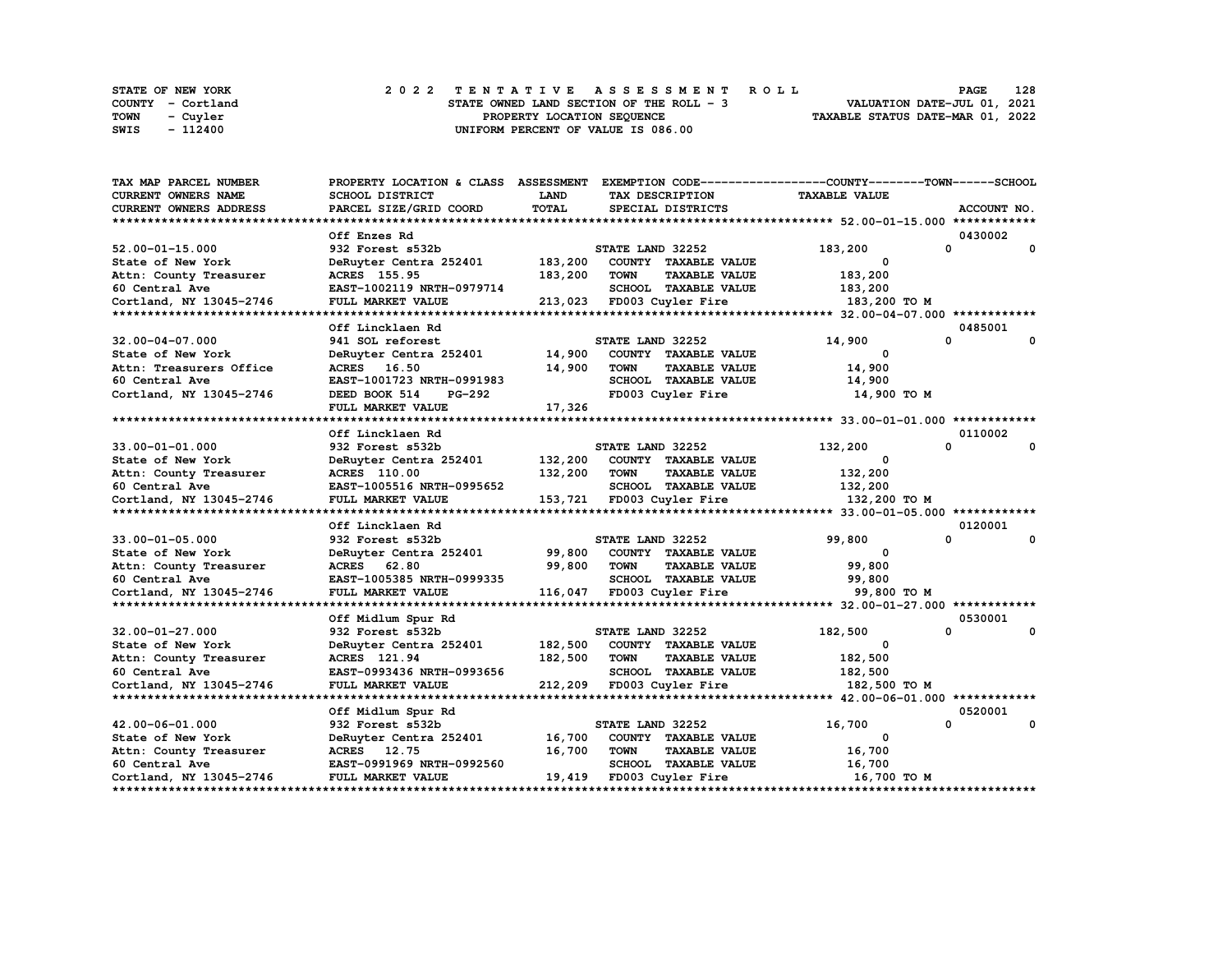STATE OF NEW YORK
COUNTY - Cortland
TOWN - Cuyler
SWIS - 112400

# 2022 TENTATIVE ASSESSMENT ROLL
STATE OWNED LAND SECTION OF THE ROLL - 3
PROPERTY LOCATION SEQUENCE
UNIFORM PERCENT OF VALUE IS 086.00

VALUATION DATE-JUL 01, 2021
TAXABLE STATUS DATE-MAR 01, 2022

| TAX MAP PARCEL NUMBER / CURRENT OWNERS NAME / CURRENT OWNERS ADDRESS | PROPERTY LOCATION & CLASS / SCHOOL DISTRICT / PARCEL SIZE/GRID COORD | ASSESSMENT LAND | TOTAL | EXEMPTION CODE / TAX DESCRIPTION / SPECIAL DISTRICTS | COUNTY TAXABLE VALUE | TOWN | SCHOOL | ACCOUNT NO. |
|---|---|---|---|---|---|---|---|---|
| 52.00-01-15.000 | Off Enzes Rd | | | | | | | 0430002 |
| | 932 Forest s532b | | | STATE LAND 32252 | 183,200 | 0 | 0 | |
| State of New York | DeRuyter Centra 252401 | 183,200 | | COUNTY TAXABLE VALUE | 0 | | | |
| Attn: County Treasurer | ACRES 155.95 | | 183,200 | TOWN TAXABLE VALUE | 183,200 | | | |
| 60 Central Ave | EAST-1002119 NRTH-0979714 | | | SCHOOL TAXABLE VALUE | 183,200 | | | |
| Cortland, NY 13045-2746 | FULL MARKET VALUE | | 213,023 | FD003 Cuyler Fire | 183,200 TO M | | | |
| 32.00-04-07.000 | Off Lincklaen Rd | | | | | | | 0485001 |
| | 941 SOL reforest | | | STATE LAND 32252 | 14,900 | 0 | 0 | |
| State of New York | DeRuyter Centra 252401 | 14,900 | | COUNTY TAXABLE VALUE | 0 | | | |
| Attn: Treasurers Office | ACRES 16.50 | | 14,900 | TOWN TAXABLE VALUE | 14,900 | | | |
| 60 Central Ave | EAST-1001723 NRTH-0991983 | | | SCHOOL TAXABLE VALUE | 14,900 | | | |
| Cortland, NY 13045-2746 | DEED BOOK 514 PG-292 | | | FD003 Cuyler Fire | 14,900 TO M | | | |
| | FULL MARKET VALUE | | 17,326 | | | | | |
| 33.00-01-01.000 | Off Lincklaen Rd | | | | | | | 0110002 |
| | 932 Forest s532b | | | STATE LAND 32252 | 132,200 | 0 | 0 | |
| State of New York | DeRuyter Centra 252401 | 132,200 | | COUNTY TAXABLE VALUE | 0 | | | |
| Attn: County Treasurer | ACRES 110.00 | | 132,200 | TOWN TAXABLE VALUE | 132,200 | | | |
| 60 Central Ave | EAST-1005516 NRTH-0995652 | | | SCHOOL TAXABLE VALUE | 132,200 | | | |
| Cortland, NY 13045-2746 | FULL MARKET VALUE | | 153,721 | FD003 Cuyler Fire | 132,200 TO M | | | |
| 33.00-01-05.000 | Off Lincklaen Rd | | | | | | | 0120001 |
| | 932 Forest s532b | | | STATE LAND 32252 | 99,800 | 0 | 0 | |
| State of New York | DeRuyter Centra 252401 | 99,800 | | COUNTY TAXABLE VALUE | 0 | | | |
| Attn: County Treasurer | ACRES 62.80 | | 99,800 | TOWN TAXABLE VALUE | 99,800 | | | |
| 60 Central Ave | EAST-1005385 NRTH-0999335 | | | SCHOOL TAXABLE VALUE | 99,800 | | | |
| Cortland, NY 13045-2746 | FULL MARKET VALUE | | 116,047 | FD003 Cuyler Fire | 99,800 TO M | | | |
| 32.00-01-27.000 | Off Midlum Spur Rd | | | | | | | 0530001 |
| | 932 Forest s532b | | | STATE LAND 32252 | 182,500 | 0 | 0 | |
| State of New York | DeRuyter Centra 252401 | 182,500 | | COUNTY TAXABLE VALUE | 0 | | | |
| Attn: County Treasurer | ACRES 121.94 | | 182,500 | TOWN TAXABLE VALUE | 182,500 | | | |
| 60 Central Ave | EAST-0993436 NRTH-0993656 | | | SCHOOL TAXABLE VALUE | 182,500 | | | |
| Cortland, NY 13045-2746 | FULL MARKET VALUE | | 212,209 | FD003 Cuyler Fire | 182,500 TO M | | | |
| 42.00-06-01.000 | Off Midlum Spur Rd | | | | | | | 0520001 |
| | 932 Forest s532b | | | STATE LAND 32252 | 16,700 | 0 | 0 | |
| State of New York | DeRuyter Centra 252401 | 16,700 | | COUNTY TAXABLE VALUE | 0 | | | |
| Attn: County Treasurer | ACRES 12.75 | | 16,700 | TOWN TAXABLE VALUE | 16,700 | | | |
| 60 Central Ave | EAST-0991969 NRTH-0992560 | | | SCHOOL TAXABLE VALUE | 16,700 | | | |
| Cortland, NY 13045-2746 | FULL MARKET VALUE | | 19,419 | FD003 Cuyler Fire | 16,700 TO M | | | |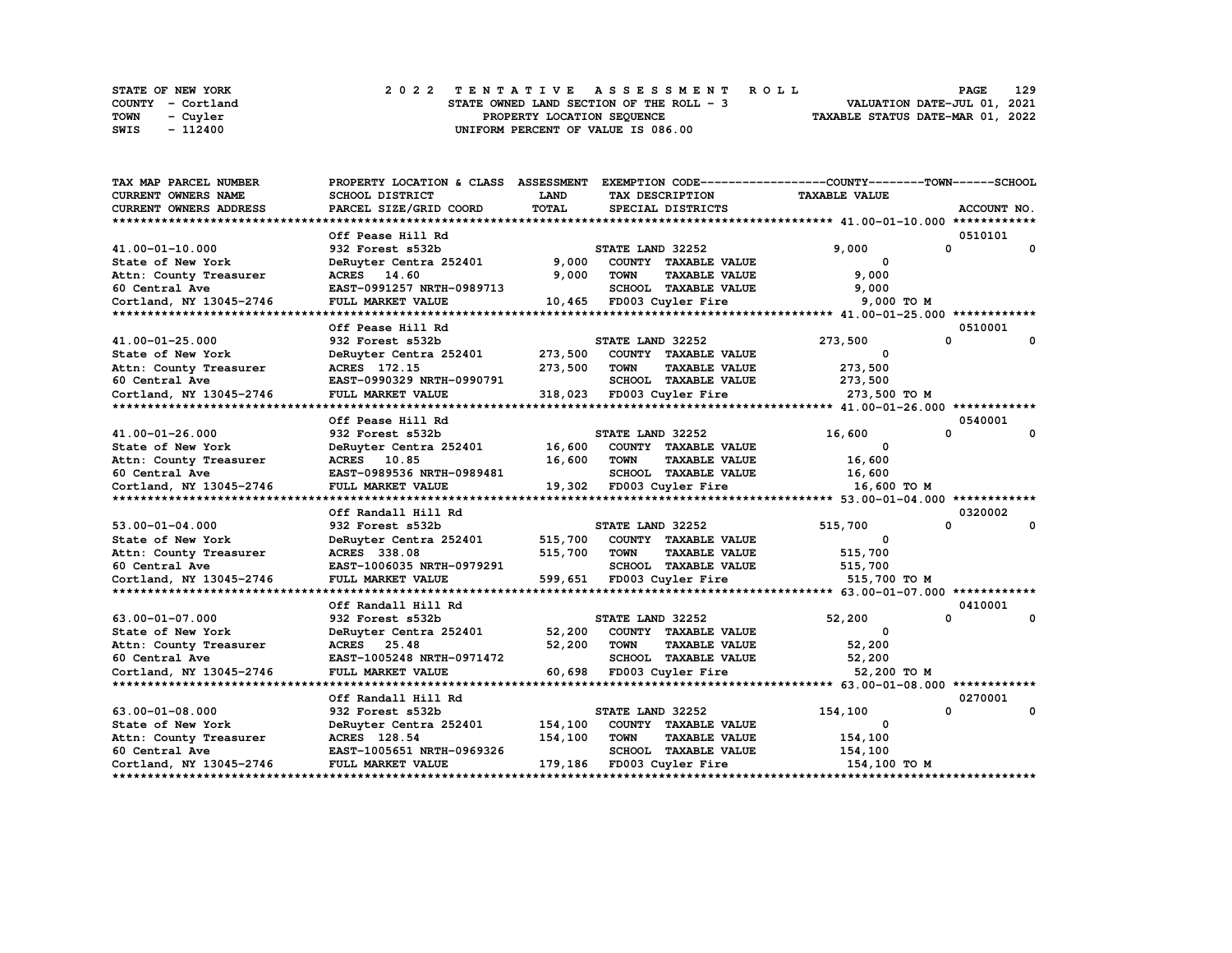STATE OF NEW YORK
COUNTY - Cortland
TOWN - Cuyler
SWIS - 112400

2 0 2 2 TENTATIVE ASSESSMENT ROLL
STATE OWNED LAND SECTION OF THE ROLL - 3
PROPERTY LOCATION SEQUENCE
UNIFORM PERCENT OF VALUE IS 086.00

VALUATION DATE-JUL 01, 2021
TAXABLE STATUS DATE-MAR 01, 2022

| TAX MAP PARCEL NUMBER / CURRENT OWNERS NAME / CURRENT OWNERS ADDRESS | PROPERTY LOCATION & CLASS / SCHOOL DISTRICT / PARCEL SIZE/GRID COORD | ASSESSMENT LAND / TOTAL | EXEMPTION CODE / TAX DESCRIPTION / SPECIAL DISTRICTS | COUNTY TAXABLE VALUE | TOWN | SCHOOL | ACCOUNT NO. |
|---|---|---|---|---|---|---|---|
| **41.00-01-10.000** | Off Pease Hill Rd | | | | | | 0510101 |
| 41.00-01-10.000 | 932 Forest s532b | | STATE LAND 32252 | 9,000 | 0 | 0 | |
| State of New York | DeRuyter Centra 252401 | 9,000 | COUNTY TAXABLE VALUE | 0 | | | |
| Attn: County Treasurer | ACRES 14.60 | 9,000 | TOWN TAXABLE VALUE | 9,000 | | | |
| 60 Central Ave | EAST-0991257 NRTH-0989713 | | SCHOOL TAXABLE VALUE | 9,000 | | | |
| Cortland, NY 13045-2746 | FULL MARKET VALUE | 10,465 | FD003 Cuyler Fire | 9,000 TO M | | | |
| **41.00-01-25.000** | Off Pease Hill Rd | | | | | | 0510001 |
| 41.00-01-25.000 | 932 Forest s532b | | STATE LAND 32252 | 273,500 | 0 | 0 | |
| State of New York | DeRuyter Centra 252401 | 273,500 | COUNTY TAXABLE VALUE | 0 | | | |
| Attn: County Treasurer | ACRES 172.15 | 273,500 | TOWN TAXABLE VALUE | 273,500 | | | |
| 60 Central Ave | EAST-0990329 NRTH-0990791 | | SCHOOL TAXABLE VALUE | 273,500 | | | |
| Cortland, NY 13045-2746 | FULL MARKET VALUE | 318,023 | FD003 Cuyler Fire | 273,500 TO M | | | |
| **41.00-01-26.000** | Off Pease Hill Rd | | | | | | 0540001 |
| 41.00-01-26.000 | 932 Forest s532b | | STATE LAND 32252 | 16,600 | 0 | 0 | |
| State of New York | DeRuyter Centra 252401 | 16,600 | COUNTY TAXABLE VALUE | 0 | | | |
| Attn: County Treasurer | ACRES 10.85 | 16,600 | TOWN TAXABLE VALUE | 16,600 | | | |
| 60 Central Ave | EAST-0989536 NRTH-0989481 | | SCHOOL TAXABLE VALUE | 16,600 | | | |
| Cortland, NY 13045-2746 | FULL MARKET VALUE | 19,302 | FD003 Cuyler Fire | 16,600 TO M | | | |
| **53.00-01-04.000** | Off Randall Hill Rd | | | | | | 0320002 |
| 53.00-01-04.000 | 932 Forest s532b | | STATE LAND 32252 | 515,700 | 0 | 0 | |
| State of New York | DeRuyter Centra 252401 | 515,700 | COUNTY TAXABLE VALUE | 0 | | | |
| Attn: County Treasurer | ACRES 338.08 | 515,700 | TOWN TAXABLE VALUE | 515,700 | | | |
| 60 Central Ave | EAST-1006035 NRTH-0979291 | | SCHOOL TAXABLE VALUE | 515,700 | | | |
| Cortland, NY 13045-2746 | FULL MARKET VALUE | 599,651 | FD003 Cuyler Fire | 515,700 TO M | | | |
| **63.00-01-07.000** | Off Randall Hill Rd | | | | | | 0410001 |
| 63.00-01-07.000 | 932 Forest s532b | | STATE LAND 32252 | 52,200 | 0 | 0 | |
| State of New York | DeRuyter Centra 252401 | 52,200 | COUNTY TAXABLE VALUE | 0 | | | |
| Attn: County Treasurer | ACRES 25.48 | 52,200 | TOWN TAXABLE VALUE | 52,200 | | | |
| 60 Central Ave | EAST-1005248 NRTH-0971472 | | SCHOOL TAXABLE VALUE | 52,200 | | | |
| Cortland, NY 13045-2746 | FULL MARKET VALUE | 60,698 | FD003 Cuyler Fire | 52,200 TO M | | | |
| **63.00-01-08.000** | Off Randall Hill Rd | | | | | | 0270001 |
| 63.00-01-08.000 | 932 Forest s532b | | STATE LAND 32252 | 154,100 | 0 | 0 | |
| State of New York | DeRuyter Centra 252401 | 154,100 | COUNTY TAXABLE VALUE | 0 | | | |
| Attn: County Treasurer | ACRES 128.54 | 154,100 | TOWN TAXABLE VALUE | 154,100 | | | |
| 60 Central Ave | EAST-1005651 NRTH-0969326 | | SCHOOL TAXABLE VALUE | 154,100 | | | |
| Cortland, NY 13045-2746 | FULL MARKET VALUE | 179,186 | FD003 Cuyler Fire | 154,100 TO M | | | |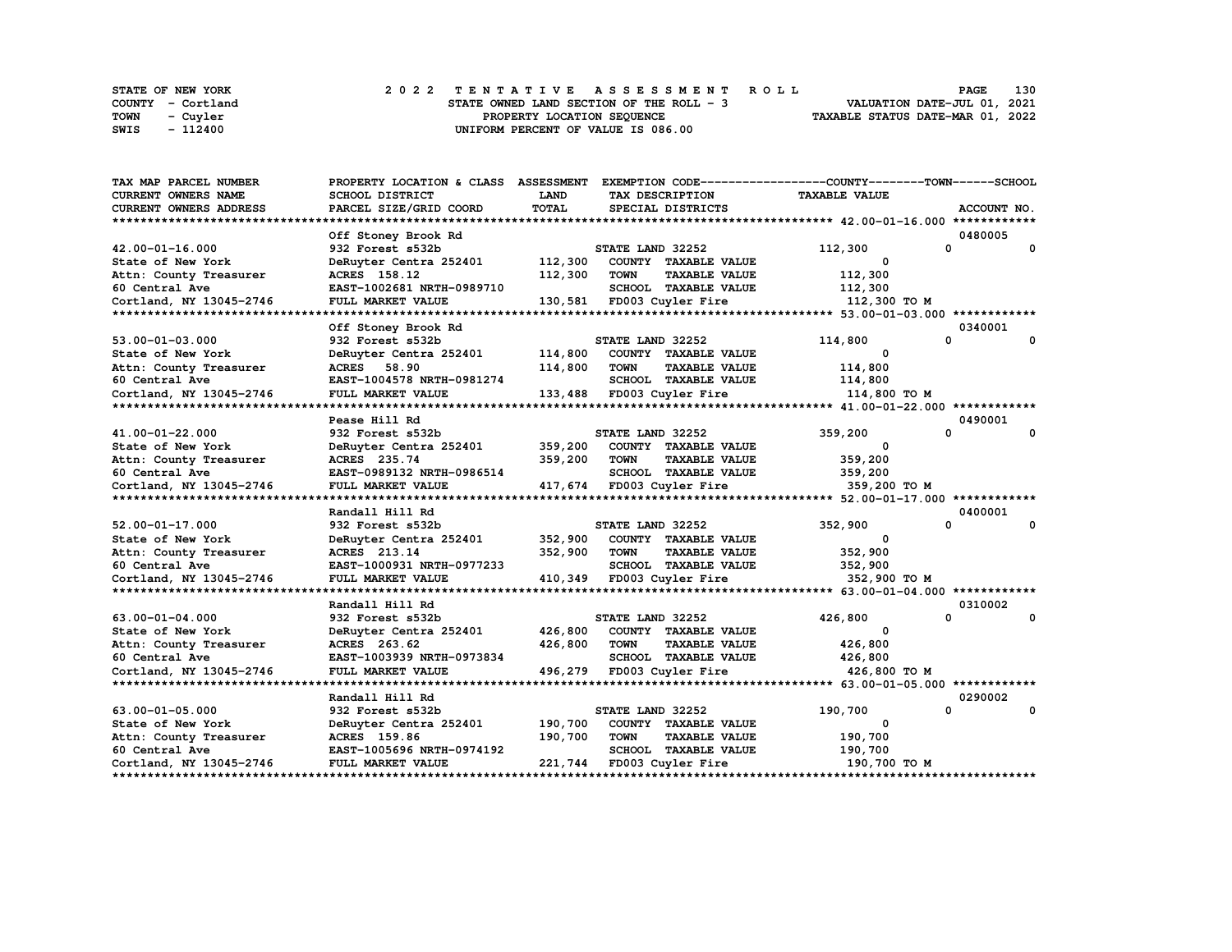STATE OF NEW YORK
COUNTY - Cortland
TOWN - Cuyler
SWIS - 112400

2022 TENTATIVE ASSESSMENT ROLL
STATE OWNED LAND SECTION OF THE ROLL - 3
PROPERTY LOCATION SEQUENCE
UNIFORM PERCENT OF VALUE IS 086.00

VALUATION DATE-JUL 01, 2021
TAXABLE STATUS DATE-MAR 01, 2022

| TAX MAP PARCEL NUMBER / CURRENT OWNERS NAME / CURRENT OWNERS ADDRESS | PROPERTY LOCATION & CLASS / SCHOOL DISTRICT / PARCEL SIZE/GRID COORD | ASSESSMENT LAND / TOTAL | EXEMPTION CODE / TAX DESCRIPTION / SPECIAL DISTRICTS | COUNTY TAXABLE VALUE | TOWN | SCHOOL | ACCOUNT NO. |
|---|---|---|---|---|---|---|---|
| 42.00-01-16.000 | Off Stoney Brook Rd | | | | | | 0480005 |
| | 932 Forest s532b | | STATE LAND 32252 | 112,300 | 0 | 0 | |
| State of New York | DeRuyter Centra 252401 | 112,300 | COUNTY TAXABLE VALUE | 0 | | | |
| Attn: County Treasurer | ACRES 158.12 | 112,300 | TOWN TAXABLE VALUE | 112,300 | | | |
| 60 Central Ave | EAST-1002681 NRTH-0989710 | | SCHOOL TAXABLE VALUE | 112,300 | | | |
| Cortland, NY 13045-2746 | FULL MARKET VALUE | 130,581 | FD003 Cuyler Fire | 112,300 TO M | | | |
| 53.00-01-03.000 | Off Stoney Brook Rd | | | | | | 0340001 |
| | 932 Forest s532b | | STATE LAND 32252 | 114,800 | 0 | 0 | |
| State of New York | DeRuyter Centra 252401 | 114,800 | COUNTY TAXABLE VALUE | 0 | | | |
| Attn: County Treasurer | ACRES 58.90 | 114,800 | TOWN TAXABLE VALUE | 114,800 | | | |
| 60 Central Ave | EAST-1004578 NRTH-0981274 | | SCHOOL TAXABLE VALUE | 114,800 | | | |
| Cortland, NY 13045-2746 | FULL MARKET VALUE | 133,488 | FD003 Cuyler Fire | 114,800 TO M | | | |
| 41.00-01-22.000 | Pease Hill Rd | | | | | | 0490001 |
| | 932 Forest s532b | | STATE LAND 32252 | 359,200 | 0 | 0 | |
| State of New York | DeRuyter Centra 252401 | 359,200 | COUNTY TAXABLE VALUE | 0 | | | |
| Attn: County Treasurer | ACRES 235.74 | 359,200 | TOWN TAXABLE VALUE | 359,200 | | | |
| 60 Central Ave | EAST-0989132 NRTH-0986514 | | SCHOOL TAXABLE VALUE | 359,200 | | | |
| Cortland, NY 13045-2746 | FULL MARKET VALUE | 417,674 | FD003 Cuyler Fire | 359,200 TO M | | | |
| 52.00-01-17.000 | Randall Hill Rd | | | | | | 0400001 |
| | 932 Forest s532b | | STATE LAND 32252 | 352,900 | 0 | 0 | |
| State of New York | DeRuyter Centra 252401 | 352,900 | COUNTY TAXABLE VALUE | 0 | | | |
| Attn: County Treasurer | ACRES 213.14 | 352,900 | TOWN TAXABLE VALUE | 352,900 | | | |
| 60 Central Ave | EAST-1000931 NRTH-0977233 | | SCHOOL TAXABLE VALUE | 352,900 | | | |
| Cortland, NY 13045-2746 | FULL MARKET VALUE | 410,349 | FD003 Cuyler Fire | 352,900 TO M | | | |
| 63.00-01-04.000 | Randall Hill Rd | | | | | | 0310002 |
| | 932 Forest s532b | | STATE LAND 32252 | 426,800 | 0 | 0 | |
| State of New York | DeRuyter Centra 252401 | 426,800 | COUNTY TAXABLE VALUE | 0 | | | |
| Attn: County Treasurer | ACRES 263.62 | 426,800 | TOWN TAXABLE VALUE | 426,800 | | | |
| 60 Central Ave | EAST-1003939 NRTH-0973834 | | SCHOOL TAXABLE VALUE | 426,800 | | | |
| Cortland, NY 13045-2746 | FULL MARKET VALUE | 496,279 | FD003 Cuyler Fire | 426,800 TO M | | | |
| 63.00-01-05.000 | Randall Hill Rd | | | | | | 0290002 |
| | 932 Forest s532b | | STATE LAND 32252 | 190,700 | 0 | 0 | |
| State of New York | DeRuyter Centra 252401 | 190,700 | COUNTY TAXABLE VALUE | 0 | | | |
| Attn: County Treasurer | ACRES 159.86 | 190,700 | TOWN TAXABLE VALUE | 190,700 | | | |
| 60 Central Ave | EAST-1005696 NRTH-0974192 | | SCHOOL TAXABLE VALUE | 190,700 | | | |
| Cortland, NY 13045-2746 | FULL MARKET VALUE | 221,744 | FD003 Cuyler Fire | 190,700 TO M | | | |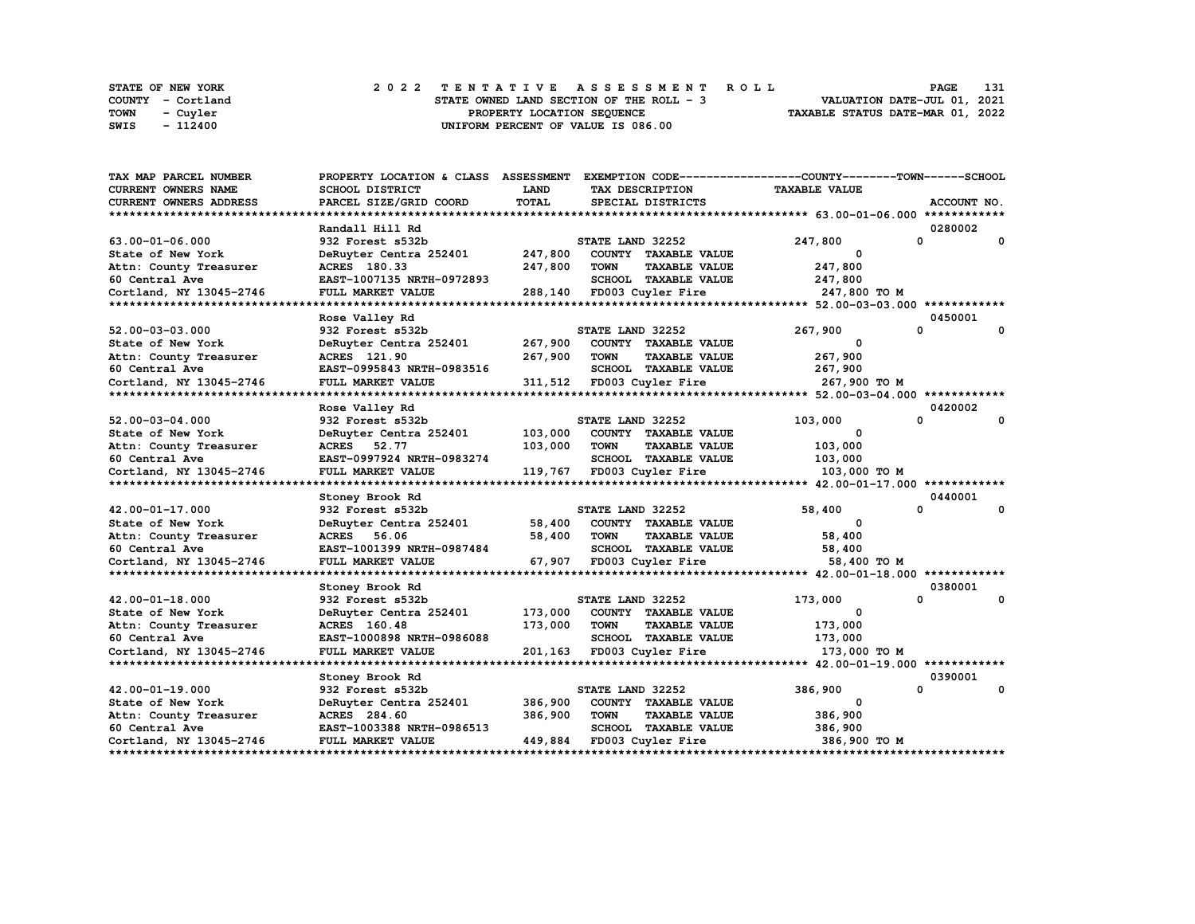STATE OF NEW YORK
COUNTY - Cortland
TOWN - Cuyler
SWIS - 112400

2022 TENTATIVE ASSESSMENT ROLL
STATE OWNED LAND SECTION OF THE ROLL - 3
PROPERTY LOCATION SEQUENCE
UNIFORM PERCENT OF VALUE IS 086.00

VALUATION DATE-JUL 01, 2021
TAXABLE STATUS DATE-MAR 01, 2022

| TAX MAP PARCEL NUMBER / CURRENT OWNERS NAME / CURRENT OWNERS ADDRESS | PROPERTY LOCATION & CLASS / SCHOOL DISTRICT / PARCEL SIZE/GRID COORD | ASSESSMENT LAND | TOTAL | EXEMPTION CODE / TAX DESCRIPTION / SPECIAL DISTRICTS | COUNTY TAXABLE VALUE | TOWN | SCHOOL | ACCOUNT NO. |
|---|---|---|---|---|---|---|---|---|
| | Randall Hill Rd | | | | | | | 0280002 |
| 63.00-01-06.000 | 932 Forest s532b | | | STATE LAND 32252 | 247,800 | 0 | 0 | |
| State of New York | DeRuyter Centra 252401 | 247,800 | | COUNTY TAXABLE VALUE | 0 | | | |
| Attn: County Treasurer | ACRES 180.33 | | 247,800 | TOWN TAXABLE VALUE | 247,800 | | | |
| 60 Central Ave | EAST-1007135 NRTH-0972893 | | | SCHOOL TAXABLE VALUE | 247,800 | | | |
| Cortland, NY 13045-2746 | FULL MARKET VALUE | | 288,140 | FD003 Cuyler Fire | 247,800 TO M | | | |
| | Rose Valley Rd | | | | | | | 0450001 |
| 52.00-03-03.000 | 932 Forest s532b | | | STATE LAND 32252 | 267,900 | 0 | 0 | |
| State of New York | DeRuyter Centra 252401 | 267,900 | | COUNTY TAXABLE VALUE | 0 | | | |
| Attn: County Treasurer | ACRES 121.90 | | 267,900 | TOWN TAXABLE VALUE | 267,900 | | | |
| 60 Central Ave | EAST-0995843 NRTH-0983516 | | | SCHOOL TAXABLE VALUE | 267,900 | | | |
| Cortland, NY 13045-2746 | FULL MARKET VALUE | | 311,512 | FD003 Cuyler Fire | 267,900 TO M | | | |
| | Rose Valley Rd | | | | | | | 0420002 |
| 52.00-03-04.000 | 932 Forest s532b | | | STATE LAND 32252 | 103,000 | 0 | 0 | |
| State of New York | DeRuyter Centra 252401 | 103,000 | | COUNTY TAXABLE VALUE | 0 | | | |
| Attn: County Treasurer | ACRES 52.77 | | 103,000 | TOWN TAXABLE VALUE | 103,000 | | | |
| 60 Central Ave | EAST-0997924 NRTH-0983274 | | | SCHOOL TAXABLE VALUE | 103,000 | | | |
| Cortland, NY 13045-2746 | FULL MARKET VALUE | | 119,767 | FD003 Cuyler Fire | 103,000 TO M | | | |
| | Stoney Brook Rd | | | | | | | 0440001 |
| 42.00-01-17.000 | 932 Forest s532b | | | STATE LAND 32252 | 58,400 | 0 | 0 | |
| State of New York | DeRuyter Centra 252401 | 58,400 | | COUNTY TAXABLE VALUE | 0 | | | |
| Attn: County Treasurer | ACRES 56.06 | | 58,400 | TOWN TAXABLE VALUE | 58,400 | | | |
| 60 Central Ave | EAST-1001399 NRTH-0987484 | | | SCHOOL TAXABLE VALUE | 58,400 | | | |
| Cortland, NY 13045-2746 | FULL MARKET VALUE | | 67,907 | FD003 Cuyler Fire | 58,400 TO M | | | |
| | Stoney Brook Rd | | | | | | | 0380001 |
| 42.00-01-18.000 | 932 Forest s532b | | | STATE LAND 32252 | 173,000 | 0 | 0 | |
| State of New York | DeRuyter Centra 252401 | 173,000 | | COUNTY TAXABLE VALUE | 0 | | | |
| Attn: County Treasurer | ACRES 160.48 | | 173,000 | TOWN TAXABLE VALUE | 173,000 | | | |
| 60 Central Ave | EAST-1000898 NRTH-0986088 | | | SCHOOL TAXABLE VALUE | 173,000 | | | |
| Cortland, NY 13045-2746 | FULL MARKET VALUE | | 201,163 | FD003 Cuyler Fire | 173,000 TO M | | | |
| | Stoney Brook Rd | | | | | | | 0390001 |
| 42.00-01-19.000 | 932 Forest s532b | | | STATE LAND 32252 | 386,900 | 0 | 0 | |
| State of New York | DeRuyter Centra 252401 | 386,900 | | COUNTY TAXABLE VALUE | 0 | | | |
| Attn: County Treasurer | ACRES 284.60 | | 386,900 | TOWN TAXABLE VALUE | 386,900 | | | |
| 60 Central Ave | EAST-1003388 NRTH-0986513 | | | SCHOOL TAXABLE VALUE | 386,900 | | | |
| Cortland, NY 13045-2746 | FULL MARKET VALUE | | 449,884 | FD003 Cuyler Fire | 386,900 TO M | | | |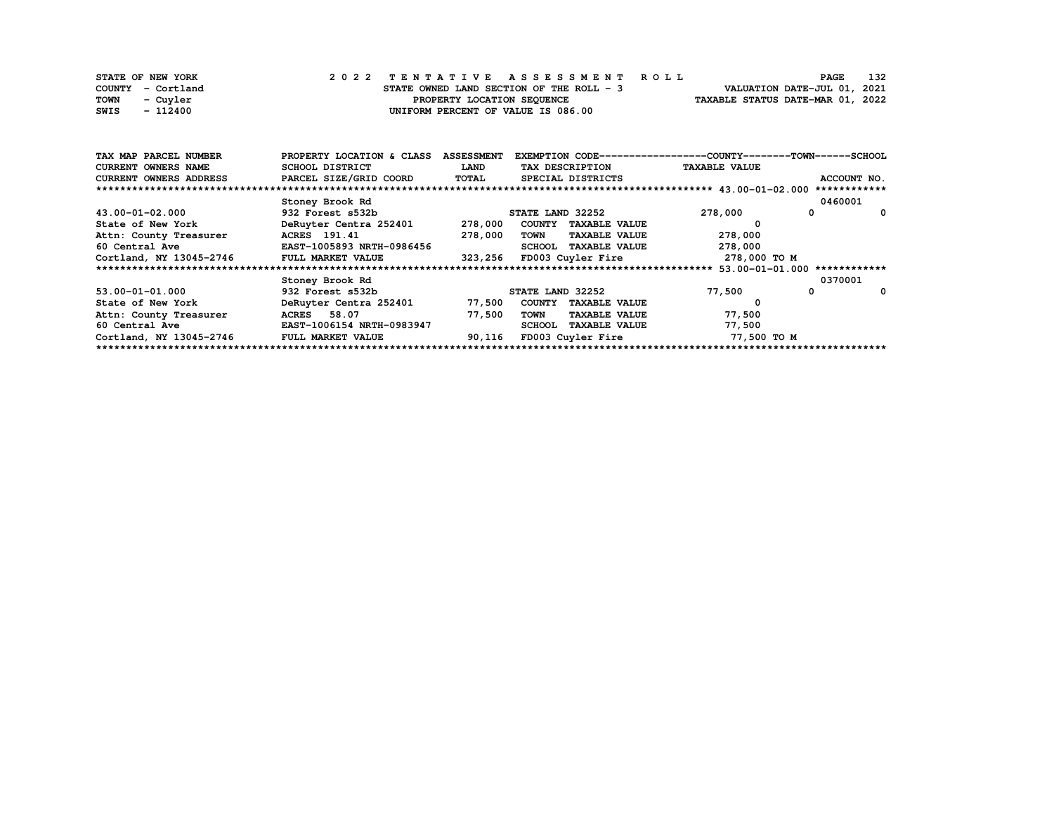STATE OF NEW YORK
COUNTY - Cortland
TOWN - Cuyler
SWIS - 112400

2 0 2 2 T E N T A T I V E A S S E S S M E N T R O L L
STATE OWNED LAND SECTION OF THE ROLL - 3
PROPERTY LOCATION SEQUENCE
UNIFORM PERCENT OF VALUE IS 086.00

VALUATION DATE-JUL 01, 2021
TAXABLE STATUS DATE-MAR 01, 2022

| TAX MAP PARCEL NUMBER / CURRENT OWNERS NAME / CURRENT OWNERS ADDRESS | PROPERTY LOCATION & CLASS / SCHOOL DISTRICT / PARCEL SIZE/GRID COORD | ASSESSMENT LAND / TOTAL | EXEMPTION CODE / TAX DESCRIPTION / SPECIAL DISTRICTS | TAXABLE VALUE COUNTY | TOWN | SCHOOL / ACCOUNT NO. |
|---|---|---|---|---|---|---|
| | Stoney Brook Rd | | | | | 0460001 |
| 43.00-01-02.000 | 932 Forest s532b | | STATE LAND 32252 | 278,000 | 0 | 0 |
| State of New York | DeRuyter Centra 252401 | 278,000 | COUNTY TAXABLE VALUE | 0 | | |
| Attn: County Treasurer | ACRES 191.41 | 278,000 | TOWN TAXABLE VALUE | 278,000 | | |
| 60 Central Ave | EAST-1005893 NRTH-0986456 | | SCHOOL TAXABLE VALUE | 278,000 | | |
| Cortland, NY 13045-2746 | FULL MARKET VALUE | 323,256 | FD003 Cuyler Fire | 278,000 TO M | | |
| | Stoney Brook Rd | | | | | 0370001 |
| 53.00-01-01.000 | 932 Forest s532b | | STATE LAND 32252 | 77,500 | 0 | 0 |
| State of New York | DeRuyter Centra 252401 | 77,500 | COUNTY TAXABLE VALUE | 0 | | |
| Attn: County Treasurer | ACRES 58.07 | 77,500 | TOWN TAXABLE VALUE | 77,500 | | |
| 60 Central Ave | EAST-1006154 NRTH-0983947 | | SCHOOL TAXABLE VALUE | 77,500 | | |
| Cortland, NY 13045-2746 | FULL MARKET VALUE | 90,116 | FD003 Cuyler Fire | 77,500 TO M | | |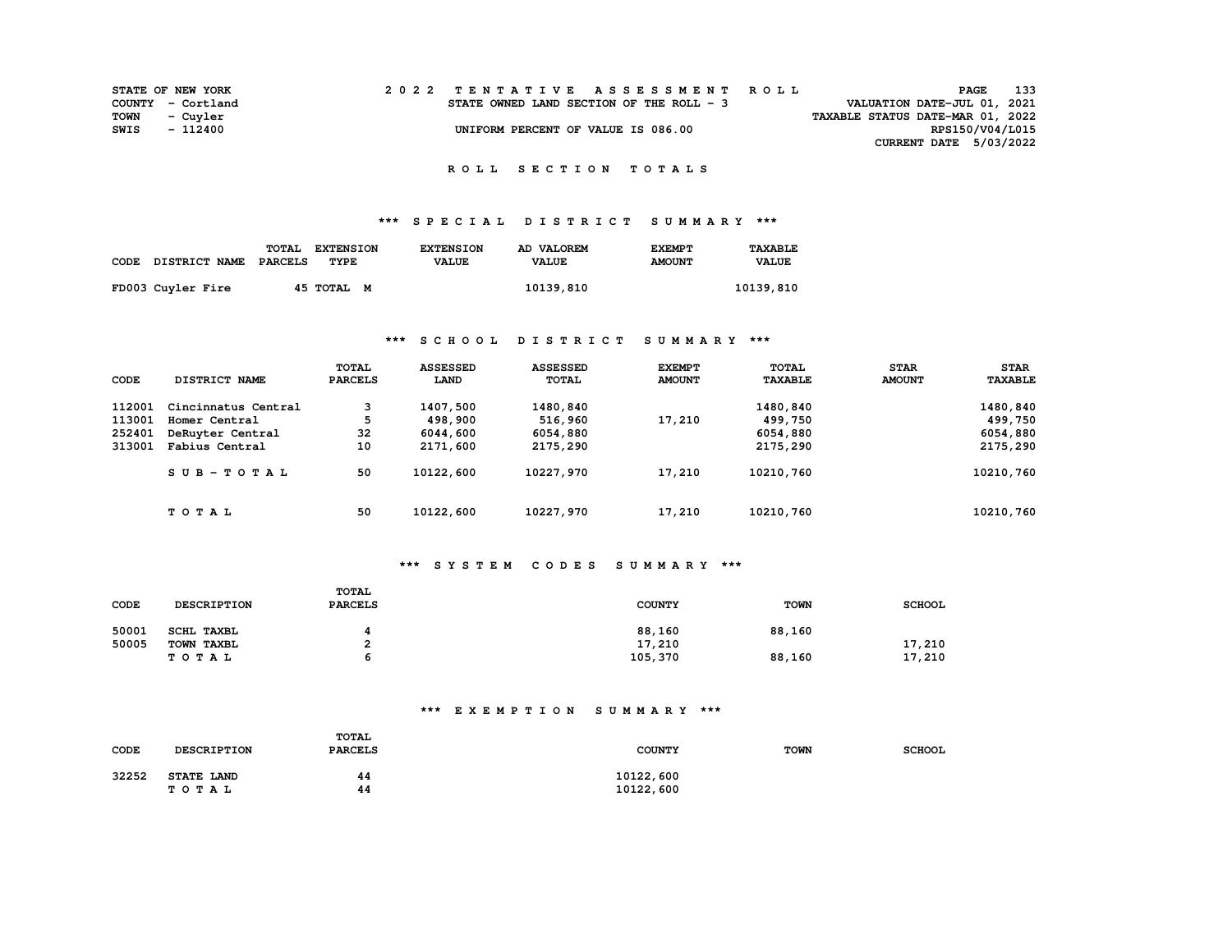STATE OF NEW YORK
COUNTY - Cortland
TOWN - Cuyler
SWIS - 112400

2022 TENTATIVE ASSESSMENT ROLL
STATE OWNED LAND SECTION OF THE ROLL - 3
UNIFORM PERCENT OF VALUE IS 086.00

VALUATION DATE-JUL 01, 2021
TAXABLE STATUS DATE-MAR 01, 2022
RPS150/V04/L015
CURRENT DATE 5/03/2022

## ROLL SECTION TOTALS

### *** SPECIAL DISTRICT SUMMARY ***

| CODE | DISTRICT NAME | TOTAL PARCELS | EXTENSION TYPE | EXTENSION VALUE | AD VALOREM VALUE | EXEMPT AMOUNT | TAXABLE VALUE |
|---|---|---|---|---|---|---|---|
| FD003 | Cuyler Fire | 45 | TOTAL M | | 10139,810 | | 10139,810 |

### *** SCHOOL DISTRICT SUMMARY ***

| CODE | DISTRICT NAME | TOTAL PARCELS | ASSESSED LAND | ASSESSED TOTAL | EXEMPT AMOUNT | TOTAL TAXABLE | STAR AMOUNT | STAR TAXABLE |
|---|---|---|---|---|---|---|---|---|
| 112001 | Cincinnatus Central | 3 | 1407,500 | 1480,840 | | 1480,840 | | 1480,840 |
| 113001 | Homer Central | 5 | 498,900 | 516,960 | 17,210 | 499,750 | | 499,750 |
| 252401 | DeRuyter Central | 32 | 6044,600 | 6054,880 | | 6054,880 | | 6054,880 |
| 313001 | Fabius Central | 10 | 2171,600 | 2175,290 | | 2175,290 | | 2175,290 |
| | SUB-TOTAL | 50 | 10122,600 | 10227,970 | 17,210 | 10210,760 | | 10210,760 |
| | TOTAL | 50 | 10122,600 | 10227,970 | 17,210 | 10210,760 | | 10210,760 |

### *** SYSTEM CODES SUMMARY ***

| CODE | DESCRIPTION | TOTAL PARCELS | COUNTY | TOWN | SCHOOL |
|---|---|---|---|---|---|
| 50001 | SCHL TAXBL | 4 | 88,160 | 88,160 | |
| 50005 | TOWN TAXBL | 2 | 17,210 | | 17,210 |
| | TOTAL | 6 | 105,370 | 88,160 | 17,210 |

### *** EXEMPTION SUMMARY ***

| CODE | DESCRIPTION | TOTAL PARCELS | COUNTY | TOWN | SCHOOL |
|---|---|---|---|---|---|
| 32252 | STATE LAND | 44 | 10122,600 | | |
| | TOTAL | 44 | 10122,600 | | |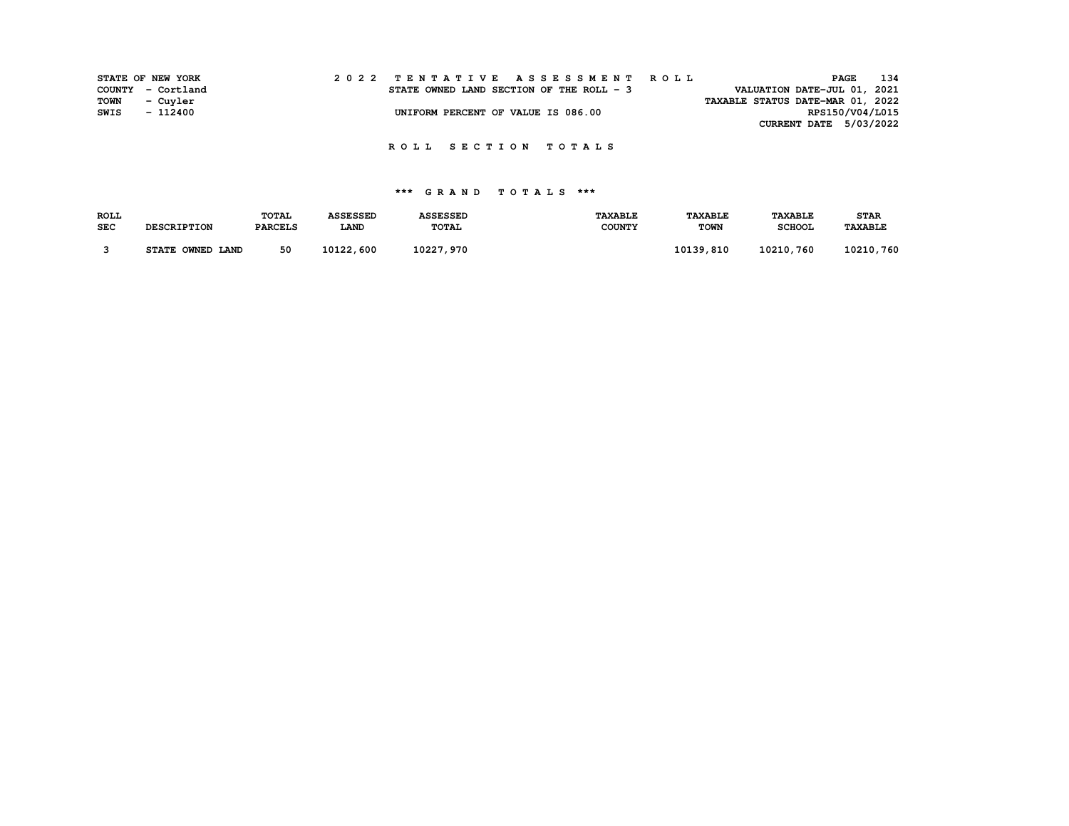STATE OF NEW YORK
COUNTY - Cortland
TOWN - Cuyler
SWIS - 112400

2 0 2 2 T E N T A T I V E A S S E S S M E N T R O L L

STATE OWNED LAND SECTION OF THE ROLL - 3

UNIFORM PERCENT OF VALUE IS 086.00

VALUATION DATE-JUL 01, 2021
TAXABLE STATUS DATE-MAR 01, 2022
RPS150/V04/L015
CURRENT DATE 5/03/2022

## R O L L S E C T I O N T O T A L S

### *** G R A N D T O T A L S ***

| ROLL SEC | DESCRIPTION | TOTAL PARCELS | ASSESSED LAND | ASSESSED TOTAL | TAXABLE COUNTY | TAXABLE TOWN | TAXABLE SCHOOL | STAR TAXABLE |
|---|---|---|---|---|---|---|---|---|
| 3 | STATE OWNED LAND | 50 | 10122,600 | 10227,970 | | 10139,810 | 10210,760 | 10210,760 |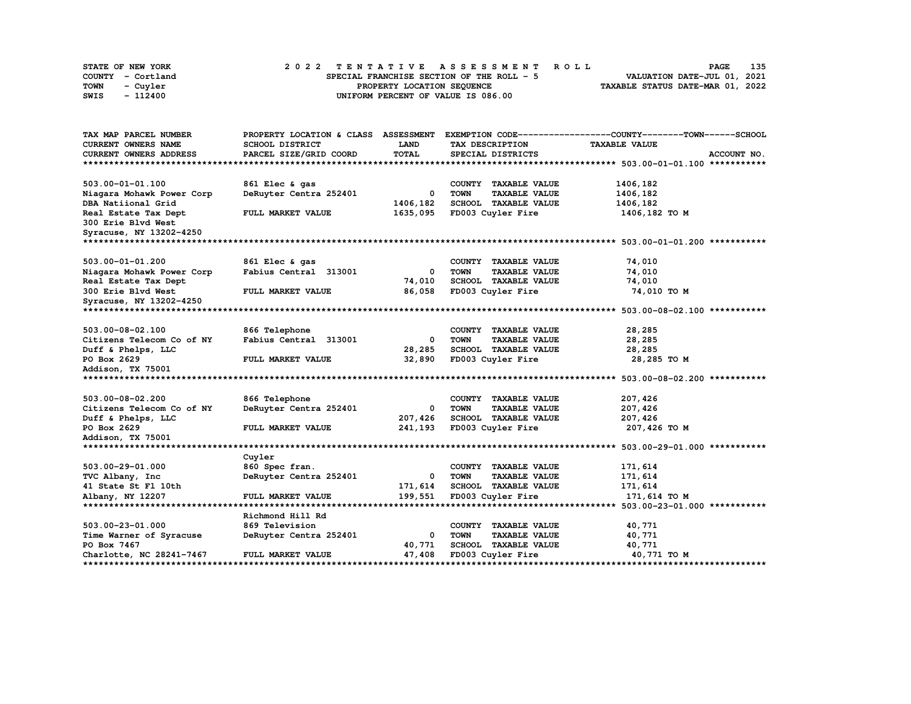STATE OF NEW YORK — COUNTY - Cortland — TOWN - Cuyler — SWIS - 112400

# 2022 TENTATIVE ASSESSMENT ROLL

SPECIAL FRANCHISE SECTION OF THE ROLL - 5
PROPERTY LOCATION SEQUENCE
UNIFORM PERCENT OF VALUE IS 086.00

VALUATION DATE-JUL 01, 2021
TAXABLE STATUS DATE-MAR 01, 2022

| TAX MAP PARCEL NUMBER / CURRENT OWNERS NAME / CURRENT OWNERS ADDRESS | PROPERTY LOCATION & CLASS / SCHOOL DISTRICT / PARCEL SIZE/GRID COORD | ASSESSMENT LAND / TOTAL | EXEMPTION CODE / TAX DESCRIPTION / SPECIAL DISTRICTS | TAXABLE VALUE (COUNTY--TOWN--SCHOOL) | ACCOUNT NO. |
|---|---|---|---|---|---|
| **503.00-01-01.100** | 861 Elec & gas | | COUNTY TAXABLE VALUE | 1406,182 | |
| Niagara Mohawk Power Corp | DeRuyter Centra 252401 | 0 | TOWN TAXABLE VALUE | 1406,182 | |
| DBA Natiional Grid | | 1406,182 | SCHOOL TAXABLE VALUE | 1406,182 | |
| Real Estate Tax Dept | FULL MARKET VALUE | 1635,095 | FD003 Cuyler Fire | 1406,182 TO M | |
| 300 Erie Blvd West | | | | | |
| Syracuse, NY 13202-4250 | | | | | |
| **503.00-01-01.200** | 861 Elec & gas | | COUNTY TAXABLE VALUE | 74,010 | |
| Niagara Mohawk Power Corp | Fabius Central 313001 | 0 | TOWN TAXABLE VALUE | 74,010 | |
| Real Estate Tax Dept | | 74,010 | SCHOOL TAXABLE VALUE | 74,010 | |
| 300 Erie Blvd West | FULL MARKET VALUE | 86,058 | FD003 Cuyler Fire | 74,010 TO M | |
| Syracuse, NY 13202-4250 | | | | | |
| **503.00-08-02.100** | 866 Telephone | | COUNTY TAXABLE VALUE | 28,285 | |
| Citizens Telecom Co of NY | Fabius Central 313001 | 0 | TOWN TAXABLE VALUE | 28,285 | |
| Duff & Phelps, LLC | | 28,285 | SCHOOL TAXABLE VALUE | 28,285 | |
| PO Box 2629 | FULL MARKET VALUE | 32,890 | FD003 Cuyler Fire | 28,285 TO M | |
| Addison, TX 75001 | | | | | |
| **503.00-08-02.200** | 866 Telephone | | COUNTY TAXABLE VALUE | 207,426 | |
| Citizens Telecom Co of NY | DeRuyter Centra 252401 | 0 | TOWN TAXABLE VALUE | 207,426 | |
| Duff & Phelps, LLC | | 207,426 | SCHOOL TAXABLE VALUE | 207,426 | |
| PO Box 2629 | FULL MARKET VALUE | 241,193 | FD003 Cuyler Fire | 207,426 TO M | |
| Addison, TX 75001 | | | | | |
| | Cuyler | | | | |
| **503.00-29-01.000** | 860 Spec fran. | | COUNTY TAXABLE VALUE | 171,614 | |
| TVC Albany, Inc | DeRuyter Centra 252401 | 0 | TOWN TAXABLE VALUE | 171,614 | |
| 41 State St Fl 10th | | 171,614 | SCHOOL TAXABLE VALUE | 171,614 | |
| Albany, NY 12207 | FULL MARKET VALUE | 199,551 | FD003 Cuyler Fire | 171,614 TO M | |
| | Richmond Hill Rd | | | | |
| **503.00-23-01.000** | 869 Television | | COUNTY TAXABLE VALUE | 40,771 | |
| Time Warner of Syracuse | DeRuyter Centra 252401 | 0 | TOWN TAXABLE VALUE | 40,771 | |
| PO Box 7467 | | 40,771 | SCHOOL TAXABLE VALUE | 40,771 | |
| Charlotte, NC 28241-7467 | FULL MARKET VALUE | 47,408 | FD003 Cuyler Fire | 40,771 TO M | |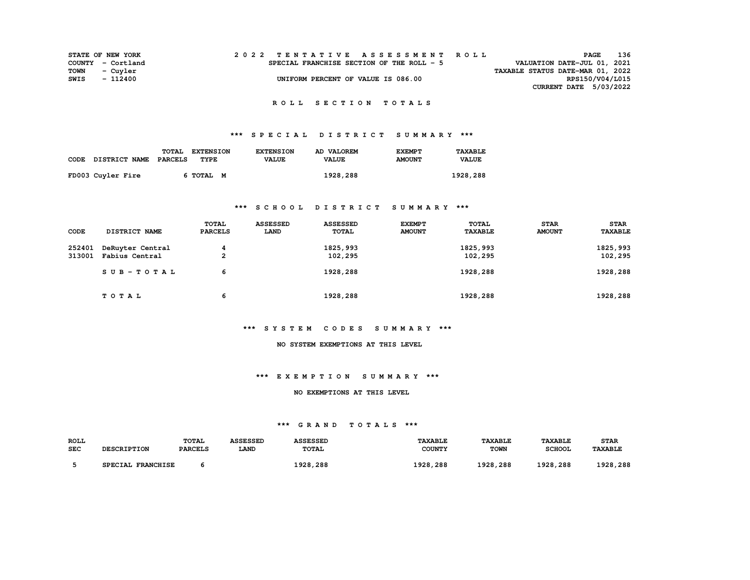STATE OF NEW YORK — COUNTY - Cortland — TOWN - Cuyler — SWIS - 112400

# 2022 TENTATIVE ASSESSMENT ROLL

SPECIAL FRANCHISE SECTION OF THE ROLL - 5

UNIFORM PERCENT OF VALUE IS 086.00

VALUATION DATE-JUL 01, 2021
TAXABLE STATUS DATE-MAR 01, 2022
RPS150/V04/L015
CURRENT DATE 5/03/2022

## ROLL SECTION TOTALS

### *** SPECIAL DISTRICT SUMMARY ***

| CODE DISTRICT NAME | TOTAL PARCELS | EXTENSION TYPE | EXTENSION VALUE | AD VALOREM VALUE | EXEMPT AMOUNT | TAXABLE VALUE |
|---|---|---|---|---|---|---|
| FD003 Cuyler Fire | 6 | TOTAL M | | 1928,288 | | 1928,288 |

### *** SCHOOL DISTRICT SUMMARY ***

| CODE | DISTRICT NAME | TOTAL PARCELS | ASSESSED LAND | ASSESSED TOTAL | EXEMPT AMOUNT | TOTAL TAXABLE | STAR AMOUNT | STAR TAXABLE |
|---|---|---|---|---|---|---|---|---|
| 252401 | DeRuyter Central | 4 | | 1825,993 | | 1825,993 | | 1825,993 |
| 313001 | Fabius Central | 2 | | 102,295 | | 102,295 | | 102,295 |
| | S U B - T O T A L | 6 | | 1928,288 | | 1928,288 | | 1928,288 |
| | T O T A L | 6 | | 1928,288 | | 1928,288 | | 1928,288 |

### *** SYSTEM CODES SUMMARY ***

NO SYSTEM EXEMPTIONS AT THIS LEVEL

### *** EXEMPTION SUMMARY ***

NO EXEMPTIONS AT THIS LEVEL

### *** GRAND TOTALS ***

| ROLL SEC | DESCRIPTION | TOTAL PARCELS | ASSESSED LAND | ASSESSED TOTAL | TAXABLE COUNTY | TAXABLE TOWN | TAXABLE SCHOOL | STAR TAXABLE |
|---|---|---|---|---|---|---|---|---|
| 5 | SPECIAL FRANCHISE | 6 | | 1928,288 | 1928,288 | 1928,288 | 1928,288 | 1928,288 |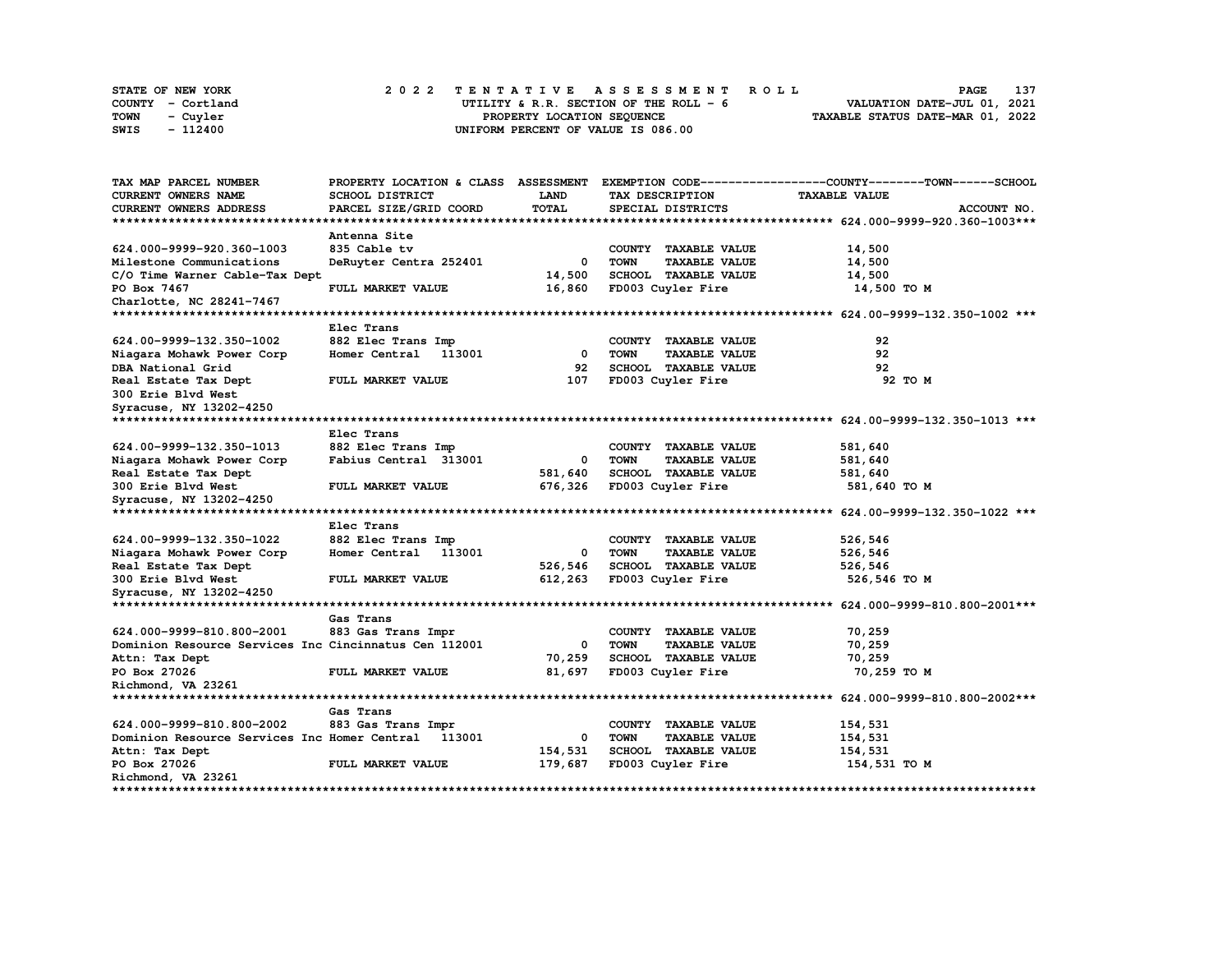STATE OF NEW YORK
COUNTY - Cortland
TOWN - Cuyler
SWIS - 112400

2022 TENTATIVE ASSESSMENT ROLL
UTILITY & R.R. SECTION OF THE ROLL - 6
PROPERTY LOCATION SEQUENCE
UNIFORM PERCENT OF VALUE IS 086.00

VALUATION DATE-JUL 01, 2021
TAXABLE STATUS DATE-MAR 01, 2022

| TAX MAP PARCEL NUMBER / CURRENT OWNERS NAME / CURRENT OWNERS ADDRESS | PROPERTY LOCATION & CLASS / SCHOOL DISTRICT / PARCEL SIZE/GRID COORD | ASSESSMENT LAND / TOTAL | EXEMPTION CODE / TAX DESCRIPTION / SPECIAL DISTRICTS | COUNTY / TOWN / SCHOOL TAXABLE VALUE | ACCOUNT NO. |
|---|---|---|---|---|---|
| **624.000-9999-920.360-1003** | | | | | |
| | Antenna Site | | | | |
| 624.000-9999-920.360-1003 | 835 Cable tv | | COUNTY TAXABLE VALUE | 14,500 | |
| Milestone Communications | DeRuyter Centra 252401 | 0 | TOWN TAXABLE VALUE | 14,500 | |
| C/O Time Warner Cable-Tax Dept | | 14,500 | SCHOOL TAXABLE VALUE | 14,500 | |
| PO Box 7467 | FULL MARKET VALUE | 16,860 | FD003 Cuyler Fire | 14,500 TO M | |
| Charlotte, NC 28241-7467 | | | | | |
| **624.00-9999-132.350-1002** | | | | | |
| | Elec Trans | | | | |
| 624.00-9999-132.350-1002 | 882 Elec Trans Imp | | COUNTY TAXABLE VALUE | 92 | |
| Niagara Mohawk Power Corp | Homer Central 113001 | 0 | TOWN TAXABLE VALUE | 92 | |
| DBA National Grid | | 92 | SCHOOL TAXABLE VALUE | 92 | |
| Real Estate Tax Dept | FULL MARKET VALUE | 107 | FD003 Cuyler Fire | 92 TO M | |
| 300 Erie Blvd West | | | | | |
| Syracuse, NY 13202-4250 | | | | | |
| **624.00-9999-132.350-1013** | | | | | |
| | Elec Trans | | | | |
| 624.00-9999-132.350-1013 | 882 Elec Trans Imp | | COUNTY TAXABLE VALUE | 581,640 | |
| Niagara Mohawk Power Corp | Fabius Central 313001 | 0 | TOWN TAXABLE VALUE | 581,640 | |
| Real Estate Tax Dept | | 581,640 | SCHOOL TAXABLE VALUE | 581,640 | |
| 300 Erie Blvd West | FULL MARKET VALUE | 676,326 | FD003 Cuyler Fire | 581,640 TO M | |
| Syracuse, NY 13202-4250 | | | | | |
| **624.00-9999-132.350-1022** | | | | | |
| | Elec Trans | | | | |
| 624.00-9999-132.350-1022 | 882 Elec Trans Imp | | COUNTY TAXABLE VALUE | 526,546 | |
| Niagara Mohawk Power Corp | Homer Central 113001 | 0 | TOWN TAXABLE VALUE | 526,546 | |
| Real Estate Tax Dept | | 526,546 | SCHOOL TAXABLE VALUE | 526,546 | |
| 300 Erie Blvd West | FULL MARKET VALUE | 612,263 | FD003 Cuyler Fire | 526,546 TO M | |
| Syracuse, NY 13202-4250 | | | | | |
| **624.000-9999-810.800-2001** | | | | | |
| | Gas Trans | | | | |
| 624.000-9999-810.800-2001 | 883 Gas Trans Impr | | COUNTY TAXABLE VALUE | 70,259 | |
| Dominion Resource Services Inc | Cincinnatus Cen 112001 | 0 | TOWN TAXABLE VALUE | 70,259 | |
| Attn: Tax Dept | | 70,259 | SCHOOL TAXABLE VALUE | 70,259 | |
| PO Box 27026 | FULL MARKET VALUE | 81,697 | FD003 Cuyler Fire | 70,259 TO M | |
| Richmond, VA 23261 | | | | | |
| **624.000-9999-810.800-2002** | | | | | |
| | Gas Trans | | | | |
| 624.000-9999-810.800-2002 | 883 Gas Trans Impr | | COUNTY TAXABLE VALUE | 154,531 | |
| Dominion Resource Services Inc | Homer Central 113001 | 0 | TOWN TAXABLE VALUE | 154,531 | |
| Attn: Tax Dept | | 154,531 | SCHOOL TAXABLE VALUE | 154,531 | |
| PO Box 27026 | FULL MARKET VALUE | 179,687 | FD003 Cuyler Fire | 154,531 TO M | |
| Richmond, VA 23261 | | | | | |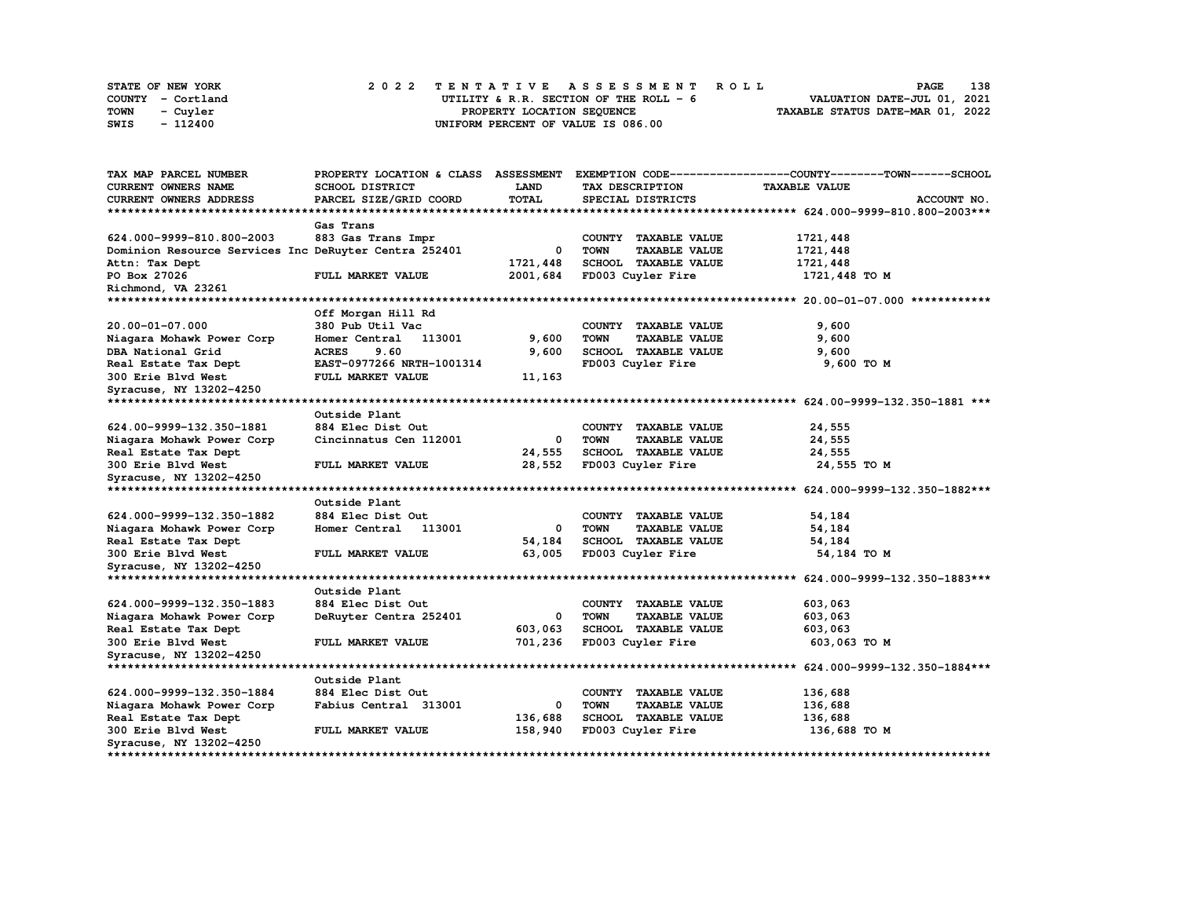STATE OF NEW YORK — COUNTY - Cortland — TOWN - Cuyler — SWIS - 112400

**2022 TENTATIVE ASSESSMENT ROLL**
UTILITY & R.R. SECTION OF THE ROLL - 6
PROPERTY LOCATION SEQUENCE
UNIFORM PERCENT OF VALUE IS 086.00

VALUATION DATE-JUL 01, 2021
TAXABLE STATUS DATE-MAR 01, 2022

| TAX MAP PARCEL NUMBER / CURRENT OWNERS NAME / CURRENT OWNERS ADDRESS | PROPERTY LOCATION & CLASS / SCHOOL DISTRICT / PARCEL SIZE/GRID COORD | ASSESSMENT LAND / TOTAL | EXEMPTION CODE / TAX DESCRIPTION / SPECIAL DISTRICTS | TAXABLE VALUE (COUNTY / TOWN / SCHOOL) |
|---|---|---|---|---|
| **624.000-9999-810.800-2003** | Gas Trans | | | |
| 624.000-9999-810.800-2003 | 883 Gas Trans Impr | | COUNTY TAXABLE VALUE | 1721,448 |
| Dominion Resource Services Inc | DeRuyter Centra 252401 | 0 | TOWN TAXABLE VALUE | 1721,448 |
| Attn: Tax Dept | | 1721,448 | SCHOOL TAXABLE VALUE | 1721,448 |
| PO Box 27026 | FULL MARKET VALUE | 2001,684 | FD003 Cuyler Fire | 1721,448 TO M |
| Richmond, VA 23261 | | | | |
| **20.00-01-07.000** | Off Morgan Hill Rd | | | |
| 20.00-01-07.000 | 380 Pub Util Vac | | COUNTY TAXABLE VALUE | 9,600 |
| Niagara Mohawk Power Corp | Homer Central 113001 | 9,600 | TOWN TAXABLE VALUE | 9,600 |
| DBA National Grid | ACRES 9.60 | 9,600 | SCHOOL TAXABLE VALUE | 9,600 |
| Real Estate Tax Dept | EAST-0977266 NRTH-1001314 | | FD003 Cuyler Fire | 9,600 TO M |
| 300 Erie Blvd West | FULL MARKET VALUE | 11,163 | | |
| Syracuse, NY 13202-4250 | | | | |
| **624.00-9999-132.350-1881** | Outside Plant | | | |
| 624.00-9999-132.350-1881 | 884 Elec Dist Out | | COUNTY TAXABLE VALUE | 24,555 |
| Niagara Mohawk Power Corp | Cincinnatus Cen 112001 | 0 | TOWN TAXABLE VALUE | 24,555 |
| Real Estate Tax Dept | | 24,555 | SCHOOL TAXABLE VALUE | 24,555 |
| 300 Erie Blvd West | FULL MARKET VALUE | 28,552 | FD003 Cuyler Fire | 24,555 TO M |
| Syracuse, NY 13202-4250 | | | | |
| **624.000-9999-132.350-1882** | Outside Plant | | | |
| 624.000-9999-132.350-1882 | 884 Elec Dist Out | | COUNTY TAXABLE VALUE | 54,184 |
| Niagara Mohawk Power Corp | Homer Central 113001 | 0 | TOWN TAXABLE VALUE | 54,184 |
| Real Estate Tax Dept | | 54,184 | SCHOOL TAXABLE VALUE | 54,184 |
| 300 Erie Blvd West | FULL MARKET VALUE | 63,005 | FD003 Cuyler Fire | 54,184 TO M |
| Syracuse, NY 13202-4250 | | | | |
| **624.000-9999-132.350-1883** | Outside Plant | | | |
| 624.000-9999-132.350-1883 | 884 Elec Dist Out | | COUNTY TAXABLE VALUE | 603,063 |
| Niagara Mohawk Power Corp | DeRuyter Centra 252401 | 0 | TOWN TAXABLE VALUE | 603,063 |
| Real Estate Tax Dept | | 603,063 | SCHOOL TAXABLE VALUE | 603,063 |
| 300 Erie Blvd West | FULL MARKET VALUE | 701,236 | FD003 Cuyler Fire | 603,063 TO M |
| Syracuse, NY 13202-4250 | | | | |
| **624.000-9999-132.350-1884** | Outside Plant | | | |
| 624.000-9999-132.350-1884 | 884 Elec Dist Out | | COUNTY TAXABLE VALUE | 136,688 |
| Niagara Mohawk Power Corp | Fabius Central 313001 | 0 | TOWN TAXABLE VALUE | 136,688 |
| Real Estate Tax Dept | | 136,688 | SCHOOL TAXABLE VALUE | 136,688 |
| 300 Erie Blvd West | FULL MARKET VALUE | 158,940 | FD003 Cuyler Fire | 136,688 TO M |
| Syracuse, NY 13202-4250 | | | | |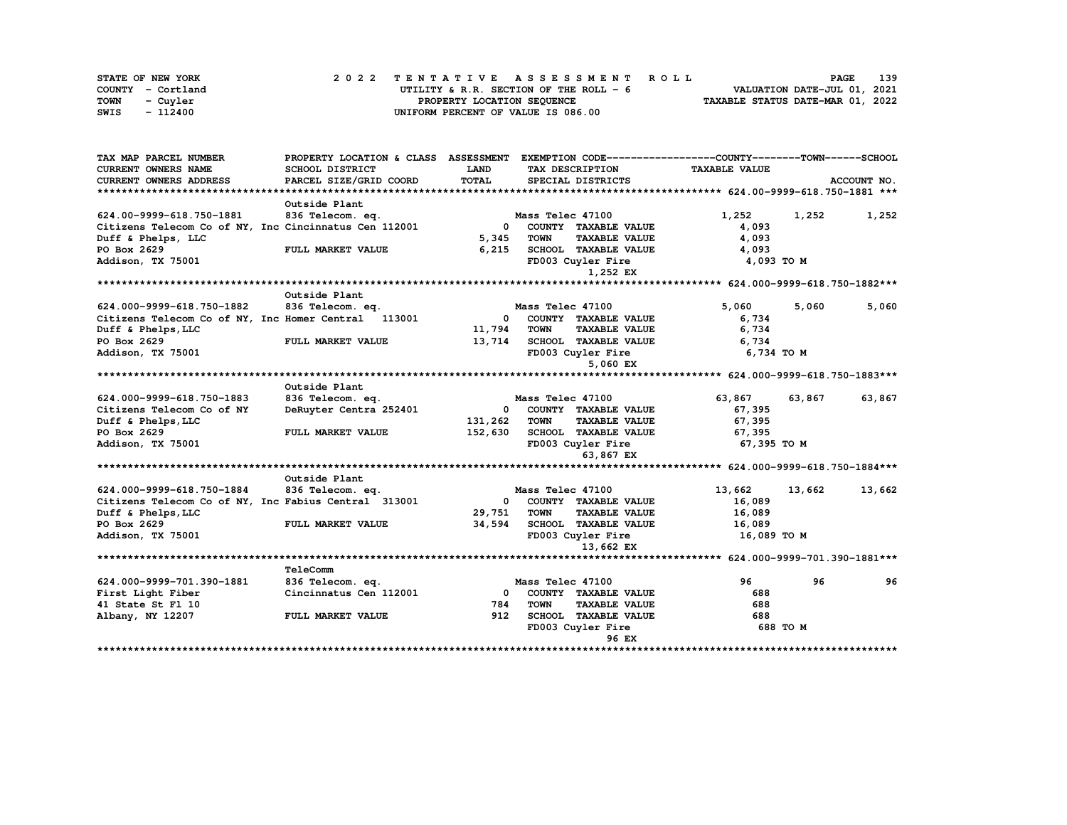STATE OF NEW YORK
COUNTY - Cortland
TOWN - Cuyler
SWIS - 112400

# 2022 TENTATIVE ASSESSMENT ROLL

UTILITY & R.R. SECTION OF THE ROLL - 6
PROPERTY LOCATION SEQUENCE
UNIFORM PERCENT OF VALUE IS 086.00

VALUATION DATE-JUL 01, 2021
TAXABLE STATUS DATE-MAR 01, 2022

| TAX MAP PARCEL NUMBER / CURRENT OWNERS NAME / CURRENT OWNERS ADDRESS | PROPERTY LOCATION & CLASS / SCHOOL DISTRICT / PARCEL SIZE/GRID COORD | ASSESSMENT LAND / TOTAL | EXEMPTION CODE / TAX DESCRIPTION / SPECIAL DISTRICTS | COUNTY TAXABLE VALUE | TOWN | SCHOOL |
|---|---|---|---|---|---|---|
| **624.00-9999-618.750-1881** | Outside Plant | | | | | |
| 624.00-9999-618.750-1881 | 836 Telecom. eq. | | Mass Telec 47100 | 1,252 | 1,252 | 1,252 |
| Citizens Telecom Co of NY, Inc | Cincinnatus Cen 112001 | 0 | COUNTY TAXABLE VALUE | 4,093 | | |
| Duff & Phelps, LLC | | 5,345 | TOWN TAXABLE VALUE | 4,093 | | |
| PO Box 2629 | FULL MARKET VALUE | 6,215 | SCHOOL TAXABLE VALUE | 4,093 | | |
| Addison, TX 75001 | | | FD003 Cuyler Fire | 4,093 TO M | | |
| | | | 1,252 EX | | | |
| **624.000-9999-618.750-1882** | Outside Plant | | | | | |
| 624.000-9999-618.750-1882 | 836 Telecom. eq. | | Mass Telec 47100 | 5,060 | 5,060 | 5,060 |
| Citizens Telecom Co of NY, Inc | Homer Central 113001 | 0 | COUNTY TAXABLE VALUE | 6,734 | | |
| Duff & Phelps,LLC | | 11,794 | TOWN TAXABLE VALUE | 6,734 | | |
| PO Box 2629 | FULL MARKET VALUE | 13,714 | SCHOOL TAXABLE VALUE | 6,734 | | |
| Addison, TX 75001 | | | FD003 Cuyler Fire | 6,734 TO M | | |
| | | | 5,060 EX | | | |
| **624.000-9999-618.750-1883** | Outside Plant | | | | | |
| 624.000-9999-618.750-1883 | 836 Telecom. eq. | | Mass Telec 47100 | 63,867 | 63,867 | 63,867 |
| Citizens Telecom Co of NY | DeRuyter Centra 252401 | 0 | COUNTY TAXABLE VALUE | 67,395 | | |
| Duff & Phelps,LLC | | 131,262 | TOWN TAXABLE VALUE | 67,395 | | |
| PO Box 2629 | FULL MARKET VALUE | 152,630 | SCHOOL TAXABLE VALUE | 67,395 | | |
| Addison, TX 75001 | | | FD003 Cuyler Fire | 67,395 TO M | | |
| | | | 63,867 EX | | | |
| **624.000-9999-618.750-1884** | Outside Plant | | | | | |
| 624.000-9999-618.750-1884 | 836 Telecom. eq. | | Mass Telec 47100 | 13,662 | 13,662 | 13,662 |
| Citizens Telecom Co of NY, Inc | Fabius Central 313001 | 0 | COUNTY TAXABLE VALUE | 16,089 | | |
| Duff & Phelps,LLC | | 29,751 | TOWN TAXABLE VALUE | 16,089 | | |
| PO Box 2629 | FULL MARKET VALUE | 34,594 | SCHOOL TAXABLE VALUE | 16,089 | | |
| Addison, TX 75001 | | | FD003 Cuyler Fire | 16,089 TO M | | |
| | | | 13,662 EX | | | |
| **624.000-9999-701.390-1881** | TeleComm | | | | | |
| 624.000-9999-701.390-1881 | 836 Telecom. eq. | | Mass Telec 47100 | 96 | 96 | 96 |
| First Light Fiber | Cincinnatus Cen 112001 | 0 | COUNTY TAXABLE VALUE | 688 | | |
| 41 State St Fl 10 | | 784 | TOWN TAXABLE VALUE | 688 | | |
| Albany, NY 12207 | FULL MARKET VALUE | 912 | SCHOOL TAXABLE VALUE | 688 | | |
| | | | FD003 Cuyler Fire | 688 TO M | | |
| | | | 96 EX | | | |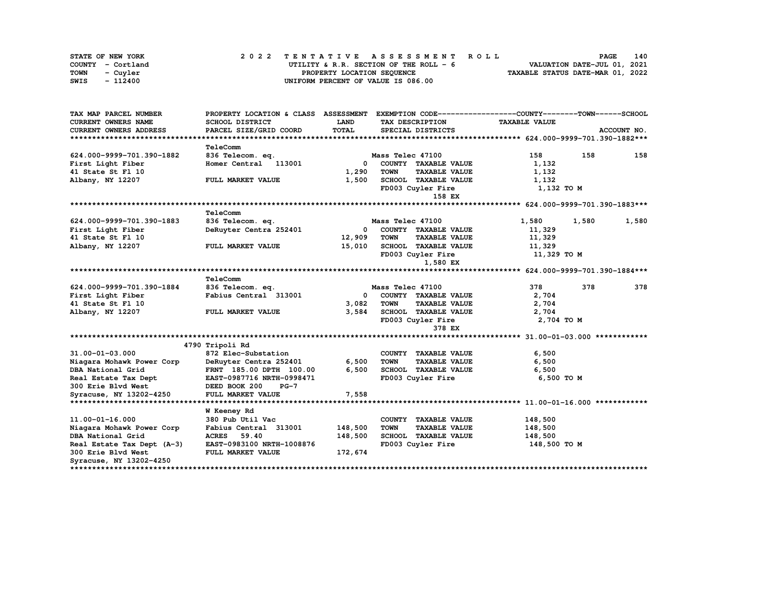STATE OF NEW YORK
COUNTY - Cortland
TOWN - Cuyler
SWIS - 112400

2022 TENTATIVE ASSESSMENT ROLL
UTILITY & R.R. SECTION OF THE ROLL - 6
PROPERTY LOCATION SEQUENCE
UNIFORM PERCENT OF VALUE IS 086.00

VALUATION DATE-JUL 01, 2021
TAXABLE STATUS DATE-MAR 01, 2022

| TAX MAP PARCEL NUMBER / CURRENT OWNERS NAME / CURRENT OWNERS ADDRESS | PROPERTY LOCATION & CLASS / SCHOOL DISTRICT / PARCEL SIZE/GRID COORD | ASSESSMENT LAND / TOTAL | EXEMPTION CODE / TAX DESCRIPTION / SPECIAL DISTRICTS | COUNTY | TOWN | SCHOOL |
|---|---|---|---|---|---|---|
| **624.000-9999-701.390-1882** | TeleComm | | | | | |
| 624.000-9999-701.390-1882 | 836 Telecom. eq. | | Mass Telec 47100 | 158 | 158 | 158 |
| First Light Fiber | Homer Central 113001 | 0 | COUNTY TAXABLE VALUE | 1,132 | | |
| 41 State St Fl 10 | | 1,290 | TOWN TAXABLE VALUE | 1,132 | | |
| Albany, NY 12207 | FULL MARKET VALUE | 1,500 | SCHOOL TAXABLE VALUE | 1,132 | | |
| | | | FD003 Cuyler Fire | 1,132 TO M | | |
| | | | 158 EX | | | |
| **624.000-9999-701.390-1883** | TeleComm | | | | | |
| 624.000-9999-701.390-1883 | 836 Telecom. eq. | | Mass Telec 47100 | 1,580 | 1,580 | 1,580 |
| First Light Fiber | DeRuyter Centra 252401 | 0 | COUNTY TAXABLE VALUE | 11,329 | | |
| 41 State St Fl 10 | | 12,909 | TOWN TAXABLE VALUE | 11,329 | | |
| Albany, NY 12207 | FULL MARKET VALUE | 15,010 | SCHOOL TAXABLE VALUE | 11,329 | | |
| | | | FD003 Cuyler Fire | 11,329 TO M | | |
| | | | 1,580 EX | | | |
| **624.000-9999-701.390-1884** | TeleComm | | | | | |
| 624.000-9999-701.390-1884 | 836 Telecom. eq. | | Mass Telec 47100 | 378 | 378 | 378 |
| First Light Fiber | Fabius Central 313001 | 0 | COUNTY TAXABLE VALUE | 2,704 | | |
| 41 State St Fl 10 | | 3,082 | TOWN TAXABLE VALUE | 2,704 | | |
| Albany, NY 12207 | FULL MARKET VALUE | 3,584 | SCHOOL TAXABLE VALUE | 2,704 | | |
| | | | FD003 Cuyler Fire | 2,704 TO M | | |
| | | | 378 EX | | | |
| **31.00-01-03.000** | 4790 Tripoli Rd | | | | | |
| 31.00-01-03.000 | 872 Elec-Substation | | COUNTY TAXABLE VALUE | 6,500 | | |
| Niagara Mohawk Power Corp | DeRuyter Centra 252401 | 6,500 | TOWN TAXABLE VALUE | 6,500 | | |
| DBA National Grid | FRNT 185.00 DPTH 100.00 | 6,500 | SCHOOL TAXABLE VALUE | 6,500 | | |
| Real Estate Tax Dept | EAST-0987716 NRTH-0998471 | | FD003 Cuyler Fire | 6,500 TO M | | |
| 300 Erie Blvd West | DEED BOOK 200 PG-7 | | | | | |
| Syracuse, NY 13202-4250 | FULL MARKET VALUE | 7,558 | | | | |
| **11.00-01-16.000** | W Keeney Rd | | | | | |
| 11.00-01-16.000 | 380 Pub Util Vac | | COUNTY TAXABLE VALUE | 148,500 | | |
| Niagara Mohawk Power Corp | Fabius Central 313001 | 148,500 | TOWN TAXABLE VALUE | 148,500 | | |
| DBA National Grid | ACRES 59.40 | 148,500 | SCHOOL TAXABLE VALUE | 148,500 | | |
| Real Estate Tax Dept (A-3) | EAST-0983100 NRTH-1008876 | | FD003 Cuyler Fire | 148,500 TO M | | |
| 300 Erie Blvd West | FULL MARKET VALUE | 172,674 | | | | |
| Syracuse, NY 13202-4250 | | | | | | |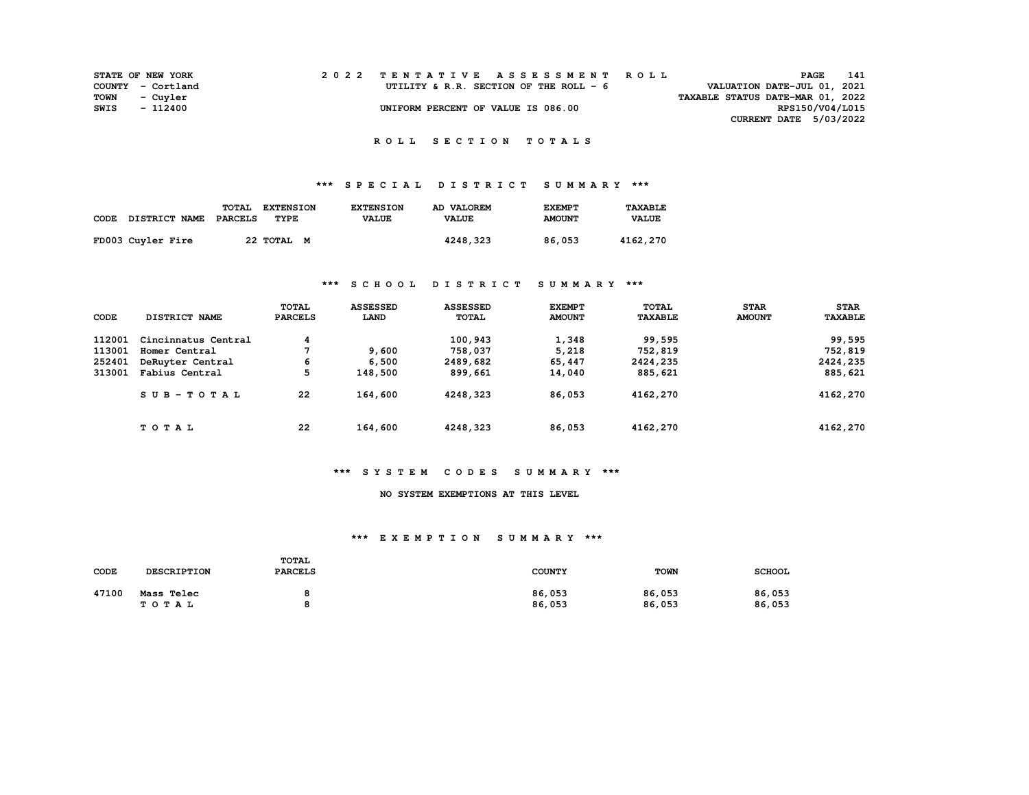STATE OF NEW YORK
COUNTY - Cortland
TOWN - Cuyler
SWIS - 112400

2022 TENTATIVE ASSESSMENT ROLL
UTILITY & R.R. SECTION OF THE ROLL - 6
UNIFORM PERCENT OF VALUE IS 086.00

VALUATION DATE-JUL 01, 2021
TAXABLE STATUS DATE-MAR 01, 2022
RPS150/V04/L015
CURRENT DATE 5/03/2022

## ROLL SECTION TOTALS

### *** SPECIAL DISTRICT SUMMARY ***

| CODE DISTRICT NAME | TOTAL PARCELS | EXTENSION TYPE | EXTENSION VALUE | AD VALOREM VALUE | EXEMPT AMOUNT | TAXABLE VALUE |
|---|---|---|---|---|---|---|
| FD003 Cuyler Fire | 22 | TOTAL M | | 4248,323 | 86,053 | 4162,270 |

### *** SCHOOL DISTRICT SUMMARY ***

| CODE | DISTRICT NAME | TOTAL PARCELS | ASSESSED LAND | ASSESSED TOTAL | EXEMPT AMOUNT | TOTAL TAXABLE | STAR AMOUNT | STAR TAXABLE |
|---|---|---|---|---|---|---|---|---|
| 112001 | Cincinnatus Central | 4 | | 100,943 | 1,348 | 99,595 | | 99,595 |
| 113001 | Homer Central | 7 | 9,600 | 758,037 | 5,218 | 752,819 | | 752,819 |
| 252401 | DeRuyter Central | 6 | 6,500 | 2489,682 | 65,447 | 2424,235 | | 2424,235 |
| 313001 | Fabius Central | 5 | 148,500 | 899,661 | 14,040 | 885,621 | | 885,621 |
| | SUB-TOTAL | 22 | 164,600 | 4248,323 | 86,053 | 4162,270 | | 4162,270 |
| | TOTAL | 22 | 164,600 | 4248,323 | 86,053 | 4162,270 | | 4162,270 |

### *** SYSTEM CODES SUMMARY ***

NO SYSTEM EXEMPTIONS AT THIS LEVEL

### *** EXEMPTION SUMMARY ***

| CODE | DESCRIPTION | TOTAL PARCELS | COUNTY | TOWN | SCHOOL |
|---|---|---|---|---|---|
| 47100 | Mass Telec | 8 | 86,053 | 86,053 | 86,053 |
| | TOTAL | 8 | 86,053 | 86,053 | 86,053 |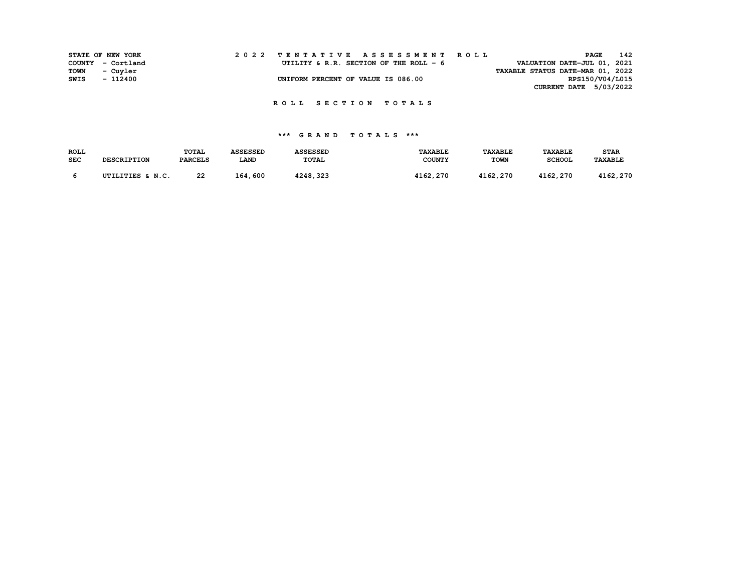STATE OF NEW YORK
COUNTY - Cortland
TOWN - Cuyler
SWIS - 112400

2 0 2 2 T E N T A T I V E A S S E S S M E N T R O L L

UTILITY & R.R. SECTION OF THE ROLL - 6

UNIFORM PERCENT OF VALUE IS 086.00

VALUATION DATE-JUL 01, 2021
TAXABLE STATUS DATE-MAR 01, 2022
RPS150/V04/L015
CURRENT DATE 5/03/2022

## R O L L S E C T I O N T O T A L S

### *** G R A N D T O T A L S ***

| ROLL SEC | DESCRIPTION | TOTAL PARCELS | ASSESSED LAND | ASSESSED TOTAL | TAXABLE COUNTY | TAXABLE TOWN | TAXABLE SCHOOL | STAR TAXABLE |
|---|---|---|---|---|---|---|---|---|
| 6 | UTILITIES & N.C. | 22 | 164,600 | 4248,323 | 4162,270 | 4162,270 | 4162,270 | 4162,270 |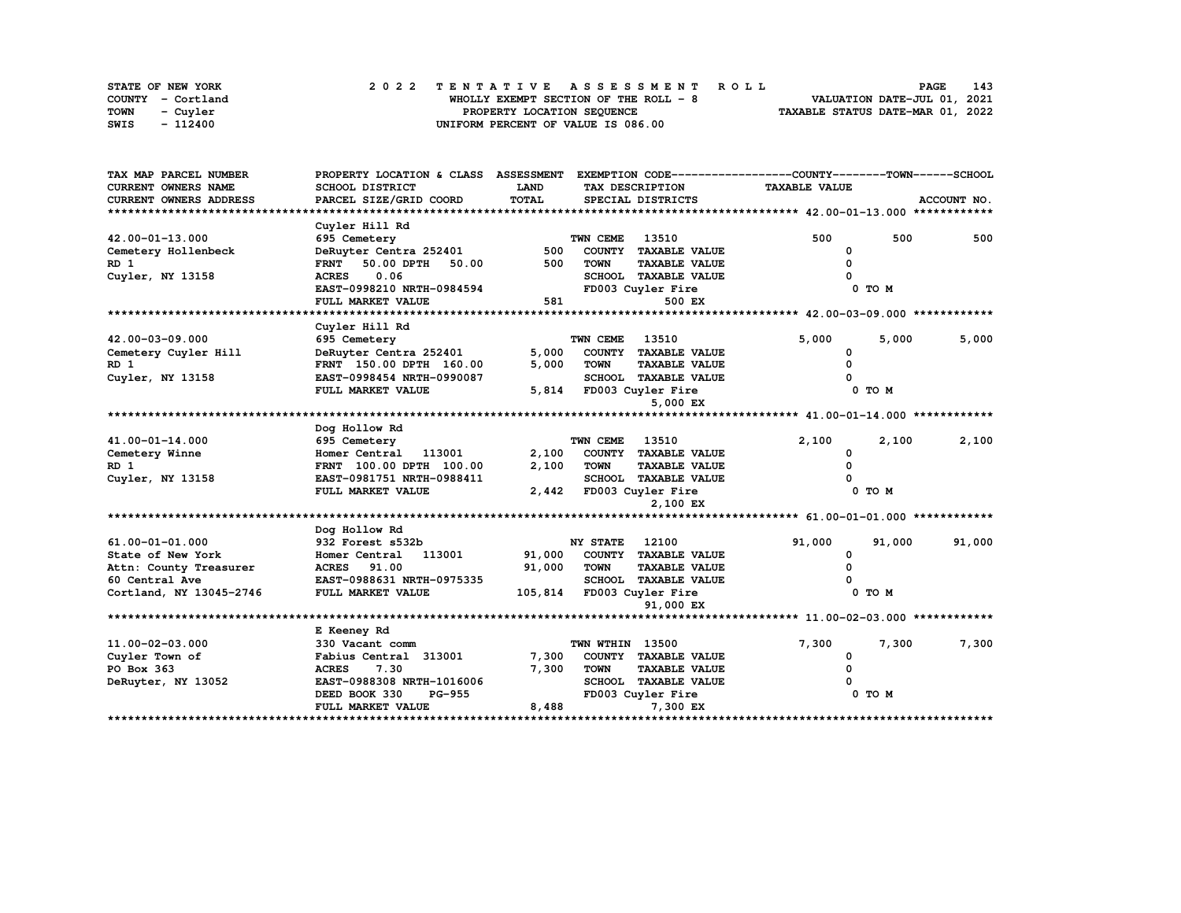STATE OF NEW YORK
COUNTY - Cortland
TOWN - Cuyler
SWIS - 112400

2022 TENTATIVE ASSESSMENT ROLL
WHOLLY EXEMPT SECTION OF THE ROLL - 8
PROPERTY LOCATION SEQUENCE
UNIFORM PERCENT OF VALUE IS 086.00

VALUATION DATE-JUL 01, 2021
TAXABLE STATUS DATE-MAR 01, 2022

| TAX MAP PARCEL NUMBER / CURRENT OWNERS NAME / CURRENT OWNERS ADDRESS | PROPERTY LOCATION & CLASS / SCHOOL DISTRICT / PARCEL SIZE/GRID COORD | ASSESSMENT LAND / TOTAL | EXEMPTION CODE / TAX DESCRIPTION / SPECIAL DISTRICTS | COUNTY TAXABLE VALUE | TOWN | SCHOOL ACCOUNT NO. |
|---|---|---|---|---|---|---|
| **42.00-01-13.000** | Cuyler Hill Rd | | | | | |
| 42.00-01-13.000 | 695 Cemetery | | TWN CEME 13510 | 500 | 500 | 500 |
| Cemetery Hollenbeck | DeRuyter Centra 252401 | 500 | COUNTY TAXABLE VALUE | 0 | | |
| RD 1 | FRNT 50.00 DPTH 50.00 | 500 | TOWN TAXABLE VALUE | 0 | | |
| Cuyler, NY 13158 | ACRES 0.06 | | SCHOOL TAXABLE VALUE | 0 | | |
| | EAST-0998210 NRTH-0984594 | | FD003 Cuyler Fire | 0 TO M | | |
| | FULL MARKET VALUE | 581 | 500 EX | | | |
| **42.00-03-09.000** | Cuyler Hill Rd | | | | | |
| 42.00-03-09.000 | 695 Cemetery | | TWN CEME 13510 | 5,000 | 5,000 | 5,000 |
| Cemetery Cuyler Hill | DeRuyter Centra 252401 | 5,000 | COUNTY TAXABLE VALUE | 0 | | |
| RD 1 | FRNT 150.00 DPTH 160.00 | 5,000 | TOWN TAXABLE VALUE | 0 | | |
| Cuyler, NY 13158 | EAST-0998454 NRTH-0990087 | | SCHOOL TAXABLE VALUE | 0 | | |
| | FULL MARKET VALUE | 5,814 | FD003 Cuyler Fire | 0 TO M | | |
| | | | 5,000 EX | | | |
| **41.00-01-14.000** | Dog Hollow Rd | | | | | |
| 41.00-01-14.000 | 695 Cemetery | | TWN CEME 13510 | 2,100 | 2,100 | 2,100 |
| Cemetery Winne | Homer Central 113001 | 2,100 | COUNTY TAXABLE VALUE | 0 | | |
| RD 1 | FRNT 100.00 DPTH 100.00 | 2,100 | TOWN TAXABLE VALUE | 0 | | |
| Cuyler, NY 13158 | EAST-0981751 NRTH-0988411 | | SCHOOL TAXABLE VALUE | 0 | | |
| | FULL MARKET VALUE | 2,442 | FD003 Cuyler Fire | 0 TO M | | |
| | | | 2,100 EX | | | |
| **61.00-01-01.000** | Dog Hollow Rd | | | | | |
| 61.00-01-01.000 | 932 Forest s532b | | NY STATE 12100 | 91,000 | 91,000 | 91,000 |
| State of New York | Homer Central 113001 | 91,000 | COUNTY TAXABLE VALUE | 0 | | |
| Attn: County Treasurer | ACRES 91.00 | 91,000 | TOWN TAXABLE VALUE | 0 | | |
| 60 Central Ave | EAST-0988631 NRTH-0975335 | | SCHOOL TAXABLE VALUE | 0 | | |
| Cortland, NY 13045-2746 | FULL MARKET VALUE | 105,814 | FD003 Cuyler Fire | 0 TO M | | |
| | | | 91,000 EX | | | |
| **11.00-02-03.000** | E Keeney Rd | | | | | |
| 11.00-02-03.000 | 330 Vacant comm | | TWN WTHIN 13500 | 7,300 | 7,300 | 7,300 |
| Cuyler Town of | Fabius Central 313001 | 7,300 | COUNTY TAXABLE VALUE | 0 | | |
| PO Box 363 | ACRES 7.30 | 7,300 | TOWN TAXABLE VALUE | 0 | | |
| DeRuyter, NY 13052 | EAST-0988308 NRTH-1016006 | | SCHOOL TAXABLE VALUE | 0 | | |
| | DEED BOOK 330 PG-955 | | FD003 Cuyler Fire | 0 TO M | | |
| | FULL MARKET VALUE | 8,488 | 7,300 EX | | | |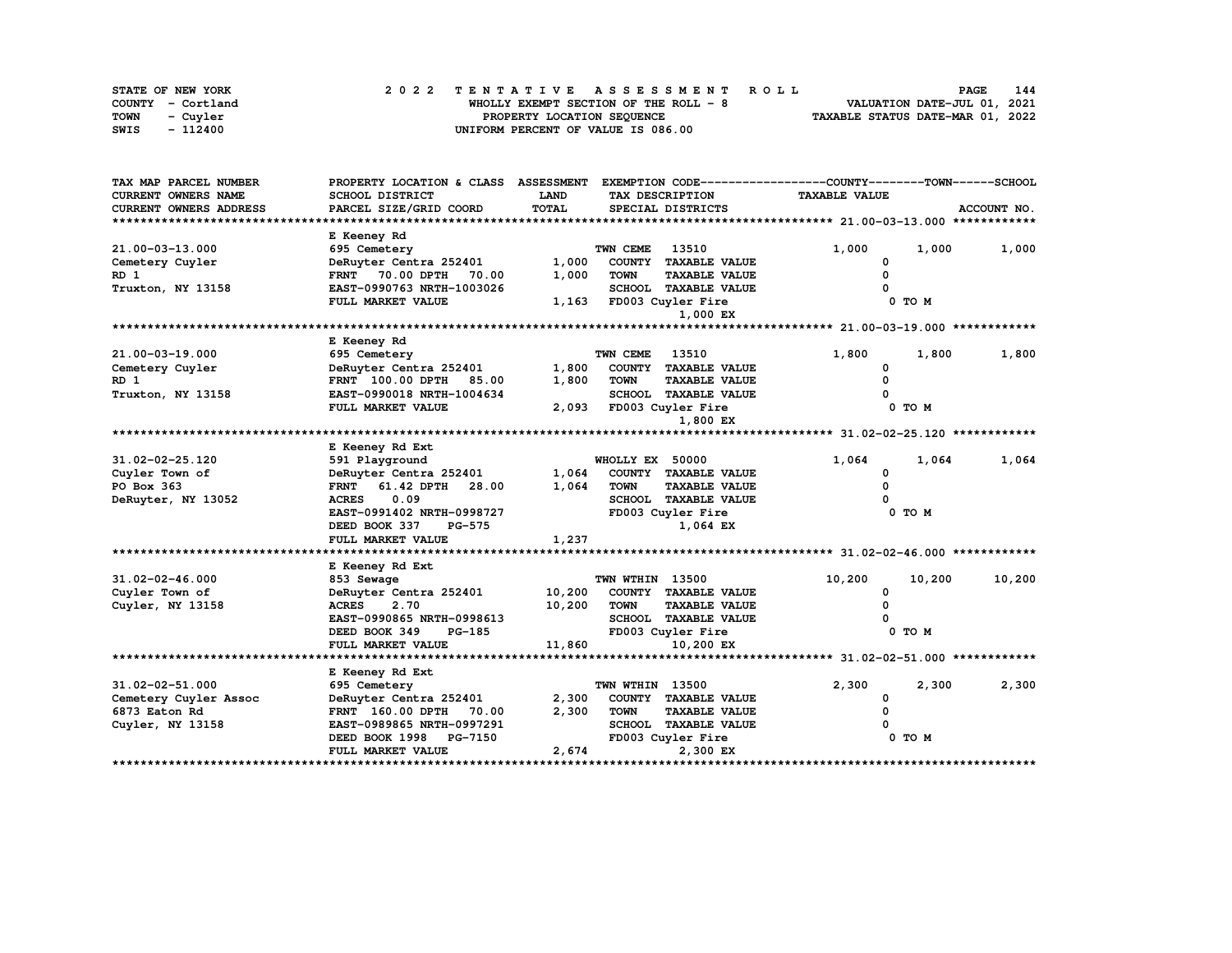STATE OF NEW YORK
COUNTY - Cortland
TOWN - Cuyler
SWIS - 112400

# 2022 TENTATIVE ASSESSMENT ROLL

WHOLLY EXEMPT SECTION OF THE ROLL - 8
PROPERTY LOCATION SEQUENCE
UNIFORM PERCENT OF VALUE IS 086.00

VALUATION DATE-JUL 01, 2021
TAXABLE STATUS DATE-MAR 01, 2022

| TAX MAP PARCEL NUMBER / CURRENT OWNERS NAME / CURRENT OWNERS ADDRESS | PROPERTY LOCATION & CLASS / SCHOOL DISTRICT / PARCEL SIZE/GRID COORD | ASSESSMENT LAND / TOTAL | EXEMPTION CODE / TAX DESCRIPTION / SPECIAL DISTRICTS | COUNTY TAXABLE VALUE | TOWN | SCHOOL |
|---|---|---|---|---|---|---|
| **21.00-03-13.000** | E Keeney Rd | | | | | |
| 21.00-03-13.000 | 695 Cemetery | | TWN CEME 13510 | 1,000 | 1,000 | 1,000 |
| Cemetery Cuyler | DeRuyter Centra 252401 | 1,000 | COUNTY TAXABLE VALUE | 0 | | |
| RD 1 | FRNT 70.00 DPTH 70.00 | 1,000 | TOWN TAXABLE VALUE | 0 | | |
| Truxton, NY 13158 | EAST-0990763 NRTH-1003026 | | SCHOOL TAXABLE VALUE | 0 | | |
| | FULL MARKET VALUE | 1,163 | FD003 Cuyler Fire | 0 TO M | | |
| | | | 1,000 EX | | | |
| **21.00-03-19.000** | E Keeney Rd | | | | | |
| 21.00-03-19.000 | 695 Cemetery | | TWN CEME 13510 | 1,800 | 1,800 | 1,800 |
| Cemetery Cuyler | DeRuyter Centra 252401 | 1,800 | COUNTY TAXABLE VALUE | 0 | | |
| RD 1 | FRNT 100.00 DPTH 85.00 | 1,800 | TOWN TAXABLE VALUE | 0 | | |
| Truxton, NY 13158 | EAST-0990018 NRTH-1004634 | | SCHOOL TAXABLE VALUE | 0 | | |
| | FULL MARKET VALUE | 2,093 | FD003 Cuyler Fire | 0 TO M | | |
| | | | 1,800 EX | | | |
| **31.02-02-25.120** | E Keeney Rd Ext | | | | | |
| 31.02-02-25.120 | 591 Playground | | WHOLLY EX 50000 | 1,064 | 1,064 | 1,064 |
| Cuyler Town of | DeRuyter Centra 252401 | 1,064 | COUNTY TAXABLE VALUE | 0 | | |
| PO Box 363 | FRNT 61.42 DPTH 28.00 | 1,064 | TOWN TAXABLE VALUE | 0 | | |
| DeRuyter, NY 13052 | ACRES 0.09 | | SCHOOL TAXABLE VALUE | 0 | | |
| | EAST-0991402 NRTH-0998727 | | FD003 Cuyler Fire | 0 TO M | | |
| | DEED BOOK 337 PG-575 | | 1,064 EX | | | |
| | FULL MARKET VALUE | 1,237 | | | | |
| **31.02-02-46.000** | E Keeney Rd Ext | | | | | |
| 31.02-02-46.000 | 853 Sewage | | TWN WTHIN 13500 | 10,200 | 10,200 | 10,200 |
| Cuyler Town of | DeRuyter Centra 252401 | 10,200 | COUNTY TAXABLE VALUE | 0 | | |
| Cuyler, NY 13158 | ACRES 2.70 | 10,200 | TOWN TAXABLE VALUE | 0 | | |
| | EAST-0990865 NRTH-0998613 | | SCHOOL TAXABLE VALUE | 0 | | |
| | DEED BOOK 349 PG-185 | | FD003 Cuyler Fire | 0 TO M | | |
| | FULL MARKET VALUE | 11,860 | 10,200 EX | | | |
| **31.02-02-51.000** | E Keeney Rd Ext | | | | | |
| 31.02-02-51.000 | 695 Cemetery | | TWN WTHIN 13500 | 2,300 | 2,300 | 2,300 |
| Cemetery Cuyler Assoc | DeRuyter Centra 252401 | 2,300 | COUNTY TAXABLE VALUE | 0 | | |
| 6873 Eaton Rd | FRNT 160.00 DPTH 70.00 | 2,300 | TOWN TAXABLE VALUE | 0 | | |
| Cuyler, NY 13158 | EAST-0989865 NRTH-0997291 | | SCHOOL TAXABLE VALUE | 0 | | |
| | DEED BOOK 1998 PG-7150 | | FD003 Cuyler Fire | 0 TO M | | |
| | FULL MARKET VALUE | 2,674 | 2,300 EX | | | |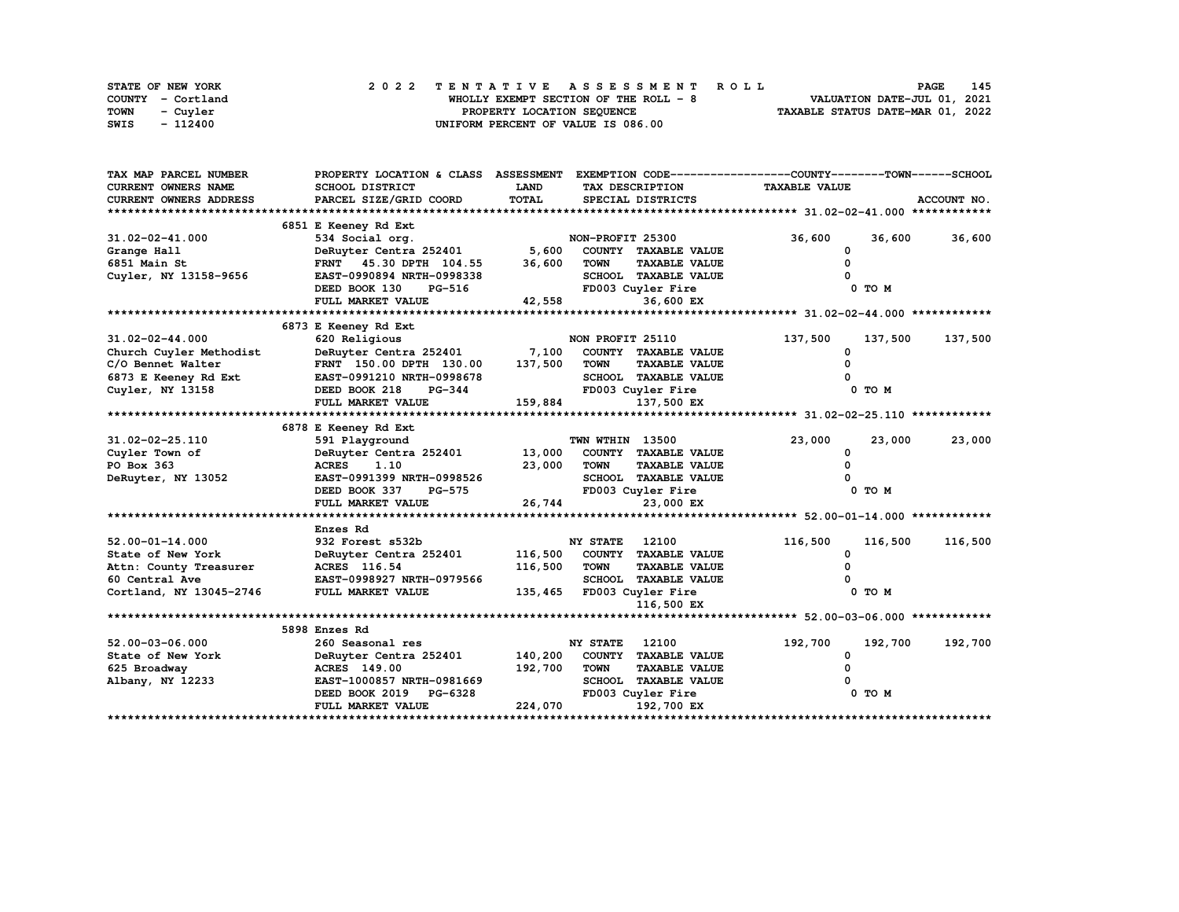STATE OF NEW YORK — COUNTY - Cortland — TOWN - Cuyler — SWIS - 112400

**2022 TENTATIVE ASSESSMENT ROLL**
WHOLLY EXEMPT SECTION OF THE ROLL - 8
PROPERTY LOCATION SEQUENCE
UNIFORM PERCENT OF VALUE IS 086.00

VALUATION DATE-JUL 01, 2021
TAXABLE STATUS DATE-MAR 01, 2022

| TAX MAP PARCEL NUMBER / CURRENT OWNERS NAME / CURRENT OWNERS ADDRESS | PROPERTY LOCATION & CLASS / SCHOOL DISTRICT / PARCEL SIZE/GRID COORD | ASSESSMENT LAND | TOTAL | EXEMPTION CODE / TAX DESCRIPTION / SPECIAL DISTRICTS | COUNTY TAXABLE VALUE | TOWN | SCHOOL |
|---|---|---|---|---|---|---|---|
| **31.02-02-41.000** | 6851 E Keeney Rd Ext | | | | | | |
| | 534 Social org. | | | NON-PROFIT 25300 | 36,600 | 36,600 | 36,600 |
| Grange Hall | DeRuyter Centra 252401 | 5,600 | | COUNTY TAXABLE VALUE | 0 | | |
| 6851 Main St | FRNT 45.30 DPTH 104.55 | | 36,600 | TOWN TAXABLE VALUE | | 0 | |
| Cuyler, NY 13158-9656 | EAST-0990894 NRTH-0998338 | | | SCHOOL TAXABLE VALUE | | | 0 |
| | DEED BOOK 130 PG-516 | | | FD003 Cuyler Fire | 0 TO M | | |
| | FULL MARKET VALUE | | 42,558 | 36,600 EX | | | |
| **31.02-02-44.000** | 6873 E Keeney Rd Ext | | | | | | |
| | 620 Religious | | | NON PROFIT 25110 | 137,500 | 137,500 | 137,500 |
| Church Cuyler Methodist | DeRuyter Centra 252401 | 7,100 | | COUNTY TAXABLE VALUE | 0 | | |
| C/O Bennet Walter | FRNT 150.00 DPTH 130.00 | | 137,500 | TOWN TAXABLE VALUE | | 0 | |
| 6873 E Keeney Rd Ext | EAST-0991210 NRTH-0998678 | | | SCHOOL TAXABLE VALUE | | | 0 |
| Cuyler, NY 13158 | DEED BOOK 218 PG-344 | | | FD003 Cuyler Fire | 0 TO M | | |
| | FULL MARKET VALUE | | 159,884 | 137,500 EX | | | |
| **31.02-02-25.110** | 6878 E Keeney Rd Ext | | | | | | |
| | 591 Playground | | | TWN WTHIN 13500 | 23,000 | 23,000 | 23,000 |
| Cuyler Town of | DeRuyter Centra 252401 | 13,000 | | COUNTY TAXABLE VALUE | 0 | | |
| PO Box 363 | ACRES 1.10 | | 23,000 | TOWN TAXABLE VALUE | | 0 | |
| DeRuyter, NY 13052 | EAST-0991399 NRTH-0998526 | | | SCHOOL TAXABLE VALUE | | | 0 |
| | DEED BOOK 337 PG-575 | | | FD003 Cuyler Fire | 0 TO M | | |
| | FULL MARKET VALUE | | 26,744 | 23,000 EX | | | |
| **52.00-01-14.000** | Enzes Rd | | | | | | |
| | 932 Forest s532b | | | NY STATE 12100 | 116,500 | 116,500 | 116,500 |
| State of New York | DeRuyter Centra 252401 | 116,500 | | COUNTY TAXABLE VALUE | 0 | | |
| Attn: County Treasurer | ACRES 116.54 | | 116,500 | TOWN TAXABLE VALUE | | 0 | |
| 60 Central Ave | EAST-0998927 NRTH-0979566 | | | SCHOOL TAXABLE VALUE | | | 0 |
| Cortland, NY 13045-2746 | FULL MARKET VALUE | | 135,465 | FD003 Cuyler Fire | 0 TO M | | |
| | | | | 116,500 EX | | | |
| **52.00-03-06.000** | 5898 Enzes Rd | | | | | | |
| | 260 Seasonal res | | | NY STATE 12100 | 192,700 | 192,700 | 192,700 |
| State of New York | DeRuyter Centra 252401 | 140,200 | | COUNTY TAXABLE VALUE | 0 | | |
| 625 Broadway | ACRES 149.00 | | 192,700 | TOWN TAXABLE VALUE | | 0 | |
| Albany, NY 12233 | EAST-1000857 NRTH-0981669 | | | SCHOOL TAXABLE VALUE | | | 0 |
| | DEED BOOK 2019 PG-6328 | | | FD003 Cuyler Fire | 0 TO M | | |
| | FULL MARKET VALUE | | 224,070 | 192,700 EX | | | |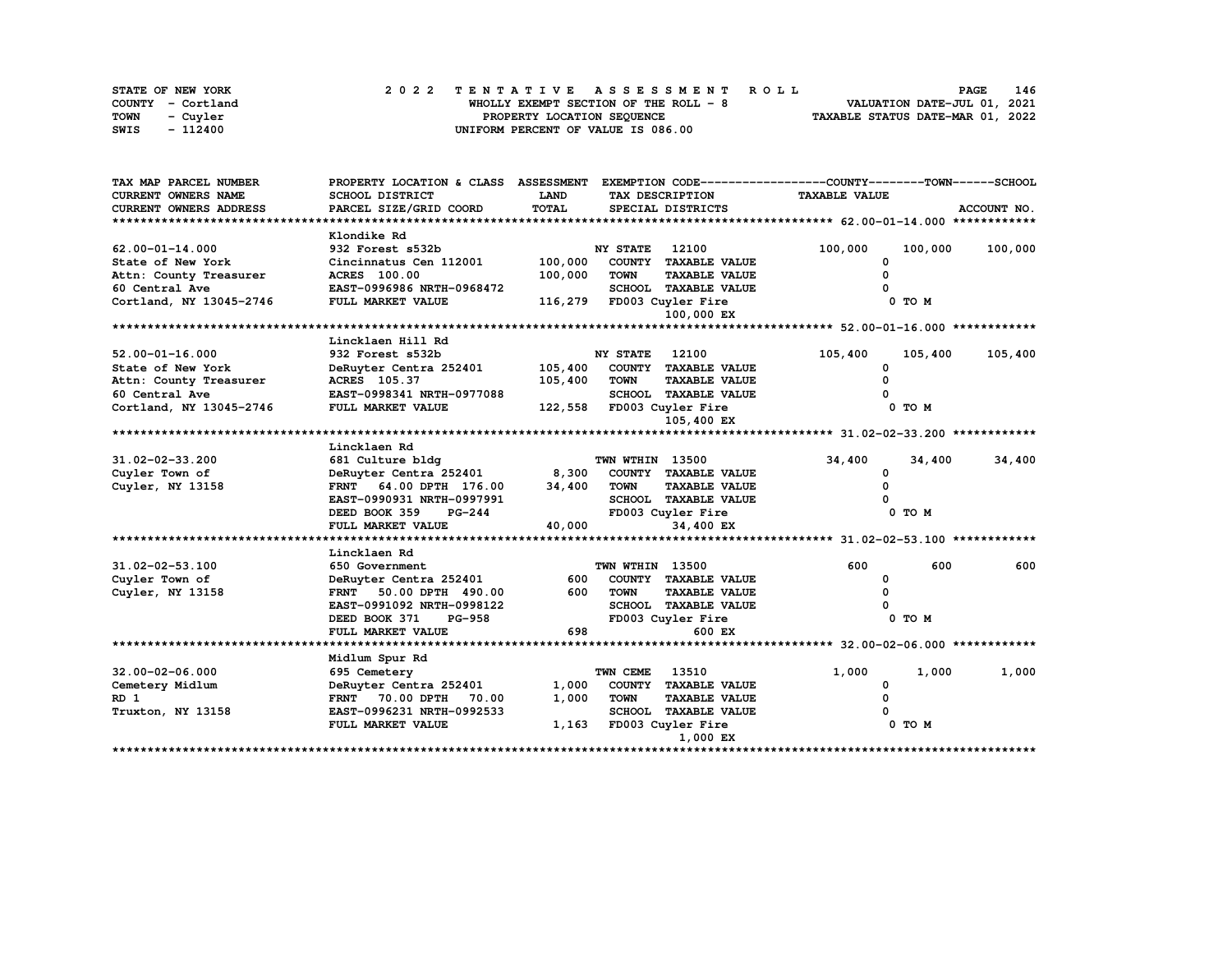STATE OF NEW YORK
COUNTY - Cortland
TOWN - Cuyler
SWIS - 112400

2 0 2 2 T E N T A T I V E A S S E S S M E N T R O L L
WHOLLY EXEMPT SECTION OF THE ROLL - 8
PROPERTY LOCATION SEQUENCE
UNIFORM PERCENT OF VALUE IS 086.00

VALUATION DATE-JUL 01, 2021
TAXABLE STATUS DATE-MAR 01, 2022

| TAX MAP PARCEL NUMBER / CURRENT OWNERS NAME / CURRENT OWNERS ADDRESS | PROPERTY LOCATION & CLASS / SCHOOL DISTRICT / PARCEL SIZE/GRID COORD | ASSESSMENT LAND | TOTAL | EXEMPTION CODE / TAX DESCRIPTION / SPECIAL DISTRICTS | COUNTY | TOWN | SCHOOL |
|---|---|---|---|---|---|---|---|
| **62.00-01-14.000** | Klondike Rd | | | | | | |
| 62.00-01-14.000 | 932 Forest s532b | | | NY STATE 12100 | 100,000 | 100,000 | 100,000 |
| State of New York | Cincinnatus Cen 112001 | 100,000 | | COUNTY TAXABLE VALUE | 0 | | |
| Attn: County Treasurer | ACRES 100.00 | | 100,000 | TOWN TAXABLE VALUE | | 0 | |
| 60 Central Ave | EAST-0996986 NRTH-0968472 | | | SCHOOL TAXABLE VALUE | | | 0 |
| Cortland, NY 13045-2746 | FULL MARKET VALUE | | 116,279 | FD003 Cuyler Fire 100,000 EX | | 0 TO M | |
| **52.00-01-16.000** | Lincklaen Hill Rd | | | | | | |
| 52.00-01-16.000 | 932 Forest s532b | | | NY STATE 12100 | 105,400 | 105,400 | 105,400 |
| State of New York | DeRuyter Centra 252401 | 105,400 | | COUNTY TAXABLE VALUE | 0 | | |
| Attn: County Treasurer | ACRES 105.37 | | 105,400 | TOWN TAXABLE VALUE | | 0 | |
| 60 Central Ave | EAST-0998341 NRTH-0977088 | | | SCHOOL TAXABLE VALUE | | | 0 |
| Cortland, NY 13045-2746 | FULL MARKET VALUE | | 122,558 | FD003 Cuyler Fire 105,400 EX | | 0 TO M | |
| **31.02-02-33.200** | Lincklaen Rd | | | | | | |
| 31.02-02-33.200 | 681 Culture bldg | | | TWN WTHIN 13500 | 34,400 | 34,400 | 34,400 |
| Cuyler Town of | DeRuyter Centra 252401 | 8,300 | | COUNTY TAXABLE VALUE | 0 | | |
| Cuyler, NY 13158 | FRNT 64.00 DPTH 176.00 | | 34,400 | TOWN TAXABLE VALUE | | 0 | |
| | EAST-0990931 NRTH-0997991 | | | SCHOOL TAXABLE VALUE | | | 0 |
| | DEED BOOK 359 PG-244 | | | FD003 Cuyler Fire | | 0 TO M | |
| | FULL MARKET VALUE | | 40,000 | 34,400 EX | | | |
| **31.02-02-53.100** | Lincklaen Rd | | | | | | |
| 31.02-02-53.100 | 650 Government | | | TWN WTHIN 13500 | 600 | 600 | 600 |
| Cuyler Town of | DeRuyter Centra 252401 | 600 | | COUNTY TAXABLE VALUE | 0 | | |
| Cuyler, NY 13158 | FRNT 50.00 DPTH 490.00 | | 600 | TOWN TAXABLE VALUE | | 0 | |
| | EAST-0991092 NRTH-0998122 | | | SCHOOL TAXABLE VALUE | | | 0 |
| | DEED BOOK 371 PG-958 | | | FD003 Cuyler Fire | | 0 TO M | |
| | FULL MARKET VALUE | | 698 | 600 EX | | | |
| **32.00-02-06.000** | Midlum Spur Rd | | | | | | |
| 32.00-02-06.000 | 695 Cemetery | | | TWN CEME 13510 | 1,000 | 1,000 | 1,000 |
| Cemetery Midlum | DeRuyter Centra 252401 | 1,000 | | COUNTY TAXABLE VALUE | 0 | | |
| RD 1 | FRNT 70.00 DPTH 70.00 | | 1,000 | TOWN TAXABLE VALUE | | 0 | |
| Truxton, NY 13158 | EAST-0996231 NRTH-0992533 | | | SCHOOL TAXABLE VALUE | | | 0 |
| | FULL MARKET VALUE | | 1,163 | FD003 Cuyler Fire 1,000 EX | | 0 TO M | |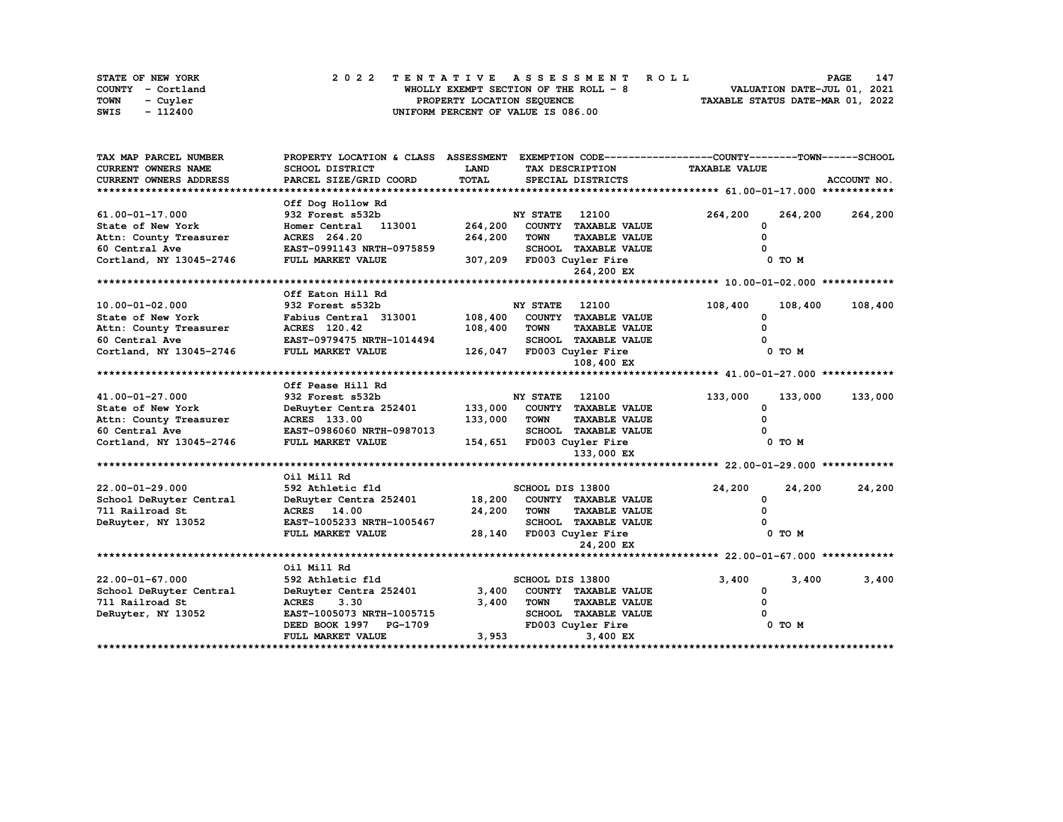STATE OF NEW YORK | COUNTY - Cortland | TOWN - Cuyler | SWIS - 112400

2 0 2 2 TENTATIVE ASSESSMENT ROLL
WHOLLY EXEMPT SECTION OF THE ROLL - 8
PROPERTY LOCATION SEQUENCE
UNIFORM PERCENT OF VALUE IS 086.00

VALUATION DATE-JUL 01, 2021
TAXABLE STATUS DATE-MAR 01, 2022

| TAX MAP PARCEL NUMBER / CURRENT OWNERS NAME / CURRENT OWNERS ADDRESS | PROPERTY LOCATION & CLASS / SCHOOL DISTRICT / PARCEL SIZE/GRID COORD | ASSESSMENT LAND / TOTAL | EXEMPTION CODE / TAX DESCRIPTION / SPECIAL DISTRICTS | COUNTY TAXABLE VALUE | TOWN | SCHOOL |
|---|---|---|---|---|---|---|
| **61.00-01-17.000** | Off Dog Hollow Rd | | | | | |
| 61.00-01-17.000 | 932 Forest s532b | | NY STATE 12100 | 264,200 | 264,200 | 264,200 |
| State of New York | Homer Central 113001 | 264,200 | COUNTY TAXABLE VALUE | 0 | | |
| Attn: County Treasurer | ACRES 264.20 | 264,200 | TOWN TAXABLE VALUE | 0 | | |
| 60 Central Ave | EAST-0991143 NRTH-0975859 | | SCHOOL TAXABLE VALUE | 0 | | |
| Cortland, NY 13045-2746 | FULL MARKET VALUE | 307,209 | FD003 Cuyler Fire | 0 TO M | | |
| | | | 264,200 EX | | | |
| **10.00-01-02.000** | Off Eaton Hill Rd | | | | | |
| 10.00-01-02.000 | 932 Forest s532b | | NY STATE 12100 | 108,400 | 108,400 | 108,400 |
| State of New York | Fabius Central 313001 | 108,400 | COUNTY TAXABLE VALUE | 0 | | |
| Attn: County Treasurer | ACRES 120.42 | 108,400 | TOWN TAXABLE VALUE | 0 | | |
| 60 Central Ave | EAST-0979475 NRTH-1014494 | | SCHOOL TAXABLE VALUE | 0 | | |
| Cortland, NY 13045-2746 | FULL MARKET VALUE | 126,047 | FD003 Cuyler Fire | 0 TO M | | |
| | | | 108,400 EX | | | |
| **41.00-01-27.000** | Off Pease Hill Rd | | | | | |
| 41.00-01-27.000 | 932 Forest s532b | | NY STATE 12100 | 133,000 | 133,000 | 133,000 |
| State of New York | DeRuyter Centra 252401 | 133,000 | COUNTY TAXABLE VALUE | 0 | | |
| Attn: County Treasurer | ACRES 133.00 | 133,000 | TOWN TAXABLE VALUE | 0 | | |
| 60 Central Ave | EAST-0986060 NRTH-0987013 | | SCHOOL TAXABLE VALUE | 0 | | |
| Cortland, NY 13045-2746 | FULL MARKET VALUE | 154,651 | FD003 Cuyler Fire | 0 TO M | | |
| | | | 133,000 EX | | | |
| **22.00-01-29.000** | Oil Mill Rd | | | | | |
| 22.00-01-29.000 | 592 Athletic fld | | SCHOOL DIS 13800 | 24,200 | 24,200 | 24,200 |
| School DeRuyter Central | DeRuyter Centra 252401 | 18,200 | COUNTY TAXABLE VALUE | 0 | | |
| 711 Railroad St | ACRES 14.00 | 24,200 | TOWN TAXABLE VALUE | 0 | | |
| DeRuyter, NY 13052 | EAST-1005233 NRTH-1005467 | | SCHOOL TAXABLE VALUE | 0 | | |
| | FULL MARKET VALUE | 28,140 | FD003 Cuyler Fire | 0 TO M | | |
| | | | 24,200 EX | | | |
| **22.00-01-67.000** | Oil Mill Rd | | | | | |
| 22.00-01-67.000 | 592 Athletic fld | | SCHOOL DIS 13800 | 3,400 | 3,400 | 3,400 |
| School DeRuyter Central | DeRuyter Centra 252401 | 3,400 | COUNTY TAXABLE VALUE | 0 | | |
| 711 Railroad St | ACRES 3.30 | 3,400 | TOWN TAXABLE VALUE | 0 | | |
| DeRuyter, NY 13052 | EAST-1005073 NRTH-1005715 | | SCHOOL TAXABLE VALUE | 0 | | |
| | DEED BOOK 1997 PG-1709 | | FD003 Cuyler Fire | 0 TO M | | |
| | FULL MARKET VALUE | 3,953 | 3,400 EX | | | |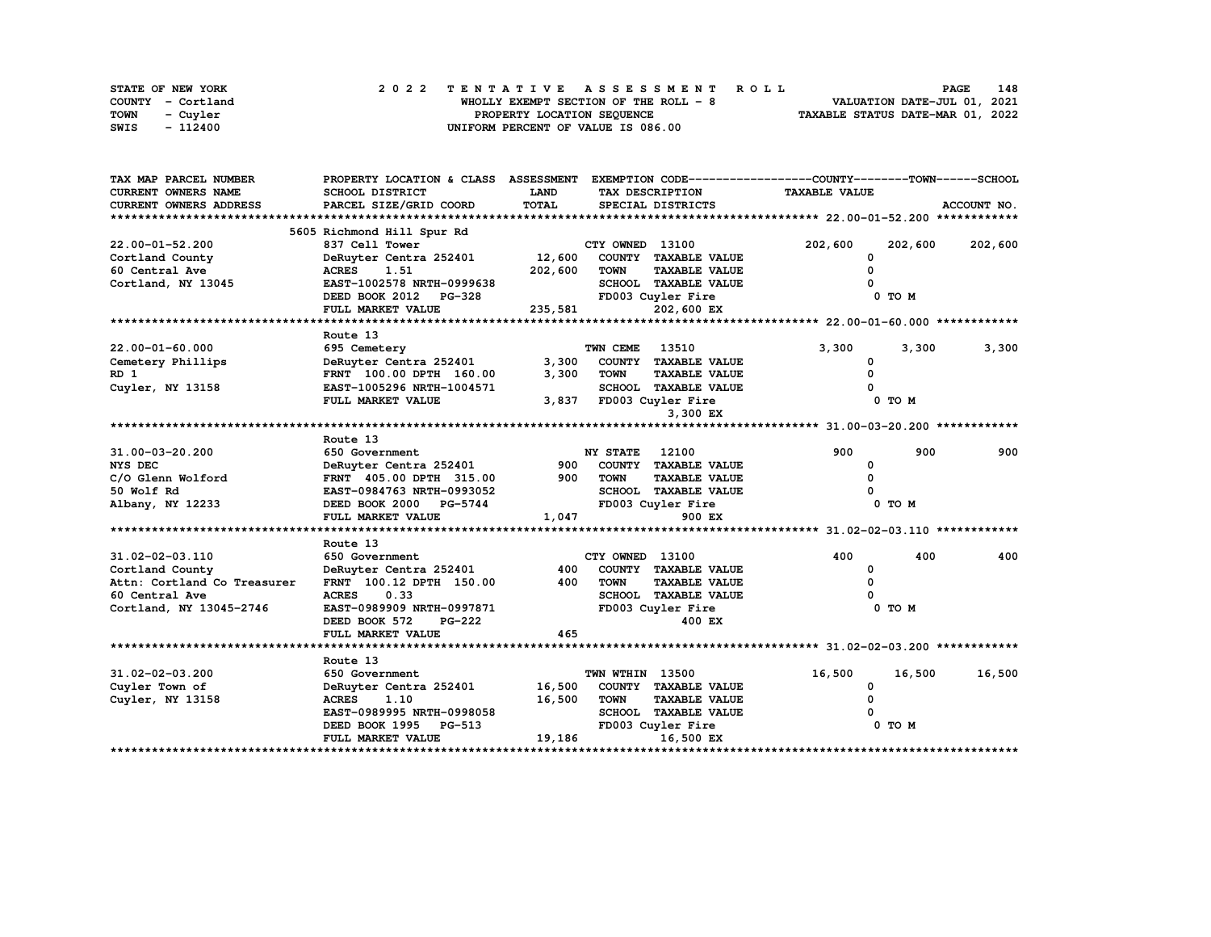STATE OF NEW YORK
COUNTY - Cortland
TOWN - Cuyler
SWIS - 112400

# 2022 TENTATIVE ASSESSMENT ROLL

WHOLLY EXEMPT SECTION OF THE ROLL - 8
PROPERTY LOCATION SEQUENCE
UNIFORM PERCENT OF VALUE IS 086.00

VALUATION DATE-JUL 01, 2021
TAXABLE STATUS DATE-MAR 01, 2022

| TAX MAP PARCEL NUMBER<br>CURRENT OWNERS NAME<br>CURRENT OWNERS ADDRESS | PROPERTY LOCATION & CLASS<br>SCHOOL DISTRICT<br>PARCEL SIZE/GRID COORD | ASSESSMENT<br>LAND<br>TOTAL | EXEMPTION CODE<br>TAX DESCRIPTION<br>SPECIAL DISTRICTS | COUNTY<br>TAXABLE VALUE | TOWN | SCHOOL<br>ACCOUNT NO. |
|---|---|---|---|---|---|---|
| **22.00-01-52.200** | 5605 Richmond Hill Spur Rd | | | | | |
| 22.00-01-52.200 | 837 Cell Tower | | CTY OWNED 13100 | 202,600 | 202,600 | 202,600 |
| Cortland County | DeRuyter Centra 252401 | 12,600 | COUNTY TAXABLE VALUE | 0 | | |
| 60 Central Ave | ACRES 1.51 | 202,600 | TOWN TAXABLE VALUE | 0 | | |
| Cortland, NY 13045 | EAST-1002578 NRTH-0999638 | | SCHOOL TAXABLE VALUE | 0 | | |
| | DEED BOOK 2012 PG-328 | | FD003 Cuyler Fire | 0 TO M | | |
| | FULL MARKET VALUE | 235,581 | 202,600 EX | | | |
| **22.00-01-60.000** | Route 13 | | | | | |
| 22.00-01-60.000 | 695 Cemetery | | TWN CEME 13510 | 3,300 | 3,300 | 3,300 |
| Cemetery Phillips | DeRuyter Centra 252401 | 3,300 | COUNTY TAXABLE VALUE | 0 | | |
| RD 1 | FRNT 100.00 DPTH 160.00 | 3,300 | TOWN TAXABLE VALUE | 0 | | |
| Cuyler, NY 13158 | EAST-1005296 NRTH-1004571 | | SCHOOL TAXABLE VALUE | 0 | | |
| | FULL MARKET VALUE | 3,837 | FD003 Cuyler Fire | 0 TO M | | |
| | | | 3,300 EX | | | |
| **31.00-03-20.200** | Route 13 | | | | | |
| 31.00-03-20.200 | 650 Government | | NY STATE 12100 | 900 | 900 | 900 |
| NYS DEC | DeRuyter Centra 252401 | 900 | COUNTY TAXABLE VALUE | 0 | | |
| C/O Glenn Wolford | FRNT 405.00 DPTH 315.00 | 900 | TOWN TAXABLE VALUE | 0 | | |
| 50 Wolf Rd | EAST-0984763 NRTH-0993052 | | SCHOOL TAXABLE VALUE | 0 | | |
| Albany, NY 12233 | DEED BOOK 2000 PG-5744 | | FD003 Cuyler Fire | 0 TO M | | |
| | FULL MARKET VALUE | 1,047 | 900 EX | | | |
| **31.02-02-03.110** | Route 13 | | | | | |
| 31.02-02-03.110 | 650 Government | | CTY OWNED 13100 | 400 | 400 | 400 |
| Cortland County | DeRuyter Centra 252401 | 400 | COUNTY TAXABLE VALUE | 0 | | |
| Attn: Cortland Co Treasurer | FRNT 100.12 DPTH 150.00 | 400 | TOWN TAXABLE VALUE | 0 | | |
| 60 Central Ave | ACRES 0.33 | | SCHOOL TAXABLE VALUE | 0 | | |
| Cortland, NY 13045-2746 | EAST-0989909 NRTH-0997871 | | FD003 Cuyler Fire | 0 TO M | | |
| | DEED BOOK 572 PG-222 | | 400 EX | | | |
| | FULL MARKET VALUE | 465 | | | | |
| **31.02-02-03.200** | Route 13 | | | | | |
| 31.02-02-03.200 | 650 Government | | TWN WTHIN 13500 | 16,500 | 16,500 | 16,500 |
| Cuyler Town of | DeRuyter Centra 252401 | 16,500 | COUNTY TAXABLE VALUE | 0 | | |
| Cuyler, NY 13158 | ACRES 1.10 | 16,500 | TOWN TAXABLE VALUE | 0 | | |
| | EAST-0989995 NRTH-0998058 | | SCHOOL TAXABLE VALUE | 0 | | |
| | DEED BOOK 1995 PG-513 | | FD003 Cuyler Fire | 0 TO M | | |
| | FULL MARKET VALUE | 19,186 | 16,500 EX | | | |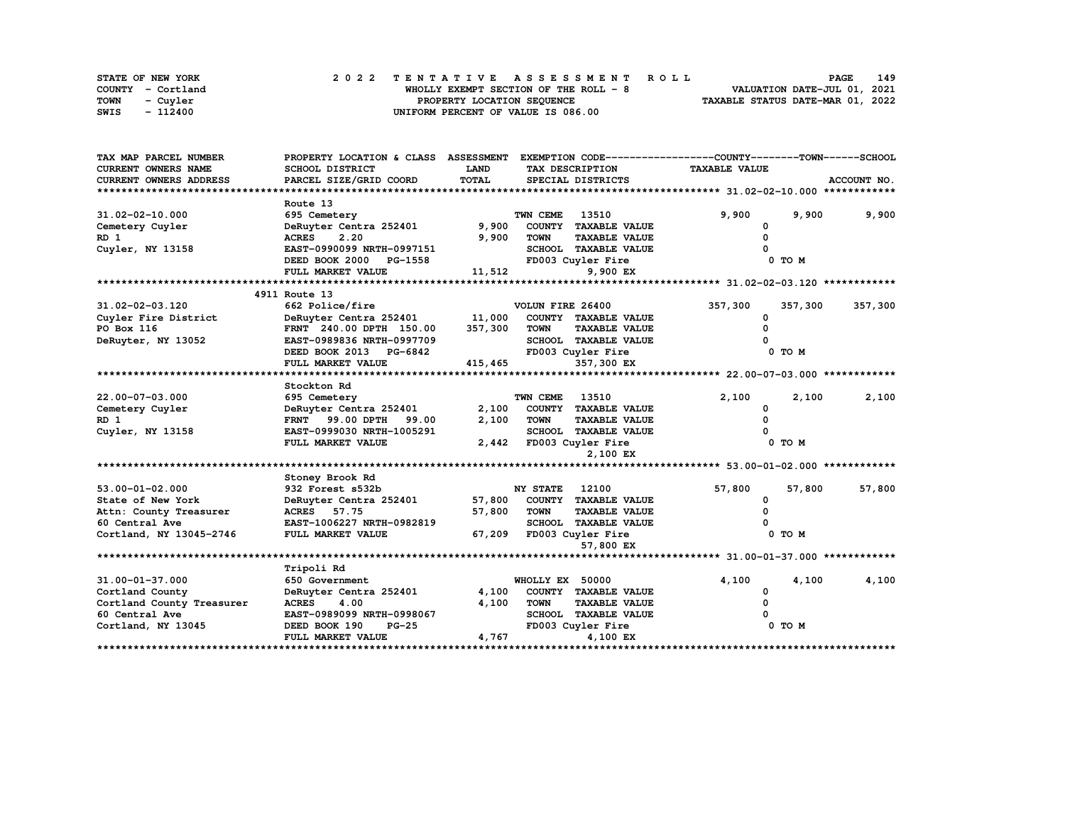STATE OF NEW YORK — COUNTY - Cortland — TOWN - Cuyler — SWIS - 112400

**2022 TENTATIVE ASSESSMENT ROLL**
WHOLLY EXEMPT SECTION OF THE ROLL - 8
PROPERTY LOCATION SEQUENCE
UNIFORM PERCENT OF VALUE IS 086.00

VALUATION DATE-JUL 01, 2021
TAXABLE STATUS DATE-MAR 01, 2022

| TAX MAP PARCEL NUMBER / CURRENT OWNERS NAME / CURRENT OWNERS ADDRESS | PROPERTY LOCATION & CLASS / SCHOOL DISTRICT / PARCEL SIZE/GRID COORD | ASSESSMENT LAND / TOTAL | EXEMPTION CODE / TAX DESCRIPTION / SPECIAL DISTRICTS | COUNTY | TOWN | SCHOOL |
|---|---|---|---|---|---|---|
| **31.02-02-10.000** | Route 13 | | | | | |
| 31.02-02-10.000 | 695 Cemetery | | TWN CEME 13510 | 9,900 | 9,900 | 9,900 |
| Cemetery Cuyler | DeRuyter Centra 252401 | 9,900 | COUNTY TAXABLE VALUE | 0 | | |
| RD 1 | ACRES 2.20 | 9,900 | TOWN TAXABLE VALUE | 0 | | |
| Cuyler, NY 13158 | EAST-0990099 NRTH-0997151 | | SCHOOL TAXABLE VALUE | 0 | | |
| | DEED BOOK 2000 PG-1558 | | FD003 Cuyler Fire | 0 TO M | | |
| | FULL MARKET VALUE | 11,512 | 9,900 EX | | | |
| **31.02-02-03.120** | 4911 Route 13 | | | | | |
| 31.02-02-03.120 | 662 Police/fire | | VOLUN FIRE 26400 | 357,300 | 357,300 | 357,300 |
| Cuyler Fire District | DeRuyter Centra 252401 | 11,000 | COUNTY TAXABLE VALUE | 0 | | |
| PO Box 116 | FRNT 240.00 DPTH 150.00 | 357,300 | TOWN TAXABLE VALUE | 0 | | |
| DeRuyter, NY 13052 | EAST-0989836 NRTH-0997709 | | SCHOOL TAXABLE VALUE | 0 | | |
| | DEED BOOK 2013 PG-6842 | | FD003 Cuyler Fire | 0 TO M | | |
| | FULL MARKET VALUE | 415,465 | 357,300 EX | | | |
| **22.00-07-03.000** | Stockton Rd | | | | | |
| 22.00-07-03.000 | 695 Cemetery | | TWN CEME 13510 | 2,100 | 2,100 | 2,100 |
| Cemetery Cuyler | DeRuyter Centra 252401 | 2,100 | COUNTY TAXABLE VALUE | 0 | | |
| RD 1 | FRNT 99.00 DPTH 99.00 | 2,100 | TOWN TAXABLE VALUE | 0 | | |
| Cuyler, NY 13158 | EAST-0999030 NRTH-1005291 | | SCHOOL TAXABLE VALUE | 0 | | |
| | FULL MARKET VALUE | 2,442 | FD003 Cuyler Fire | 0 TO M | | |
| | | | 2,100 EX | | | |
| **53.00-01-02.000** | Stoney Brook Rd | | | | | |
| 53.00-01-02.000 | 932 Forest s532b | | NY STATE 12100 | 57,800 | 57,800 | 57,800 |
| State of New York | DeRuyter Centra 252401 | 57,800 | COUNTY TAXABLE VALUE | 0 | | |
| Attn: County Treasurer | ACRES 57.75 | 57,800 | TOWN TAXABLE VALUE | 0 | | |
| 60 Central Ave | EAST-1006227 NRTH-0982819 | | SCHOOL TAXABLE VALUE | 0 | | |
| Cortland, NY 13045-2746 | FULL MARKET VALUE | 67,209 | FD003 Cuyler Fire | 0 TO M | | |
| | | | 57,800 EX | | | |
| **31.00-01-37.000** | Tripoli Rd | | | | | |
| 31.00-01-37.000 | 650 Government | | WHOLLY EX 50000 | 4,100 | 4,100 | 4,100 |
| Cortland County | DeRuyter Centra 252401 | 4,100 | COUNTY TAXABLE VALUE | 0 | | |
| Cortland County Treasurer | ACRES 4.00 | 4,100 | TOWN TAXABLE VALUE | 0 | | |
| 60 Central Ave | EAST-0989099 NRTH-0998067 | | SCHOOL TAXABLE VALUE | 0 | | |
| Cortland, NY 13045 | DEED BOOK 190 PG-25 | | FD003 Cuyler Fire | 0 TO M | | |
| | FULL MARKET VALUE | 4,767 | 4,100 EX | | | |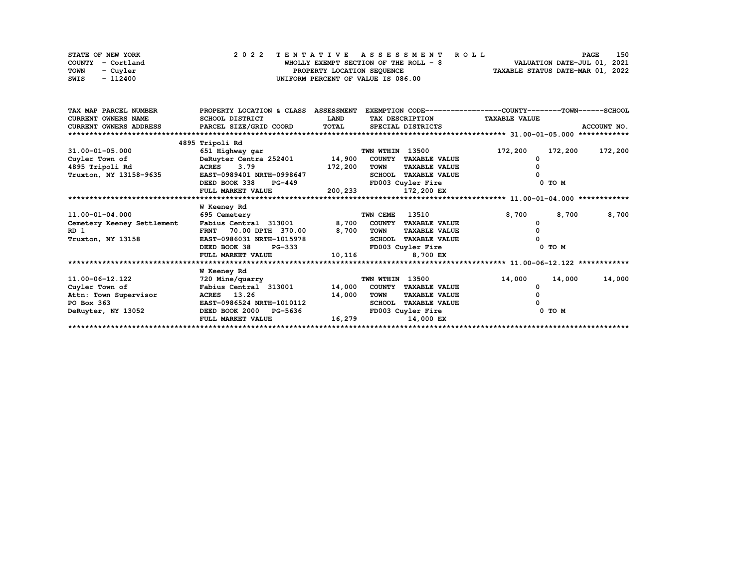STATE OF NEW YORK
COUNTY - Cortland
TOWN - Cuyler
SWIS - 112400

2022 TENTATIVE ASSESSMENT ROLL
WHOLLY EXEMPT SECTION OF THE ROLL - 8
PROPERTY LOCATION SEQUENCE
UNIFORM PERCENT OF VALUE IS 086.00

VALUATION DATE-JUL 01, 2021
TAXABLE STATUS DATE-MAR 01, 2022

| TAX MAP PARCEL NUMBER / CURRENT OWNERS NAME / CURRENT OWNERS ADDRESS | PROPERTY LOCATION & CLASS / SCHOOL DISTRICT / PARCEL SIZE/GRID COORD | ASSESSMENT LAND / TOTAL | EXEMPTION CODE / TAX DESCRIPTION / SPECIAL DISTRICTS | COUNTY TAXABLE VALUE | TOWN | SCHOOL | ACCOUNT NO. |
|---|---|---|---|---|---|---|---|
| | 4895 Tripoli Rd | | | | | | 31.00-01-05.000 |
| 31.00-01-05.000 | 651 Highway gar | | TWN WTHIN 13500 | 172,200 | 172,200 | 172,200 | |
| Cuyler Town of | DeRuyter Centra 252401 | 14,900 | COUNTY TAXABLE VALUE | 0 | | | |
| 4895 Tripoli Rd | ACRES 3.79 | 172,200 | TOWN TAXABLE VALUE | 0 | | | |
| Truxton, NY 13158-9635 | EAST-0989401 NRTH-0998647 | | SCHOOL TAXABLE VALUE | 0 | | | |
| | DEED BOOK 338 PG-449 | | FD003 Cuyler Fire | 0 TO M | | | |
| | FULL MARKET VALUE | 200,233 | 172,200 EX | | | | |
| | W Keeney Rd | | | | | | 11.00-01-04.000 |
| 11.00-01-04.000 | 695 Cemetery | | TWN CEME 13510 | 8,700 | 8,700 | 8,700 | |
| Cemetery Keeney Settlement | Fabius Central 313001 | 8,700 | COUNTY TAXABLE VALUE | 0 | | | |
| RD 1 | FRNT 70.00 DPTH 370.00 | 8,700 | TOWN TAXABLE VALUE | 0 | | | |
| Truxton, NY 13158 | EAST-0986031 NRTH-1015978 | | SCHOOL TAXABLE VALUE | 0 | | | |
| | DEED BOOK 38 PG-333 | | FD003 Cuyler Fire | 0 TO M | | | |
| | FULL MARKET VALUE | 10,116 | 8,700 EX | | | | |
| | W Keeney Rd | | | | | | 11.00-06-12.122 |
| 11.00-06-12.122 | 720 Mine/quarry | | TWN WTHIN 13500 | 14,000 | 14,000 | 14,000 | |
| Cuyler Town of | Fabius Central 313001 | 14,000 | COUNTY TAXABLE VALUE | 0 | | | |
| Attn: Town Supervisor | ACRES 13.26 | 14,000 | TOWN TAXABLE VALUE | 0 | | | |
| PO Box 363 | EAST-0986524 NRTH-1010112 | | SCHOOL TAXABLE VALUE | 0 | | | |
| DeRuyter, NY 13052 | DEED BOOK 2000 PG-5636 | | FD003 Cuyler Fire | 0 TO M | | | |
| | FULL MARKET VALUE | 16,279 | 14,000 EX | | | | |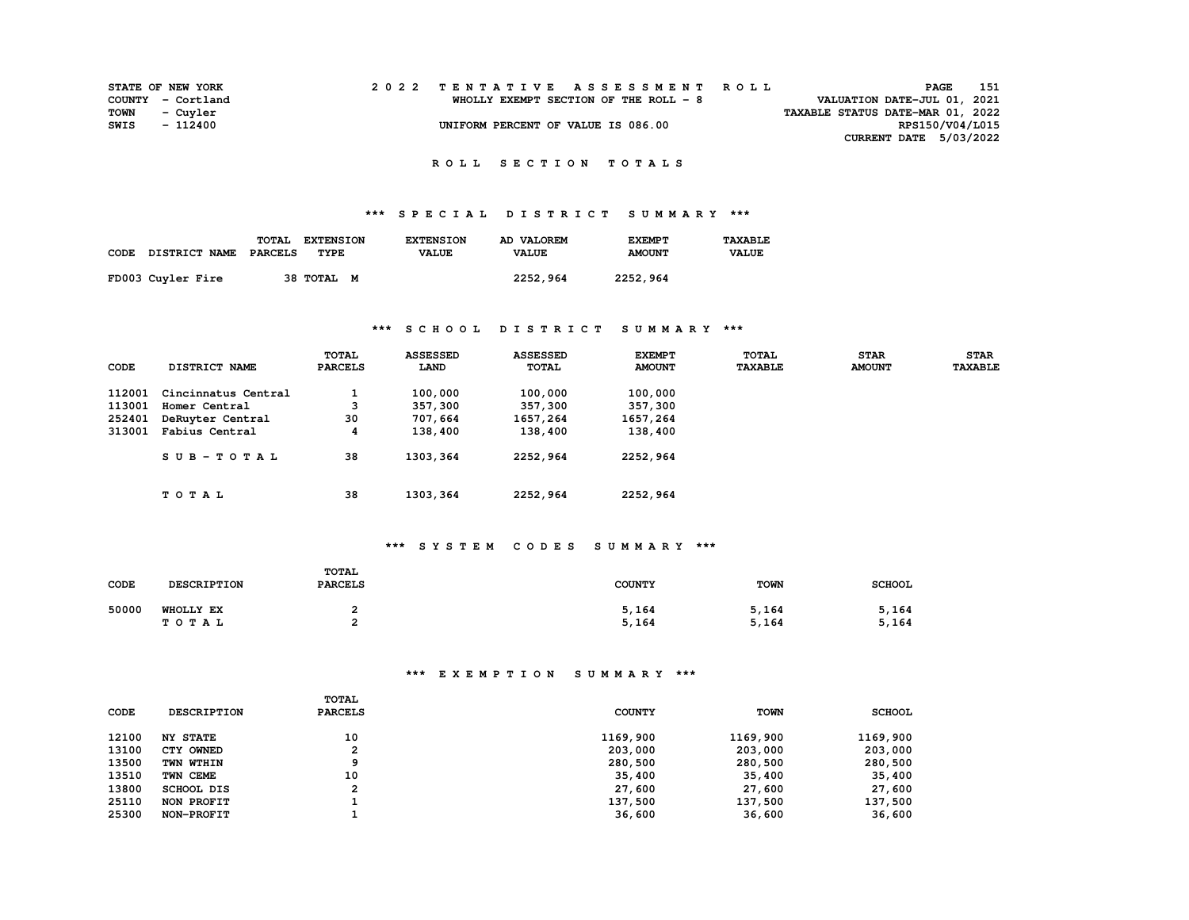STATE OF NEW YORK
COUNTY - Cortland
TOWN - Cuyler
SWIS - 112400

2022 TENTATIVE ASSESSMENT ROLL
WHOLLY EXEMPT SECTION OF THE ROLL - 8
UNIFORM PERCENT OF VALUE IS 086.00

VALUATION DATE-JUL 01, 2021
TAXABLE STATUS DATE-MAR 01, 2022
RPS150/V04/L015
CURRENT DATE 5/03/2022

## ROLL SECTION TOTALS

### *** SPECIAL DISTRICT SUMMARY ***

| CODE | DISTRICT NAME | TOTAL PARCELS | EXTENSION TYPE | EXTENSION VALUE | AD VALOREM VALUE | EXEMPT AMOUNT | TAXABLE VALUE |
|---|---|---|---|---|---|---|---|
| FD003 | Cuyler Fire | 38 | TOTAL M | | 2252,964 | 2252,964 | |

### *** SCHOOL DISTRICT SUMMARY ***

| CODE | DISTRICT NAME | TOTAL PARCELS | ASSESSED LAND | ASSESSED TOTAL | EXEMPT AMOUNT | TOTAL TAXABLE | STAR AMOUNT | STAR TAXABLE |
|---|---|---|---|---|---|---|---|---|
| 112001 | Cincinnatus Central | 1 | 100,000 | 100,000 | 100,000 | | | |
| 113001 | Homer Central | 3 | 357,300 | 357,300 | 357,300 | | | |
| 252401 | DeRuyter Central | 30 | 707,664 | 1657,264 | 1657,264 | | | |
| 313001 | Fabius Central | 4 | 138,400 | 138,400 | 138,400 | | | |
| | SUB-TOTAL | 38 | 1303,364 | 2252,964 | 2252,964 | | | |
| | TOTAL | 38 | 1303,364 | 2252,964 | 2252,964 | | | |

### *** SYSTEM CODES SUMMARY ***

| CODE | DESCRIPTION | TOTAL PARCELS | COUNTY | TOWN | SCHOOL |
|---|---|---|---|---|---|
| 50000 | WHOLLY EX | 2 | 5,164 | 5,164 | 5,164 |
| | TOTAL | 2 | 5,164 | 5,164 | 5,164 |

### *** EXEMPTION SUMMARY ***

| CODE | DESCRIPTION | TOTAL PARCELS | COUNTY | TOWN | SCHOOL |
|---|---|---|---|---|---|
| 12100 | NY STATE | 10 | 1169,900 | 1169,900 | 1169,900 |
| 13100 | CTY OWNED | 2 | 203,000 | 203,000 | 203,000 |
| 13500 | TWN WTHIN | 9 | 280,500 | 280,500 | 280,500 |
| 13510 | TWN CEME | 10 | 35,400 | 35,400 | 35,400 |
| 13800 | SCHOOL DIS | 2 | 27,600 | 27,600 | 27,600 |
| 25110 | NON PROFIT | 1 | 137,500 | 137,500 | 137,500 |
| 25300 | NON-PROFIT | 1 | 36,600 | 36,600 | 36,600 |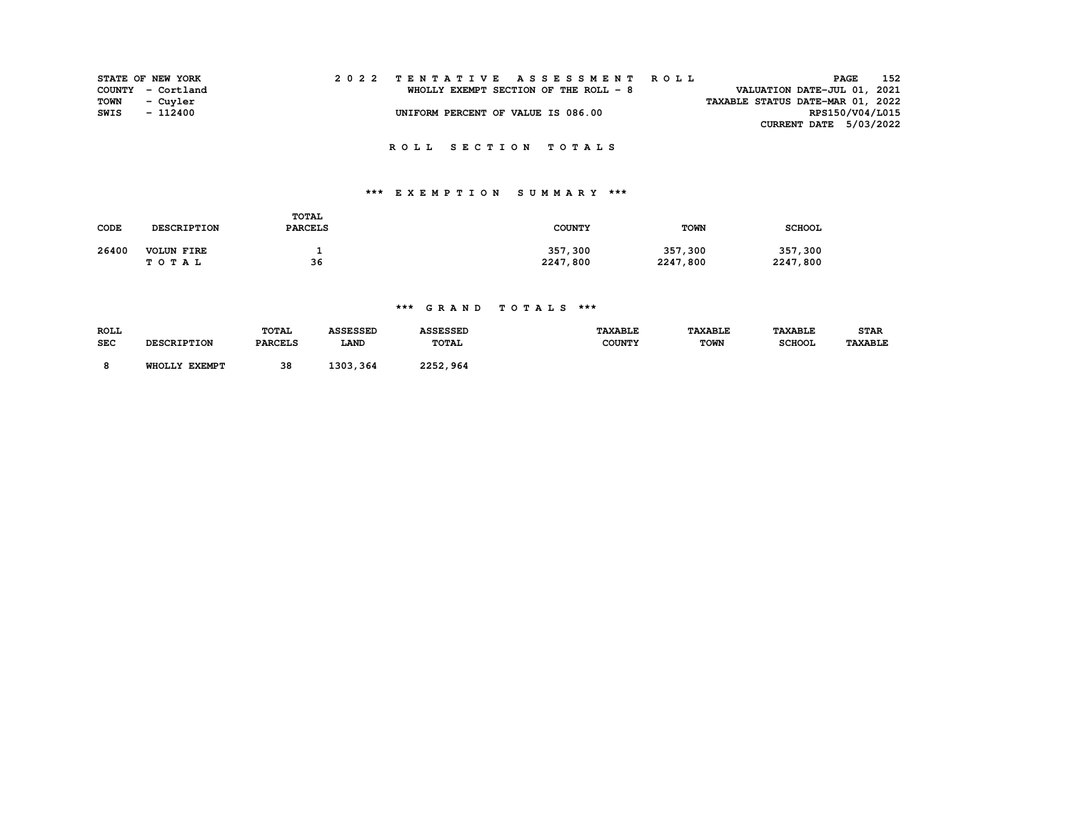STATE OF NEW YORK
COUNTY - Cortland
TOWN - Cuyler
SWIS - 112400

2022 TENTATIVE ASSESSMENT ROLL
WHOLLY EXEMPT SECTION OF THE ROLL - 8
UNIFORM PERCENT OF VALUE IS 086.00

VALUATION DATE-JUL 01, 2021
TAXABLE STATUS DATE-MAR 01, 2022
RPS150/V04/L015
CURRENT DATE 5/03/2022

## ROLL SECTION TOTALS

### *** EXEMPTION SUMMARY ***

| CODE | DESCRIPTION | TOTAL PARCELS | COUNTY | TOWN | SCHOOL |
|---|---|---|---|---|---|
| 26400 | VOLUN FIRE | 1 | 357,300 | 357,300 | 357,300 |
| | T O T A L | 36 | 2247,800 | 2247,800 | 2247,800 |

### *** GRAND TOTALS ***

| ROLL SEC | DESCRIPTION | TOTAL PARCELS | ASSESSED LAND | ASSESSED TOTAL | TAXABLE COUNTY | TAXABLE TOWN | TAXABLE SCHOOL | STAR TAXABLE |
|---|---|---|---|---|---|---|---|---|
| 8 | WHOLLY EXEMPT | 38 | 1303,364 | 2252,964 | | | | |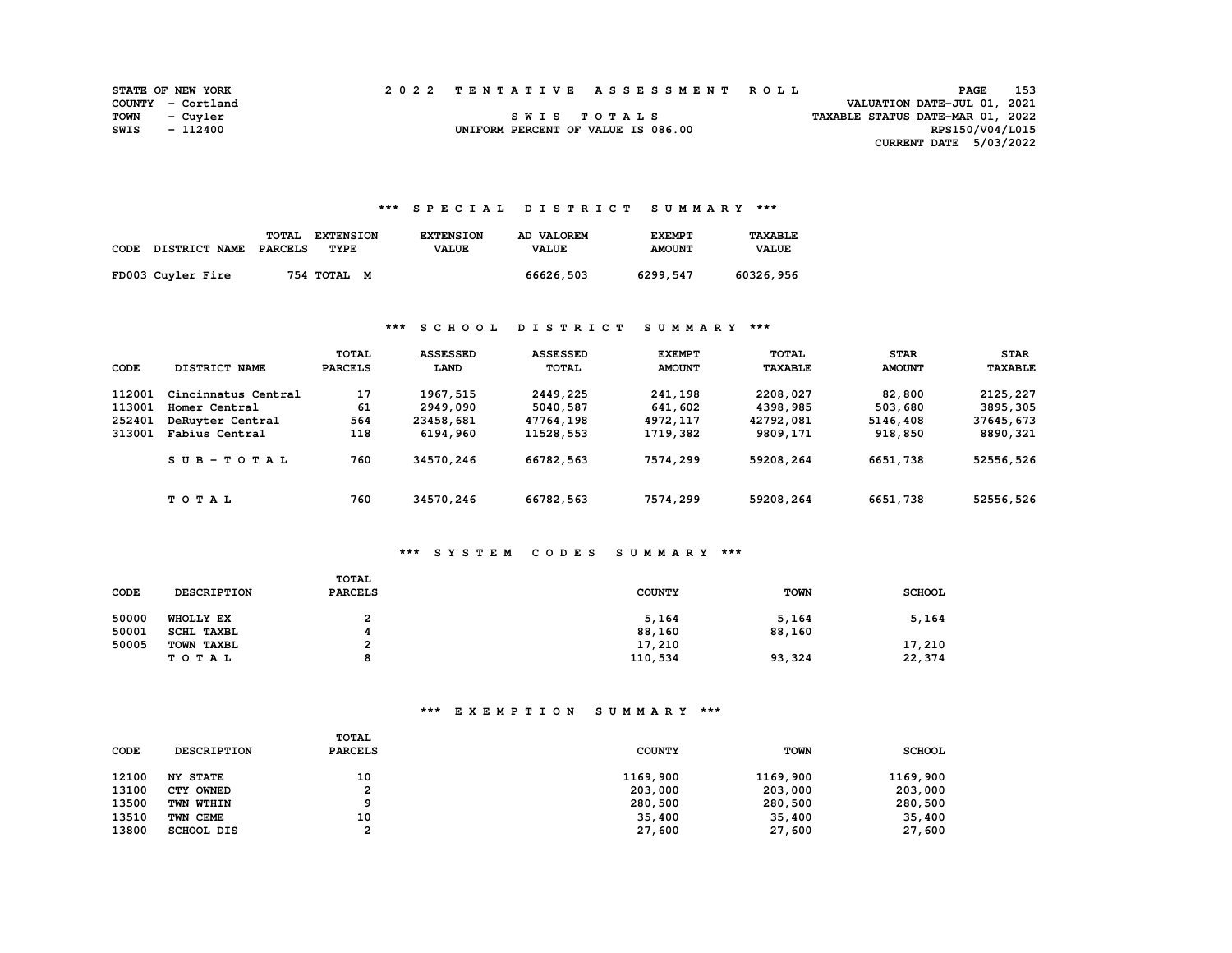STATE OF NEW YORK
COUNTY - Cortland
TOWN - Cuyler
SWIS - 112400

2022 TENTATIVE ASSESSMENT ROLL

SWIS TOTALS

UNIFORM PERCENT OF VALUE IS 086.00

VALUATION DATE-JUL 01, 2021
TAXABLE STATUS DATE-MAR 01, 2022
RPS150/V04/L015
CURRENT DATE 5/03/2022

## *** SPECIAL DISTRICT SUMMARY ***

| CODE | DISTRICT NAME | TOTAL PARCELS | EXTENSION TYPE | EXTENSION VALUE | AD VALOREM VALUE | EXEMPT AMOUNT | TAXABLE VALUE |
|---|---|---|---|---|---|---|---|
| FD003 | Cuyler Fire | 754 | TOTAL M | | 66626,503 | 6299,547 | 60326,956 |

## *** SCHOOL DISTRICT SUMMARY ***

| CODE | DISTRICT NAME | TOTAL PARCELS | ASSESSED LAND | ASSESSED TOTAL | EXEMPT AMOUNT | TOTAL TAXABLE | STAR AMOUNT | STAR TAXABLE |
|---|---|---|---|---|---|---|---|---|
| 112001 | Cincinnatus Central | 17 | 1967,515 | 2449,225 | 241,198 | 2208,027 | 82,800 | 2125,227 |
| 113001 | Homer Central | 61 | 2949,090 | 5040,587 | 641,602 | 4398,985 | 503,680 | 3895,305 |
| 252401 | DeRuyter Central | 564 | 23458,681 | 47764,198 | 4972,117 | 42792,081 | 5146,408 | 37645,673 |
| 313001 | Fabius Central | 118 | 6194,960 | 11528,553 | 1719,382 | 9809,171 | 918,850 | 8890,321 |
| | SUB-TOTAL | 760 | 34570,246 | 66782,563 | 7574,299 | 59208,264 | 6651,738 | 52556,526 |
| | TOTAL | 760 | 34570,246 | 66782,563 | 7574,299 | 59208,264 | 6651,738 | 52556,526 |

## *** SYSTEM CODES SUMMARY ***

| CODE | DESCRIPTION | TOTAL PARCELS | COUNTY | TOWN | SCHOOL |
|---|---|---|---|---|---|
| 50000 | WHOLLY EX | 2 | 5,164 | 5,164 | 5,164 |
| 50001 | SCHL TAXBL | 4 | 88,160 | 88,160 | |
| 50005 | TOWN TAXBL | 2 | 17,210 | | 17,210 |
| | TOTAL | 8 | 110,534 | 93,324 | 22,374 |

## *** EXEMPTION SUMMARY ***

| CODE | DESCRIPTION | TOTAL PARCELS | COUNTY | TOWN | SCHOOL |
|---|---|---|---|---|---|
| 12100 | NY STATE | 10 | 1169,900 | 1169,900 | 1169,900 |
| 13100 | CTY OWNED | 2 | 203,000 | 203,000 | 203,000 |
| 13500 | TWN WTHIN | 9 | 280,500 | 280,500 | 280,500 |
| 13510 | TWN CEME | 10 | 35,400 | 35,400 | 35,400 |
| 13800 | SCHOOL DIS | 2 | 27,600 | 27,600 | 27,600 |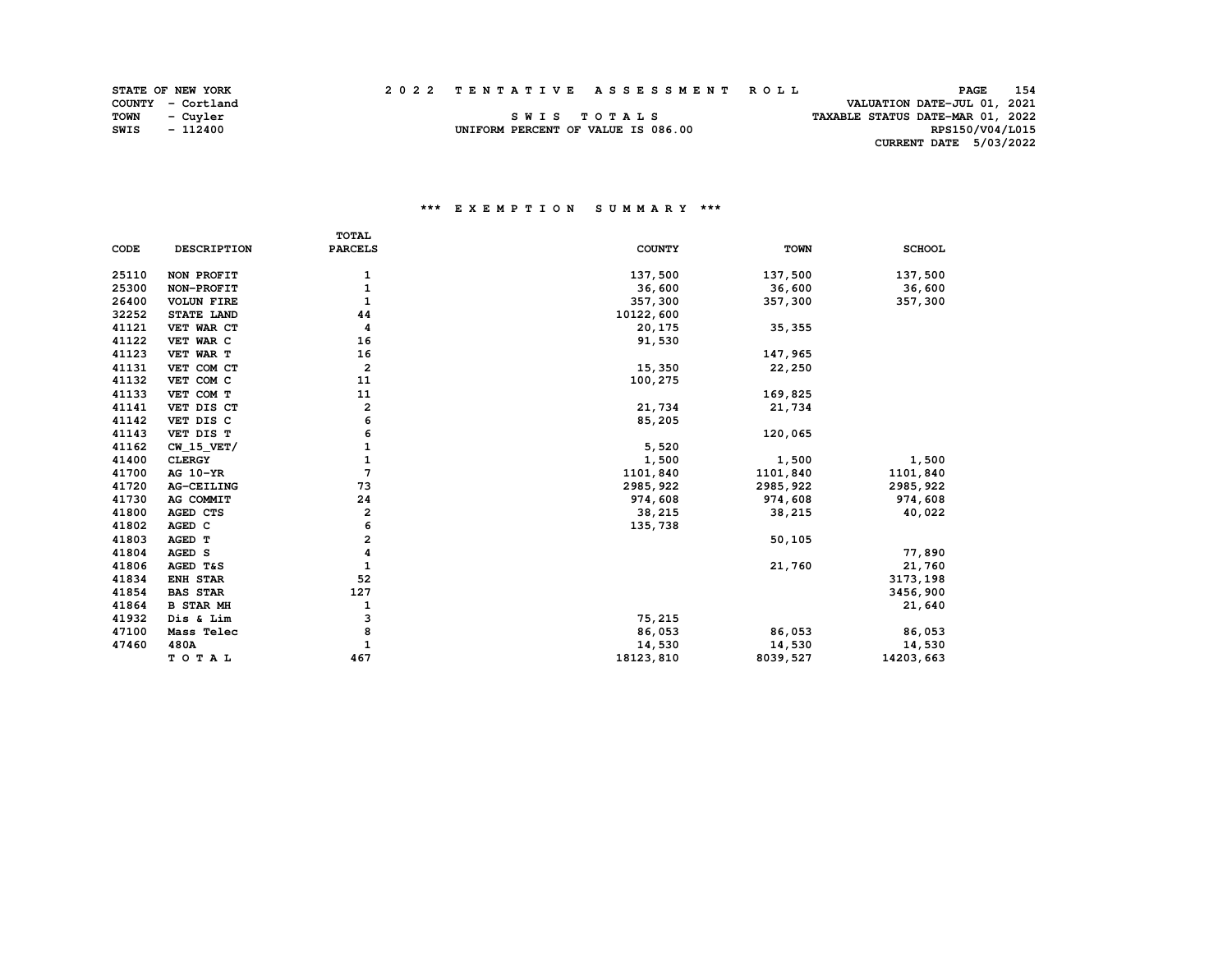STATE OF NEW YORK
COUNTY - Cortland
TOWN - Cuyler
SWIS - 112400

2022 TENTATIVE ASSESSMENT ROLL

SWIS TOTALS

UNIFORM PERCENT OF VALUE IS 086.00

VALUATION DATE-JUL 01, 2021
TAXABLE STATUS DATE-MAR 01, 2022
RPS150/V04/L015
CURRENT DATE 5/03/2022

### *** EXEMPTION SUMMARY ***

| CODE | DESCRIPTION | TOTAL PARCELS | COUNTY | TOWN | SCHOOL |
|---|---|---|---|---|---|
| 25110 | NON PROFIT | 1 | 137,500 | 137,500 | 137,500 |
| 25300 | NON-PROFIT | 1 | 36,600 | 36,600 | 36,600 |
| 26400 | VOLUN FIRE | 1 | 357,300 | 357,300 | 357,300 |
| 32252 | STATE LAND | 44 | 10122,600 | | |
| 41121 | VET WAR CT | 4 | 20,175 | 35,355 | |
| 41122 | VET WAR C | 16 | 91,530 | | |
| 41123 | VET WAR T | 16 | | 147,965 | |
| 41131 | VET COM CT | 2 | 15,350 | 22,250 | |
| 41132 | VET COM C | 11 | 100,275 | | |
| 41133 | VET COM T | 11 | | 169,825 | |
| 41141 | VET DIS CT | 2 | 21,734 | 21,734 | |
| 41142 | VET DIS C | 6 | 85,205 | | |
| 41143 | VET DIS T | 6 | | 120,065 | |
| 41162 | CW_15_VET/ | 1 | 5,520 | | |
| 41400 | CLERGY | 1 | 1,500 | 1,500 | 1,500 |
| 41700 | AG 10-YR | 7 | 1101,840 | 1101,840 | 1101,840 |
| 41720 | AG-CEILING | 73 | 2985,922 | 2985,922 | 2985,922 |
| 41730 | AG COMMIT | 24 | 974,608 | 974,608 | 974,608 |
| 41800 | AGED CTS | 2 | 38,215 | 38,215 | 40,022 |
| 41802 | AGED C | 6 | 135,738 | | |
| 41803 | AGED T | 2 | | 50,105 | |
| 41804 | AGED S | 4 | | | 77,890 |
| 41806 | AGED T&S | 1 | | 21,760 | 21,760 |
| 41834 | ENH STAR | 52 | | | 3173,198 |
| 41854 | BAS STAR | 127 | | | 3456,900 |
| 41864 | B STAR MH | 1 | | | 21,640 |
| 41932 | Dis & Lim | 3 | 75,215 | | |
| 47100 | Mass Telec | 8 | 86,053 | 86,053 | 86,053 |
| 47460 | 480A | 1 | 14,530 | 14,530 | 14,530 |
| | TOTAL | 467 | 18123,810 | 8039,527 | 14203,663 |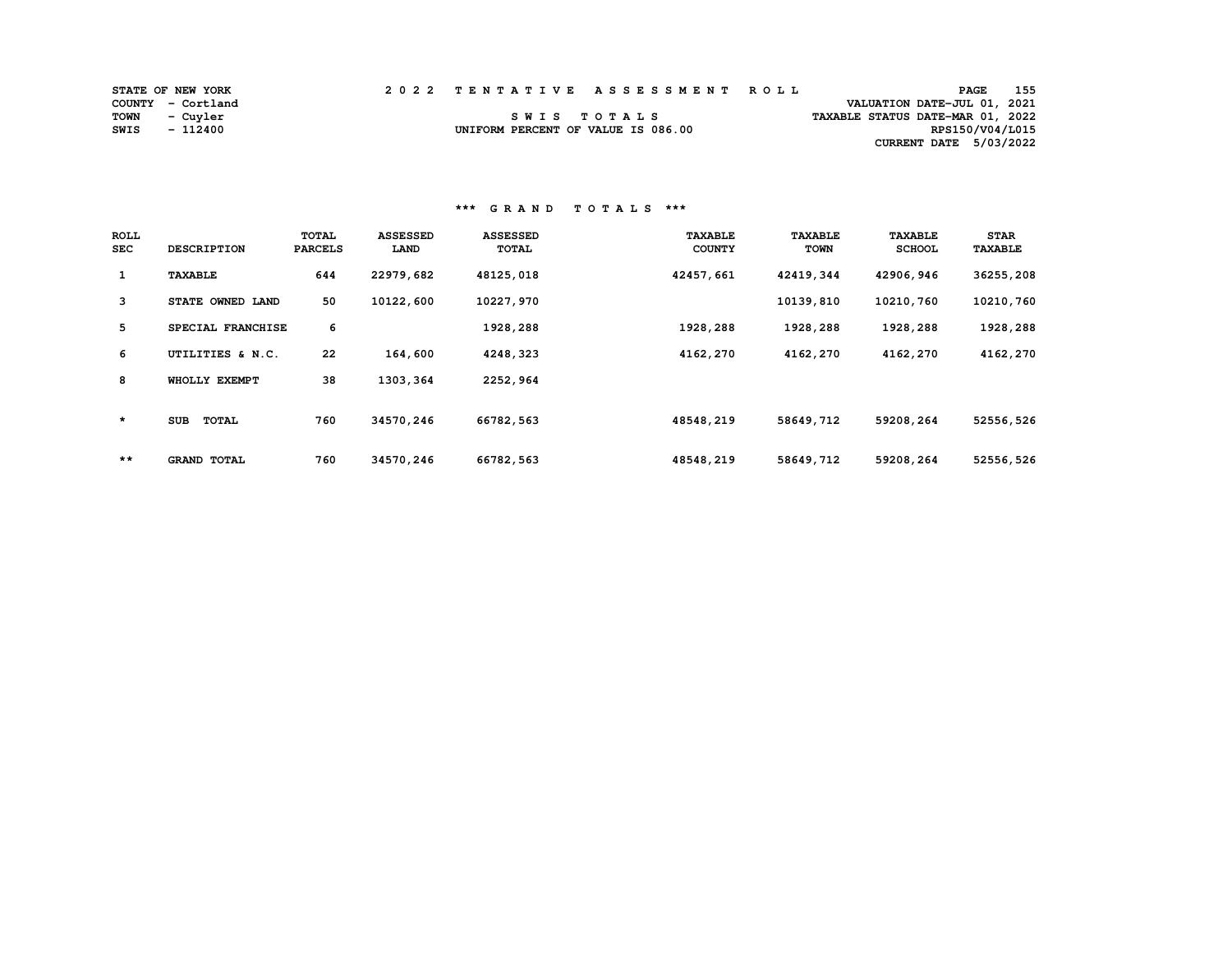STATE OF NEW YORK
COUNTY - Cortland
TOWN - Cuyler
SWIS - 112400

2022 TENTATIVE ASSESSMENT ROLL

SWIS TOTALS

UNIFORM PERCENT OF VALUE IS 086.00

VALUATION DATE-JUL 01, 2021
TAXABLE STATUS DATE-MAR 01, 2022
RPS150/V04/L015
CURRENT DATE 5/03/2022

### *** GRAND TOTALS ***

| ROLL SEC | DESCRIPTION | TOTAL PARCELS | ASSESSED LAND | ASSESSED TOTAL | TAXABLE COUNTY | TAXABLE TOWN | TAXABLE SCHOOL | STAR TAXABLE |
|---|---|---|---|---|---|---|---|---|
| 1 | TAXABLE | 644 | 22979,682 | 48125,018 | 42457,661 | 42419,344 | 42906,946 | 36255,208 |
| 3 | STATE OWNED LAND | 50 | 10122,600 | 10227,970 | | 10139,810 | 10210,760 | 10210,760 |
| 5 | SPECIAL FRANCHISE | 6 | | 1928,288 | 1928,288 | 1928,288 | 1928,288 | 1928,288 |
| 6 | UTILITIES & N.C. | 22 | 164,600 | 4248,323 | 4162,270 | 4162,270 | 4162,270 | 4162,270 |
| 8 | WHOLLY EXEMPT | 38 | 1303,364 | 2252,964 | | | | |
| * | SUB TOTAL | 760 | 34570,246 | 66782,563 | 48548,219 | 58649,712 | 59208,264 | 52556,526 |
| ** | GRAND TOTAL | 760 | 34570,246 | 66782,563 | 48548,219 | 58649,712 | 59208,264 | 52556,526 |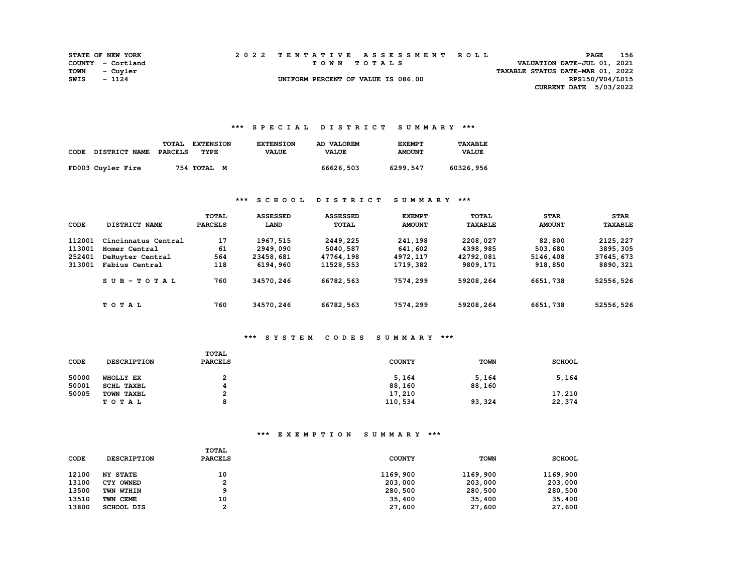STATE OF NEW YORK
COUNTY - Cortland
TOWN - Cuyler
SWIS - 1124

# 2022 TENTATIVE ASSESSMENT ROLL

TOWN TOTALS

UNIFORM PERCENT OF VALUE IS 086.00

VALUATION DATE-JUL 01, 2021
TAXABLE STATUS DATE-MAR 01, 2022
RPS150/V04/L015
CURRENT DATE 5/03/2022

## *** SPECIAL DISTRICT SUMMARY ***

| CODE | DISTRICT NAME | TOTAL PARCELS | EXTENSION TYPE | EXTENSION VALUE | AD VALOREM VALUE | EXEMPT AMOUNT | TAXABLE VALUE |
|---|---|---|---|---|---|---|---|
| FD003 | Cuyler Fire | 754 | TOTAL M | | 66626,503 | 6299,547 | 60326,956 |

## *** SCHOOL DISTRICT SUMMARY ***

| CODE | DISTRICT NAME | TOTAL PARCELS | ASSESSED LAND | ASSESSED TOTAL | EXEMPT AMOUNT | TOTAL TAXABLE | STAR AMOUNT | STAR TAXABLE |
|---|---|---|---|---|---|---|---|---|
| 112001 | Cincinnatus Central | 17 | 1967,515 | 2449,225 | 241,198 | 2208,027 | 82,800 | 2125,227 |
| 113001 | Homer Central | 61 | 2949,090 | 5040,587 | 641,602 | 4398,985 | 503,680 | 3895,305 |
| 252401 | DeRuyter Central | 564 | 23458,681 | 47764,198 | 4972,117 | 42792,081 | 5146,408 | 37645,673 |
| 313001 | Fabius Central | 118 | 6194,960 | 11528,553 | 1719,382 | 9809,171 | 918,850 | 8890,321 |
| | SUB-TOTAL | 760 | 34570,246 | 66782,563 | 7574,299 | 59208,264 | 6651,738 | 52556,526 |
| | TOTAL | 760 | 34570,246 | 66782,563 | 7574,299 | 59208,264 | 6651,738 | 52556,526 |

## *** SYSTEM CODES SUMMARY ***

| CODE | DESCRIPTION | TOTAL PARCELS | COUNTY | TOWN | SCHOOL |
|---|---|---|---|---|---|
| 50000 | WHOLLY EX | 2 | 5,164 | 5,164 | 5,164 |
| 50001 | SCHL TAXBL | 4 | 88,160 | 88,160 | |
| 50005 | TOWN TAXBL | 2 | 17,210 | | 17,210 |
| | TOTAL | 8 | 110,534 | 93,324 | 22,374 |

## *** EXEMPTION SUMMARY ***

| CODE | DESCRIPTION | TOTAL PARCELS | COUNTY | TOWN | SCHOOL |
|---|---|---|---|---|---|
| 12100 | NY STATE | 10 | 1169,900 | 1169,900 | 1169,900 |
| 13100 | CTY OWNED | 2 | 203,000 | 203,000 | 203,000 |
| 13500 | TWN WTHIN | 9 | 280,500 | 280,500 | 280,500 |
| 13510 | TWN CEME | 10 | 35,400 | 35,400 | 35,400 |
| 13800 | SCHOOL DIS | 2 | 27,600 | 27,600 | 27,600 |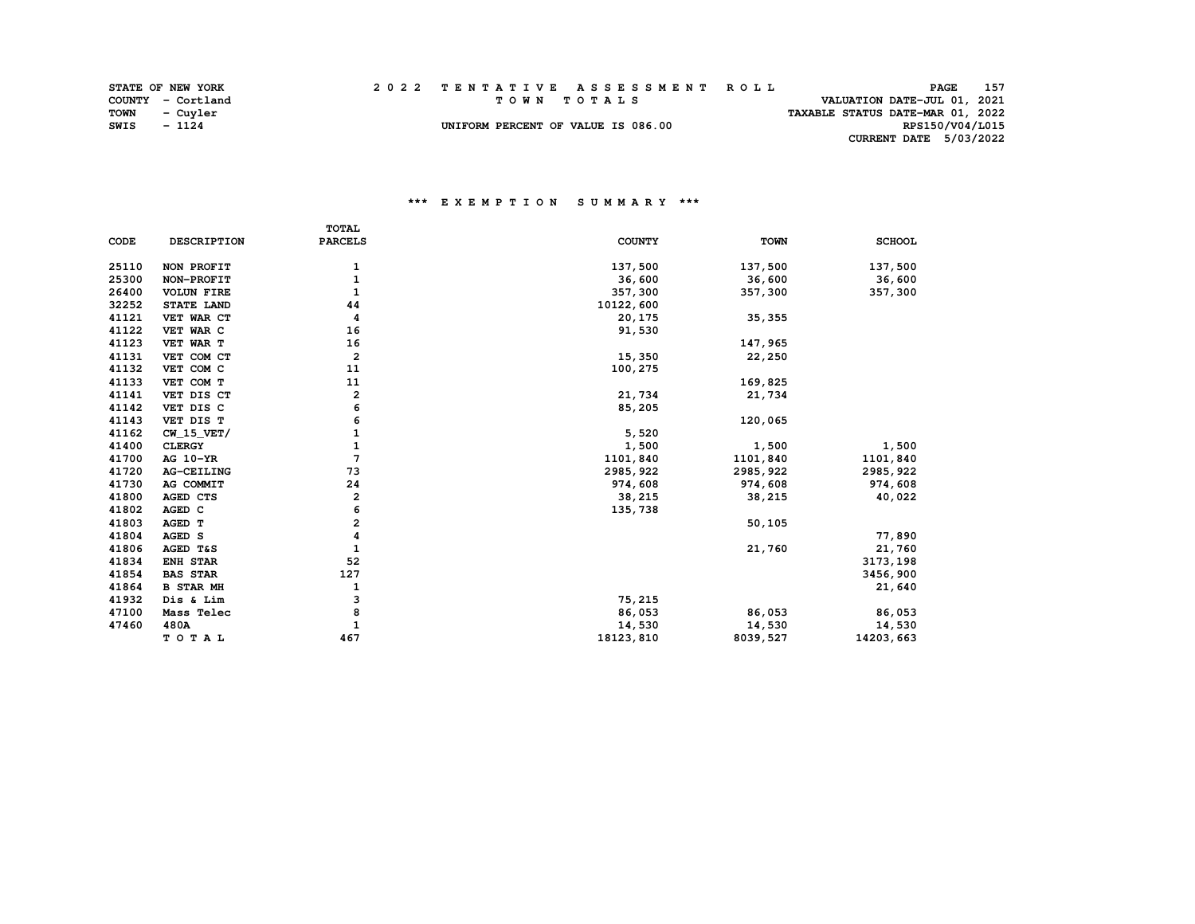STATE OF NEW YORK
COUNTY - Cortland
TOWN - Cuyler
SWIS - 1124

2 0 2 2 T E N T A T I V E A S S E S S M E N T R O L L
T O W N T O T A L S
UNIFORM PERCENT OF VALUE IS 086.00

VALUATION DATE-JUL 01, 2021
TAXABLE STATUS DATE-MAR 01, 2022
RPS150/V04/L015
CURRENT DATE 5/03/2022

### \*\*\* E X E M P T I O N S U M M A R Y \*\*\*

| CODE | DESCRIPTION | TOTAL PARCELS | COUNTY | TOWN | SCHOOL |
|---|---|---|---|---|---|
| 25110 | NON PROFIT | 1 | 137,500 | 137,500 | 137,500 |
| 25300 | NON-PROFIT | 1 | 36,600 | 36,600 | 36,600 |
| 26400 | VOLUN FIRE | 1 | 357,300 | 357,300 | 357,300 |
| 32252 | STATE LAND | 44 | 10122,600 | | |
| 41121 | VET WAR CT | 4 | 20,175 | 35,355 | |
| 41122 | VET WAR C | 16 | 91,530 | | |
| 41123 | VET WAR T | 16 | | 147,965 | |
| 41131 | VET COM CT | 2 | 15,350 | 22,250 | |
| 41132 | VET COM C | 11 | 100,275 | | |
| 41133 | VET COM T | 11 | | 169,825 | |
| 41141 | VET DIS CT | 2 | 21,734 | 21,734 | |
| 41142 | VET DIS C | 6 | 85,205 | | |
| 41143 | VET DIS T | 6 | | 120,065 | |
| 41162 | CW_15_VET/ | 1 | 5,520 | | |
| 41400 | CLERGY | 1 | 1,500 | 1,500 | 1,500 |
| 41700 | AG 10-YR | 7 | 1101,840 | 1101,840 | 1101,840 |
| 41720 | AG-CEILING | 73 | 2985,922 | 2985,922 | 2985,922 |
| 41730 | AG COMMIT | 24 | 974,608 | 974,608 | 974,608 |
| 41800 | AGED CTS | 2 | 38,215 | 38,215 | 40,022 |
| 41802 | AGED C | 6 | 135,738 | | |
| 41803 | AGED T | 2 | | 50,105 | |
| 41804 | AGED S | 4 | | | 77,890 |
| 41806 | AGED T&S | 1 | | 21,760 | 21,760 |
| 41834 | ENH STAR | 52 | | | 3173,198 |
| 41854 | BAS STAR | 127 | | | 3456,900 |
| 41864 | B STAR MH | 1 | | | 21,640 |
| 41932 | Dis & Lim | 3 | 75,215 | | |
| 47100 | Mass Telec | 8 | 86,053 | 86,053 | 86,053 |
| 47460 | 480A | 1 | 14,530 | 14,530 | 14,530 |
| | T O T A L | 467 | 18123,810 | 8039,527 | 14203,663 |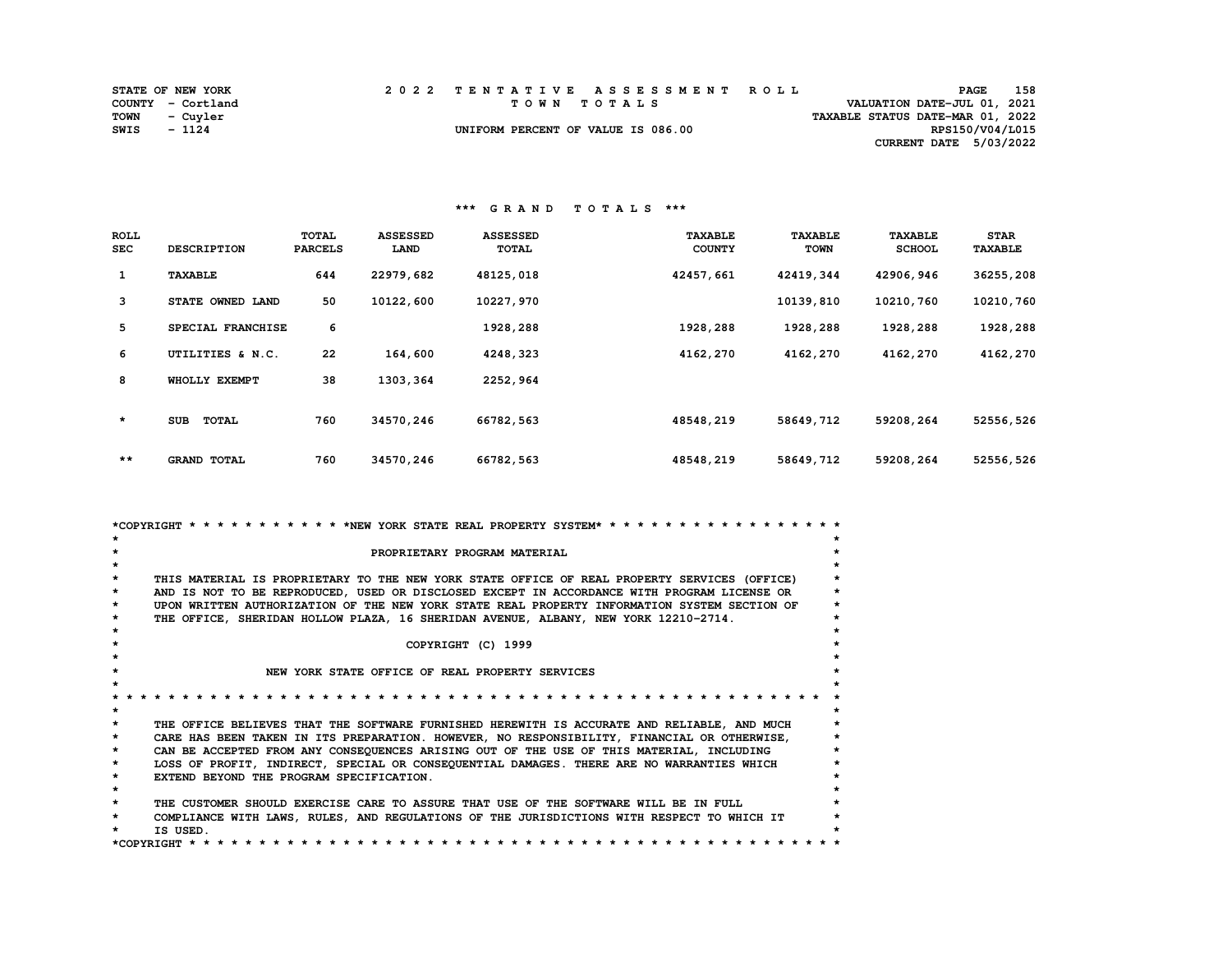STATE OF NEW YORK
COUNTY - Cortland
TOWN - Cuyler
SWIS - 1124

# 2022 TENTATIVE ASSESSMENT ROLL

TOWN TOTALS

UNIFORM PERCENT OF VALUE IS 086.00

VALUATION DATE-JUL 01, 2021
TAXABLE STATUS DATE-MAR 01, 2022
RPS150/V04/L015
CURRENT DATE 5/03/2022

## *** GRAND TOTALS ***

| ROLL SEC | DESCRIPTION | TOTAL PARCELS | ASSESSED LAND | ASSESSED TOTAL | TAXABLE COUNTY | TAXABLE TOWN | TAXABLE SCHOOL | STAR TAXABLE |
|---|---|---|---|---|---|---|---|---|
| 1 | TAXABLE | 644 | 22979,682 | 48125,018 | 42457,661 | 42419,344 | 42906,946 | 36255,208 |
| 3 | STATE OWNED LAND | 50 | 10122,600 | 10227,970 | | 10139,810 | 10210,760 | 10210,760 |
| 5 | SPECIAL FRANCHISE | 6 | | 1928,288 | 1928,288 | 1928,288 | 1928,288 | 1928,288 |
| 6 | UTILITIES & N.C. | 22 | 164,600 | 4248,323 | 4162,270 | 4162,270 | 4162,270 | 4162,270 |
| 8 | WHOLLY EXEMPT | 38 | 1303,364 | 2252,964 | | | | |
| * | SUB TOTAL | 760 | 34570,246 | 66782,563 | 48548,219 | 58649,712 | 59208,264 | 52556,526 |
| ** | GRAND TOTAL | 760 | 34570,246 | 66782,563 | 48548,219 | 58649,712 | 59208,264 | 52556,526 |

```
*COPYRIGHT * * * * * * * * * * * *NEW YORK STATE REAL PROPERTY SYSTEM* * * * * * * * * * * * * * * * * *
*                                                                                                      *
*                                   PROPRIETARY PROGRAM MATERIAL                                       *
*                                                                                                      *
*     THIS MATERIAL IS PROPRIETARY TO THE NEW YORK STATE OFFICE OF REAL PROPERTY SERVICES (OFFICE)     *
*     AND IS NOT TO BE REPRODUCED, USED OR DISCLOSED EXCEPT IN ACCORDANCE WITH PROGRAM LICENSE OR      *
*     UPON WRITTEN AUTHORIZATION OF THE NEW YORK STATE REAL PROPERTY INFORMATION SYSTEM SECTION OF     *
*     THE OFFICE, SHERIDAN HOLLOW PLAZA, 16 SHERIDAN AVENUE, ALBANY, NEW YORK 12210-2714.              *
*                                                                                                      *
*                                      COPYRIGHT (C) 1999                                              *
*                                                                                                      *
*                      NEW YORK STATE OFFICE OF REAL PROPERTY SERVICES                                 *
*                                                                                                      *
* * * * * * * * * * * * * * * * * * * * * * * * * * * * * * * * * * * * * * * * * * * * * * * * * * * *
*                                                                                                      *
*     THE OFFICE BELIEVES THAT THE SOFTWARE FURNISHED HEREWITH IS ACCURATE AND RELIABLE, AND MUCH       *
*     CARE HAS BEEN TAKEN IN ITS PREPARATION. HOWEVER, NO RESPONSIBILITY, FINANCIAL OR OTHERWISE,      *
*     CAN BE ACCEPTED FROM ANY CONSEQUENCES ARISING OUT OF THE USE OF THIS MATERIAL, INCLUDING         *
*     LOSS OF PROFIT, INDIRECT, SPECIAL OR CONSEQUENTIAL DAMAGES. THERE ARE NO WARRANTIES WHICH        *
*     EXTEND BEYOND THE PROGRAM SPECIFICATION.                                                         *
*                                                                                                      *
*     THE CUSTOMER SHOULD EXERCISE CARE TO ASSURE THAT USE OF THE SOFTWARE WILL BE IN FULL             *
*     COMPLIANCE WITH LAWS, RULES, AND REGULATIONS OF THE JURISDICTIONS WITH RESPECT TO WHICH IT       *
*     IS USED.                                                                                         *
*COPYRIGHT * * * * * * * * * * * * * * * * * * * * * * * * * * * * * * * * * * * * * * * * * * * * * *
```